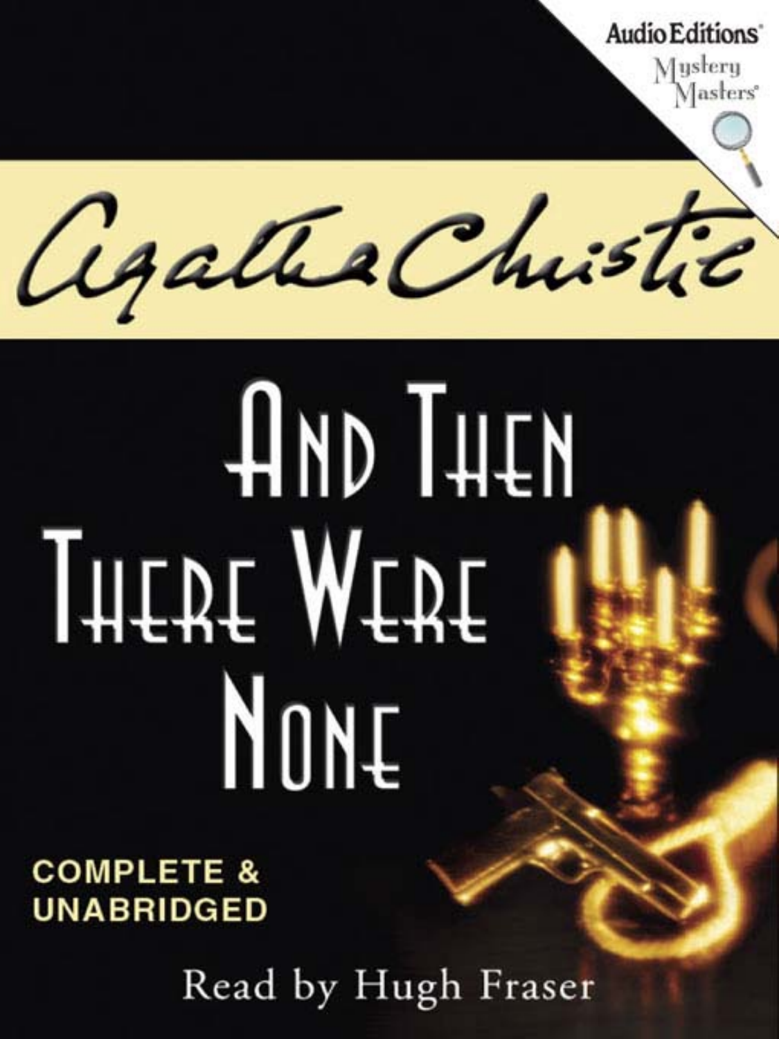Audio Editions
Mystery Masters

Agatha Christie

# And Then There Were None

**COMPLETE & UNABRIDGED**

Read by Hugh Fraser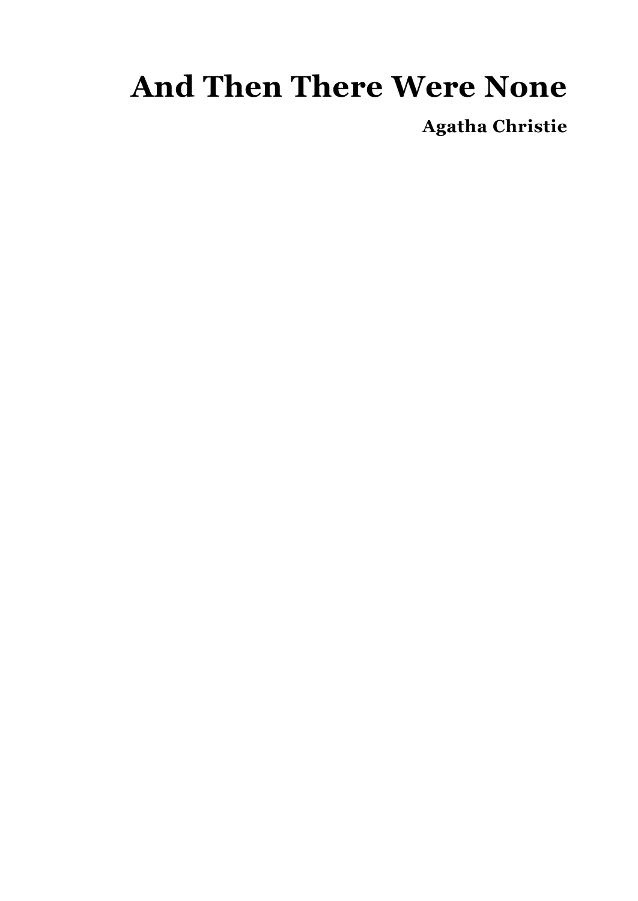# And Then There Were None

**Agatha Christie**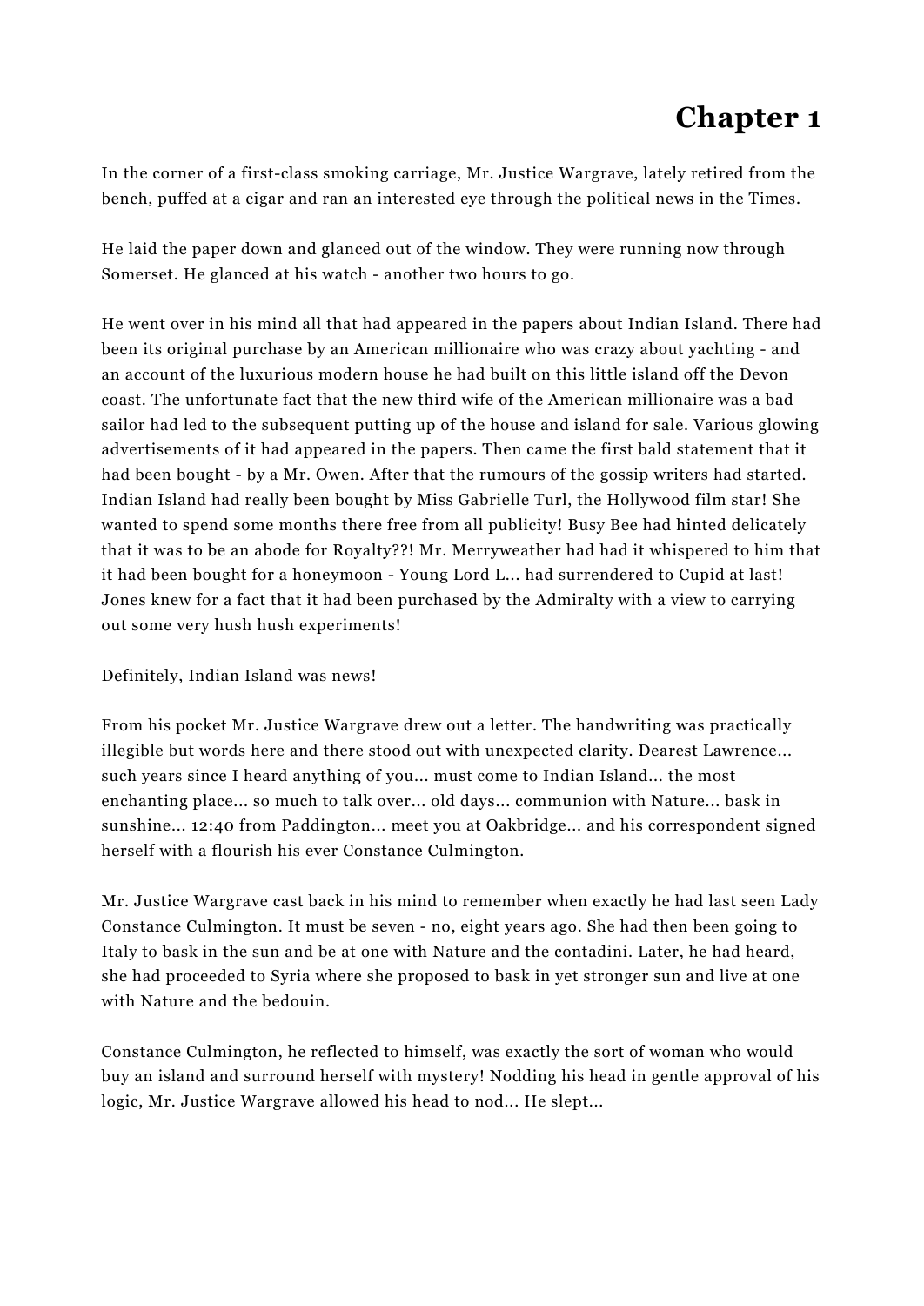# Chapter 1

In the corner of a first-class smoking carriage, Mr. Justice Wargrave, lately retired from the bench, puffed at a cigar and ran an interested eye through the political news in the Times.

He laid the paper down and glanced out of the window. They were running now through Somerset. He glanced at his watch - another two hours to go.

He went over in his mind all that had appeared in the papers about Indian Island. There had been its original purchase by an American millionaire who was crazy about yachting - and an account of the luxurious modern house he had built on this little island off the Devon coast. The unfortunate fact that the new third wife of the American millionaire was a bad sailor had led to the subsequent putting up of the house and island for sale. Various glowing advertisements of it had appeared in the papers. Then came the first bald statement that it had been bought - by a Mr. Owen. After that the rumours of the gossip writers had started. Indian Island had really been bought by Miss Gabrielle Turl, the Hollywood film star! She wanted to spend some months there free from all publicity! Busy Bee had hinted delicately that it was to be an abode for Royalty??! Mr. Merryweather had had it whispered to him that it had been bought for a honeymoon - Young Lord L... had surrendered to Cupid at last! Jones knew for a fact that it had been purchased by the Admiralty with a view to carrying out some very hush hush experiments!

Definitely, Indian Island was news!

From his pocket Mr. Justice Wargrave drew out a letter. The handwriting was practically illegible but words here and there stood out with unexpected clarity. Dearest Lawrence... such years since I heard anything of you... must come to Indian Island... the most enchanting place... so much to talk over... old days... communion with Nature... bask in sunshine... 12:40 from Paddington... meet you at Oakbridge... and his correspondent signed herself with a flourish his ever Constance Culmington.

Mr. Justice Wargrave cast back in his mind to remember when exactly he had last seen Lady Constance Culmington. It must be seven - no, eight years ago. She had then been going to Italy to bask in the sun and be at one with Nature and the contadini. Later, he had heard, she had proceeded to Syria where she proposed to bask in yet stronger sun and live at one with Nature and the bedouin.

Constance Culmington, he reflected to himself, was exactly the sort of woman who would buy an island and surround herself with mystery! Nodding his head in gentle approval of his logic, Mr. Justice Wargrave allowed his head to nod... He slept...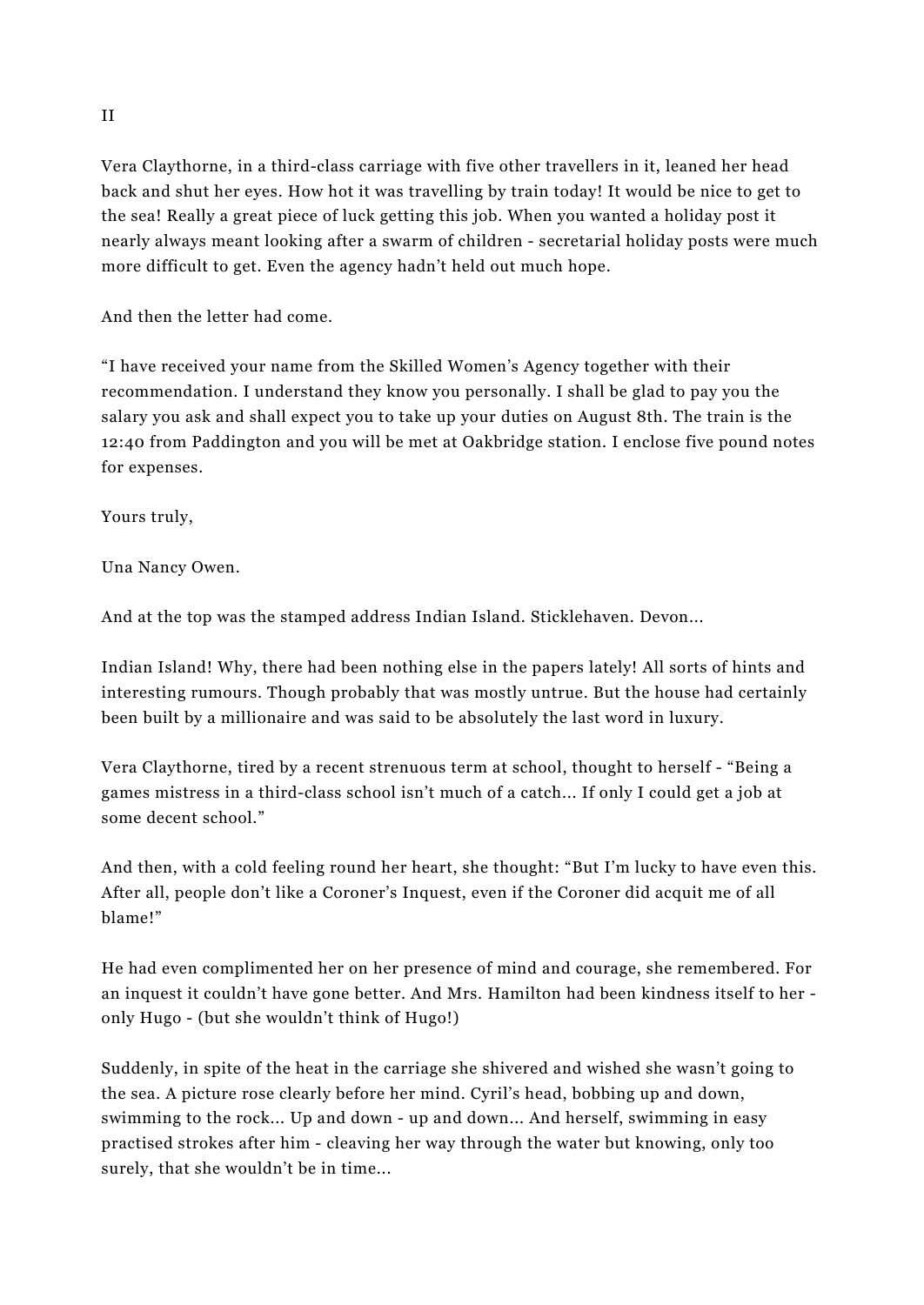II

Vera Claythorne, in a third-class carriage with five other travellers in it, leaned her head back and shut her eyes. How hot it was travelling by train today! It would be nice to get to the sea! Really a great piece of luck getting this job. When you wanted a holiday post it nearly always meant looking after a swarm of children - secretarial holiday posts were much more difficult to get. Even the agency hadn't held out much hope.

And then the letter had come.

"I have received your name from the Skilled Women's Agency together with their recommendation. I understand they know you personally. I shall be glad to pay you the salary you ask and shall expect you to take up your duties on August 8th. The train is the 12:40 from Paddington and you will be met at Oakbridge station. I enclose five pound notes for expenses.

Yours truly,

Una Nancy Owen.

And at the top was the stamped address Indian Island. Sticklehaven. Devon...

Indian Island! Why, there had been nothing else in the papers lately! All sorts of hints and interesting rumours. Though probably that was mostly untrue. But the house had certainly been built by a millionaire and was said to be absolutely the last word in luxury.

Vera Claythorne, tired by a recent strenuous term at school, thought to herself - "Being a games mistress in a third-class school isn't much of a catch... If only I could get a job at some decent school."

And then, with a cold feeling round her heart, she thought: "But I'm lucky to have even this. After all, people don't like a Coroner's Inquest, even if the Coroner did acquit me of all blame!"

He had even complimented her on her presence of mind and courage, she remembered. For an inquest it couldn't have gone better. And Mrs. Hamilton had been kindness itself to her - only Hugo - (but she wouldn't think of Hugo!)

Suddenly, in spite of the heat in the carriage she shivered and wished she wasn't going to the sea. A picture rose clearly before her mind. Cyril's head, bobbing up and down, swimming to the rock... Up and down - up and down... And herself, swimming in easy practised strokes after him - cleaving her way through the water but knowing, only too surely, that she wouldn't be in time...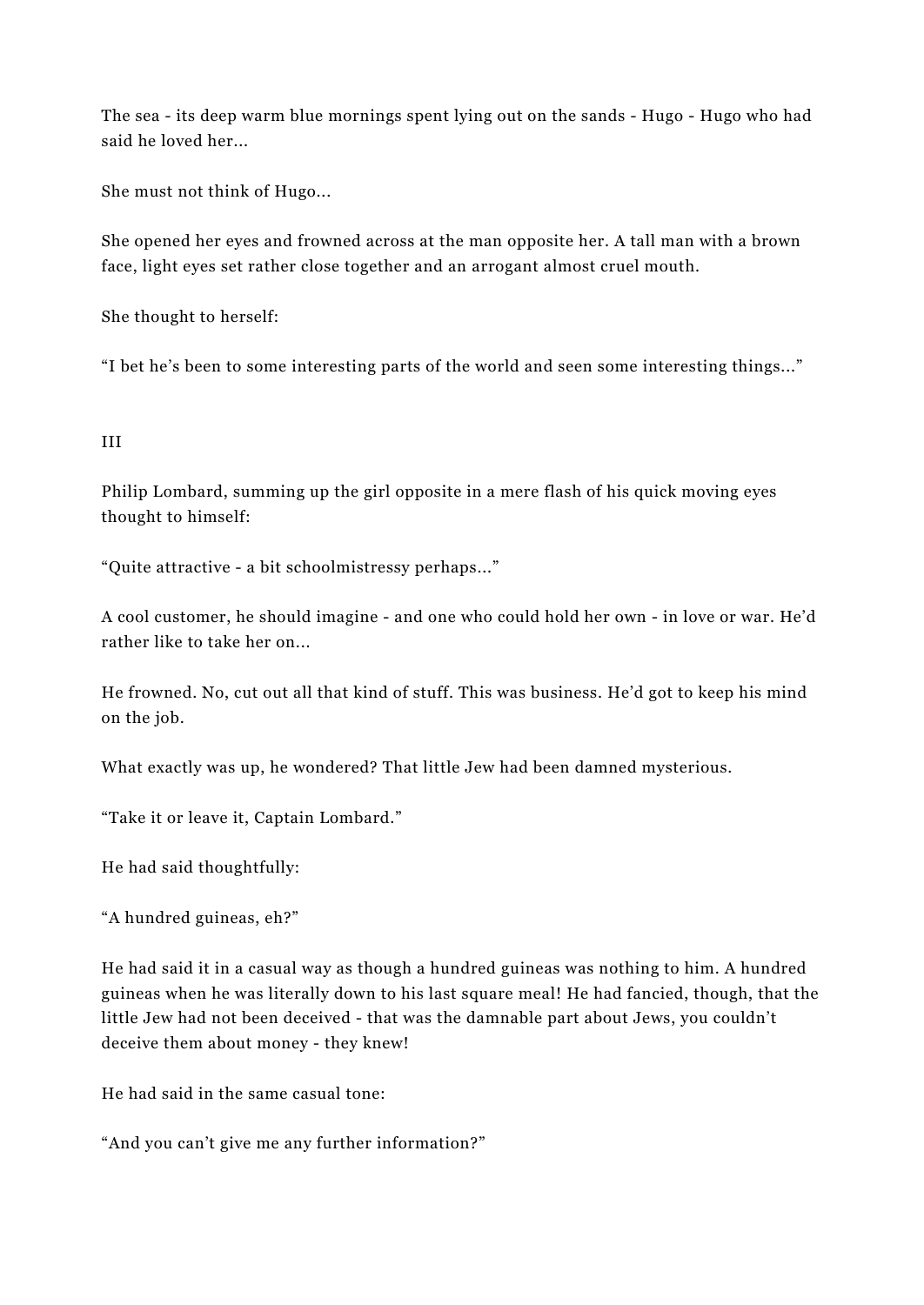The sea - its deep warm blue mornings spent lying out on the sands - Hugo - Hugo who had said he loved her...

She must not think of Hugo...

She opened her eyes and frowned across at the man opposite her. A tall man with a brown face, light eyes set rather close together and an arrogant almost cruel mouth.

She thought to herself:

"I bet he's been to some interesting parts of the world and seen some interesting things..."

III

Philip Lombard, summing up the girl opposite in a mere flash of his quick moving eyes thought to himself:

"Quite attractive - a bit schoolmistressy perhaps..."

A cool customer, he should imagine - and one who could hold her own - in love or war. He'd rather like to take her on...

He frowned. No, cut out all that kind of stuff. This was business. He'd got to keep his mind on the job.

What exactly was up, he wondered? That little Jew had been damned mysterious.

"Take it or leave it, Captain Lombard."

He had said thoughtfully:

"A hundred guineas, eh?"

He had said it in a casual way as though a hundred guineas was nothing to him. A hundred guineas when he was literally down to his last square meal! He had fancied, though, that the little Jew had not been deceived - that was the damnable part about Jews, you couldn't deceive them about money - they knew!

He had said in the same casual tone:

"And you can't give me any further information?"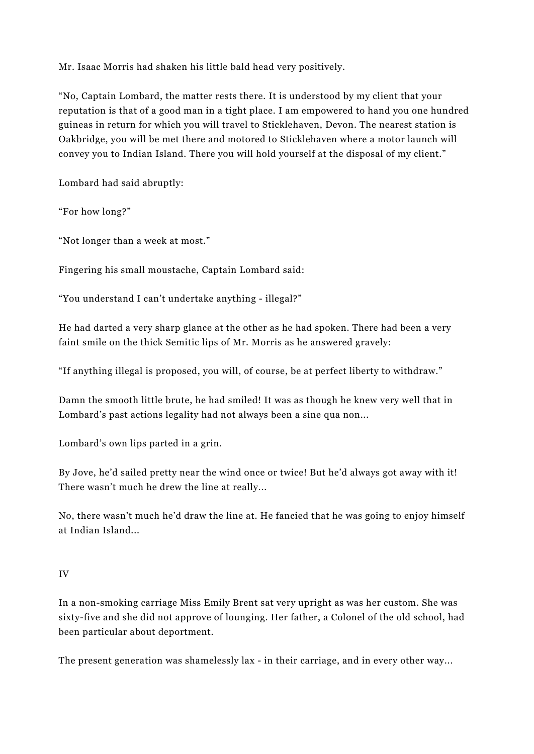Mr. Isaac Morris had shaken his little bald head very positively.

“No, Captain Lombard, the matter rests there. It is understood by my client that your reputation is that of a good man in a tight place. I am empowered to hand you one hundred guineas in return for which you will travel to Sticklehaven, Devon. The nearest station is Oakbridge, you will be met there and motored to Sticklehaven where a motor launch will convey you to Indian Island. There you will hold yourself at the disposal of my client.”

Lombard had said abruptly:

“For how long?”

“Not longer than a week at most.”

Fingering his small moustache, Captain Lombard said:

“You understand I can’t undertake anything - illegal?”

He had darted a very sharp glance at the other as he had spoken. There had been a very faint smile on the thick Semitic lips of Mr. Morris as he answered gravely:

“If anything illegal is proposed, you will, of course, be at perfect liberty to withdraw.”

Damn the smooth little brute, he had smiled! It was as though he knew very well that in Lombard’s past actions legality had not always been a sine qua non...

Lombard’s own lips parted in a grin.

By Jove, he’d sailed pretty near the wind once or twice! But he’d always got away with it! There wasn’t much he drew the line at really...

No, there wasn’t much he’d draw the line at. He fancied that he was going to enjoy himself at Indian Island...

## IV

In a non-smoking carriage Miss Emily Brent sat very upright as was her custom. She was sixty-five and she did not approve of lounging. Her father, a Colonel of the old school, had been particular about deportment.

The present generation was shamelessly lax - in their carriage, and in every other way...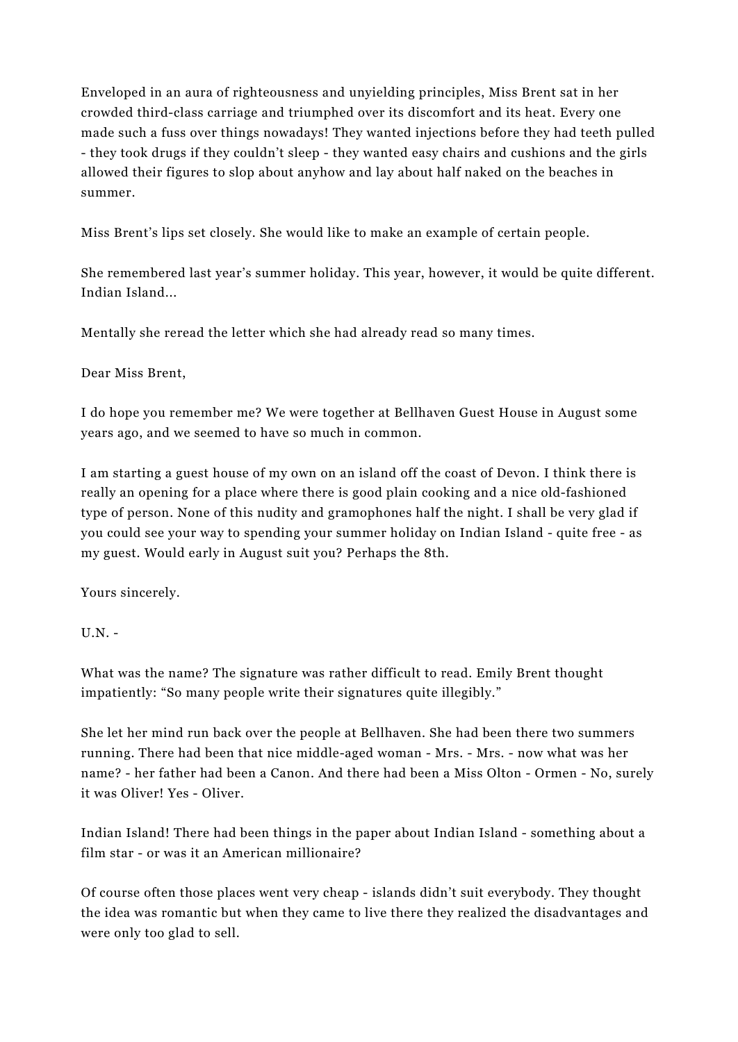Enveloped in an aura of righteousness and unyielding principles, Miss Brent sat in her crowded third-class carriage and triumphed over its discomfort and its heat. Every one made such a fuss over things nowadays! They wanted injections before they had teeth pulled - they took drugs if they couldn't sleep - they wanted easy chairs and cushions and the girls allowed their figures to slop about anyhow and lay about half naked on the beaches in summer.

Miss Brent's lips set closely. She would like to make an example of certain people.

She remembered last year's summer holiday. This year, however, it would be quite different. Indian Island...

Mentally she reread the letter which she had already read so many times.

Dear Miss Brent,

I do hope you remember me? We were together at Bellhaven Guest House in August some years ago, and we seemed to have so much in common.

I am starting a guest house of my own on an island off the coast of Devon. I think there is really an opening for a place where there is good plain cooking and a nice old-fashioned type of person. None of this nudity and gramophones half the night. I shall be very glad if you could see your way to spending your summer holiday on Indian Island - quite free - as my guest. Would early in August suit you? Perhaps the 8th.

Yours sincerely.

U.N. -

What was the name? The signature was rather difficult to read. Emily Brent thought impatiently: "So many people write their signatures quite illegibly."

She let her mind run back over the people at Bellhaven. She had been there two summers running. There had been that nice middle-aged woman - Mrs. - Mrs. - now what was her name? - her father had been a Canon. And there had been a Miss Olton - Ormen - No, surely it was Oliver! Yes - Oliver.

Indian Island! There had been things in the paper about Indian Island - something about a film star - or was it an American millionaire?

Of course often those places went very cheap - islands didn't suit everybody. They thought the idea was romantic but when they came to live there they realized the disadvantages and were only too glad to sell.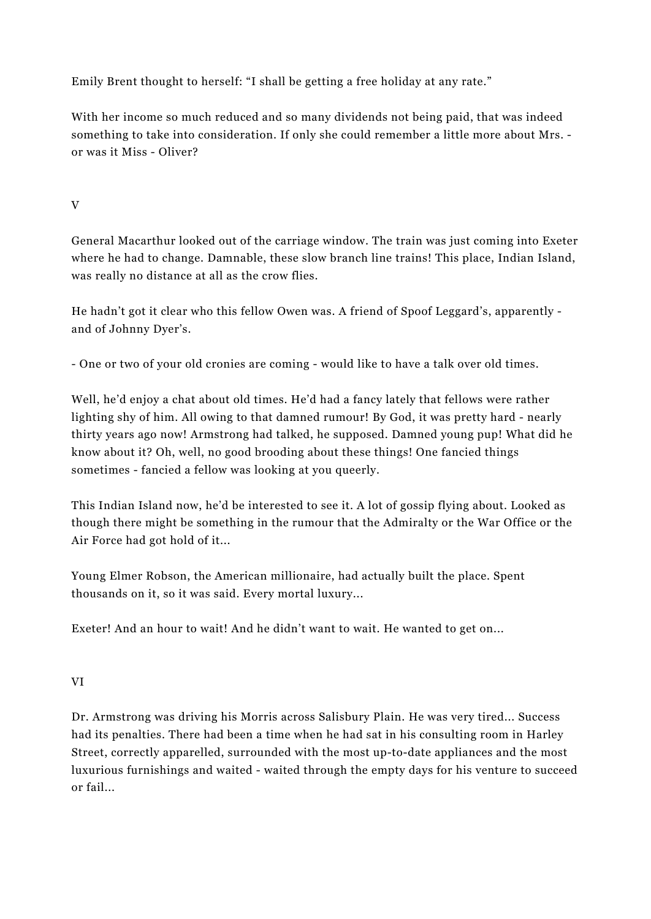Emily Brent thought to herself: “I shall be getting a free holiday at any rate.”

With her income so much reduced and so many dividends not being paid, that was indeed something to take into consideration. If only she could remember a little more about Mrs. - or was it Miss - Oliver?

## V

General Macarthur looked out of the carriage window. The train was just coming into Exeter where he had to change. Damnable, these slow branch line trains! This place, Indian Island, was really no distance at all as the crow flies.

He hadn’t got it clear who this fellow Owen was. A friend of Spoof Leggard’s, apparently - and of Johnny Dyer’s.

- One or two of your old cronies are coming - would like to have a talk over old times.

Well, he’d enjoy a chat about old times. He’d had a fancy lately that fellows were rather lighting shy of him. All owing to that damned rumour! By God, it was pretty hard - nearly thirty years ago now! Armstrong had talked, he supposed. Damned young pup! What did he know about it? Oh, well, no good brooding about these things! One fancied things sometimes - fancied a fellow was looking at you queerly.

This Indian Island now, he’d be interested to see it. A lot of gossip flying about. Looked as though there might be something in the rumour that the Admiralty or the War Office or the Air Force had got hold of it...

Young Elmer Robson, the American millionaire, had actually built the place. Spent thousands on it, so it was said. Every mortal luxury...

Exeter! And an hour to wait! And he didn’t want to wait. He wanted to get on...

## VI

Dr. Armstrong was driving his Morris across Salisbury Plain. He was very tired... Success had its penalties. There had been a time when he had sat in his consulting room in Harley Street, correctly apparelled, surrounded with the most up-to-date appliances and the most luxurious furnishings and waited - waited through the empty days for his venture to succeed or fail...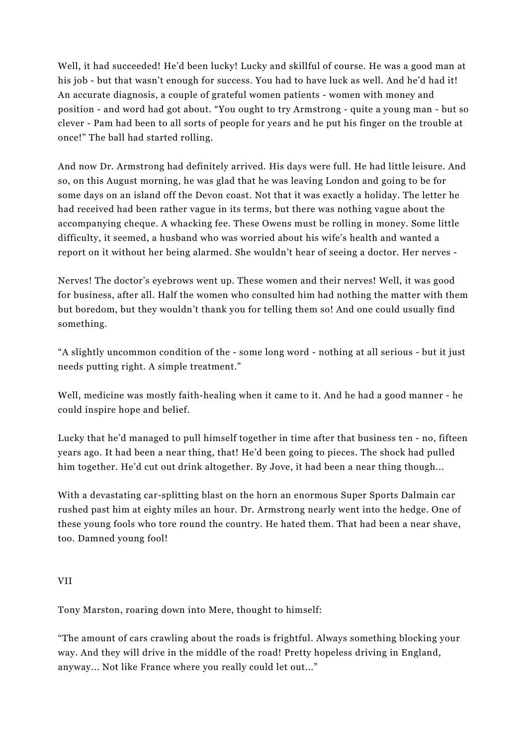Well, it had succeeded! He'd been lucky! Lucky and skillful of course. He was a good man at his job - but that wasn't enough for success. You had to have luck as well. And he'd had it! An accurate diagnosis, a couple of grateful women patients - women with money and position - and word had got about. "You ought to try Armstrong - quite a young man - but so clever - Pam had been to all sorts of people for years and he put his finger on the trouble at once!" The ball had started rolling.

And now Dr. Armstrong had definitely arrived. His days were full. He had little leisure. And so, on this August morning, he was glad that he was leaving London and going to be for some days on an island off the Devon coast. Not that it was exactly a holiday. The letter he had received had been rather vague in its terms, but there was nothing vague about the accompanying cheque. A whacking fee. These Owens must be rolling in money. Some little difficulty, it seemed, a husband who was worried about his wife's health and wanted a report on it without her being alarmed. She wouldn't hear of seeing a doctor. Her nerves -

Nerves! The doctor's eyebrows went up. These women and their nerves! Well, it was good for business, after all. Half the women who consulted him had nothing the matter with them but boredom, but they wouldn't thank you for telling them so! And one could usually find something.

"A slightly uncommon condition of the - some long word - nothing at all serious - but it just needs putting right. A simple treatment."

Well, medicine was mostly faith-healing when it came to it. And he had a good manner - he could inspire hope and belief.

Lucky that he'd managed to pull himself together in time after that business ten - no, fifteen years ago. It had been a near thing, that! He'd been going to pieces. The shock had pulled him together. He'd cut out drink altogether. By Jove, it had been a near thing though...

With a devastating car-splitting blast on the horn an enormous Super Sports Dalmain car rushed past him at eighty miles an hour. Dr. Armstrong nearly went into the hedge. One of these young fools who tore round the country. He hated them. That had been a near shave, too. Damned young fool!

## VII

Tony Marston, roaring down into Mere, thought to himself:

"The amount of cars crawling about the roads is frightful. Always something blocking your way. And they will drive in the middle of the road! Pretty hopeless driving in England, anyway... Not like France where you really could let out..."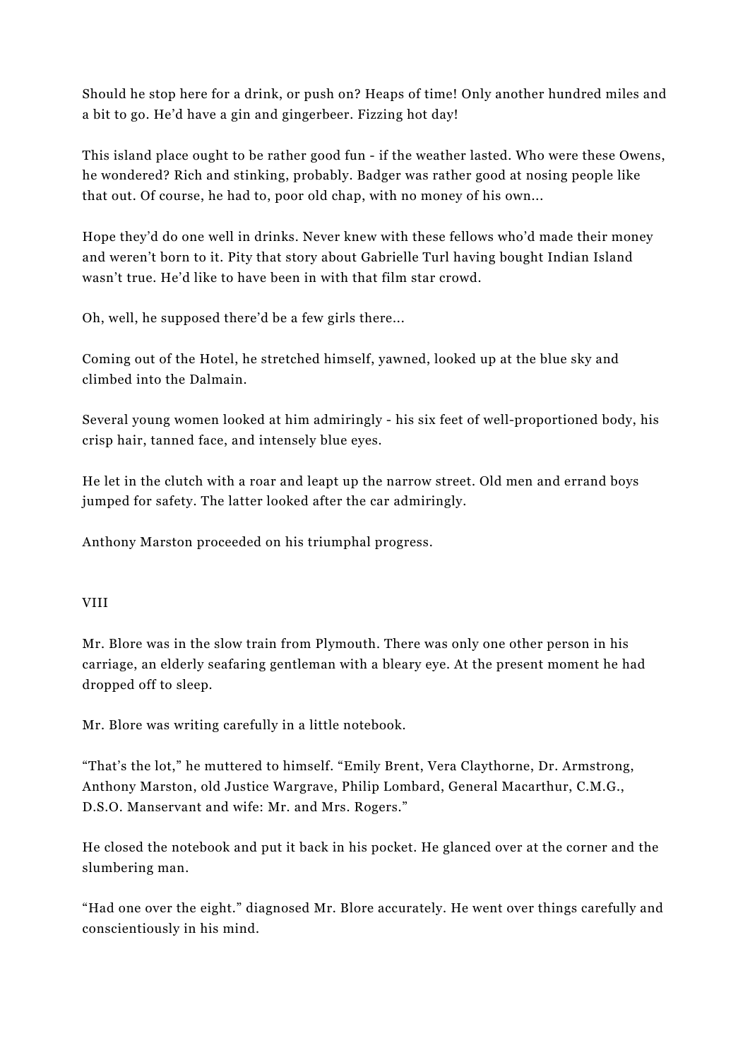Should he stop here for a drink, or push on? Heaps of time! Only another hundred miles and a bit to go. He'd have a gin and gingerbeer. Fizzing hot day!

This island place ought to be rather good fun - if the weather lasted. Who were these Owens, he wondered? Rich and stinking, probably. Badger was rather good at nosing people like that out. Of course, he had to, poor old chap, with no money of his own...

Hope they'd do one well in drinks. Never knew with these fellows who'd made their money and weren't born to it. Pity that story about Gabrielle Turl having bought Indian Island wasn't true. He'd like to have been in with that film star crowd.

Oh, well, he supposed there'd be a few girls there...

Coming out of the Hotel, he stretched himself, yawned, looked up at the blue sky and climbed into the Dalmain.

Several young women looked at him admiringly - his six feet of well-proportioned body, his crisp hair, tanned face, and intensely blue eyes.

He let in the clutch with a roar and leapt up the narrow street. Old men and errand boys jumped for safety. The latter looked after the car admiringly.

Anthony Marston proceeded on his triumphal progress.

## VIII

Mr. Blore was in the slow train from Plymouth. There was only one other person in his carriage, an elderly seafaring gentleman with a bleary eye. At the present moment he had dropped off to sleep.

Mr. Blore was writing carefully in a little notebook.

"That's the lot," he muttered to himself. "Emily Brent, Vera Claythorne, Dr. Armstrong, Anthony Marston, old Justice Wargrave, Philip Lombard, General Macarthur, C.M.G., D.S.O. Manservant and wife: Mr. and Mrs. Rogers."

He closed the notebook and put it back in his pocket. He glanced over at the corner and the slumbering man.

"Had one over the eight." diagnosed Mr. Blore accurately. He went over things carefully and conscientiously in his mind.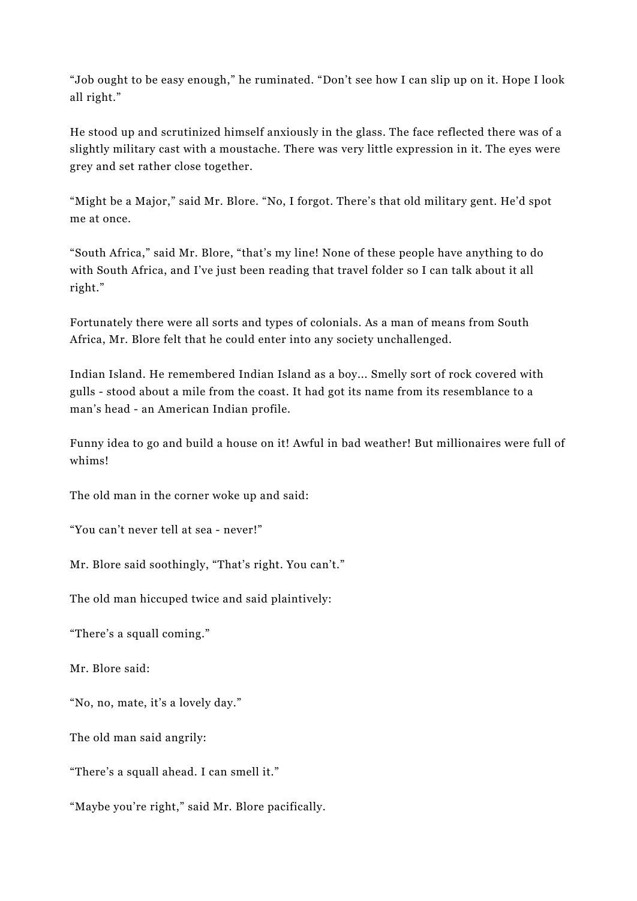“Job ought to be easy enough,” he ruminated. “Don’t see how I can slip up on it. Hope I look all right.”

He stood up and scrutinized himself anxiously in the glass. The face reflected there was of a slightly military cast with a moustache. There was very little expression in it. The eyes were grey and set rather close together.

“Might be a Major,” said Mr. Blore. “No, I forgot. There’s that old military gent. He’d spot me at once.

“South Africa,” said Mr. Blore, “that’s my line! None of these people have anything to do with South Africa, and I’ve just been reading that travel folder so I can talk about it all right.”

Fortunately there were all sorts and types of colonials. As a man of means from South Africa, Mr. Blore felt that he could enter into any society unchallenged.

Indian Island. He remembered Indian Island as a boy... Smelly sort of rock covered with gulls - stood about a mile from the coast. It had got its name from its resemblance to a man’s head - an American Indian profile.

Funny idea to go and build a house on it! Awful in bad weather! But millionaires were full of whims!

The old man in the corner woke up and said:

“You can’t never tell at sea - never!”

Mr. Blore said soothingly, “That’s right. You can’t.”

The old man hiccuped twice and said plaintively:

“There’s a squall coming.”

Mr. Blore said:

“No, no, mate, it’s a lovely day.”

The old man said angrily:

“There’s a squall ahead. I can smell it.”

“Maybe you’re right,” said Mr. Blore pacifically.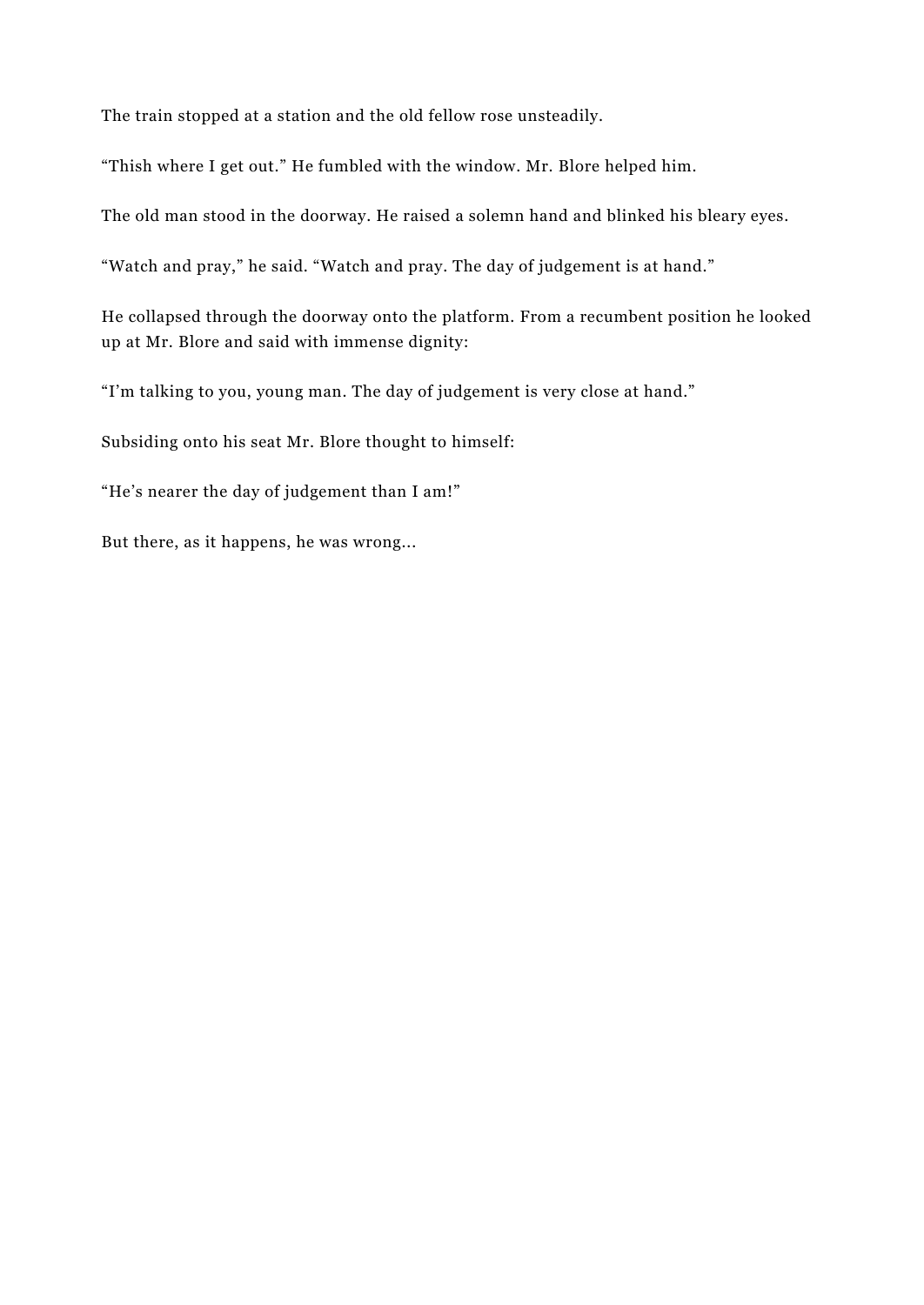The train stopped at a station and the old fellow rose unsteadily.

“Thish where I get out.” He fumbled with the window. Mr. Blore helped him.

The old man stood in the doorway. He raised a solemn hand and blinked his bleary eyes.

“Watch and pray,” he said. “Watch and pray. The day of judgement is at hand.”

He collapsed through the doorway onto the platform. From a recumbent position he looked up at Mr. Blore and said with immense dignity:

“I’m talking to you, young man. The day of judgement is very close at hand.”

Subsiding onto his seat Mr. Blore thought to himself:

“He’s nearer the day of judgement than I am!”

But there, as it happens, he was wrong…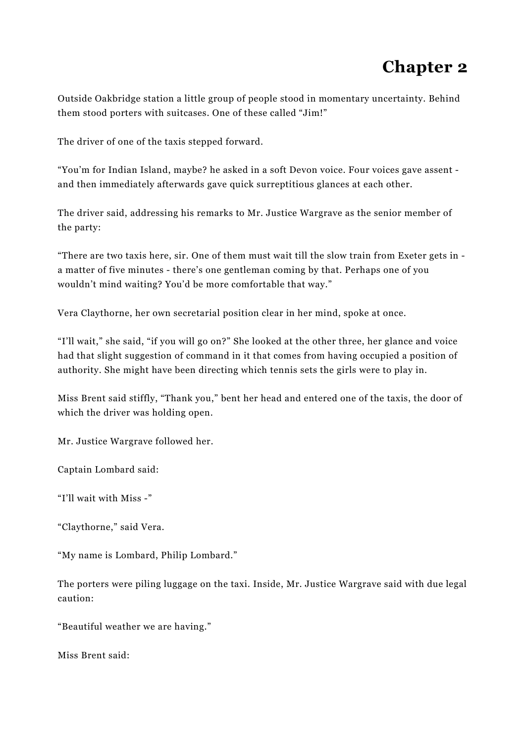# Chapter 2

Outside Oakbridge station a little group of people stood in momentary uncertainty. Behind them stood porters with suitcases. One of these called "Jim!"

The driver of one of the taxis stepped forward.

"You'm for Indian Island, maybe? he asked in a soft Devon voice. Four voices gave assent - and then immediately afterwards gave quick surreptitious glances at each other.

The driver said, addressing his remarks to Mr. Justice Wargrave as the senior member of the party:

"There are two taxis here, sir. One of them must wait till the slow train from Exeter gets in - a matter of five minutes - there's one gentleman coming by that. Perhaps one of you wouldn't mind waiting? You'd be more comfortable that way."

Vera Claythorne, her own secretarial position clear in her mind, spoke at once.

"I'll wait," she said, "if you will go on?" She looked at the other three, her glance and voice had that slight suggestion of command in it that comes from having occupied a position of authority. She might have been directing which tennis sets the girls were to play in.

Miss Brent said stiffly, "Thank you," bent her head and entered one of the taxis, the door of which the driver was holding open.

Mr. Justice Wargrave followed her.

Captain Lombard said:

"I'll wait with Miss -"

"Claythorne," said Vera.

"My name is Lombard, Philip Lombard."

The porters were piling luggage on the taxi. Inside, Mr. Justice Wargrave said with due legal caution:

"Beautiful weather we are having."

Miss Brent said: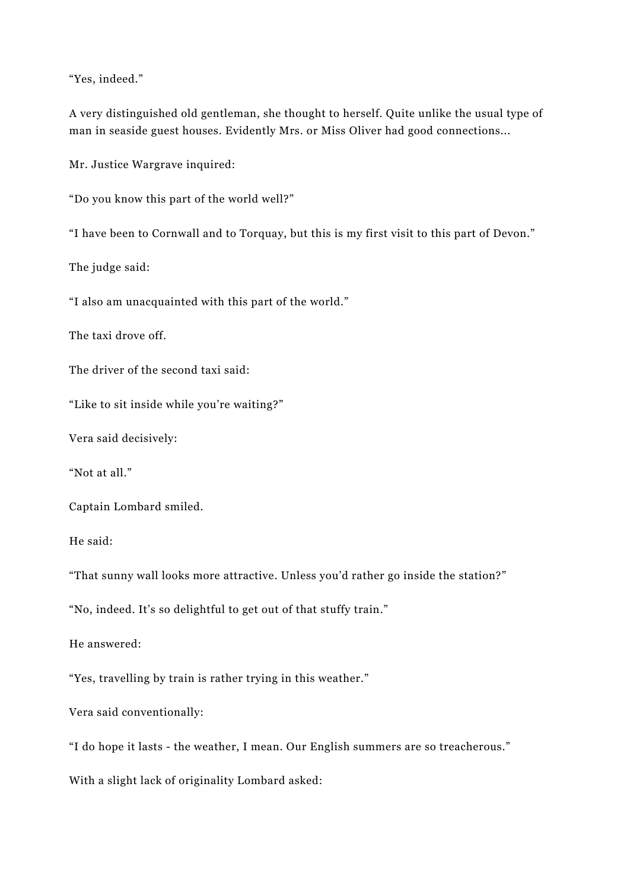"Yes, indeed."

A very distinguished old gentleman, she thought to herself. Quite unlike the usual type of man in seaside guest houses. Evidently Mrs. or Miss Oliver had good connections...

Mr. Justice Wargrave inquired:

"Do you know this part of the world well?"

"I have been to Cornwall and to Torquay, but this is my first visit to this part of Devon."

The judge said:

"I also am unacquainted with this part of the world."

The taxi drove off.

The driver of the second taxi said:

"Like to sit inside while you're waiting?"

Vera said decisively:

"Not at all."

Captain Lombard smiled.

He said:

"That sunny wall looks more attractive. Unless you'd rather go inside the station?"

"No, indeed. It's so delightful to get out of that stuffy train."

He answered:

"Yes, travelling by train is rather trying in this weather."

Vera said conventionally:

"I do hope it lasts - the weather, I mean. Our English summers are so treacherous."

With a slight lack of originality Lombard asked: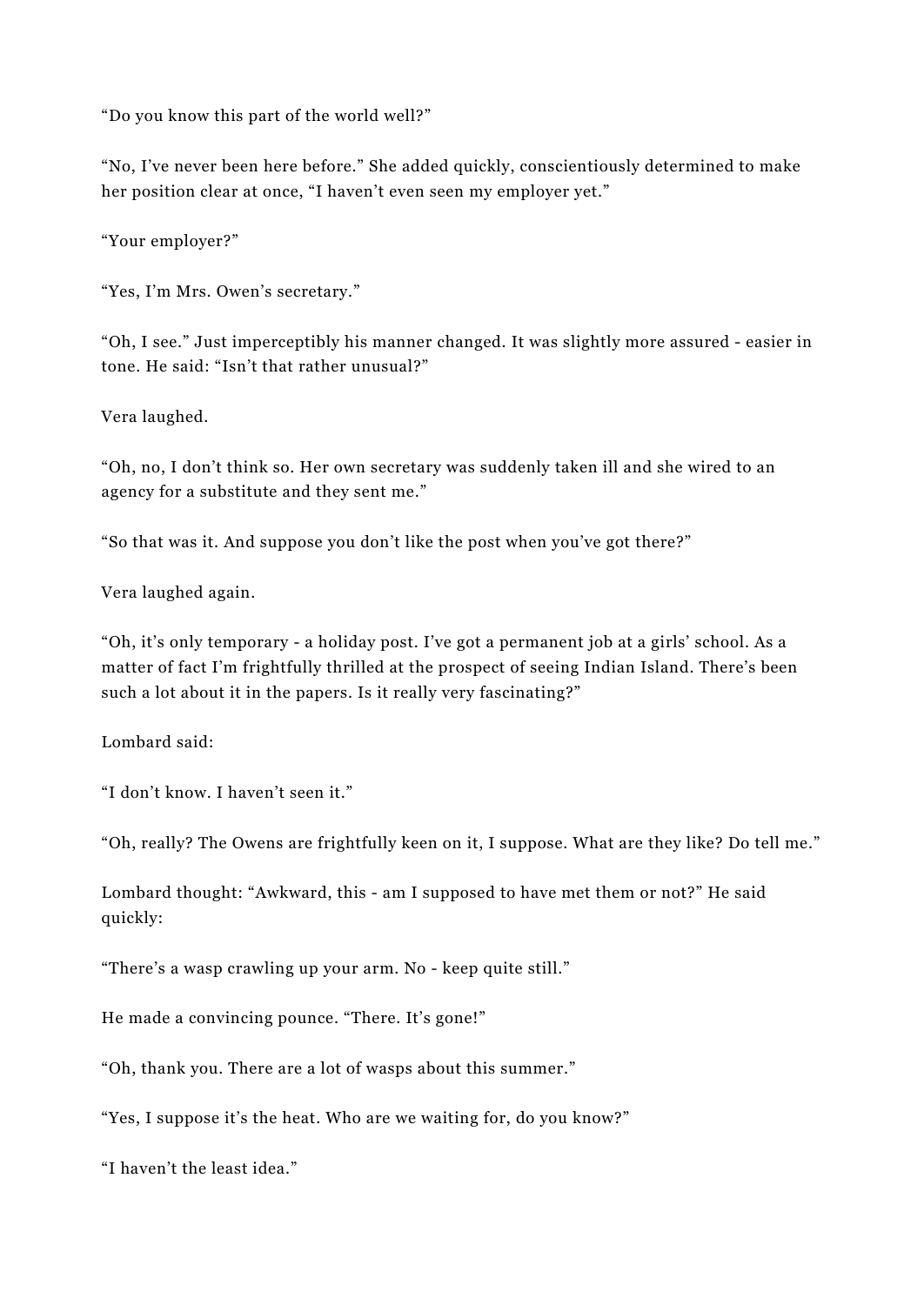“Do you know this part of the world well?”

“No, I’ve never been here before.” She added quickly, conscientiously determined to make her position clear at once, “I haven’t even seen my employer yet.”

“Your employer?”

“Yes, I’m Mrs. Owen’s secretary.”

“Oh, I see.” Just imperceptibly his manner changed. It was slightly more assured - easier in tone. He said: “Isn’t that rather unusual?”

Vera laughed.

“Oh, no, I don’t think so. Her own secretary was suddenly taken ill and she wired to an agency for a substitute and they sent me.”

“So that was it. And suppose you don’t like the post when you’ve got there?”

Vera laughed again.

“Oh, it’s only temporary - a holiday post. I’ve got a permanent job at a girls’ school. As a matter of fact I’m frightfully thrilled at the prospect of seeing Indian Island. There’s been such a lot about it in the papers. Is it really very fascinating?”

Lombard said:

“I don’t know. I haven’t seen it.”

“Oh, really? The Owens are frightfully keen on it, I suppose. What are they like? Do tell me.”

Lombard thought: “Awkward, this - am I supposed to have met them or not?” He said quickly:

“There’s a wasp crawling up your arm. No - keep quite still.”

He made a convincing pounce. “There. It’s gone!”

“Oh, thank you. There are a lot of wasps about this summer.”

“Yes, I suppose it’s the heat. Who are we waiting for, do you know?”

“I haven’t the least idea.”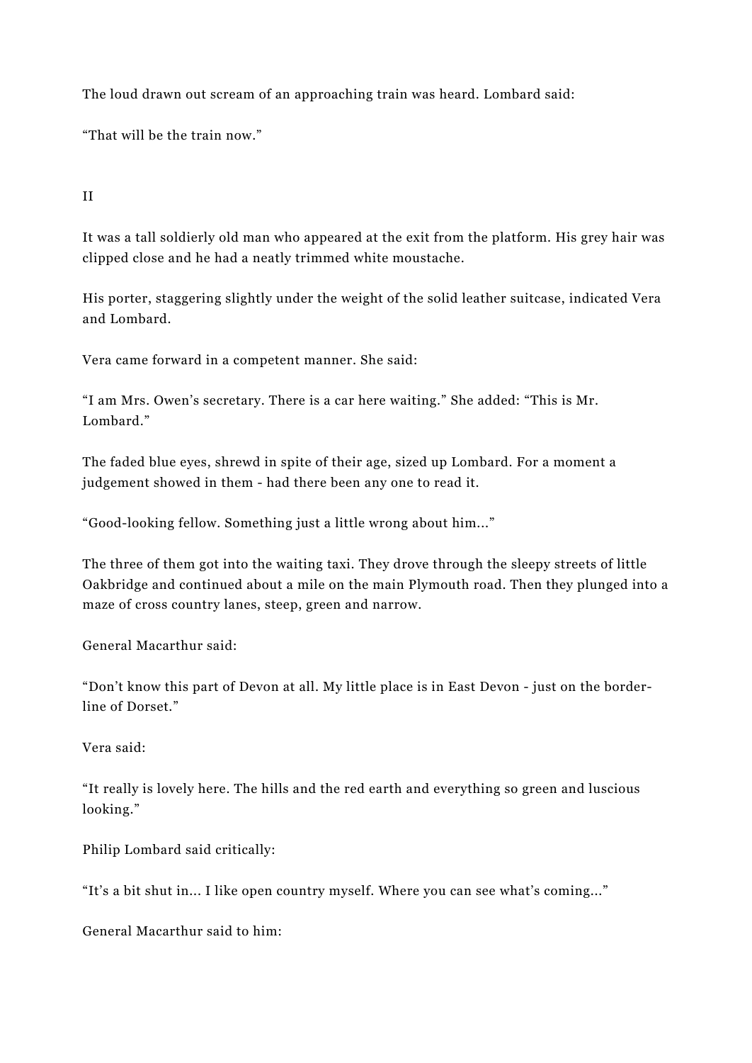The loud drawn out scream of an approaching train was heard. Lombard said:

"That will be the train now."

II

It was a tall soldierly old man who appeared at the exit from the platform. His grey hair was clipped close and he had a neatly trimmed white moustache.

His porter, staggering slightly under the weight of the solid leather suitcase, indicated Vera and Lombard.

Vera came forward in a competent manner. She said:

"I am Mrs. Owen's secretary. There is a car here waiting." She added: "This is Mr. Lombard."

The faded blue eyes, shrewd in spite of their age, sized up Lombard. For a moment a judgement showed in them - had there been any one to read it.

"Good-looking fellow. Something just a little wrong about him..."

The three of them got into the waiting taxi. They drove through the sleepy streets of little Oakbridge and continued about a mile on the main Plymouth road. Then they plunged into a maze of cross country lanes, steep, green and narrow.

General Macarthur said:

"Don't know this part of Devon at all. My little place is in East Devon - just on the border-line of Dorset."

Vera said:

"It really is lovely here. The hills and the red earth and everything so green and luscious looking."

Philip Lombard said critically:

"It's a bit shut in... I like open country myself. Where you can see what's coming..."

General Macarthur said to him: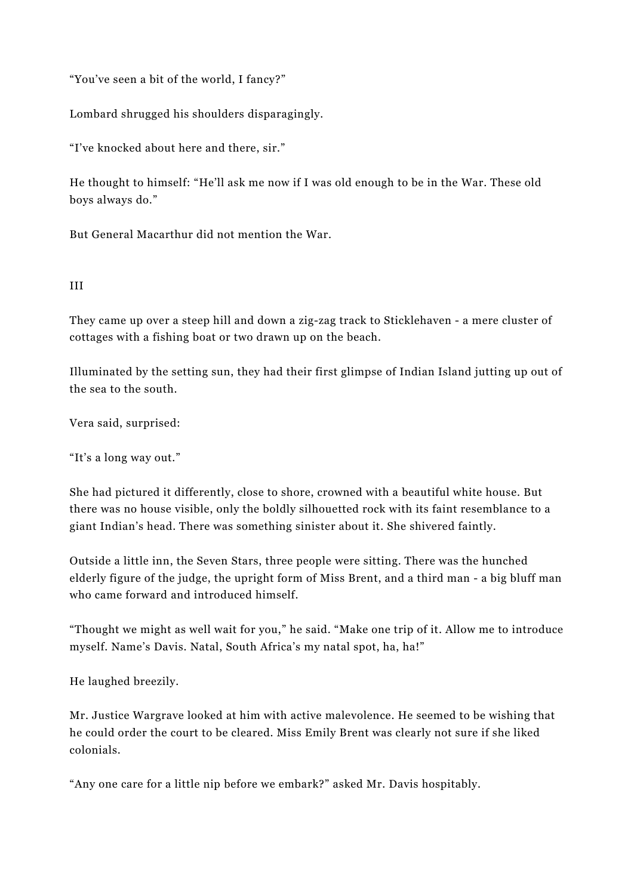“You’ve seen a bit of the world, I fancy?”

Lombard shrugged his shoulders disparagingly.

“I’ve knocked about here and there, sir.”

He thought to himself: “He’ll ask me now if I was old enough to be in the War. These old boys always do.”

But General Macarthur did not mention the War.

## III

They came up over a steep hill and down a zig-zag track to Sticklehaven - a mere cluster of cottages with a fishing boat or two drawn up on the beach.

Illuminated by the setting sun, they had their first glimpse of Indian Island jutting up out of the sea to the south.

Vera said, surprised:

“It’s a long way out.”

She had pictured it differently, close to shore, crowned with a beautiful white house. But there was no house visible, only the boldly silhouetted rock with its faint resemblance to a giant Indian’s head. There was something sinister about it. She shivered faintly.

Outside a little inn, the Seven Stars, three people were sitting. There was the hunched elderly figure of the judge, the upright form of Miss Brent, and a third man - a big bluff man who came forward and introduced himself.

“Thought we might as well wait for you,” he said. “Make one trip of it. Allow me to introduce myself. Name’s Davis. Natal, South Africa’s my natal spot, ha, ha!”

He laughed breezily.

Mr. Justice Wargrave looked at him with active malevolence. He seemed to be wishing that he could order the court to be cleared. Miss Emily Brent was clearly not sure if she liked colonials.

“Any one care for a little nip before we embark?” asked Mr. Davis hospitably.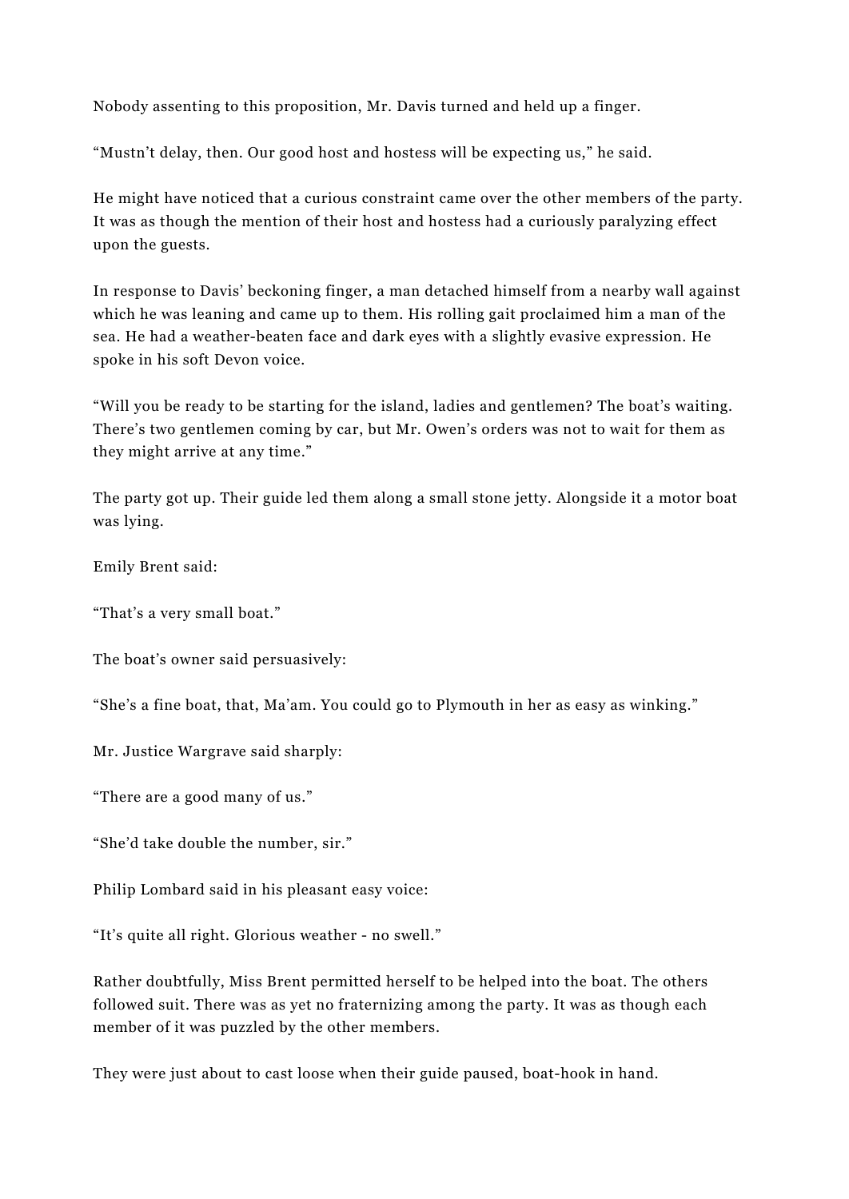Nobody assenting to this proposition, Mr. Davis turned and held up a finger.

“Mustn’t delay, then. Our good host and hostess will be expecting us,” he said.

He might have noticed that a curious constraint came over the other members of the party. It was as though the mention of their host and hostess had a curiously paralyzing effect upon the guests.

In response to Davis’ beckoning finger, a man detached himself from a nearby wall against which he was leaning and came up to them. His rolling gait proclaimed him a man of the sea. He had a weather-beaten face and dark eyes with a slightly evasive expression. He spoke in his soft Devon voice.

“Will you be ready to be starting for the island, ladies and gentlemen? The boat’s waiting. There’s two gentlemen coming by car, but Mr. Owen’s orders was not to wait for them as they might arrive at any time.”

The party got up. Their guide led them along a small stone jetty. Alongside it a motor boat was lying.

Emily Brent said:

“That’s a very small boat.”

The boat’s owner said persuasively:

“She’s a fine boat, that, Ma’am. You could go to Plymouth in her as easy as winking.”

Mr. Justice Wargrave said sharply:

“There are a good many of us.”

“She’d take double the number, sir.”

Philip Lombard said in his pleasant easy voice:

“It’s quite all right. Glorious weather - no swell.”

Rather doubtfully, Miss Brent permitted herself to be helped into the boat. The others followed suit. There was as yet no fraternizing among the party. It was as though each member of it was puzzled by the other members.

They were just about to cast loose when their guide paused, boat-hook in hand.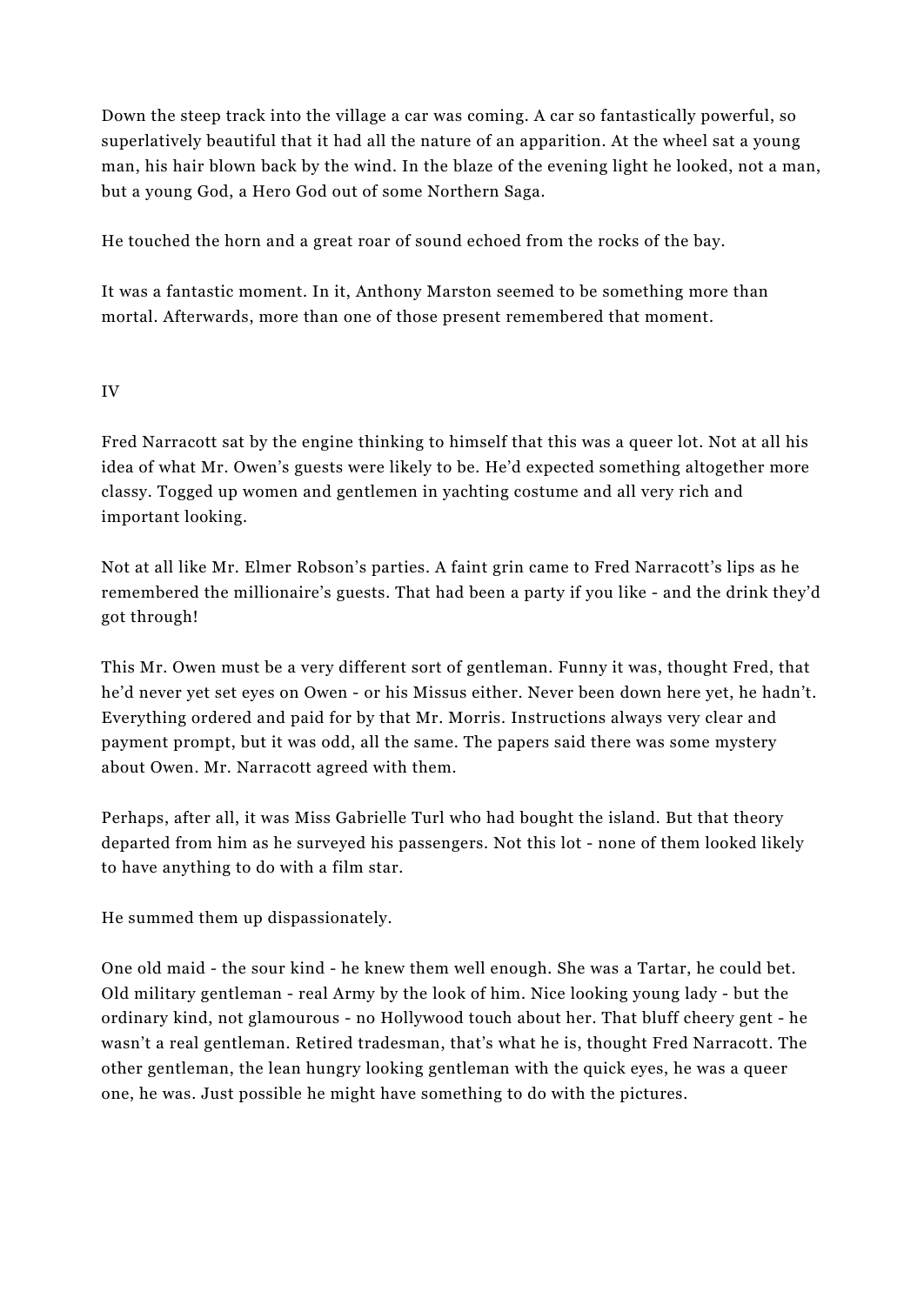Down the steep track into the village a car was coming. A car so fantastically powerful, so superlatively beautiful that it had all the nature of an apparition. At the wheel sat a young man, his hair blown back by the wind. In the blaze of the evening light he looked, not a man, but a young God, a Hero God out of some Northern Saga.

He touched the horn and a great roar of sound echoed from the rocks of the bay.

It was a fantastic moment. In it, Anthony Marston seemed to be something more than mortal. Afterwards, more than one of those present remembered that moment.

## IV

Fred Narracott sat by the engine thinking to himself that this was a queer lot. Not at all his idea of what Mr. Owen's guests were likely to be. He'd expected something altogether more classy. Togged up women and gentlemen in yachting costume and all very rich and important looking.

Not at all like Mr. Elmer Robson's parties. A faint grin came to Fred Narracott's lips as he remembered the millionaire's guests. That had been a party if you like - and the drink they'd got through!

This Mr. Owen must be a very different sort of gentleman. Funny it was, thought Fred, that he'd never yet set eyes on Owen - or his Missus either. Never been down here yet, he hadn't. Everything ordered and paid for by that Mr. Morris. Instructions always very clear and payment prompt, but it was odd, all the same. The papers said there was some mystery about Owen. Mr. Narracott agreed with them.

Perhaps, after all, it was Miss Gabrielle Turl who had bought the island. But that theory departed from him as he surveyed his passengers. Not this lot - none of them looked likely to have anything to do with a film star.

He summed them up dispassionately.

One old maid - the sour kind - he knew them well enough. She was a Tartar, he could bet. Old military gentleman - real Army by the look of him. Nice looking young lady - but the ordinary kind, not glamourous - no Hollywood touch about her. That bluff cheery gent - he wasn't a real gentleman. Retired tradesman, that's what he is, thought Fred Narracott. The other gentleman, the lean hungry looking gentleman with the quick eyes, he was a queer one, he was. Just possible he might have something to do with the pictures.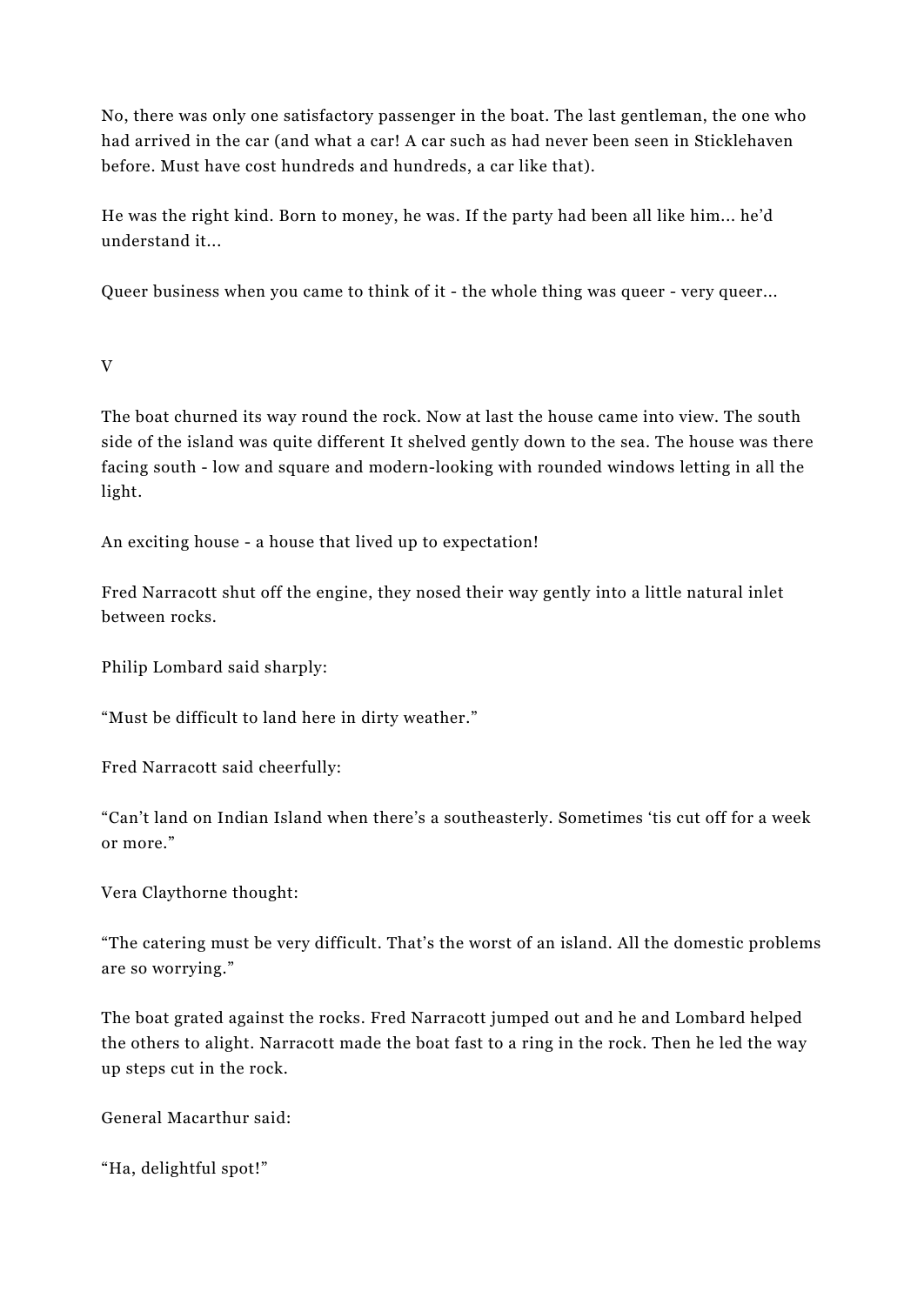No, there was only one satisfactory passenger in the boat. The last gentleman, the one who had arrived in the car (and what a car! A car such as had never been seen in Sticklehaven before. Must have cost hundreds and hundreds, a car like that).

He was the right kind. Born to money, he was. If the party had been all like him... he'd understand it...

Queer business when you came to think of it - the whole thing was queer - very queer...

V

The boat churned its way round the rock. Now at last the house came into view. The south side of the island was quite different It shelved gently down to the sea. The house was there facing south - low and square and modern-looking with rounded windows letting in all the light.

An exciting house - a house that lived up to expectation!

Fred Narracott shut off the engine, they nosed their way gently into a little natural inlet between rocks.

Philip Lombard said sharply:

"Must be difficult to land here in dirty weather."

Fred Narracott said cheerfully:

"Can't land on Indian Island when there's a southeasterly. Sometimes 'tis cut off for a week or more."

Vera Claythorne thought:

"The catering must be very difficult. That's the worst of an island. All the domestic problems are so worrying."

The boat grated against the rocks. Fred Narracott jumped out and he and Lombard helped the others to alight. Narracott made the boat fast to a ring in the rock. Then he led the way up steps cut in the rock.

General Macarthur said:

"Ha, delightful spot!"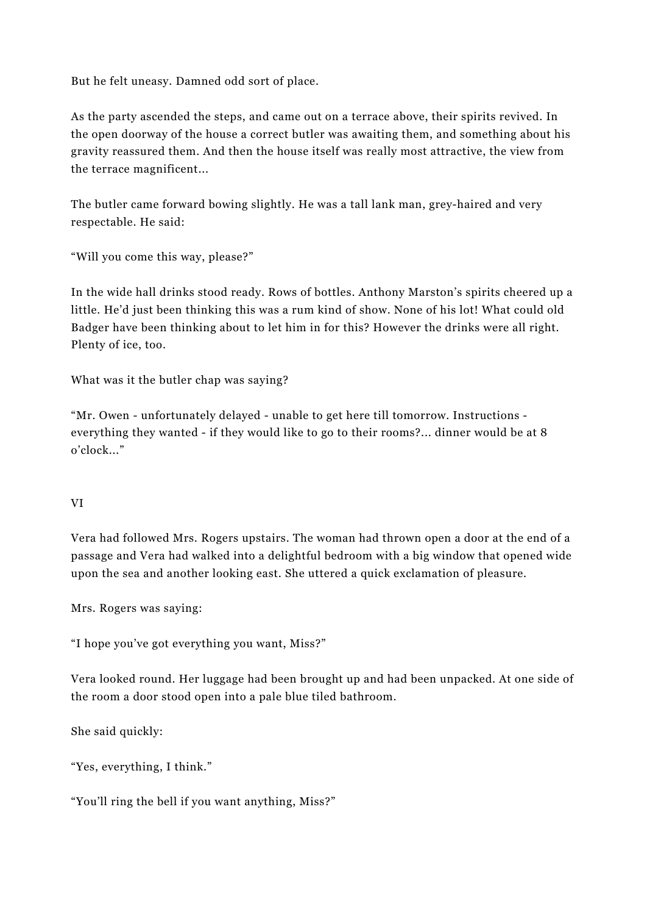But he felt uneasy. Damned odd sort of place.

As the party ascended the steps, and came out on a terrace above, their spirits revived. In the open doorway of the house a correct butler was awaiting them, and something about his gravity reassured them. And then the house itself was really most attractive, the view from the terrace magnificent...

The butler came forward bowing slightly. He was a tall lank man, grey-haired and very respectable. He said:

"Will you come this way, please?"

In the wide hall drinks stood ready. Rows of bottles. Anthony Marston's spirits cheered up a little. He'd just been thinking this was a rum kind of show. None of his lot! What could old Badger have been thinking about to let him in for this? However the drinks were all right. Plenty of ice, too.

What was it the butler chap was saying?

"Mr. Owen - unfortunately delayed - unable to get here till tomorrow. Instructions - everything they wanted - if they would like to go to their rooms?... dinner would be at 8 o'clock..."

## VI

Vera had followed Mrs. Rogers upstairs. The woman had thrown open a door at the end of a passage and Vera had walked into a delightful bedroom with a big window that opened wide upon the sea and another looking east. She uttered a quick exclamation of pleasure.

Mrs. Rogers was saying:

"I hope you've got everything you want, Miss?"

Vera looked round. Her luggage had been brought up and had been unpacked. At one side of the room a door stood open into a pale blue tiled bathroom.

She said quickly:

"Yes, everything, I think."

"You'll ring the bell if you want anything, Miss?"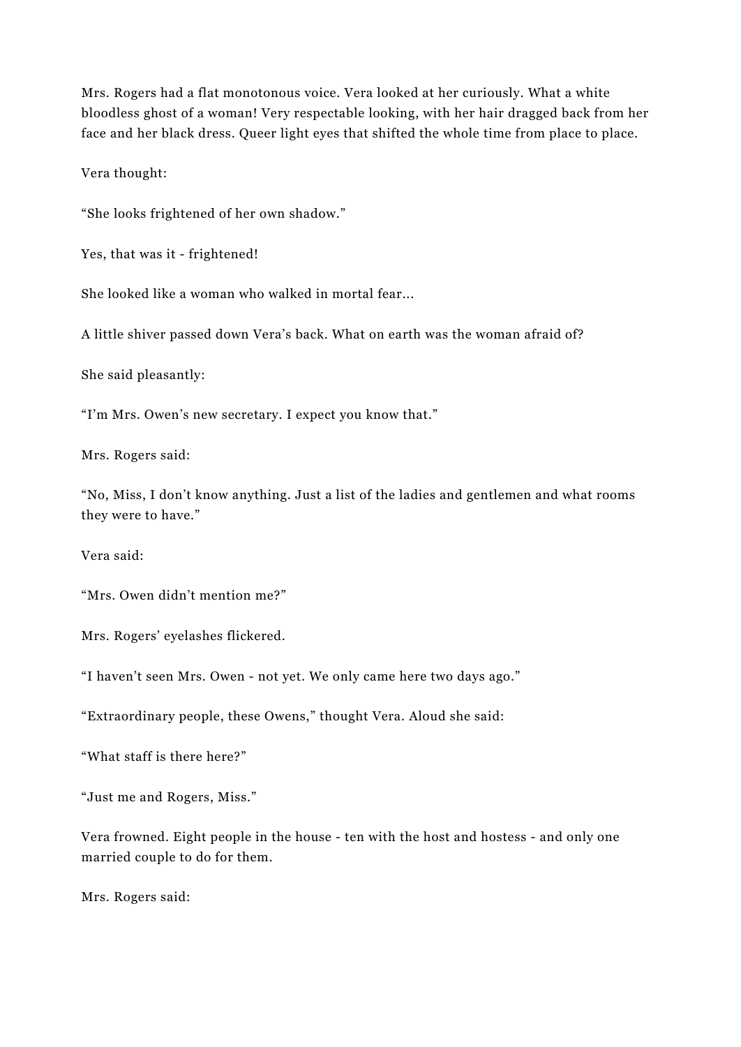Mrs. Rogers had a flat monotonous voice. Vera looked at her curiously. What a white bloodless ghost of a woman! Very respectable looking, with her hair dragged back from her face and her black dress. Queer light eyes that shifted the whole time from place to place.

Vera thought:

“She looks frightened of her own shadow.”

Yes, that was it - frightened!

She looked like a woman who walked in mortal fear...

A little shiver passed down Vera’s back. What on earth was the woman afraid of?

She said pleasantly:

“I’m Mrs. Owen’s new secretary. I expect you know that.”

Mrs. Rogers said:

“No, Miss, I don’t know anything. Just a list of the ladies and gentlemen and what rooms they were to have.”

Vera said:

“Mrs. Owen didn’t mention me?”

Mrs. Rogers’ eyelashes flickered.

“I haven’t seen Mrs. Owen - not yet. We only came here two days ago.”

“Extraordinary people, these Owens,” thought Vera. Aloud she said:

“What staff is there here?”

“Just me and Rogers, Miss.”

Vera frowned. Eight people in the house - ten with the host and hostess - and only one married couple to do for them.

Mrs. Rogers said: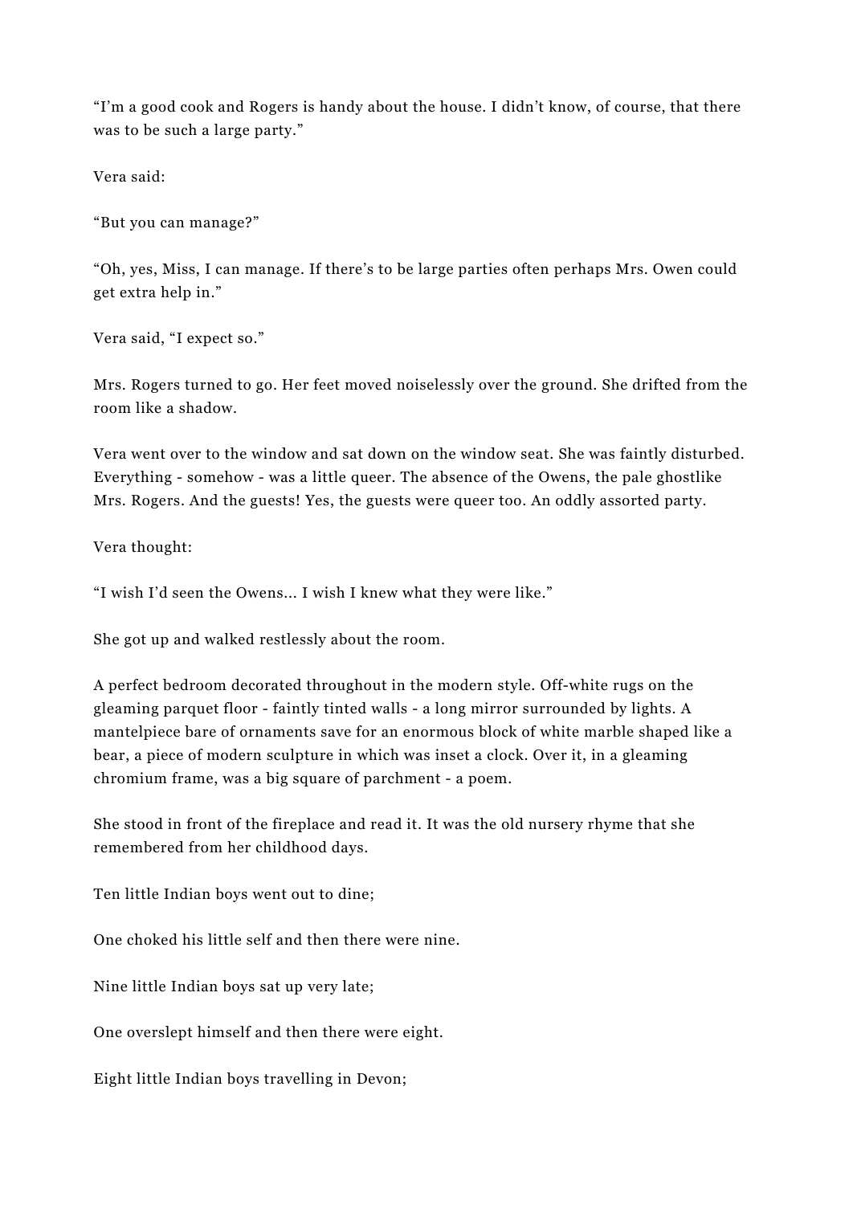"I'm a good cook and Rogers is handy about the house. I didn't know, of course, that there was to be such a large party."

Vera said:

"But you can manage?"

"Oh, yes, Miss, I can manage. If there's to be large parties often perhaps Mrs. Owen could get extra help in."

Vera said, "I expect so."

Mrs. Rogers turned to go. Her feet moved noiselessly over the ground. She drifted from the room like a shadow.

Vera went over to the window and sat down on the window seat. She was faintly disturbed. Everything - somehow - was a little queer. The absence of the Owens, the pale ghostlike Mrs. Rogers. And the guests! Yes, the guests were queer too. An oddly assorted party.

Vera thought:

"I wish I'd seen the Owens... I wish I knew what they were like."

She got up and walked restlessly about the room.

A perfect bedroom decorated throughout in the modern style. Off-white rugs on the gleaming parquet floor - faintly tinted walls - a long mirror surrounded by lights. A mantelpiece bare of ornaments save for an enormous block of white marble shaped like a bear, a piece of modern sculpture in which was inset a clock. Over it, in a gleaming chromium frame, was a big square of parchment - a poem.

She stood in front of the fireplace and read it. It was the old nursery rhyme that she remembered from her childhood days.

Ten little Indian boys went out to dine;

One choked his little self and then there were nine.

Nine little Indian boys sat up very late;

One overslept himself and then there were eight.

Eight little Indian boys travelling in Devon;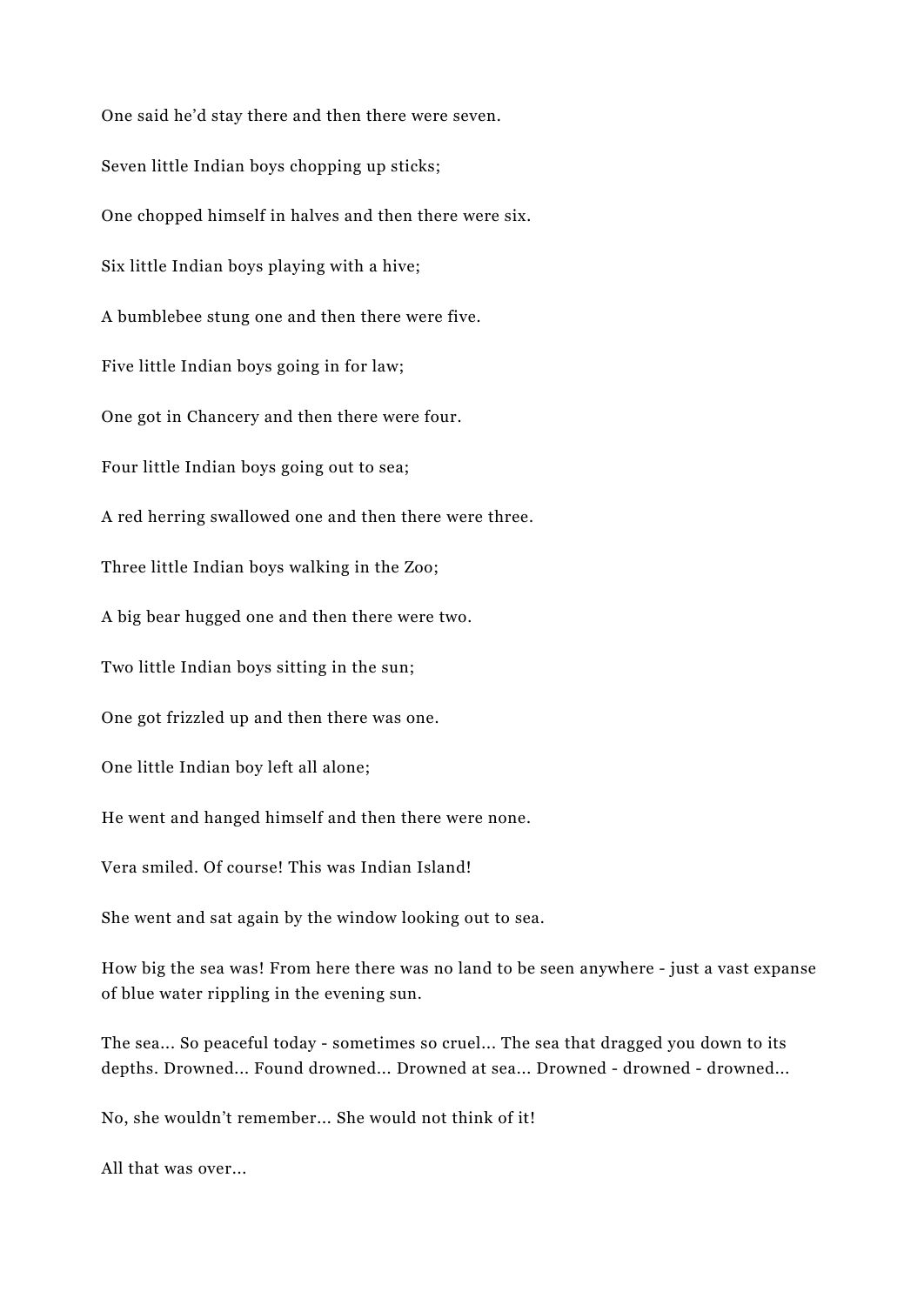One said he'd stay there and then there were seven.

Seven little Indian boys chopping up sticks;

One chopped himself in halves and then there were six.

Six little Indian boys playing with a hive;

A bumblebee stung one and then there were five.

Five little Indian boys going in for law;

One got in Chancery and then there were four.

Four little Indian boys going out to sea;

A red herring swallowed one and then there were three.

Three little Indian boys walking in the Zoo;

A big bear hugged one and then there were two.

Two little Indian boys sitting in the sun;

One got frizzled up and then there was one.

One little Indian boy left all alone;

He went and hanged himself and then there were none.

Vera smiled. Of course! This was Indian Island!

She went and sat again by the window looking out to sea.

How big the sea was! From here there was no land to be seen anywhere - just a vast expanse of blue water rippling in the evening sun.

The sea... So peaceful today - sometimes so cruel... The sea that dragged you down to its depths. Drowned... Found drowned... Drowned at sea... Drowned - drowned - drowned...

No, she wouldn't remember... She would not think of it!

All that was over...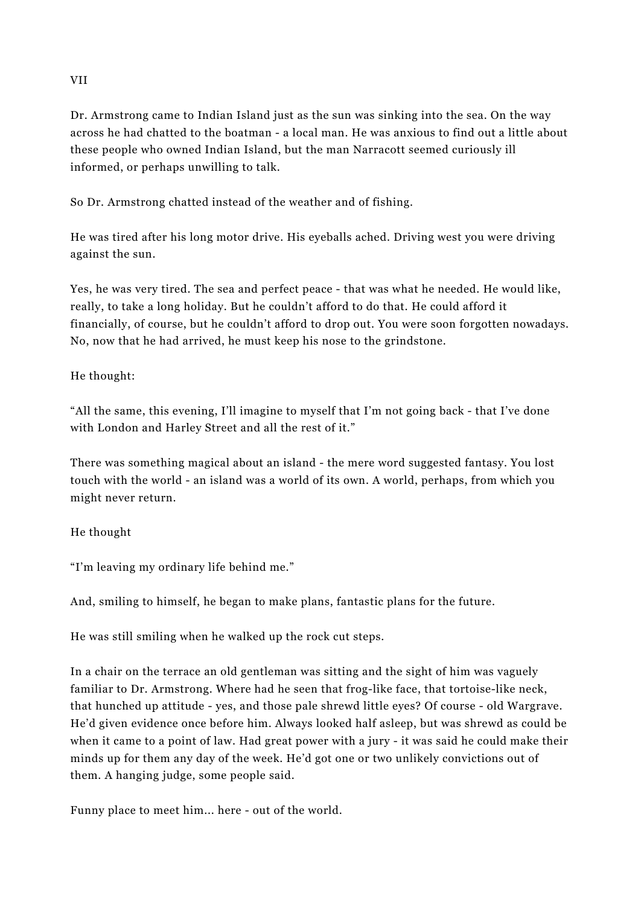VII

Dr. Armstrong came to Indian Island just as the sun was sinking into the sea. On the way across he had chatted to the boatman - a local man. He was anxious to find out a little about these people who owned Indian Island, but the man Narracott seemed curiously ill informed, or perhaps unwilling to talk.

So Dr. Armstrong chatted instead of the weather and of fishing.

He was tired after his long motor drive. His eyeballs ached. Driving west you were driving against the sun.

Yes, he was very tired. The sea and perfect peace - that was what he needed. He would like, really, to take a long holiday. But he couldn't afford to do that. He could afford it financially, of course, but he couldn't afford to drop out. You were soon forgotten nowadays. No, now that he had arrived, he must keep his nose to the grindstone.

He thought:

"All the same, this evening, I'll imagine to myself that I'm not going back - that I've done with London and Harley Street and all the rest of it."

There was something magical about an island - the mere word suggested fantasy. You lost touch with the world - an island was a world of its own. A world, perhaps, from which you might never return.

He thought

"I'm leaving my ordinary life behind me."

And, smiling to himself, he began to make plans, fantastic plans for the future.

He was still smiling when he walked up the rock cut steps.

In a chair on the terrace an old gentleman was sitting and the sight of him was vaguely familiar to Dr. Armstrong. Where had he seen that frog-like face, that tortoise-like neck, that hunched up attitude - yes, and those pale shrewd little eyes? Of course - old Wargrave. He'd given evidence once before him. Always looked half asleep, but was shrewd as could be when it came to a point of law. Had great power with a jury - it was said he could make their minds up for them any day of the week. He'd got one or two unlikely convictions out of them. A hanging judge, some people said.

Funny place to meet him... here - out of the world.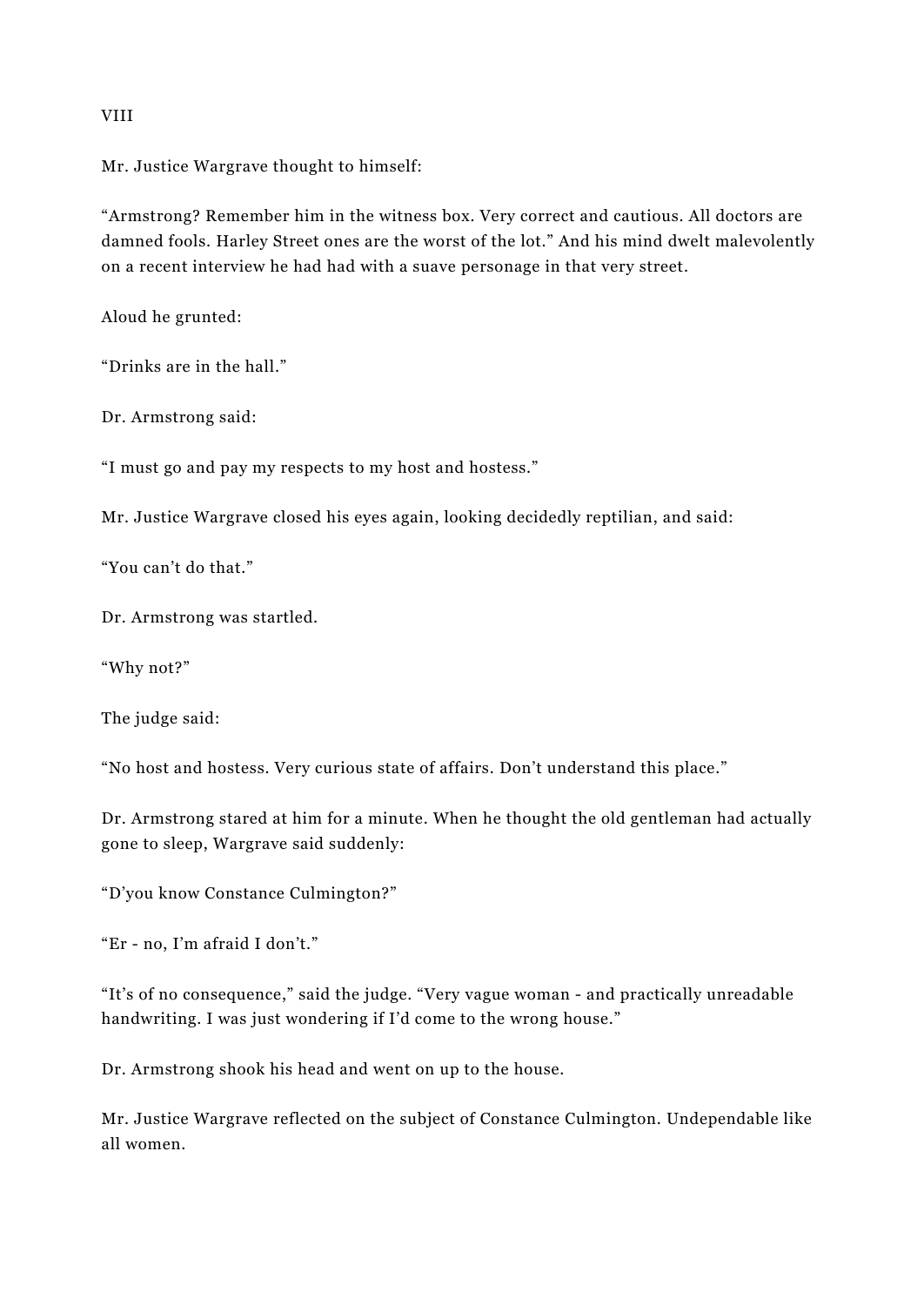VIII

Mr. Justice Wargrave thought to himself:

“Armstrong? Remember him in the witness box. Very correct and cautious. All doctors are damned fools. Harley Street ones are the worst of the lot.” And his mind dwelt malevolently on a recent interview he had had with a suave personage in that very street.

Aloud he grunted:

“Drinks are in the hall.”

Dr. Armstrong said:

“I must go and pay my respects to my host and hostess.”

Mr. Justice Wargrave closed his eyes again, looking decidedly reptilian, and said:

“You can’t do that.”

Dr. Armstrong was startled.

“Why not?”

The judge said:

“No host and hostess. Very curious state of affairs. Don’t understand this place.”

Dr. Armstrong stared at him for a minute. When he thought the old gentleman had actually gone to sleep, Wargrave said suddenly:

“D’you know Constance Culmington?”

“Er - no, I’m afraid I don’t.”

“It’s of no consequence,” said the judge. “Very vague woman - and practically unreadable handwriting. I was just wondering if I’d come to the wrong house.”

Dr. Armstrong shook his head and went on up to the house.

Mr. Justice Wargrave reflected on the subject of Constance Culmington. Undependable like all women.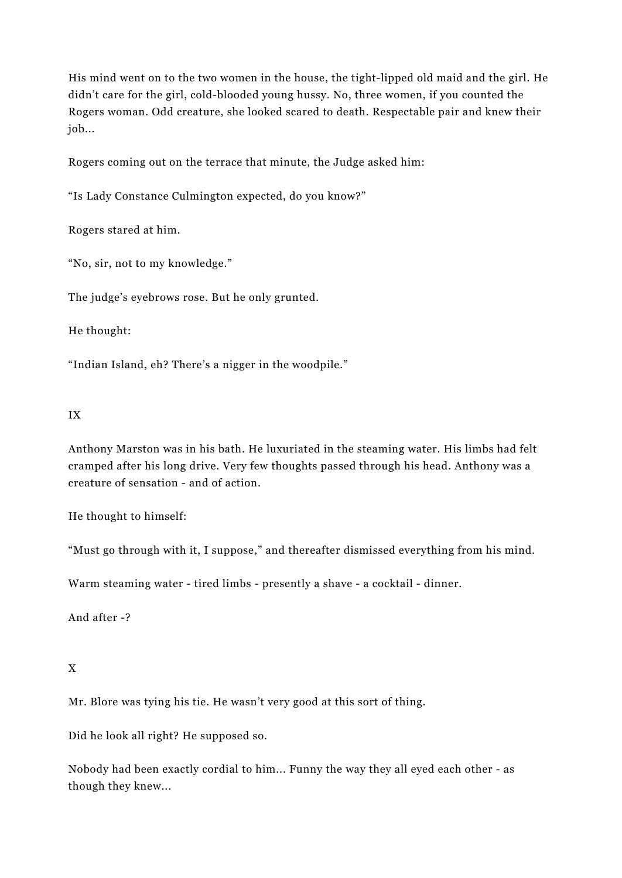His mind went on to the two women in the house, the tight-lipped old maid and the girl. He didn't care for the girl, cold-blooded young hussy. No, three women, if you counted the Rogers woman. Odd creature, she looked scared to death. Respectable pair and knew their job...

Rogers coming out on the terrace that minute, the Judge asked him:

"Is Lady Constance Culmington expected, do you know?"

Rogers stared at him.

"No, sir, not to my knowledge."

The judge's eyebrows rose. But he only grunted.

He thought:

"Indian Island, eh? There's a nigger in the woodpile."

IX

Anthony Marston was in his bath. He luxuriated in the steaming water. His limbs had felt cramped after his long drive. Very few thoughts passed through his head. Anthony was a creature of sensation - and of action.

He thought to himself:

"Must go through with it, I suppose," and thereafter dismissed everything from his mind.

Warm steaming water - tired limbs - presently a shave - a cocktail - dinner.

And after -?

X

Mr. Blore was tying his tie. He wasn't very good at this sort of thing.

Did he look all right? He supposed so.

Nobody had been exactly cordial to him... Funny the way they all eyed each other - as though they knew...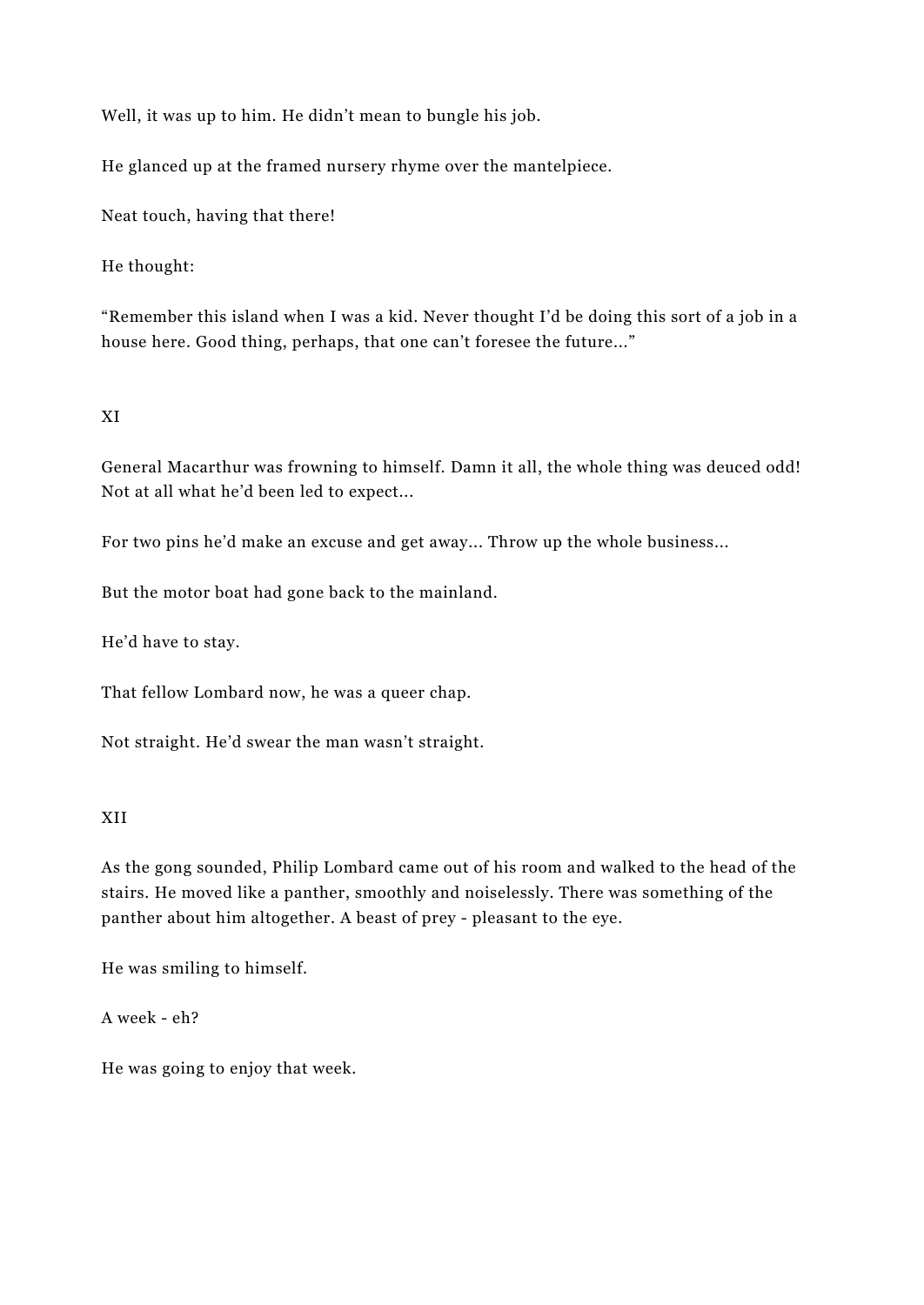Well, it was up to him. He didn't mean to bungle his job.

He glanced up at the framed nursery rhyme over the mantelpiece.

Neat touch, having that there!

He thought:

"Remember this island when I was a kid. Never thought I'd be doing this sort of a job in a house here. Good thing, perhaps, that one can't foresee the future..."

## XI

General Macarthur was frowning to himself. Damn it all, the whole thing was deuced odd! Not at all what he'd been led to expect...

For two pins he'd make an excuse and get away... Throw up the whole business...

But the motor boat had gone back to the mainland.

He'd have to stay.

That fellow Lombard now, he was a queer chap.

Not straight. He'd swear the man wasn't straight.

## XII

As the gong sounded, Philip Lombard came out of his room and walked to the head of the stairs. He moved like a panther, smoothly and noiselessly. There was something of the panther about him altogether. A beast of prey - pleasant to the eye.

He was smiling to himself.

A week - eh?

He was going to enjoy that week.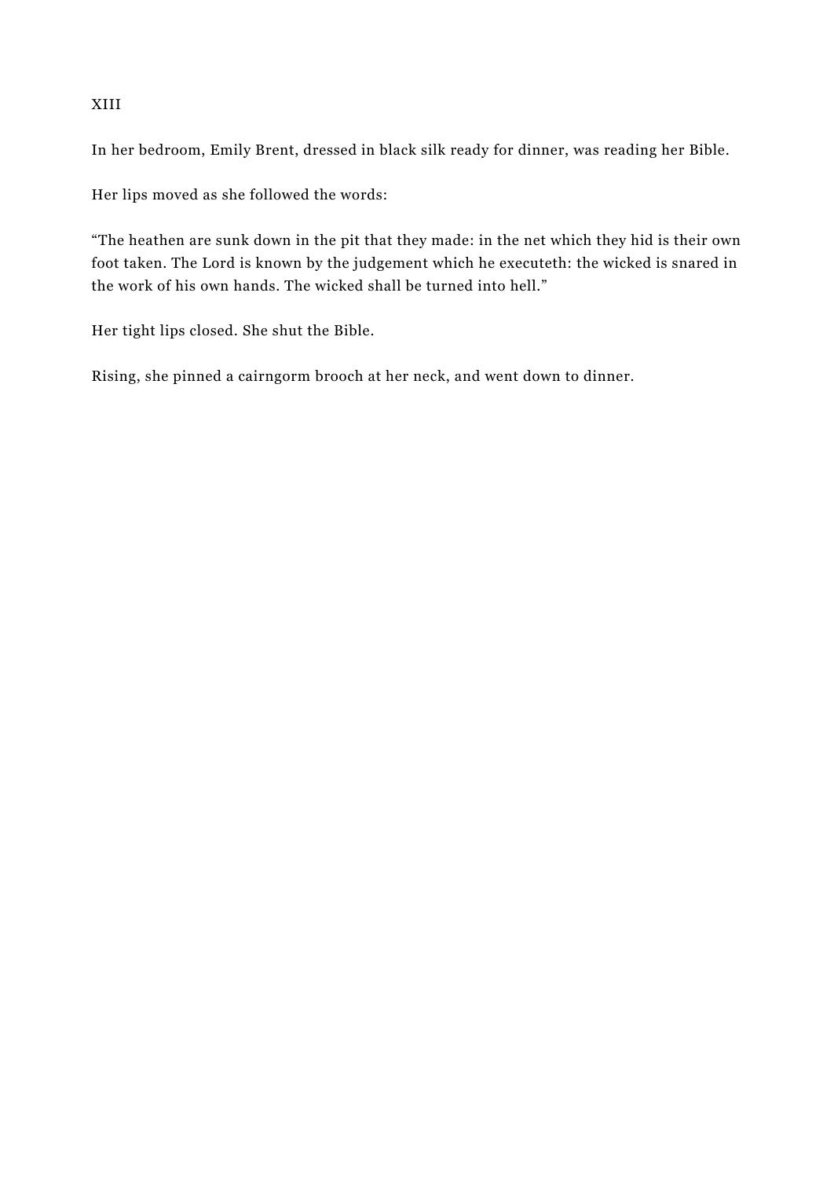## XIII

In her bedroom, Emily Brent, dressed in black silk ready for dinner, was reading her Bible.

Her lips moved as she followed the words:

"The heathen are sunk down in the pit that they made: in the net which they hid is their own foot taken. The Lord is known by the judgement which he executeth: the wicked is snared in the work of his own hands. The wicked shall be turned into hell."

Her tight lips closed. She shut the Bible.

Rising, she pinned a cairngorm brooch at her neck, and went down to dinner.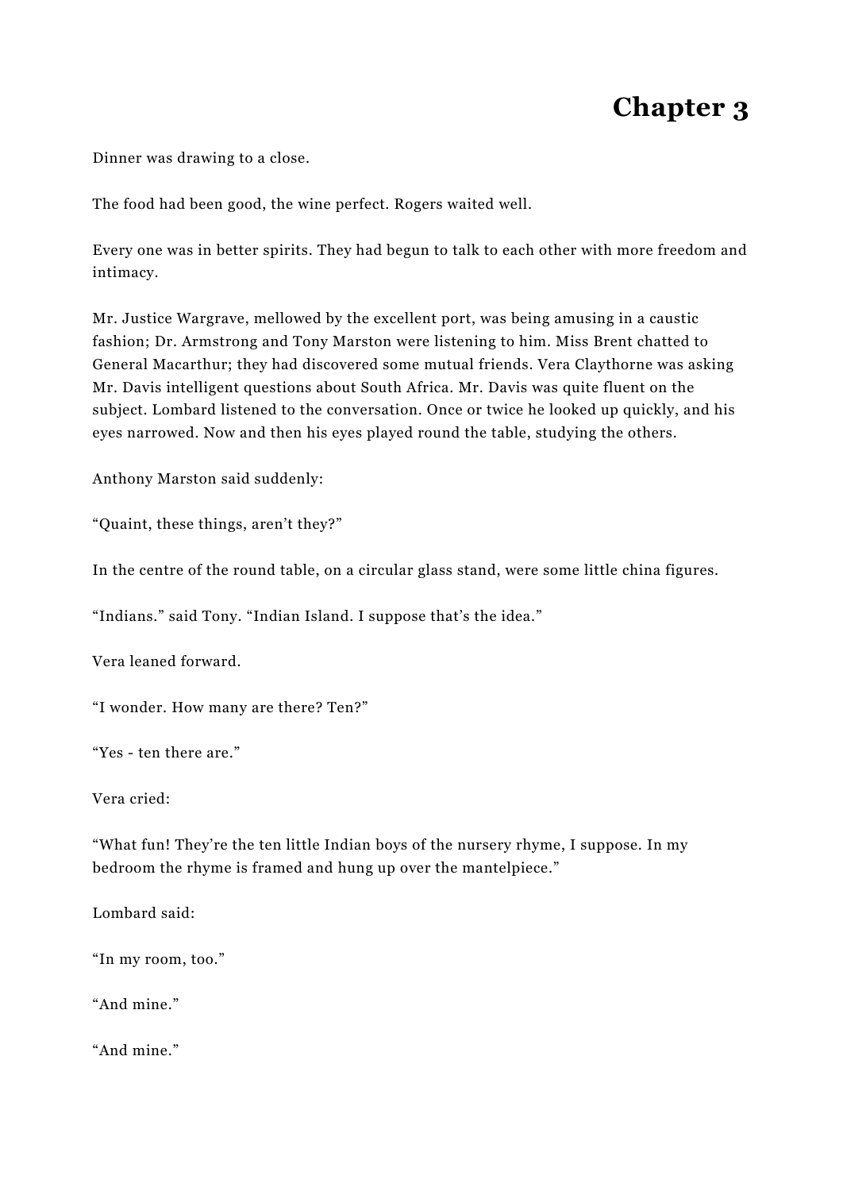# Chapter 3

Dinner was drawing to a close.

The food had been good, the wine perfect. Rogers waited well.

Every one was in better spirits. They had begun to talk to each other with more freedom and intimacy.

Mr. Justice Wargrave, mellowed by the excellent port, was being amusing in a caustic fashion; Dr. Armstrong and Tony Marston were listening to him. Miss Brent chatted to General Macarthur; they had discovered some mutual friends. Vera Claythorne was asking Mr. Davis intelligent questions about South Africa. Mr. Davis was quite fluent on the subject. Lombard listened to the conversation. Once or twice he looked up quickly, and his eyes narrowed. Now and then his eyes played round the table, studying the others.

Anthony Marston said suddenly:

“Quaint, these things, aren’t they?”

In the centre of the round table, on a circular glass stand, were some little china figures.

“Indians.” said Tony. “Indian Island. I suppose that’s the idea.”

Vera leaned forward.

“I wonder. How many are there? Ten?”

“Yes - ten there are.”

Vera cried:

“What fun! They’re the ten little Indian boys of the nursery rhyme, I suppose. In my bedroom the rhyme is framed and hung up over the mantelpiece.”

Lombard said:

“In my room, too.”

“And mine.”

“And mine.”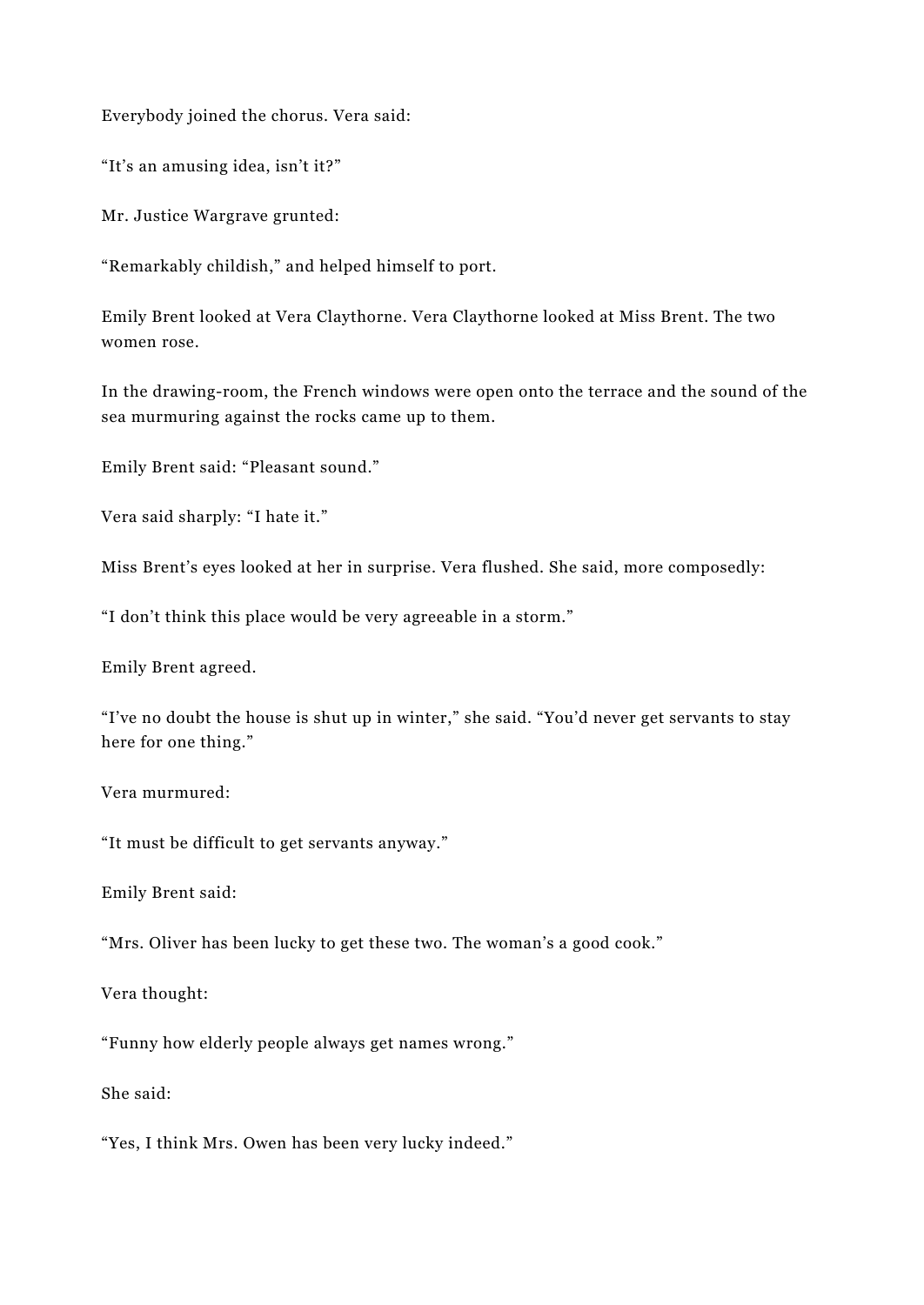Everybody joined the chorus. Vera said:

"It's an amusing idea, isn't it?"

Mr. Justice Wargrave grunted:

"Remarkably childish," and helped himself to port.

Emily Brent looked at Vera Claythorne. Vera Claythorne looked at Miss Brent. The two women rose.

In the drawing-room, the French windows were open onto the terrace and the sound of the sea murmuring against the rocks came up to them.

Emily Brent said: "Pleasant sound."

Vera said sharply: "I hate it."

Miss Brent's eyes looked at her in surprise. Vera flushed. She said, more composedly:

"I don't think this place would be very agreeable in a storm."

Emily Brent agreed.

"I've no doubt the house is shut up in winter," she said. "You'd never get servants to stay here for one thing."

Vera murmured:

"It must be difficult to get servants anyway."

Emily Brent said:

"Mrs. Oliver has been lucky to get these two. The woman's a good cook."

Vera thought:

"Funny how elderly people always get names wrong."

She said:

"Yes, I think Mrs. Owen has been very lucky indeed."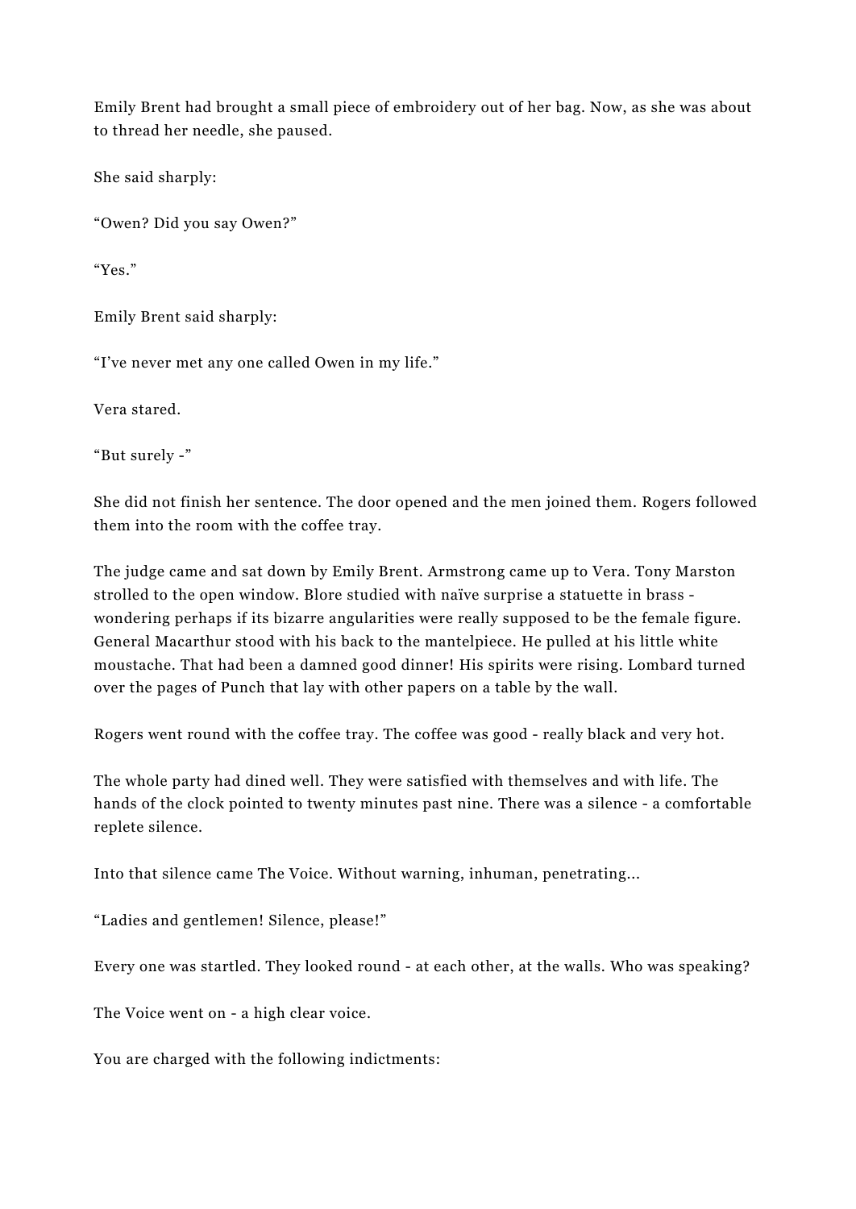Emily Brent had brought a small piece of embroidery out of her bag. Now, as she was about to thread her needle, she paused.

She said sharply:

“Owen? Did you say Owen?”

“Yes.”

Emily Brent said sharply:

“I’ve never met any one called Owen in my life.”

Vera stared.

“But surely -”

She did not finish her sentence. The door opened and the men joined them. Rogers followed them into the room with the coffee tray.

The judge came and sat down by Emily Brent. Armstrong came up to Vera. Tony Marston strolled to the open window. Blore studied with naïve surprise a statuette in brass - wondering perhaps if its bizarre angularities were really supposed to be the female figure. General Macarthur stood with his back to the mantelpiece. He pulled at his little white moustache. That had been a damned good dinner! His spirits were rising. Lombard turned over the pages of Punch that lay with other papers on a table by the wall.

Rogers went round with the coffee tray. The coffee was good - really black and very hot.

The whole party had dined well. They were satisfied with themselves and with life. The hands of the clock pointed to twenty minutes past nine. There was a silence - a comfortable replete silence.

Into that silence came The Voice. Without warning, inhuman, penetrating...

“Ladies and gentlemen! Silence, please!”

Every one was startled. They looked round - at each other, at the walls. Who was speaking?

The Voice went on - a high clear voice.

You are charged with the following indictments: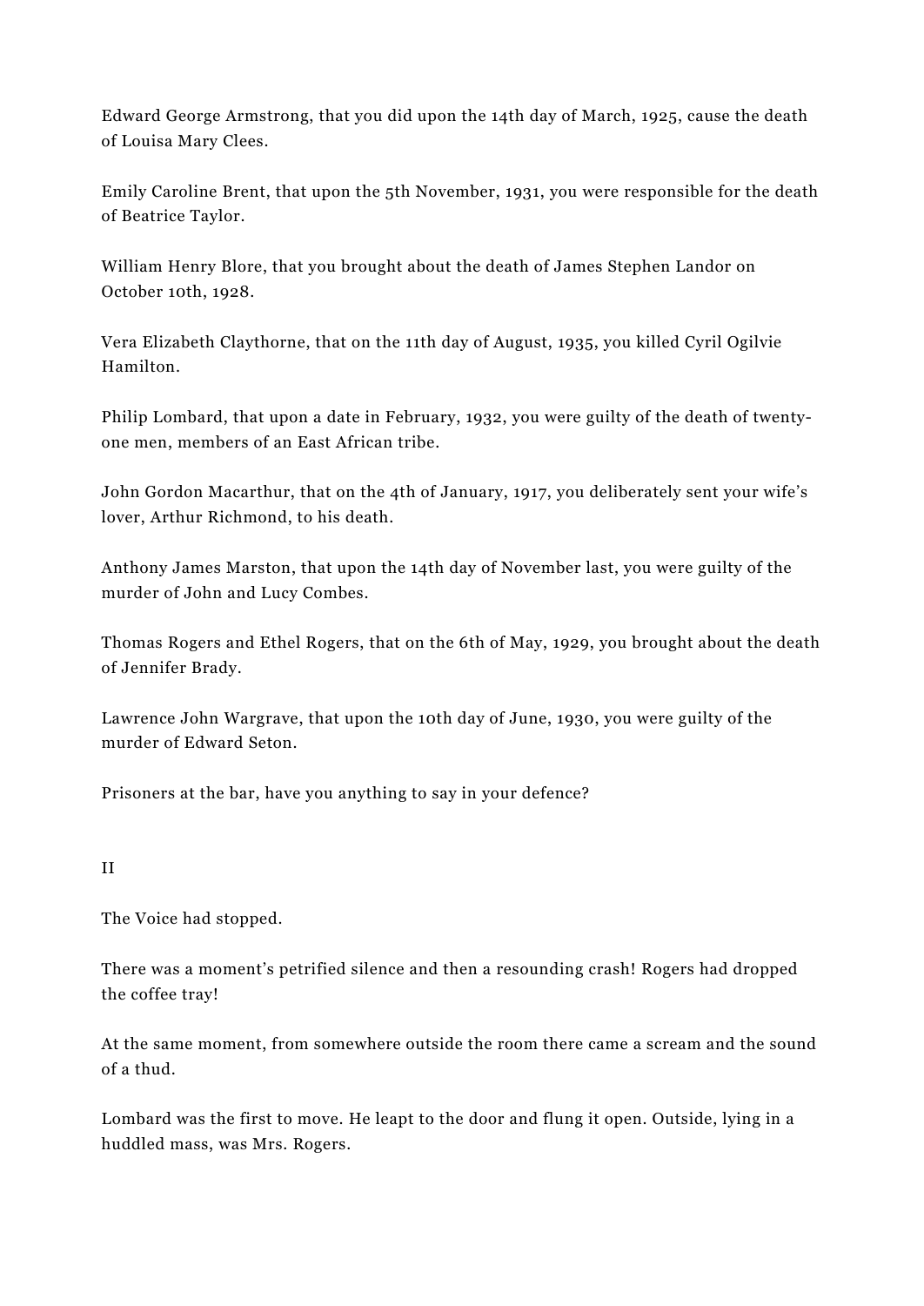Edward George Armstrong, that you did upon the 14th day of March, 1925, cause the death of Louisa Mary Clees.

Emily Caroline Brent, that upon the 5th November, 1931, you were responsible for the death of Beatrice Taylor.

William Henry Blore, that you brought about the death of James Stephen Landor on October 10th, 1928.

Vera Elizabeth Claythorne, that on the 11th day of August, 1935, you killed Cyril Ogilvie Hamilton.

Philip Lombard, that upon a date in February, 1932, you were guilty of the death of twenty-one men, members of an East African tribe.

John Gordon Macarthur, that on the 4th of January, 1917, you deliberately sent your wife's lover, Arthur Richmond, to his death.

Anthony James Marston, that upon the 14th day of November last, you were guilty of the murder of John and Lucy Combes.

Thomas Rogers and Ethel Rogers, that on the 6th of May, 1929, you brought about the death of Jennifer Brady.

Lawrence John Wargrave, that upon the 10th day of June, 1930, you were guilty of the murder of Edward Seton.

Prisoners at the bar, have you anything to say in your defence?

## II

The Voice had stopped.

There was a moment's petrified silence and then a resounding crash! Rogers had dropped the coffee tray!

At the same moment, from somewhere outside the room there came a scream and the sound of a thud.

Lombard was the first to move. He leapt to the door and flung it open. Outside, lying in a huddled mass, was Mrs. Rogers.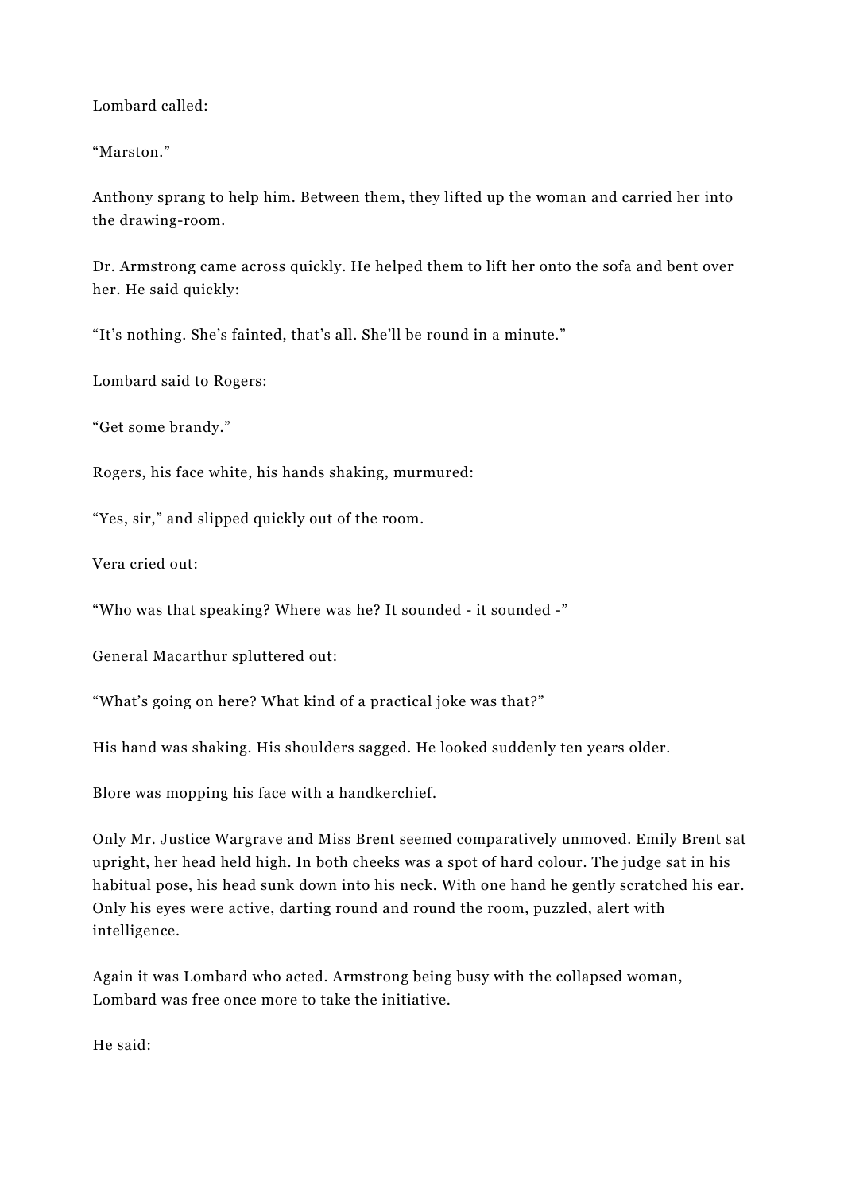Lombard called:

“Marston.”

Anthony sprang to help him. Between them, they lifted up the woman and carried her into the drawing-room.

Dr. Armstrong came across quickly. He helped them to lift her onto the sofa and bent over her. He said quickly:

“It’s nothing. She’s fainted, that’s all. She’ll be round in a minute.”

Lombard said to Rogers:

“Get some brandy.”

Rogers, his face white, his hands shaking, murmured:

“Yes, sir,” and slipped quickly out of the room.

Vera cried out:

“Who was that speaking? Where was he? It sounded - it sounded -”

General Macarthur spluttered out:

“What’s going on here? What kind of a practical joke was that?”

His hand was shaking. His shoulders sagged. He looked suddenly ten years older.

Blore was mopping his face with a handkerchief.

Only Mr. Justice Wargrave and Miss Brent seemed comparatively unmoved. Emily Brent sat upright, her head held high. In both cheeks was a spot of hard colour. The judge sat in his habitual pose, his head sunk down into his neck. With one hand he gently scratched his ear. Only his eyes were active, darting round and round the room, puzzled, alert with intelligence.

Again it was Lombard who acted. Armstrong being busy with the collapsed woman, Lombard was free once more to take the initiative.

He said: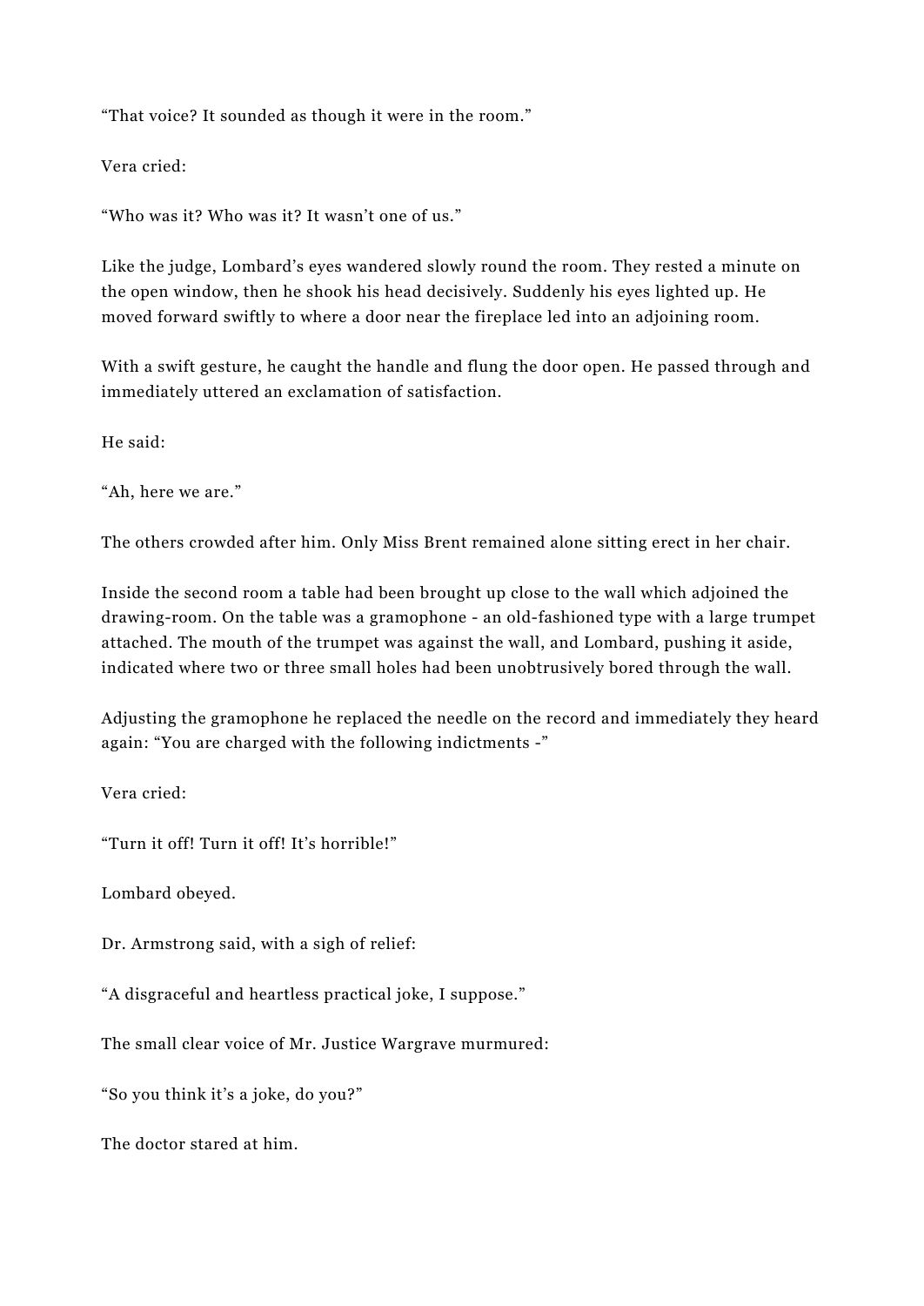“That voice? It sounded as though it were in the room.”

Vera cried:

“Who was it? Who was it? It wasn’t one of us.”

Like the judge, Lombard’s eyes wandered slowly round the room. They rested a minute on the open window, then he shook his head decisively. Suddenly his eyes lighted up. He moved forward swiftly to where a door near the fireplace led into an adjoining room.

With a swift gesture, he caught the handle and flung the door open. He passed through and immediately uttered an exclamation of satisfaction.

He said:

“Ah, here we are.”

The others crowded after him. Only Miss Brent remained alone sitting erect in her chair.

Inside the second room a table had been brought up close to the wall which adjoined the drawing-room. On the table was a gramophone - an old-fashioned type with a large trumpet attached. The mouth of the trumpet was against the wall, and Lombard, pushing it aside, indicated where two or three small holes had been unobtrusively bored through the wall.

Adjusting the gramophone he replaced the needle on the record and immediately they heard again: “You are charged with the following indictments -”

Vera cried:

“Turn it off! Turn it off! It’s horrible!”

Lombard obeyed.

Dr. Armstrong said, with a sigh of relief:

“A disgraceful and heartless practical joke, I suppose.”

The small clear voice of Mr. Justice Wargrave murmured:

“So you think it’s a joke, do you?”

The doctor stared at him.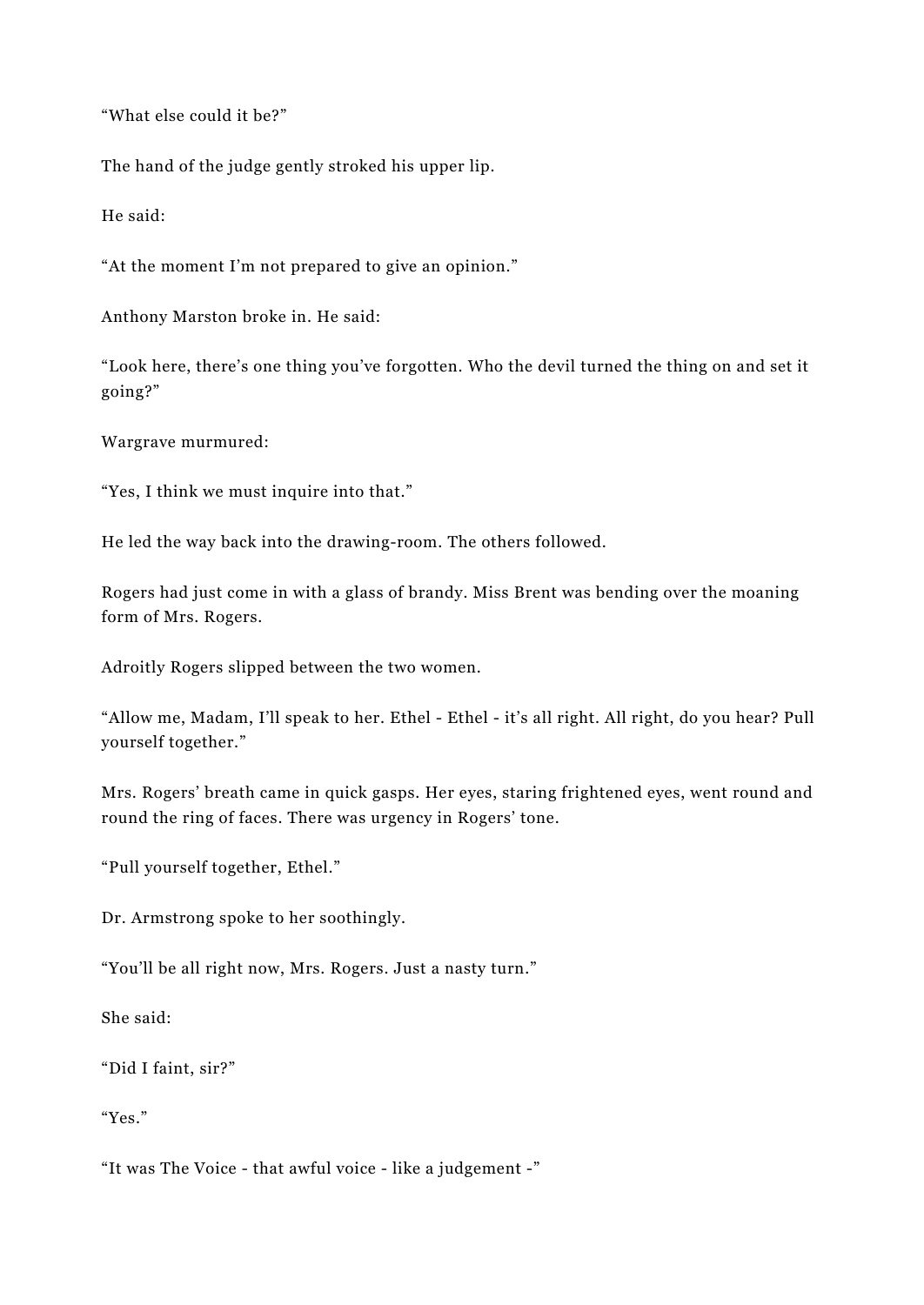“What else could it be?”

The hand of the judge gently stroked his upper lip.

He said:

“At the moment I’m not prepared to give an opinion.”

Anthony Marston broke in. He said:

“Look here, there’s one thing you’ve forgotten. Who the devil turned the thing on and set it going?”

Wargrave murmured:

“Yes, I think we must inquire into that.”

He led the way back into the drawing-room. The others followed.

Rogers had just come in with a glass of brandy. Miss Brent was bending over the moaning form of Mrs. Rogers.

Adroitly Rogers slipped between the two women.

“Allow me, Madam, I’ll speak to her. Ethel - Ethel - it’s all right. All right, do you hear? Pull yourself together.”

Mrs. Rogers’ breath came in quick gasps. Her eyes, staring frightened eyes, went round and round the ring of faces. There was urgency in Rogers’ tone.

“Pull yourself together, Ethel.”

Dr. Armstrong spoke to her soothingly.

“You’ll be all right now, Mrs. Rogers. Just a nasty turn.”

She said:

“Did I faint, sir?”

“Yes.”

“It was The Voice - that awful voice - like a judgement -”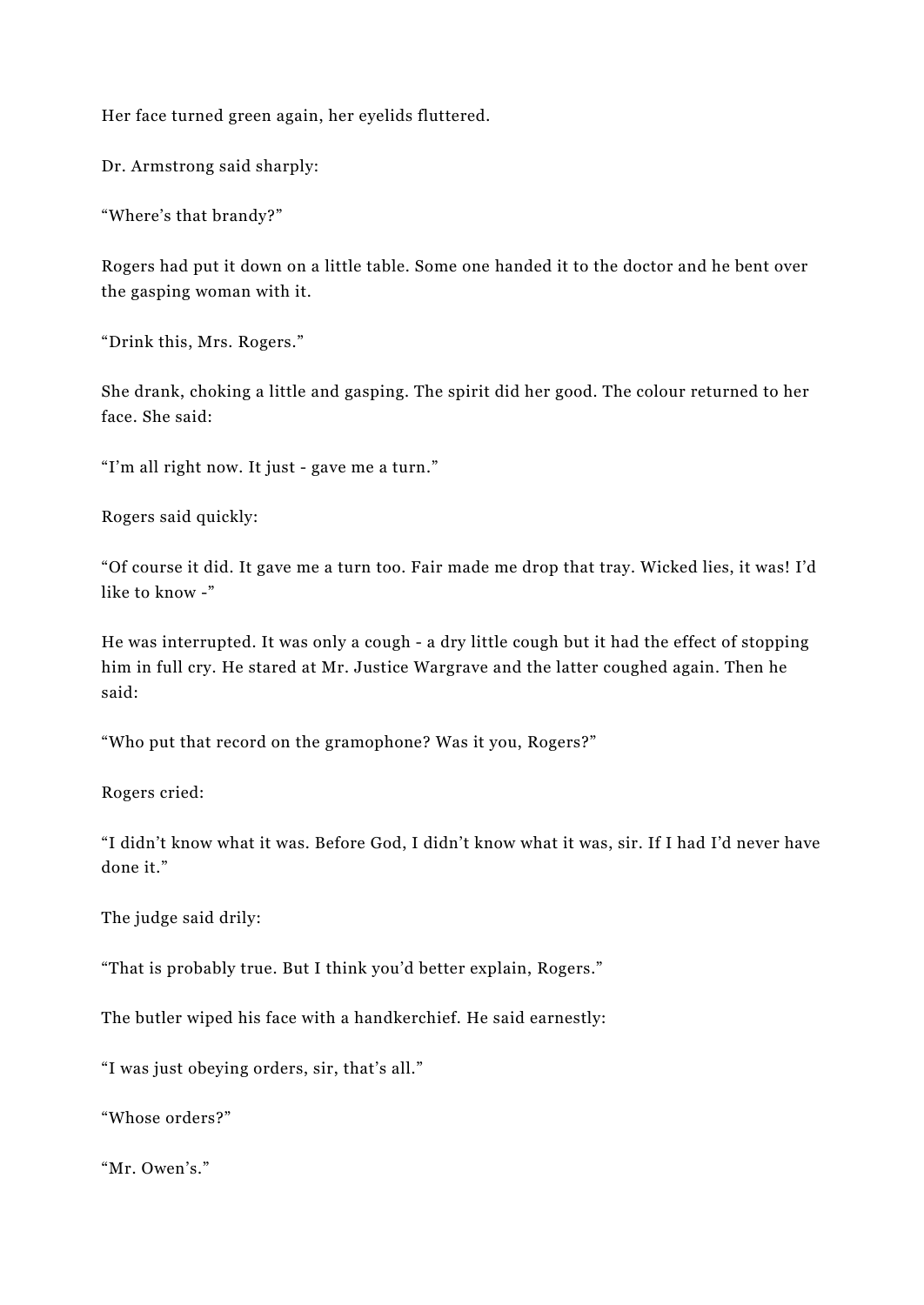Her face turned green again, her eyelids fluttered.

Dr. Armstrong said sharply:

“Where’s that brandy?”

Rogers had put it down on a little table. Some one handed it to the doctor and he bent over the gasping woman with it.

“Drink this, Mrs. Rogers.”

She drank, choking a little and gasping. The spirit did her good. The colour returned to her face. She said:

“I’m all right now. It just - gave me a turn.”

Rogers said quickly:

“Of course it did. It gave me a turn too. Fair made me drop that tray. Wicked lies, it was! I’d like to know -”

He was interrupted. It was only a cough - a dry little cough but it had the effect of stopping him in full cry. He stared at Mr. Justice Wargrave and the latter coughed again. Then he said:

“Who put that record on the gramophone? Was it you, Rogers?”

Rogers cried:

“I didn’t know what it was. Before God, I didn’t know what it was, sir. If I had I’d never have done it.”

The judge said drily:

“That is probably true. But I think you’d better explain, Rogers.”

The butler wiped his face with a handkerchief. He said earnestly:

“I was just obeying orders, sir, that’s all.”

“Whose orders?”

“Mr. Owen’s.”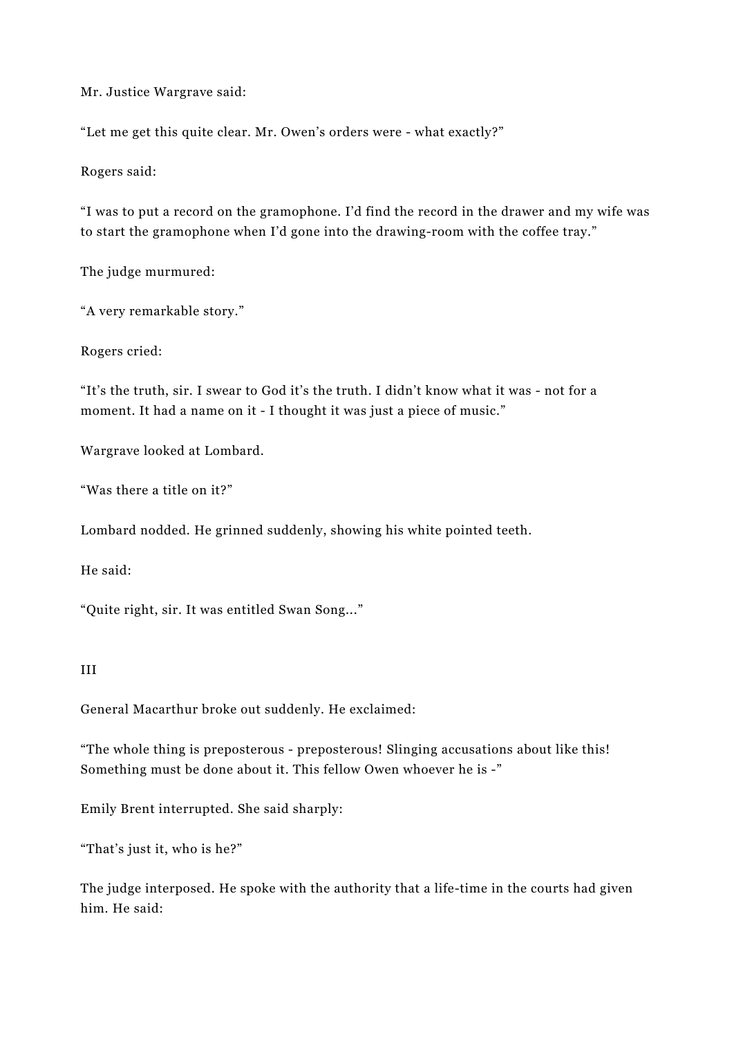Mr. Justice Wargrave said:

“Let me get this quite clear. Mr. Owen’s orders were - what exactly?”

Rogers said:

“I was to put a record on the gramophone. I’d find the record in the drawer and my wife was to start the gramophone when I’d gone into the drawing-room with the coffee tray.”

The judge murmured:

“A very remarkable story.”

Rogers cried:

“It’s the truth, sir. I swear to God it’s the truth. I didn’t know what it was - not for a moment. It had a name on it - I thought it was just a piece of music.”

Wargrave looked at Lombard.

“Was there a title on it?”

Lombard nodded. He grinned suddenly, showing his white pointed teeth.

He said:

“Quite right, sir. It was entitled Swan Song...”

III

General Macarthur broke out suddenly. He exclaimed:

“The whole thing is preposterous - preposterous! Slinging accusations about like this! Something must be done about it. This fellow Owen whoever he is -”

Emily Brent interrupted. She said sharply:

“That’s just it, who is he?”

The judge interposed. He spoke with the authority that a life-time in the courts had given him. He said: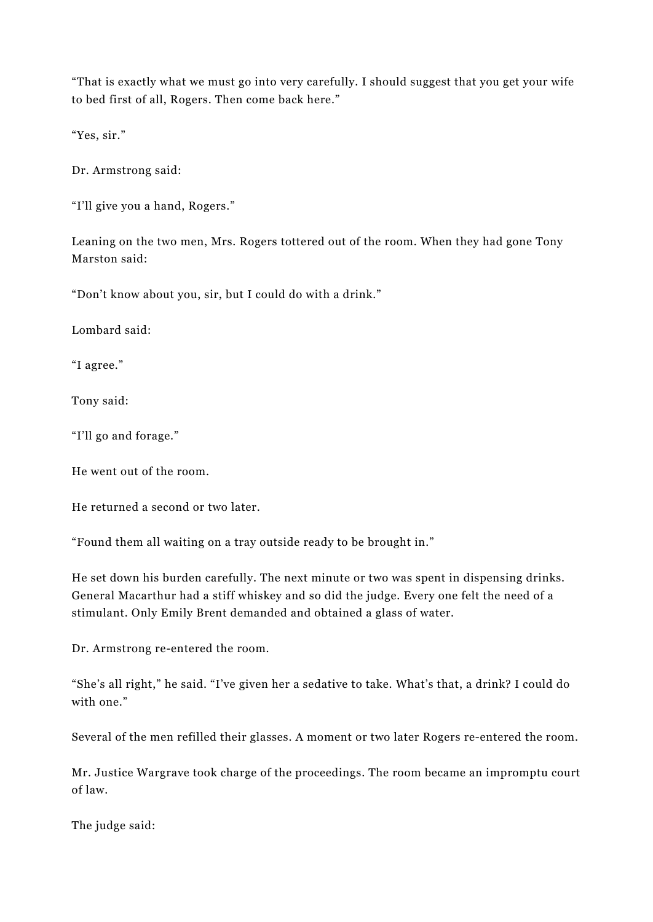“That is exactly what we must go into very carefully. I should suggest that you get your wife to bed first of all, Rogers. Then come back here.”

“Yes, sir.”

Dr. Armstrong said:

“I’ll give you a hand, Rogers.”

Leaning on the two men, Mrs. Rogers tottered out of the room. When they had gone Tony Marston said:

“Don’t know about you, sir, but I could do with a drink.”

Lombard said:

“I agree.”

Tony said:

“I’ll go and forage.”

He went out of the room.

He returned a second or two later.

“Found them all waiting on a tray outside ready to be brought in.”

He set down his burden carefully. The next minute or two was spent in dispensing drinks. General Macarthur had a stiff whiskey and so did the judge. Every one felt the need of a stimulant. Only Emily Brent demanded and obtained a glass of water.

Dr. Armstrong re-entered the room.

“She’s all right,” he said. “I’ve given her a sedative to take. What’s that, a drink? I could do with one.”

Several of the men refilled their glasses. A moment or two later Rogers re-entered the room.

Mr. Justice Wargrave took charge of the proceedings. The room became an impromptu court of law.

The judge said: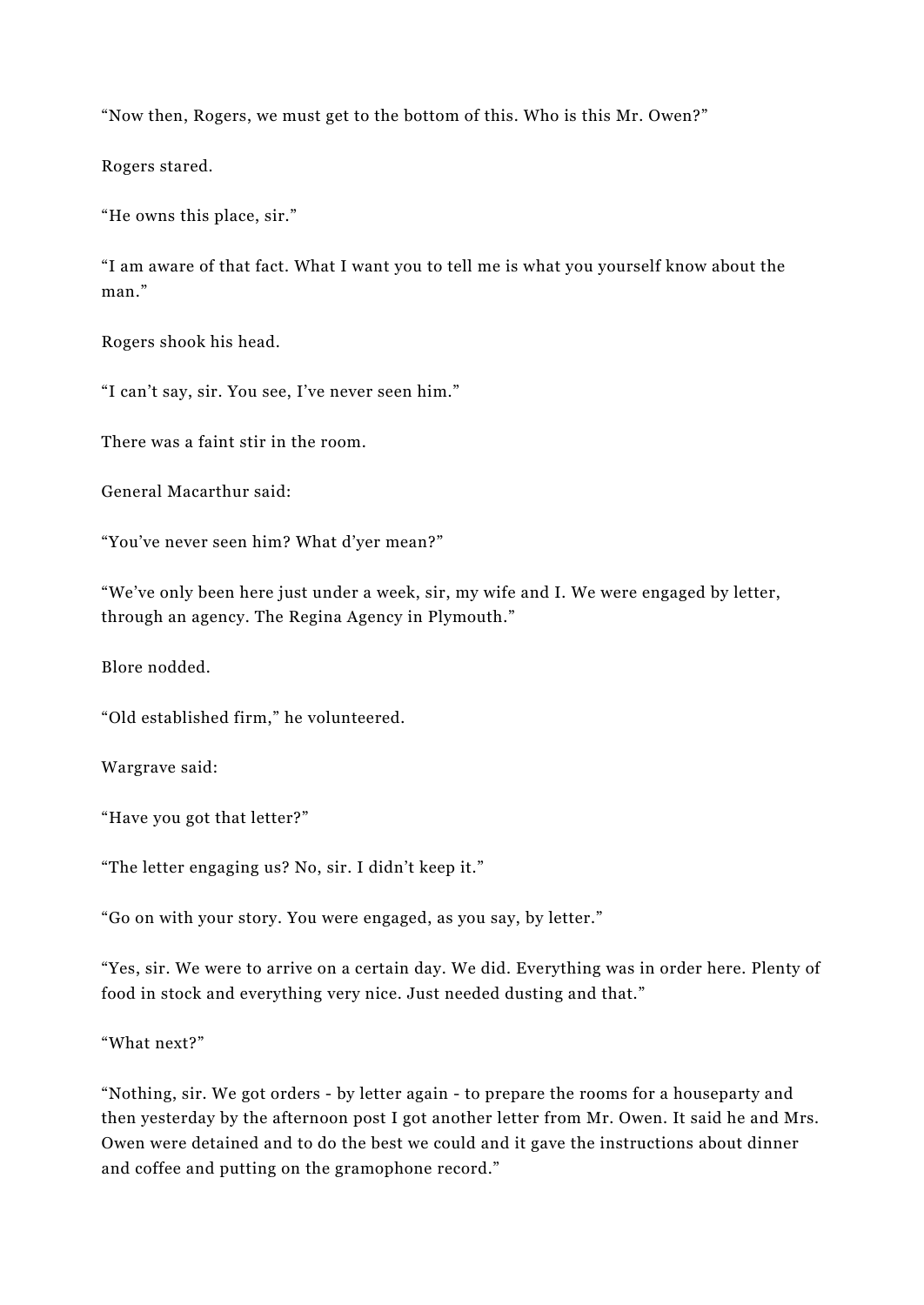“Now then, Rogers, we must get to the bottom of this. Who is this Mr. Owen?”

Rogers stared.

“He owns this place, sir.”

“I am aware of that fact. What I want you to tell me is what you yourself know about the man.”

Rogers shook his head.

“I can’t say, sir. You see, I’ve never seen him.”

There was a faint stir in the room.

General Macarthur said:

“You’ve never seen him? What d’yer mean?”

“We’ve only been here just under a week, sir, my wife and I. We were engaged by letter, through an agency. The Regina Agency in Plymouth.”

Blore nodded.

“Old established firm,” he volunteered.

Wargrave said:

“Have you got that letter?”

“The letter engaging us? No, sir. I didn’t keep it.”

“Go on with your story. You were engaged, as you say, by letter.”

“Yes, sir. We were to arrive on a certain day. We did. Everything was in order here. Plenty of food in stock and everything very nice. Just needed dusting and that.”

“What next?”

“Nothing, sir. We got orders - by letter again - to prepare the rooms for a houseparty and then yesterday by the afternoon post I got another letter from Mr. Owen. It said he and Mrs. Owen were detained and to do the best we could and it gave the instructions about dinner and coffee and putting on the gramophone record.”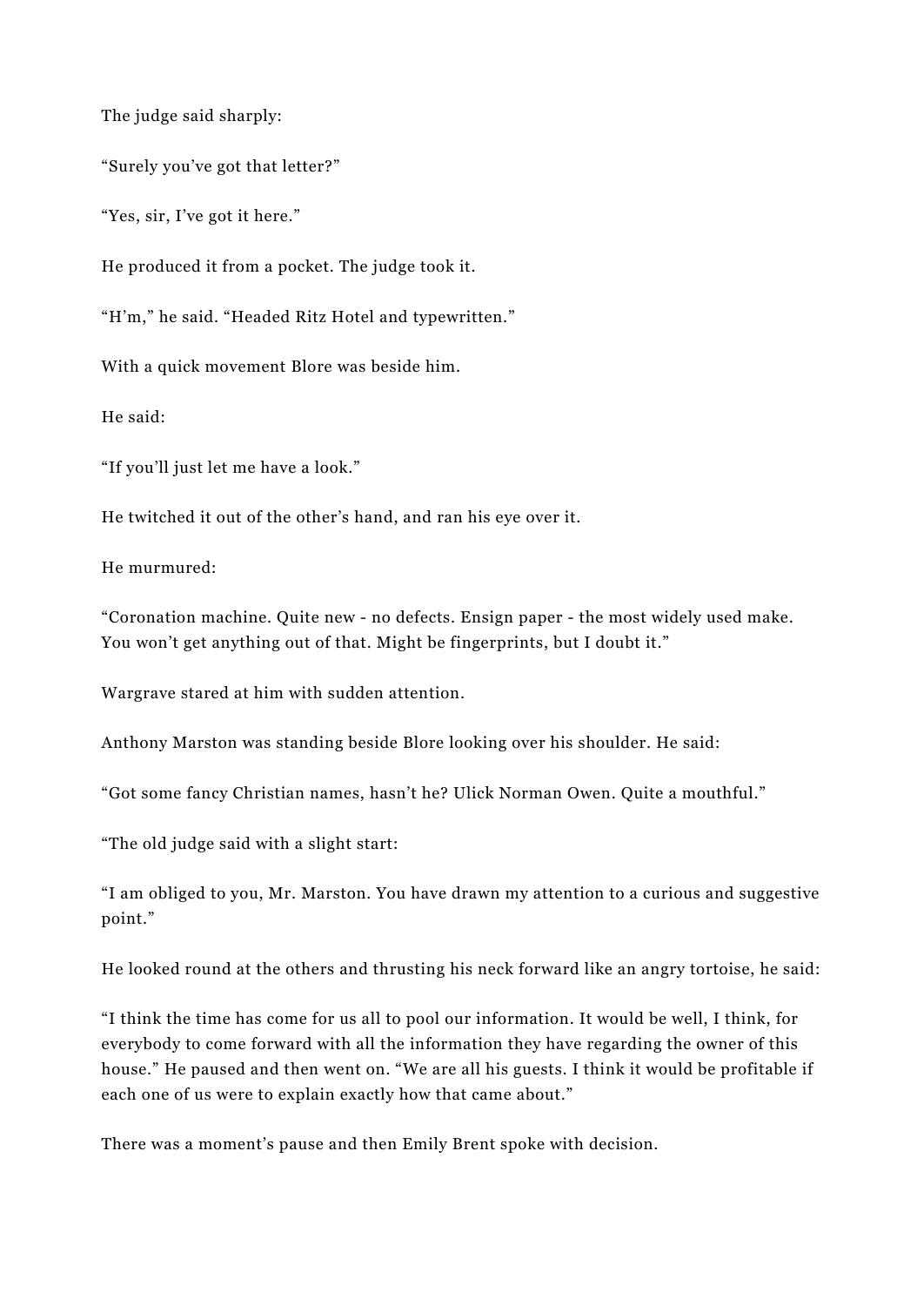The judge said sharply:

“Surely you’ve got that letter?”

“Yes, sir, I’ve got it here.”

He produced it from a pocket. The judge took it.

“H’m,” he said. “Headed Ritz Hotel and typewritten.”

With a quick movement Blore was beside him.

He said:

“If you’ll just let me have a look.”

He twitched it out of the other’s hand, and ran his eye over it.

He murmured:

“Coronation machine. Quite new - no defects. Ensign paper - the most widely used make. You won’t get anything out of that. Might be fingerprints, but I doubt it.”

Wargrave stared at him with sudden attention.

Anthony Marston was standing beside Blore looking over his shoulder. He said:

“Got some fancy Christian names, hasn’t he? Ulick Norman Owen. Quite a mouthful.”

“The old judge said with a slight start:

“I am obliged to you, Mr. Marston. You have drawn my attention to a curious and suggestive point.”

He looked round at the others and thrusting his neck forward like an angry tortoise, he said:

“I think the time has come for us all to pool our information. It would be well, I think, for everybody to come forward with all the information they have regarding the owner of this house.” He paused and then went on. “We are all his guests. I think it would be profitable if each one of us were to explain exactly how that came about.”

There was a moment’s pause and then Emily Brent spoke with decision.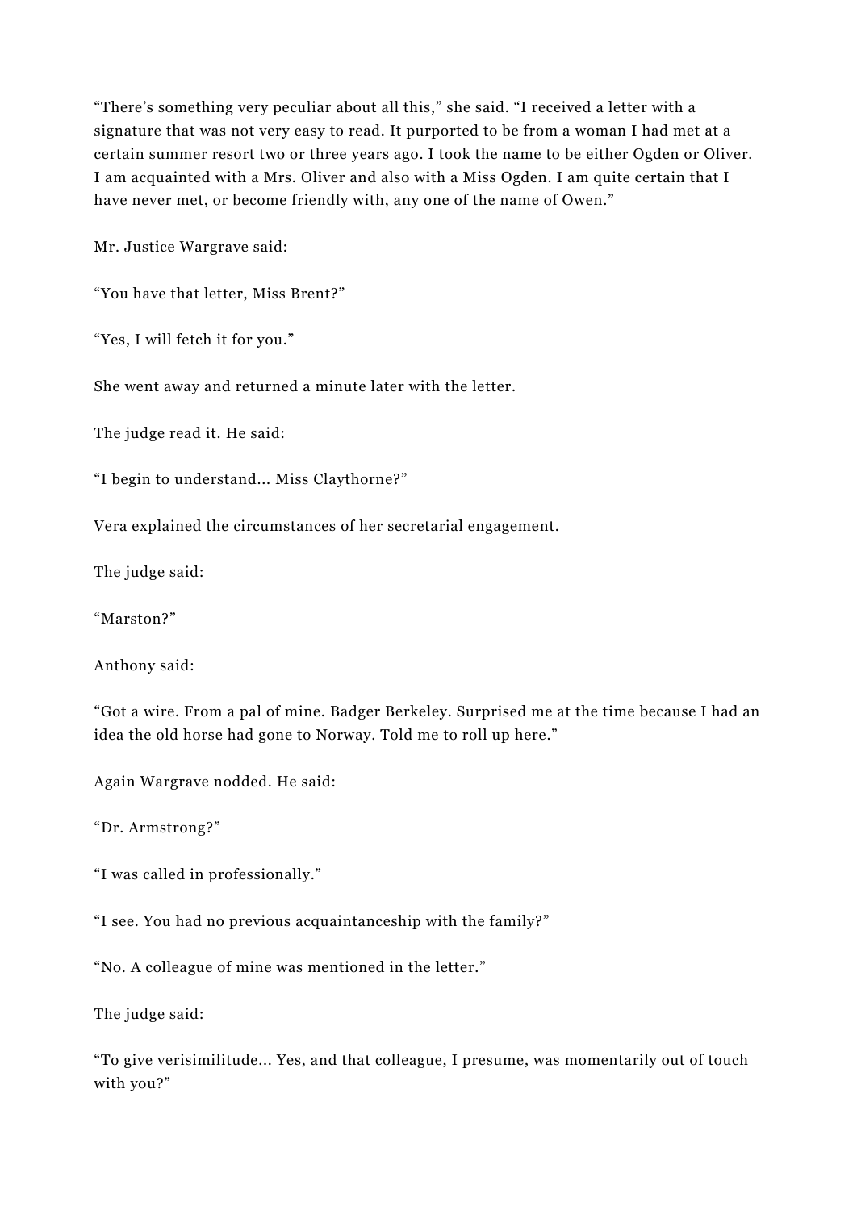“There’s something very peculiar about all this,” she said. “I received a letter with a signature that was not very easy to read. It purported to be from a woman I had met at a certain summer resort two or three years ago. I took the name to be either Ogden or Oliver. I am acquainted with a Mrs. Oliver and also with a Miss Ogden. I am quite certain that I have never met, or become friendly with, any one of the name of Owen.”

Mr. Justice Wargrave said:

“You have that letter, Miss Brent?”

“Yes, I will fetch it for you.”

She went away and returned a minute later with the letter.

The judge read it. He said:

“I begin to understand... Miss Claythorne?”

Vera explained the circumstances of her secretarial engagement.

The judge said:

“Marston?”

Anthony said:

“Got a wire. From a pal of mine. Badger Berkeley. Surprised me at the time because I had an idea the old horse had gone to Norway. Told me to roll up here.”

Again Wargrave nodded. He said:

“Dr. Armstrong?”

“I was called in professionally.”

“I see. You had no previous acquaintanceship with the family?”

“No. A colleague of mine was mentioned in the letter.”

The judge said:

“To give verisimilitude... Yes, and that colleague, I presume, was momentarily out of touch with you?”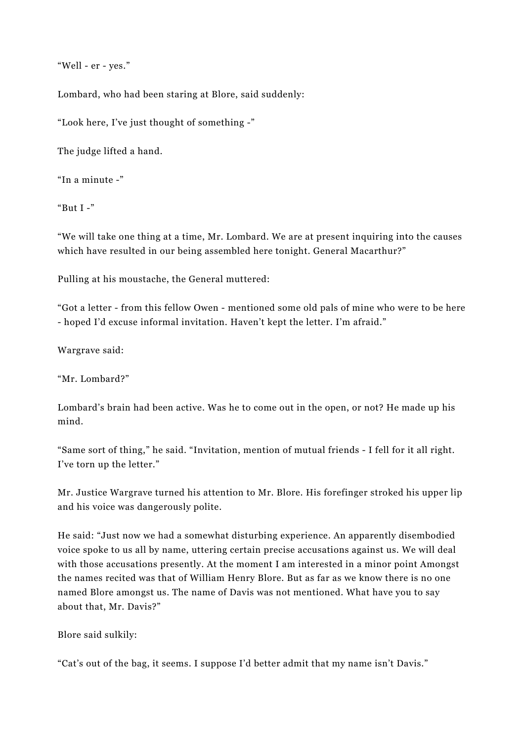“Well - er - yes.”

Lombard, who had been staring at Blore, said suddenly:

“Look here, I’ve just thought of something -”

The judge lifted a hand.

“In a minute -”

“But I -”

“We will take one thing at a time, Mr. Lombard. We are at present inquiring into the causes which have resulted in our being assembled here tonight. General Macarthur?”

Pulling at his moustache, the General muttered:

“Got a letter - from this fellow Owen - mentioned some old pals of mine who were to be here - hoped I’d excuse informal invitation. Haven’t kept the letter. I’m afraid.”

Wargrave said:

“Mr. Lombard?”

Lombard’s brain had been active. Was he to come out in the open, or not? He made up his mind.

“Same sort of thing,” he said. “Invitation, mention of mutual friends - I fell for it all right. I’ve torn up the letter.”

Mr. Justice Wargrave turned his attention to Mr. Blore. His forefinger stroked his upper lip and his voice was dangerously polite.

He said: “Just now we had a somewhat disturbing experience. An apparently disembodied voice spoke to us all by name, uttering certain precise accusations against us. We will deal with those accusations presently. At the moment I am interested in a minor point Amongst the names recited was that of William Henry Blore. But as far as we know there is no one named Blore amongst us. The name of Davis was not mentioned. What have you to say about that, Mr. Davis?”

Blore said sulkily:

“Cat’s out of the bag, it seems. I suppose I’d better admit that my name isn’t Davis.”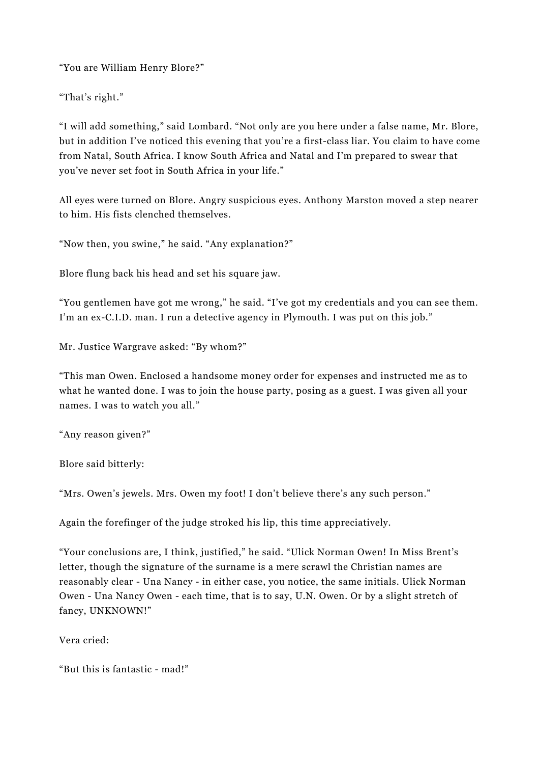“You are William Henry Blore?”

“That’s right.”

“I will add something,” said Lombard. “Not only are you here under a false name, Mr. Blore, but in addition I’ve noticed this evening that you’re a first-class liar. You claim to have come from Natal, South Africa. I know South Africa and Natal and I’m prepared to swear that you’ve never set foot in South Africa in your life.”

All eyes were turned on Blore. Angry suspicious eyes. Anthony Marston moved a step nearer to him. His fists clenched themselves.

“Now then, you swine,” he said. “Any explanation?”

Blore flung back his head and set his square jaw.

“You gentlemen have got me wrong,” he said. “I’ve got my credentials and you can see them. I’m an ex-C.I.D. man. I run a detective agency in Plymouth. I was put on this job.”

Mr. Justice Wargrave asked: “By whom?”

“This man Owen. Enclosed a handsome money order for expenses and instructed me as to what he wanted done. I was to join the house party, posing as a guest. I was given all your names. I was to watch you all.”

“Any reason given?”

Blore said bitterly:

“Mrs. Owen’s jewels. Mrs. Owen my foot! I don’t believe there’s any such person.”

Again the forefinger of the judge stroked his lip, this time appreciatively.

“Your conclusions are, I think, justified,” he said. “Ulick Norman Owen! In Miss Brent’s letter, though the signature of the surname is a mere scrawl the Christian names are reasonably clear - Una Nancy - in either case, you notice, the same initials. Ulick Norman Owen - Una Nancy Owen - each time, that is to say, U.N. Owen. Or by a slight stretch of fancy, UNKNOWN!”

Vera cried:

“But this is fantastic - mad!”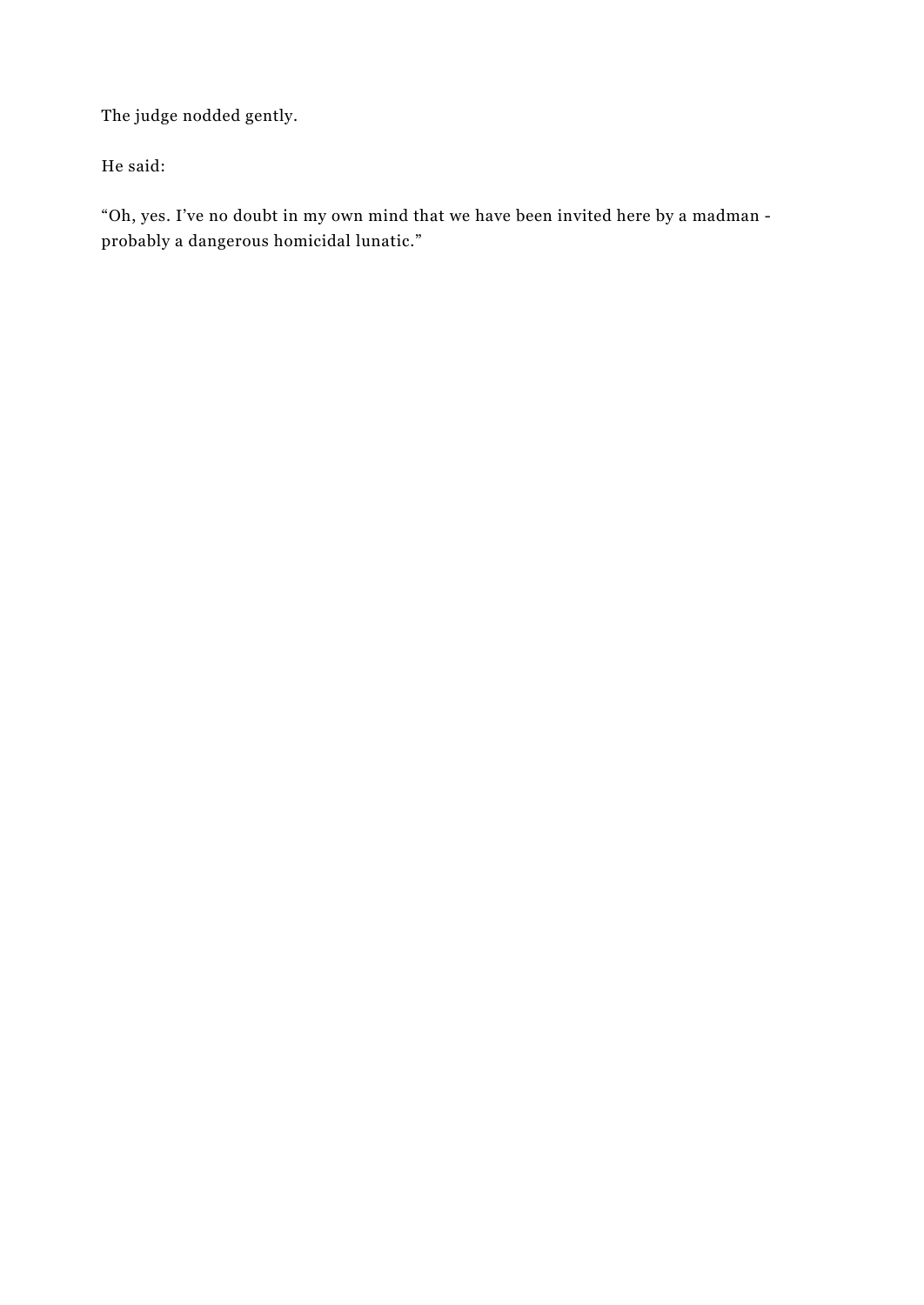The judge nodded gently.

He said:

“Oh, yes. I’ve no doubt in my own mind that we have been invited here by a madman - probably a dangerous homicidal lunatic.”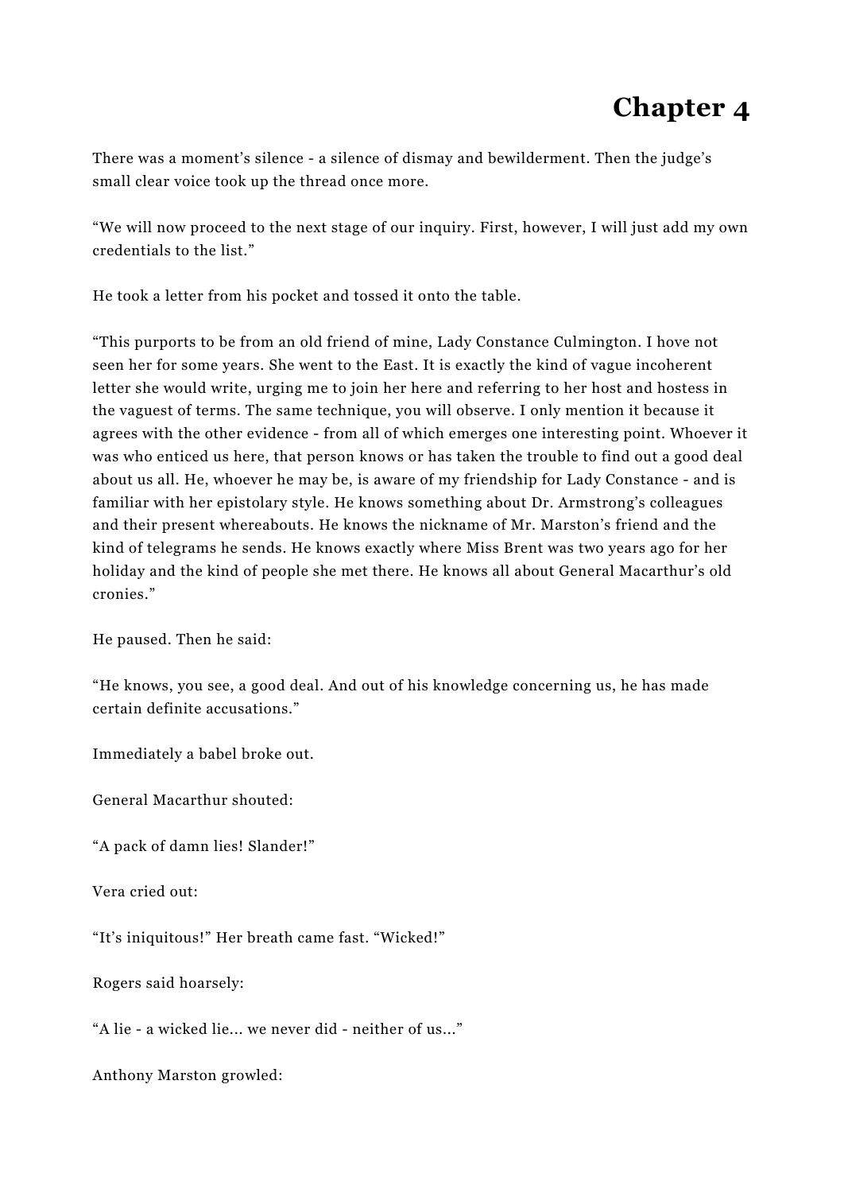# Chapter 4

There was a moment's silence - a silence of dismay and bewilderment. Then the judge's small clear voice took up the thread once more.

"We will now proceed to the next stage of our inquiry. First, however, I will just add my own credentials to the list."

He took a letter from his pocket and tossed it onto the table.

"This purports to be from an old friend of mine, Lady Constance Culmington. I hove not seen her for some years. She went to the East. It is exactly the kind of vague incoherent letter she would write, urging me to join her here and referring to her host and hostess in the vaguest of terms. The same technique, you will observe. I only mention it because it agrees with the other evidence - from all of which emerges one interesting point. Whoever it was who enticed us here, that person knows or has taken the trouble to find out a good deal about us all. He, whoever he may be, is aware of my friendship for Lady Constance - and is familiar with her epistolary style. He knows something about Dr. Armstrong's colleagues and their present whereabouts. He knows the nickname of Mr. Marston's friend and the kind of telegrams he sends. He knows exactly where Miss Brent was two years ago for her holiday and the kind of people she met there. He knows all about General Macarthur's old cronies."

He paused. Then he said:

"He knows, you see, a good deal. And out of his knowledge concerning us, he has made certain definite accusations."

Immediately a babel broke out.

General Macarthur shouted:

"A pack of damn lies! Slander!"

Vera cried out:

"It's iniquitous!" Her breath came fast. "Wicked!"

Rogers said hoarsely:

"A lie - a wicked lie... we never did - neither of us..."

Anthony Marston growled: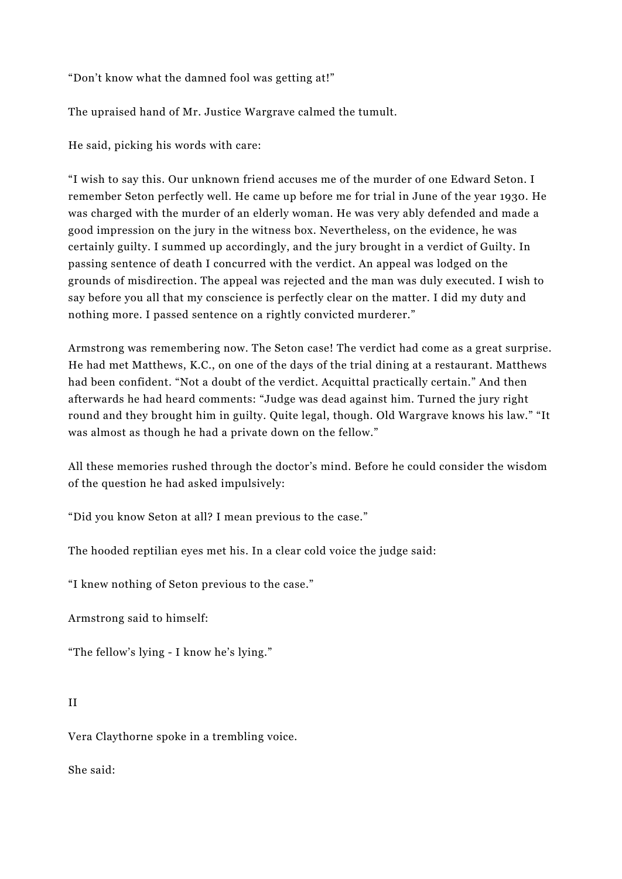"Don't know what the damned fool was getting at!"

The upraised hand of Mr. Justice Wargrave calmed the tumult.

He said, picking his words with care:

"I wish to say this. Our unknown friend accuses me of the murder of one Edward Seton. I remember Seton perfectly well. He came up before me for trial in June of the year 1930. He was charged with the murder of an elderly woman. He was very ably defended and made a good impression on the jury in the witness box. Nevertheless, on the evidence, he was certainly guilty. I summed up accordingly, and the jury brought in a verdict of Guilty. In passing sentence of death I concurred with the verdict. An appeal was lodged on the grounds of misdirection. The appeal was rejected and the man was duly executed. I wish to say before you all that my conscience is perfectly clear on the matter. I did my duty and nothing more. I passed sentence on a rightly convicted murderer."

Armstrong was remembering now. The Seton case! The verdict had come as a great surprise. He had met Matthews, K.C., on one of the days of the trial dining at a restaurant. Matthews had been confident. "Not a doubt of the verdict. Acquittal practically certain." And then afterwards he had heard comments: "Judge was dead against him. Turned the jury right round and they brought him in guilty. Quite legal, though. Old Wargrave knows his law." "It was almost as though he had a private down on the fellow."

All these memories rushed through the doctor's mind. Before he could consider the wisdom of the question he had asked impulsively:

"Did you know Seton at all? I mean previous to the case."

The hooded reptilian eyes met his. In a clear cold voice the judge said:

"I knew nothing of Seton previous to the case."

Armstrong said to himself:

"The fellow's lying - I know he's lying."

## II

Vera Claythorne spoke in a trembling voice.

She said: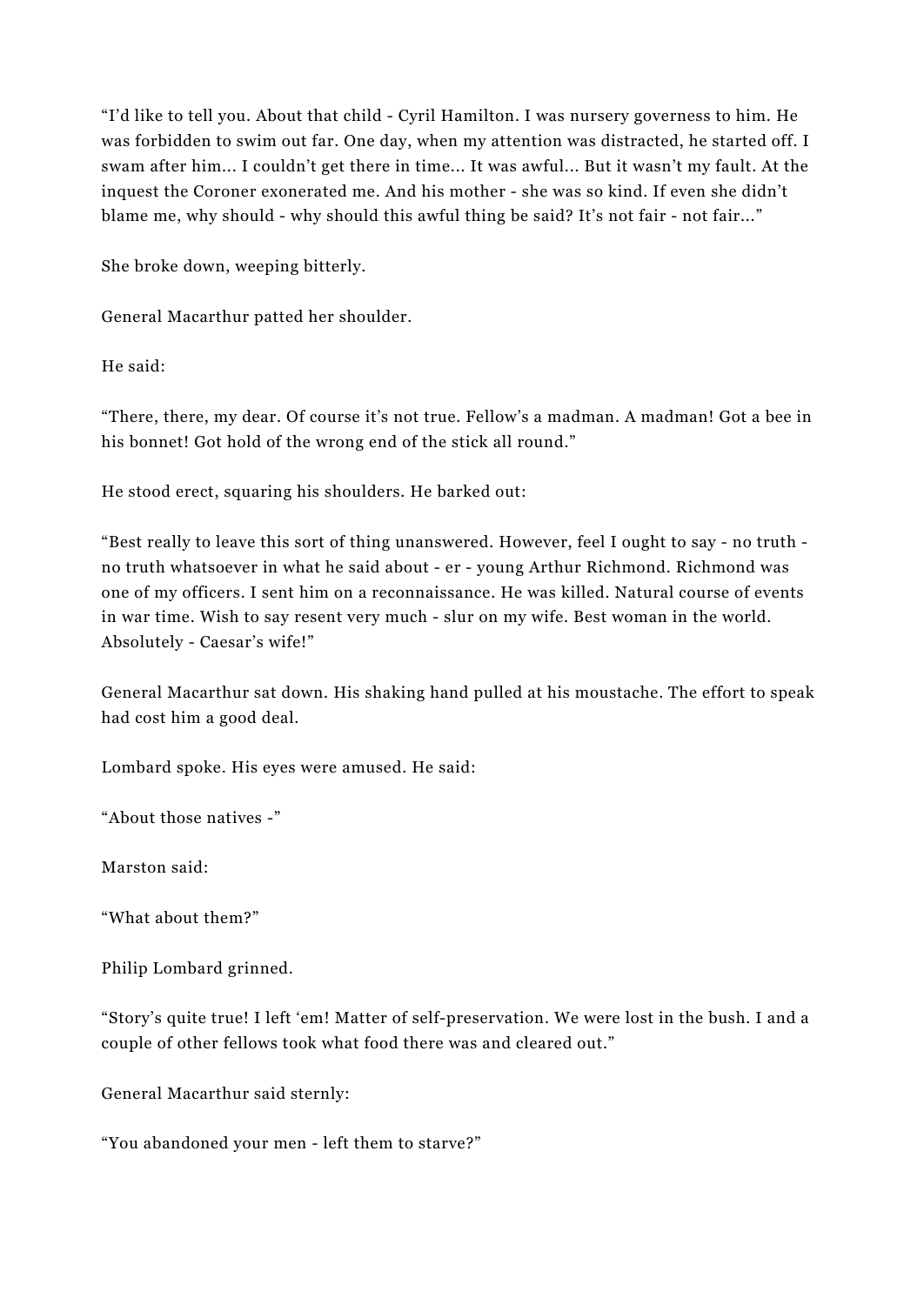“I’d like to tell you. About that child - Cyril Hamilton. I was nursery governess to him. He was forbidden to swim out far. One day, when my attention was distracted, he started off. I swam after him... I couldn’t get there in time... It was awful... But it wasn’t my fault. At the inquest the Coroner exonerated me. And his mother - she was so kind. If even she didn’t blame me, why should - why should this awful thing be said? It’s not fair - not fair...”

She broke down, weeping bitterly.

General Macarthur patted her shoulder.

He said:

“There, there, my dear. Of course it’s not true. Fellow’s a madman. A madman! Got a bee in his bonnet! Got hold of the wrong end of the stick all round.”

He stood erect, squaring his shoulders. He barked out:

“Best really to leave this sort of thing unanswered. However, feel I ought to say - no truth - no truth whatsoever in what he said about - er - young Arthur Richmond. Richmond was one of my officers. I sent him on a reconnaissance. He was killed. Natural course of events in war time. Wish to say resent very much - slur on my wife. Best woman in the world. Absolutely - Caesar’s wife!”

General Macarthur sat down. His shaking hand pulled at his moustache. The effort to speak had cost him a good deal.

Lombard spoke. His eyes were amused. He said:

“About those natives -”

Marston said:

“What about them?”

Philip Lombard grinned.

“Story’s quite true! I left ‘em! Matter of self-preservation. We were lost in the bush. I and a couple of other fellows took what food there was and cleared out.”

General Macarthur said sternly:

“You abandoned your men - left them to starve?”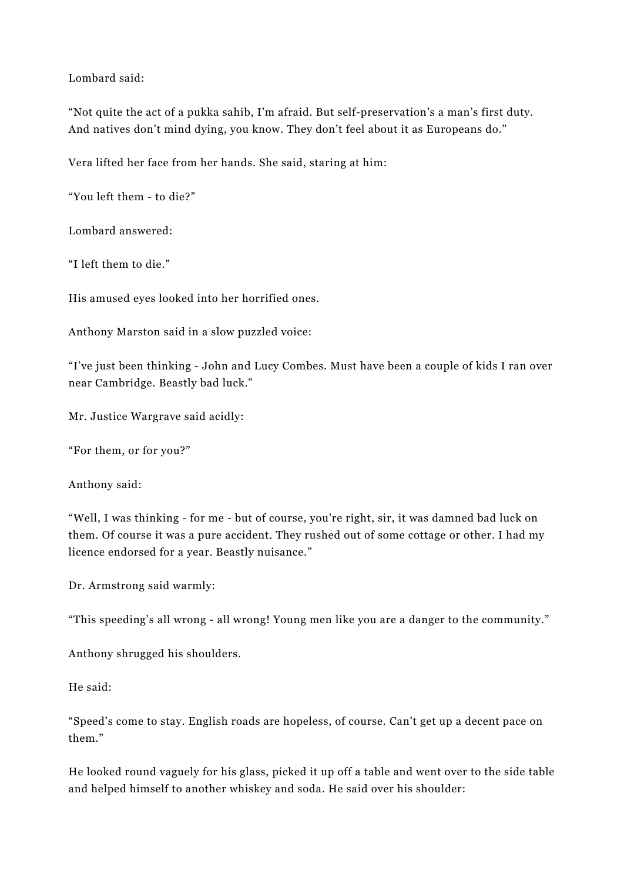Lombard said:

“Not quite the act of a pukka sahib, I’m afraid. But self-preservation’s a man’s first duty. And natives don’t mind dying, you know. They don’t feel about it as Europeans do.”

Vera lifted her face from her hands. She said, staring at him:

“You left them - to die?”

Lombard answered:

“I left them to die.”

His amused eyes looked into her horrified ones.

Anthony Marston said in a slow puzzled voice:

“I’ve just been thinking - John and Lucy Combes. Must have been a couple of kids I ran over near Cambridge. Beastly bad luck.”

Mr. Justice Wargrave said acidly:

“For them, or for you?”

Anthony said:

“Well, I was thinking - for me - but of course, you’re right, sir, it was damned bad luck on them. Of course it was a pure accident. They rushed out of some cottage or other. I had my licence endorsed for a year. Beastly nuisance.”

Dr. Armstrong said warmly:

“This speeding’s all wrong - all wrong! Young men like you are a danger to the community.”

Anthony shrugged his shoulders.

He said:

“Speed’s come to stay. English roads are hopeless, of course. Can’t get up a decent pace on them.”

He looked round vaguely for his glass, picked it up off a table and went over to the side table and helped himself to another whiskey and soda. He said over his shoulder: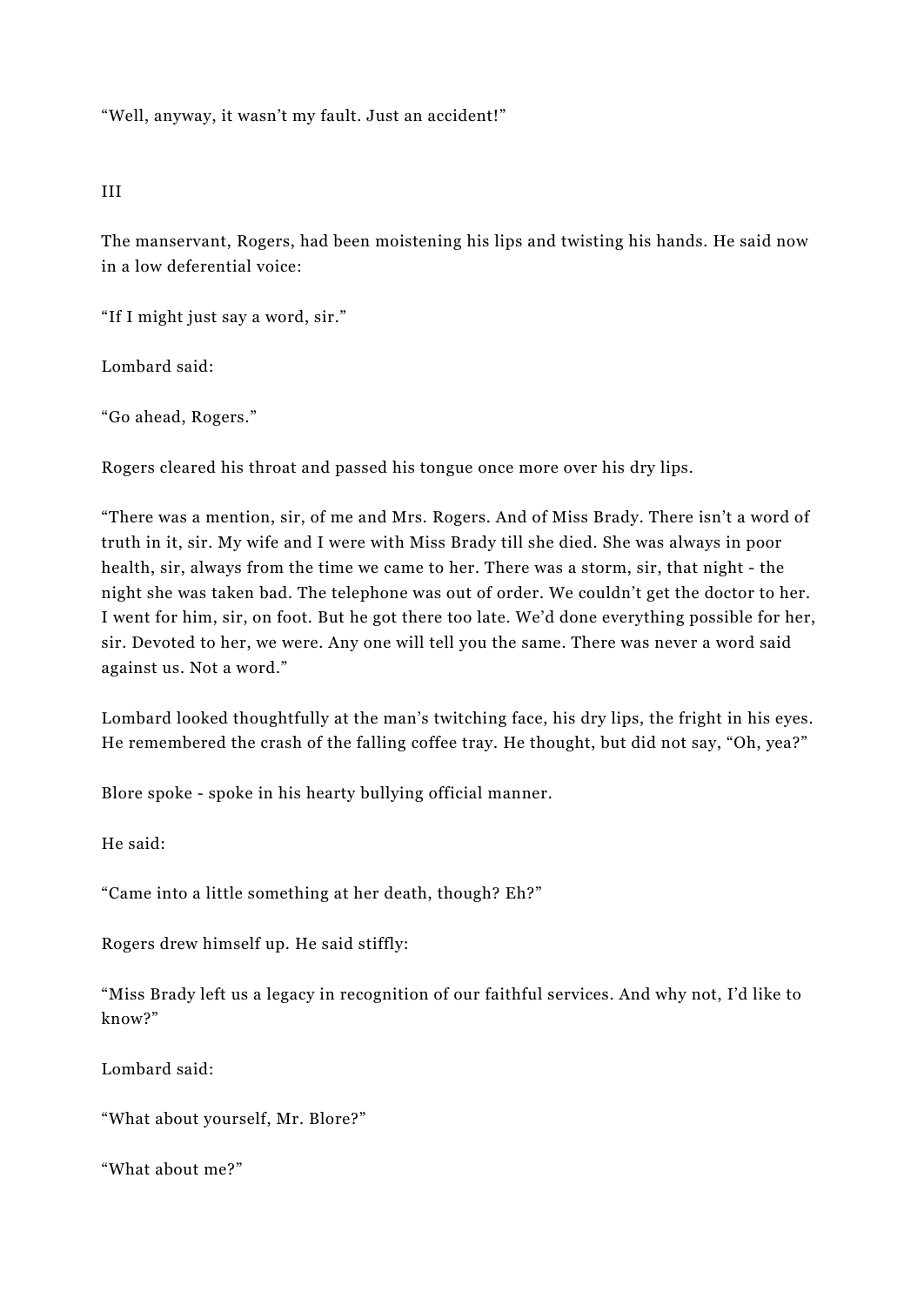“Well, anyway, it wasn’t my fault. Just an accident!”

III

The manservant, Rogers, had been moistening his lips and twisting his hands. He said now in a low deferential voice:

“If I might just say a word, sir.”

Lombard said:

“Go ahead, Rogers.”

Rogers cleared his throat and passed his tongue once more over his dry lips.

“There was a mention, sir, of me and Mrs. Rogers. And of Miss Brady. There isn’t a word of truth in it, sir. My wife and I were with Miss Brady till she died. She was always in poor health, sir, always from the time we came to her. There was a storm, sir, that night - the night she was taken bad. The telephone was out of order. We couldn’t get the doctor to her. I went for him, sir, on foot. But he got there too late. We’d done everything possible for her, sir. Devoted to her, we were. Any one will tell you the same. There was never a word said against us. Not a word.”

Lombard looked thoughtfully at the man’s twitching face, his dry lips, the fright in his eyes. He remembered the crash of the falling coffee tray. He thought, but did not say, “Oh, yea?”

Blore spoke - spoke in his hearty bullying official manner.

He said:

“Came into a little something at her death, though? Eh?”

Rogers drew himself up. He said stiffly:

“Miss Brady left us a legacy in recognition of our faithful services. And why not, I’d like to know?”

Lombard said:

“What about yourself, Mr. Blore?”

“What about me?”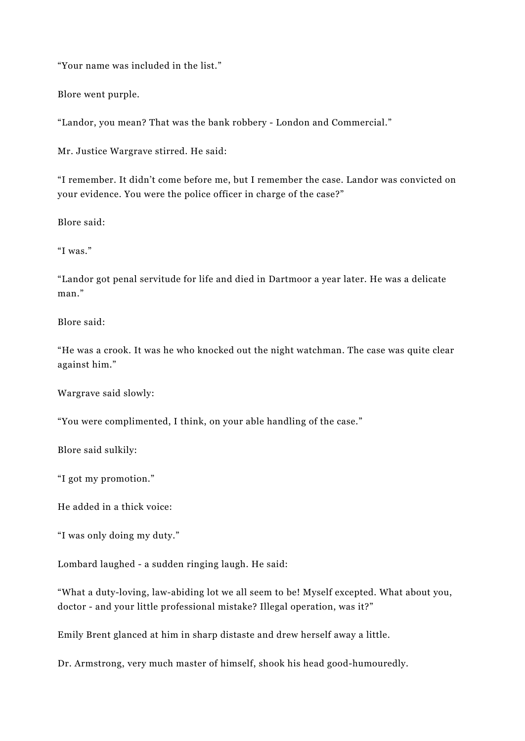“Your name was included in the list.”

Blore went purple.

“Landor, you mean? That was the bank robbery - London and Commercial.”

Mr. Justice Wargrave stirred. He said:

“I remember. It didn’t come before me, but I remember the case. Landor was convicted on your evidence. You were the police officer in charge of the case?”

Blore said:

“I was.”

“Landor got penal servitude for life and died in Dartmoor a year later. He was a delicate man.”

Blore said:

“He was a crook. It was he who knocked out the night watchman. The case was quite clear against him.”

Wargrave said slowly:

“You were complimented, I think, on your able handling of the case.”

Blore said sulkily:

“I got my promotion.”

He added in a thick voice:

“I was only doing my duty.”

Lombard laughed - a sudden ringing laugh. He said:

“What a duty-loving, law-abiding lot we all seem to be! Myself excepted. What about you, doctor - and your little professional mistake? Illegal operation, was it?”

Emily Brent glanced at him in sharp distaste and drew herself away a little.

Dr. Armstrong, very much master of himself, shook his head good-humouredly.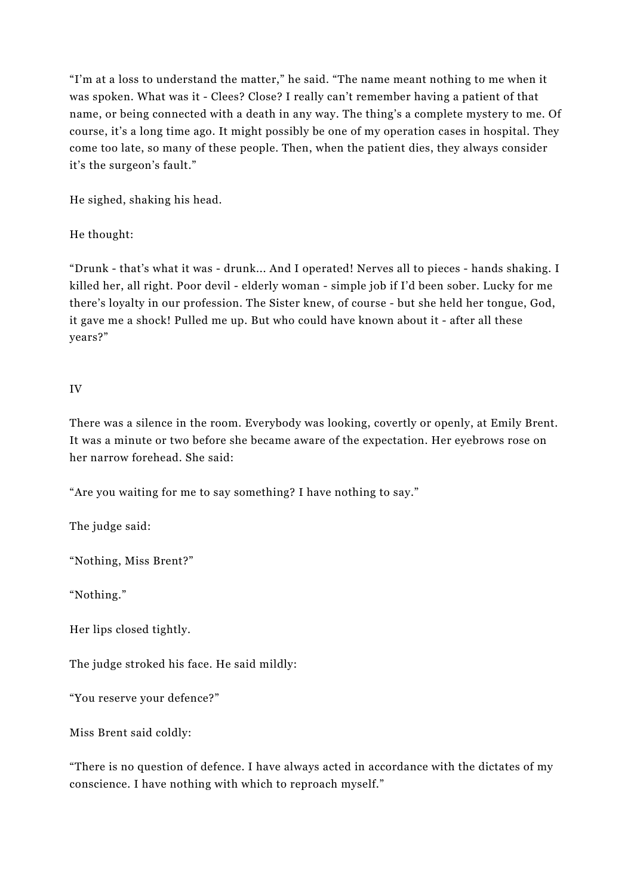"I'm at a loss to understand the matter," he said. "The name meant nothing to me when it was spoken. What was it - Clees? Close? I really can't remember having a patient of that name, or being connected with a death in any way. The thing's a complete mystery to me. Of course, it's a long time ago. It might possibly be one of my operation cases in hospital. They come too late, so many of these people. Then, when the patient dies, they always consider it's the surgeon's fault."

He sighed, shaking his head.

He thought:

"Drunk - that's what it was - drunk... And I operated! Nerves all to pieces - hands shaking. I killed her, all right. Poor devil - elderly woman - simple job if I'd been sober. Lucky for me there's loyalty in our profession. The Sister knew, of course - but she held her tongue, God, it gave me a shock! Pulled me up. But who could have known about it - after all these years?"

## IV

There was a silence in the room. Everybody was looking, covertly or openly, at Emily Brent. It was a minute or two before she became aware of the expectation. Her eyebrows rose on her narrow forehead. She said:

"Are you waiting for me to say something? I have nothing to say."

The judge said:

"Nothing, Miss Brent?"

"Nothing."

Her lips closed tightly.

The judge stroked his face. He said mildly:

"You reserve your defence?"

Miss Brent said coldly:

"There is no question of defence. I have always acted in accordance with the dictates of my conscience. I have nothing with which to reproach myself."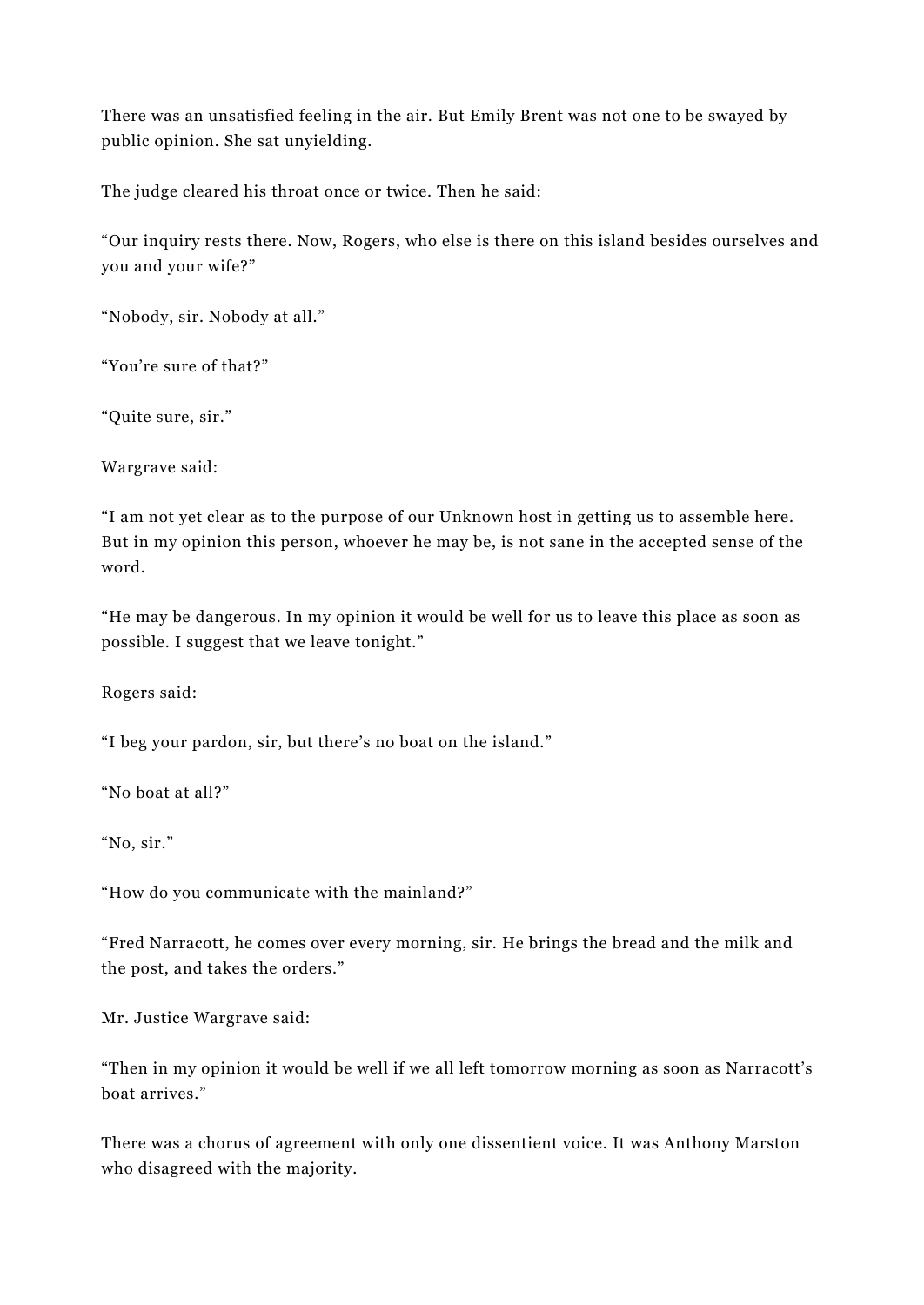There was an unsatisfied feeling in the air. But Emily Brent was not one to be swayed by public opinion. She sat unyielding.

The judge cleared his throat once or twice. Then he said:

“Our inquiry rests there. Now, Rogers, who else is there on this island besides ourselves and you and your wife?”

“Nobody, sir. Nobody at all.”

“You’re sure of that?”

“Quite sure, sir.”

Wargrave said:

“I am not yet clear as to the purpose of our Unknown host in getting us to assemble here. But in my opinion this person, whoever he may be, is not sane in the accepted sense of the word.

“He may be dangerous. In my opinion it would be well for us to leave this place as soon as possible. I suggest that we leave tonight.”

Rogers said:

“I beg your pardon, sir, but there’s no boat on the island.”

“No boat at all?”

“No, sir.”

“How do you communicate with the mainland?”

“Fred Narracott, he comes over every morning, sir. He brings the bread and the milk and the post, and takes the orders.”

Mr. Justice Wargrave said:

“Then in my opinion it would be well if we all left tomorrow morning as soon as Narracott’s boat arrives.”

There was a chorus of agreement with only one dissentient voice. It was Anthony Marston who disagreed with the majority.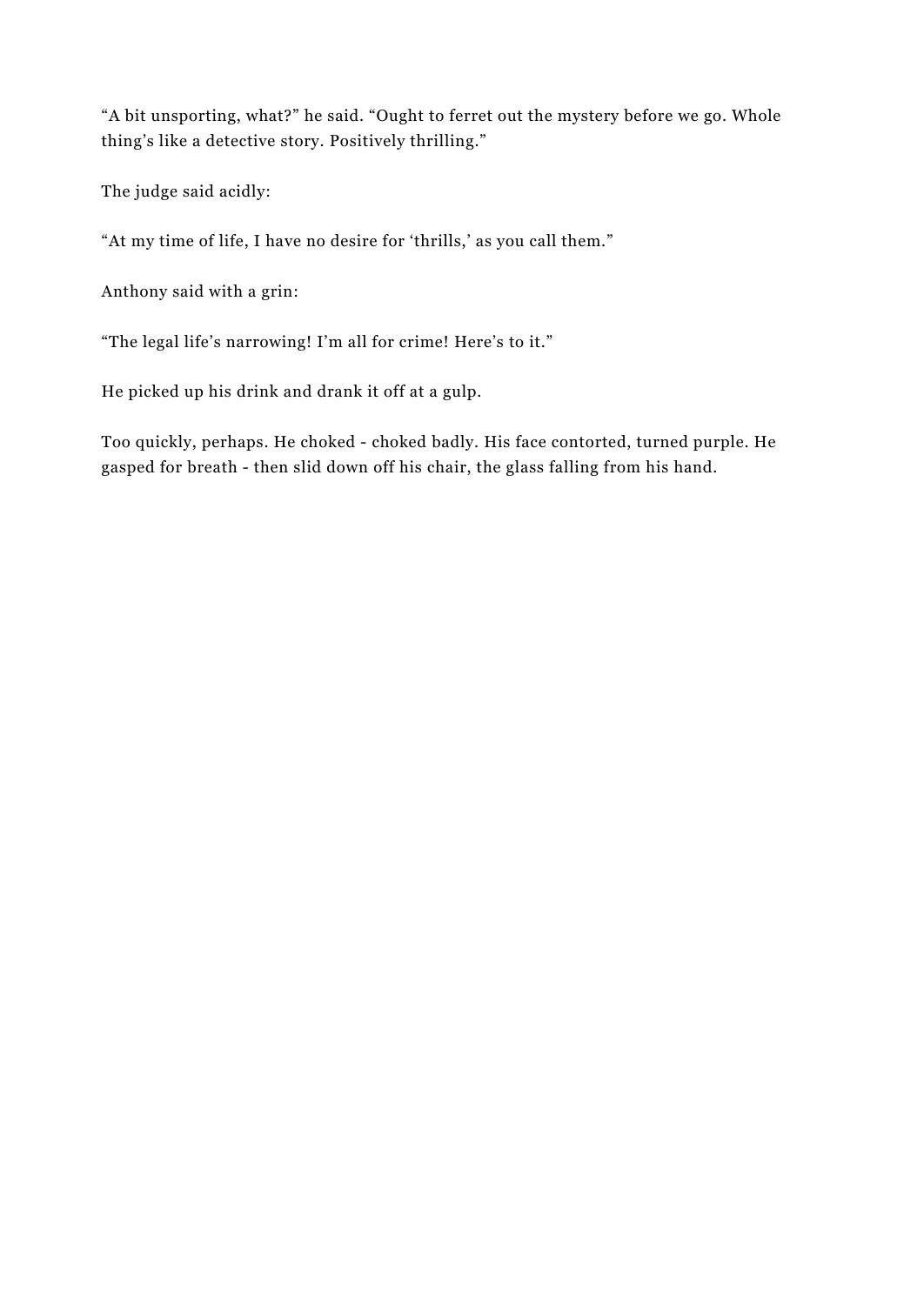“A bit unsporting, what?” he said. “Ought to ferret out the mystery before we go. Whole thing’s like a detective story. Positively thrilling.”

The judge said acidly:

“At my time of life, I have no desire for ‘thrills,’ as you call them.”

Anthony said with a grin:

“The legal life’s narrowing! I’m all for crime! Here’s to it.”

He picked up his drink and drank it off at a gulp.

Too quickly, perhaps. He choked - choked badly. His face contorted, turned purple. He gasped for breath - then slid down off his chair, the glass falling from his hand.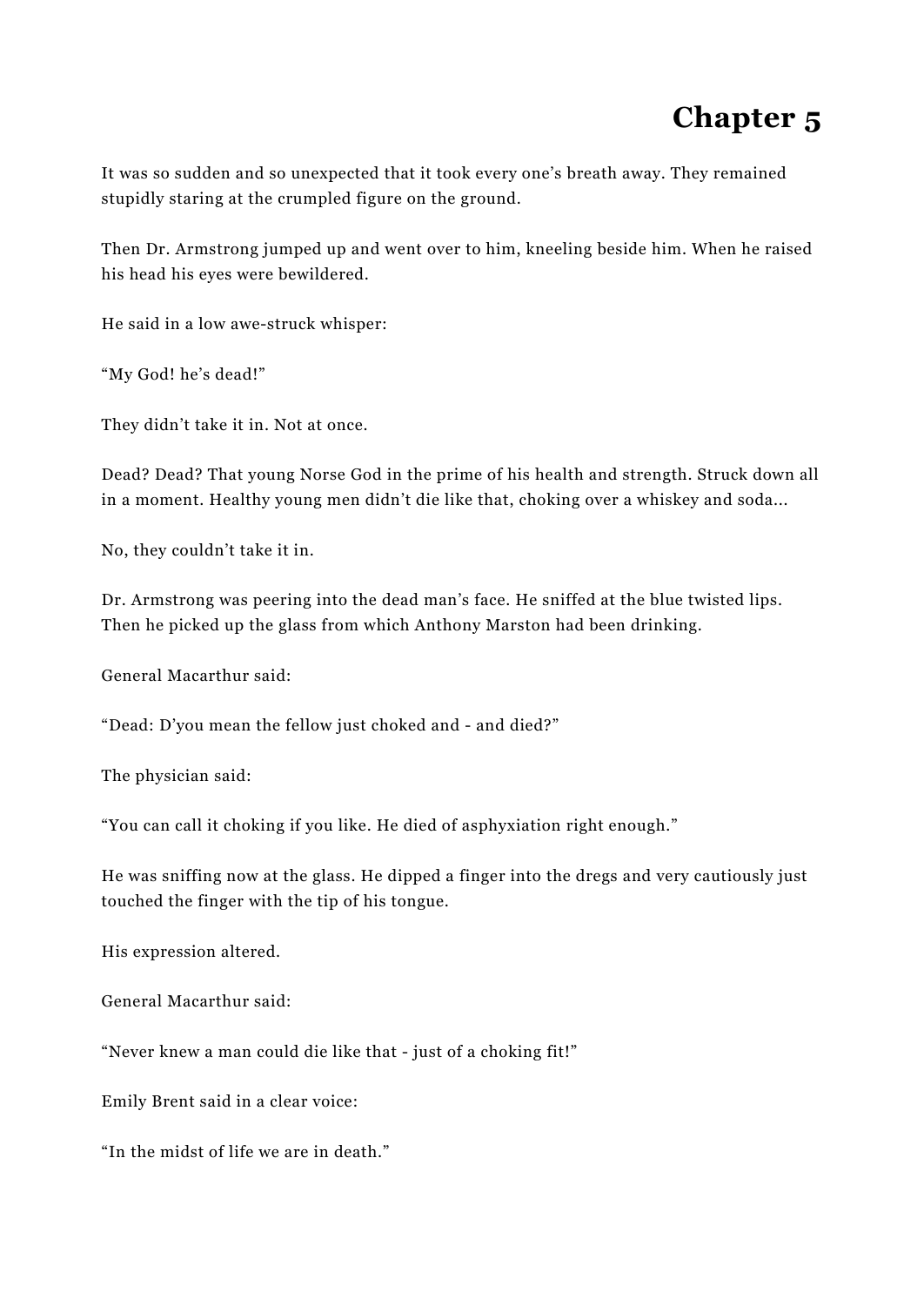# Chapter 5

It was so sudden and so unexpected that it took every one's breath away. They remained stupidly staring at the crumpled figure on the ground.

Then Dr. Armstrong jumped up and went over to him, kneeling beside him. When he raised his head his eyes were bewildered.

He said in a low awe-struck whisper:

"My God! he's dead!"

They didn't take it in. Not at once.

Dead? Dead? That young Norse God in the prime of his health and strength. Struck down all in a moment. Healthy young men didn't die like that, choking over a whiskey and soda...

No, they couldn't take it in.

Dr. Armstrong was peering into the dead man's face. He sniffed at the blue twisted lips. Then he picked up the glass from which Anthony Marston had been drinking.

General Macarthur said:

"Dead: D'you mean the fellow just choked and - and died?"

The physician said:

"You can call it choking if you like. He died of asphyxiation right enough."

He was sniffing now at the glass. He dipped a finger into the dregs and very cautiously just touched the finger with the tip of his tongue.

His expression altered.

General Macarthur said:

"Never knew a man could die like that - just of a choking fit!"

Emily Brent said in a clear voice:

"In the midst of life we are in death."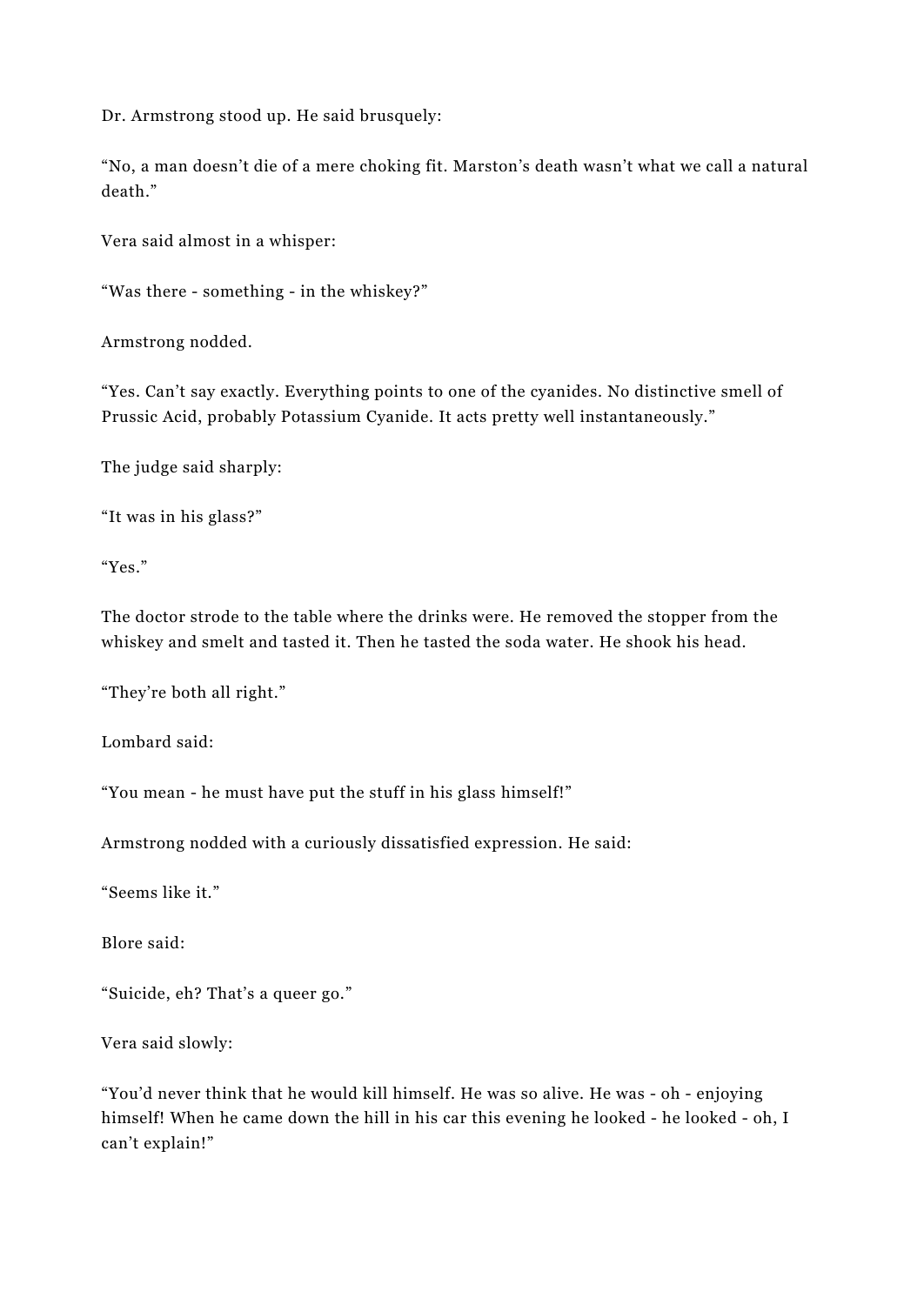Dr. Armstrong stood up. He said brusquely:

"No, a man doesn't die of a mere choking fit. Marston's death wasn't what we call a natural death."

Vera said almost in a whisper:

"Was there - something - in the whiskey?"

Armstrong nodded.

"Yes. Can't say exactly. Everything points to one of the cyanides. No distinctive smell of Prussic Acid, probably Potassium Cyanide. It acts pretty well instantaneously."

The judge said sharply:

"It was in his glass?"

"Yes."

The doctor strode to the table where the drinks were. He removed the stopper from the whiskey and smelt and tasted it. Then he tasted the soda water. He shook his head.

"They're both all right."

Lombard said:

"You mean - he must have put the stuff in his glass himself!"

Armstrong nodded with a curiously dissatisfied expression. He said:

"Seems like it."

Blore said:

"Suicide, eh? That's a queer go."

Vera said slowly:

"You'd never think that he would kill himself. He was so alive. He was - oh - enjoying himself! When he came down the hill in his car this evening he looked - he looked - oh, I can't explain!"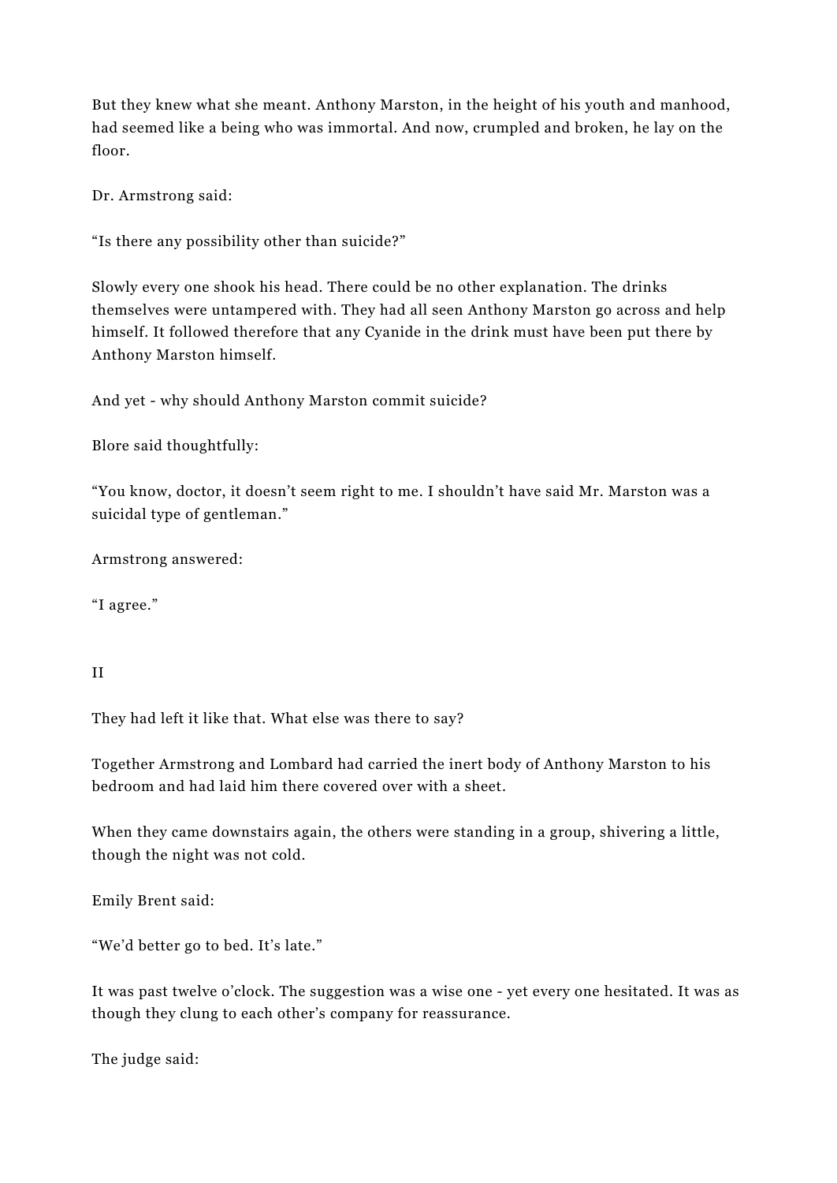But they knew what she meant. Anthony Marston, in the height of his youth and manhood, had seemed like a being who was immortal. And now, crumpled and broken, he lay on the floor.

Dr. Armstrong said:

“Is there any possibility other than suicide?”

Slowly every one shook his head. There could be no other explanation. The drinks themselves were untampered with. They had all seen Anthony Marston go across and help himself. It followed therefore that any Cyanide in the drink must have been put there by Anthony Marston himself.

And yet - why should Anthony Marston commit suicide?

Blore said thoughtfully:

“You know, doctor, it doesn’t seem right to me. I shouldn’t have said Mr. Marston was a suicidal type of gentleman.”

Armstrong answered:

“I agree.”

II

They had left it like that. What else was there to say?

Together Armstrong and Lombard had carried the inert body of Anthony Marston to his bedroom and had laid him there covered over with a sheet.

When they came downstairs again, the others were standing in a group, shivering a little, though the night was not cold.

Emily Brent said:

“We’d better go to bed. It’s late.”

It was past twelve o’clock. The suggestion was a wise one - yet every one hesitated. It was as though they clung to each other’s company for reassurance.

The judge said: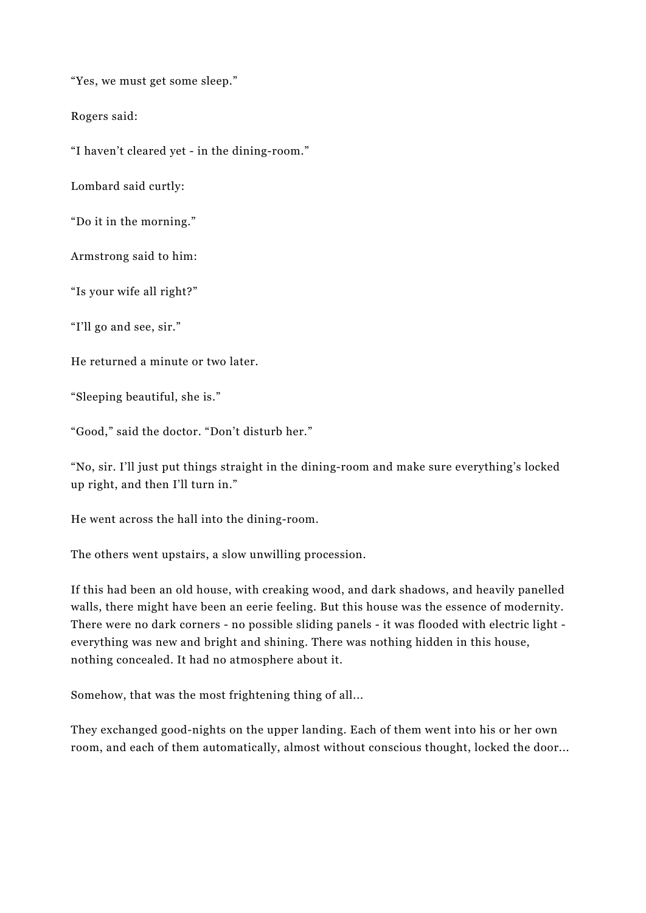“Yes, we must get some sleep.”

Rogers said:

“I haven’t cleared yet - in the dining-room.”

Lombard said curtly:

“Do it in the morning.”

Armstrong said to him:

“Is your wife all right?”

“I’ll go and see, sir.”

He returned a minute or two later.

“Sleeping beautiful, she is.”

“Good,” said the doctor. “Don’t disturb her.”

“No, sir. I’ll just put things straight in the dining-room and make sure everything’s locked up right, and then I’ll turn in.”

He went across the hall into the dining-room.

The others went upstairs, a slow unwilling procession.

If this had been an old house, with creaking wood, and dark shadows, and heavily panelled walls, there might have been an eerie feeling. But this house was the essence of modernity. There were no dark corners - no possible sliding panels - it was flooded with electric light - everything was new and bright and shining. There was nothing hidden in this house, nothing concealed. It had no atmosphere about it.

Somehow, that was the most frightening thing of all...

They exchanged good-nights on the upper landing. Each of them went into his or her own room, and each of them automatically, almost without conscious thought, locked the door...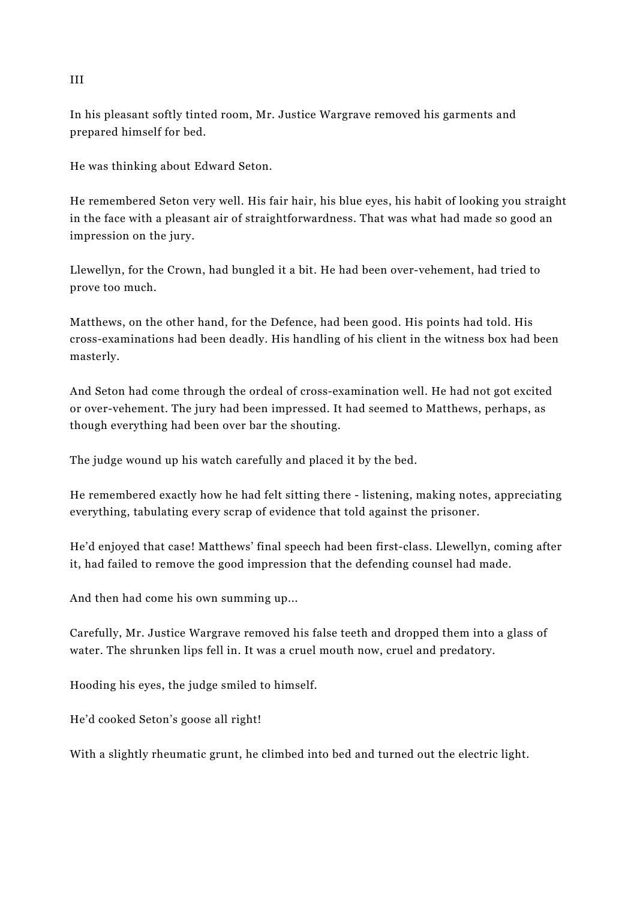III

In his pleasant softly tinted room, Mr. Justice Wargrave removed his garments and prepared himself for bed.

He was thinking about Edward Seton.

He remembered Seton very well. His fair hair, his blue eyes, his habit of looking you straight in the face with a pleasant air of straightforwardness. That was what had made so good an impression on the jury.

Llewellyn, for the Crown, had bungled it a bit. He had been over-vehement, had tried to prove too much.

Matthews, on the other hand, for the Defence, had been good. His points had told. His cross-examinations had been deadly. His handling of his client in the witness box had been masterly.

And Seton had come through the ordeal of cross-examination well. He had not got excited or over-vehement. The jury had been impressed. It had seemed to Matthews, perhaps, as though everything had been over bar the shouting.

The judge wound up his watch carefully and placed it by the bed.

He remembered exactly how he had felt sitting there - listening, making notes, appreciating everything, tabulating every scrap of evidence that told against the prisoner.

He'd enjoyed that case! Matthews' final speech had been first-class. Llewellyn, coming after it, had failed to remove the good impression that the defending counsel had made.

And then had come his own summing up...

Carefully, Mr. Justice Wargrave removed his false teeth and dropped them into a glass of water. The shrunken lips fell in. It was a cruel mouth now, cruel and predatory.

Hooding his eyes, the judge smiled to himself.

He'd cooked Seton's goose all right!

With a slightly rheumatic grunt, he climbed into bed and turned out the electric light.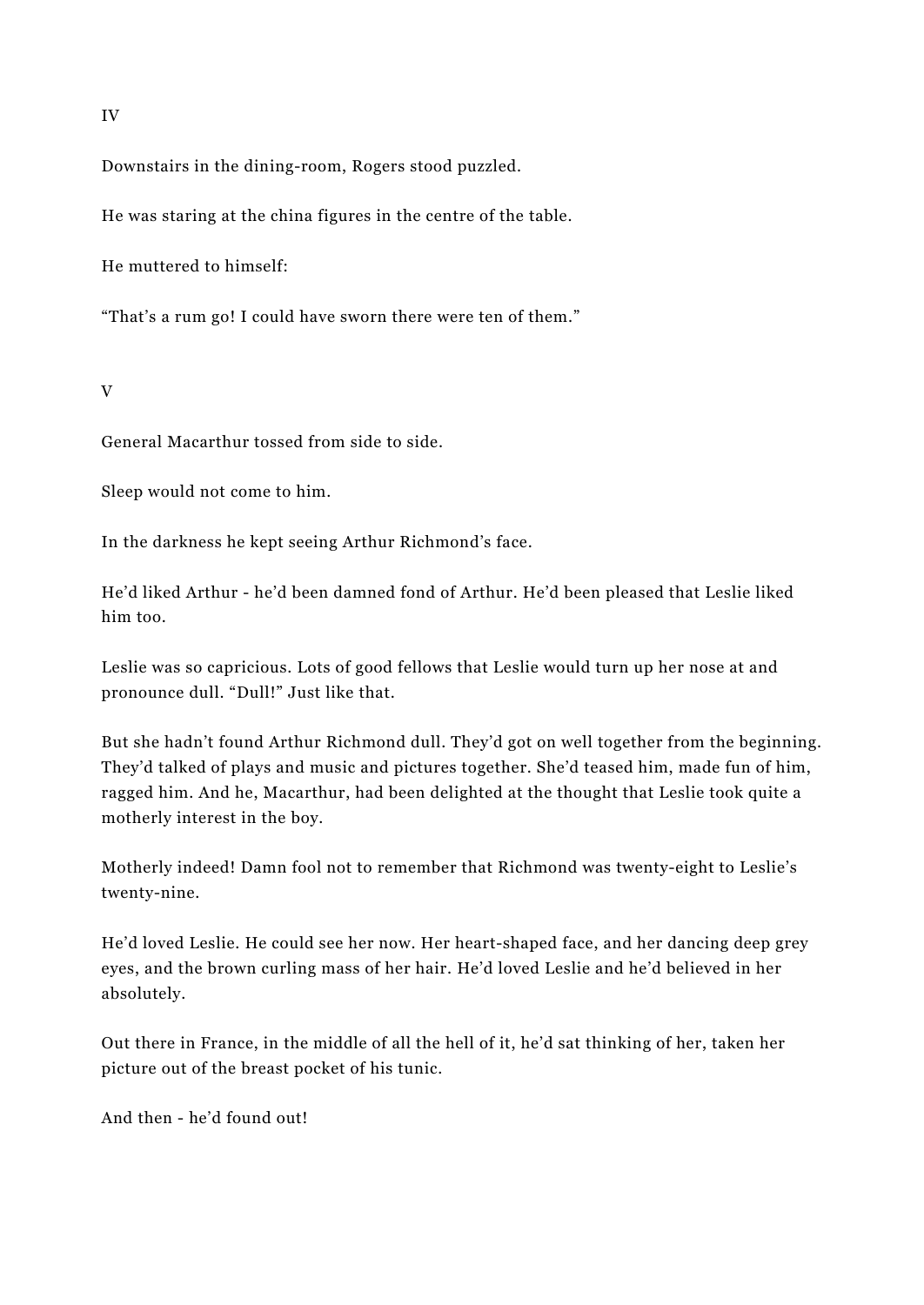IV

Downstairs in the dining-room, Rogers stood puzzled.

He was staring at the china figures in the centre of the table.

He muttered to himself:

"That's a rum go! I could have sworn there were ten of them."

V

General Macarthur tossed from side to side.

Sleep would not come to him.

In the darkness he kept seeing Arthur Richmond's face.

He'd liked Arthur - he'd been damned fond of Arthur. He'd been pleased that Leslie liked him too.

Leslie was so capricious. Lots of good fellows that Leslie would turn up her nose at and pronounce dull. "Dull!" Just like that.

But she hadn't found Arthur Richmond dull. They'd got on well together from the beginning. They'd talked of plays and music and pictures together. She'd teased him, made fun of him, ragged him. And he, Macarthur, had been delighted at the thought that Leslie took quite a motherly interest in the boy.

Motherly indeed! Damn fool not to remember that Richmond was twenty-eight to Leslie's twenty-nine.

He'd loved Leslie. He could see her now. Her heart-shaped face, and her dancing deep grey eyes, and the brown curling mass of her hair. He'd loved Leslie and he'd believed in her absolutely.

Out there in France, in the middle of all the hell of it, he'd sat thinking of her, taken her picture out of the breast pocket of his tunic.

And then - he'd found out!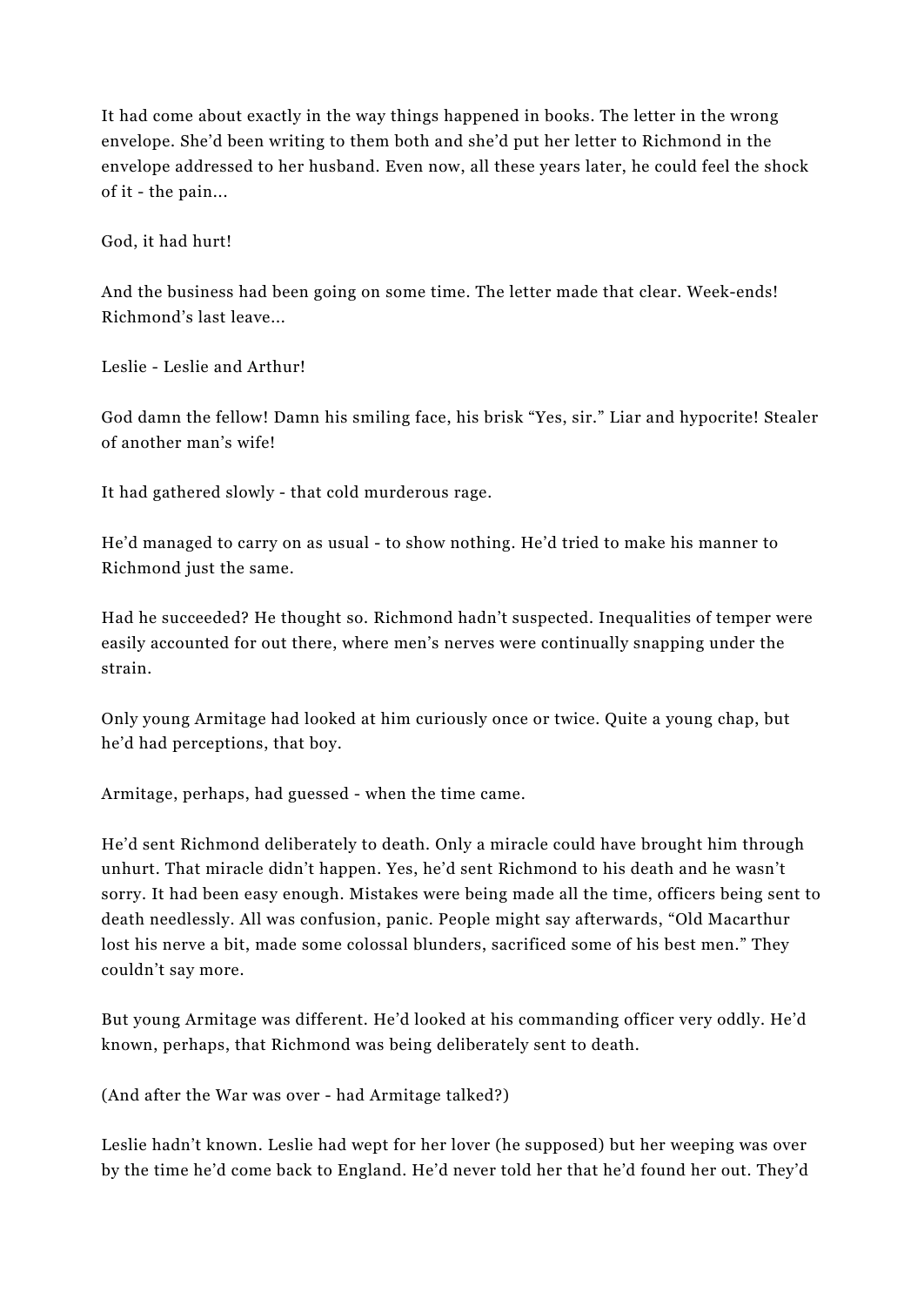It had come about exactly in the way things happened in books. The letter in the wrong envelope. She'd been writing to them both and she'd put her letter to Richmond in the envelope addressed to her husband. Even now, all these years later, he could feel the shock of it - the pain...

God, it had hurt!

And the business had been going on some time. The letter made that clear. Week-ends! Richmond's last leave...

Leslie - Leslie and Arthur!

God damn the fellow! Damn his smiling face, his brisk "Yes, sir." Liar and hypocrite! Stealer of another man's wife!

It had gathered slowly - that cold murderous rage.

He'd managed to carry on as usual - to show nothing. He'd tried to make his manner to Richmond just the same.

Had he succeeded? He thought so. Richmond hadn't suspected. Inequalities of temper were easily accounted for out there, where men's nerves were continually snapping under the strain.

Only young Armitage had looked at him curiously once or twice. Quite a young chap, but he'd had perceptions, that boy.

Armitage, perhaps, had guessed - when the time came.

He'd sent Richmond deliberately to death. Only a miracle could have brought him through unhurt. That miracle didn't happen. Yes, he'd sent Richmond to his death and he wasn't sorry. It had been easy enough. Mistakes were being made all the time, officers being sent to death needlessly. All was confusion, panic. People might say afterwards, "Old Macarthur lost his nerve a bit, made some colossal blunders, sacrificed some of his best men." They couldn't say more.

But young Armitage was different. He'd looked at his commanding officer very oddly. He'd known, perhaps, that Richmond was being deliberately sent to death.

(And after the War was over - had Armitage talked?)

Leslie hadn't known. Leslie had wept for her lover (he supposed) but her weeping was over by the time he'd come back to England. He'd never told her that he'd found her out. They'd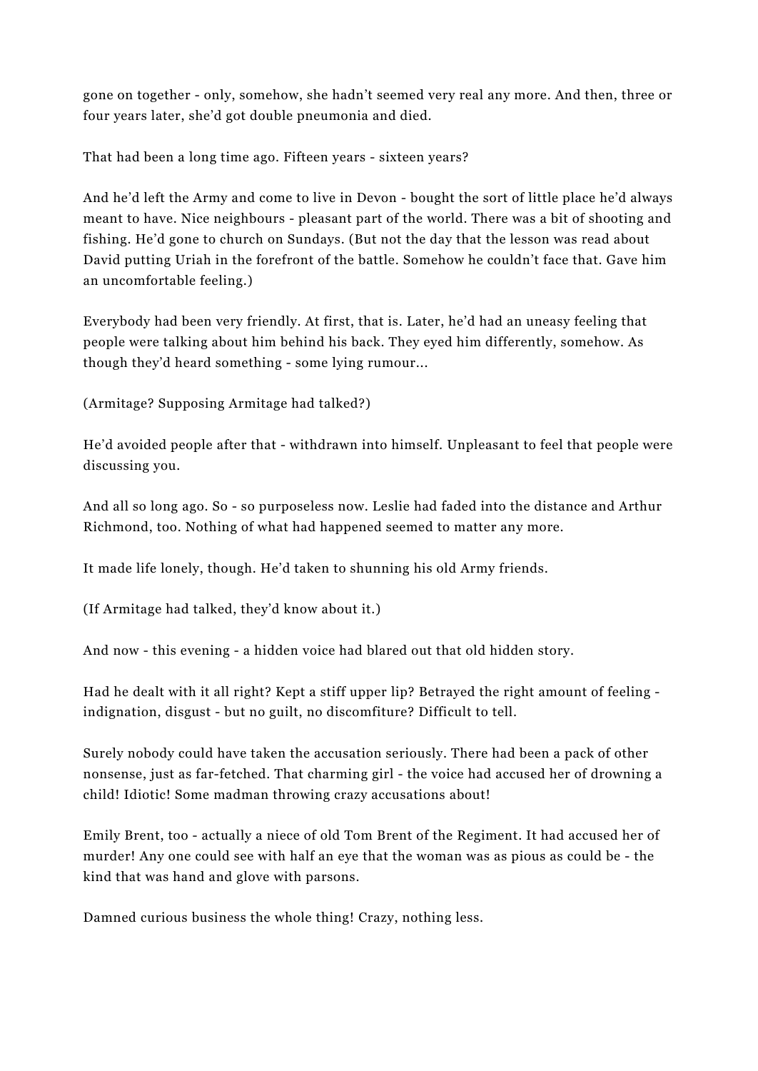gone on together - only, somehow, she hadn't seemed very real any more. And then, three or four years later, she'd got double pneumonia and died.

That had been a long time ago. Fifteen years - sixteen years?

And he'd left the Army and come to live in Devon - bought the sort of little place he'd always meant to have. Nice neighbours - pleasant part of the world. There was a bit of shooting and fishing. He'd gone to church on Sundays. (But not the day that the lesson was read about David putting Uriah in the forefront of the battle. Somehow he couldn't face that. Gave him an uncomfortable feeling.)

Everybody had been very friendly. At first, that is. Later, he'd had an uneasy feeling that people were talking about him behind his back. They eyed him differently, somehow. As though they'd heard something - some lying rumour...

(Armitage? Supposing Armitage had talked?)

He'd avoided people after that - withdrawn into himself. Unpleasant to feel that people were discussing you.

And all so long ago. So - so purposeless now. Leslie had faded into the distance and Arthur Richmond, too. Nothing of what had happened seemed to matter any more.

It made life lonely, though. He'd taken to shunning his old Army friends.

(If Armitage had talked, they'd know about it.)

And now - this evening - a hidden voice had blared out that old hidden story.

Had he dealt with it all right? Kept a stiff upper lip? Betrayed the right amount of feeling - indignation, disgust - but no guilt, no discomfiture? Difficult to tell.

Surely nobody could have taken the accusation seriously. There had been a pack of other nonsense, just as far-fetched. That charming girl - the voice had accused her of drowning a child! Idiotic! Some madman throwing crazy accusations about!

Emily Brent, too - actually a niece of old Tom Brent of the Regiment. It had accused her of murder! Any one could see with half an eye that the woman was as pious as could be - the kind that was hand and glove with parsons.

Damned curious business the whole thing! Crazy, nothing less.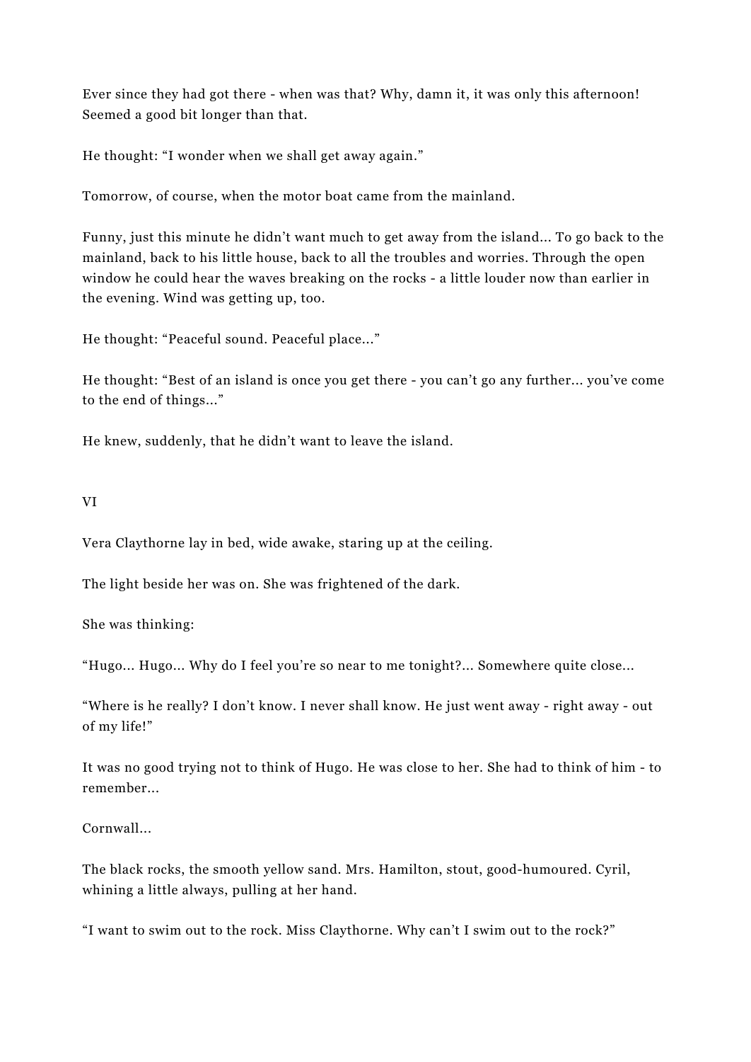Ever since they had got there - when was that? Why, damn it, it was only this afternoon! Seemed a good bit longer than that.

He thought: “I wonder when we shall get away again.”

Tomorrow, of course, when the motor boat came from the mainland.

Funny, just this minute he didn’t want much to get away from the island... To go back to the mainland, back to his little house, back to all the troubles and worries. Through the open window he could hear the waves breaking on the rocks - a little louder now than earlier in the evening. Wind was getting up, too.

He thought: “Peaceful sound. Peaceful place...”

He thought: “Best of an island is once you get there - you can’t go any further... you’ve come to the end of things...”

He knew, suddenly, that he didn’t want to leave the island.

## VI

Vera Claythorne lay in bed, wide awake, staring up at the ceiling.

The light beside her was on. She was frightened of the dark.

She was thinking:

“Hugo... Hugo... Why do I feel you’re so near to me tonight?... Somewhere quite close...

“Where is he really? I don’t know. I never shall know. He just went away - right away - out of my life!”

It was no good trying not to think of Hugo. He was close to her. She had to think of him - to remember...

Cornwall...

The black rocks, the smooth yellow sand. Mrs. Hamilton, stout, good-humoured. Cyril, whining a little always, pulling at her hand.

“I want to swim out to the rock. Miss Claythorne. Why can’t I swim out to the rock?”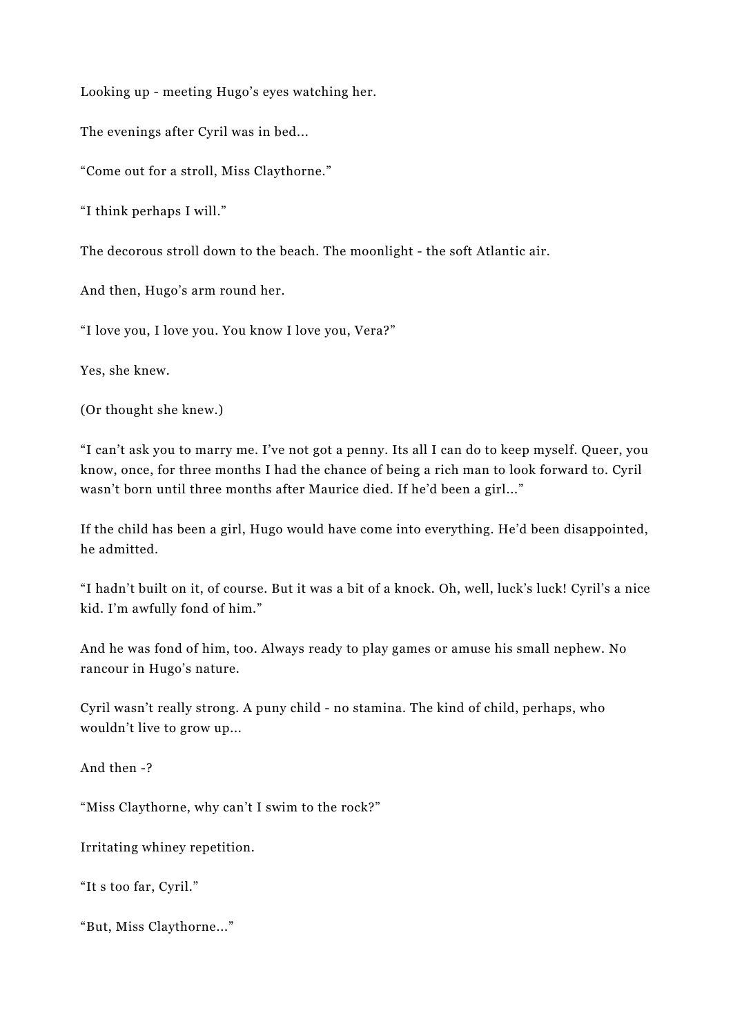Looking up - meeting Hugo’s eyes watching her.

The evenings after Cyril was in bed...

“Come out for a stroll, Miss Claythorne.”

“I think perhaps I will.”

The decorous stroll down to the beach. The moonlight - the soft Atlantic air.

And then, Hugo’s arm round her.

“I love you, I love you. You know I love you, Vera?”

Yes, she knew.

(Or thought she knew.)

“I can’t ask you to marry me. I’ve not got a penny. Its all I can do to keep myself. Queer, you know, once, for three months I had the chance of being a rich man to look forward to. Cyril wasn’t born until three months after Maurice died. If he’d been a girl...”

If the child has been a girl, Hugo would have come into everything. He’d been disappointed, he admitted.

“I hadn’t built on it, of course. But it was a bit of a knock. Oh, well, luck’s luck! Cyril’s a nice kid. I’m awfully fond of him.”

And he was fond of him, too. Always ready to play games or amuse his small nephew. No rancour in Hugo’s nature.

Cyril wasn’t really strong. A puny child - no stamina. The kind of child, perhaps, who wouldn’t live to grow up...

And then -?

“Miss Claythorne, why can’t I swim to the rock?”

Irritating whiney repetition.

“It s too far, Cyril.”

“But, Miss Claythorne...”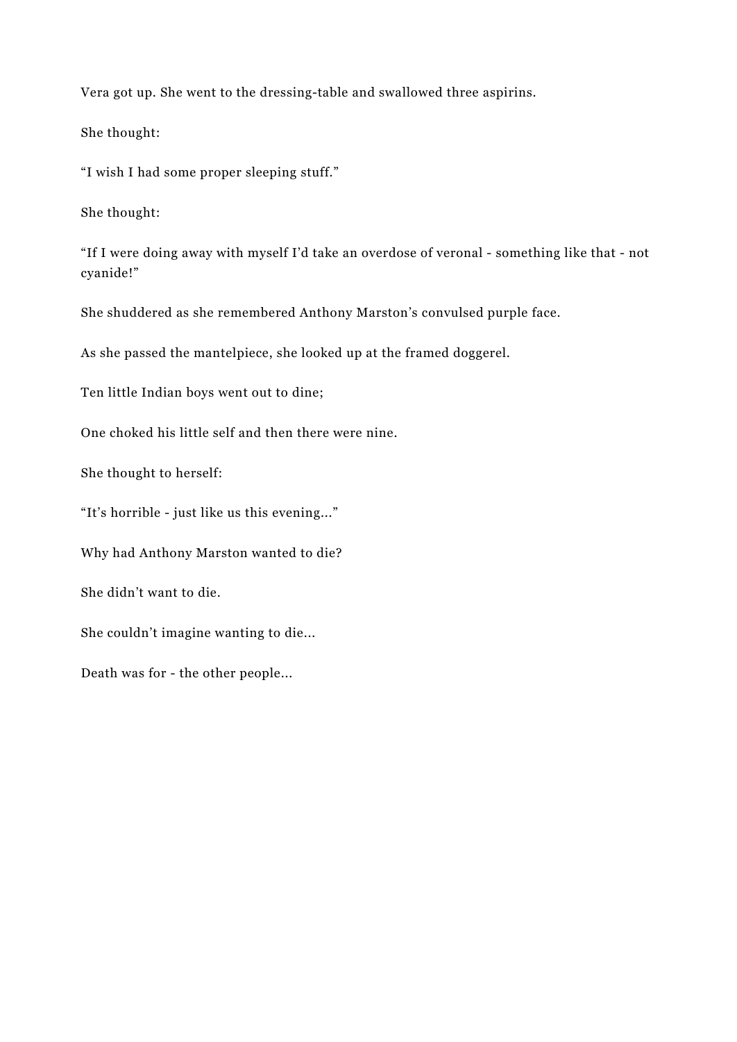Vera got up. She went to the dressing-table and swallowed three aspirins.

She thought:

"I wish I had some proper sleeping stuff."

She thought:

"If I were doing away with myself I'd take an overdose of veronal - something like that - not cyanide!"

She shuddered as she remembered Anthony Marston's convulsed purple face.

As she passed the mantelpiece, she looked up at the framed doggerel.

Ten little Indian boys went out to dine;

One choked his little self and then there were nine.

She thought to herself:

"It's horrible - just like us this evening..."

Why had Anthony Marston wanted to die?

She didn't want to die.

She couldn't imagine wanting to die...

Death was for - the other people...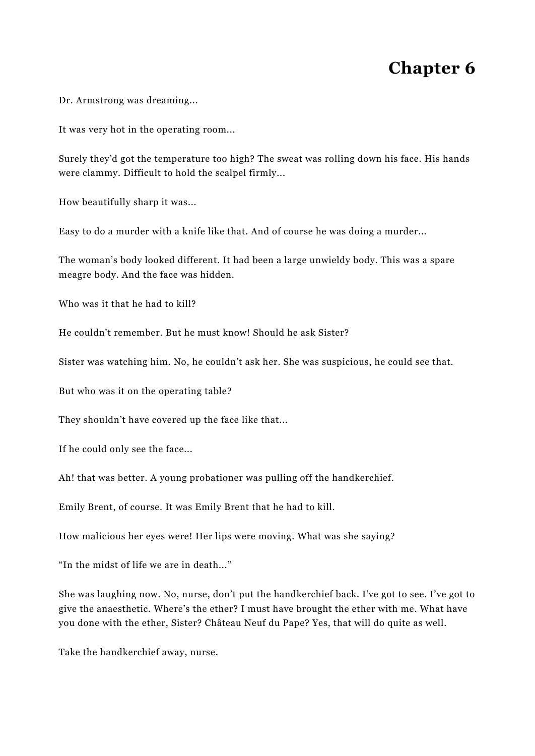# Chapter 6

Dr. Armstrong was dreaming...

It was very hot in the operating room...

Surely they'd got the temperature too high? The sweat was rolling down his face. His hands were clammy. Difficult to hold the scalpel firmly...

How beautifully sharp it was...

Easy to do a murder with a knife like that. And of course he was doing a murder...

The woman's body looked different. It had been a large unwieldy body. This was a spare meagre body. And the face was hidden.

Who was it that he had to kill?

He couldn't remember. But he must know! Should he ask Sister?

Sister was watching him. No, he couldn't ask her. She was suspicious, he could see that.

But who was it on the operating table?

They shouldn't have covered up the face like that...

If he could only see the face...

Ah! that was better. A young probationer was pulling off the handkerchief.

Emily Brent, of course. It was Emily Brent that he had to kill.

How malicious her eyes were! Her lips were moving. What was she saying?

"In the midst of life we are in death..."

She was laughing now. No, nurse, don't put the handkerchief back. I've got to see. I've got to give the anaesthetic. Where's the ether? I must have brought the ether with me. What have you done with the ether, Sister? Château Neuf du Pape? Yes, that will do quite as well.

Take the handkerchief away, nurse.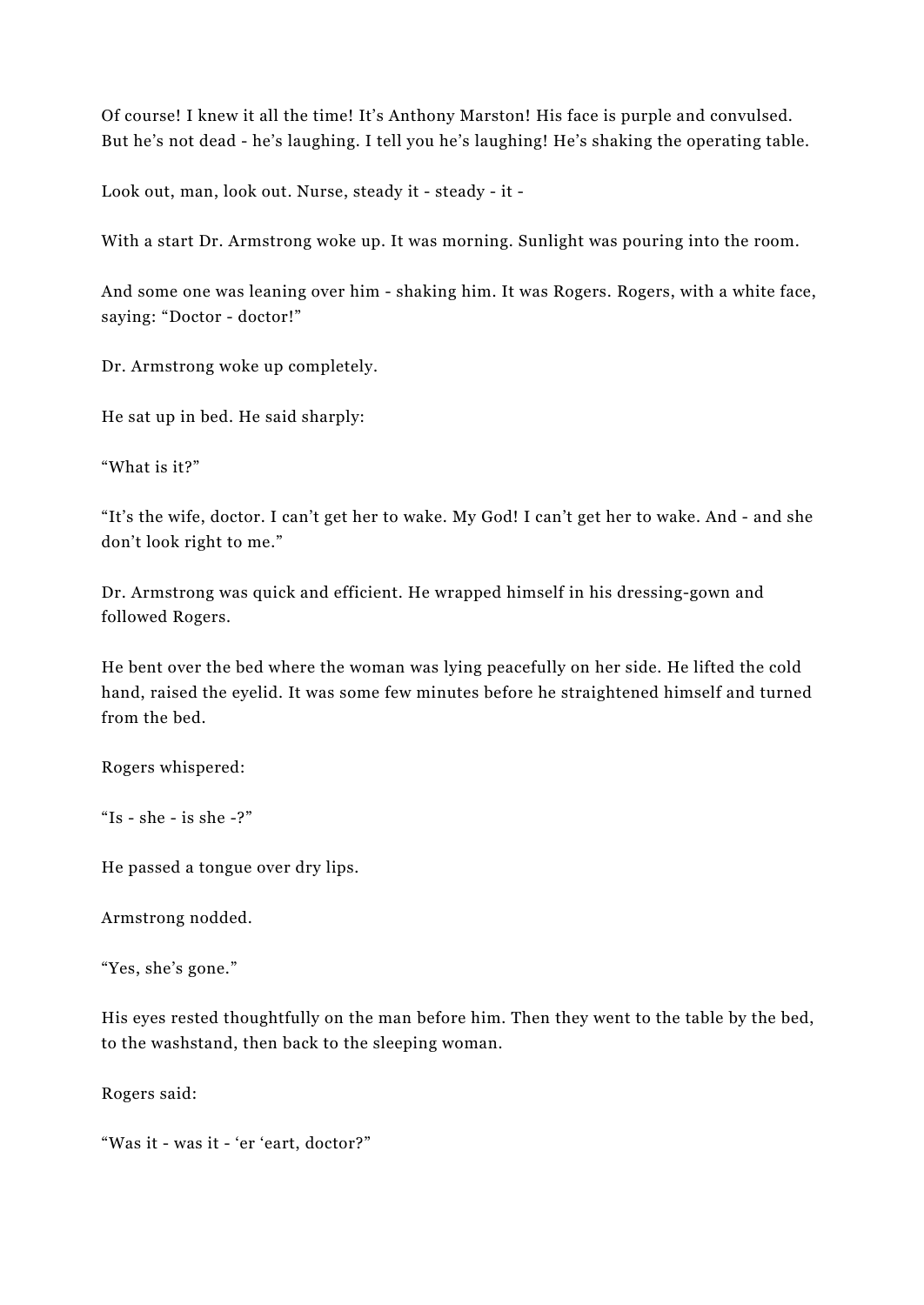Of course! I knew it all the time! It’s Anthony Marston! His face is purple and convulsed. But he’s not dead - he’s laughing. I tell you he’s laughing! He’s shaking the operating table.

Look out, man, look out. Nurse, steady it - steady - it -

With a start Dr. Armstrong woke up. It was morning. Sunlight was pouring into the room.

And some one was leaning over him - shaking him. It was Rogers. Rogers, with a white face, saying: “Doctor - doctor!”

Dr. Armstrong woke up completely.

He sat up in bed. He said sharply:

“What is it?”

“It’s the wife, doctor. I can’t get her to wake. My God! I can’t get her to wake. And - and she don’t look right to me.”

Dr. Armstrong was quick and efficient. He wrapped himself in his dressing-gown and followed Rogers.

He bent over the bed where the woman was lying peacefully on her side. He lifted the cold hand, raised the eyelid. It was some few minutes before he straightened himself and turned from the bed.

Rogers whispered:

“Is - she - is she -?”

He passed a tongue over dry lips.

Armstrong nodded.

“Yes, she’s gone.”

His eyes rested thoughtfully on the man before him. Then they went to the table by the bed, to the washstand, then back to the sleeping woman.

Rogers said:

“Was it - was it - ‘er ‘eart, doctor?”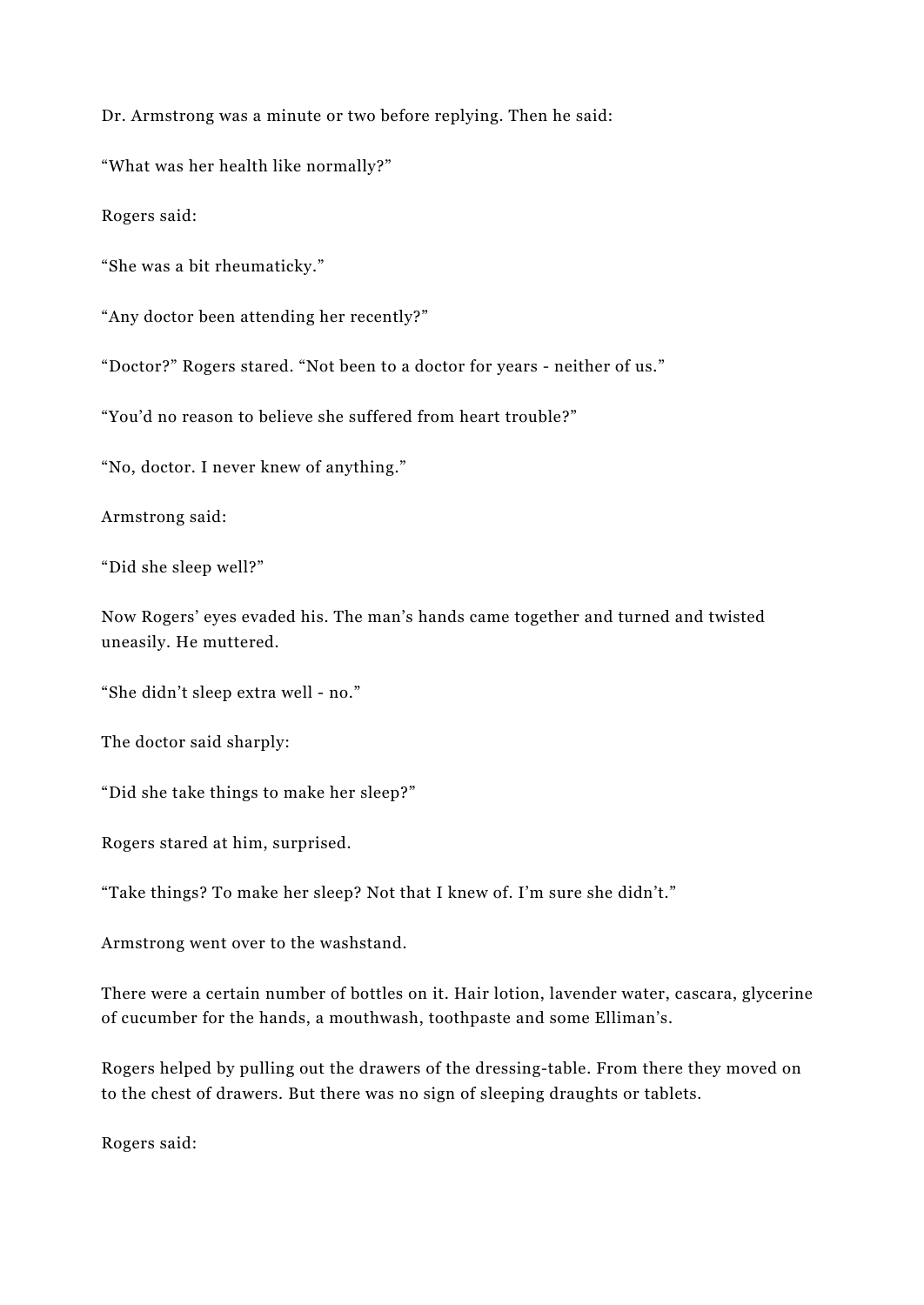Dr. Armstrong was a minute or two before replying. Then he said:

“What was her health like normally?”

Rogers said:

“She was a bit rheumaticky.”

“Any doctor been attending her recently?”

“Doctor?” Rogers stared. “Not been to a doctor for years - neither of us.”

“You’d no reason to believe she suffered from heart trouble?”

“No, doctor. I never knew of anything.”

Armstrong said:

“Did she sleep well?”

Now Rogers’ eyes evaded his. The man’s hands came together and turned and twisted uneasily. He muttered.

“She didn’t sleep extra well - no.”

The doctor said sharply:

“Did she take things to make her sleep?”

Rogers stared at him, surprised.

“Take things? To make her sleep? Not that I knew of. I’m sure she didn’t.”

Armstrong went over to the washstand.

There were a certain number of bottles on it. Hair lotion, lavender water, cascara, glycerine of cucumber for the hands, a mouthwash, toothpaste and some Elliman’s.

Rogers helped by pulling out the drawers of the dressing-table. From there they moved on to the chest of drawers. But there was no sign of sleeping draughts or tablets.

Rogers said: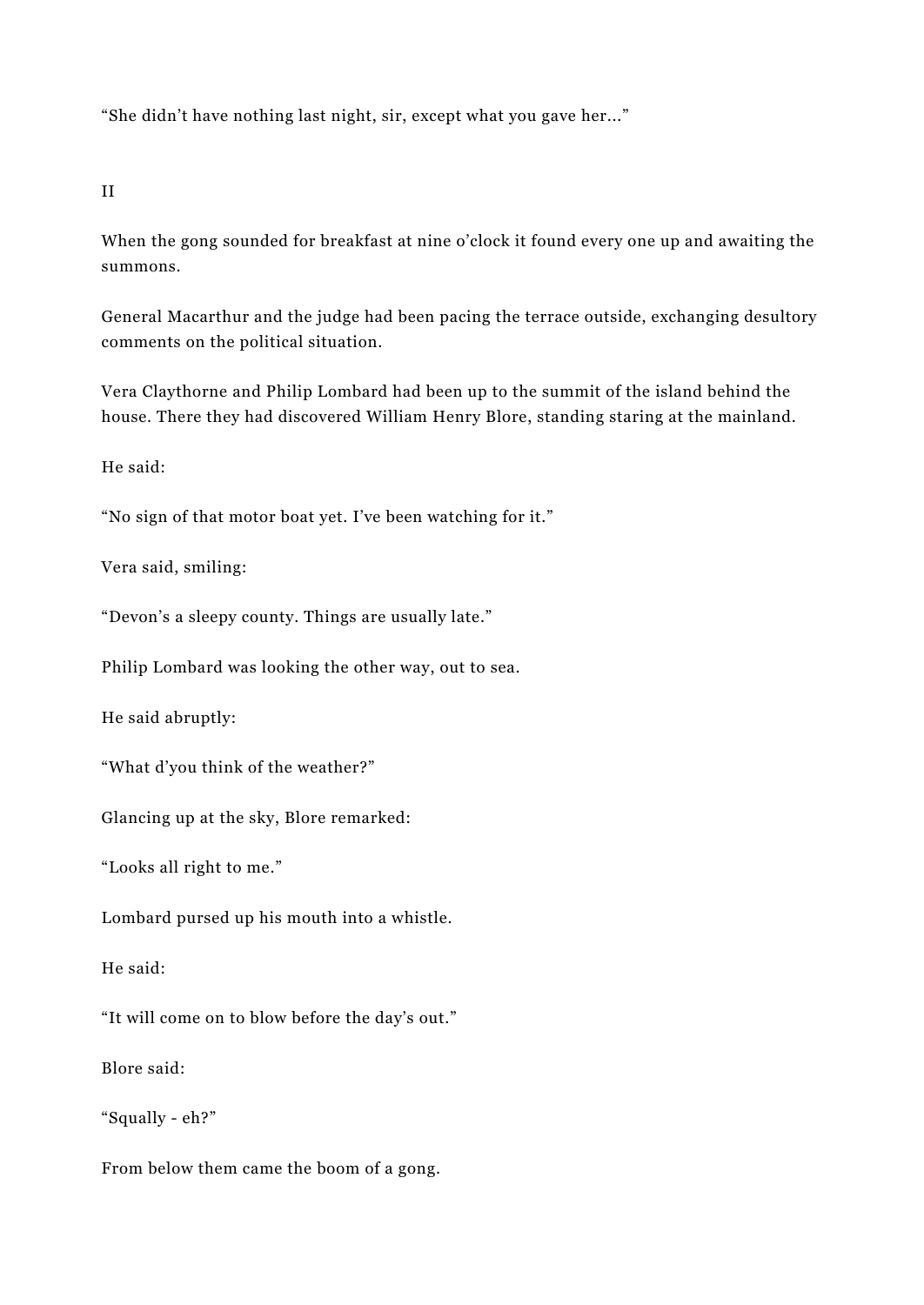“She didn’t have nothing last night, sir, except what you gave her...”

II

When the gong sounded for breakfast at nine o’clock it found every one up and awaiting the summons.

General Macarthur and the judge had been pacing the terrace outside, exchanging desultory comments on the political situation.

Vera Claythorne and Philip Lombard had been up to the summit of the island behind the house. There they had discovered William Henry Blore, standing staring at the mainland.

He said:

“No sign of that motor boat yet. I’ve been watching for it.”

Vera said, smiling:

“Devon’s a sleepy county. Things are usually late.”

Philip Lombard was looking the other way, out to sea.

He said abruptly:

“What d’you think of the weather?”

Glancing up at the sky, Blore remarked:

“Looks all right to me.”

Lombard pursed up his mouth into a whistle.

He said:

“It will come on to blow before the day’s out.”

Blore said:

“Squally - eh?”

From below them came the boom of a gong.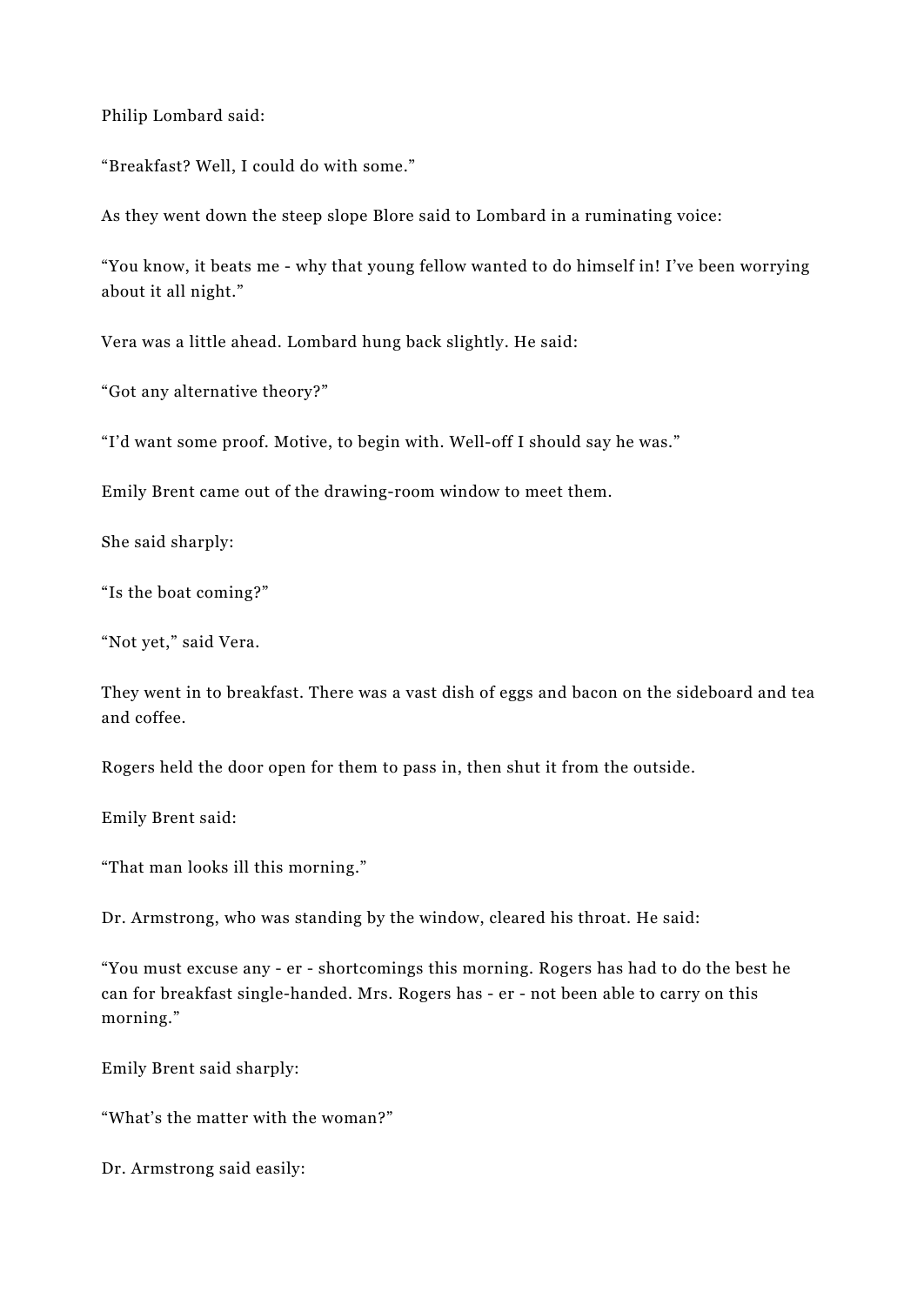Philip Lombard said:

“Breakfast? Well, I could do with some.”

As they went down the steep slope Blore said to Lombard in a ruminating voice:

“You know, it beats me - why that young fellow wanted to do himself in! I’ve been worrying about it all night.”

Vera was a little ahead. Lombard hung back slightly. He said:

“Got any alternative theory?”

“I’d want some proof. Motive, to begin with. Well-off I should say he was.”

Emily Brent came out of the drawing-room window to meet them.

She said sharply:

“Is the boat coming?”

“Not yet,” said Vera.

They went in to breakfast. There was a vast dish of eggs and bacon on the sideboard and tea and coffee.

Rogers held the door open for them to pass in, then shut it from the outside.

Emily Brent said:

“That man looks ill this morning.”

Dr. Armstrong, who was standing by the window, cleared his throat. He said:

“You must excuse any - er - shortcomings this morning. Rogers has had to do the best he can for breakfast single-handed. Mrs. Rogers has - er - not been able to carry on this morning.”

Emily Brent said sharply:

“What’s the matter with the woman?”

Dr. Armstrong said easily: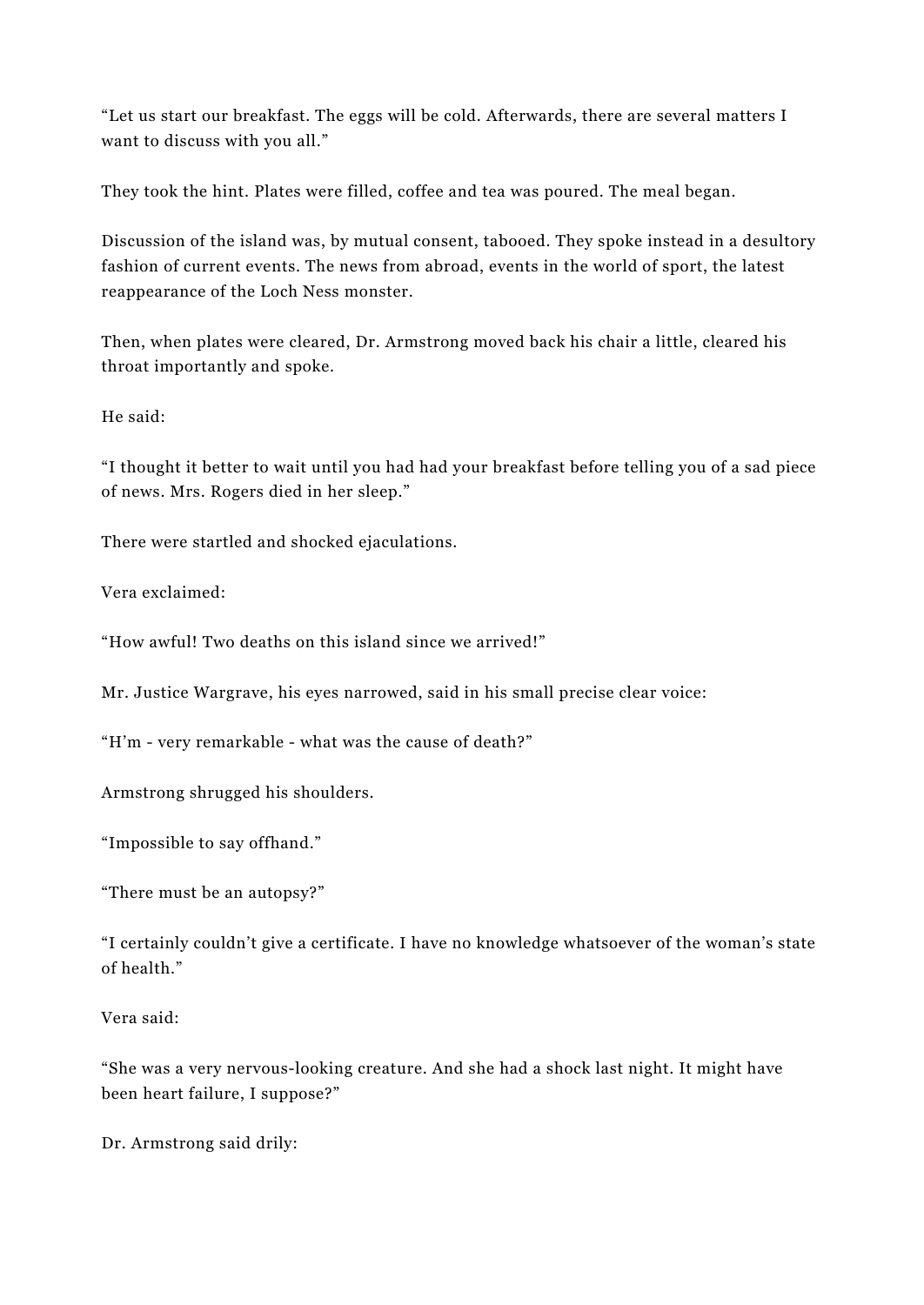“Let us start our breakfast. The eggs will be cold. Afterwards, there are several matters I want to discuss with you all.”

They took the hint. Plates were filled, coffee and tea was poured. The meal began.

Discussion of the island was, by mutual consent, tabooed. They spoke instead in a desultory fashion of current events. The news from abroad, events in the world of sport, the latest reappearance of the Loch Ness monster.

Then, when plates were cleared, Dr. Armstrong moved back his chair a little, cleared his throat importantly and spoke.

He said:

“I thought it better to wait until you had had your breakfast before telling you of a sad piece of news. Mrs. Rogers died in her sleep.”

There were startled and shocked ejaculations.

Vera exclaimed:

“How awful! Two deaths on this island since we arrived!”

Mr. Justice Wargrave, his eyes narrowed, said in his small precise clear voice:

“H’m - very remarkable - what was the cause of death?”

Armstrong shrugged his shoulders.

“Impossible to say offhand.”

“There must be an autopsy?”

“I certainly couldn’t give a certificate. I have no knowledge whatsoever of the woman’s state of health.”

Vera said:

“She was a very nervous-looking creature. And she had a shock last night. It might have been heart failure, I suppose?”

Dr. Armstrong said drily: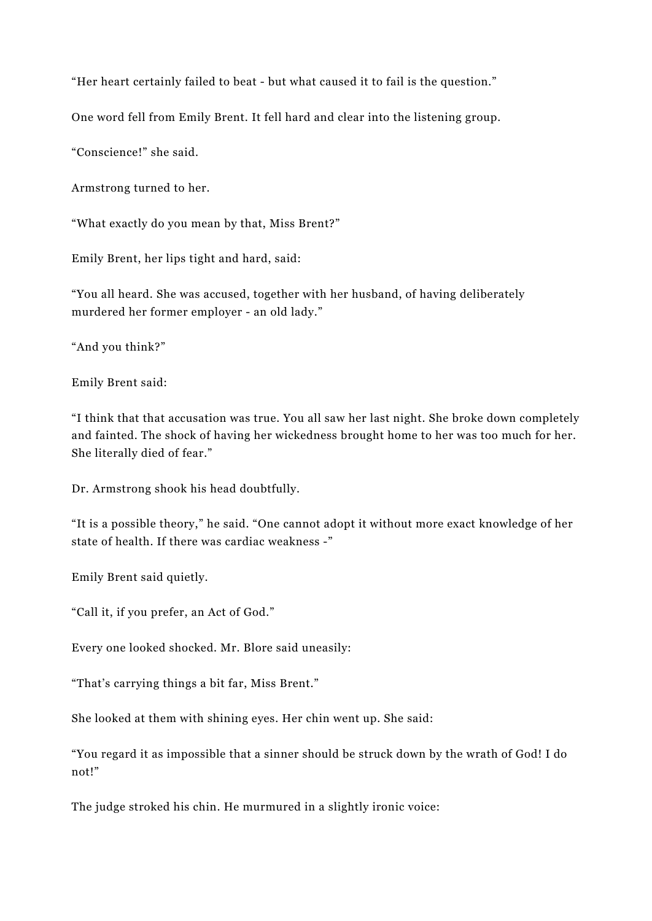“Her heart certainly failed to beat - but what caused it to fail is the question.”

One word fell from Emily Brent. It fell hard and clear into the listening group.

“Conscience!” she said.

Armstrong turned to her.

“What exactly do you mean by that, Miss Brent?”

Emily Brent, her lips tight and hard, said:

“You all heard. She was accused, together with her husband, of having deliberately murdered her former employer - an old lady.”

“And you think?”

Emily Brent said:

“I think that that accusation was true. You all saw her last night. She broke down completely and fainted. The shock of having her wickedness brought home to her was too much for her. She literally died of fear.”

Dr. Armstrong shook his head doubtfully.

“It is a possible theory,” he said. “One cannot adopt it without more exact knowledge of her state of health. If there was cardiac weakness -”

Emily Brent said quietly.

“Call it, if you prefer, an Act of God.”

Every one looked shocked. Mr. Blore said uneasily:

“That’s carrying things a bit far, Miss Brent.”

She looked at them with shining eyes. Her chin went up. She said:

“You regard it as impossible that a sinner should be struck down by the wrath of God! I do not!”

The judge stroked his chin. He murmured in a slightly ironic voice: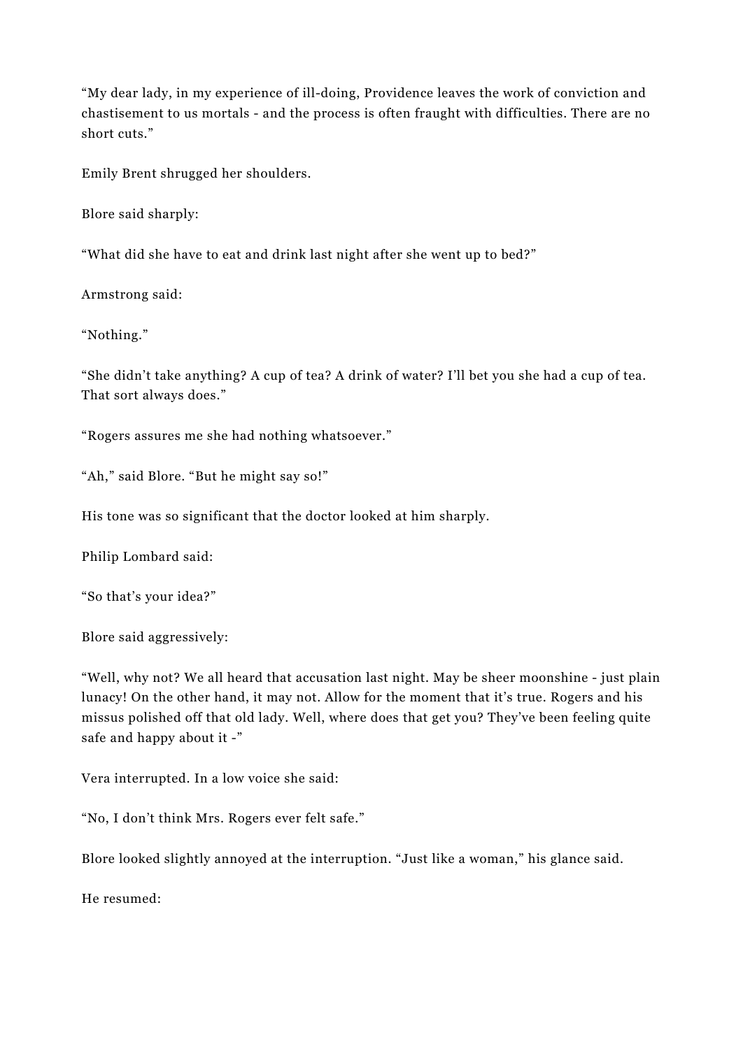“My dear lady, in my experience of ill-doing, Providence leaves the work of conviction and chastisement to us mortals - and the process is often fraught with difficulties. There are no short cuts.”

Emily Brent shrugged her shoulders.

Blore said sharply:

“What did she have to eat and drink last night after she went up to bed?”

Armstrong said:

“Nothing.”

“She didn’t take anything? A cup of tea? A drink of water? I’ll bet you she had a cup of tea. That sort always does.”

“Rogers assures me she had nothing whatsoever.”

“Ah,” said Blore. “But he might say so!”

His tone was so significant that the doctor looked at him sharply.

Philip Lombard said:

“So that’s your idea?”

Blore said aggressively:

“Well, why not? We all heard that accusation last night. May be sheer moonshine - just plain lunacy! On the other hand, it may not. Allow for the moment that it’s true. Rogers and his missus polished off that old lady. Well, where does that get you? They’ve been feeling quite safe and happy about it -”

Vera interrupted. In a low voice she said:

“No, I don’t think Mrs. Rogers ever felt safe.”

Blore looked slightly annoyed at the interruption. “Just like a woman,” his glance said.

He resumed: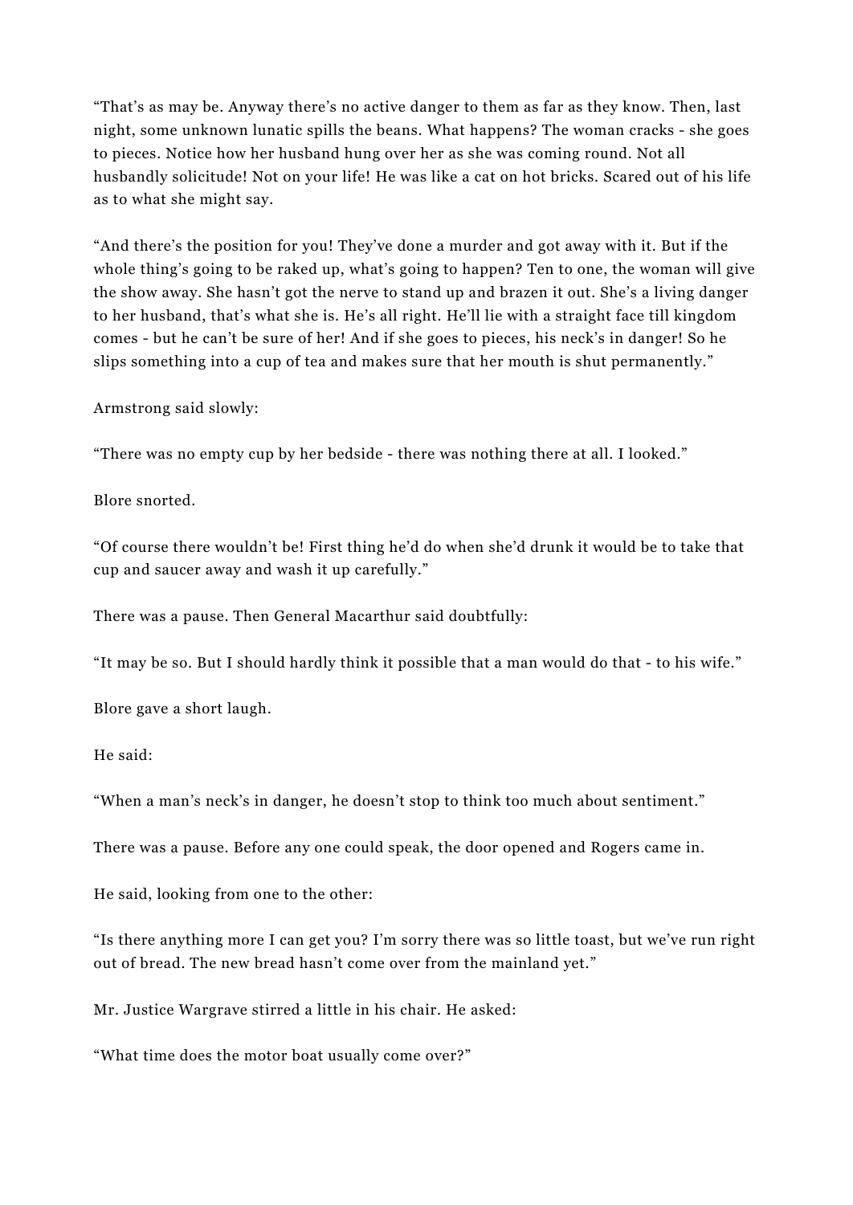“That’s as may be. Anyway there’s no active danger to them as far as they know. Then, last night, some unknown lunatic spills the beans. What happens? The woman cracks - she goes to pieces. Notice how her husband hung over her as she was coming round. Not all husbandly solicitude! Not on your life! He was like a cat on hot bricks. Scared out of his life as to what she might say.

“And there’s the position for you! They’ve done a murder and got away with it. But if the whole thing’s going to be raked up, what’s going to happen? Ten to one, the woman will give the show away. She hasn’t got the nerve to stand up and brazen it out. She’s a living danger to her husband, that’s what she is. He’s all right. He’ll lie with a straight face till kingdom comes - but he can’t be sure of her! And if she goes to pieces, his neck’s in danger! So he slips something into a cup of tea and makes sure that her mouth is shut permanently.”

Armstrong said slowly:

“There was no empty cup by her bedside - there was nothing there at all. I looked.”

Blore snorted.

“Of course there wouldn’t be! First thing he’d do when she’d drunk it would be to take that cup and saucer away and wash it up carefully.”

There was a pause. Then General Macarthur said doubtfully:

“It may be so. But I should hardly think it possible that a man would do that - to his wife.”

Blore gave a short laugh.

He said:

“When a man’s neck’s in danger, he doesn’t stop to think too much about sentiment.”

There was a pause. Before any one could speak, the door opened and Rogers came in.

He said, looking from one to the other:

“Is there anything more I can get you? I’m sorry there was so little toast, but we’ve run right out of bread. The new bread hasn’t come over from the mainland yet.”

Mr. Justice Wargrave stirred a little in his chair. He asked:

“What time does the motor boat usually come over?”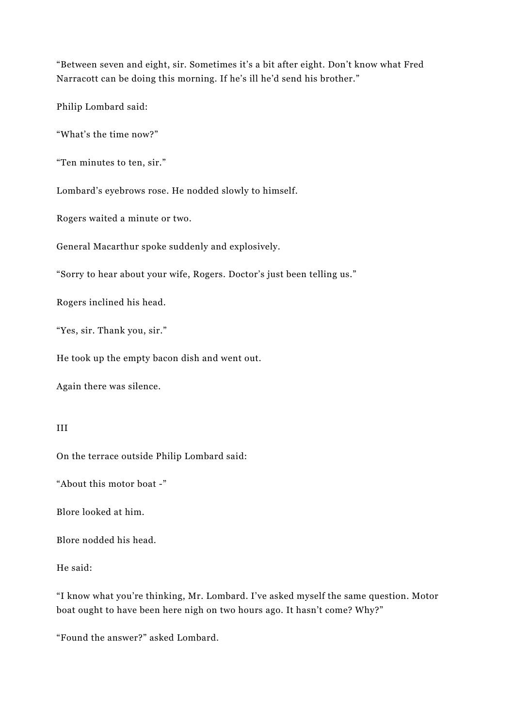"Between seven and eight, sir. Sometimes it's a bit after eight. Don't know what Fred Narracott can be doing this morning. If he's ill he'd send his brother."

Philip Lombard said:

"What's the time now?"

"Ten minutes to ten, sir."

Lombard's eyebrows rose. He nodded slowly to himself.

Rogers waited a minute or two.

General Macarthur spoke suddenly and explosively.

"Sorry to hear about your wife, Rogers. Doctor's just been telling us."

Rogers inclined his head.

"Yes, sir. Thank you, sir."

He took up the empty bacon dish and went out.

Again there was silence.

## III

On the terrace outside Philip Lombard said:

"About this motor boat -"

Blore looked at him.

Blore nodded his head.

He said:

"I know what you're thinking, Mr. Lombard. I've asked myself the same question. Motor boat ought to have been here nigh on two hours ago. It hasn't come? Why?"

"Found the answer?" asked Lombard.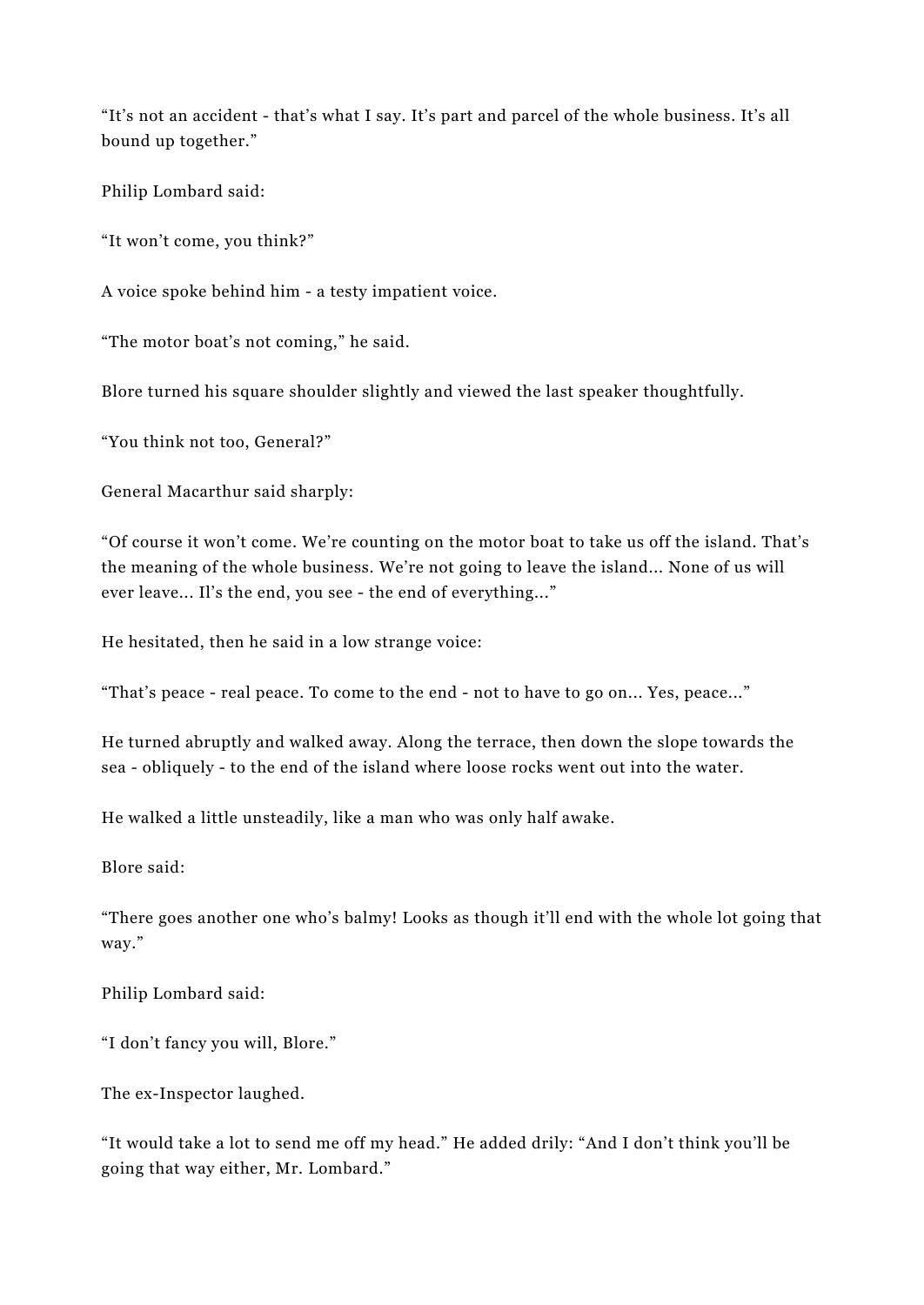“It’s not an accident - that’s what I say. It’s part and parcel of the whole business. It’s all bound up together.”

Philip Lombard said:

“It won’t come, you think?”

A voice spoke behind him - a testy impatient voice.

“The motor boat’s not coming,” he said.

Blore turned his square shoulder slightly and viewed the last speaker thoughtfully.

“You think not too, General?”

General Macarthur said sharply:

“Of course it won’t come. We’re counting on the motor boat to take us off the island. That’s the meaning of the whole business. We’re not going to leave the island... None of us will ever leave... Il’s the end, you see - the end of everything...”

He hesitated, then he said in a low strange voice:

“That’s peace - real peace. To come to the end - not to have to go on... Yes, peace...”

He turned abruptly and walked away. Along the terrace, then down the slope towards the sea - obliquely - to the end of the island where loose rocks went out into the water.

He walked a little unsteadily, like a man who was only half awake.

Blore said:

“There goes another one who’s balmy! Looks as though it’ll end with the whole lot going that way.”

Philip Lombard said:

“I don’t fancy you will, Blore.”

The ex-Inspector laughed.

“It would take a lot to send me off my head.” He added drily: “And I don’t think you’ll be going that way either, Mr. Lombard.”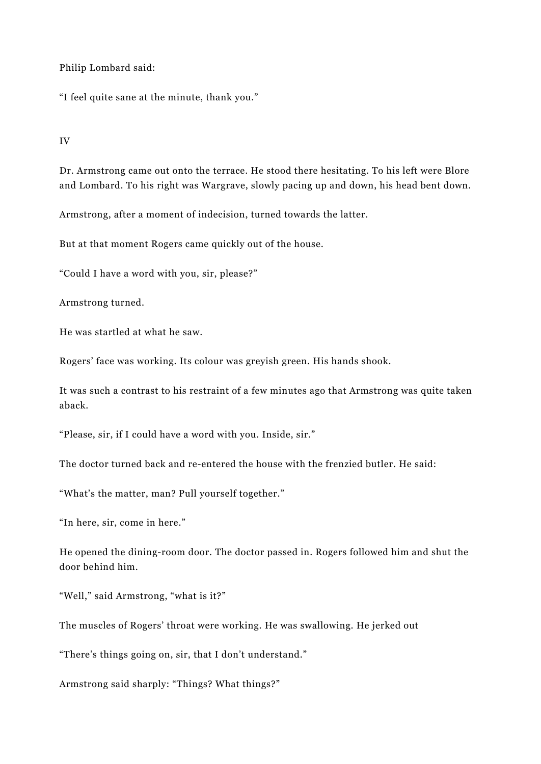Philip Lombard said:

"I feel quite sane at the minute, thank you."

IV

Dr. Armstrong came out onto the terrace. He stood there hesitating. To his left were Blore and Lombard. To his right was Wargrave, slowly pacing up and down, his head bent down.

Armstrong, after a moment of indecision, turned towards the latter.

But at that moment Rogers came quickly out of the house.

"Could I have a word with you, sir, please?"

Armstrong turned.

He was startled at what he saw.

Rogers' face was working. Its colour was greyish green. His hands shook.

It was such a contrast to his restraint of a few minutes ago that Armstrong was quite taken aback.

"Please, sir, if I could have a word with you. Inside, sir."

The doctor turned back and re-entered the house with the frenzied butler. He said:

"What's the matter, man? Pull yourself together."

"In here, sir, come in here."

He opened the dining-room door. The doctor passed in. Rogers followed him and shut the door behind him.

"Well," said Armstrong, "what is it?"

The muscles of Rogers' throat were working. He was swallowing. He jerked out

"There's things going on, sir, that I don't understand."

Armstrong said sharply: "Things? What things?"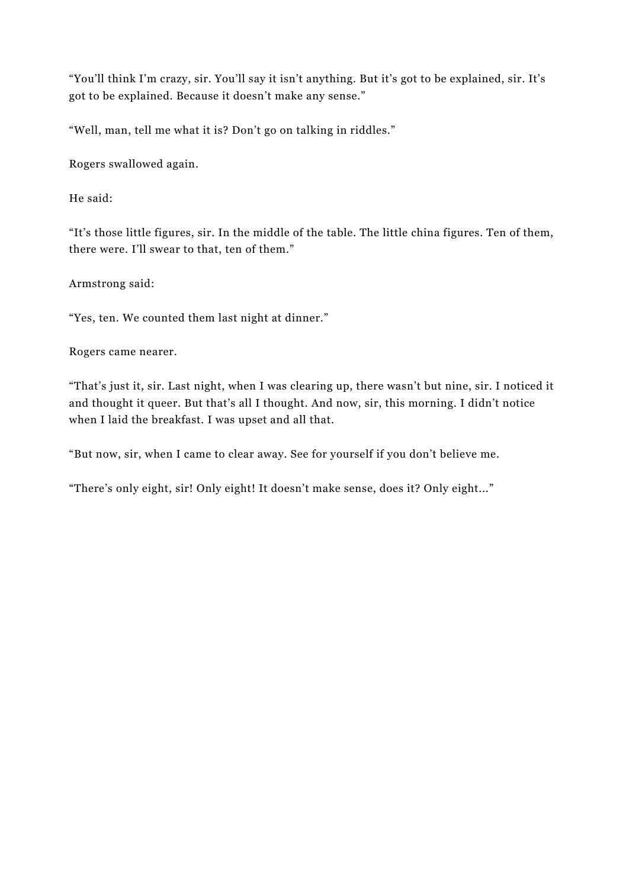"You'll think I'm crazy, sir. You'll say it isn't anything. But it's got to be explained, sir. It's got to be explained. Because it doesn't make any sense."

"Well, man, tell me what it is? Don't go on talking in riddles."

Rogers swallowed again.

He said:

"It's those little figures, sir. In the middle of the table. The little china figures. Ten of them, there were. I'll swear to that, ten of them."

Armstrong said:

"Yes, ten. We counted them last night at dinner."

Rogers came nearer.

"That's just it, sir. Last night, when I was clearing up, there wasn't but nine, sir. I noticed it and thought it queer. But that's all I thought. And now, sir, this morning. I didn't notice when I laid the breakfast. I was upset and all that.

"But now, sir, when I came to clear away. See for yourself if you don't believe me.

"There's only eight, sir! Only eight! It doesn't make sense, does it? Only eight..."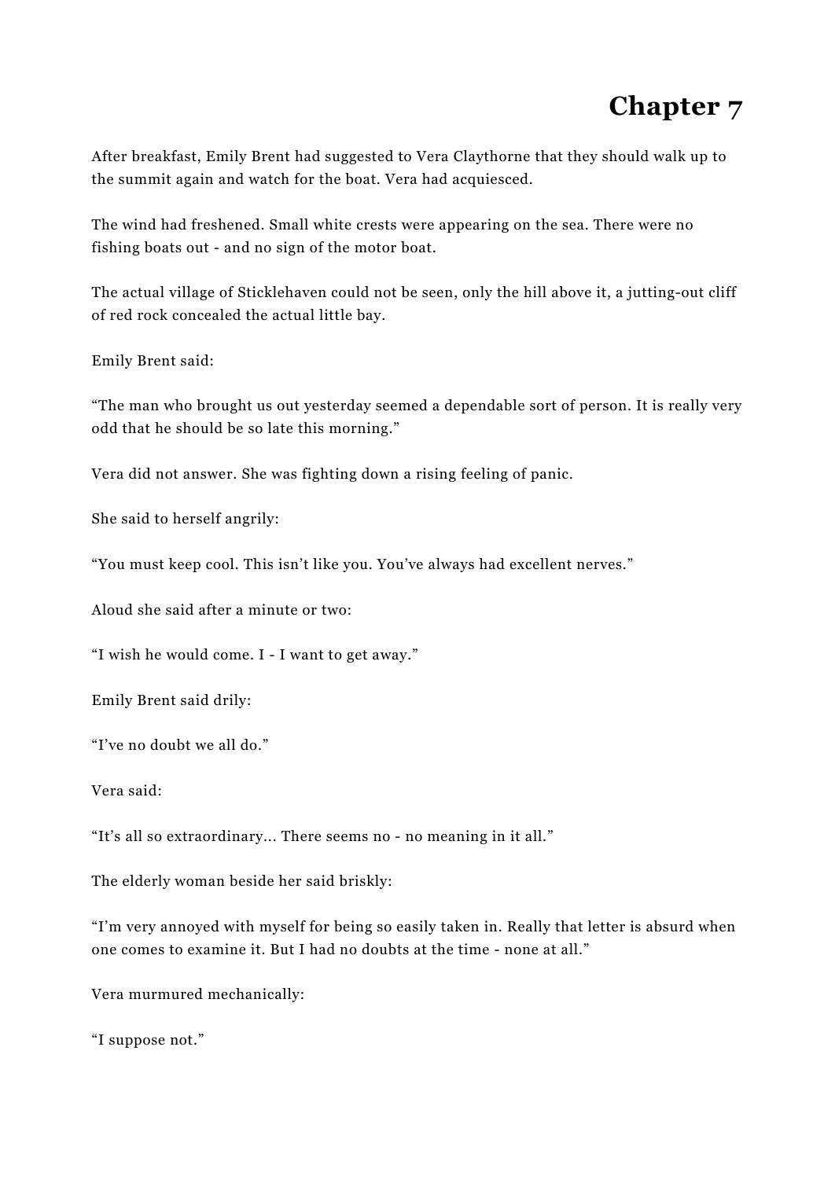# Chapter 7

After breakfast, Emily Brent had suggested to Vera Claythorne that they should walk up to the summit again and watch for the boat. Vera had acquiesced.

The wind had freshened. Small white crests were appearing on the sea. There were no fishing boats out - and no sign of the motor boat.

The actual village of Sticklehaven could not be seen, only the hill above it, a jutting-out cliff of red rock concealed the actual little bay.

Emily Brent said:

“The man who brought us out yesterday seemed a dependable sort of person. It is really very odd that he should be so late this morning.”

Vera did not answer. She was fighting down a rising feeling of panic.

She said to herself angrily:

“You must keep cool. This isn’t like you. You’ve always had excellent nerves.”

Aloud she said after a minute or two:

“I wish he would come. I - I want to get away.”

Emily Brent said drily:

“I’ve no doubt we all do.”

Vera said:

“It’s all so extraordinary... There seems no - no meaning in it all.”

The elderly woman beside her said briskly:

“I’m very annoyed with myself for being so easily taken in. Really that letter is absurd when one comes to examine it. But I had no doubts at the time - none at all.”

Vera murmured mechanically:

“I suppose not.”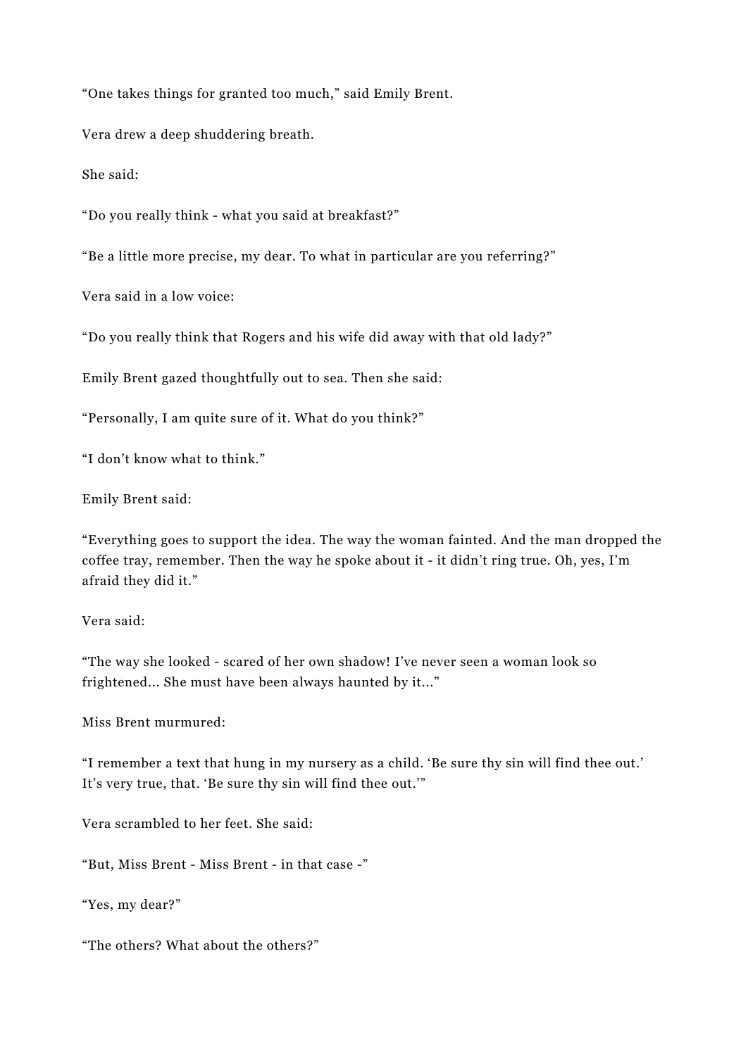“One takes things for granted too much,” said Emily Brent.

Vera drew a deep shuddering breath.

She said:

“Do you really think - what you said at breakfast?”

“Be a little more precise, my dear. To what in particular are you referring?”

Vera said in a low voice:

“Do you really think that Rogers and his wife did away with that old lady?”

Emily Brent gazed thoughtfully out to sea. Then she said:

“Personally, I am quite sure of it. What do you think?”

“I don’t know what to think.”

Emily Brent said:

“Everything goes to support the idea. The way the woman fainted. And the man dropped the coffee tray, remember. Then the way he spoke about it - it didn’t ring true. Oh, yes, I’m afraid they did it.”

Vera said:

“The way she looked - scared of her own shadow! I’ve never seen a woman look so frightened... She must have been always haunted by it...”

Miss Brent murmured:

“I remember a text that hung in my nursery as a child. ‘Be sure thy sin will find thee out.’ It’s very true, that. ‘Be sure thy sin will find thee out.’”

Vera scrambled to her feet. She said:

“But, Miss Brent - Miss Brent - in that case -”

“Yes, my dear?”

“The others? What about the others?”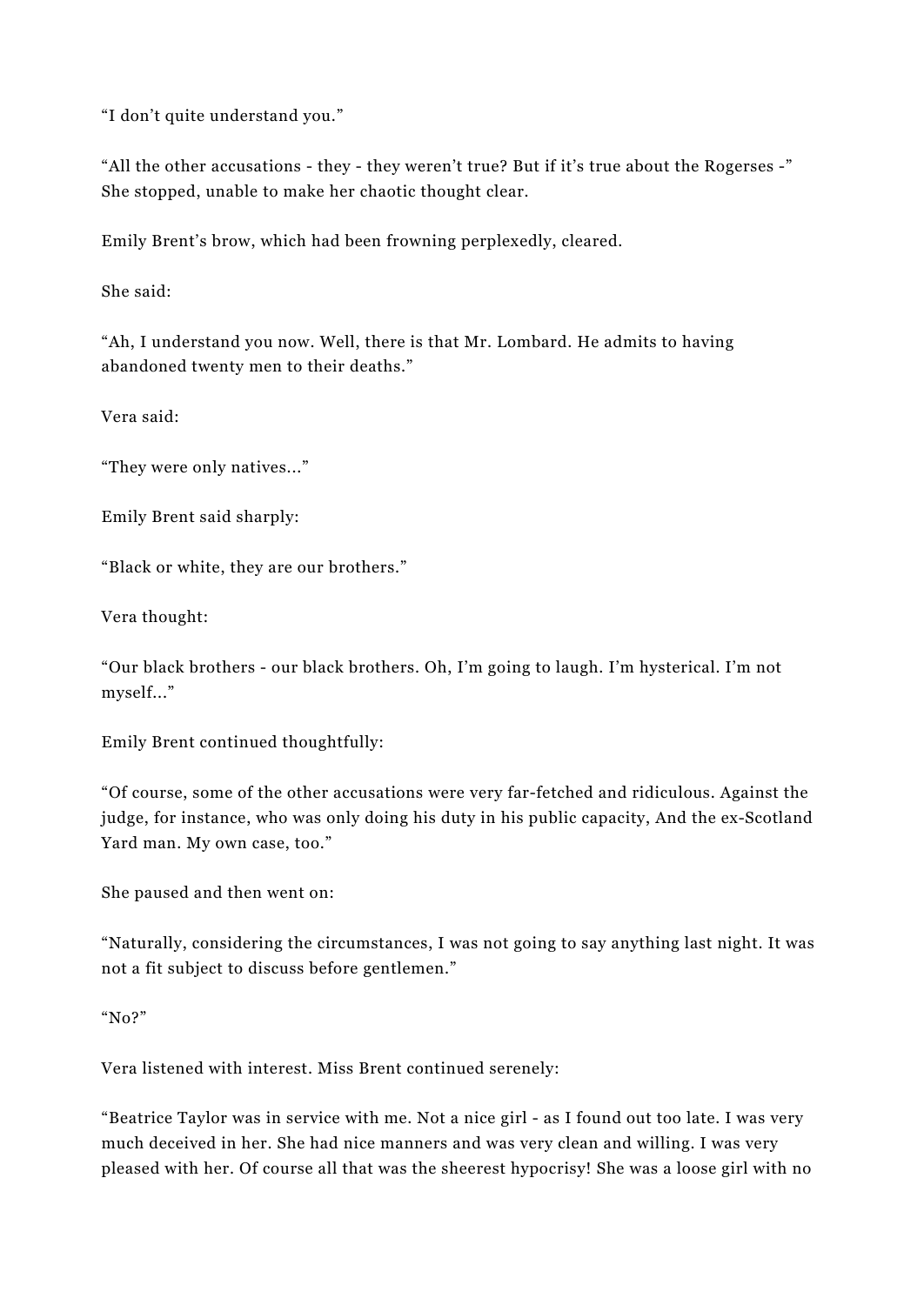“I don’t quite understand you.”

“All the other accusations - they - they weren’t true? But if it’s true about the Rogerses -” She stopped, unable to make her chaotic thought clear.

Emily Brent’s brow, which had been frowning perplexedly, cleared.

She said:

“Ah, I understand you now. Well, there is that Mr. Lombard. He admits to having abandoned twenty men to their deaths.”

Vera said:

“They were only natives...”

Emily Brent said sharply:

“Black or white, they are our brothers.”

Vera thought:

“Our black brothers - our black brothers. Oh, I’m going to laugh. I’m hysterical. I’m not myself...”

Emily Brent continued thoughtfully:

“Of course, some of the other accusations were very far-fetched and ridiculous. Against the judge, for instance, who was only doing his duty in his public capacity, And the ex-Scotland Yard man. My own case, too.”

She paused and then went on:

“Naturally, considering the circumstances, I was not going to say anything last night. It was not a fit subject to discuss before gentlemen.”

“No?”

Vera listened with interest. Miss Brent continued serenely:

“Beatrice Taylor was in service with me. Not a nice girl - as I found out too late. I was very much deceived in her. She had nice manners and was very clean and willing. I was very pleased with her. Of course all that was the sheerest hypocrisy! She was a loose girl with no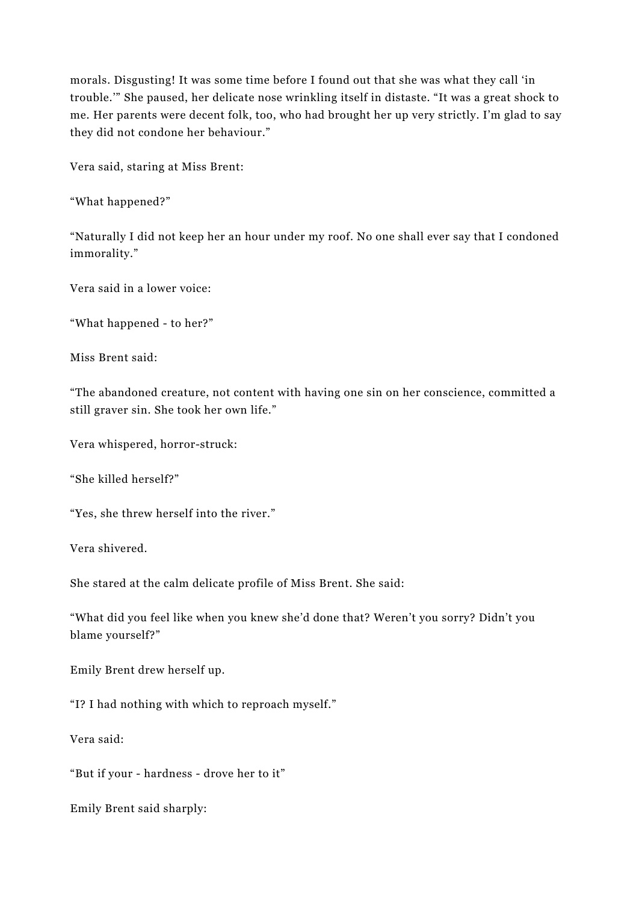morals. Disgusting! It was some time before I found out that she was what they call 'in trouble.'" She paused, her delicate nose wrinkling itself in distaste. "It was a great shock to me. Her parents were decent folk, too, who had brought her up very strictly. I'm glad to say they did not condone her behaviour."

Vera said, staring at Miss Brent:

"What happened?"

"Naturally I did not keep her an hour under my roof. No one shall ever say that I condoned immorality."

Vera said in a lower voice:

"What happened - to her?"

Miss Brent said:

"The abandoned creature, not content with having one sin on her conscience, committed a still graver sin. She took her own life."

Vera whispered, horror-struck:

"She killed herself?"

"Yes, she threw herself into the river."

Vera shivered.

She stared at the calm delicate profile of Miss Brent. She said:

"What did you feel like when you knew she'd done that? Weren't you sorry? Didn't you blame yourself?"

Emily Brent drew herself up.

"I? I had nothing with which to reproach myself."

Vera said:

"But if your - hardness - drove her to it"

Emily Brent said sharply: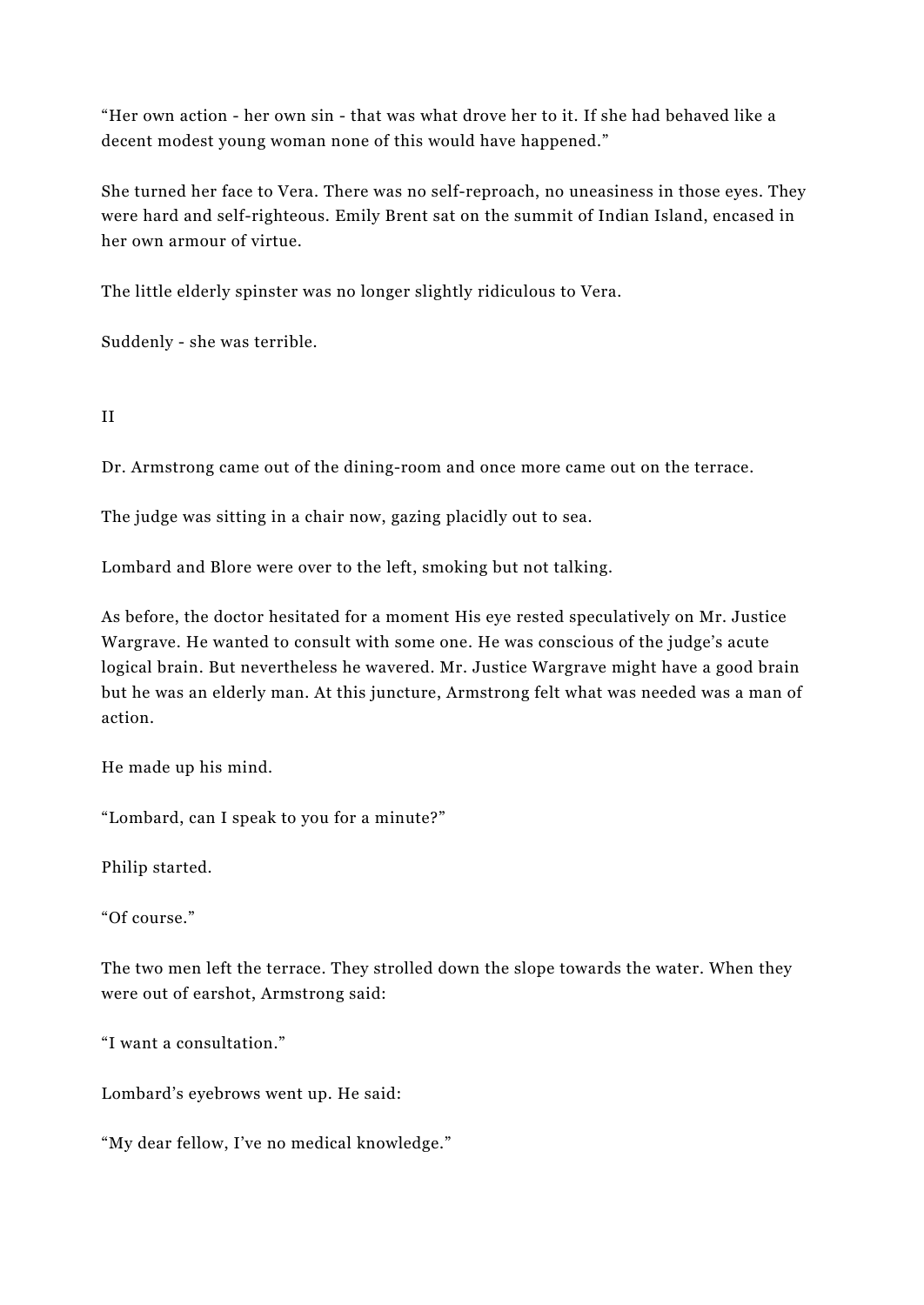"Her own action - her own sin - that was what drove her to it. If she had behaved like a decent modest young woman none of this would have happened."

She turned her face to Vera. There was no self-reproach, no uneasiness in those eyes. They were hard and self-righteous. Emily Brent sat on the summit of Indian Island, encased in her own armour of virtue.

The little elderly spinster was no longer slightly ridiculous to Vera.

Suddenly - she was terrible.

## II

Dr. Armstrong came out of the dining-room and once more came out on the terrace.

The judge was sitting in a chair now, gazing placidly out to sea.

Lombard and Blore were over to the left, smoking but not talking.

As before, the doctor hesitated for a moment His eye rested speculatively on Mr. Justice Wargrave. He wanted to consult with some one. He was conscious of the judge's acute logical brain. But nevertheless he wavered. Mr. Justice Wargrave might have a good brain but he was an elderly man. At this juncture, Armstrong felt what was needed was a man of action.

He made up his mind.

"Lombard, can I speak to you for a minute?"

Philip started.

"Of course."

The two men left the terrace. They strolled down the slope towards the water. When they were out of earshot, Armstrong said:

"I want a consultation."

Lombard's eyebrows went up. He said:

"My dear fellow, I've no medical knowledge."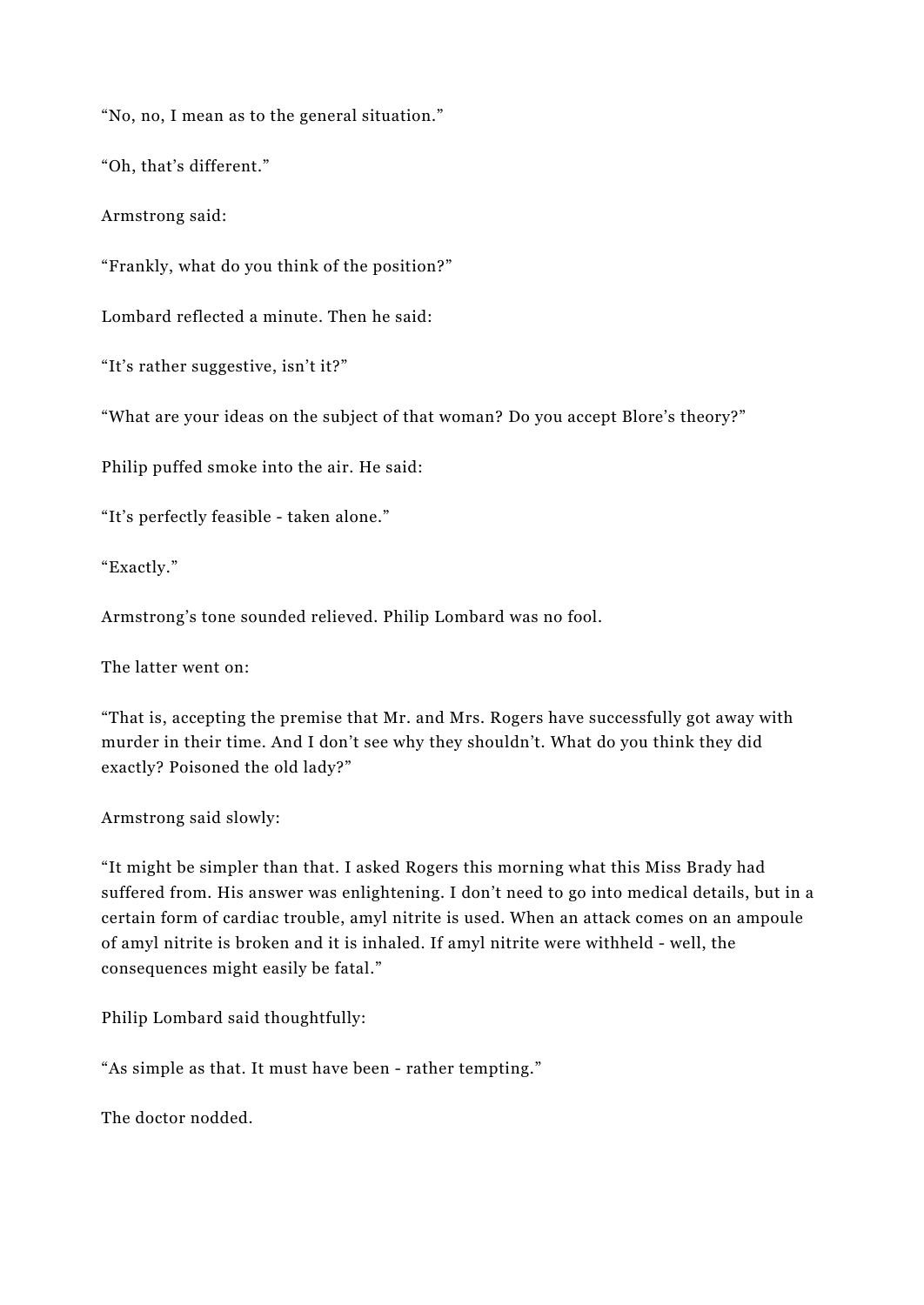“No, no, I mean as to the general situation.”

“Oh, that’s different.”

Armstrong said:

“Frankly, what do you think of the position?”

Lombard reflected a minute. Then he said:

“It’s rather suggestive, isn’t it?”

“What are your ideas on the subject of that woman? Do you accept Blore’s theory?”

Philip puffed smoke into the air. He said:

“It’s perfectly feasible - taken alone.”

“Exactly.”

Armstrong’s tone sounded relieved. Philip Lombard was no fool.

The latter went on:

“That is, accepting the premise that Mr. and Mrs. Rogers have successfully got away with murder in their time. And I don’t see why they shouldn’t. What do you think they did exactly? Poisoned the old lady?”

Armstrong said slowly:

“It might be simpler than that. I asked Rogers this morning what this Miss Brady had suffered from. His answer was enlightening. I don’t need to go into medical details, but in a certain form of cardiac trouble, amyl nitrite is used. When an attack comes on an ampoule of amyl nitrite is broken and it is inhaled. If amyl nitrite were withheld - well, the consequences might easily be fatal.”

Philip Lombard said thoughtfully:

“As simple as that. It must have been - rather tempting.”

The doctor nodded.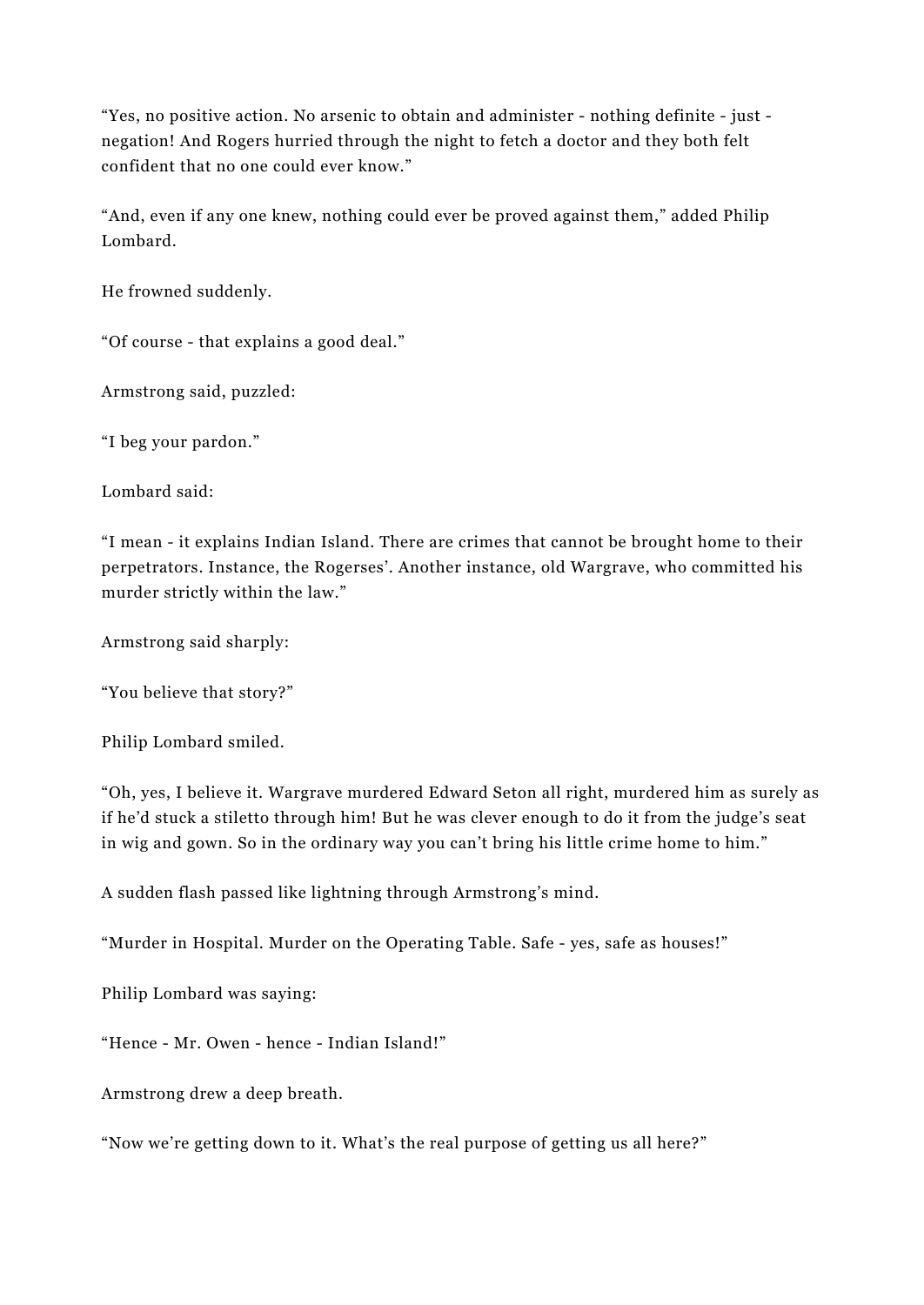"Yes, no positive action. No arsenic to obtain and administer - nothing definite - just - negation! And Rogers hurried through the night to fetch a doctor and they both felt confident that no one could ever know."

"And, even if any one knew, nothing could ever be proved against them," added Philip Lombard.

He frowned suddenly.

"Of course - that explains a good deal."

Armstrong said, puzzled:

"I beg your pardon."

Lombard said:

"I mean - it explains Indian Island. There are crimes that cannot be brought home to their perpetrators. Instance, the Rogerses'. Another instance, old Wargrave, who committed his murder strictly within the law."

Armstrong said sharply:

"You believe that story?"

Philip Lombard smiled.

"Oh, yes, I believe it. Wargrave murdered Edward Seton all right, murdered him as surely as if he'd stuck a stiletto through him! But he was clever enough to do it from the judge's seat in wig and gown. So in the ordinary way you can't bring his little crime home to him."

A sudden flash passed like lightning through Armstrong's mind.

"Murder in Hospital. Murder on the Operating Table. Safe - yes, safe as houses!"

Philip Lombard was saying:

"Hence - Mr. Owen - hence - Indian Island!"

Armstrong drew a deep breath.

"Now we're getting down to it. What's the real purpose of getting us all here?"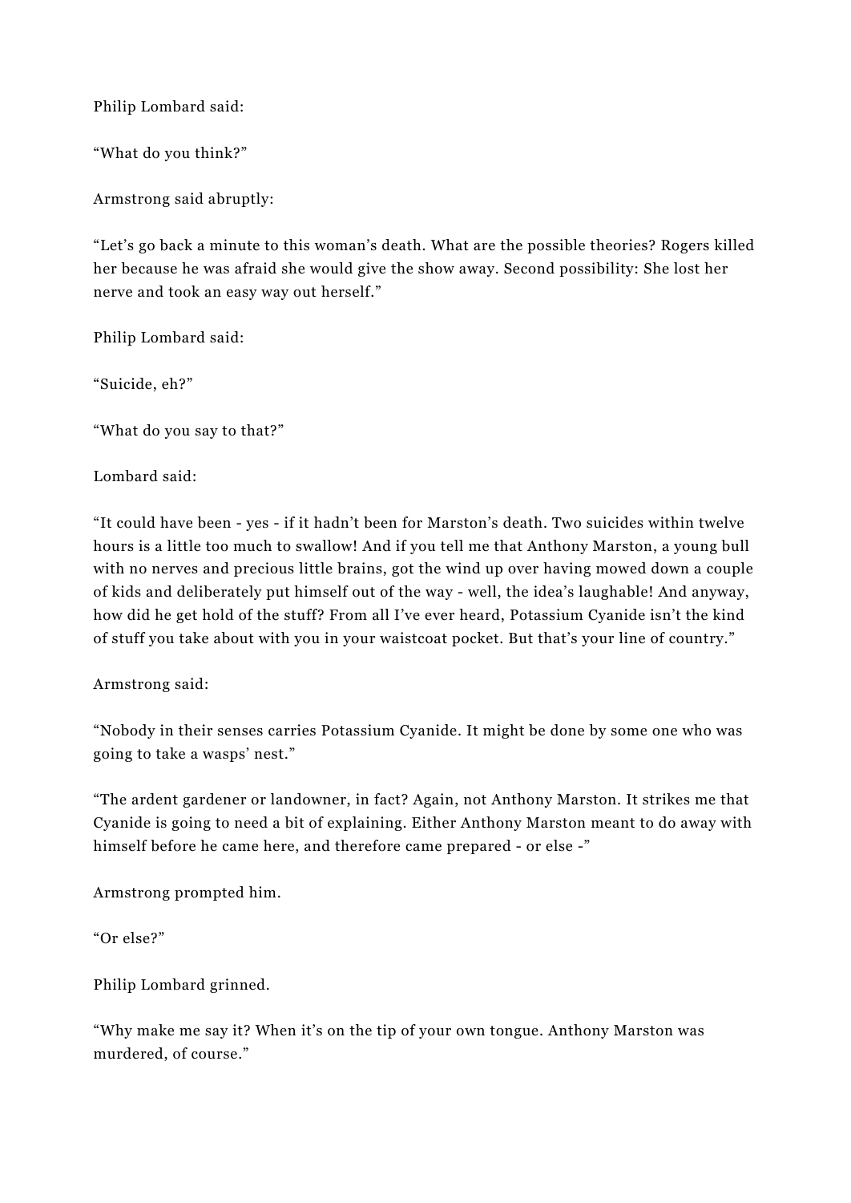Philip Lombard said:

“What do you think?”

Armstrong said abruptly:

“Let’s go back a minute to this woman’s death. What are the possible theories? Rogers killed her because he was afraid she would give the show away. Second possibility: She lost her nerve and took an easy way out herself.”

Philip Lombard said:

“Suicide, eh?”

“What do you say to that?”

Lombard said:

“It could have been - yes - if it hadn’t been for Marston’s death. Two suicides within twelve hours is a little too much to swallow! And if you tell me that Anthony Marston, a young bull with no nerves and precious little brains, got the wind up over having mowed down a couple of kids and deliberately put himself out of the way - well, the idea’s laughable! And anyway, how did he get hold of the stuff? From all I’ve ever heard, Potassium Cyanide isn’t the kind of stuff you take about with you in your waistcoat pocket. But that’s your line of country.”

Armstrong said:

“Nobody in their senses carries Potassium Cyanide. It might be done by some one who was going to take a wasps’ nest.”

“The ardent gardener or landowner, in fact? Again, not Anthony Marston. It strikes me that Cyanide is going to need a bit of explaining. Either Anthony Marston meant to do away with himself before he came here, and therefore came prepared - or else -”

Armstrong prompted him.

“Or else?”

Philip Lombard grinned.

“Why make me say it? When it’s on the tip of your own tongue. Anthony Marston was murdered, of course.”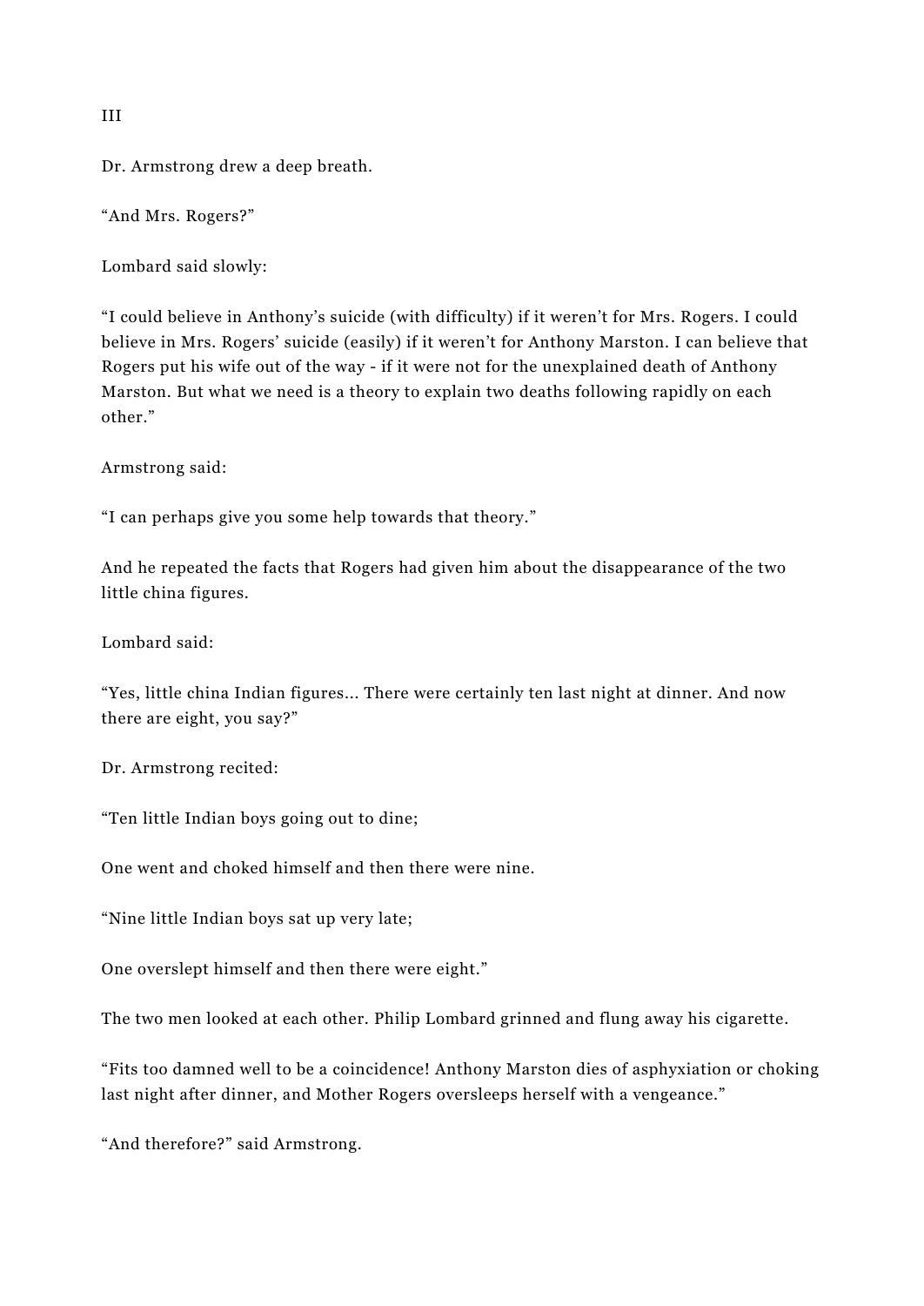III

Dr. Armstrong drew a deep breath.

“And Mrs. Rogers?”

Lombard said slowly:

“I could believe in Anthony’s suicide (with difficulty) if it weren’t for Mrs. Rogers. I could believe in Mrs. Rogers’ suicide (easily) if it weren’t for Anthony Marston. I can believe that Rogers put his wife out of the way - if it were not for the unexplained death of Anthony Marston. But what we need is a theory to explain two deaths following rapidly on each other.”

Armstrong said:

“I can perhaps give you some help towards that theory.”

And he repeated the facts that Rogers had given him about the disappearance of the two little china figures.

Lombard said:

“Yes, little china Indian figures... There were certainly ten last night at dinner. And now there are eight, you say?”

Dr. Armstrong recited:

“Ten little Indian boys going out to dine;

One went and choked himself and then there were nine.

“Nine little Indian boys sat up very late;

One overslept himself and then there were eight.”

The two men looked at each other. Philip Lombard grinned and flung away his cigarette.

“Fits too damned well to be a coincidence! Anthony Marston dies of asphyxiation or choking last night after dinner, and Mother Rogers oversleeps herself with a vengeance.”

“And therefore?” said Armstrong.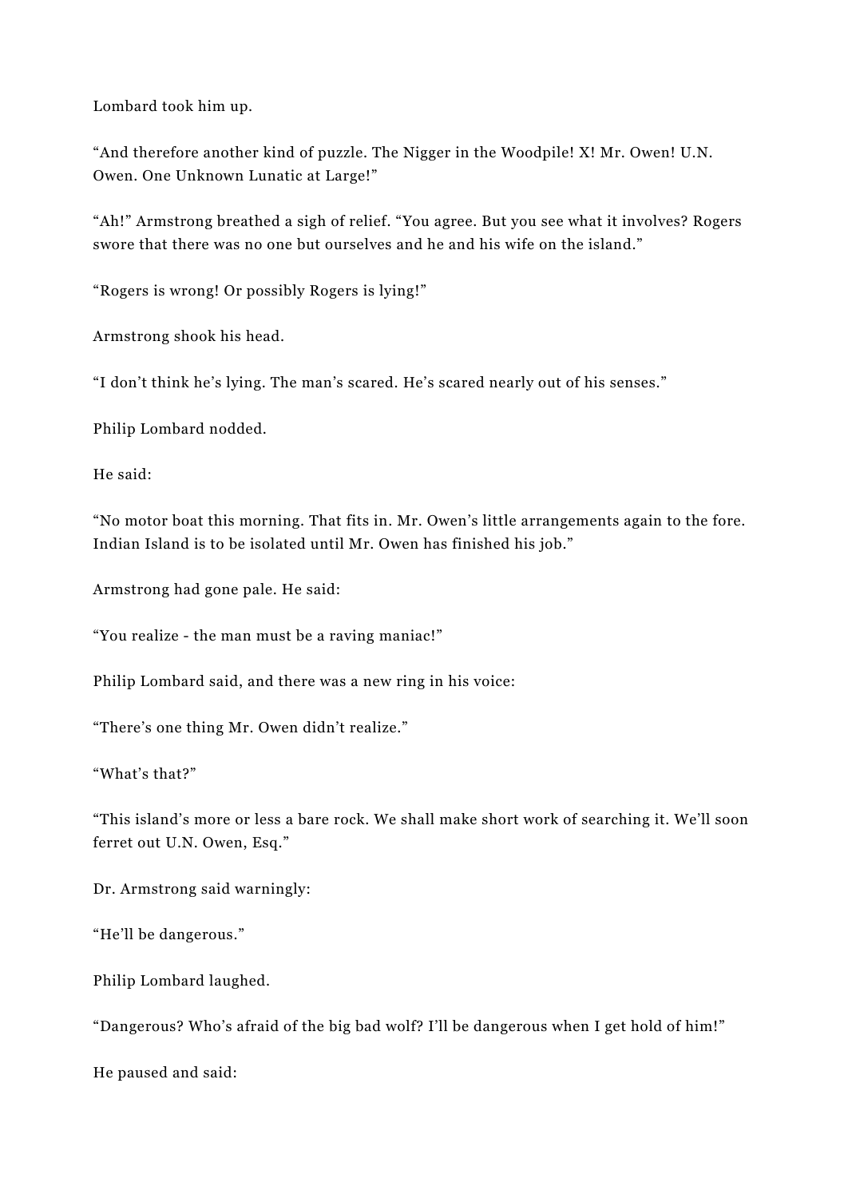Lombard took him up.

“And therefore another kind of puzzle. The Nigger in the Woodpile! X! Mr. Owen! U.N. Owen. One Unknown Lunatic at Large!”

“Ah!” Armstrong breathed a sigh of relief. “You agree. But you see what it involves? Rogers swore that there was no one but ourselves and he and his wife on the island.”

“Rogers is wrong! Or possibly Rogers is lying!”

Armstrong shook his head.

“I don’t think he’s lying. The man’s scared. He’s scared nearly out of his senses.”

Philip Lombard nodded.

He said:

“No motor boat this morning. That fits in. Mr. Owen’s little arrangements again to the fore. Indian Island is to be isolated until Mr. Owen has finished his job.”

Armstrong had gone pale. He said:

“You realize - the man must be a raving maniac!”

Philip Lombard said, and there was a new ring in his voice:

“There’s one thing Mr. Owen didn’t realize.”

“What’s that?”

“This island’s more or less a bare rock. We shall make short work of searching it. We’ll soon ferret out U.N. Owen, Esq.”

Dr. Armstrong said warningly:

“He’ll be dangerous.”

Philip Lombard laughed.

“Dangerous? Who’s afraid of the big bad wolf? I’ll be dangerous when I get hold of him!”

He paused and said: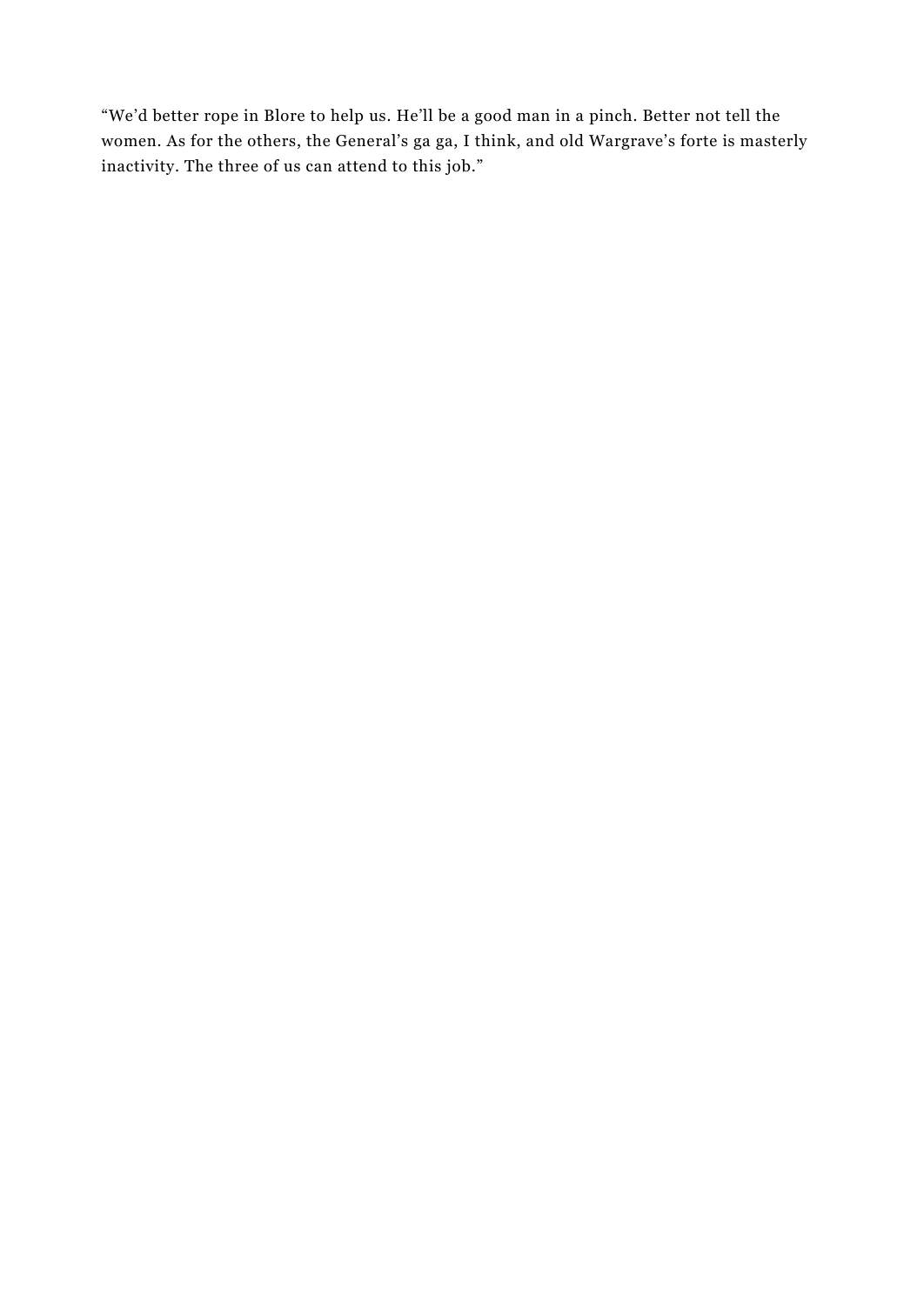“We’d better rope in Blore to help us. He’ll be a good man in a pinch. Better not tell the women. As for the others, the General’s ga ga, I think, and old Wargrave’s forte is masterly inactivity. The three of us can attend to this job.”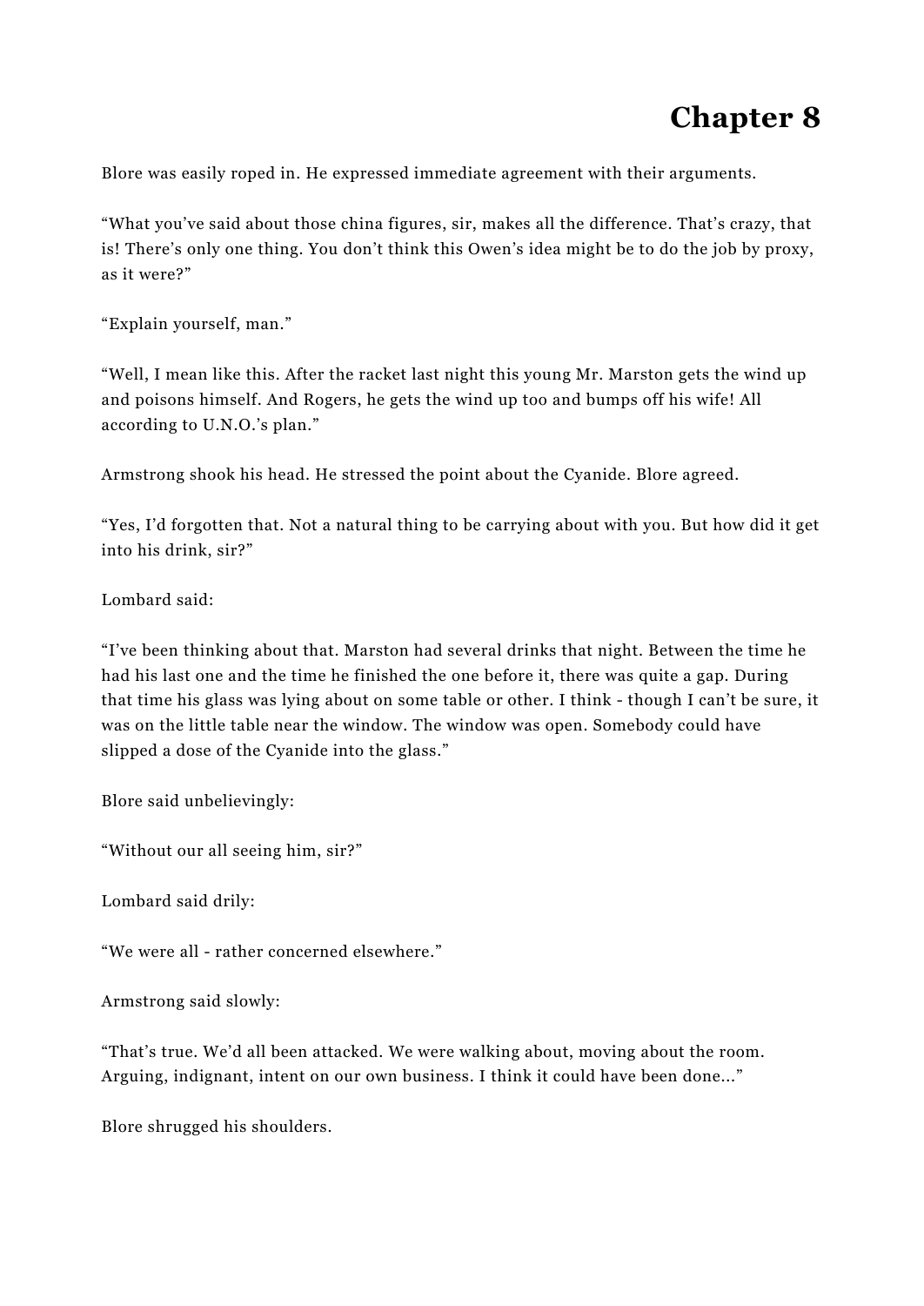# Chapter 8

Blore was easily roped in. He expressed immediate agreement with their arguments.

“What you’ve said about those china figures, sir, makes all the difference. That’s crazy, that is! There’s only one thing. You don’t think this Owen’s idea might be to do the job by proxy, as it were?”

“Explain yourself, man.”

“Well, I mean like this. After the racket last night this young Mr. Marston gets the wind up and poisons himself. And Rogers, he gets the wind up too and bumps off his wife! All according to U.N.O.’s plan.”

Armstrong shook his head. He stressed the point about the Cyanide. Blore agreed.

“Yes, I’d forgotten that. Not a natural thing to be carrying about with you. But how did it get into his drink, sir?”

Lombard said:

“I’ve been thinking about that. Marston had several drinks that night. Between the time he had his last one and the time he finished the one before it, there was quite a gap. During that time his glass was lying about on some table or other. I think - though I can’t be sure, it was on the little table near the window. The window was open. Somebody could have slipped a dose of the Cyanide into the glass.”

Blore said unbelievingly:

“Without our all seeing him, sir?”

Lombard said drily:

“We were all - rather concerned elsewhere.”

Armstrong said slowly:

“That’s true. We’d all been attacked. We were walking about, moving about the room. Arguing, indignant, intent on our own business. I think it could have been done...”

Blore shrugged his shoulders.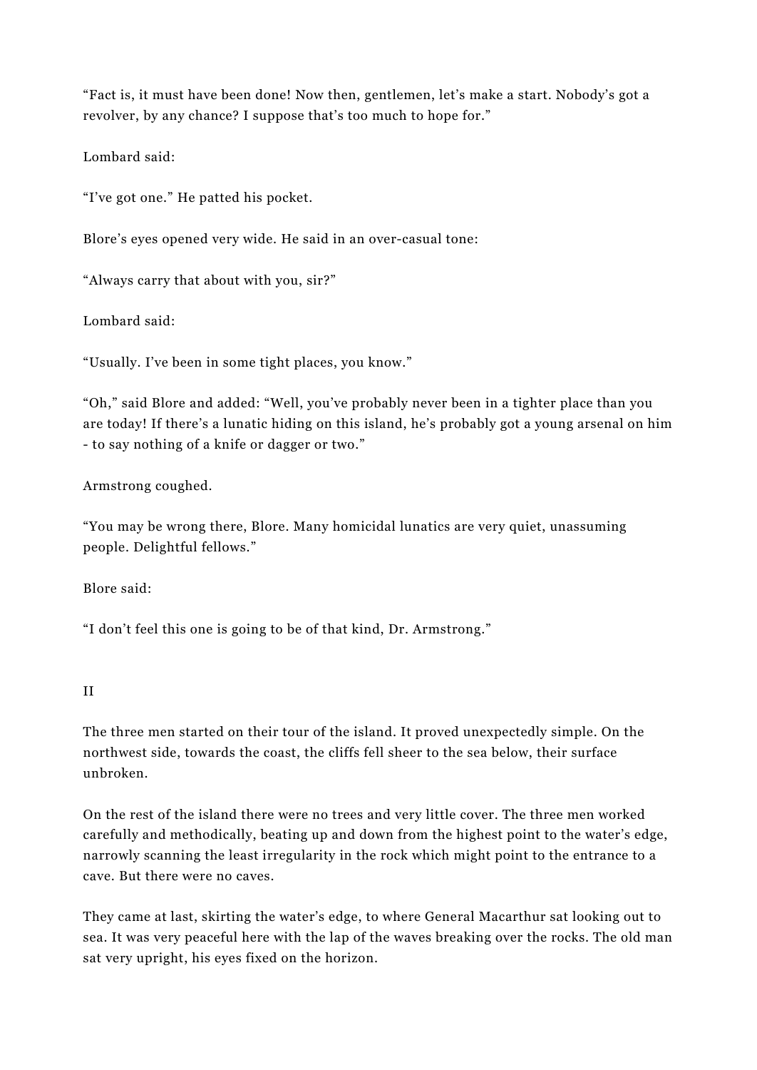"Fact is, it must have been done! Now then, gentlemen, let's make a start. Nobody's got a revolver, by any chance? I suppose that's too much to hope for."

Lombard said:

"I've got one." He patted his pocket.

Blore's eyes opened very wide. He said in an over-casual tone:

"Always carry that about with you, sir?"

Lombard said:

"Usually. I've been in some tight places, you know."

"Oh," said Blore and added: "Well, you've probably never been in a tighter place than you are today! If there's a lunatic hiding on this island, he's probably got a young arsenal on him - to say nothing of a knife or dagger or two."

Armstrong coughed.

"You may be wrong there, Blore. Many homicidal lunatics are very quiet, unassuming people. Delightful fellows."

Blore said:

"I don't feel this one is going to be of that kind, Dr. Armstrong."

## II

The three men started on their tour of the island. It proved unexpectedly simple. On the northwest side, towards the coast, the cliffs fell sheer to the sea below, their surface unbroken.

On the rest of the island there were no trees and very little cover. The three men worked carefully and methodically, beating up and down from the highest point to the water's edge, narrowly scanning the least irregularity in the rock which might point to the entrance to a cave. But there were no caves.

They came at last, skirting the water's edge, to where General Macarthur sat looking out to sea. It was very peaceful here with the lap of the waves breaking over the rocks. The old man sat very upright, his eyes fixed on the horizon.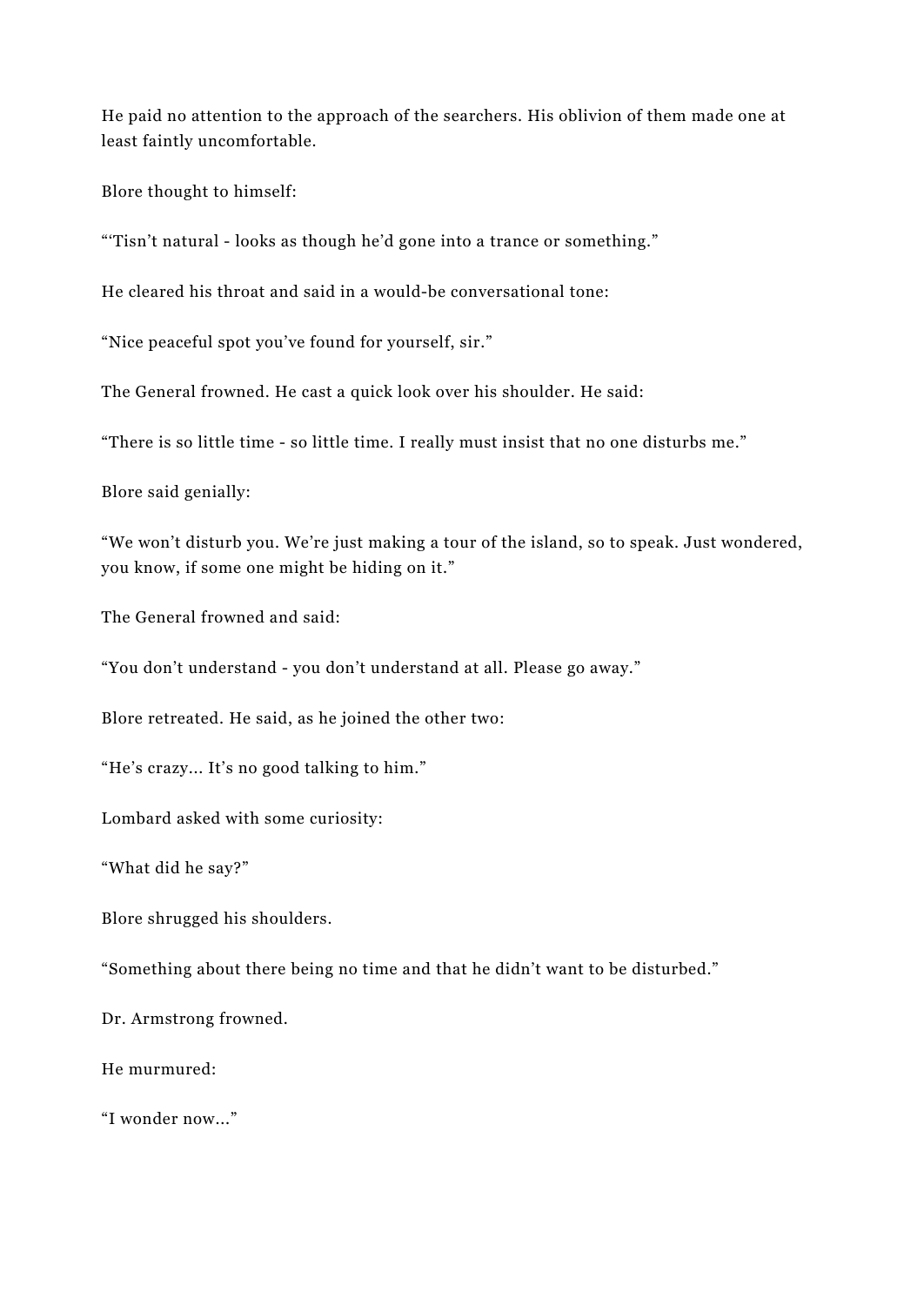He paid no attention to the approach of the searchers. His oblivion of them made one at least faintly uncomfortable.

Blore thought to himself:

"'Tisn't natural - looks as though he'd gone into a trance or something."

He cleared his throat and said in a would-be conversational tone:

"Nice peaceful spot you've found for yourself, sir."

The General frowned. He cast a quick look over his shoulder. He said:

"There is so little time - so little time. I really must insist that no one disturbs me."

Blore said genially:

"We won't disturb you. We're just making a tour of the island, so to speak. Just wondered, you know, if some one might be hiding on it."

The General frowned and said:

"You don't understand - you don't understand at all. Please go away."

Blore retreated. He said, as he joined the other two:

"He's crazy... It's no good talking to him."

Lombard asked with some curiosity:

"What did he say?"

Blore shrugged his shoulders.

"Something about there being no time and that he didn't want to be disturbed."

Dr. Armstrong frowned.

He murmured:

"I wonder now..."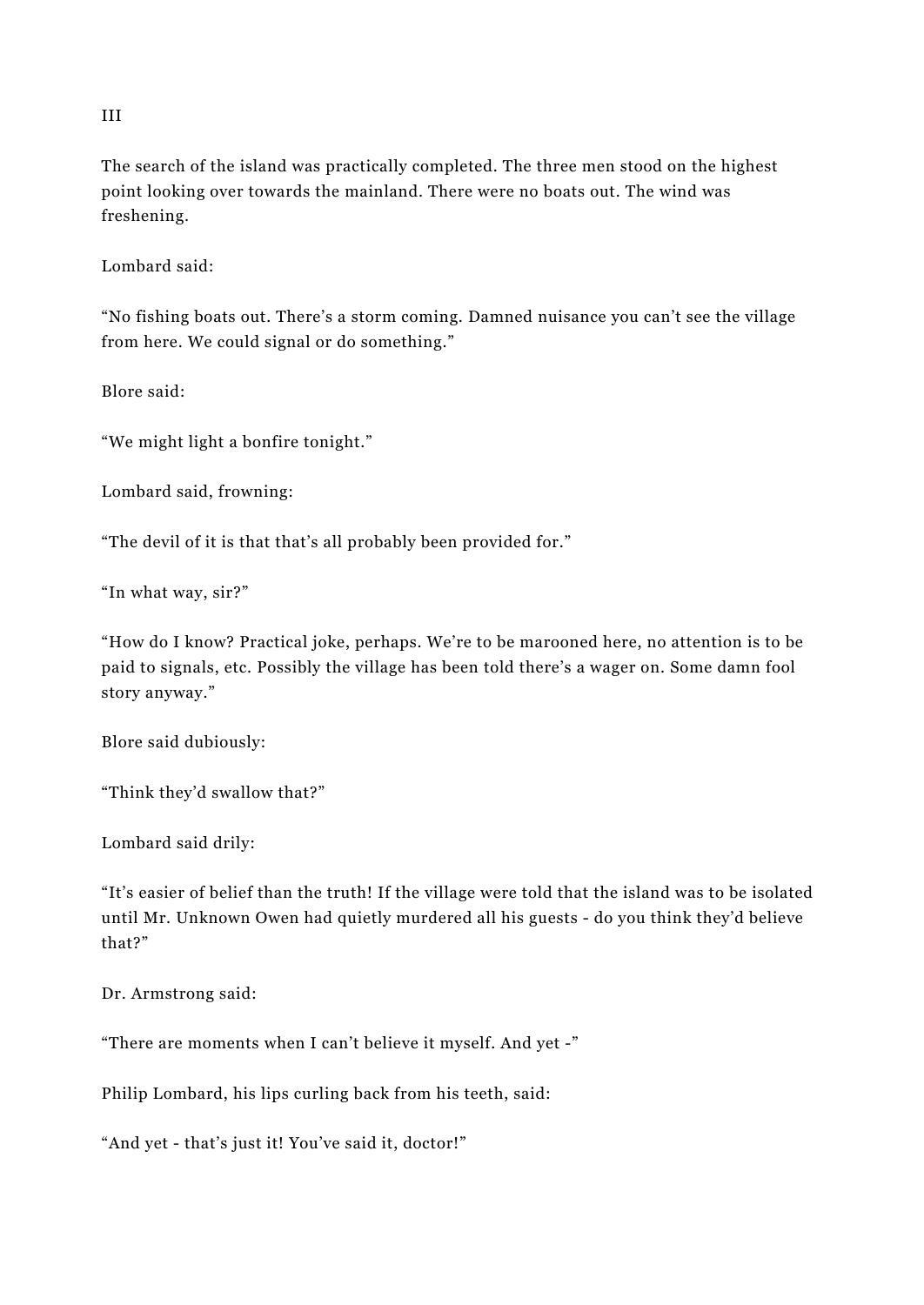III

The search of the island was practically completed. The three men stood on the highest point looking over towards the mainland. There were no boats out. The wind was freshening.

Lombard said:

“No fishing boats out. There’s a storm coming. Damned nuisance you can’t see the village from here. We could signal or do something.”

Blore said:

“We might light a bonfire tonight.”

Lombard said, frowning:

“The devil of it is that that’s all probably been provided for.”

“In what way, sir?”

“How do I know? Practical joke, perhaps. We’re to be marooned here, no attention is to be paid to signals, etc. Possibly the village has been told there’s a wager on. Some damn fool story anyway.”

Blore said dubiously:

“Think they’d swallow that?”

Lombard said drily:

“It’s easier of belief than the truth! If the village were told that the island was to be isolated until Mr. Unknown Owen had quietly murdered all his guests - do you think they’d believe that?”

Dr. Armstrong said:

“There are moments when I can’t believe it myself. And yet -”

Philip Lombard, his lips curling back from his teeth, said:

“And yet - that’s just it! You’ve said it, doctor!”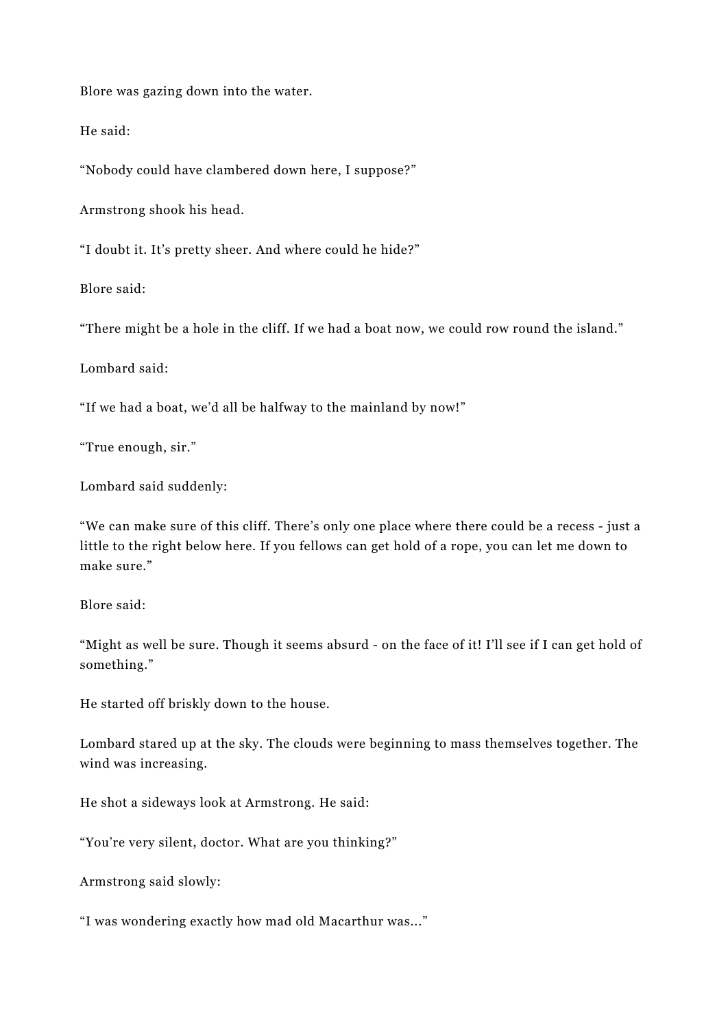Blore was gazing down into the water.

He said:

“Nobody could have clambered down here, I suppose?”

Armstrong shook his head.

“I doubt it. It’s pretty sheer. And where could he hide?”

Blore said:

“There might be a hole in the cliff. If we had a boat now, we could row round the island.”

Lombard said:

“If we had a boat, we’d all be halfway to the mainland by now!”

“True enough, sir.”

Lombard said suddenly:

“We can make sure of this cliff. There’s only one place where there could be a recess - just a little to the right below here. If you fellows can get hold of a rope, you can let me down to make sure.”

Blore said:

“Might as well be sure. Though it seems absurd - on the face of it! I’ll see if I can get hold of something.”

He started off briskly down to the house.

Lombard stared up at the sky. The clouds were beginning to mass themselves together. The wind was increasing.

He shot a sideways look at Armstrong. He said:

“You’re very silent, doctor. What are you thinking?”

Armstrong said slowly:

“I was wondering exactly how mad old Macarthur was…”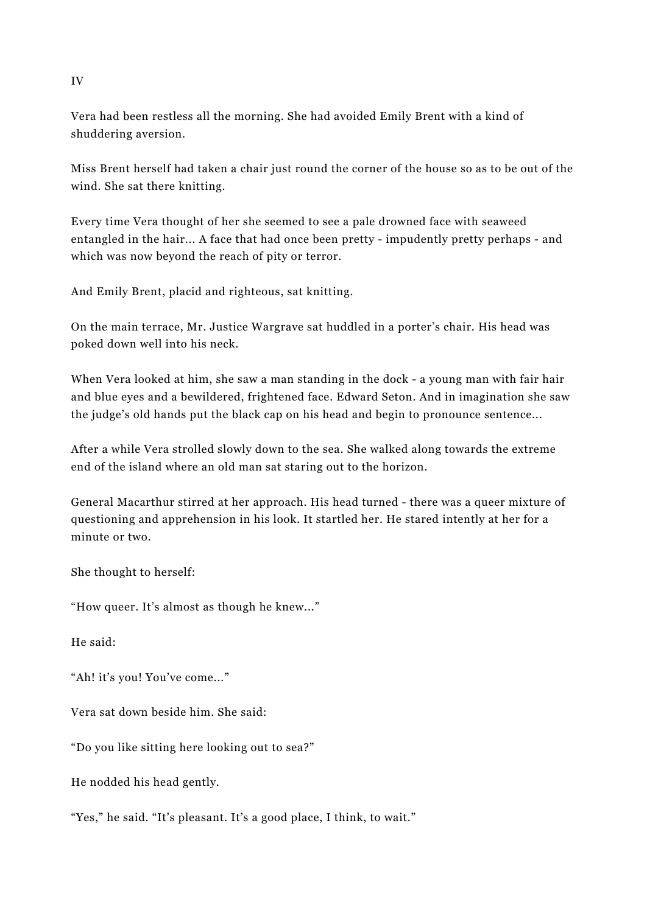IV

Vera had been restless all the morning. She had avoided Emily Brent with a kind of shuddering aversion.

Miss Brent herself had taken a chair just round the corner of the house so as to be out of the wind. She sat there knitting.

Every time Vera thought of her she seemed to see a pale drowned face with seaweed entangled in the hair... A face that had once been pretty - impudently pretty perhaps - and which was now beyond the reach of pity or terror.

And Emily Brent, placid and righteous, sat knitting.

On the main terrace, Mr. Justice Wargrave sat huddled in a porter's chair. His head was poked down well into his neck.

When Vera looked at him, she saw a man standing in the dock - a young man with fair hair and blue eyes and a bewildered, frightened face. Edward Seton. And in imagination she saw the judge's old hands put the black cap on his head and begin to pronounce sentence...

After a while Vera strolled slowly down to the sea. She walked along towards the extreme end of the island where an old man sat staring out to the horizon.

General Macarthur stirred at her approach. His head turned - there was a queer mixture of questioning and apprehension in his look. It startled her. He stared intently at her for a minute or two.

She thought to herself:

"How queer. It's almost as though he knew..."

He said:

"Ah! it's you! You've come..."

Vera sat down beside him. She said:

"Do you like sitting here looking out to sea?"

He nodded his head gently.

"Yes," he said. "It's pleasant. It's a good place, I think, to wait."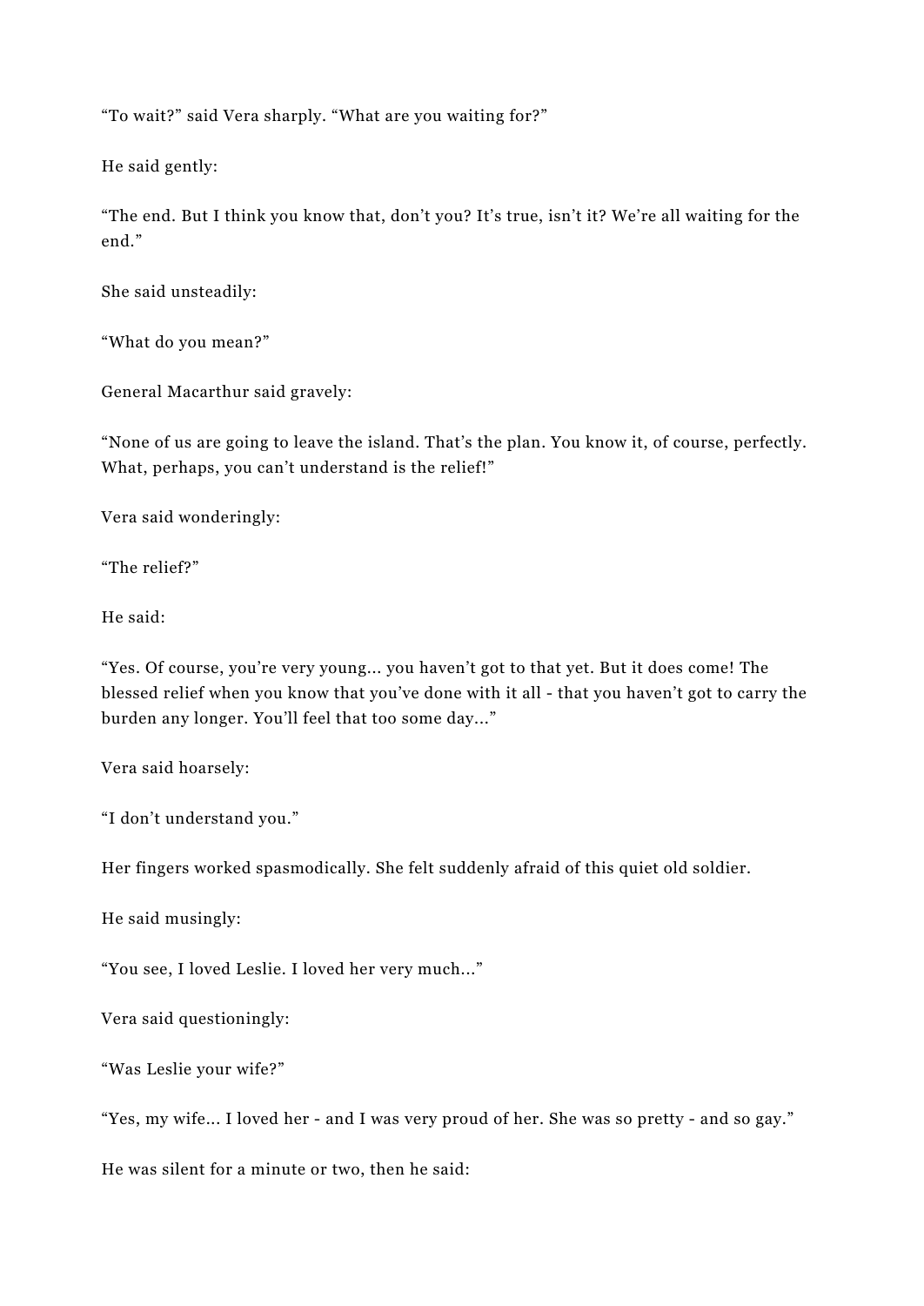"To wait?" said Vera sharply. "What are you waiting for?"

He said gently:

"The end. But I think you know that, don't you? It's true, isn't it? We're all waiting for the end."

She said unsteadily:

"What do you mean?"

General Macarthur said gravely:

"None of us are going to leave the island. That's the plan. You know it, of course, perfectly. What, perhaps, you can't understand is the relief!"

Vera said wonderingly:

"The relief?"

He said:

"Yes. Of course, you're very young... you haven't got to that yet. But it does come! The blessed relief when you know that you've done with it all - that you haven't got to carry the burden any longer. You'll feel that too some day..."

Vera said hoarsely:

"I don't understand you."

Her fingers worked spasmodically. She felt suddenly afraid of this quiet old soldier.

He said musingly:

"You see, I loved Leslie. I loved her very much..."

Vera said questioningly:

"Was Leslie your wife?"

"Yes, my wife... I loved her - and I was very proud of her. She was so pretty - and so gay."

He was silent for a minute or two, then he said: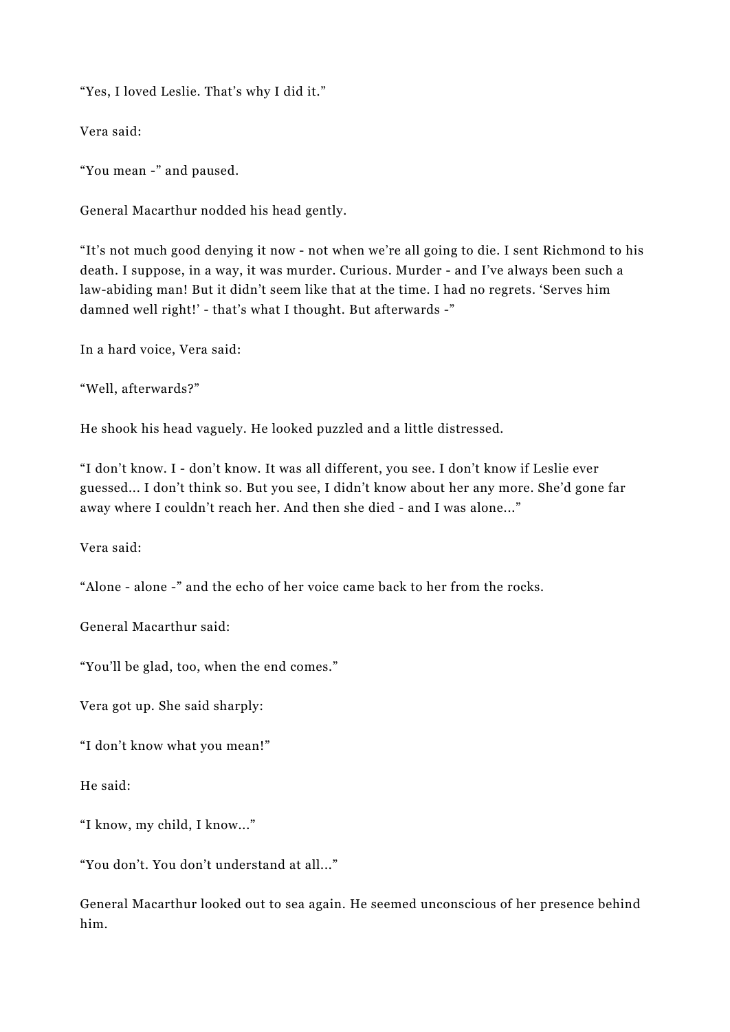“Yes, I loved Leslie. That’s why I did it.”

Vera said:

“You mean -” and paused.

General Macarthur nodded his head gently.

“It’s not much good denying it now - not when we’re all going to die. I sent Richmond to his death. I suppose, in a way, it was murder. Curious. Murder - and I’ve always been such a law-abiding man! But it didn’t seem like that at the time. I had no regrets. ‘Serves him damned well right!’ - that’s what I thought. But afterwards -”

In a hard voice, Vera said:

“Well, afterwards?”

He shook his head vaguely. He looked puzzled and a little distressed.

“I don’t know. I - don’t know. It was all different, you see. I don’t know if Leslie ever guessed... I don’t think so. But you see, I didn’t know about her any more. She’d gone far away where I couldn’t reach her. And then she died - and I was alone...”

Vera said:

“Alone - alone -” and the echo of her voice came back to her from the rocks.

General Macarthur said:

“You’ll be glad, too, when the end comes.”

Vera got up. She said sharply:

“I don’t know what you mean!”

He said:

“I know, my child, I know...”

“You don’t. You don’t understand at all...”

General Macarthur looked out to sea again. He seemed unconscious of her presence behind him.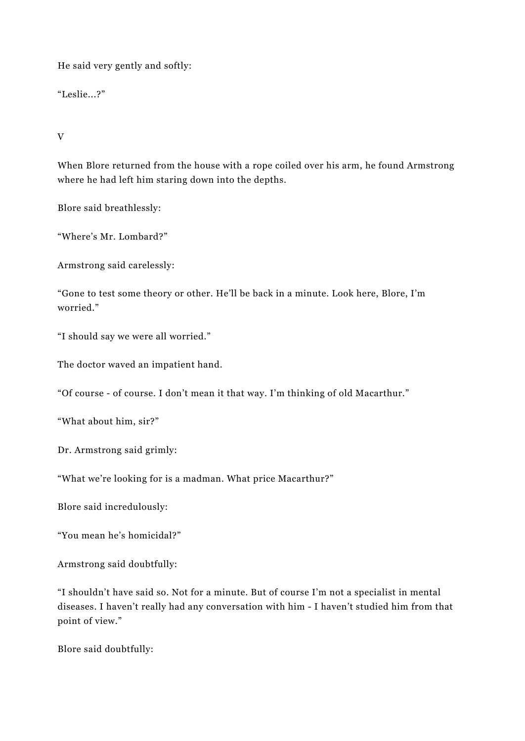He said very gently and softly:

“Leslie...?”

V

When Blore returned from the house with a rope coiled over his arm, he found Armstrong where he had left him staring down into the depths.

Blore said breathlessly:

“Where’s Mr. Lombard?”

Armstrong said carelessly:

“Gone to test some theory or other. He’ll be back in a minute. Look here, Blore, I’m worried.”

“I should say we were all worried.”

The doctor waved an impatient hand.

“Of course - of course. I don’t mean it that way. I’m thinking of old Macarthur.”

“What about him, sir?”

Dr. Armstrong said grimly:

“What we’re looking for is a madman. What price Macarthur?”

Blore said incredulously:

“You mean he’s homicidal?”

Armstrong said doubtfully:

“I shouldn’t have said so. Not for a minute. But of course I’m not a specialist in mental diseases. I haven’t really had any conversation with him - I haven’t studied him from that point of view.”

Blore said doubtfully: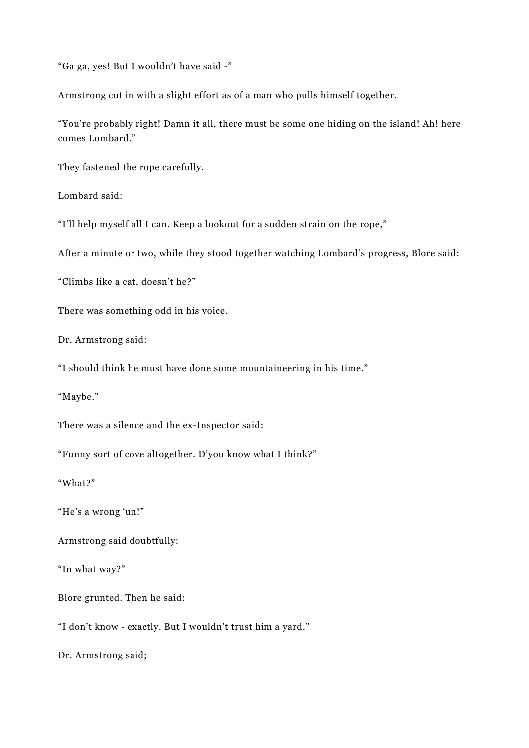“Ga ga, yes! But I wouldn’t have said -”

Armstrong cut in with a slight effort as of a man who pulls himself together.

“You’re probably right! Damn it all, there must be some one hiding on the island! Ah! here comes Lombard.”

They fastened the rope carefully.

Lombard said:

“I’ll help myself all I can. Keep a lookout for a sudden strain on the rope,”

After a minute or two, while they stood together watching Lombard’s progress, Blore said:

“Climbs like a cat, doesn’t he?”

There was something odd in his voice.

Dr. Armstrong said:

“I should think he must have done some mountaineering in his time.”

“Maybe.”

There was a silence and the ex-Inspector said:

“Funny sort of cove altogether. D’you know what I think?”

“What?”

“He’s a wrong ‘un!”

Armstrong said doubtfully:

“In what way?”

Blore grunted. Then he said:

“I don’t know - exactly. But I wouldn’t trust him a yard.”

Dr. Armstrong said;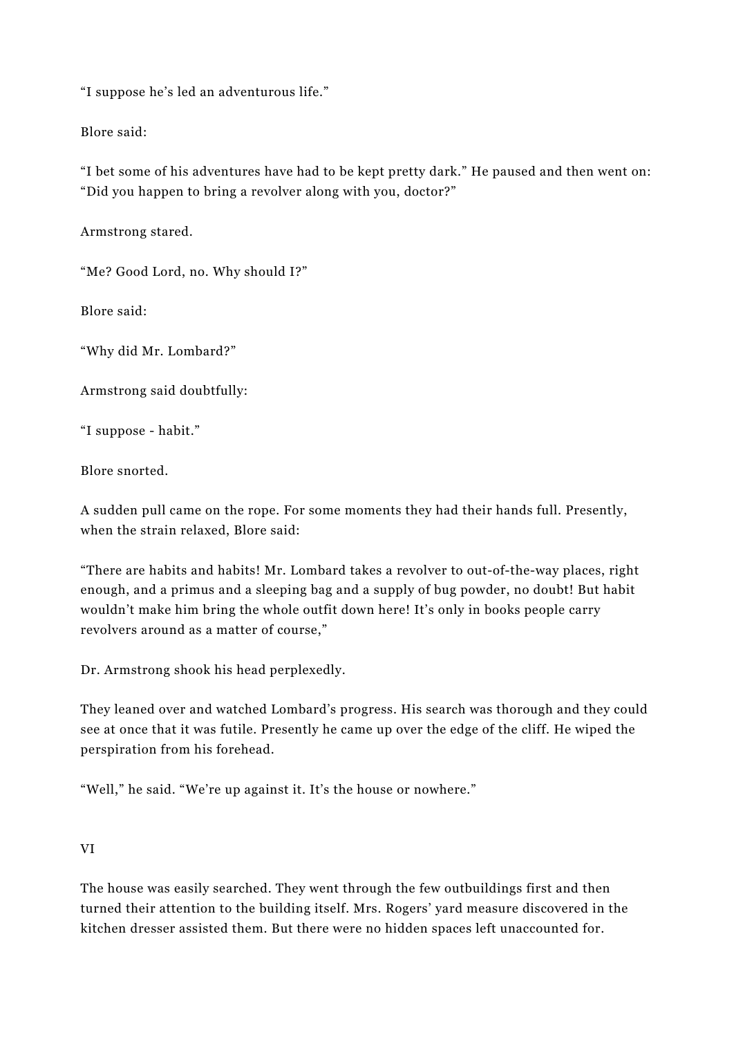“I suppose he’s led an adventurous life.”

Blore said:

“I bet some of his adventures have had to be kept pretty dark.” He paused and then went on: “Did you happen to bring a revolver along with you, doctor?”

Armstrong stared.

“Me? Good Lord, no. Why should I?”

Blore said:

“Why did Mr. Lombard?”

Armstrong said doubtfully:

“I suppose - habit.”

Blore snorted.

A sudden pull came on the rope. For some moments they had their hands full. Presently, when the strain relaxed, Blore said:

“There are habits and habits! Mr. Lombard takes a revolver to out-of-the-way places, right enough, and a primus and a sleeping bag and a supply of bug powder, no doubt! But habit wouldn’t make him bring the whole outfit down here! It’s only in books people carry revolvers around as a matter of course,”

Dr. Armstrong shook his head perplexedly.

They leaned over and watched Lombard’s progress. His search was thorough and they could see at once that it was futile. Presently he came up over the edge of the cliff. He wiped the perspiration from his forehead.

“Well,” he said. “We’re up against it. It’s the house or nowhere.”

## VI

The house was easily searched. They went through the few outbuildings first and then turned their attention to the building itself. Mrs. Rogers’ yard measure discovered in the kitchen dresser assisted them. But there were no hidden spaces left unaccounted for.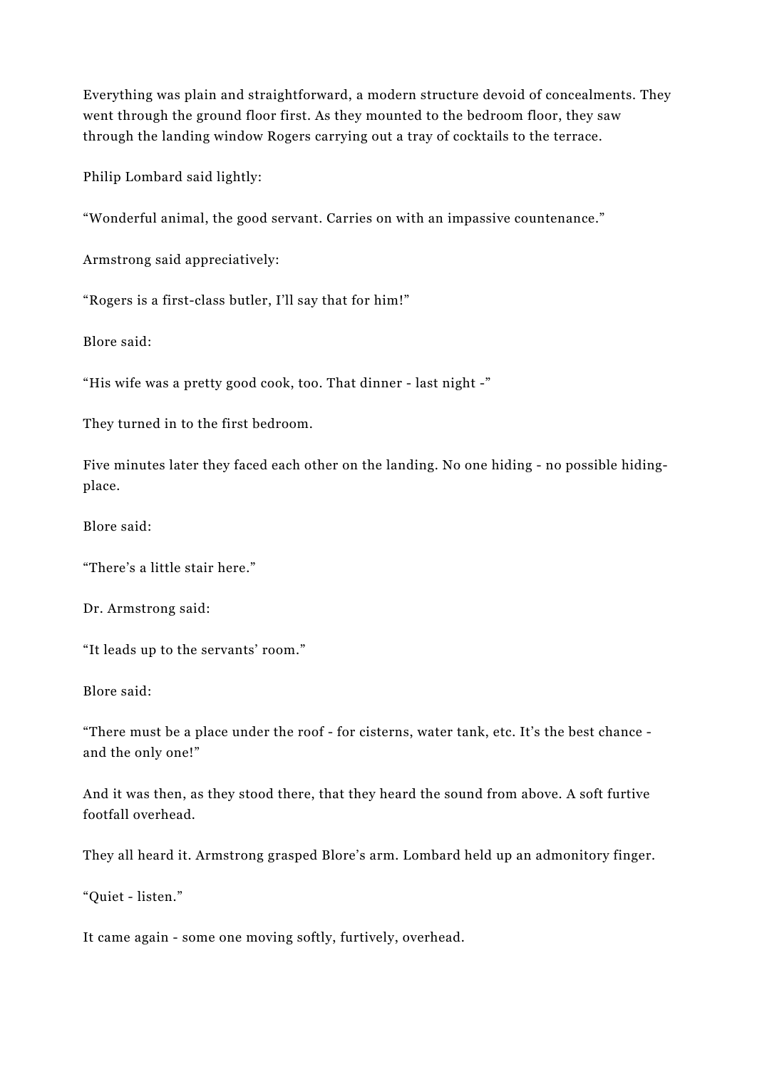Everything was plain and straightforward, a modern structure devoid of concealments. They went through the ground floor first. As they mounted to the bedroom floor, they saw through the landing window Rogers carrying out a tray of cocktails to the terrace.

Philip Lombard said lightly:

“Wonderful animal, the good servant. Carries on with an impassive countenance.”

Armstrong said appreciatively:

“Rogers is a first-class butler, I’ll say that for him!”

Blore said:

“His wife was a pretty good cook, too. That dinner - last night -”

They turned in to the first bedroom.

Five minutes later they faced each other on the landing. No one hiding - no possible hiding-place.

Blore said:

“There’s a little stair here.”

Dr. Armstrong said:

“It leads up to the servants’ room.”

Blore said:

“There must be a place under the roof - for cisterns, water tank, etc. It’s the best chance - and the only one!”

And it was then, as they stood there, that they heard the sound from above. A soft furtive footfall overhead.

They all heard it. Armstrong grasped Blore’s arm. Lombard held up an admonitory finger.

“Quiet - listen.”

It came again - some one moving softly, furtively, overhead.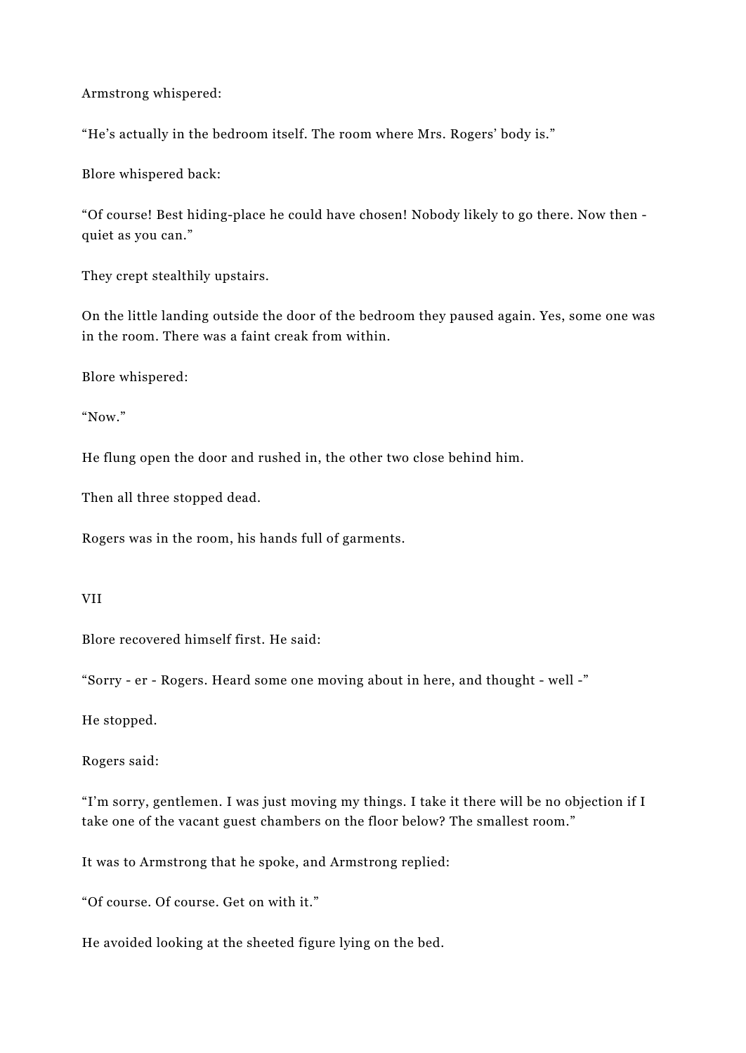Armstrong whispered:

“He’s actually in the bedroom itself. The room where Mrs. Rogers’ body is.”

Blore whispered back:

“Of course! Best hiding-place he could have chosen! Nobody likely to go there. Now then - quiet as you can.”

They crept stealthily upstairs.

On the little landing outside the door of the bedroom they paused again. Yes, some one was in the room. There was a faint creak from within.

Blore whispered:

“Now.”

He flung open the door and rushed in, the other two close behind him.

Then all three stopped dead.

Rogers was in the room, his hands full of garments.

## VII

Blore recovered himself first. He said:

“Sorry - er - Rogers. Heard some one moving about in here, and thought - well -”

He stopped.

Rogers said:

“I’m sorry, gentlemen. I was just moving my things. I take it there will be no objection if I take one of the vacant guest chambers on the floor below? The smallest room.”

It was to Armstrong that he spoke, and Armstrong replied:

“Of course. Of course. Get on with it.”

He avoided looking at the sheeted figure lying on the bed.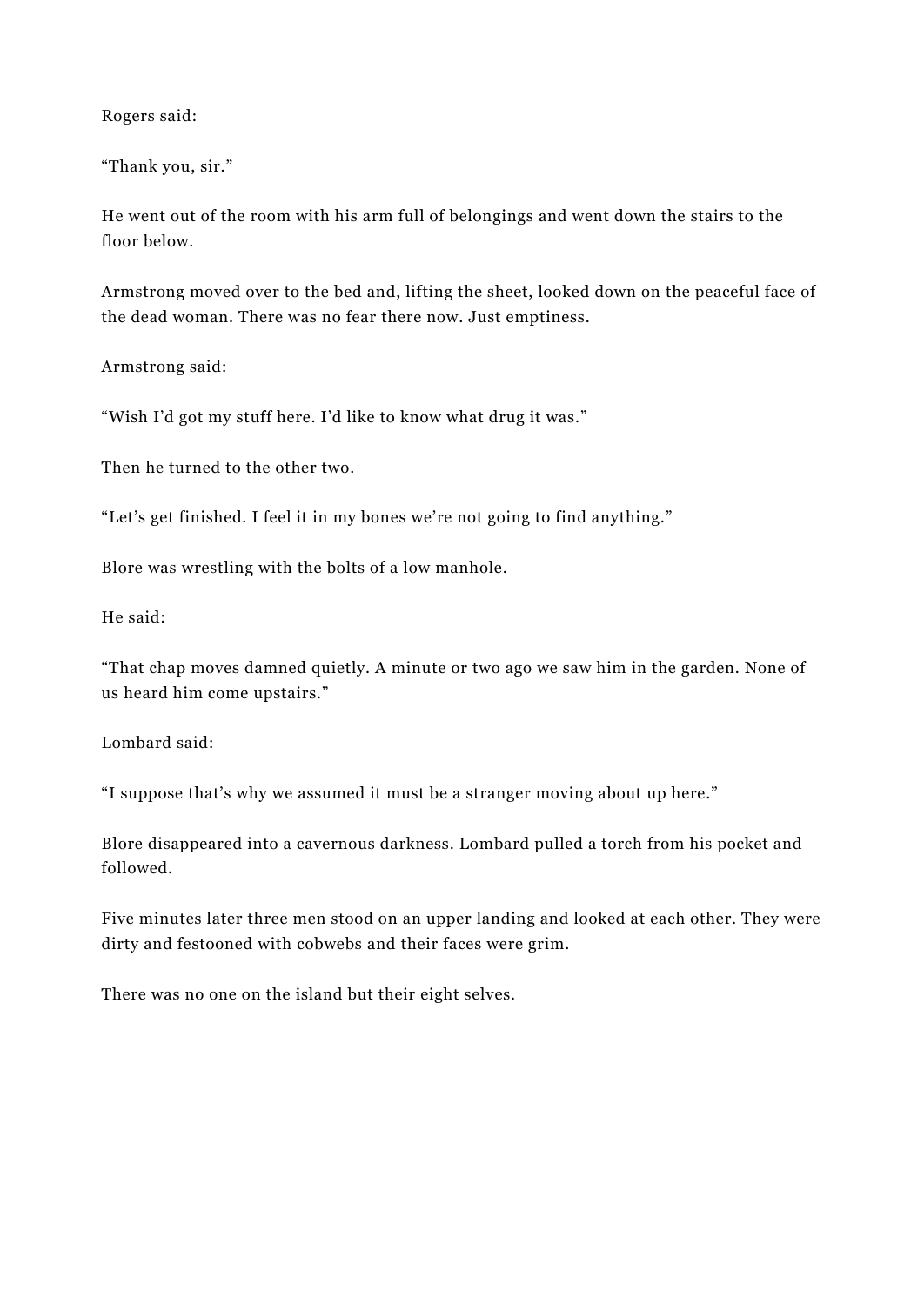Rogers said:

“Thank you, sir.”

He went out of the room with his arm full of belongings and went down the stairs to the floor below.

Armstrong moved over to the bed and, lifting the sheet, looked down on the peaceful face of the dead woman. There was no fear there now. Just emptiness.

Armstrong said:

“Wish I’d got my stuff here. I’d like to know what drug it was.”

Then he turned to the other two.

“Let’s get finished. I feel it in my bones we’re not going to find anything.”

Blore was wrestling with the bolts of a low manhole.

He said:

“That chap moves damned quietly. A minute or two ago we saw him in the garden. None of us heard him come upstairs.”

Lombard said:

“I suppose that’s why we assumed it must be a stranger moving about up here.”

Blore disappeared into a cavernous darkness. Lombard pulled a torch from his pocket and followed.

Five minutes later three men stood on an upper landing and looked at each other. They were dirty and festooned with cobwebs and their faces were grim.

There was no one on the island but their eight selves.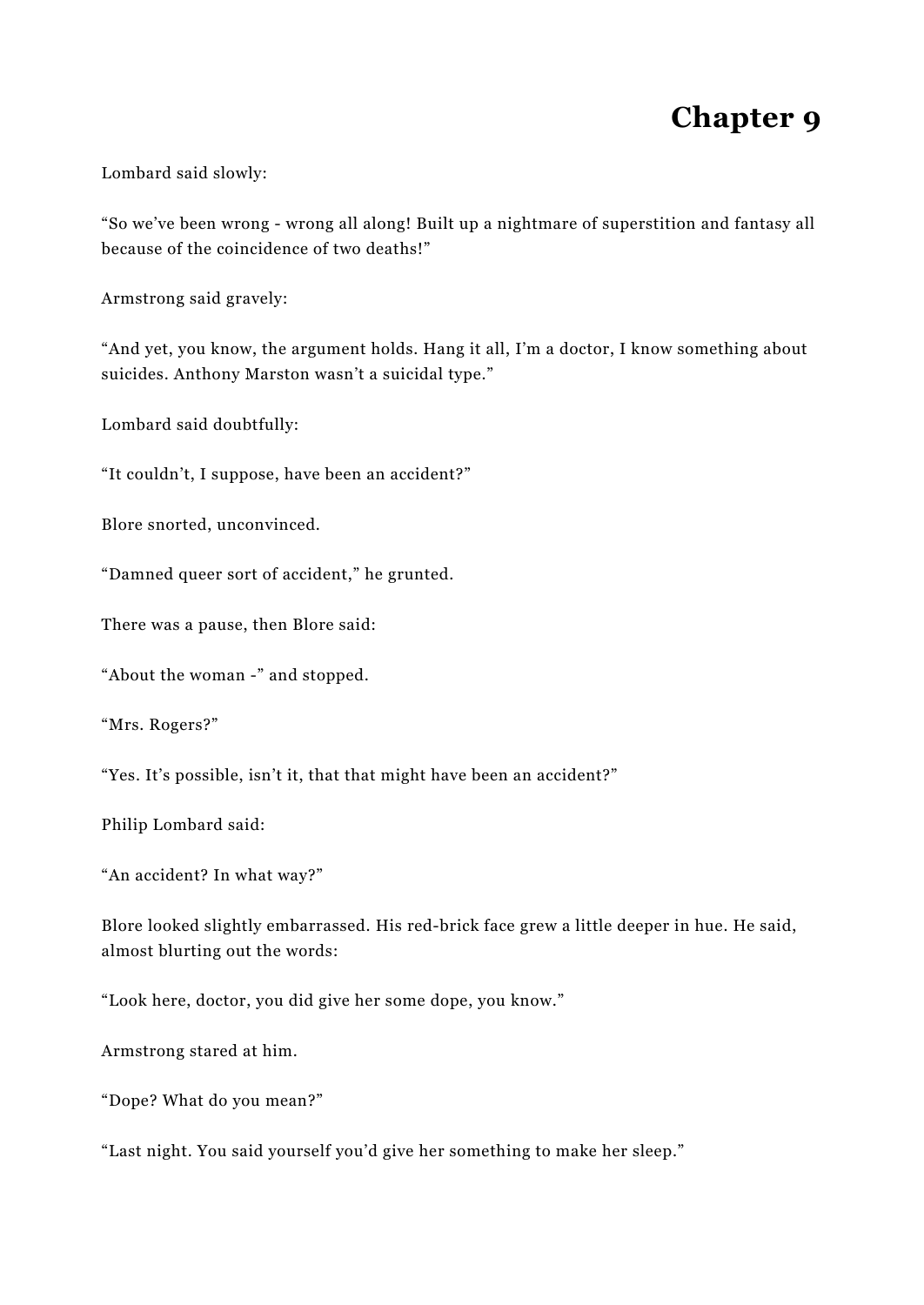# Chapter 9

Lombard said slowly:

“So we’ve been wrong - wrong all along! Built up a nightmare of superstition and fantasy all because of the coincidence of two deaths!”

Armstrong said gravely:

“And yet, you know, the argument holds. Hang it all, I’m a doctor, I know something about suicides. Anthony Marston wasn’t a suicidal type.”

Lombard said doubtfully:

“It couldn’t, I suppose, have been an accident?”

Blore snorted, unconvinced.

“Damned queer sort of accident,” he grunted.

There was a pause, then Blore said:

“About the woman -” and stopped.

“Mrs. Rogers?”

“Yes. It’s possible, isn’t it, that that might have been an accident?”

Philip Lombard said:

“An accident? In what way?”

Blore looked slightly embarrassed. His red-brick face grew a little deeper in hue. He said, almost blurting out the words:

“Look here, doctor, you did give her some dope, you know.”

Armstrong stared at him.

“Dope? What do you mean?”

“Last night. You said yourself you’d give her something to make her sleep.”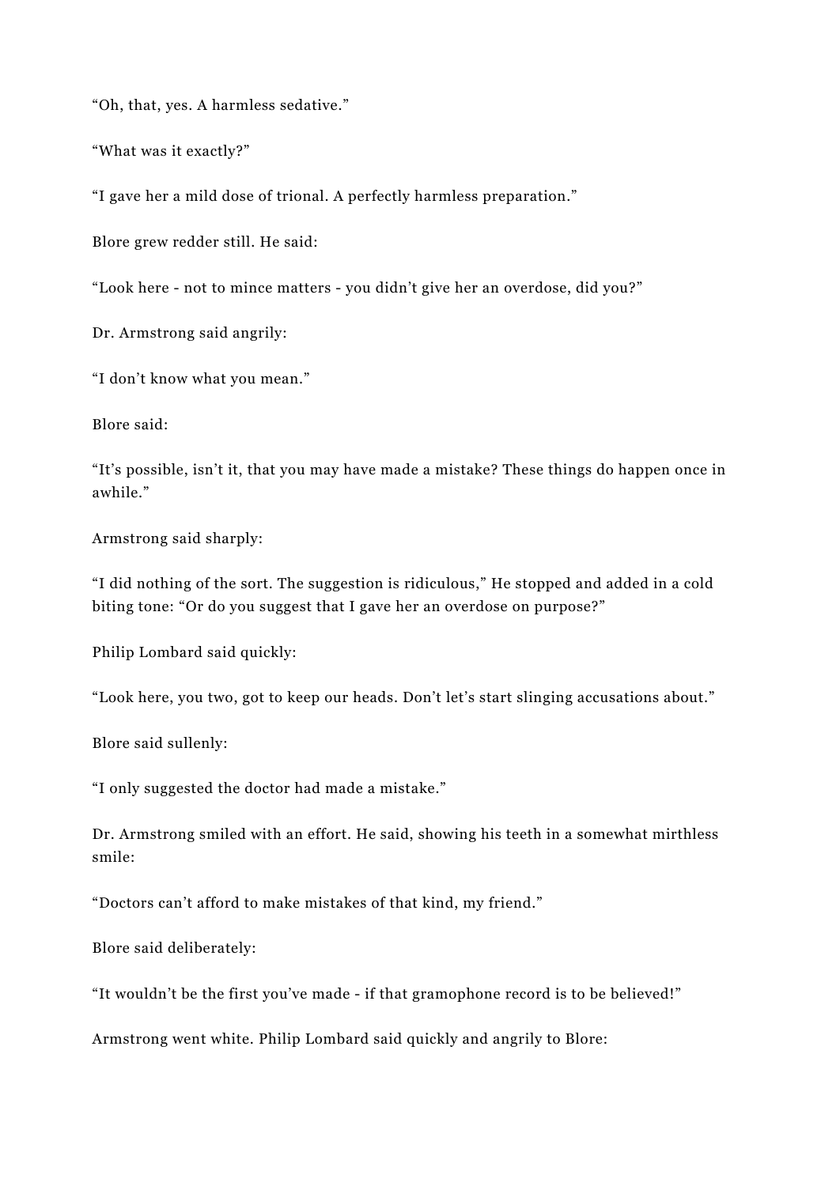“Oh, that, yes. A harmless sedative.”

“What was it exactly?”

“I gave her a mild dose of trional. A perfectly harmless preparation.”

Blore grew redder still. He said:

“Look here - not to mince matters - you didn’t give her an overdose, did you?”

Dr. Armstrong said angrily:

“I don’t know what you mean.”

Blore said:

“It’s possible, isn’t it, that you may have made a mistake? These things do happen once in awhile.”

Armstrong said sharply:

“I did nothing of the sort. The suggestion is ridiculous,” He stopped and added in a cold biting tone: “Or do you suggest that I gave her an overdose on purpose?”

Philip Lombard said quickly:

“Look here, you two, got to keep our heads. Don’t let’s start slinging accusations about.”

Blore said sullenly:

“I only suggested the doctor had made a mistake.”

Dr. Armstrong smiled with an effort. He said, showing his teeth in a somewhat mirthless smile:

“Doctors can’t afford to make mistakes of that kind, my friend.”

Blore said deliberately:

“It wouldn’t be the first you’ve made - if that gramophone record is to be believed!”

Armstrong went white. Philip Lombard said quickly and angrily to Blore: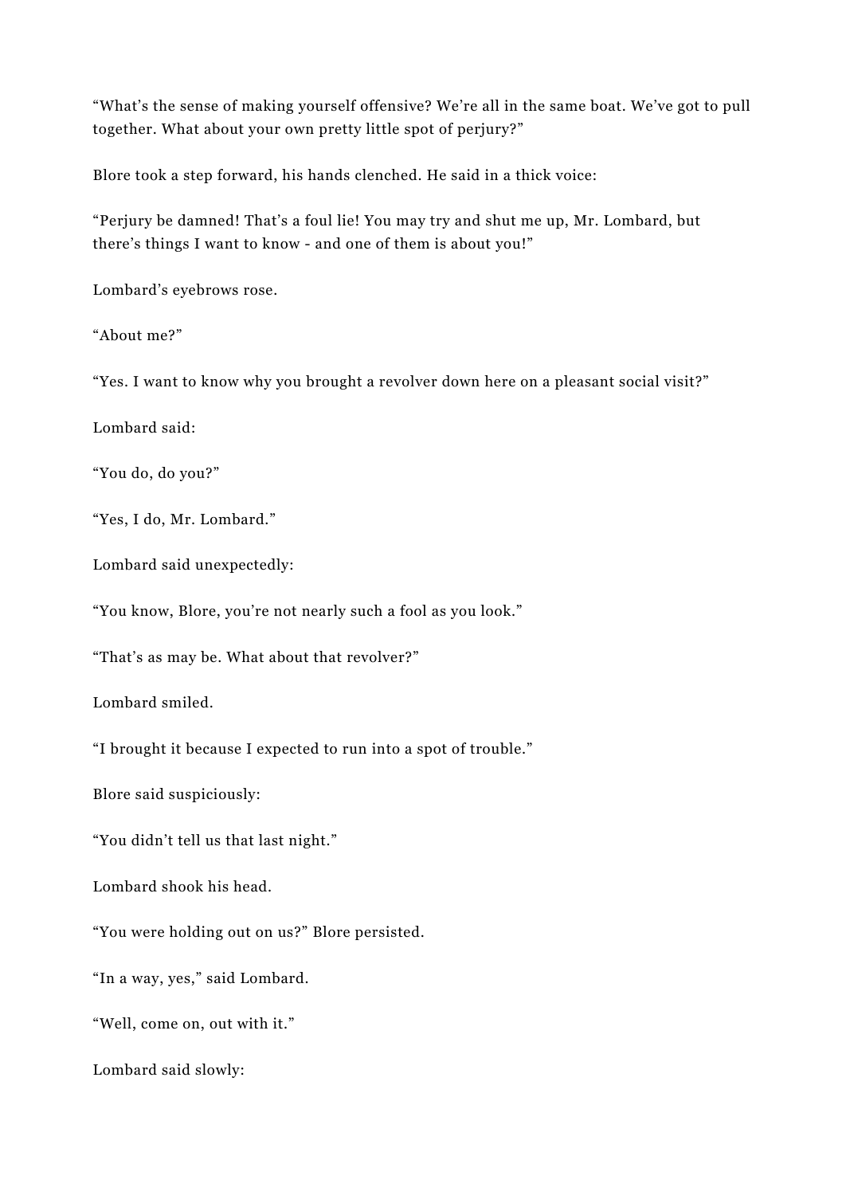“What’s the sense of making yourself offensive? We’re all in the same boat. We’ve got to pull together. What about your own pretty little spot of perjury?”

Blore took a step forward, his hands clenched. He said in a thick voice:

“Perjury be damned! That’s a foul lie! You may try and shut me up, Mr. Lombard, but there’s things I want to know - and one of them is about you!”

Lombard’s eyebrows rose.

“About me?”

“Yes. I want to know why you brought a revolver down here on a pleasant social visit?”

Lombard said:

“You do, do you?”

“Yes, I do, Mr. Lombard.”

Lombard said unexpectedly:

“You know, Blore, you’re not nearly such a fool as you look.”

“That’s as may be. What about that revolver?”

Lombard smiled.

“I brought it because I expected to run into a spot of trouble.”

Blore said suspiciously:

“You didn’t tell us that last night.”

Lombard shook his head.

“You were holding out on us?” Blore persisted.

“In a way, yes,” said Lombard.

“Well, come on, out with it.”

Lombard said slowly: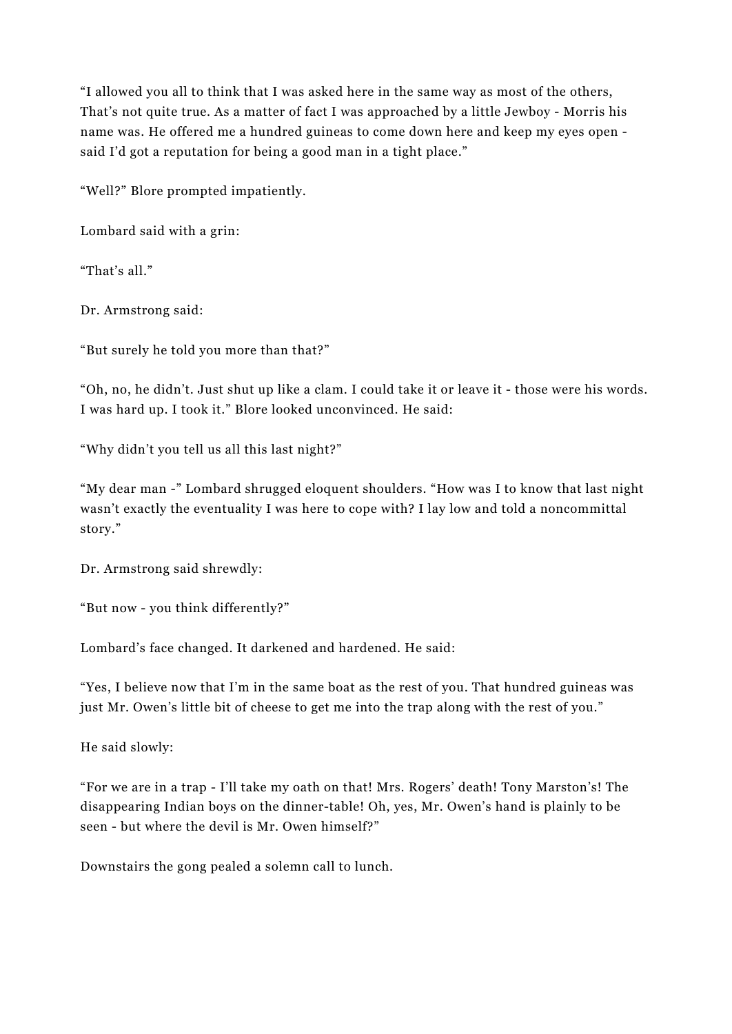"I allowed you all to think that I was asked here in the same way as most of the others, That's not quite true. As a matter of fact I was approached by a little Jewboy - Morris his name was. He offered me a hundred guineas to come down here and keep my eyes open - said I'd got a reputation for being a good man in a tight place."

"Well?" Blore prompted impatiently.

Lombard said with a grin:

"That's all."

Dr. Armstrong said:

"But surely he told you more than that?"

"Oh, no, he didn't. Just shut up like a clam. I could take it or leave it - those were his words. I was hard up. I took it." Blore looked unconvinced. He said:

"Why didn't you tell us all this last night?"

"My dear man -" Lombard shrugged eloquent shoulders. "How was I to know that last night wasn't exactly the eventuality I was here to cope with? I lay low and told a noncommittal story."

Dr. Armstrong said shrewdly:

"But now - you think differently?"

Lombard's face changed. It darkened and hardened. He said:

"Yes, I believe now that I'm in the same boat as the rest of you. That hundred guineas was just Mr. Owen's little bit of cheese to get me into the trap along with the rest of you."

He said slowly:

"For we are in a trap - I'll take my oath on that! Mrs. Rogers' death! Tony Marston's! The disappearing Indian boys on the dinner-table! Oh, yes, Mr. Owen's hand is plainly to be seen - but where the devil is Mr. Owen himself?"

Downstairs the gong pealed a solemn call to lunch.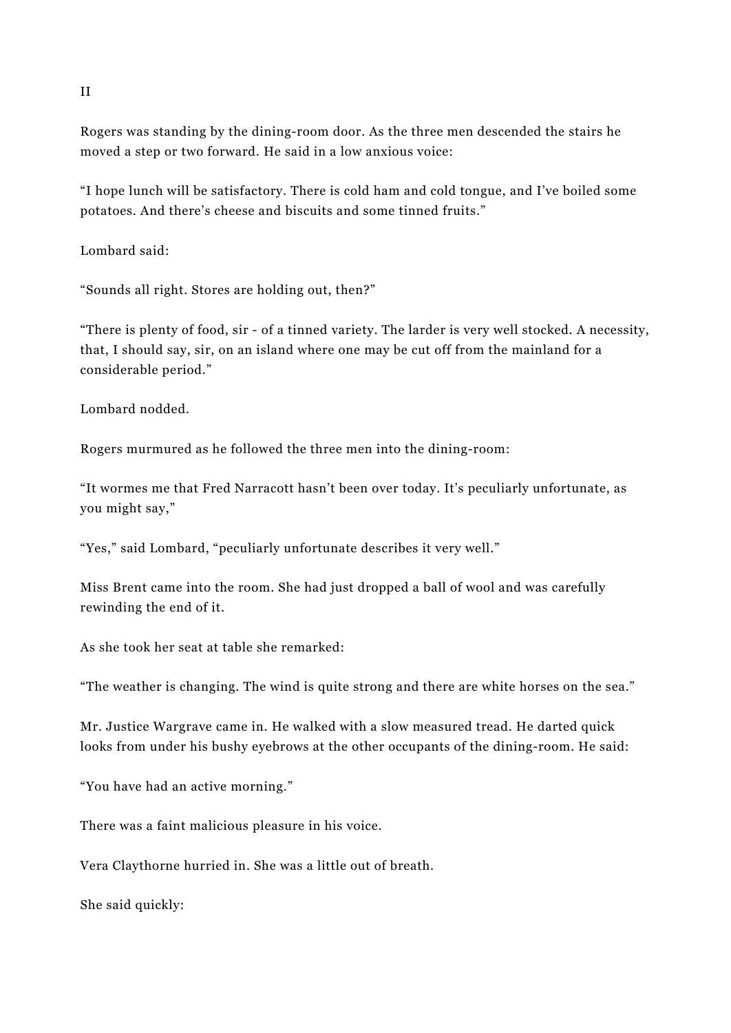II

Rogers was standing by the dining-room door. As the three men descended the stairs he moved a step or two forward. He said in a low anxious voice:

"I hope lunch will be satisfactory. There is cold ham and cold tongue, and I've boiled some potatoes. And there's cheese and biscuits and some tinned fruits."

Lombard said:

"Sounds all right. Stores are holding out, then?"

"There is plenty of food, sir - of a tinned variety. The larder is very well stocked. A necessity, that, I should say, sir, on an island where one may be cut off from the mainland for a considerable period."

Lombard nodded.

Rogers murmured as he followed the three men into the dining-room:

"It wormes me that Fred Narracott hasn't been over today. It's peculiarly unfortunate, as you might say,"

"Yes," said Lombard, "peculiarly unfortunate describes it very well."

Miss Brent came into the room. She had just dropped a ball of wool and was carefully rewinding the end of it.

As she took her seat at table she remarked:

"The weather is changing. The wind is quite strong and there are white horses on the sea."

Mr. Justice Wargrave came in. He walked with a slow measured tread. He darted quick looks from under his bushy eyebrows at the other occupants of the dining-room. He said:

"You have had an active morning."

There was a faint malicious pleasure in his voice.

Vera Claythorne hurried in. She was a little out of breath.

She said quickly: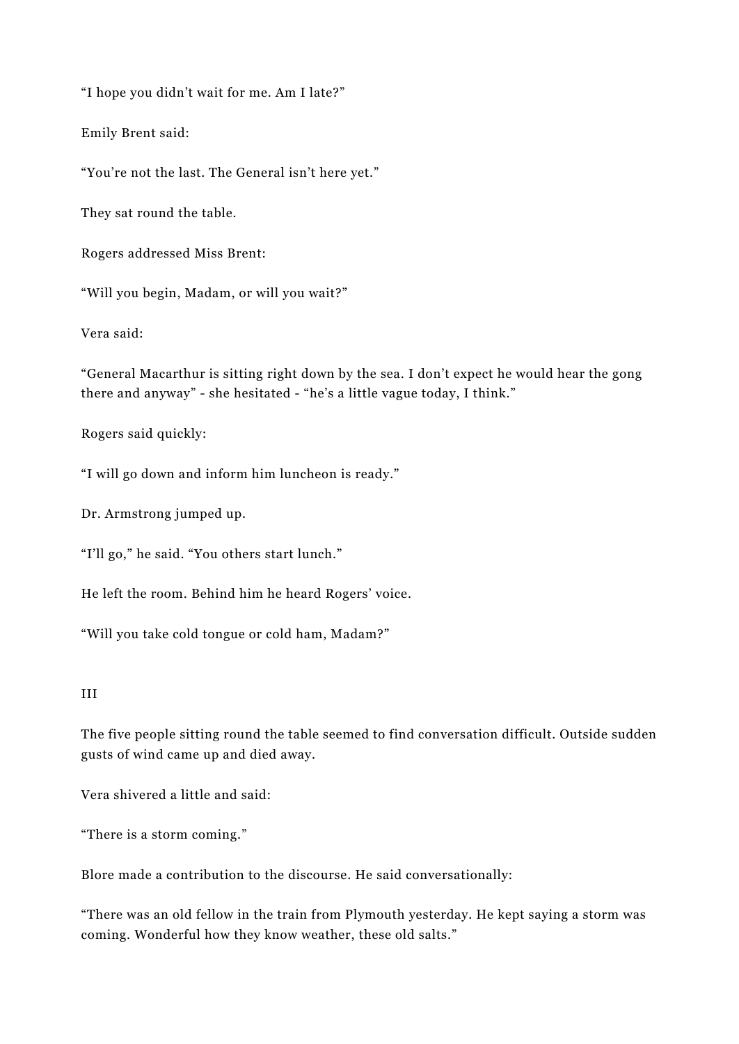"I hope you didn't wait for me. Am I late?"

Emily Brent said:

"You're not the last. The General isn't here yet."

They sat round the table.

Rogers addressed Miss Brent:

"Will you begin, Madam, or will you wait?"

Vera said:

"General Macarthur is sitting right down by the sea. I don't expect he would hear the gong there and anyway" - she hesitated - "he's a little vague today, I think."

Rogers said quickly:

"I will go down and inform him luncheon is ready."

Dr. Armstrong jumped up.

"I'll go," he said. "You others start lunch."

He left the room. Behind him he heard Rogers' voice.

"Will you take cold tongue or cold ham, Madam?"

III

The five people sitting round the table seemed to find conversation difficult. Outside sudden gusts of wind came up and died away.

Vera shivered a little and said:

"There is a storm coming."

Blore made a contribution to the discourse. He said conversationally:

"There was an old fellow in the train from Plymouth yesterday. He kept saying a storm was coming. Wonderful how they know weather, these old salts."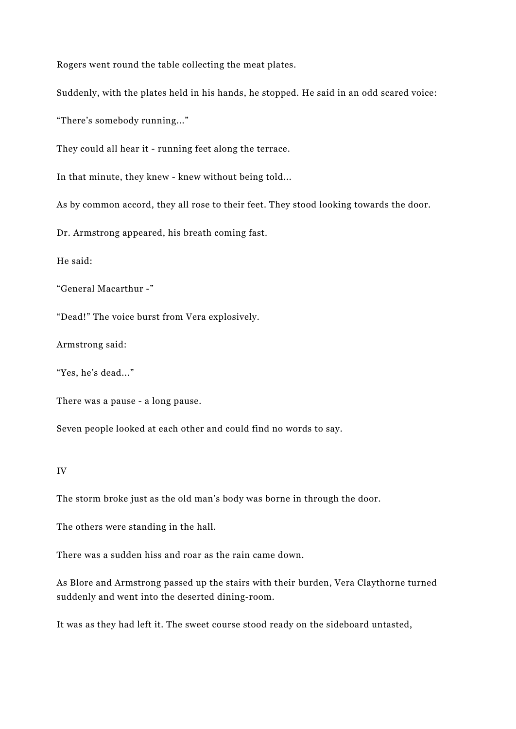Rogers went round the table collecting the meat plates.

Suddenly, with the plates held in his hands, he stopped. He said in an odd scared voice:

"There's somebody running..."

They could all hear it - running feet along the terrace.

In that minute, they knew - knew without being told...

As by common accord, they all rose to their feet. They stood looking towards the door.

Dr. Armstrong appeared, his breath coming fast.

He said:

"General Macarthur -"

"Dead!" The voice burst from Vera explosively.

Armstrong said:

"Yes, he's dead..."

There was a pause - a long pause.

Seven people looked at each other and could find no words to say.

IV

The storm broke just as the old man's body was borne in through the door.

The others were standing in the hall.

There was a sudden hiss and roar as the rain came down.

As Blore and Armstrong passed up the stairs with their burden, Vera Claythorne turned suddenly and went into the deserted dining-room.

It was as they had left it. The sweet course stood ready on the sideboard untasted,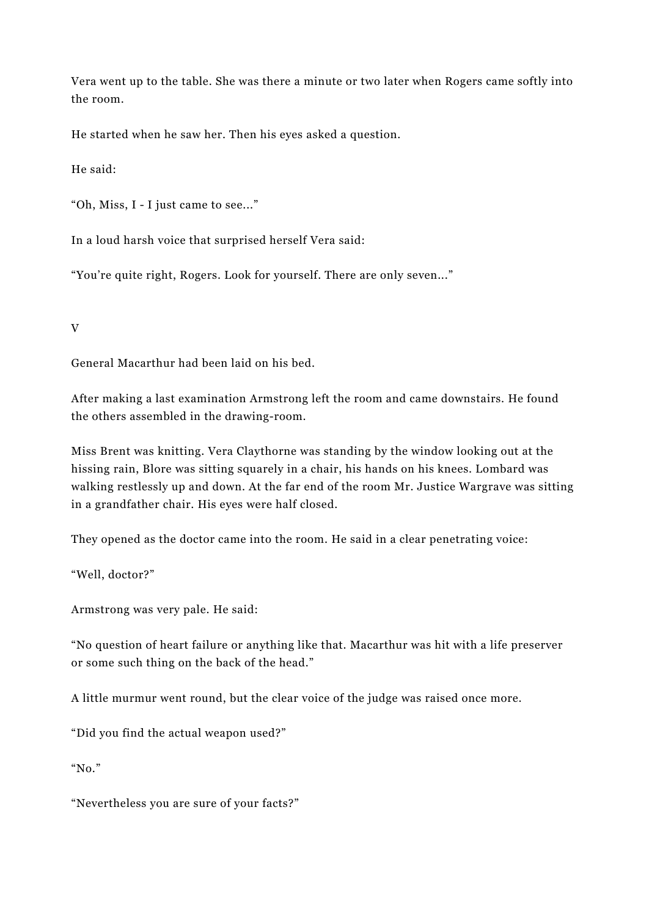Vera went up to the table. She was there a minute or two later when Rogers came softly into the room.

He started when he saw her. Then his eyes asked a question.

He said:

“Oh, Miss, I - I just came to see…”

In a loud harsh voice that surprised herself Vera said:

“You’re quite right, Rogers. Look for yourself. There are only seven…”

V

General Macarthur had been laid on his bed.

After making a last examination Armstrong left the room and came downstairs. He found the others assembled in the drawing-room.

Miss Brent was knitting. Vera Claythorne was standing by the window looking out at the hissing rain, Blore was sitting squarely in a chair, his hands on his knees. Lombard was walking restlessly up and down. At the far end of the room Mr. Justice Wargrave was sitting in a grandfather chair. His eyes were half closed.

They opened as the doctor came into the room. He said in a clear penetrating voice:

“Well, doctor?”

Armstrong was very pale. He said:

“No question of heart failure or anything like that. Macarthur was hit with a life preserver or some such thing on the back of the head.”

A little murmur went round, but the clear voice of the judge was raised once more.

“Did you find the actual weapon used?”

“No.”

“Nevertheless you are sure of your facts?”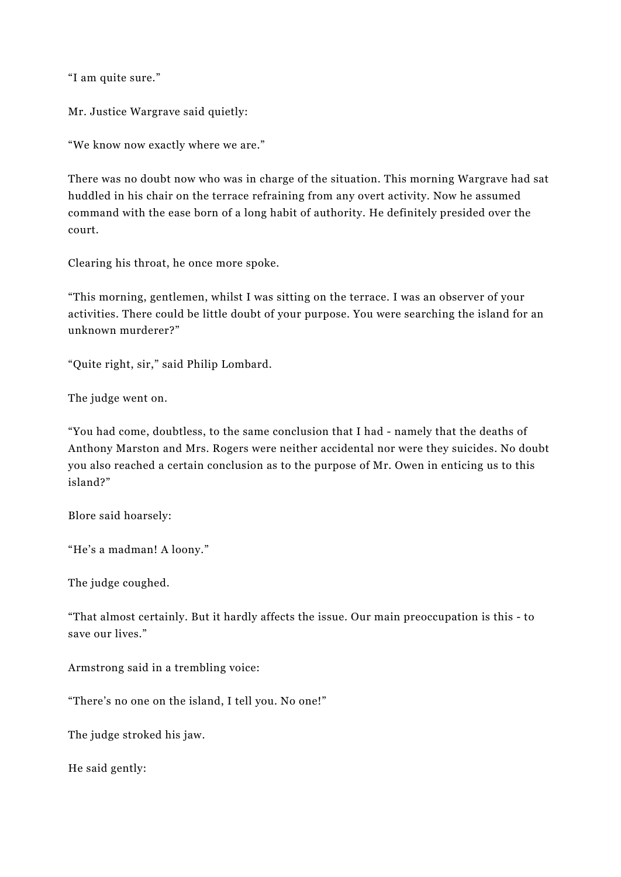“I am quite sure.”

Mr. Justice Wargrave said quietly:

“We know now exactly where we are.”

There was no doubt now who was in charge of the situation. This morning Wargrave had sat huddled in his chair on the terrace refraining from any overt activity. Now he assumed command with the ease born of a long habit of authority. He definitely presided over the court.

Clearing his throat, he once more spoke.

“This morning, gentlemen, whilst I was sitting on the terrace. I was an observer of your activities. There could be little doubt of your purpose. You were searching the island for an unknown murderer?”

“Quite right, sir,” said Philip Lombard.

The judge went on.

“You had come, doubtless, to the same conclusion that I had - namely that the deaths of Anthony Marston and Mrs. Rogers were neither accidental nor were they suicides. No doubt you also reached a certain conclusion as to the purpose of Mr. Owen in enticing us to this island?”

Blore said hoarsely:

“He’s a madman! A loony.”

The judge coughed.

“That almost certainly. But it hardly affects the issue. Our main preoccupation is this - to save our lives.”

Armstrong said in a trembling voice:

“There’s no one on the island, I tell you. No one!”

The judge stroked his jaw.

He said gently: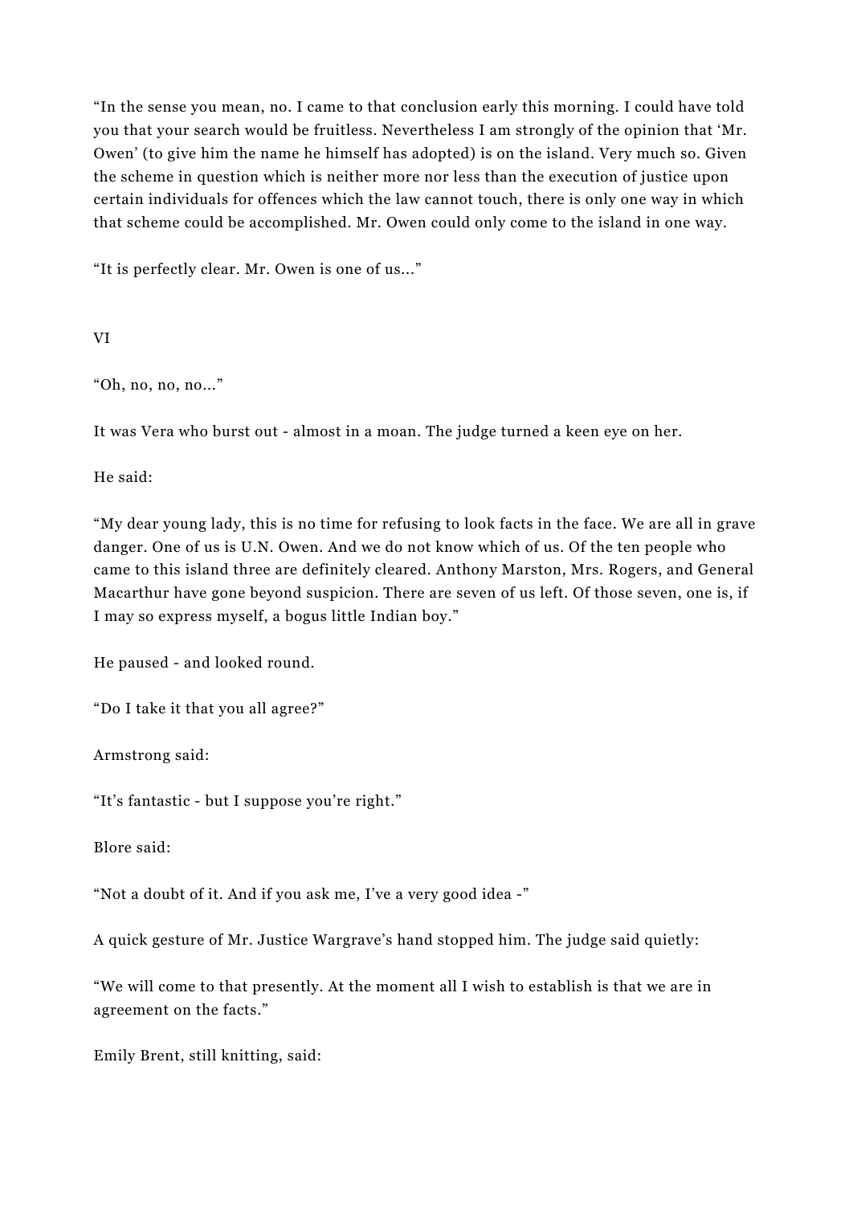"In the sense you mean, no. I came to that conclusion early this morning. I could have told you that your search would be fruitless. Nevertheless I am strongly of the opinion that 'Mr. Owen' (to give him the name he himself has adopted) is on the island. Very much so. Given the scheme in question which is neither more nor less than the execution of justice upon certain individuals for offences which the law cannot touch, there is only one way in which that scheme could be accomplished. Mr. Owen could only come to the island in one way.

"It is perfectly clear. Mr. Owen is one of us..."

VI

"Oh, no, no, no..."

It was Vera who burst out - almost in a moan. The judge turned a keen eye on her.

He said:

"My dear young lady, this is no time for refusing to look facts in the face. We are all in grave danger. One of us is U.N. Owen. And we do not know which of us. Of the ten people who came to this island three are definitely cleared. Anthony Marston, Mrs. Rogers, and General Macarthur have gone beyond suspicion. There are seven of us left. Of those seven, one is, if I may so express myself, a bogus little Indian boy."

He paused - and looked round.

"Do I take it that you all agree?"

Armstrong said:

"It's fantastic - but I suppose you're right."

Blore said:

"Not a doubt of it. And if you ask me, I've a very good idea -"

A quick gesture of Mr. Justice Wargrave's hand stopped him. The judge said quietly:

"We will come to that presently. At the moment all I wish to establish is that we are in agreement on the facts."

Emily Brent, still knitting, said: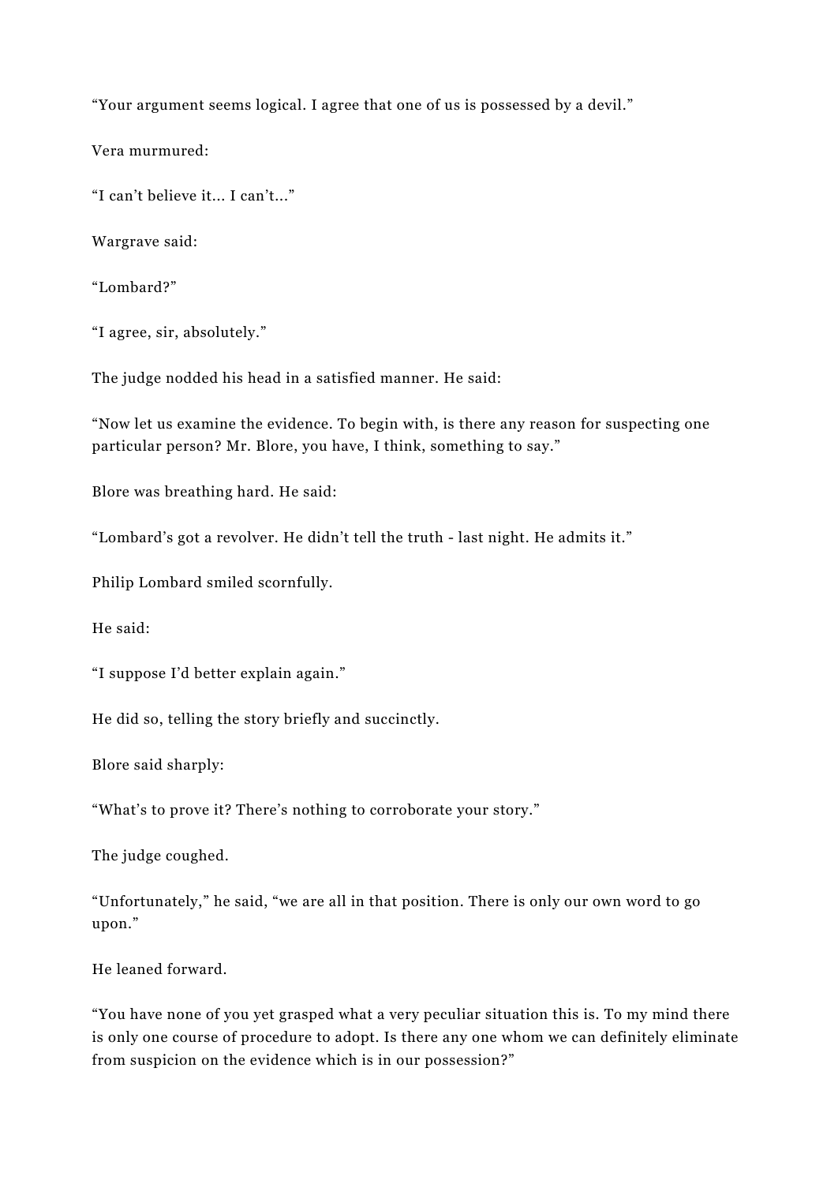“Your argument seems logical. I agree that one of us is possessed by a devil.”

Vera murmured:

“I can’t believe it... I can’t...”

Wargrave said:

“Lombard?”

“I agree, sir, absolutely.”

The judge nodded his head in a satisfied manner. He said:

“Now let us examine the evidence. To begin with, is there any reason for suspecting one particular person? Mr. Blore, you have, I think, something to say.”

Blore was breathing hard. He said:

“Lombard’s got a revolver. He didn’t tell the truth - last night. He admits it.”

Philip Lombard smiled scornfully.

He said:

“I suppose I’d better explain again.”

He did so, telling the story briefly and succinctly.

Blore said sharply:

“What’s to prove it? There’s nothing to corroborate your story.”

The judge coughed.

“Unfortunately,” he said, “we are all in that position. There is only our own word to go upon.”

He leaned forward.

“You have none of you yet grasped what a very peculiar situation this is. To my mind there is only one course of procedure to adopt. Is there any one whom we can definitely eliminate from suspicion on the evidence which is in our possession?”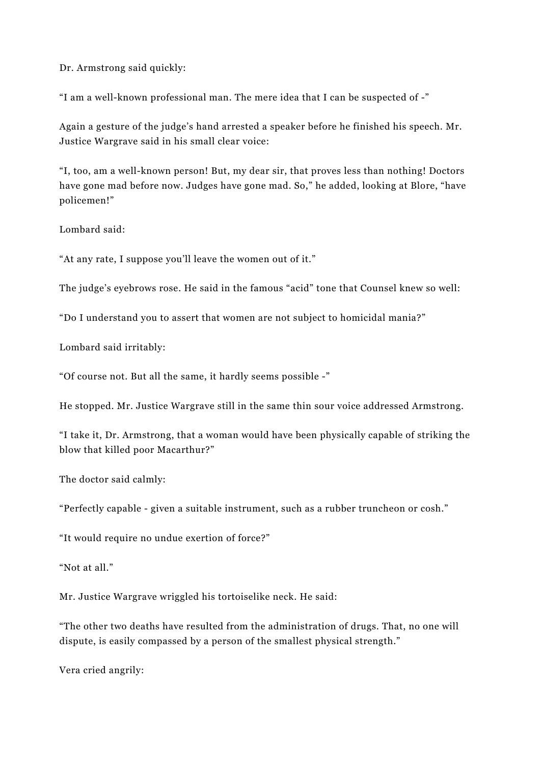Dr. Armstrong said quickly:

“I am a well-known professional man. The mere idea that I can be suspected of -”

Again a gesture of the judge’s hand arrested a speaker before he finished his speech. Mr. Justice Wargrave said in his small clear voice:

“I, too, am a well-known person! But, my dear sir, that proves less than nothing! Doctors have gone mad before now. Judges have gone mad. So,” he added, looking at Blore, “have policemen!”

Lombard said:

“At any rate, I suppose you’ll leave the women out of it.”

The judge’s eyebrows rose. He said in the famous “acid” tone that Counsel knew so well:

“Do I understand you to assert that women are not subject to homicidal mania?”

Lombard said irritably:

“Of course not. But all the same, it hardly seems possible -”

He stopped. Mr. Justice Wargrave still in the same thin sour voice addressed Armstrong.

“I take it, Dr. Armstrong, that a woman would have been physically capable of striking the blow that killed poor Macarthur?”

The doctor said calmly:

“Perfectly capable - given a suitable instrument, such as a rubber truncheon or cosh.”

“It would require no undue exertion of force?”

“Not at all.”

Mr. Justice Wargrave wriggled his tortoiselike neck. He said:

“The other two deaths have resulted from the administration of drugs. That, no one will dispute, is easily compassed by a person of the smallest physical strength.”

Vera cried angrily: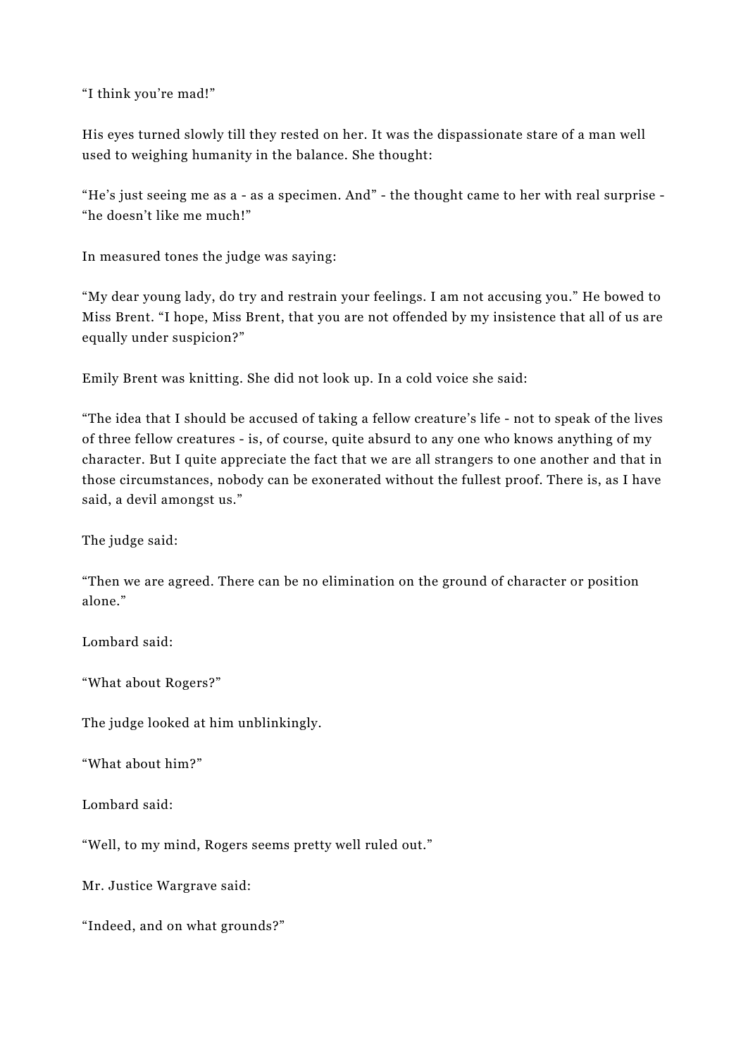"I think you're mad!"

His eyes turned slowly till they rested on her. It was the dispassionate stare of a man well used to weighing humanity in the balance. She thought:

"He's just seeing me as a - as a specimen. And" - the thought came to her with real surprise - "he doesn't like me much!"

In measured tones the judge was saying:

"My dear young lady, do try and restrain your feelings. I am not accusing you." He bowed to Miss Brent. "I hope, Miss Brent, that you are not offended by my insistence that all of us are equally under suspicion?"

Emily Brent was knitting. She did not look up. In a cold voice she said:

"The idea that I should be accused of taking a fellow creature's life - not to speak of the lives of three fellow creatures - is, of course, quite absurd to any one who knows anything of my character. But I quite appreciate the fact that we are all strangers to one another and that in those circumstances, nobody can be exonerated without the fullest proof. There is, as I have said, a devil amongst us."

The judge said:

"Then we are agreed. There can be no elimination on the ground of character or position alone."

Lombard said:

"What about Rogers?"

The judge looked at him unblinkingly.

"What about him?"

Lombard said:

"Well, to my mind, Rogers seems pretty well ruled out."

Mr. Justice Wargrave said:

"Indeed, and on what grounds?"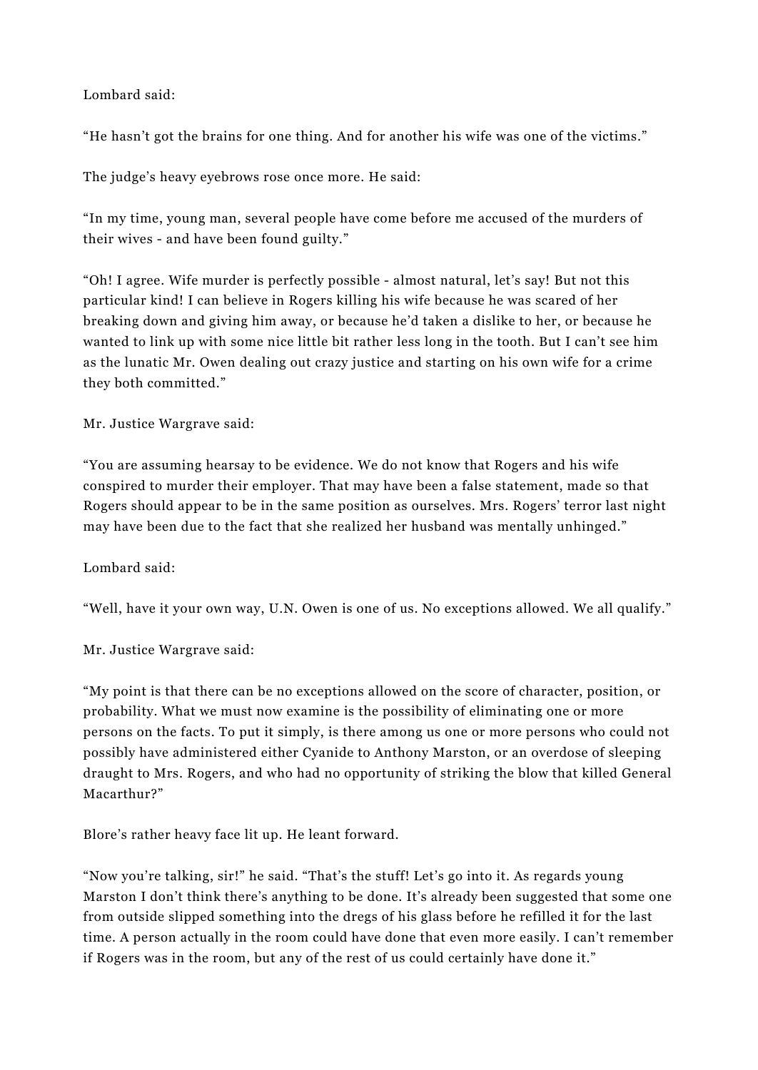Lombard said:

“He hasn’t got the brains for one thing. And for another his wife was one of the victims.”

The judge’s heavy eyebrows rose once more. He said:

“In my time, young man, several people have come before me accused of the murders of their wives - and have been found guilty.”

“Oh! I agree. Wife murder is perfectly possible - almost natural, let’s say! But not this particular kind! I can believe in Rogers killing his wife because he was scared of her breaking down and giving him away, or because he’d taken a dislike to her, or because he wanted to link up with some nice little bit rather less long in the tooth. But I can’t see him as the lunatic Mr. Owen dealing out crazy justice and starting on his own wife for a crime they both committed.”

Mr. Justice Wargrave said:

“You are assuming hearsay to be evidence. We do not know that Rogers and his wife conspired to murder their employer. That may have been a false statement, made so that Rogers should appear to be in the same position as ourselves. Mrs. Rogers’ terror last night may have been due to the fact that she realized her husband was mentally unhinged.”

Lombard said:

“Well, have it your own way, U.N. Owen is one of us. No exceptions allowed. We all qualify.”

Mr. Justice Wargrave said:

“My point is that there can be no exceptions allowed on the score of character, position, or probability. What we must now examine is the possibility of eliminating one or more persons on the facts. To put it simply, is there among us one or more persons who could not possibly have administered either Cyanide to Anthony Marston, or an overdose of sleeping draught to Mrs. Rogers, and who had no opportunity of striking the blow that killed General Macarthur?”

Blore’s rather heavy face lit up. He leant forward.

“Now you’re talking, sir!” he said. “That’s the stuff! Let’s go into it. As regards young Marston I don’t think there’s anything to be done. It’s already been suggested that some one from outside slipped something into the dregs of his glass before he refilled it for the last time. A person actually in the room could have done that even more easily. I can’t remember if Rogers was in the room, but any of the rest of us could certainly have done it.”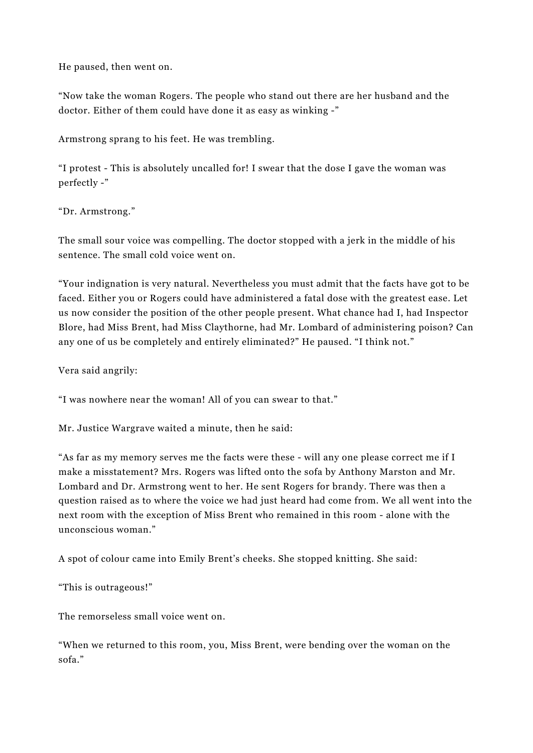He paused, then went on.

“Now take the woman Rogers. The people who stand out there are her husband and the doctor. Either of them could have done it as easy as winking -”

Armstrong sprang to his feet. He was trembling.

“I protest - This is absolutely uncalled for! I swear that the dose I gave the woman was perfectly -”

“Dr. Armstrong.”

The small sour voice was compelling. The doctor stopped with a jerk in the middle of his sentence. The small cold voice went on.

“Your indignation is very natural. Nevertheless you must admit that the facts have got to be faced. Either you or Rogers could have administered a fatal dose with the greatest ease. Let us now consider the position of the other people present. What chance had I, had Inspector Blore, had Miss Brent, had Miss Claythorne, had Mr. Lombard of administering poison? Can any one of us be completely and entirely eliminated?” He paused. “I think not.”

Vera said angrily:

“I was nowhere near the woman! All of you can swear to that.”

Mr. Justice Wargrave waited a minute, then he said:

“As far as my memory serves me the facts were these - will any one please correct me if I make a misstatement? Mrs. Rogers was lifted onto the sofa by Anthony Marston and Mr. Lombard and Dr. Armstrong went to her. He sent Rogers for brandy. There was then a question raised as to where the voice we had just heard had come from. We all went into the next room with the exception of Miss Brent who remained in this room - alone with the unconscious woman.”

A spot of colour came into Emily Brent’s cheeks. She stopped knitting. She said:

“This is outrageous!”

The remorseless small voice went on.

“When we returned to this room, you, Miss Brent, were bending over the woman on the sofa.”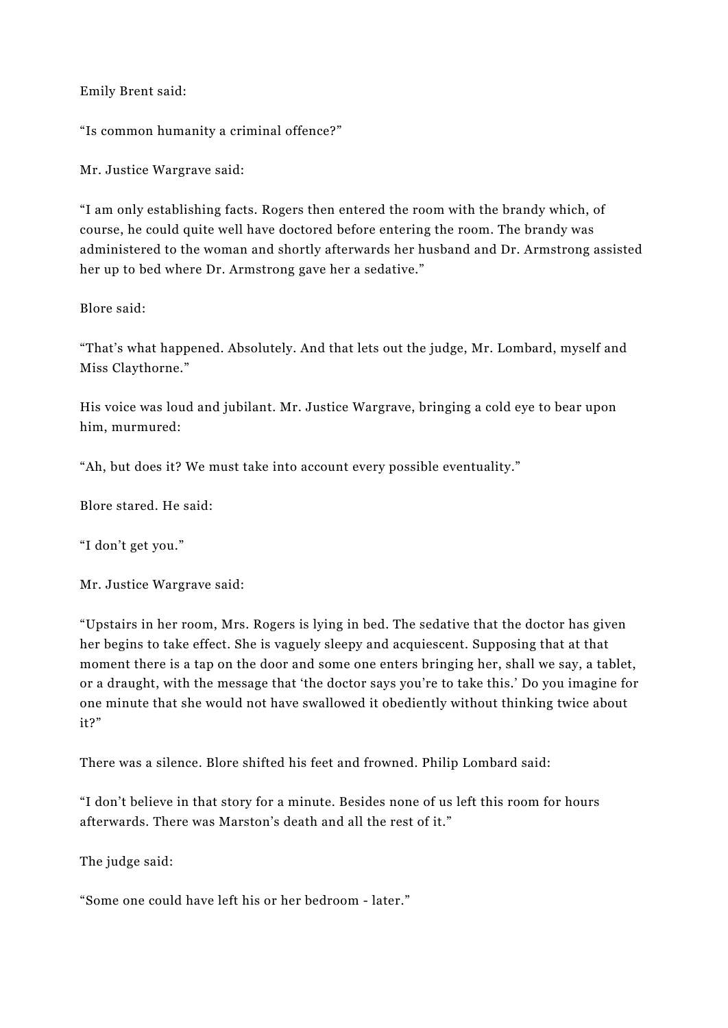Emily Brent said:

“Is common humanity a criminal offence?”

Mr. Justice Wargrave said:

“I am only establishing facts. Rogers then entered the room with the brandy which, of course, he could quite well have doctored before entering the room. The brandy was administered to the woman and shortly afterwards her husband and Dr. Armstrong assisted her up to bed where Dr. Armstrong gave her a sedative.”

Blore said:

“That’s what happened. Absolutely. And that lets out the judge, Mr. Lombard, myself and Miss Claythorne.”

His voice was loud and jubilant. Mr. Justice Wargrave, bringing a cold eye to bear upon him, murmured:

“Ah, but does it? We must take into account every possible eventuality.”

Blore stared. He said:

“I don’t get you.”

Mr. Justice Wargrave said:

“Upstairs in her room, Mrs. Rogers is lying in bed. The sedative that the doctor has given her begins to take effect. She is vaguely sleepy and acquiescent. Supposing that at that moment there is a tap on the door and some one enters bringing her, shall we say, a tablet, or a draught, with the message that ‘the doctor says you’re to take this.’ Do you imagine for one minute that she would not have swallowed it obediently without thinking twice about it?”

There was a silence. Blore shifted his feet and frowned. Philip Lombard said:

“I don’t believe in that story for a minute. Besides none of us left this room for hours afterwards. There was Marston’s death and all the rest of it.”

The judge said:

“Some one could have left his or her bedroom - later.”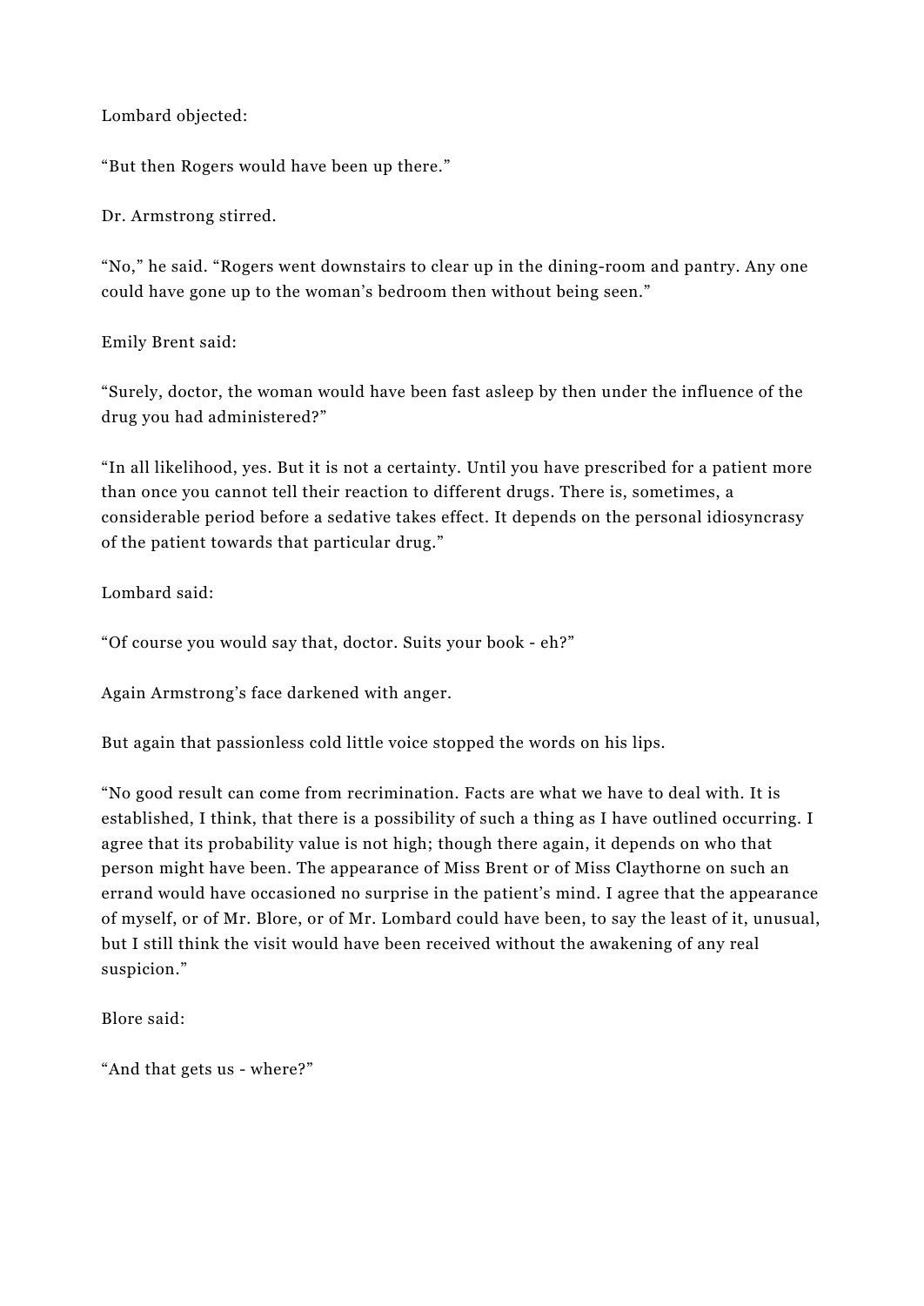Lombard objected:

“But then Rogers would have been up there.”

Dr. Armstrong stirred.

“No,” he said. “Rogers went downstairs to clear up in the dining-room and pantry. Any one could have gone up to the woman’s bedroom then without being seen.”

Emily Brent said:

“Surely, doctor, the woman would have been fast asleep by then under the influence of the drug you had administered?”

“In all likelihood, yes. But it is not a certainty. Until you have prescribed for a patient more than once you cannot tell their reaction to different drugs. There is, sometimes, a considerable period before a sedative takes effect. It depends on the personal idiosyncrasy of the patient towards that particular drug.”

Lombard said:

“Of course you would say that, doctor. Suits your book - eh?”

Again Armstrong’s face darkened with anger.

But again that passionless cold little voice stopped the words on his lips.

“No good result can come from recrimination. Facts are what we have to deal with. It is established, I think, that there is a possibility of such a thing as I have outlined occurring. I agree that its probability value is not high; though there again, it depends on who that person might have been. The appearance of Miss Brent or of Miss Claythorne on such an errand would have occasioned no surprise in the patient’s mind. I agree that the appearance of myself, or of Mr. Blore, or of Mr. Lombard could have been, to say the least of it, unusual, but I still think the visit would have been received without the awakening of any real suspicion.”

Blore said:

“And that gets us - where?”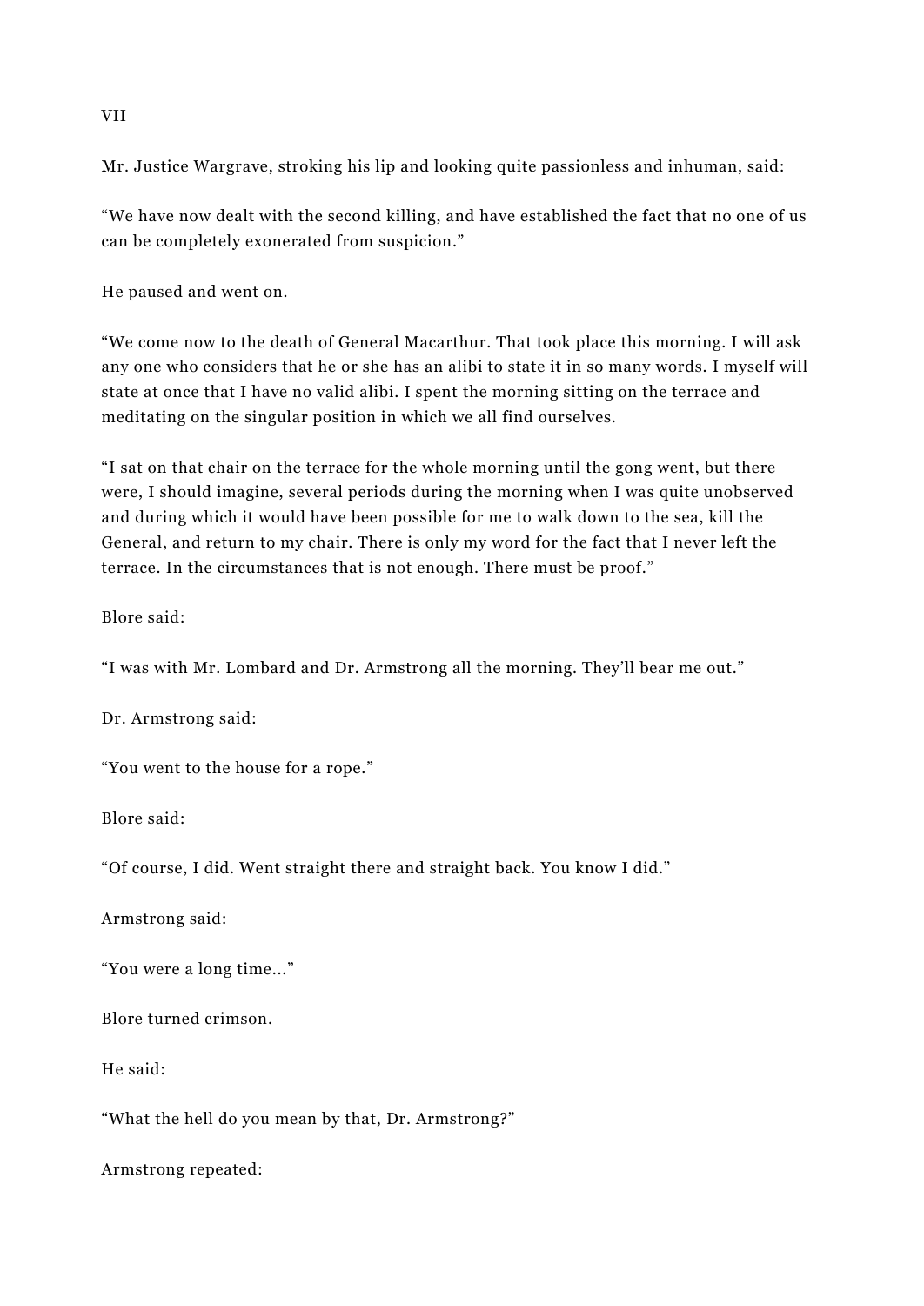VII

Mr. Justice Wargrave, stroking his lip and looking quite passionless and inhuman, said:

“We have now dealt with the second killing, and have established the fact that no one of us can be completely exonerated from suspicion.”

He paused and went on.

“We come now to the death of General Macarthur. That took place this morning. I will ask any one who considers that he or she has an alibi to state it in so many words. I myself will state at once that I have no valid alibi. I spent the morning sitting on the terrace and meditating on the singular position in which we all find ourselves.

“I sat on that chair on the terrace for the whole morning until the gong went, but there were, I should imagine, several periods during the morning when I was quite unobserved and during which it would have been possible for me to walk down to the sea, kill the General, and return to my chair. There is only my word for the fact that I never left the terrace. In the circumstances that is not enough. There must be proof.”

Blore said:

“I was with Mr. Lombard and Dr. Armstrong all the morning. They’ll bear me out.”

Dr. Armstrong said:

“You went to the house for a rope.”

Blore said:

“Of course, I did. Went straight there and straight back. You know I did.”

Armstrong said:

“You were a long time...”

Blore turned crimson.

He said:

“What the hell do you mean by that, Dr. Armstrong?”

Armstrong repeated: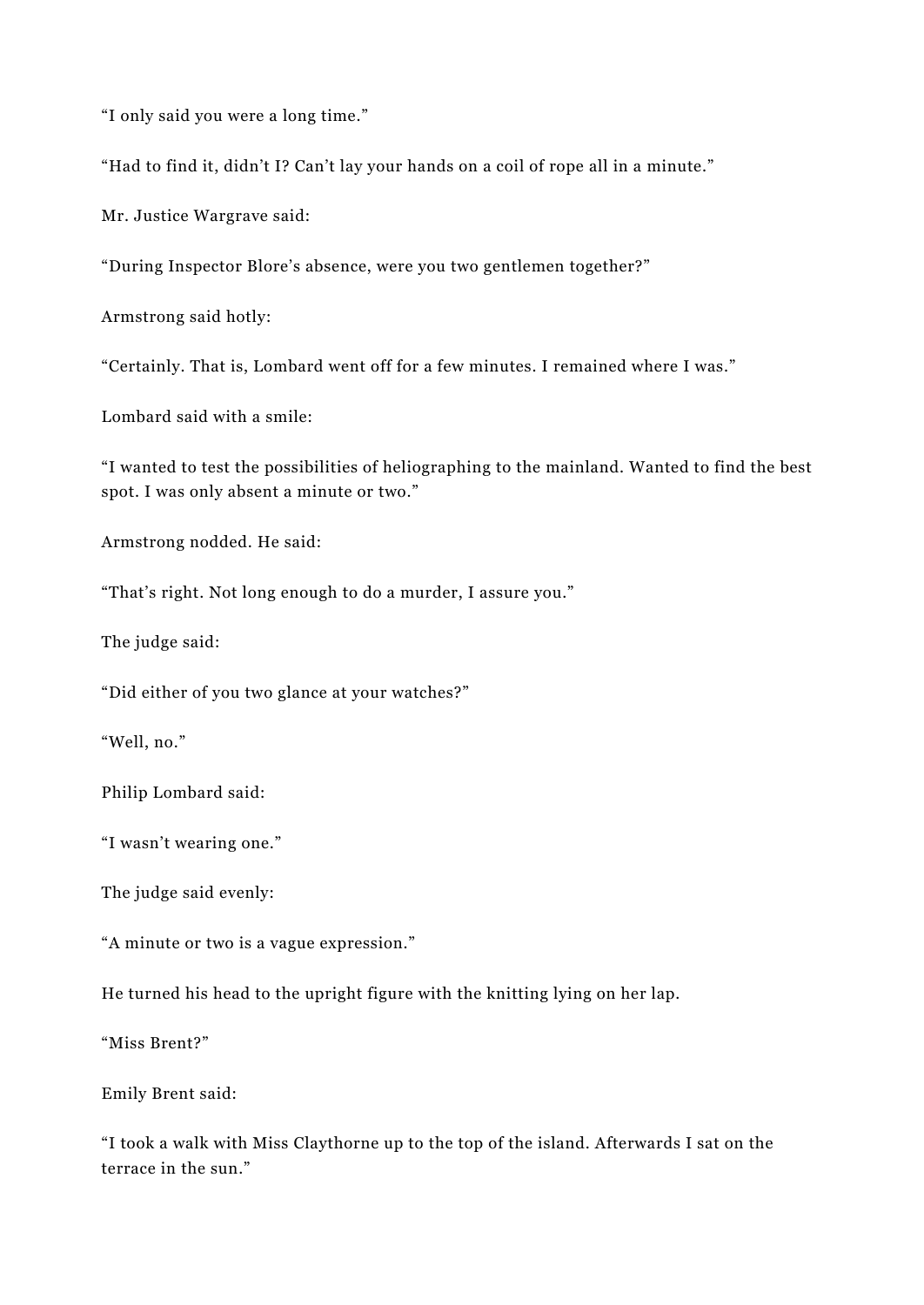“I only said you were a long time.”

“Had to find it, didn’t I? Can’t lay your hands on a coil of rope all in a minute.”

Mr. Justice Wargrave said:

“During Inspector Blore’s absence, were you two gentlemen together?”

Armstrong said hotly:

“Certainly. That is, Lombard went off for a few minutes. I remained where I was.”

Lombard said with a smile:

“I wanted to test the possibilities of heliographing to the mainland. Wanted to find the best spot. I was only absent a minute or two.”

Armstrong nodded. He said:

“That’s right. Not long enough to do a murder, I assure you.”

The judge said:

“Did either of you two glance at your watches?”

“Well, no.”

Philip Lombard said:

“I wasn’t wearing one.”

The judge said evenly:

“A minute or two is a vague expression.”

He turned his head to the upright figure with the knitting lying on her lap.

“Miss Brent?”

Emily Brent said:

“I took a walk with Miss Claythorne up to the top of the island. Afterwards I sat on the terrace in the sun.”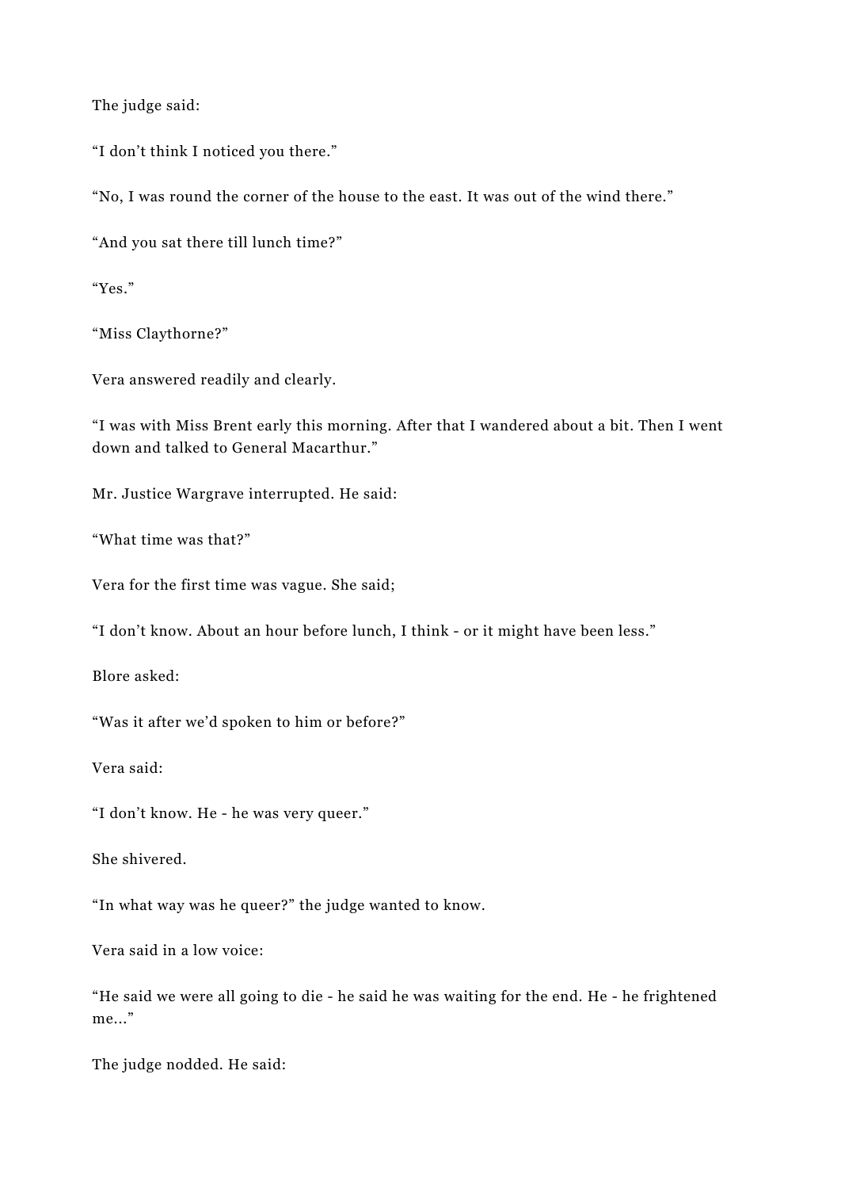The judge said:

“I don’t think I noticed you there.”

“No, I was round the corner of the house to the east. It was out of the wind there.”

“And you sat there till lunch time?”

“Yes.”

“Miss Claythorne?”

Vera answered readily and clearly.

“I was with Miss Brent early this morning. After that I wandered about a bit. Then I went down and talked to General Macarthur.”

Mr. Justice Wargrave interrupted. He said:

“What time was that?”

Vera for the first time was vague. She said;

“I don’t know. About an hour before lunch, I think - or it might have been less.”

Blore asked:

“Was it after we’d spoken to him or before?”

Vera said:

“I don’t know. He - he was very queer.”

She shivered.

“In what way was he queer?” the judge wanted to know.

Vera said in a low voice:

“He said we were all going to die - he said he was waiting for the end. He - he frightened me...”

The judge nodded. He said: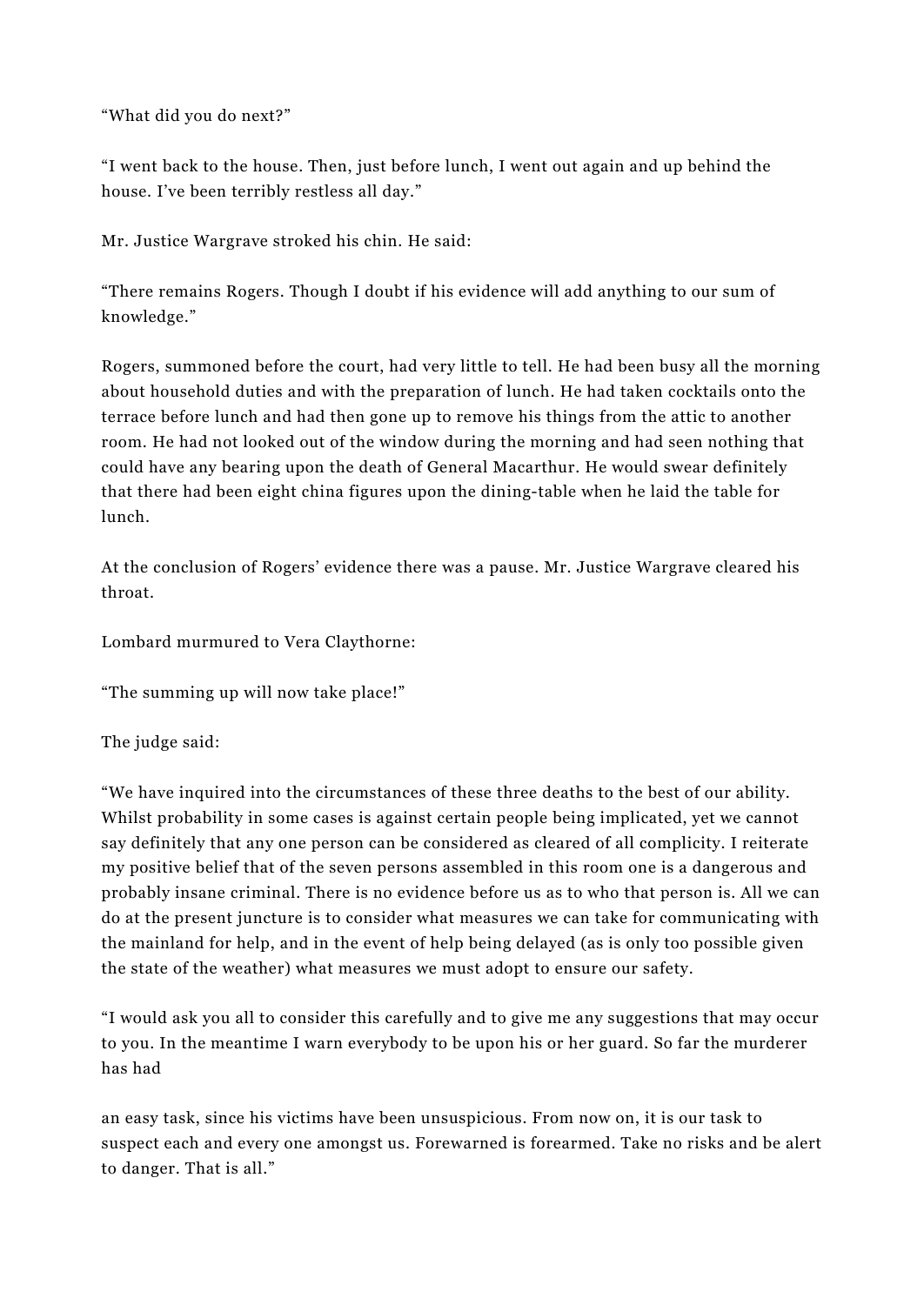"What did you do next?"

"I went back to the house. Then, just before lunch, I went out again and up behind the house. I've been terribly restless all day."

Mr. Justice Wargrave stroked his chin. He said:

"There remains Rogers. Though I doubt if his evidence will add anything to our sum of knowledge."

Rogers, summoned before the court, had very little to tell. He had been busy all the morning about household duties and with the preparation of lunch. He had taken cocktails onto the terrace before lunch and had then gone up to remove his things from the attic to another room. He had not looked out of the window during the morning and had seen nothing that could have any bearing upon the death of General Macarthur. He would swear definitely that there had been eight china figures upon the dining-table when he laid the table for lunch.

At the conclusion of Rogers' evidence there was a pause. Mr. Justice Wargrave cleared his throat.

Lombard murmured to Vera Claythorne:

"The summing up will now take place!"

The judge said:

"We have inquired into the circumstances of these three deaths to the best of our ability. Whilst probability in some cases is against certain people being implicated, yet we cannot say definitely that any one person can be considered as cleared of all complicity. I reiterate my positive belief that of the seven persons assembled in this room one is a dangerous and probably insane criminal. There is no evidence before us as to who that person is. All we can do at the present juncture is to consider what measures we can take for communicating with the mainland for help, and in the event of help being delayed (as is only too possible given the state of the weather) what measures we must adopt to ensure our safety.

"I would ask you all to consider this carefully and to give me any suggestions that may occur to you. In the meantime I warn everybody to be upon his or her guard. So far the murderer has had an easy task, since his victims have been unsuspicious. From now on, it is our task to suspect each and every one amongst us. Forewarned is forearmed. Take no risks and be alert to danger. That is all."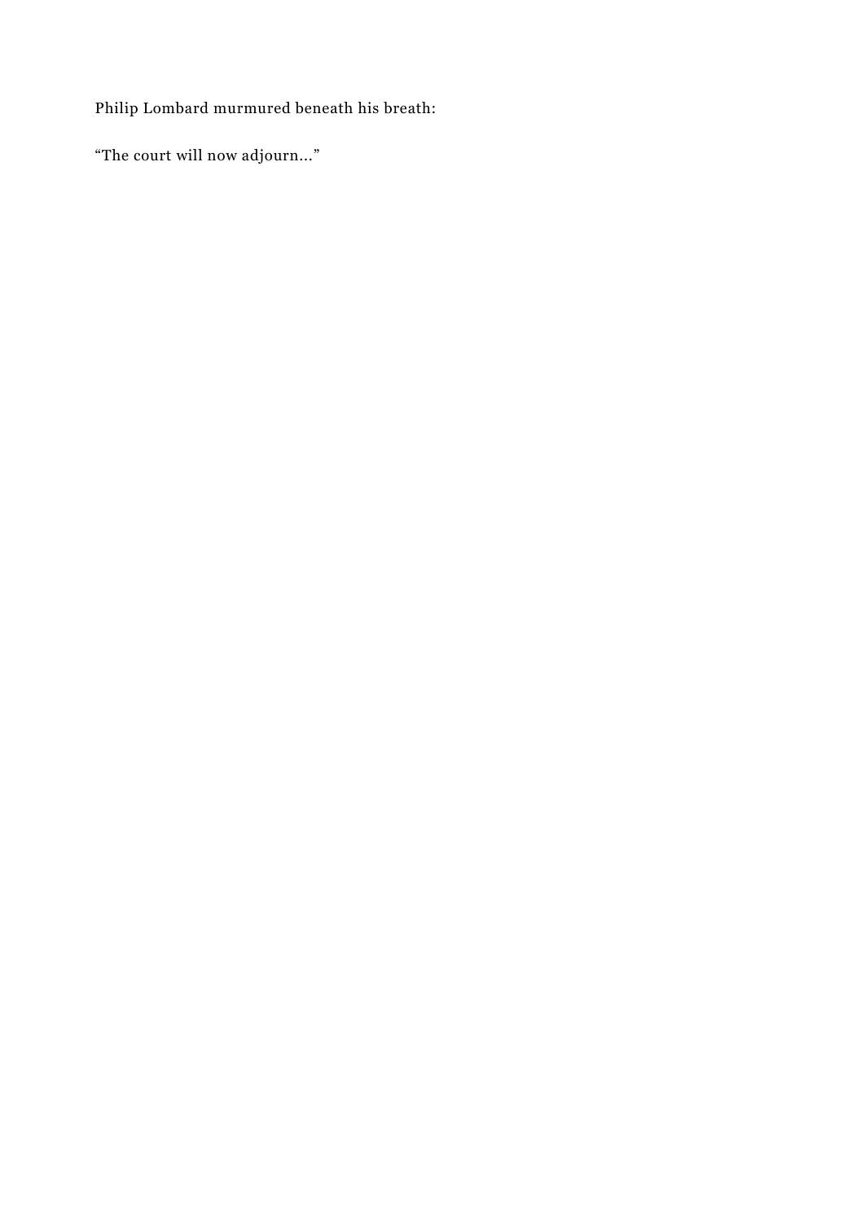Philip Lombard murmured beneath his breath:

“The court will now adjourn…”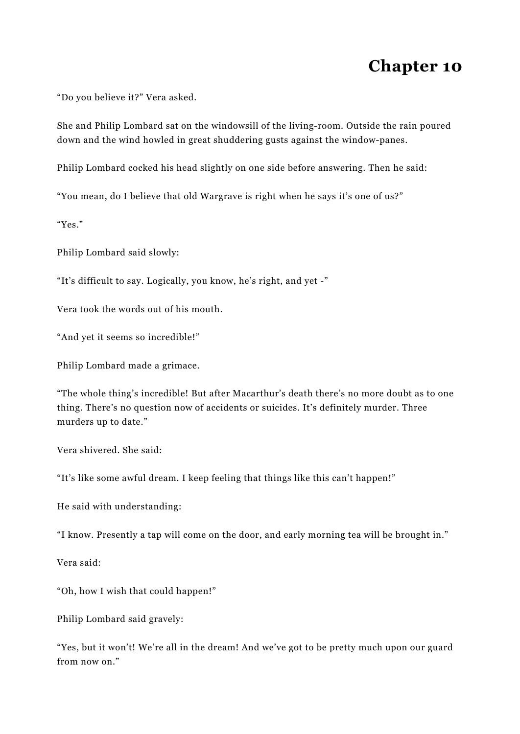# Chapter 10

"Do you believe it?" Vera asked.

She and Philip Lombard sat on the windowsill of the living-room. Outside the rain poured down and the wind howled in great shuddering gusts against the window-panes.

Philip Lombard cocked his head slightly on one side before answering. Then he said:

"You mean, do I believe that old Wargrave is right when he says it's one of us?"

"Yes."

Philip Lombard said slowly:

"It's difficult to say. Logically, you know, he's right, and yet -"

Vera took the words out of his mouth.

"And yet it seems so incredible!"

Philip Lombard made a grimace.

"The whole thing's incredible! But after Macarthur's death there's no more doubt as to one thing. There's no question now of accidents or suicides. It's definitely murder. Three murders up to date."

Vera shivered. She said:

"It's like some awful dream. I keep feeling that things like this can't happen!"

He said with understanding:

"I know. Presently a tap will come on the door, and early morning tea will be brought in."

Vera said:

"Oh, how I wish that could happen!"

Philip Lombard said gravely:

"Yes, but it won't! We're all in the dream! And we've got to be pretty much upon our guard from now on."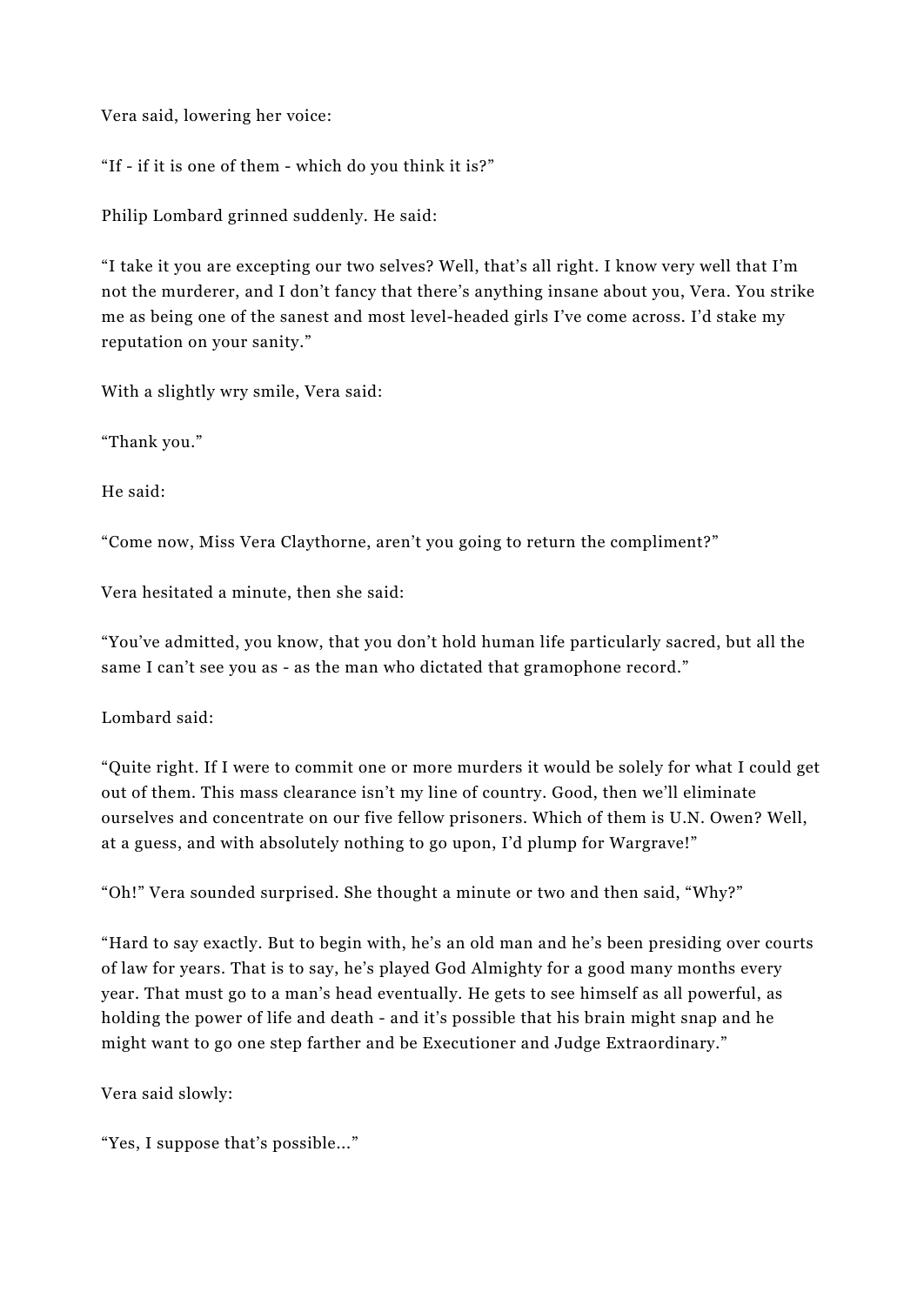Vera said, lowering her voice:

“If - if it is one of them - which do you think it is?”

Philip Lombard grinned suddenly. He said:

“I take it you are excepting our two selves? Well, that’s all right. I know very well that I’m not the murderer, and I don’t fancy that there’s anything insane about you, Vera. You strike me as being one of the sanest and most level-headed girls I’ve come across. I’d stake my reputation on your sanity.”

With a slightly wry smile, Vera said:

“Thank you.”

He said:

“Come now, Miss Vera Claythorne, aren’t you going to return the compliment?”

Vera hesitated a minute, then she said:

“You’ve admitted, you know, that you don’t hold human life particularly sacred, but all the same I can’t see you as - as the man who dictated that gramophone record.”

Lombard said:

“Quite right. If I were to commit one or more murders it would be solely for what I could get out of them. This mass clearance isn’t my line of country. Good, then we’ll eliminate ourselves and concentrate on our five fellow prisoners. Which of them is U.N. Owen? Well, at a guess, and with absolutely nothing to go upon, I’d plump for Wargrave!”

“Oh!” Vera sounded surprised. She thought a minute or two and then said, “Why?”

“Hard to say exactly. But to begin with, he’s an old man and he’s been presiding over courts of law for years. That is to say, he’s played God Almighty for a good many months every year. That must go to a man’s head eventually. He gets to see himself as all powerful, as holding the power of life and death - and it’s possible that his brain might snap and he might want to go one step farther and be Executioner and Judge Extraordinary.”

Vera said slowly:

“Yes, I suppose that’s possible...”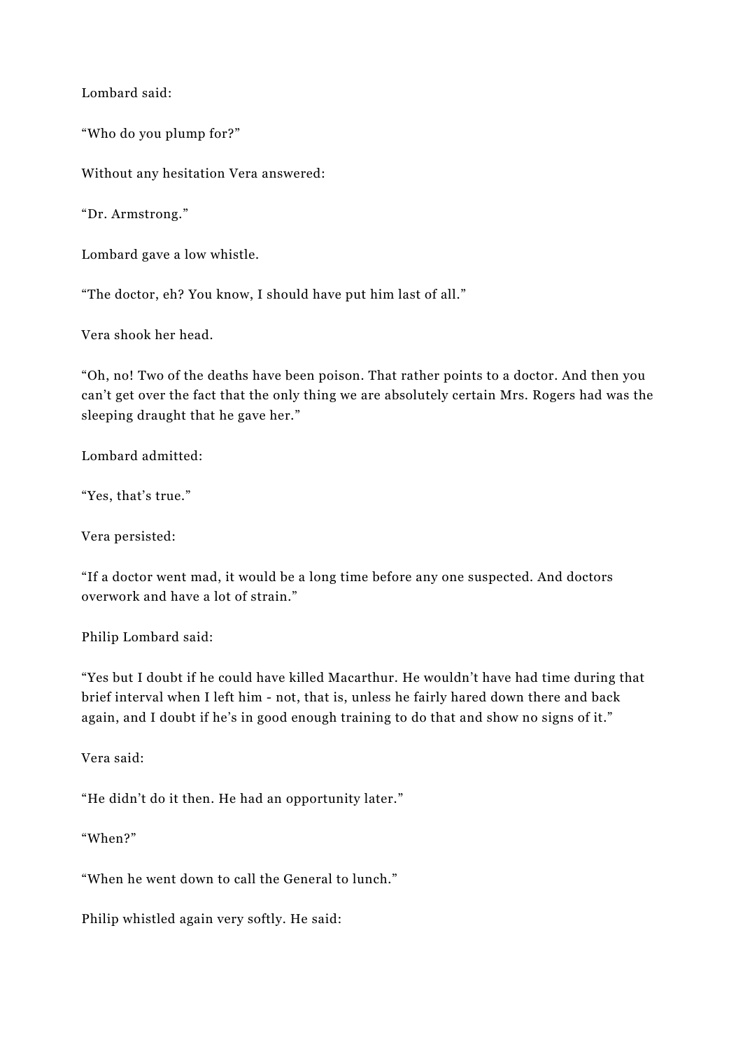Lombard said:

“Who do you plump for?”

Without any hesitation Vera answered:

“Dr. Armstrong.”

Lombard gave a low whistle.

“The doctor, eh? You know, I should have put him last of all.”

Vera shook her head.

“Oh, no! Two of the deaths have been poison. That rather points to a doctor. And then you can’t get over the fact that the only thing we are absolutely certain Mrs. Rogers had was the sleeping draught that he gave her.”

Lombard admitted:

“Yes, that’s true.”

Vera persisted:

“If a doctor went mad, it would be a long time before any one suspected. And doctors overwork and have a lot of strain.”

Philip Lombard said:

“Yes but I doubt if he could have killed Macarthur. He wouldn’t have had time during that brief interval when I left him - not, that is, unless he fairly hared down there and back again, and I doubt if he’s in good enough training to do that and show no signs of it.”

Vera said:

“He didn’t do it then. He had an opportunity later.”

“When?”

“When he went down to call the General to lunch.”

Philip whistled again very softly. He said: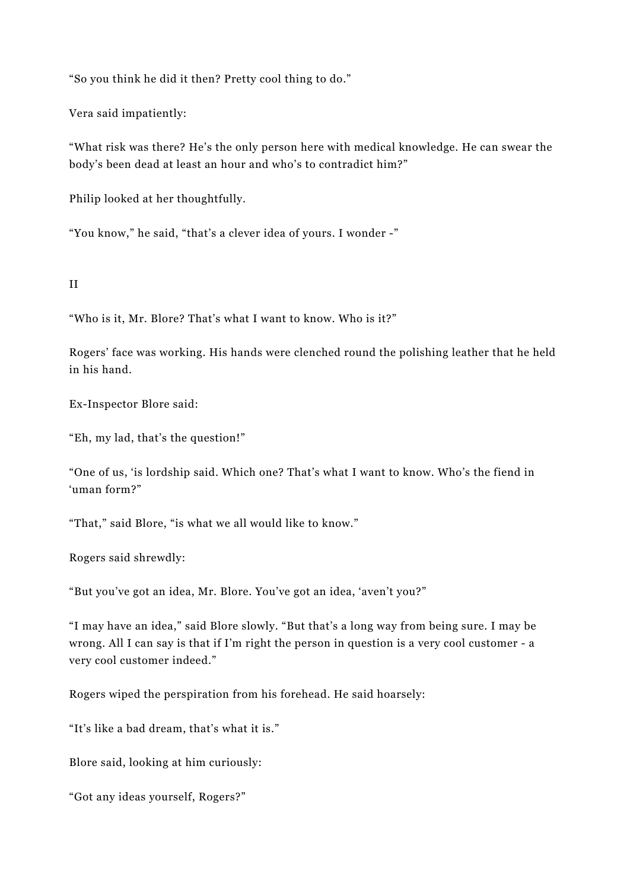"So you think he did it then? Pretty cool thing to do."

Vera said impatiently:

"What risk was there? He's the only person here with medical knowledge. He can swear the body's been dead at least an hour and who's to contradict him?"

Philip looked at her thoughtfully.

"You know," he said, "that's a clever idea of yours. I wonder -"

II

"Who is it, Mr. Blore? That's what I want to know. Who is it?"

Rogers' face was working. His hands were clenched round the polishing leather that he held in his hand.

Ex-Inspector Blore said:

"Eh, my lad, that's the question!"

"One of us, 'is lordship said. Which one? That's what I want to know. Who's the fiend in 'uman form?"

"That," said Blore, "is what we all would like to know."

Rogers said shrewdly:

"But you've got an idea, Mr. Blore. You've got an idea, 'aven't you?"

"I may have an idea," said Blore slowly. "But that's a long way from being sure. I may be wrong. All I can say is that if I'm right the person in question is a very cool customer - a very cool customer indeed."

Rogers wiped the perspiration from his forehead. He said hoarsely:

"It's like a bad dream, that's what it is."

Blore said, looking at him curiously:

"Got any ideas yourself, Rogers?"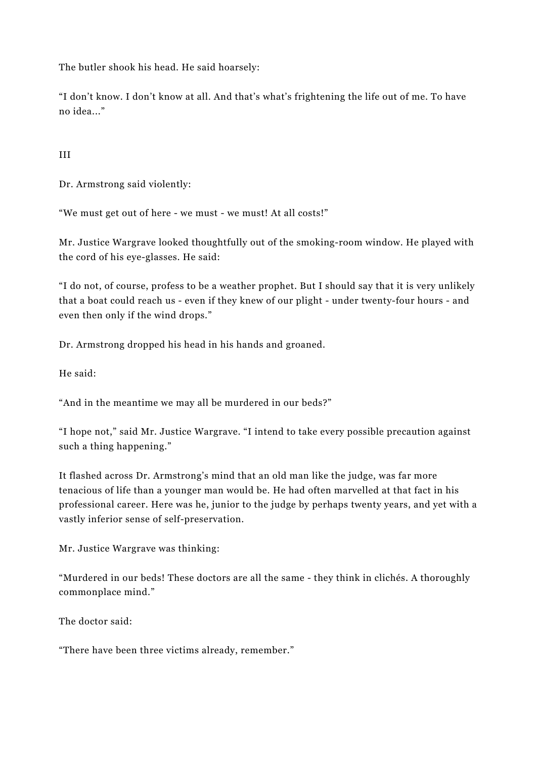The butler shook his head. He said hoarsely:

“I don’t know. I don’t know at all. And that’s what’s frightening the life out of me. To have no idea...”

III

Dr. Armstrong said violently:

“We must get out of here - we must - we must! At all costs!”

Mr. Justice Wargrave looked thoughtfully out of the smoking-room window. He played with the cord of his eye-glasses. He said:

“I do not, of course, profess to be a weather prophet. But I should say that it is very unlikely that a boat could reach us - even if they knew of our plight - under twenty-four hours - and even then only if the wind drops.”

Dr. Armstrong dropped his head in his hands and groaned.

He said:

“And in the meantime we may all be murdered in our beds?”

“I hope not,” said Mr. Justice Wargrave. “I intend to take every possible precaution against such a thing happening.”

It flashed across Dr. Armstrong’s mind that an old man like the judge, was far more tenacious of life than a younger man would be. He had often marvelled at that fact in his professional career. Here was he, junior to the judge by perhaps twenty years, and yet with a vastly inferior sense of self-preservation.

Mr. Justice Wargrave was thinking:

“Murdered in our beds! These doctors are all the same - they think in clichés. A thoroughly commonplace mind.”

The doctor said:

“There have been three victims already, remember.”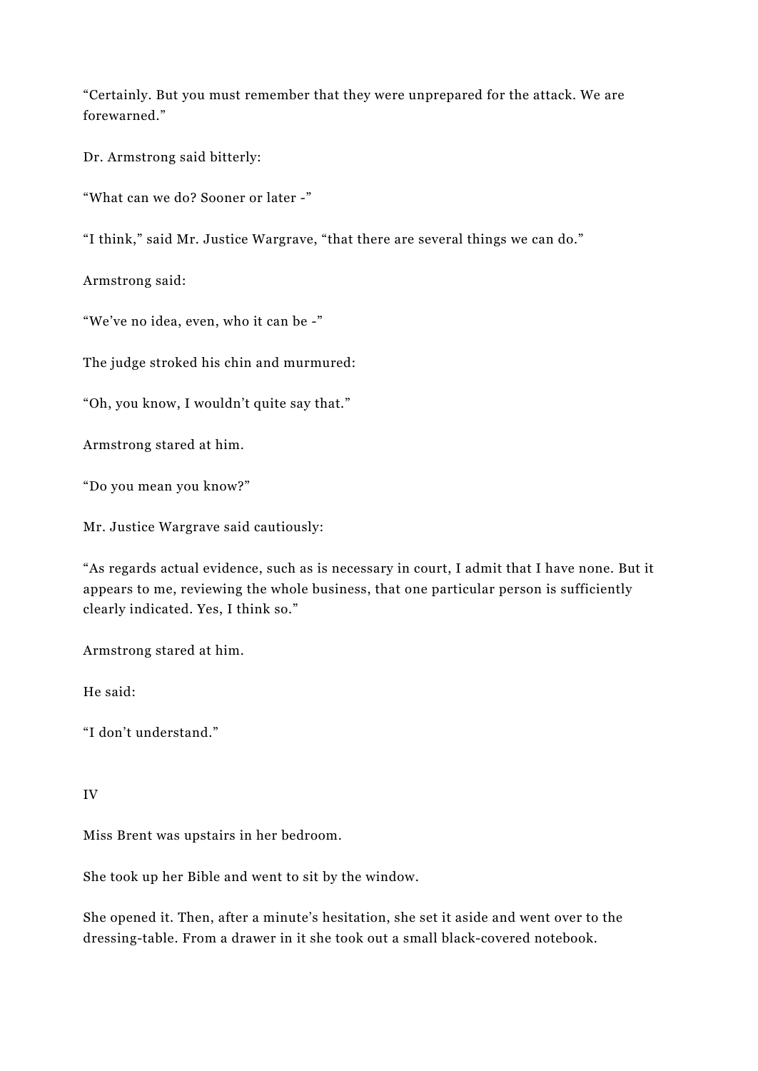"Certainly. But you must remember that they were unprepared for the attack. We are forewarned."

Dr. Armstrong said bitterly:

"What can we do? Sooner or later -"

"I think," said Mr. Justice Wargrave, "that there are several things we can do."

Armstrong said:

"We've no idea, even, who it can be -"

The judge stroked his chin and murmured:

"Oh, you know, I wouldn't quite say that."

Armstrong stared at him.

"Do you mean you know?"

Mr. Justice Wargrave said cautiously:

"As regards actual evidence, such as is necessary in court, I admit that I have none. But it appears to me, reviewing the whole business, that one particular person is sufficiently clearly indicated. Yes, I think so."

Armstrong stared at him.

He said:

"I don't understand."

IV

Miss Brent was upstairs in her bedroom.

She took up her Bible and went to sit by the window.

She opened it. Then, after a minute's hesitation, she set it aside and went over to the dressing-table. From a drawer in it she took out a small black-covered notebook.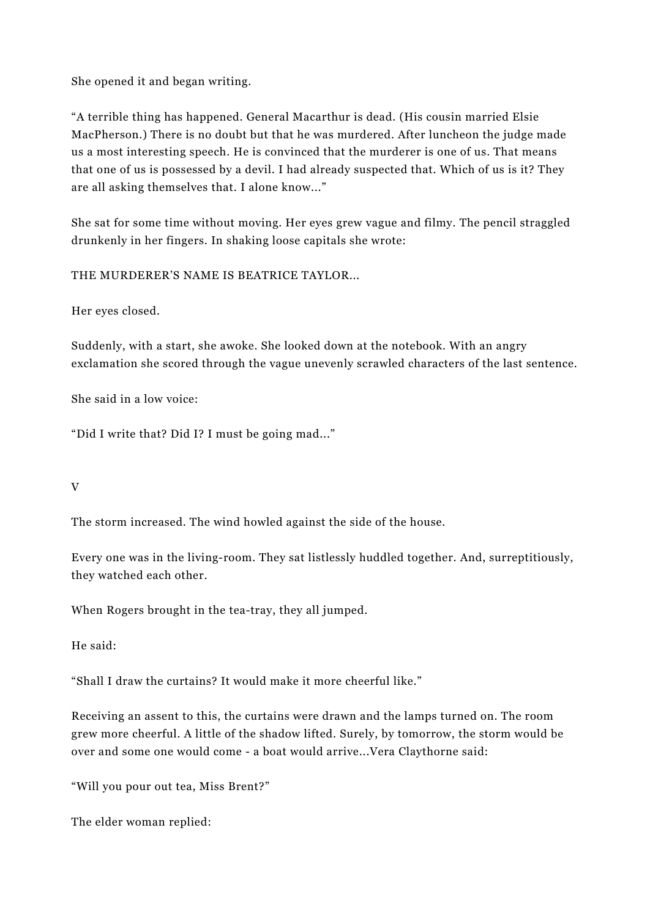She opened it and began writing.

“A terrible thing has happened. General Macarthur is dead. (His cousin married Elsie MacPherson.) There is no doubt but that he was murdered. After luncheon the judge made us a most interesting speech. He is convinced that the murderer is one of us. That means that one of us is possessed by a devil. I had already suspected that. Which of us is it? They are all asking themselves that. I alone know...”

She sat for some time without moving. Her eyes grew vague and filmy. The pencil straggled drunkenly in her fingers. In shaking loose capitals she wrote:

THE MURDERER’S NAME IS BEATRICE TAYLOR...

Her eyes closed.

Suddenly, with a start, she awoke. She looked down at the notebook. With an angry exclamation she scored through the vague unevenly scrawled characters of the last sentence.

She said in a low voice:

“Did I write that? Did I? I must be going mad...”

## V

The storm increased. The wind howled against the side of the house.

Every one was in the living-room. They sat listlessly huddled together. And, surreptitiously, they watched each other.

When Rogers brought in the tea-tray, they all jumped.

He said:

“Shall I draw the curtains? It would make it more cheerful like.”

Receiving an assent to this, the curtains were drawn and the lamps turned on. The room grew more cheerful. A little of the shadow lifted. Surely, by tomorrow, the storm would be over and some one would come - a boat would arrive...Vera Claythorne said:

“Will you pour out tea, Miss Brent?”

The elder woman replied: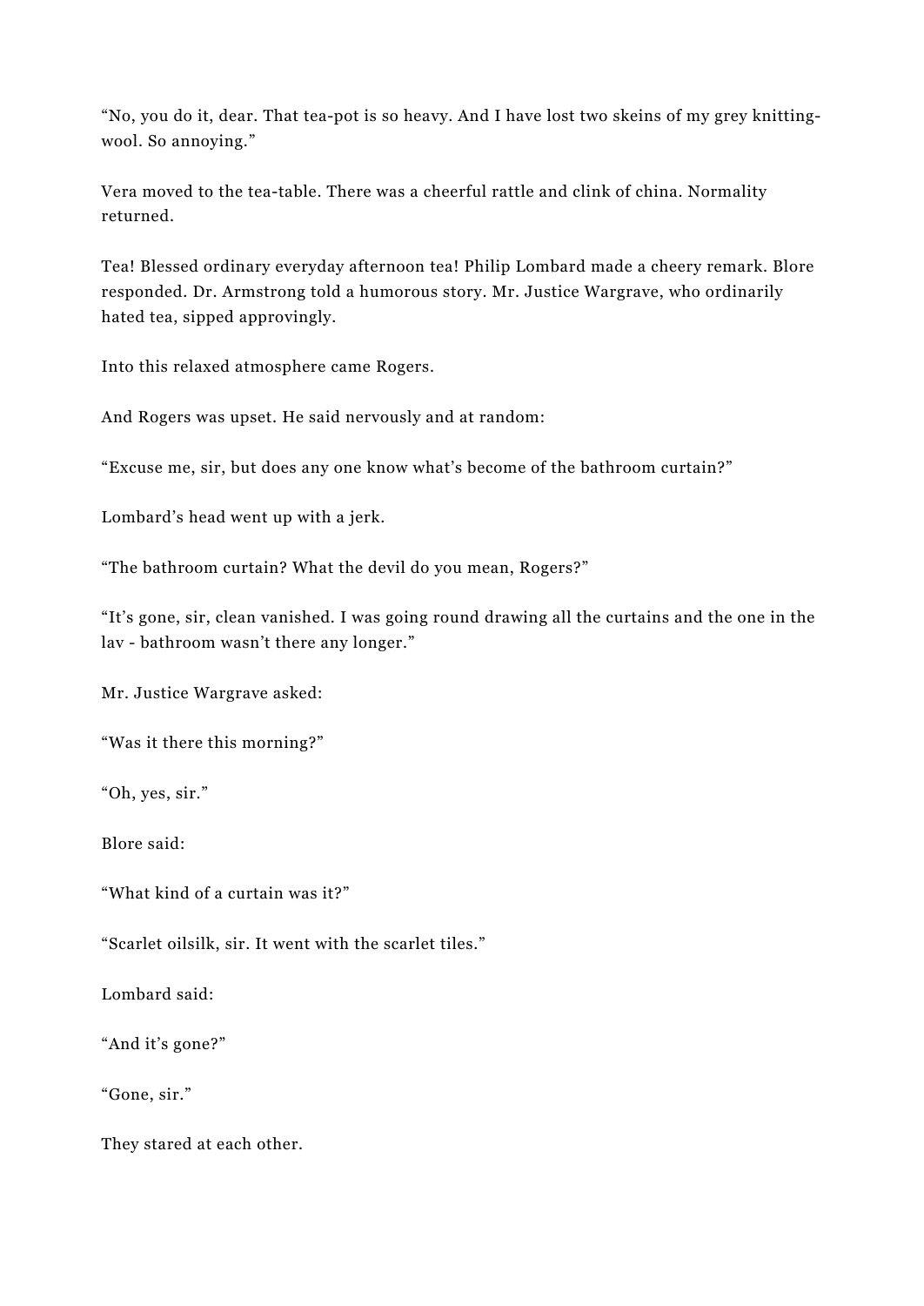“No, you do it, dear. That tea-pot is so heavy. And I have lost two skeins of my grey knitting-wool. So annoying.”

Vera moved to the tea-table. There was a cheerful rattle and clink of china. Normality returned.

Tea! Blessed ordinary everyday afternoon tea! Philip Lombard made a cheery remark. Blore responded. Dr. Armstrong told a humorous story. Mr. Justice Wargrave, who ordinarily hated tea, sipped approvingly.

Into this relaxed atmosphere came Rogers.

And Rogers was upset. He said nervously and at random:

“Excuse me, sir, but does any one know what’s become of the bathroom curtain?”

Lombard’s head went up with a jerk.

“The bathroom curtain? What the devil do you mean, Rogers?”

“It’s gone, sir, clean vanished. I was going round drawing all the curtains and the one in the lav - bathroom wasn’t there any longer.”

Mr. Justice Wargrave asked:

“Was it there this morning?”

“Oh, yes, sir.”

Blore said:

“What kind of a curtain was it?”

“Scarlet oilsilk, sir. It went with the scarlet tiles.”

Lombard said:

“And it’s gone?”

“Gone, sir.”

They stared at each other.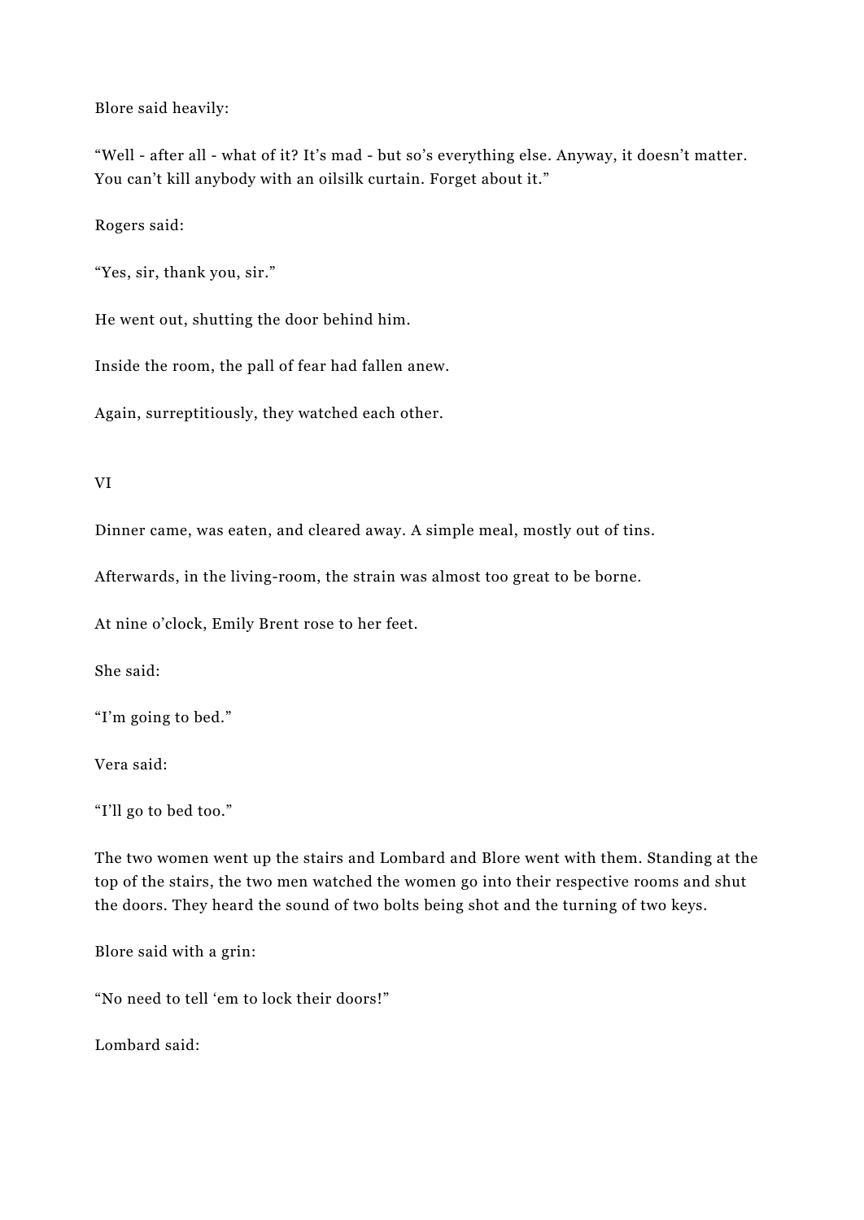Blore said heavily:

"Well - after all - what of it? It's mad - but so's everything else. Anyway, it doesn't matter. You can't kill anybody with an oilsilk curtain. Forget about it."

Rogers said:

"Yes, sir, thank you, sir."

He went out, shutting the door behind him.

Inside the room, the pall of fear had fallen anew.

Again, surreptitiously, they watched each other.

## VI

Dinner came, was eaten, and cleared away. A simple meal, mostly out of tins.

Afterwards, in the living-room, the strain was almost too great to be borne.

At nine o'clock, Emily Brent rose to her feet.

She said:

"I'm going to bed."

Vera said:

"I'll go to bed too."

The two women went up the stairs and Lombard and Blore went with them. Standing at the top of the stairs, the two men watched the women go into their respective rooms and shut the doors. They heard the sound of two bolts being shot and the turning of two keys.

Blore said with a grin:

"No need to tell 'em to lock their doors!"

Lombard said: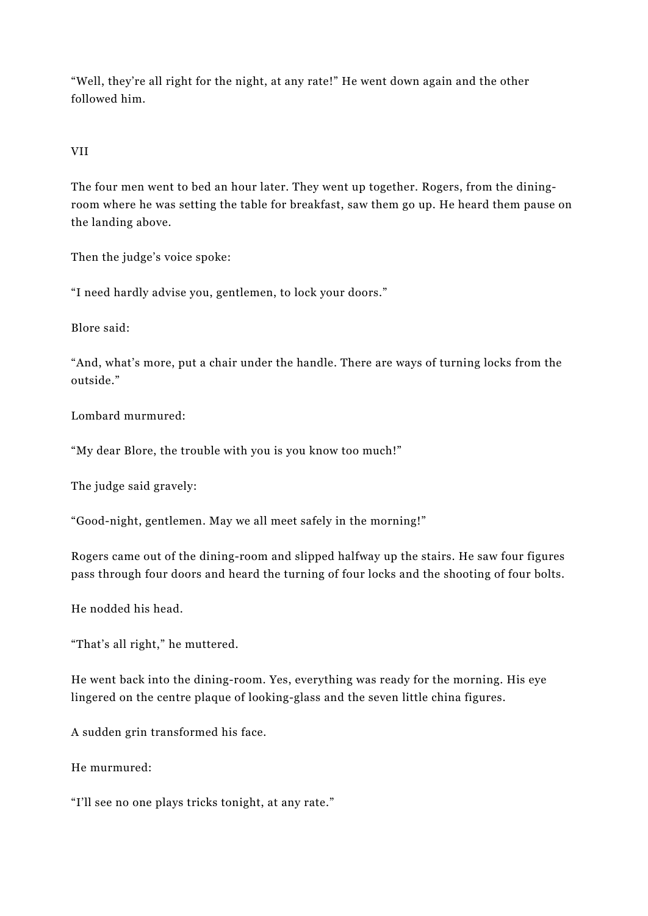“Well, they’re all right for the night, at any rate!” He went down again and the other followed him.

VII

The four men went to bed an hour later. They went up together. Rogers, from the dining-room where he was setting the table for breakfast, saw them go up. He heard them pause on the landing above.

Then the judge’s voice spoke:

“I need hardly advise you, gentlemen, to lock your doors.”

Blore said:

“And, what’s more, put a chair under the handle. There are ways of turning locks from the outside.”

Lombard murmured:

“My dear Blore, the trouble with you is you know too much!”

The judge said gravely:

“Good-night, gentlemen. May we all meet safely in the morning!”

Rogers came out of the dining-room and slipped halfway up the stairs. He saw four figures pass through four doors and heard the turning of four locks and the shooting of four bolts.

He nodded his head.

“That’s all right,” he muttered.

He went back into the dining-room. Yes, everything was ready for the morning. His eye lingered on the centre plaque of looking-glass and the seven little china figures.

A sudden grin transformed his face.

He murmured:

“I’ll see no one plays tricks tonight, at any rate.”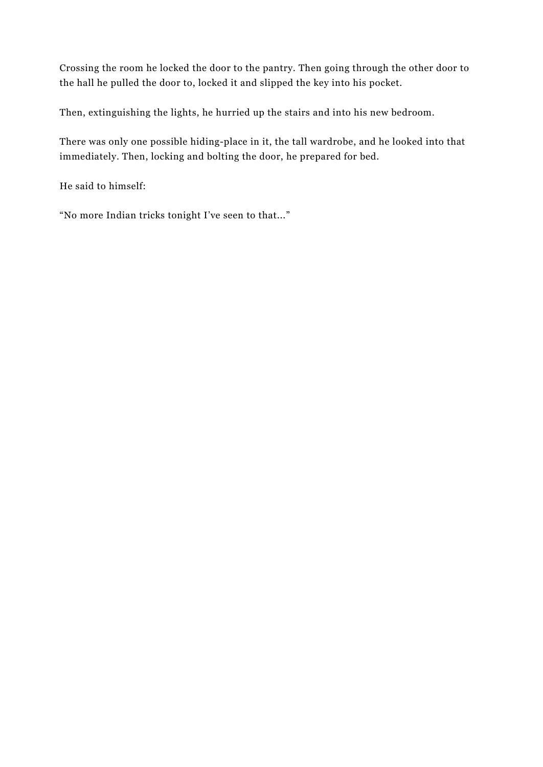Crossing the room he locked the door to the pantry. Then going through the other door to the hall he pulled the door to, locked it and slipped the key into his pocket.

Then, extinguishing the lights, he hurried up the stairs and into his new bedroom.

There was only one possible hiding-place in it, the tall wardrobe, and he looked into that immediately. Then, locking and bolting the door, he prepared for bed.

He said to himself:

“No more Indian tricks tonight I’ve seen to that…”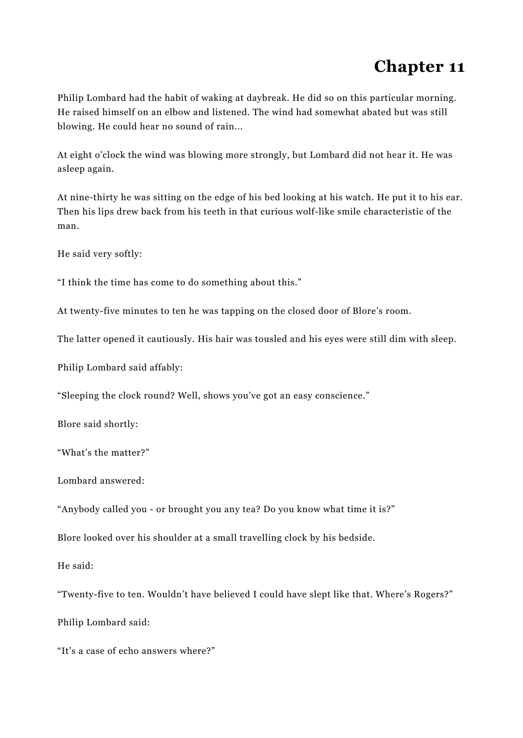# Chapter 11

Philip Lombard had the habit of waking at daybreak. He did so on this particular morning. He raised himself on an elbow and listened. The wind had somewhat abated but was still blowing. He could hear no sound of rain...

At eight o'clock the wind was blowing more strongly, but Lombard did not hear it. He was asleep again.

At nine-thirty he was sitting on the edge of his bed looking at his watch. He put it to his ear. Then his lips drew back from his teeth in that curious wolf-like smile characteristic of the man.

He said very softly:

"I think the time has come to do something about this."

At twenty-five minutes to ten he was tapping on the closed door of Blore's room.

The latter opened it cautiously. His hair was tousled and his eyes were still dim with sleep.

Philip Lombard said affably:

"Sleeping the clock round? Well, shows you've got an easy conscience."

Blore said shortly:

"What's the matter?"

Lombard answered:

"Anybody called you - or brought you any tea? Do you know what time it is?"

Blore looked over his shoulder at a small travelling clock by his bedside.

He said:

"Twenty-five to ten. Wouldn't have believed I could have slept like that. Where's Rogers?"

Philip Lombard said:

"It's a case of echo answers where?"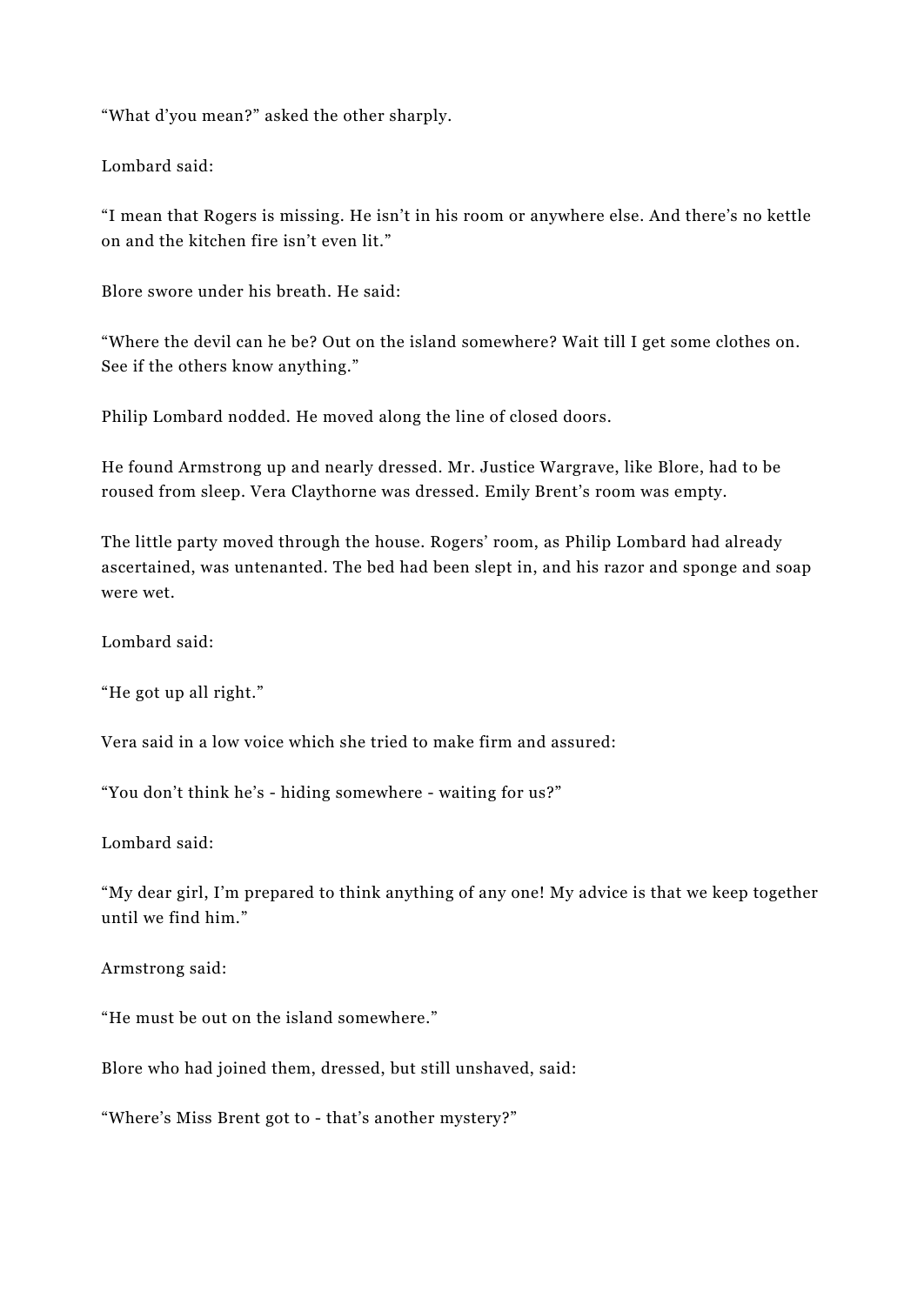“What d’you mean?” asked the other sharply.

Lombard said:

“I mean that Rogers is missing. He isn’t in his room or anywhere else. And there’s no kettle on and the kitchen fire isn’t even lit.”

Blore swore under his breath. He said:

“Where the devil can he be? Out on the island somewhere? Wait till I get some clothes on. See if the others know anything.”

Philip Lombard nodded. He moved along the line of closed doors.

He found Armstrong up and nearly dressed. Mr. Justice Wargrave, like Blore, had to be roused from sleep. Vera Claythorne was dressed. Emily Brent’s room was empty.

The little party moved through the house. Rogers’ room, as Philip Lombard had already ascertained, was untenanted. The bed had been slept in, and his razor and sponge and soap were wet.

Lombard said:

“He got up all right.”

Vera said in a low voice which she tried to make firm and assured:

“You don’t think he’s - hiding somewhere - waiting for us?”

Lombard said:

“My dear girl, I’m prepared to think anything of any one! My advice is that we keep together until we find him.”

Armstrong said:

“He must be out on the island somewhere.”

Blore who had joined them, dressed, but still unshaved, said:

“Where’s Miss Brent got to - that’s another mystery?”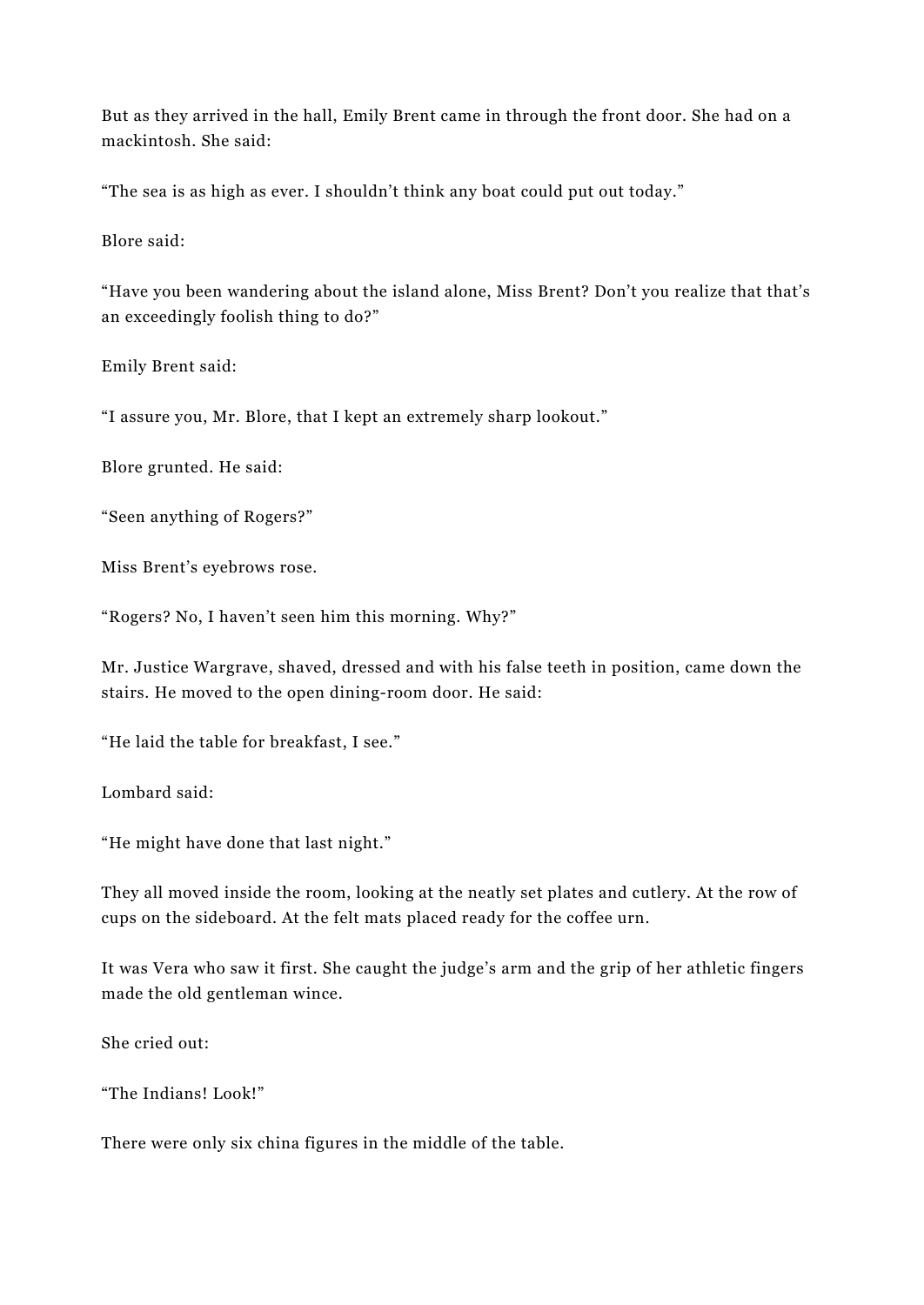But as they arrived in the hall, Emily Brent came in through the front door. She had on a mackintosh. She said:

"The sea is as high as ever. I shouldn't think any boat could put out today."

Blore said:

"Have you been wandering about the island alone, Miss Brent? Don't you realize that that's an exceedingly foolish thing to do?"

Emily Brent said:

"I assure you, Mr. Blore, that I kept an extremely sharp lookout."

Blore grunted. He said:

"Seen anything of Rogers?"

Miss Brent's eyebrows rose.

"Rogers? No, I haven't seen him this morning. Why?"

Mr. Justice Wargrave, shaved, dressed and with his false teeth in position, came down the stairs. He moved to the open dining-room door. He said:

"He laid the table for breakfast, I see."

Lombard said:

"He might have done that last night."

They all moved inside the room, looking at the neatly set plates and cutlery. At the row of cups on the sideboard. At the felt mats placed ready for the coffee urn.

It was Vera who saw it first. She caught the judge's arm and the grip of her athletic fingers made the old gentleman wince.

She cried out:

"The Indians! Look!"

There were only six china figures in the middle of the table.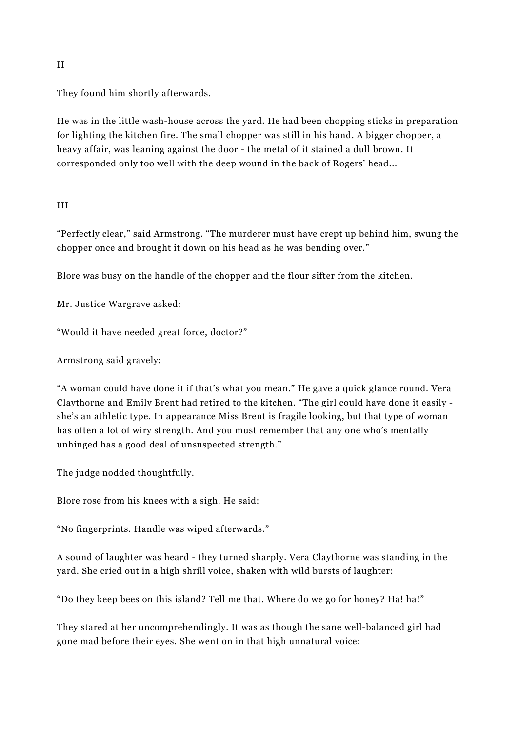II

They found him shortly afterwards.

He was in the little wash-house across the yard. He had been chopping sticks in preparation for lighting the kitchen fire. The small chopper was still in his hand. A bigger chopper, a heavy affair, was leaning against the door - the metal of it stained a dull brown. It corresponded only too well with the deep wound in the back of Rogers' head...

III

"Perfectly clear," said Armstrong. "The murderer must have crept up behind him, swung the chopper once and brought it down on his head as he was bending over."

Blore was busy on the handle of the chopper and the flour sifter from the kitchen.

Mr. Justice Wargrave asked:

"Would it have needed great force, doctor?"

Armstrong said gravely:

"A woman could have done it if that's what you mean." He gave a quick glance round. Vera Claythorne and Emily Brent had retired to the kitchen. "The girl could have done it easily - she's an athletic type. In appearance Miss Brent is fragile looking, but that type of woman has often a lot of wiry strength. And you must remember that any one who's mentally unhinged has a good deal of unsuspected strength."

The judge nodded thoughtfully.

Blore rose from his knees with a sigh. He said:

"No fingerprints. Handle was wiped afterwards."

A sound of laughter was heard - they turned sharply. Vera Claythorne was standing in the yard. She cried out in a high shrill voice, shaken with wild bursts of laughter:

"Do they keep bees on this island? Tell me that. Where do we go for honey? Ha! ha!"

They stared at her uncomprehendingly. It was as though the sane well-balanced girl had gone mad before their eyes. She went on in that high unnatural voice: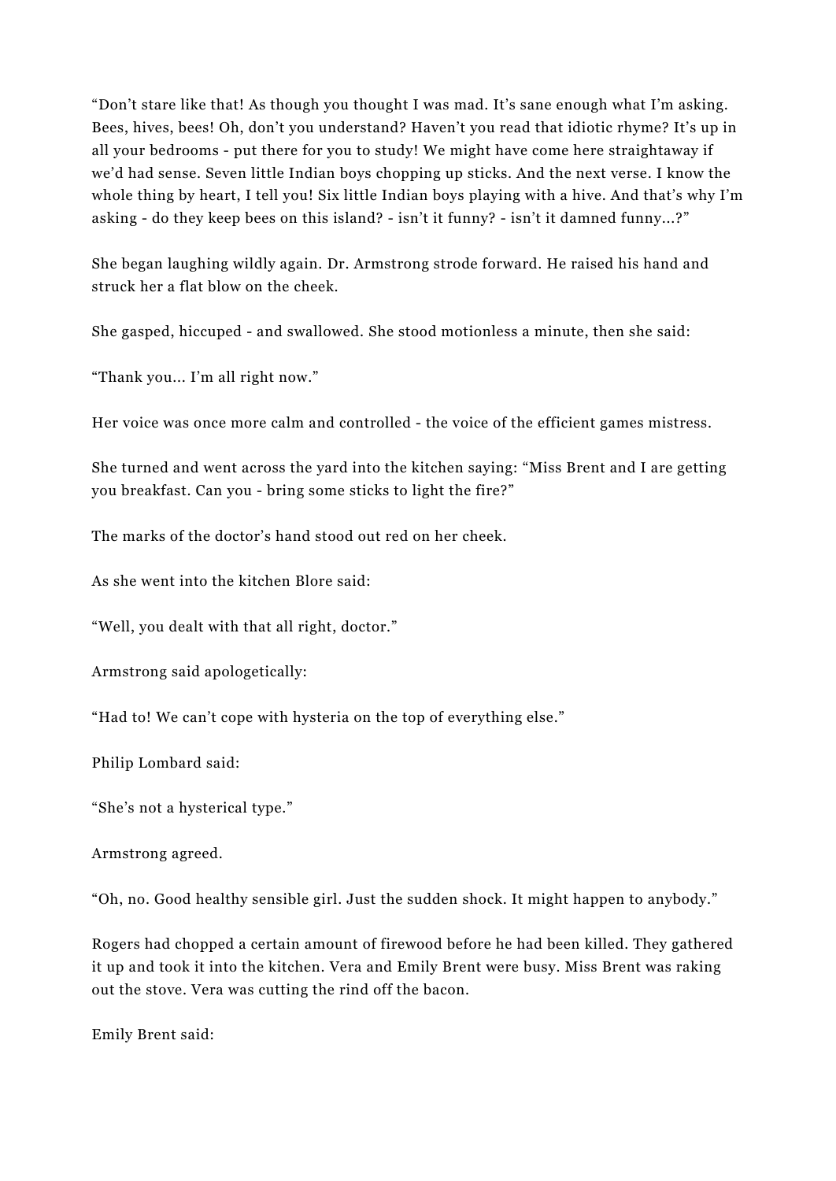“Don’t stare like that! As though you thought I was mad. It’s sane enough what I’m asking. Bees, hives, bees! Oh, don’t you understand? Haven’t you read that idiotic rhyme? It’s up in all your bedrooms - put there for you to study! We might have come here straightaway if we’d had sense. Seven little Indian boys chopping up sticks. And the next verse. I know the whole thing by heart, I tell you! Six little Indian boys playing with a hive. And that’s why I’m asking - do they keep bees on this island? - isn’t it funny? - isn’t it damned funny...?”

She began laughing wildly again. Dr. Armstrong strode forward. He raised his hand and struck her a flat blow on the cheek.

She gasped, hiccuped - and swallowed. She stood motionless a minute, then she said:

“Thank you... I’m all right now.”

Her voice was once more calm and controlled - the voice of the efficient games mistress.

She turned and went across the yard into the kitchen saying: “Miss Brent and I are getting you breakfast. Can you - bring some sticks to light the fire?”

The marks of the doctor’s hand stood out red on her cheek.

As she went into the kitchen Blore said:

“Well, you dealt with that all right, doctor.”

Armstrong said apologetically:

“Had to! We can’t cope with hysteria on the top of everything else.”

Philip Lombard said:

“She’s not a hysterical type.”

Armstrong agreed.

“Oh, no. Good healthy sensible girl. Just the sudden shock. It might happen to anybody.”

Rogers had chopped a certain amount of firewood before he had been killed. They gathered it up and took it into the kitchen. Vera and Emily Brent were busy. Miss Brent was raking out the stove. Vera was cutting the rind off the bacon.

Emily Brent said: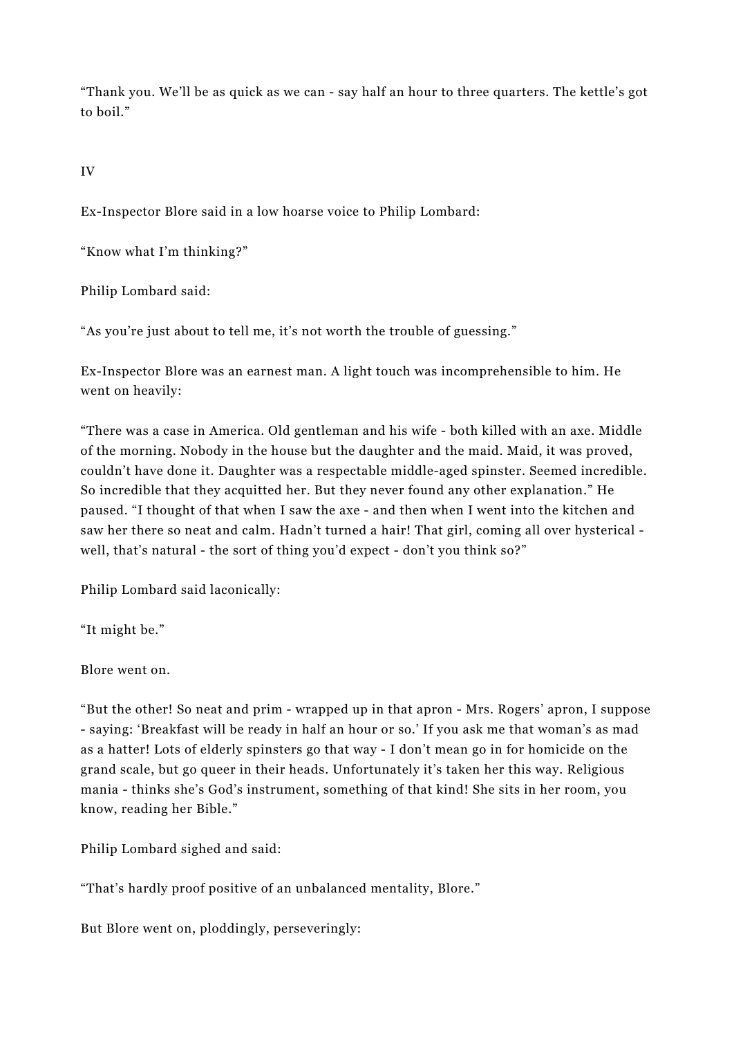“Thank you. We’ll be as quick as we can - say half an hour to three quarters. The kettle’s got to boil.”

IV

Ex-Inspector Blore said in a low hoarse voice to Philip Lombard:

“Know what I’m thinking?”

Philip Lombard said:

“As you’re just about to tell me, it’s not worth the trouble of guessing.”

Ex-Inspector Blore was an earnest man. A light touch was incomprehensible to him. He went on heavily:

“There was a case in America. Old gentleman and his wife - both killed with an axe. Middle of the morning. Nobody in the house but the daughter and the maid. Maid, it was proved, couldn’t have done it. Daughter was a respectable middle-aged spinster. Seemed incredible. So incredible that they acquitted her. But they never found any other explanation.” He paused. “I thought of that when I saw the axe - and then when I went into the kitchen and saw her there so neat and calm. Hadn’t turned a hair! That girl, coming all over hysterical - well, that’s natural - the sort of thing you’d expect - don’t you think so?”

Philip Lombard said laconically:

“It might be.”

Blore went on.

“But the other! So neat and prim - wrapped up in that apron - Mrs. Rogers’ apron, I suppose - saying: ‘Breakfast will be ready in half an hour or so.’ If you ask me that woman’s as mad as a hatter! Lots of elderly spinsters go that way - I don’t mean go in for homicide on the grand scale, but go queer in their heads. Unfortunately it’s taken her this way. Religious mania - thinks she’s God’s instrument, something of that kind! She sits in her room, you know, reading her Bible.”

Philip Lombard sighed and said:

“That’s hardly proof positive of an unbalanced mentality, Blore.”

But Blore went on, ploddingly, perseveringly: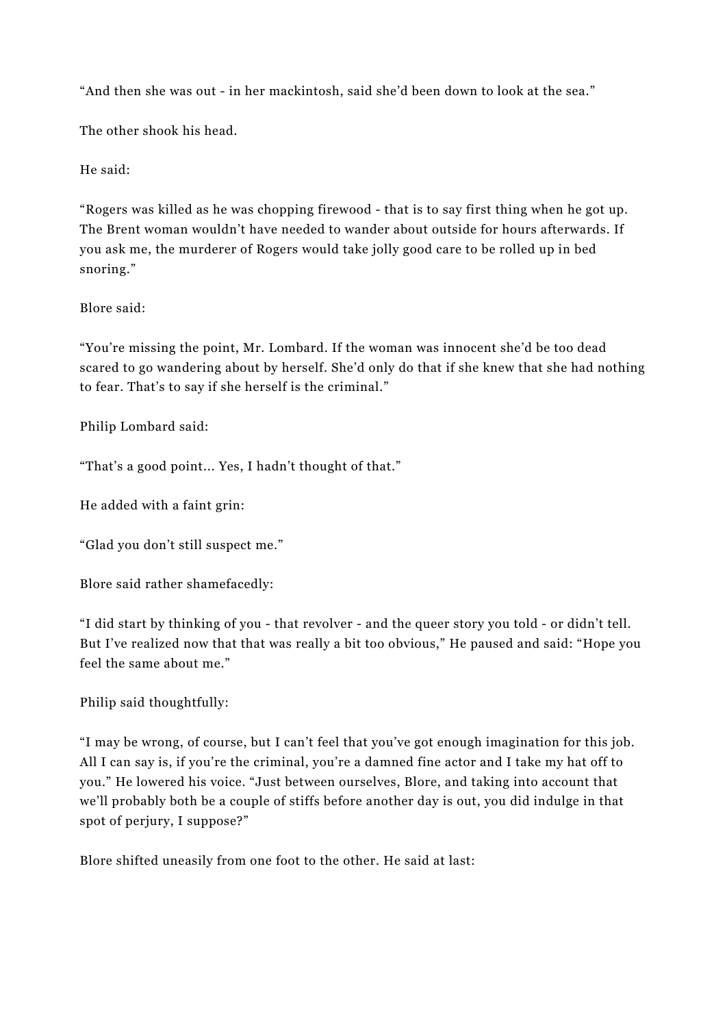“And then she was out - in her mackintosh, said she’d been down to look at the sea.”

The other shook his head.

He said:

“Rogers was killed as he was chopping firewood - that is to say first thing when he got up. The Brent woman wouldn’t have needed to wander about outside for hours afterwards. If you ask me, the murderer of Rogers would take jolly good care to be rolled up in bed snoring.”

Blore said:

“You’re missing the point, Mr. Lombard. If the woman was innocent she’d be too dead scared to go wandering about by herself. She’d only do that if she knew that she had nothing to fear. That’s to say if she herself is the criminal.”

Philip Lombard said:

“That’s a good point... Yes, I hadn’t thought of that.”

He added with a faint grin:

“Glad you don’t still suspect me.”

Blore said rather shamefacedly:

“I did start by thinking of you - that revolver - and the queer story you told - or didn’t tell. But I’ve realized now that that was really a bit too obvious,” He paused and said: “Hope you feel the same about me.”

Philip said thoughtfully:

“I may be wrong, of course, but I can’t feel that you’ve got enough imagination for this job. All I can say is, if you’re the criminal, you’re a damned fine actor and I take my hat off to you.” He lowered his voice. “Just between ourselves, Blore, and taking into account that we’ll probably both be a couple of stiffs before another day is out, you did indulge in that spot of perjury, I suppose?”

Blore shifted uneasily from one foot to the other. He said at last: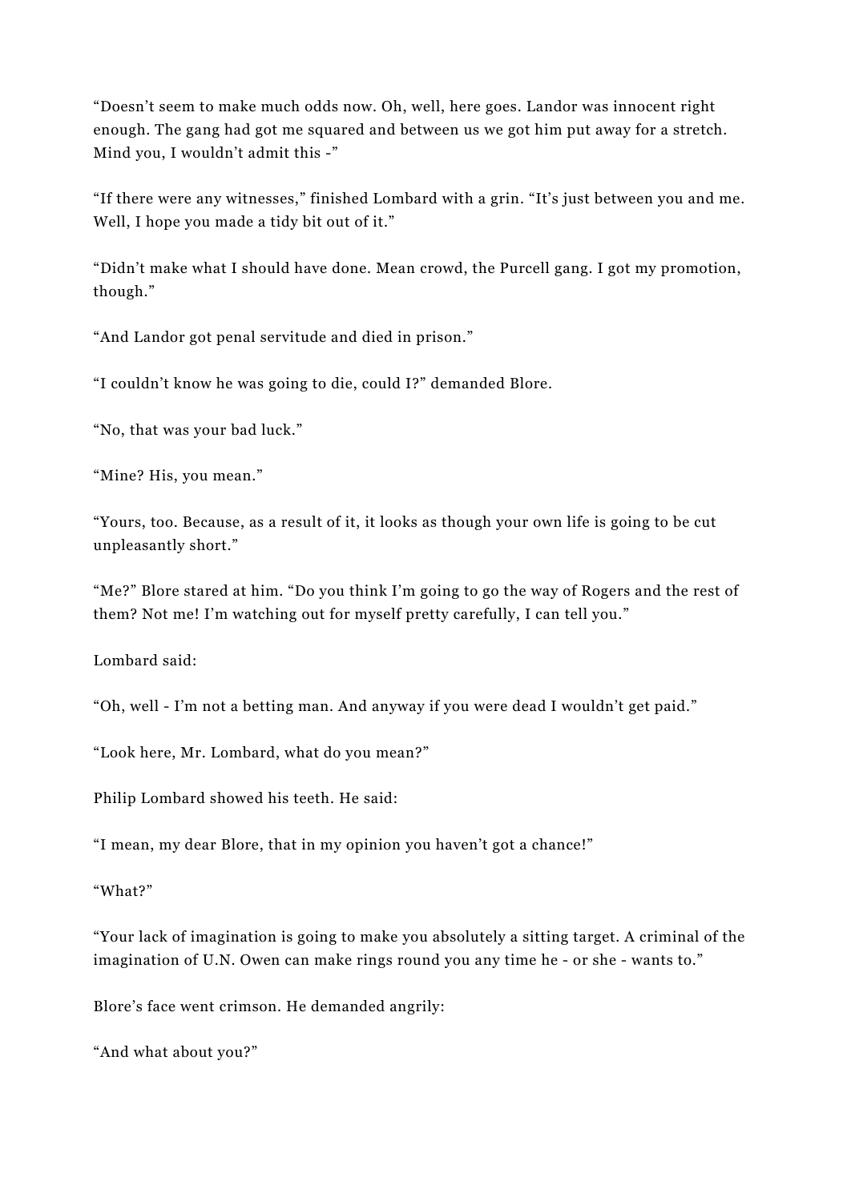“Doesn’t seem to make much odds now. Oh, well, here goes. Landor was innocent right enough. The gang had got me squared and between us we got him put away for a stretch. Mind you, I wouldn’t admit this -”

“If there were any witnesses,” finished Lombard with a grin. “It’s just between you and me. Well, I hope you made a tidy bit out of it.”

“Didn’t make what I should have done. Mean crowd, the Purcell gang. I got my promotion, though.”

“And Landor got penal servitude and died in prison.”

“I couldn’t know he was going to die, could I?” demanded Blore.

“No, that was your bad luck.”

“Mine? His, you mean.”

“Yours, too. Because, as a result of it, it looks as though your own life is going to be cut unpleasantly short.”

“Me?” Blore stared at him. “Do you think I’m going to go the way of Rogers and the rest of them? Not me! I’m watching out for myself pretty carefully, I can tell you.”

Lombard said:

“Oh, well - I’m not a betting man. And anyway if you were dead I wouldn’t get paid.”

“Look here, Mr. Lombard, what do you mean?”

Philip Lombard showed his teeth. He said:

“I mean, my dear Blore, that in my opinion you haven’t got a chance!”

“What?”

“Your lack of imagination is going to make you absolutely a sitting target. A criminal of the imagination of U.N. Owen can make rings round you any time he - or she - wants to.”

Blore’s face went crimson. He demanded angrily:

“And what about you?”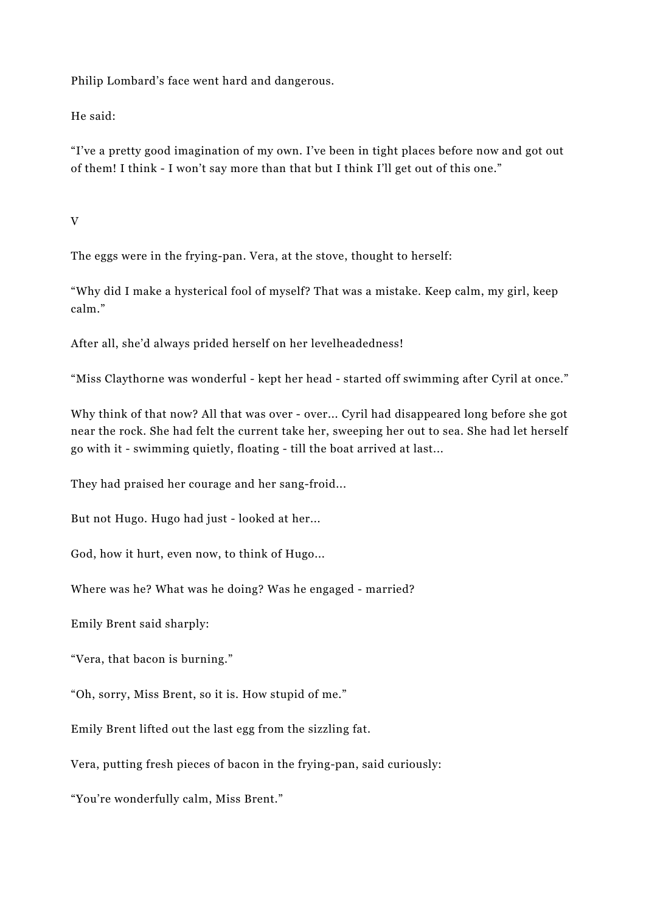Philip Lombard's face went hard and dangerous.

He said:

"I've a pretty good imagination of my own. I've been in tight places before now and got out of them! I think - I won't say more than that but I think I'll get out of this one."

V

The eggs were in the frying-pan. Vera, at the stove, thought to herself:

"Why did I make a hysterical fool of myself? That was a mistake. Keep calm, my girl, keep calm."

After all, she'd always prided herself on her levelheadedness!

"Miss Claythorne was wonderful - kept her head - started off swimming after Cyril at once."

Why think of that now? All that was over - over... Cyril had disappeared long before she got near the rock. She had felt the current take her, sweeping her out to sea. She had let herself go with it - swimming quietly, floating - till the boat arrived at last...

They had praised her courage and her sang-froid...

But not Hugo. Hugo had just - looked at her...

God, how it hurt, even now, to think of Hugo...

Where was he? What was he doing? Was he engaged - married?

Emily Brent said sharply:

"Vera, that bacon is burning."

"Oh, sorry, Miss Brent, so it is. How stupid of me."

Emily Brent lifted out the last egg from the sizzling fat.

Vera, putting fresh pieces of bacon in the frying-pan, said curiously:

"You're wonderfully calm, Miss Brent."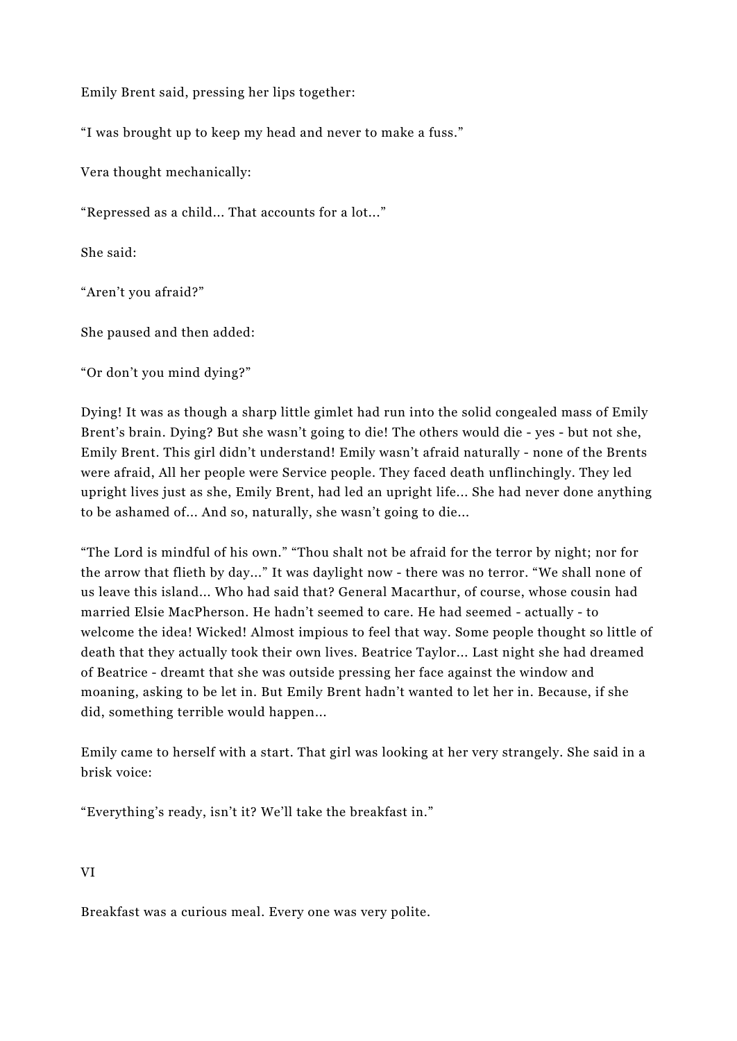Emily Brent said, pressing her lips together:

“I was brought up to keep my head and never to make a fuss.”

Vera thought mechanically:

“Repressed as a child… That accounts for a lot…”

She said:

“Aren’t you afraid?”

She paused and then added:

“Or don’t you mind dying?”

Dying! It was as though a sharp little gimlet had run into the solid congealed mass of Emily Brent’s brain. Dying? But she wasn’t going to die! The others would die - yes - but not she, Emily Brent. This girl didn’t understand! Emily wasn’t afraid naturally - none of the Brents were afraid, All her people were Service people. They faced death unflinchingly. They led upright lives just as she, Emily Brent, had led an upright life… She had never done anything to be ashamed of… And so, naturally, she wasn’t going to die…

“The Lord is mindful of his own.” “Thou shalt not be afraid for the terror by night; nor for the arrow that flieth by day…” It was daylight now - there was no terror. “We shall none of us leave this island… Who had said that? General Macarthur, of course, whose cousin had married Elsie MacPherson. He hadn’t seemed to care. He had seemed - actually - to welcome the idea! Wicked! Almost impious to feel that way. Some people thought so little of death that they actually took their own lives. Beatrice Taylor… Last night she had dreamed of Beatrice - dreamt that she was outside pressing her face against the window and moaning, asking to be let in. But Emily Brent hadn’t wanted to let her in. Because, if she did, something terrible would happen…

Emily came to herself with a start. That girl was looking at her very strangely. She said in a brisk voice:

“Everything’s ready, isn’t it? We’ll take the breakfast in.”

## VI

Breakfast was a curious meal. Every one was very polite.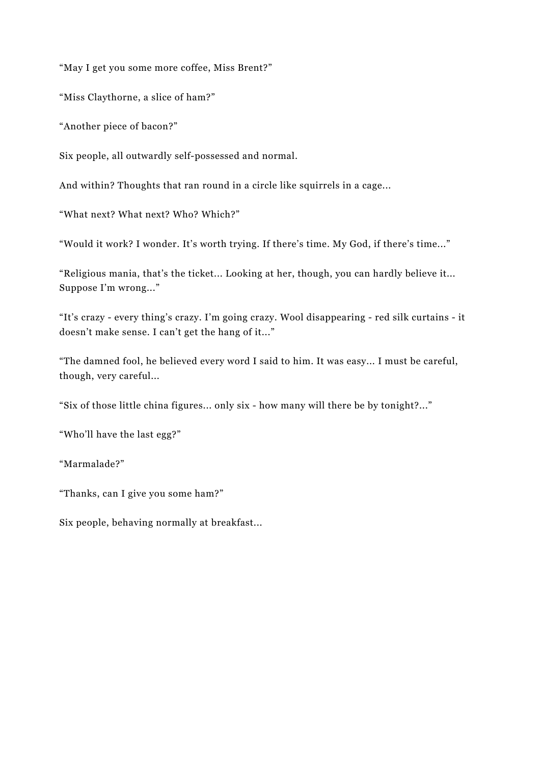"May I get you some more coffee, Miss Brent?"

"Miss Claythorne, a slice of ham?"

"Another piece of bacon?"

Six people, all outwardly self-possessed and normal.

And within? Thoughts that ran round in a circle like squirrels in a cage...

"What next? What next? Who? Which?"

"Would it work? I wonder. It's worth trying. If there's time. My God, if there's time..."

"Religious mania, that's the ticket... Looking at her, though, you can hardly believe it... Suppose I'm wrong..."

"It's crazy - every thing's crazy. I'm going crazy. Wool disappearing - red silk curtains - it doesn't make sense. I can't get the hang of it..."

"The damned fool, he believed every word I said to him. It was easy... I must be careful, though, very careful...

"Six of those little china figures... only six - how many will there be by tonight?..."

"Who'll have the last egg?"

"Marmalade?"

"Thanks, can I give you some ham?"

Six people, behaving normally at breakfast...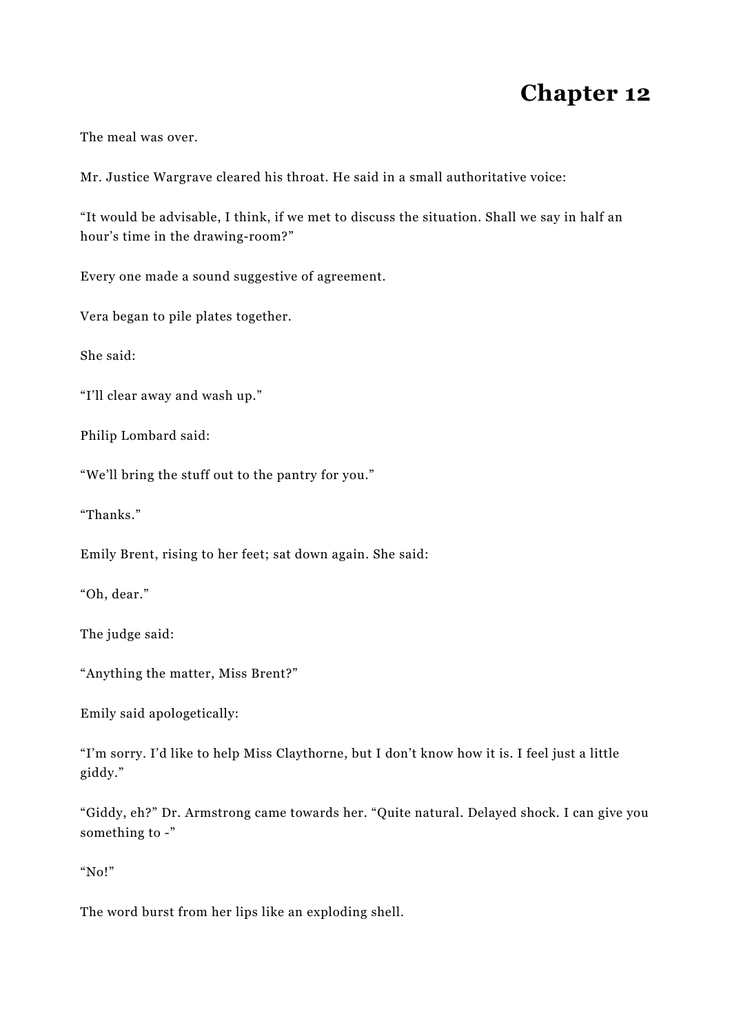# Chapter 12

The meal was over.

Mr. Justice Wargrave cleared his throat. He said in a small authoritative voice:

“It would be advisable, I think, if we met to discuss the situation. Shall we say in half an hour’s time in the drawing-room?”

Every one made a sound suggestive of agreement.

Vera began to pile plates together.

She said:

“I’ll clear away and wash up.”

Philip Lombard said:

“We’ll bring the stuff out to the pantry for you.”

“Thanks.”

Emily Brent, rising to her feet; sat down again. She said:

“Oh, dear.”

The judge said:

“Anything the matter, Miss Brent?”

Emily said apologetically:

“I’m sorry. I’d like to help Miss Claythorne, but I don’t know how it is. I feel just a little giddy.”

“Giddy, eh?” Dr. Armstrong came towards her. “Quite natural. Delayed shock. I can give you something to -”

“No!”

The word burst from her lips like an exploding shell.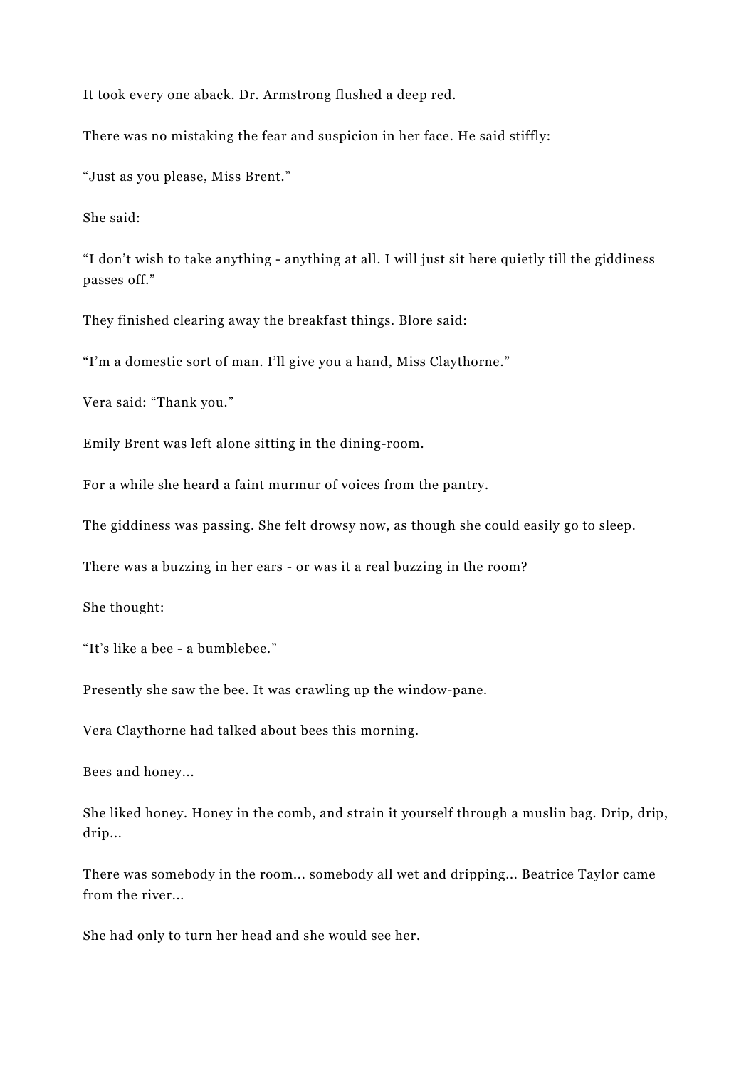It took every one aback. Dr. Armstrong flushed a deep red.

There was no mistaking the fear and suspicion in her face. He said stiffly:

“Just as you please, Miss Brent.”

She said:

“I don’t wish to take anything - anything at all. I will just sit here quietly till the giddiness passes off.”

They finished clearing away the breakfast things. Blore said:

“I’m a domestic sort of man. I’ll give you a hand, Miss Claythorne.”

Vera said: “Thank you.”

Emily Brent was left alone sitting in the dining-room.

For a while she heard a faint murmur of voices from the pantry.

The giddiness was passing. She felt drowsy now, as though she could easily go to sleep.

There was a buzzing in her ears - or was it a real buzzing in the room?

She thought:

“It’s like a bee - a bumblebee.”

Presently she saw the bee. It was crawling up the window-pane.

Vera Claythorne had talked about bees this morning.

Bees and honey...

She liked honey. Honey in the comb, and strain it yourself through a muslin bag. Drip, drip, drip...

There was somebody in the room... somebody all wet and dripping... Beatrice Taylor came from the river...

She had only to turn her head and she would see her.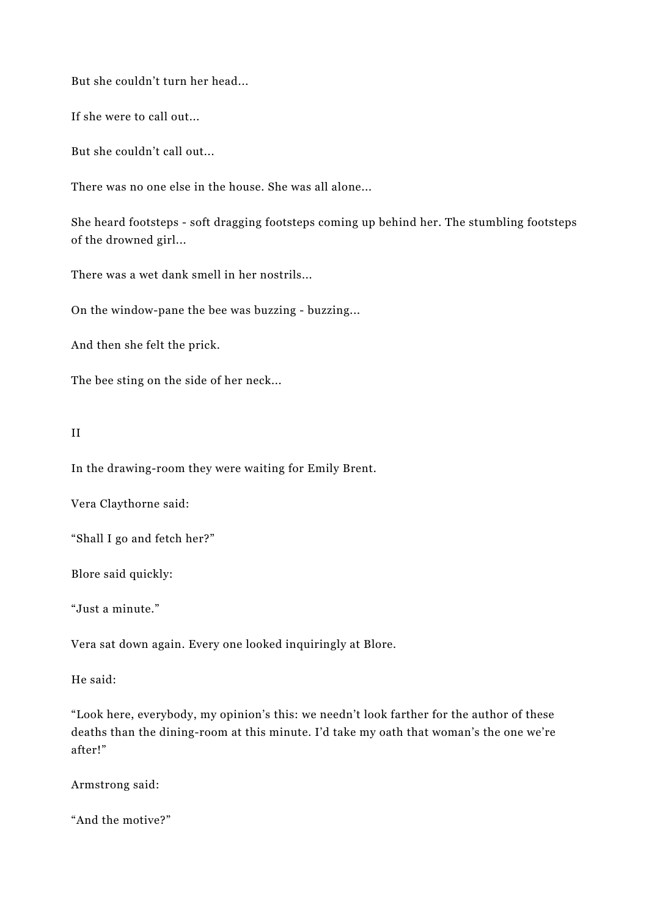But she couldn't turn her head...

If she were to call out...

But she couldn't call out...

There was no one else in the house. She was all alone...

She heard footsteps - soft dragging footsteps coming up behind her. The stumbling footsteps of the drowned girl...

There was a wet dank smell in her nostrils...

On the window-pane the bee was buzzing - buzzing...

And then she felt the prick.

The bee sting on the side of her neck...

## II

In the drawing-room they were waiting for Emily Brent.

Vera Claythorne said:

"Shall I go and fetch her?"

Blore said quickly:

"Just a minute."

Vera sat down again. Every one looked inquiringly at Blore.

He said:

"Look here, everybody, my opinion's this: we needn't look farther for the author of these deaths than the dining-room at this minute. I'd take my oath that woman's the one we're after!"

Armstrong said:

"And the motive?"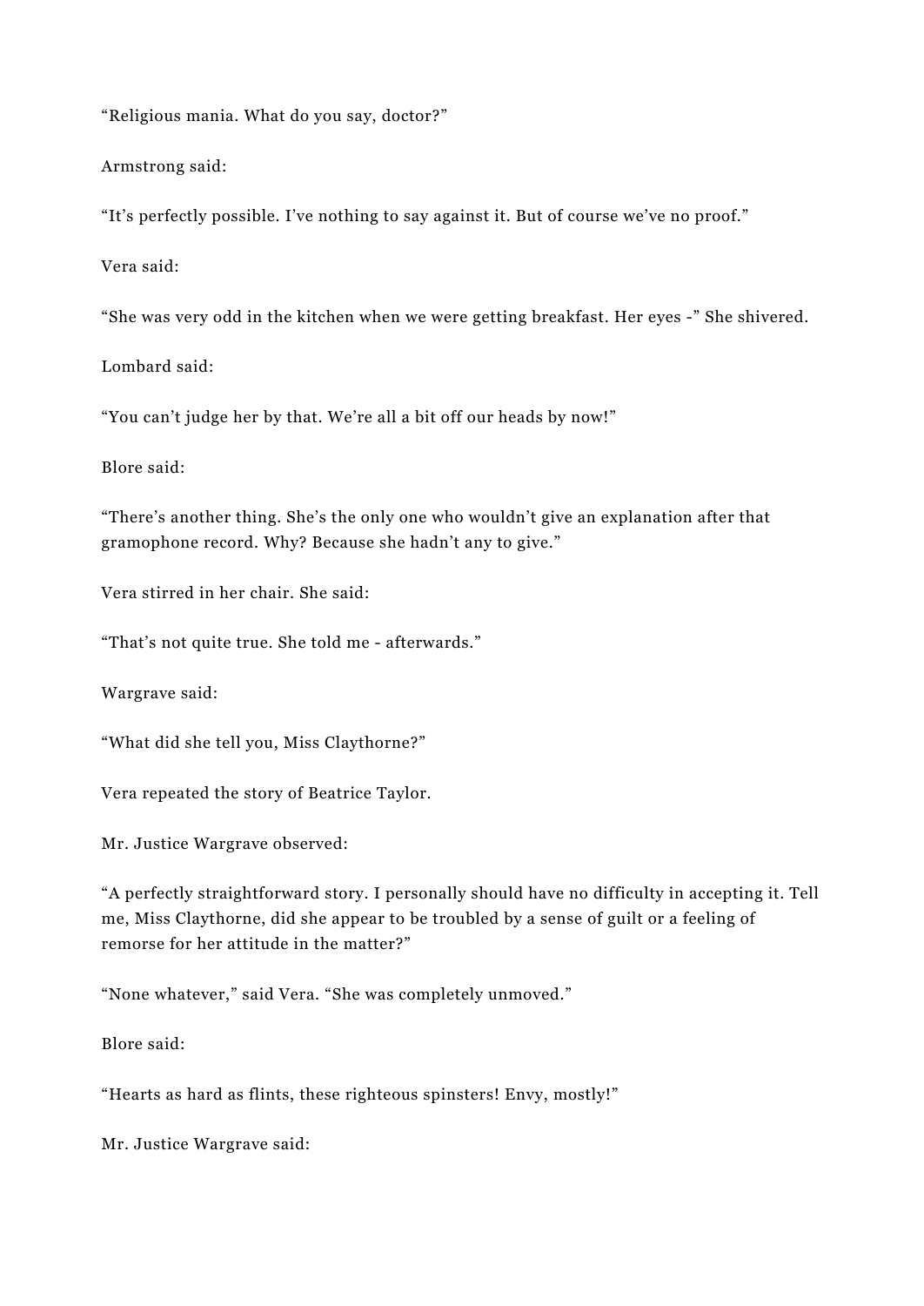“Religious mania. What do you say, doctor?”

Armstrong said:

“It’s perfectly possible. I’ve nothing to say against it. But of course we’ve no proof.”

Vera said:

“She was very odd in the kitchen when we were getting breakfast. Her eyes -” She shivered.

Lombard said:

“You can’t judge her by that. We’re all a bit off our heads by now!”

Blore said:

“There’s another thing. She’s the only one who wouldn’t give an explanation after that gramophone record. Why? Because she hadn’t any to give.”

Vera stirred in her chair. She said:

“That’s not quite true. She told me - afterwards.”

Wargrave said:

“What did she tell you, Miss Claythorne?”

Vera repeated the story of Beatrice Taylor.

Mr. Justice Wargrave observed:

“A perfectly straightforward story. I personally should have no difficulty in accepting it. Tell me, Miss Claythorne, did she appear to be troubled by a sense of guilt or a feeling of remorse for her attitude in the matter?”

“None whatever,” said Vera. “She was completely unmoved.”

Blore said:

“Hearts as hard as flints, these righteous spinsters! Envy, mostly!”

Mr. Justice Wargrave said: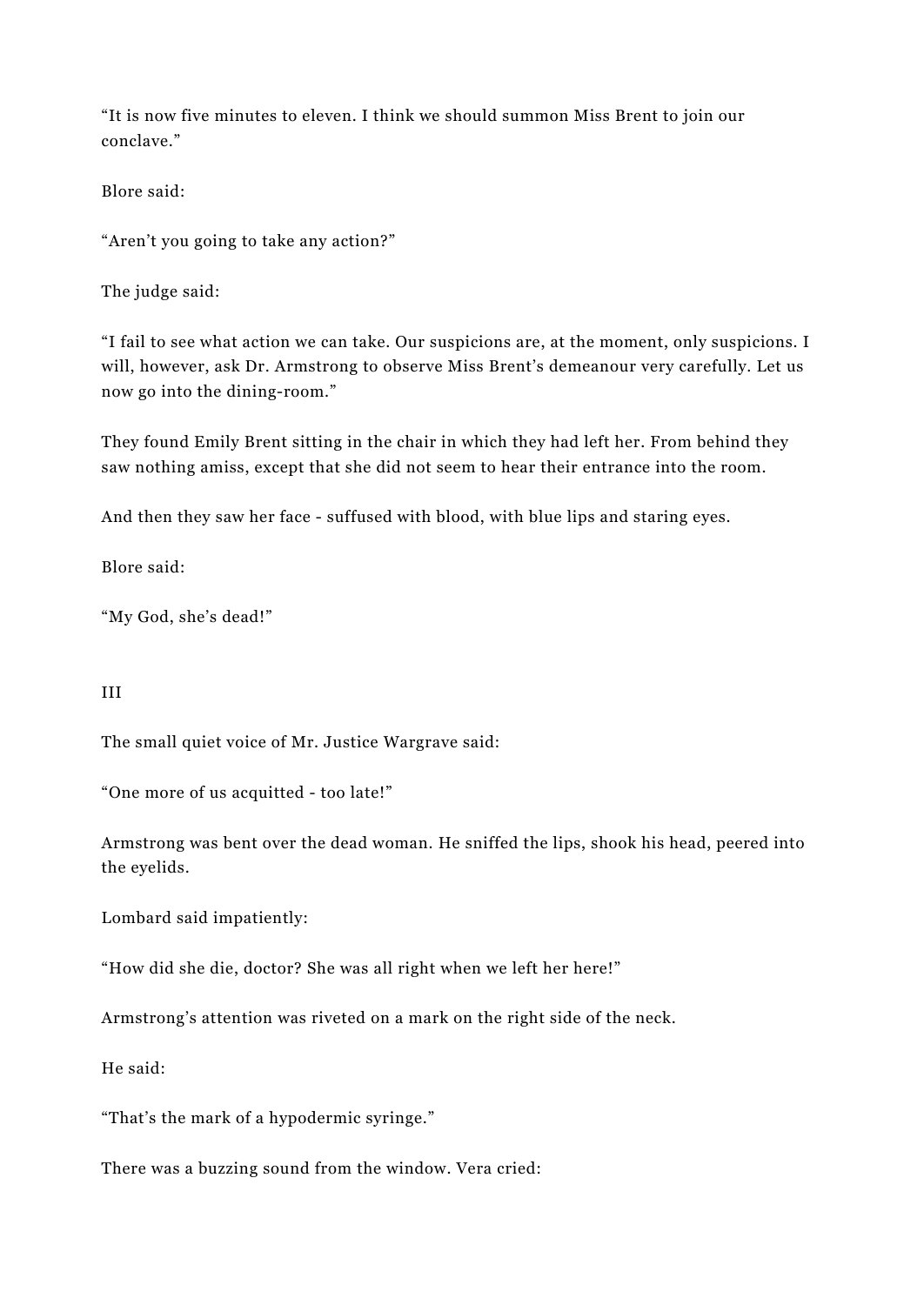"It is now five minutes to eleven. I think we should summon Miss Brent to join our conclave."

Blore said:

"Aren't you going to take any action?"

The judge said:

"I fail to see what action we can take. Our suspicions are, at the moment, only suspicions. I will, however, ask Dr. Armstrong to observe Miss Brent's demeanour very carefully. Let us now go into the dining-room."

They found Emily Brent sitting in the chair in which they had left her. From behind they saw nothing amiss, except that she did not seem to hear their entrance into the room.

And then they saw her face - suffused with blood, with blue lips and staring eyes.

Blore said:

"My God, she's dead!"

III

The small quiet voice of Mr. Justice Wargrave said:

"One more of us acquitted - too late!"

Armstrong was bent over the dead woman. He sniffed the lips, shook his head, peered into the eyelids.

Lombard said impatiently:

"How did she die, doctor? She was all right when we left her here!"

Armstrong's attention was riveted on a mark on the right side of the neck.

He said:

"That's the mark of a hypodermic syringe."

There was a buzzing sound from the window. Vera cried: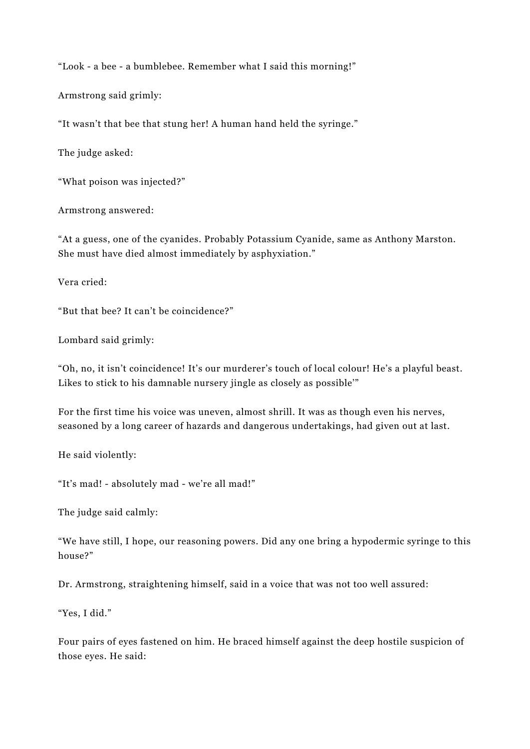"Look - a bee - a bumblebee. Remember what I said this morning!"

Armstrong said grimly:

"It wasn't that bee that stung her! A human hand held the syringe."

The judge asked:

"What poison was injected?"

Armstrong answered:

"At a guess, one of the cyanides. Probably Potassium Cyanide, same as Anthony Marston. She must have died almost immediately by asphyxiation."

Vera cried:

"But that bee? It can't be coincidence?"

Lombard said grimly:

"Oh, no, it isn't coincidence! It's our murderer's touch of local colour! He's a playful beast. Likes to stick to his damnable nursery jingle as closely as possible'"

For the first time his voice was uneven, almost shrill. It was as though even his nerves, seasoned by a long career of hazards and dangerous undertakings, had given out at last.

He said violently:

"It's mad! - absolutely mad - we're all mad!"

The judge said calmly:

"We have still, I hope, our reasoning powers. Did any one bring a hypodermic syringe to this house?"

Dr. Armstrong, straightening himself, said in a voice that was not too well assured:

"Yes, I did."

Four pairs of eyes fastened on him. He braced himself against the deep hostile suspicion of those eyes. He said: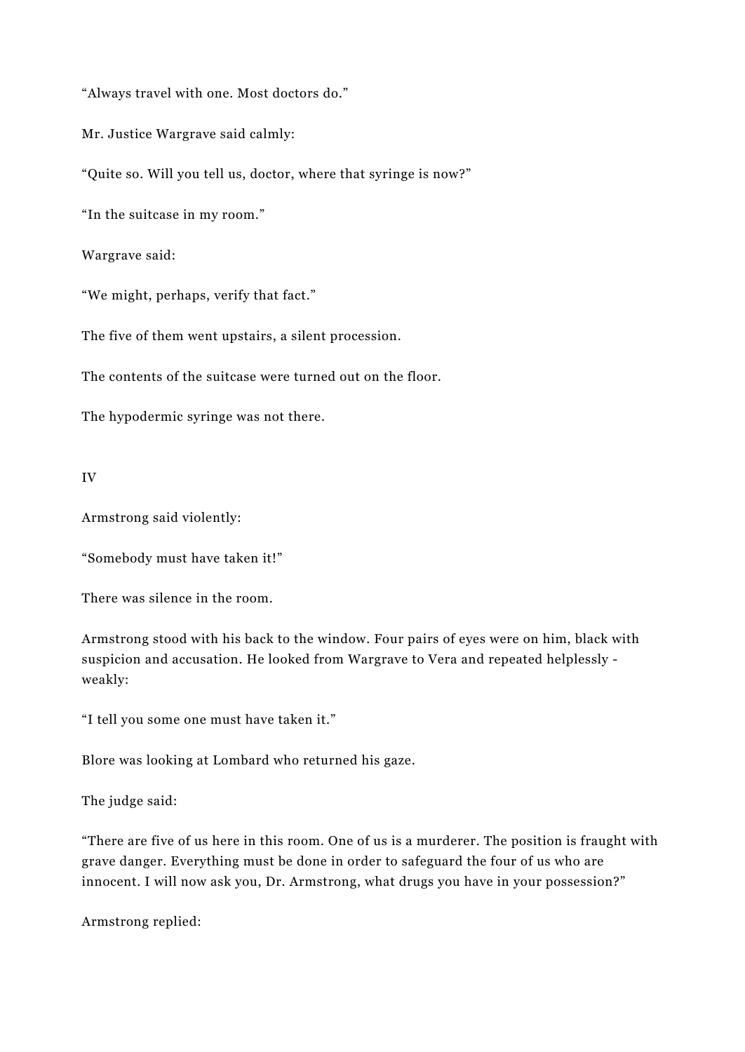"Always travel with one. Most doctors do."

Mr. Justice Wargrave said calmly:

"Quite so. Will you tell us, doctor, where that syringe is now?"

"In the suitcase in my room."

Wargrave said:

"We might, perhaps, verify that fact."

The five of them went upstairs, a silent procession.

The contents of the suitcase were turned out on the floor.

The hypodermic syringe was not there.

## IV

Armstrong said violently:

"Somebody must have taken it!"

There was silence in the room.

Armstrong stood with his back to the window. Four pairs of eyes were on him, black with suspicion and accusation. He looked from Wargrave to Vera and repeated helplessly - weakly:

"I tell you some one must have taken it."

Blore was looking at Lombard who returned his gaze.

The judge said:

"There are five of us here in this room. One of us is a murderer. The position is fraught with grave danger. Everything must be done in order to safeguard the four of us who are innocent. I will now ask you, Dr. Armstrong, what drugs you have in your possession?"

Armstrong replied: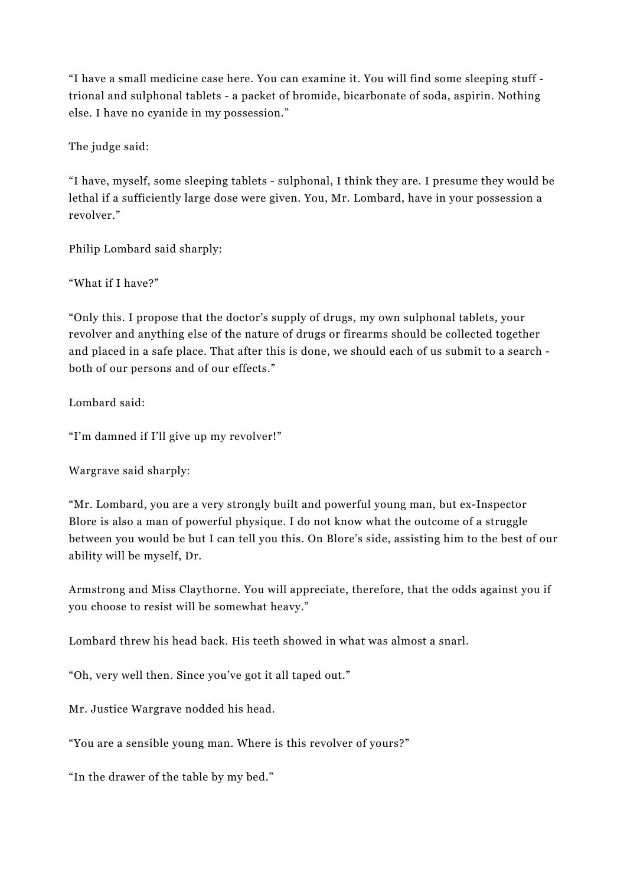"I have a small medicine case here. You can examine it. You will find some sleeping stuff - trional and sulphonal tablets - a packet of bromide, bicarbonate of soda, aspirin. Nothing else. I have no cyanide in my possession."

The judge said:

"I have, myself, some sleeping tablets - sulphonal, I think they are. I presume they would be lethal if a sufficiently large dose were given. You, Mr. Lombard, have in your possession a revolver."

Philip Lombard said sharply:

"What if I have?"

"Only this. I propose that the doctor's supply of drugs, my own sulphonal tablets, your revolver and anything else of the nature of drugs or firearms should be collected together and placed in a safe place. That after this is done, we should each of us submit to a search - both of our persons and of our effects."

Lombard said:

"I'm damned if I'll give up my revolver!"

Wargrave said sharply:

"Mr. Lombard, you are a very strongly built and powerful young man, but ex-Inspector Blore is also a man of powerful physique. I do not know what the outcome of a struggle between you would be but I can tell you this. On Blore's side, assisting him to the best of our ability will be myself, Dr. Armstrong and Miss Claythorne. You will appreciate, therefore, that the odds against you if you choose to resist will be somewhat heavy."

Lombard threw his head back. His teeth showed in what was almost a snarl.

"Oh, very well then. Since you've got it all taped out."

Mr. Justice Wargrave nodded his head.

"You are a sensible young man. Where is this revolver of yours?"

"In the drawer of the table by my bed."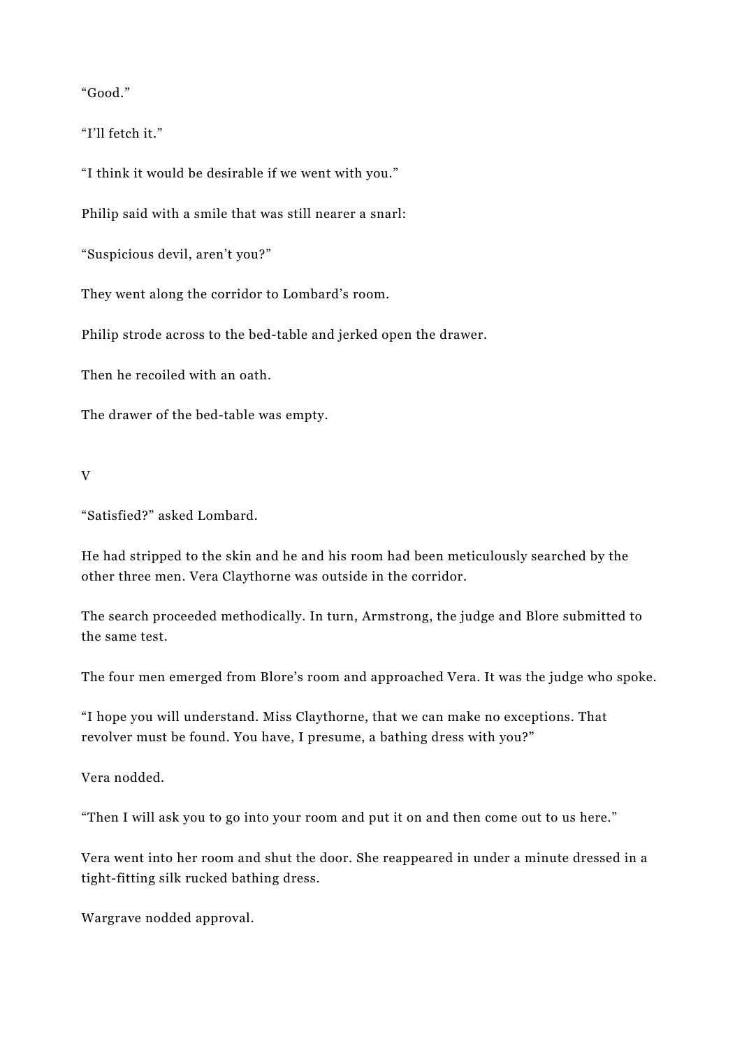“Good.”

“I’ll fetch it.”

“I think it would be desirable if we went with you.”

Philip said with a smile that was still nearer a snarl:

“Suspicious devil, aren’t you?”

They went along the corridor to Lombard’s room.

Philip strode across to the bed-table and jerked open the drawer.

Then he recoiled with an oath.

The drawer of the bed-table was empty.

V

“Satisfied?” asked Lombard.

He had stripped to the skin and he and his room had been meticulously searched by the other three men. Vera Claythorne was outside in the corridor.

The search proceeded methodically. In turn, Armstrong, the judge and Blore submitted to the same test.

The four men emerged from Blore’s room and approached Vera. It was the judge who spoke.

“I hope you will understand. Miss Claythorne, that we can make no exceptions. That revolver must be found. You have, I presume, a bathing dress with you?”

Vera nodded.

“Then I will ask you to go into your room and put it on and then come out to us here.”

Vera went into her room and shut the door. She reappeared in under a minute dressed in a tight-fitting silk rucked bathing dress.

Wargrave nodded approval.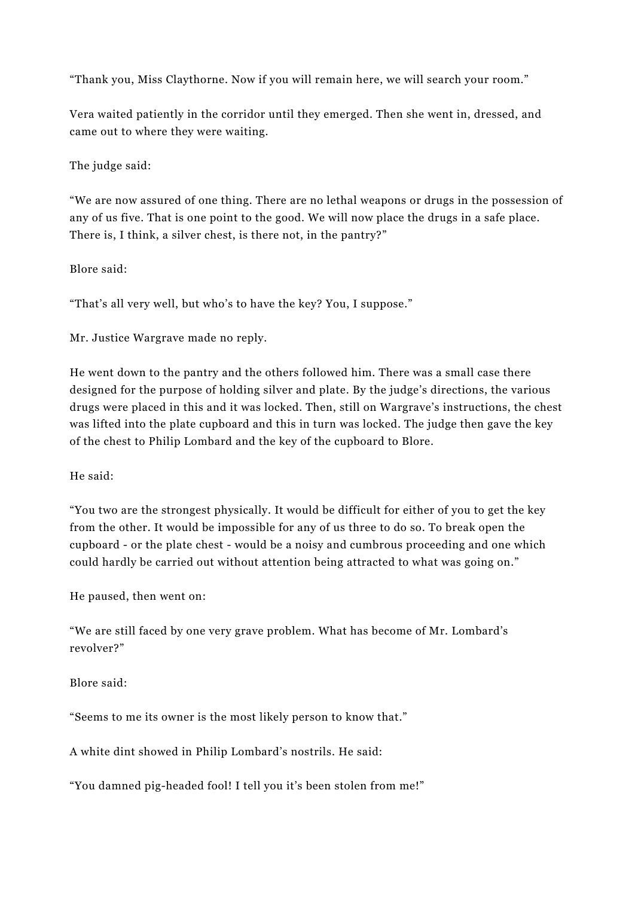“Thank you, Miss Claythorne. Now if you will remain here, we will search your room.”

Vera waited patiently in the corridor until they emerged. Then she went in, dressed, and came out to where they were waiting.

The judge said:

“We are now assured of one thing. There are no lethal weapons or drugs in the possession of any of us five. That is one point to the good. We will now place the drugs in a safe place. There is, I think, a silver chest, is there not, in the pantry?”

Blore said:

“That’s all very well, but who’s to have the key? You, I suppose.”

Mr. Justice Wargrave made no reply.

He went down to the pantry and the others followed him. There was a small case there designed for the purpose of holding silver and plate. By the judge’s directions, the various drugs were placed in this and it was locked. Then, still on Wargrave’s instructions, the chest was lifted into the plate cupboard and this in turn was locked. The judge then gave the key of the chest to Philip Lombard and the key of the cupboard to Blore.

He said:

“You two are the strongest physically. It would be difficult for either of you to get the key from the other. It would be impossible for any of us three to do so. To break open the cupboard - or the plate chest - would be a noisy and cumbrous proceeding and one which could hardly be carried out without attention being attracted to what was going on.”

He paused, then went on:

“We are still faced by one very grave problem. What has become of Mr. Lombard’s revolver?”

Blore said:

“Seems to me its owner is the most likely person to know that.”

A white dint showed in Philip Lombard’s nostrils. He said:

“You damned pig-headed fool! I tell you it’s been stolen from me!”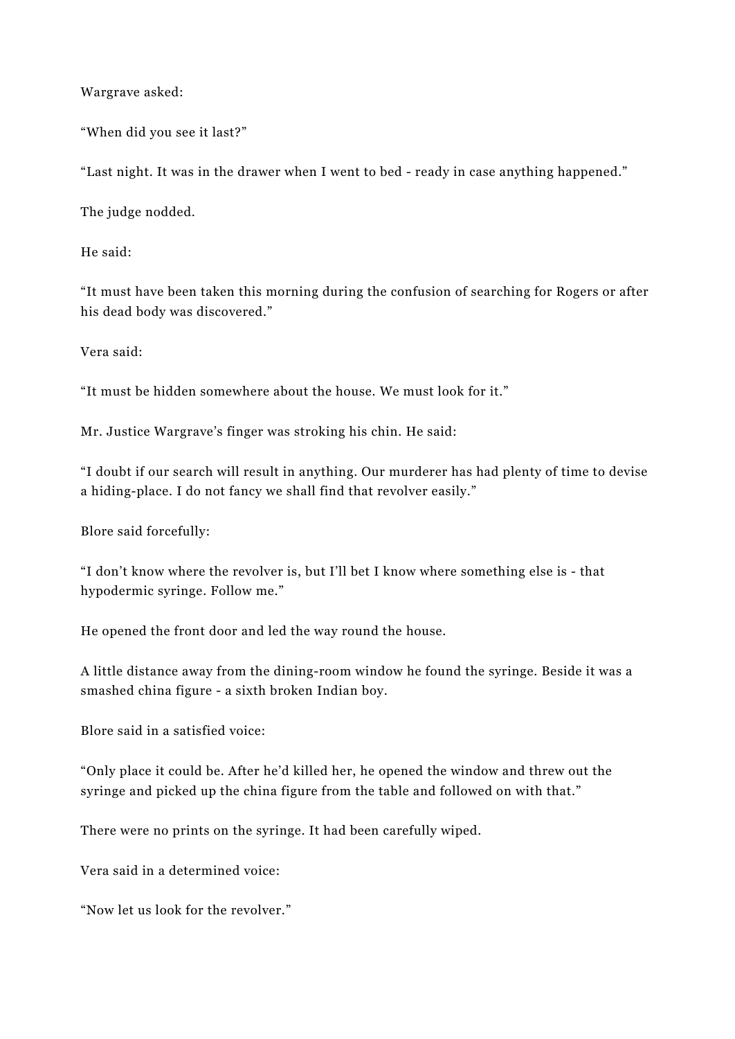Wargrave asked:

“When did you see it last?”

“Last night. It was in the drawer when I went to bed - ready in case anything happened.”

The judge nodded.

He said:

“It must have been taken this morning during the confusion of searching for Rogers or after his dead body was discovered.”

Vera said:

“It must be hidden somewhere about the house. We must look for it.”

Mr. Justice Wargrave’s finger was stroking his chin. He said:

“I doubt if our search will result in anything. Our murderer has had plenty of time to devise a hiding-place. I do not fancy we shall find that revolver easily.”

Blore said forcefully:

“I don’t know where the revolver is, but I’ll bet I know where something else is - that hypodermic syringe. Follow me.”

He opened the front door and led the way round the house.

A little distance away from the dining-room window he found the syringe. Beside it was a smashed china figure - a sixth broken Indian boy.

Blore said in a satisfied voice:

“Only place it could be. After he’d killed her, he opened the window and threw out the syringe and picked up the china figure from the table and followed on with that.”

There were no prints on the syringe. It had been carefully wiped.

Vera said in a determined voice:

“Now let us look for the revolver.”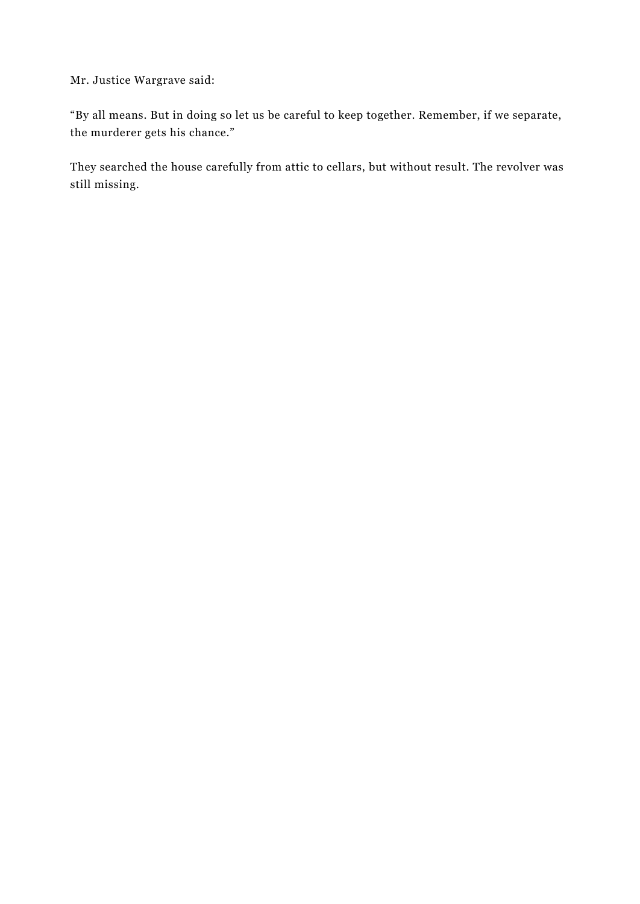Mr. Justice Wargrave said:

“By all means. But in doing so let us be careful to keep together. Remember, if we separate, the murderer gets his chance.”

They searched the house carefully from attic to cellars, but without result. The revolver was still missing.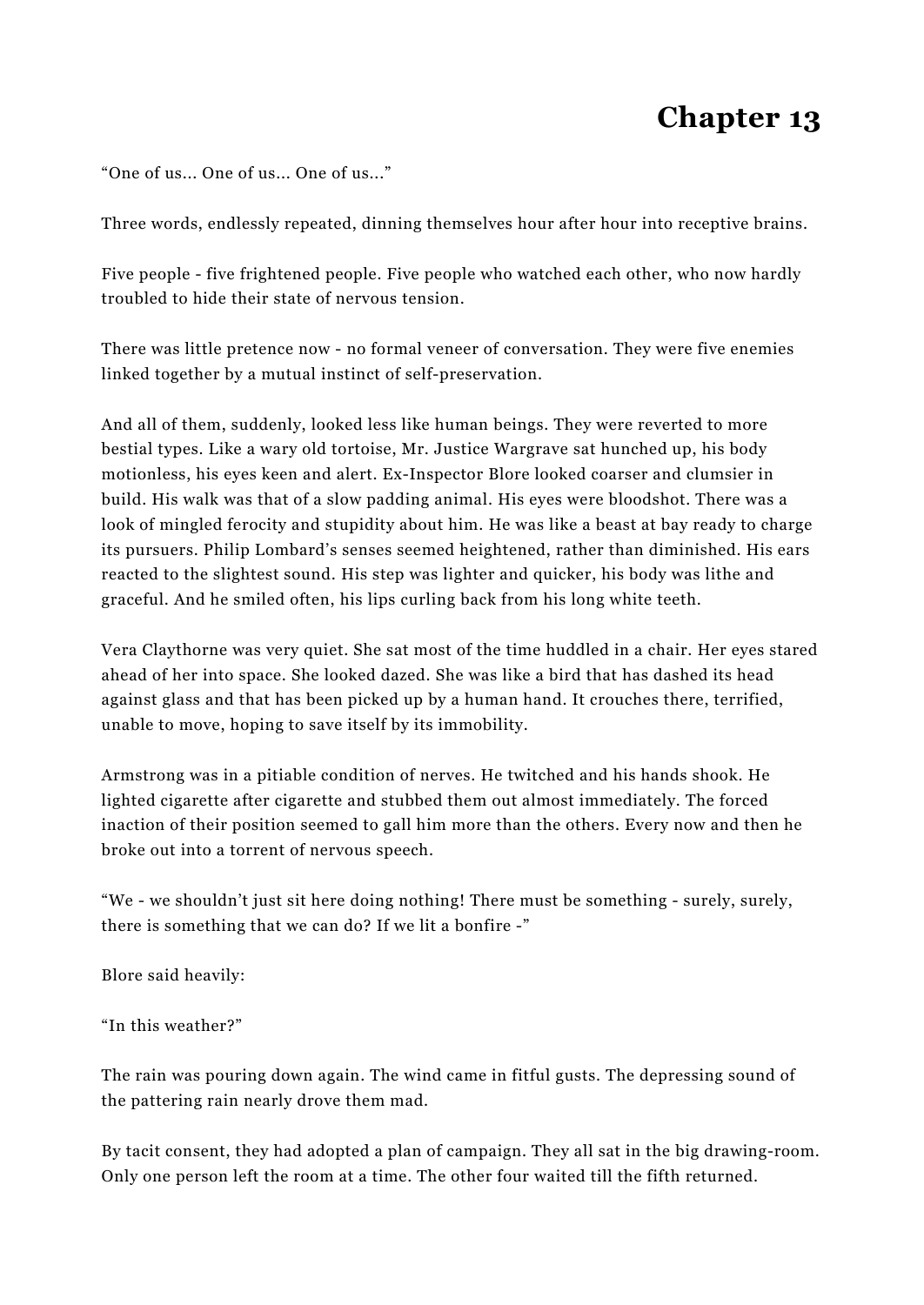# Chapter 13

“One of us... One of us... One of us...”

Three words, endlessly repeated, dinning themselves hour after hour into receptive brains.

Five people - five frightened people. Five people who watched each other, who now hardly troubled to hide their state of nervous tension.

There was little pretence now - no formal veneer of conversation. They were five enemies linked together by a mutual instinct of self-preservation.

And all of them, suddenly, looked less like human beings. They were reverted to more bestial types. Like a wary old tortoise, Mr. Justice Wargrave sat hunched up, his body motionless, his eyes keen and alert. Ex-Inspector Blore looked coarser and clumsier in build. His walk was that of a slow padding animal. His eyes were bloodshot. There was a look of mingled ferocity and stupidity about him. He was like a beast at bay ready to charge its pursuers. Philip Lombard’s senses seemed heightened, rather than diminished. His ears reacted to the slightest sound. His step was lighter and quicker, his body was lithe and graceful. And he smiled often, his lips curling back from his long white teeth.

Vera Claythorne was very quiet. She sat most of the time huddled in a chair. Her eyes stared ahead of her into space. She looked dazed. She was like a bird that has dashed its head against glass and that has been picked up by a human hand. It crouches there, terrified, unable to move, hoping to save itself by its immobility.

Armstrong was in a pitiable condition of nerves. He twitched and his hands shook. He lighted cigarette after cigarette and stubbed them out almost immediately. The forced inaction of their position seemed to gall him more than the others. Every now and then he broke out into a torrent of nervous speech.

“We - we shouldn’t just sit here doing nothing! There must be something - surely, surely, there is something that we can do? If we lit a bonfire -”

Blore said heavily:

“In this weather?”

The rain was pouring down again. The wind came in fitful gusts. The depressing sound of the pattering rain nearly drove them mad.

By tacit consent, they had adopted a plan of campaign. They all sat in the big drawing-room. Only one person left the room at a time. The other four waited till the fifth returned.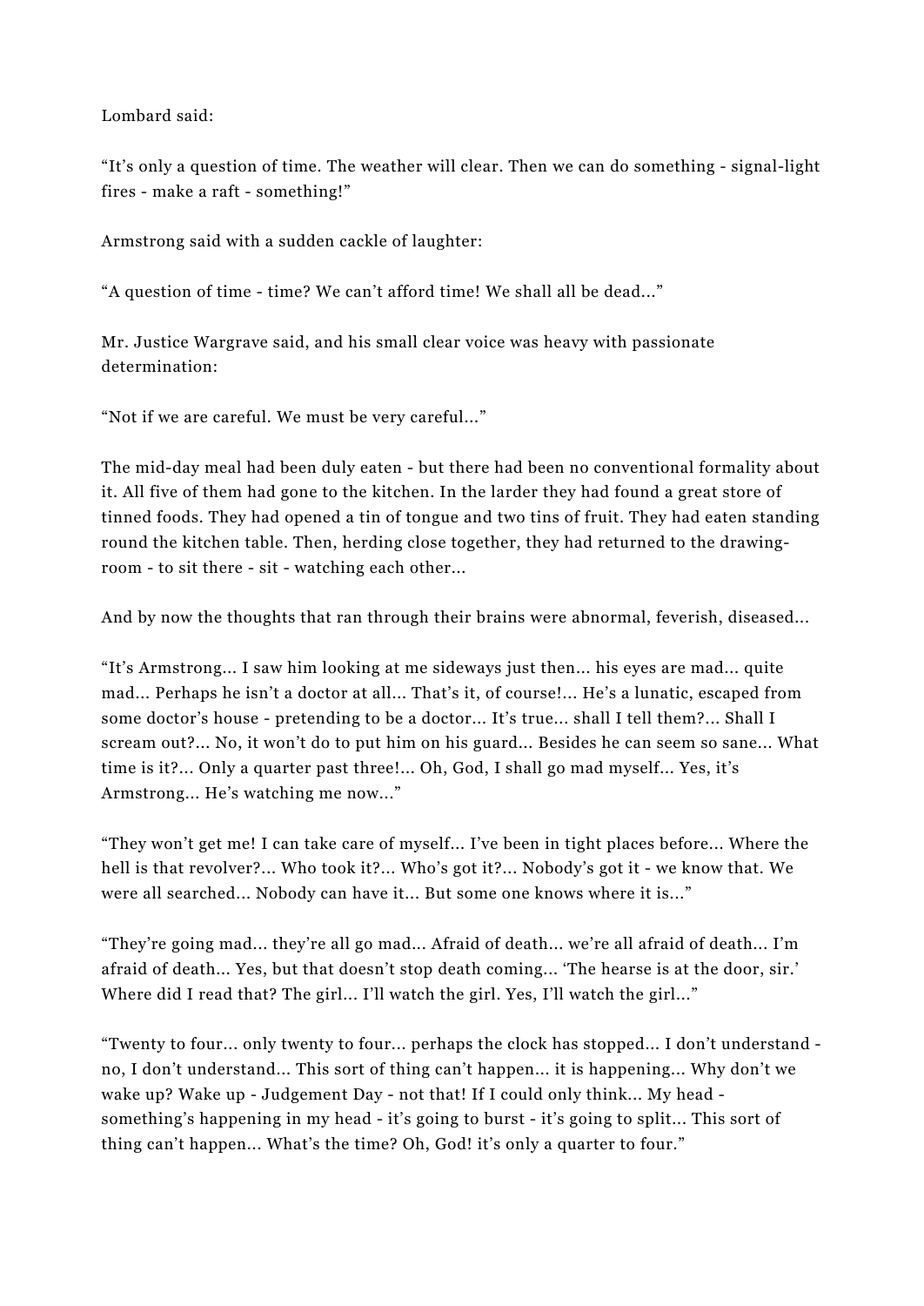Lombard said:

“It’s only a question of time. The weather will clear. Then we can do something - signal-light fires - make a raft - something!”

Armstrong said with a sudden cackle of laughter:

“A question of time - time? We can’t afford time! We shall all be dead…”

Mr. Justice Wargrave said, and his small clear voice was heavy with passionate determination:

“Not if we are careful. We must be very careful…”

The mid-day meal had been duly eaten - but there had been no conventional formality about it. All five of them had gone to the kitchen. In the larder they had found a great store of tinned foods. They had opened a tin of tongue and two tins of fruit. They had eaten standing round the kitchen table. Then, herding close together, they had returned to the drawing-room - to sit there - sit - watching each other…

And by now the thoughts that ran through their brains were abnormal, feverish, diseased…

“It’s Armstrong… I saw him looking at me sideways just then… his eyes are mad… quite mad… Perhaps he isn’t a doctor at all… That’s it, of course!… He’s a lunatic, escaped from some doctor’s house - pretending to be a doctor… It’s true… shall I tell them?… Shall I scream out?… No, it won’t do to put him on his guard… Besides he can seem so sane… What time is it?… Only a quarter past three!… Oh, God, I shall go mad myself… Yes, it’s Armstrong… He’s watching me now…”

“They won’t get me! I can take care of myself… I’ve been in tight places before… Where the hell is that revolver?… Who took it?… Who’s got it?… Nobody’s got it - we know that. We were all searched… Nobody can have it… But some one knows where it is…”

“They’re going mad… they’re all go mad… Afraid of death… we’re all afraid of death… I’m afraid of death… Yes, but that doesn’t stop death coming… ‘The hearse is at the door, sir.’ Where did I read that? The girl… I’ll watch the girl. Yes, I’ll watch the girl…”

“Twenty to four… only twenty to four… perhaps the clock has stopped… I don’t understand - no, I don’t understand… This sort of thing can’t happen… it is happening… Why don’t we wake up? Wake up - Judgement Day - not that! If I could only think… My head - something’s happening in my head - it’s going to burst - it’s going to split… This sort of thing can’t happen… What’s the time? Oh, God! it’s only a quarter to four.”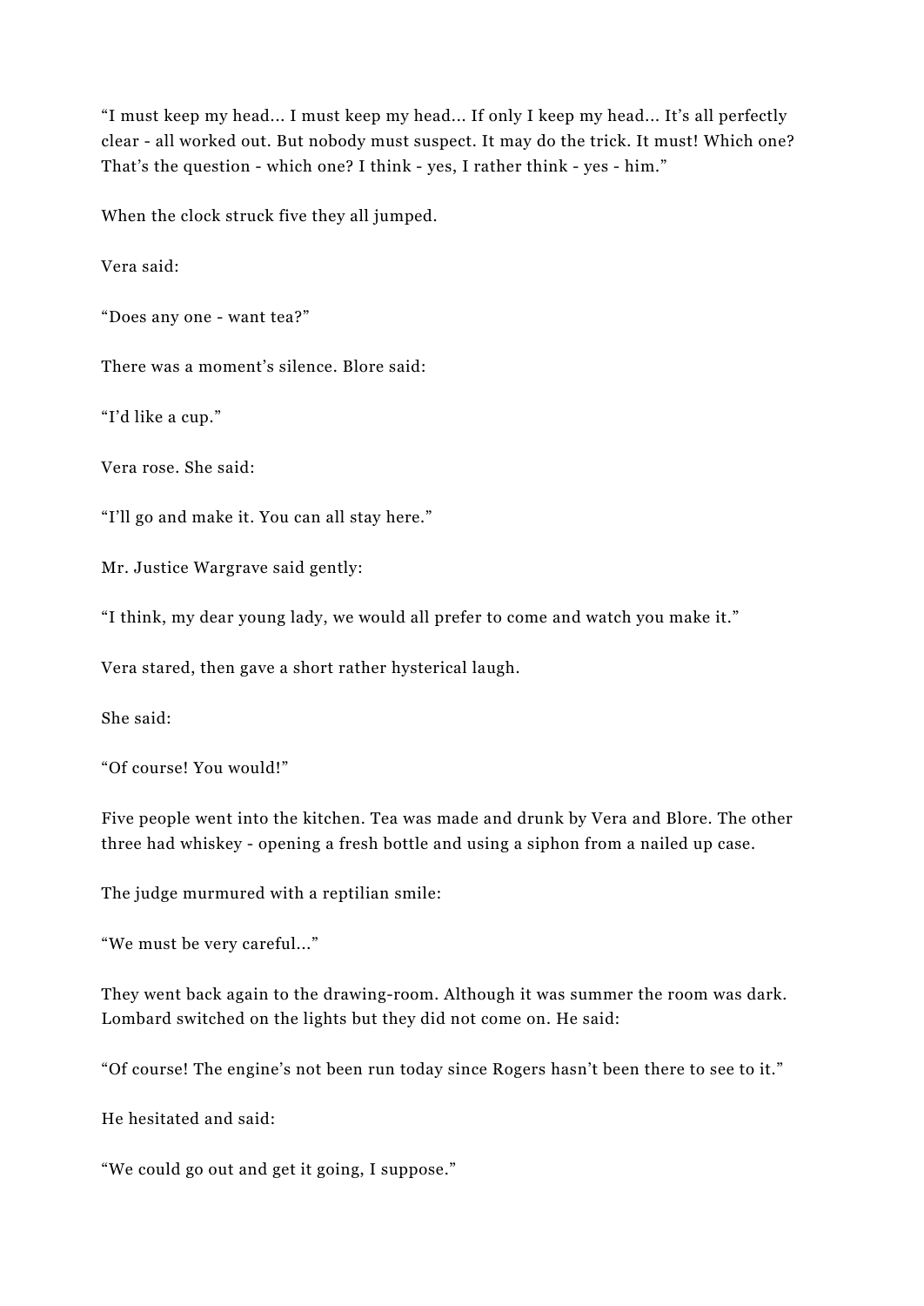"I must keep my head... I must keep my head... If only I keep my head... It's all perfectly clear - all worked out. But nobody must suspect. It may do the trick. It must! Which one? That's the question - which one? I think - yes, I rather think - yes - him."

When the clock struck five they all jumped.

Vera said:

"Does any one - want tea?"

There was a moment's silence. Blore said:

"I'd like a cup."

Vera rose. She said:

"I'll go and make it. You can all stay here."

Mr. Justice Wargrave said gently:

"I think, my dear young lady, we would all prefer to come and watch you make it."

Vera stared, then gave a short rather hysterical laugh.

She said:

"Of course! You would!"

Five people went into the kitchen. Tea was made and drunk by Vera and Blore. The other three had whiskey - opening a fresh bottle and using a siphon from a nailed up case.

The judge murmured with a reptilian smile:

"We must be very careful..."

They went back again to the drawing-room. Although it was summer the room was dark. Lombard switched on the lights but they did not come on. He said:

"Of course! The engine's not been run today since Rogers hasn't been there to see to it."

He hesitated and said:

"We could go out and get it going, I suppose."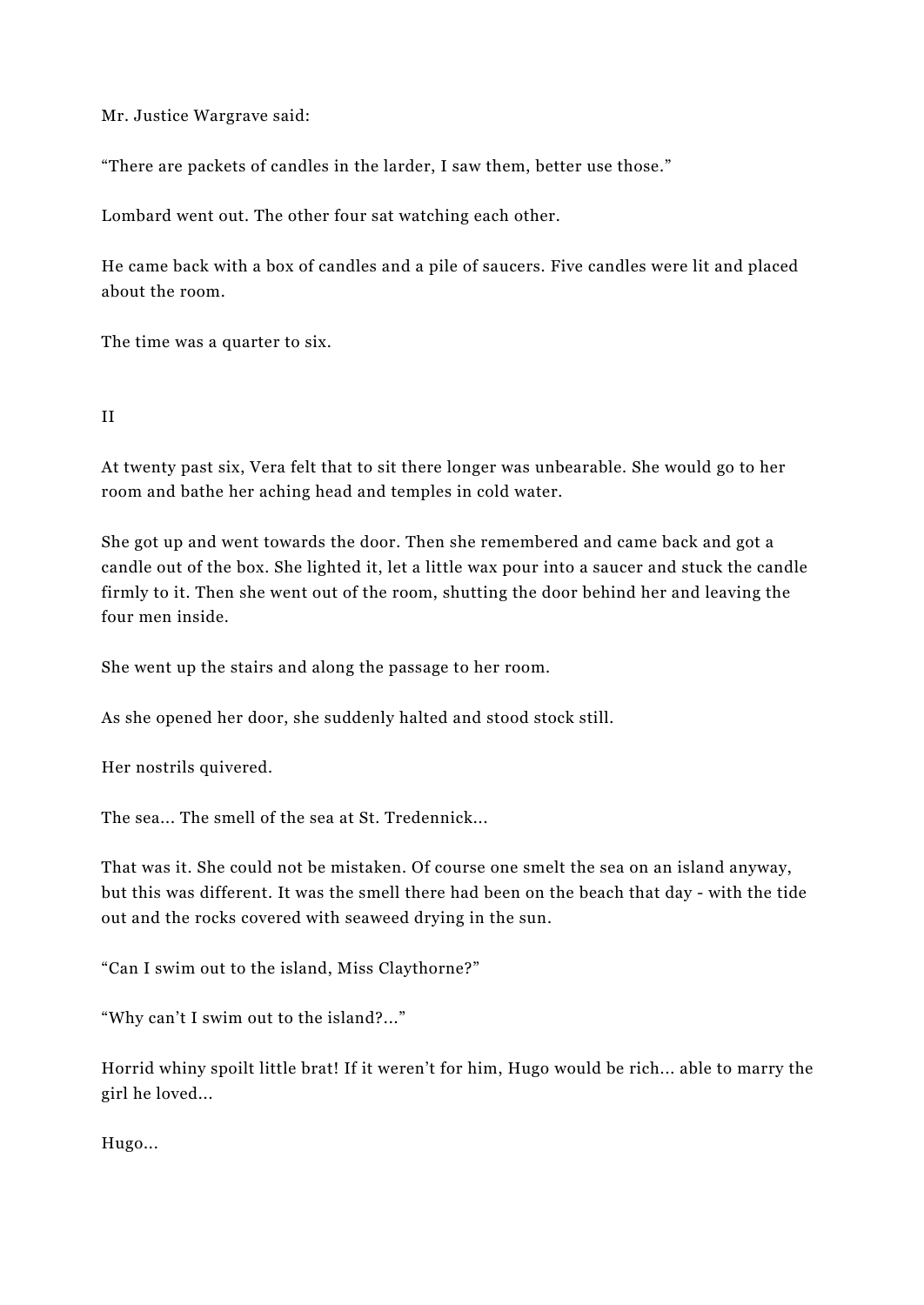Mr. Justice Wargrave said:

“There are packets of candles in the larder, I saw them, better use those.”

Lombard went out. The other four sat watching each other.

He came back with a box of candles and a pile of saucers. Five candles were lit and placed about the room.

The time was a quarter to six.

II

At twenty past six, Vera felt that to sit there longer was unbearable. She would go to her room and bathe her aching head and temples in cold water.

She got up and went towards the door. Then she remembered and came back and got a candle out of the box. She lighted it, let a little wax pour into a saucer and stuck the candle firmly to it. Then she went out of the room, shutting the door behind her and leaving the four men inside.

She went up the stairs and along the passage to her room.

As she opened her door, she suddenly halted and stood stock still.

Her nostrils quivered.

The sea... The smell of the sea at St. Tredennick...

That was it. She could not be mistaken. Of course one smelt the sea on an island anyway, but this was different. It was the smell there had been on the beach that day - with the tide out and the rocks covered with seaweed drying in the sun.

“Can I swim out to the island, Miss Claythorne?”

“Why can’t I swim out to the island?...”

Horrid whiny spoilt little brat! If it weren’t for him, Hugo would be rich... able to marry the girl he loved...

Hugo...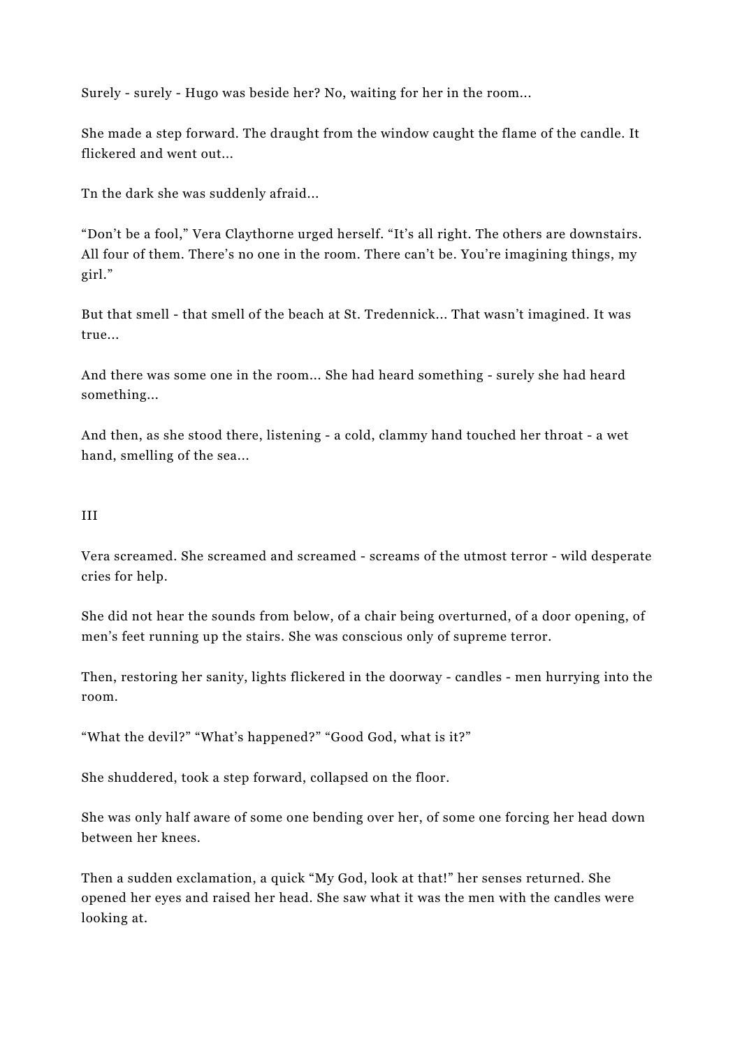Surely - surely - Hugo was beside her? No, waiting for her in the room...

She made a step forward. The draught from the window caught the flame of the candle. It flickered and went out...

Tn the dark she was suddenly afraid...

“Don’t be a fool,” Vera Claythorne urged herself. “It’s all right. The others are downstairs. All four of them. There’s no one in the room. There can’t be. You’re imagining things, my girl.”

But that smell - that smell of the beach at St. Tredennick... That wasn’t imagined. It was true...

And there was some one in the room... She had heard something - surely she had heard something...

And then, as she stood there, listening - a cold, clammy hand touched her throat - a wet hand, smelling of the sea...

III

Vera screamed. She screamed and screamed - screams of the utmost terror - wild desperate cries for help.

She did not hear the sounds from below, of a chair being overturned, of a door opening, of men’s feet running up the stairs. She was conscious only of supreme terror.

Then, restoring her sanity, lights flickered in the doorway - candles - men hurrying into the room.

“What the devil?” “What’s happened?” “Good God, what is it?”

She shuddered, took a step forward, collapsed on the floor.

She was only half aware of some one bending over her, of some one forcing her head down between her knees.

Then a sudden exclamation, a quick “My God, look at that!” her senses returned. She opened her eyes and raised her head. She saw what it was the men with the candles were looking at.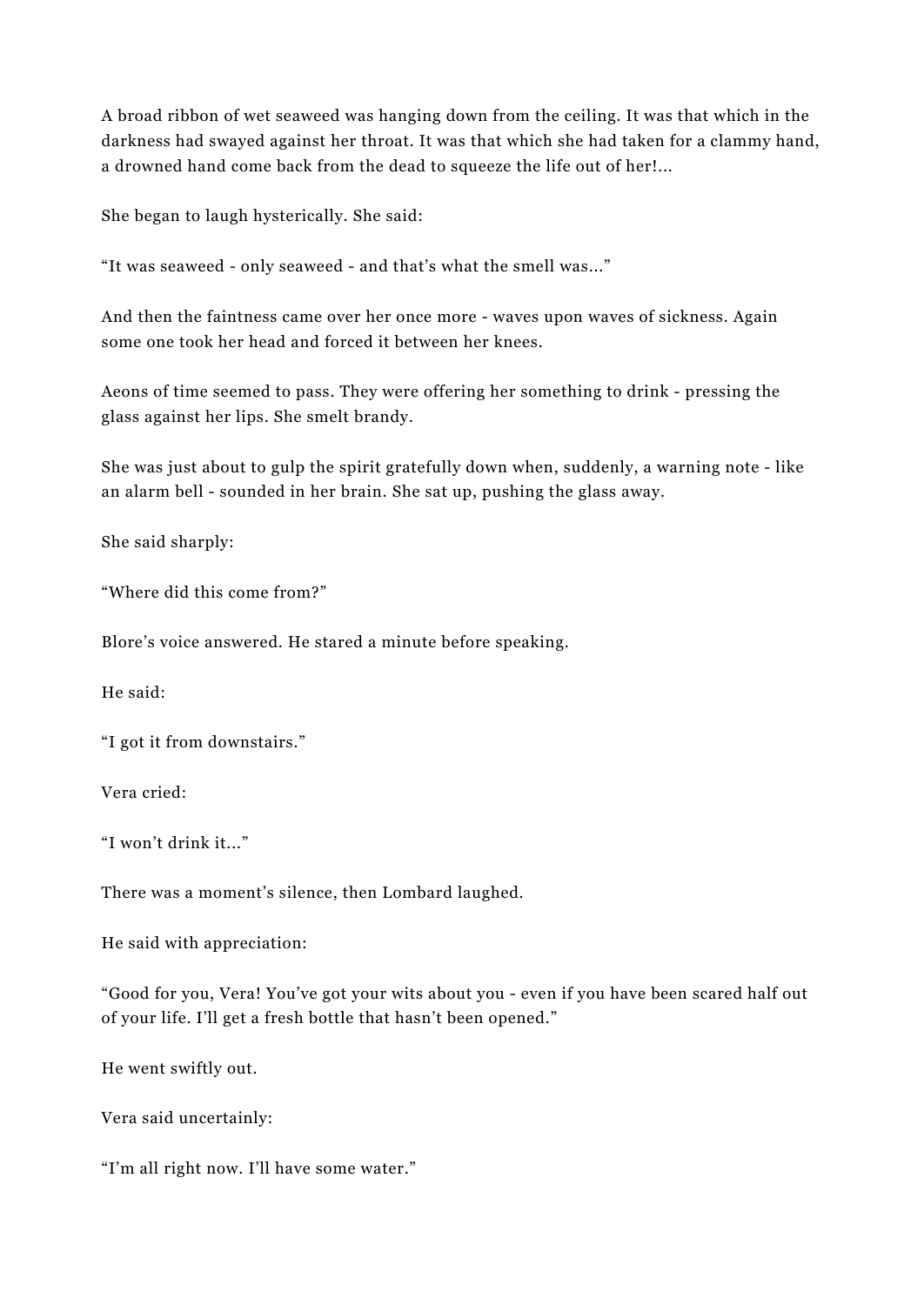A broad ribbon of wet seaweed was hanging down from the ceiling. It was that which in the darkness had swayed against her throat. It was that which she had taken for a clammy hand, a drowned hand come back from the dead to squeeze the life out of her!...

She began to laugh hysterically. She said:

"It was seaweed - only seaweed - and that's what the smell was..."

And then the faintness came over her once more - waves upon waves of sickness. Again some one took her head and forced it between her knees.

Aeons of time seemed to pass. They were offering her something to drink - pressing the glass against her lips. She smelt brandy.

She was just about to gulp the spirit gratefully down when, suddenly, a warning note - like an alarm bell - sounded in her brain. She sat up, pushing the glass away.

She said sharply:

"Where did this come from?"

Blore's voice answered. He stared a minute before speaking.

He said:

"I got it from downstairs."

Vera cried:

"I won't drink it..."

There was a moment's silence, then Lombard laughed.

He said with appreciation:

"Good for you, Vera! You've got your wits about you - even if you have been scared half out of your life. I'll get a fresh bottle that hasn't been opened."

He went swiftly out.

Vera said uncertainly:

"I'm all right now. I'll have some water."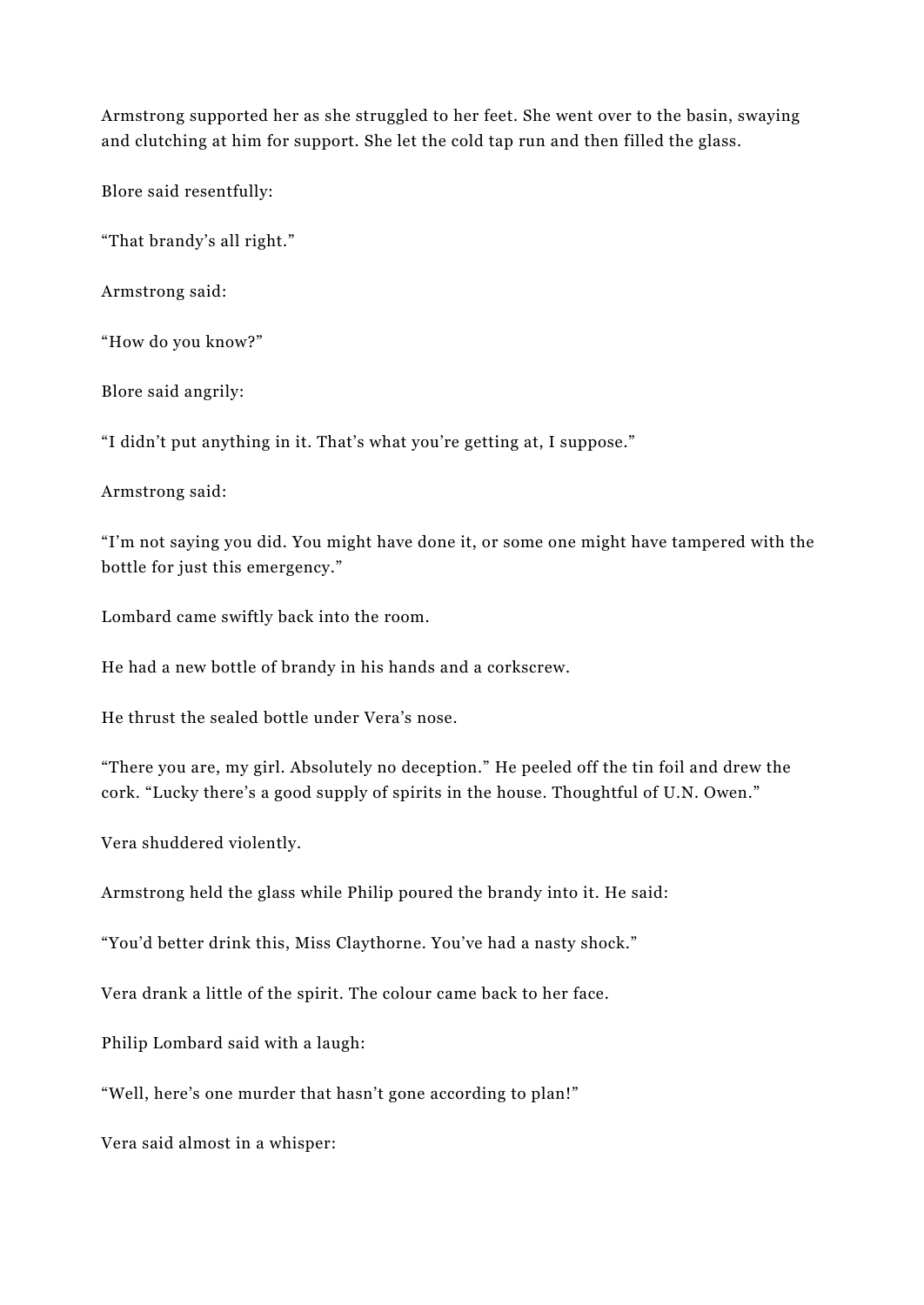Armstrong supported her as she struggled to her feet. She went over to the basin, swaying and clutching at him for support. She let the cold tap run and then filled the glass.

Blore said resentfully:

“That brandy’s all right.”

Armstrong said:

“How do you know?”

Blore said angrily:

“I didn’t put anything in it. That’s what you’re getting at, I suppose.”

Armstrong said:

“I’m not saying you did. You might have done it, or some one might have tampered with the bottle for just this emergency.”

Lombard came swiftly back into the room.

He had a new bottle of brandy in his hands and a corkscrew.

He thrust the sealed bottle under Vera’s nose.

“There you are, my girl. Absolutely no deception.” He peeled off the tin foil and drew the cork. “Lucky there’s a good supply of spirits in the house. Thoughtful of U.N. Owen.”

Vera shuddered violently.

Armstrong held the glass while Philip poured the brandy into it. He said:

“You’d better drink this, Miss Claythorne. You’ve had a nasty shock.”

Vera drank a little of the spirit. The colour came back to her face.

Philip Lombard said with a laugh:

“Well, here’s one murder that hasn’t gone according to plan!”

Vera said almost in a whisper: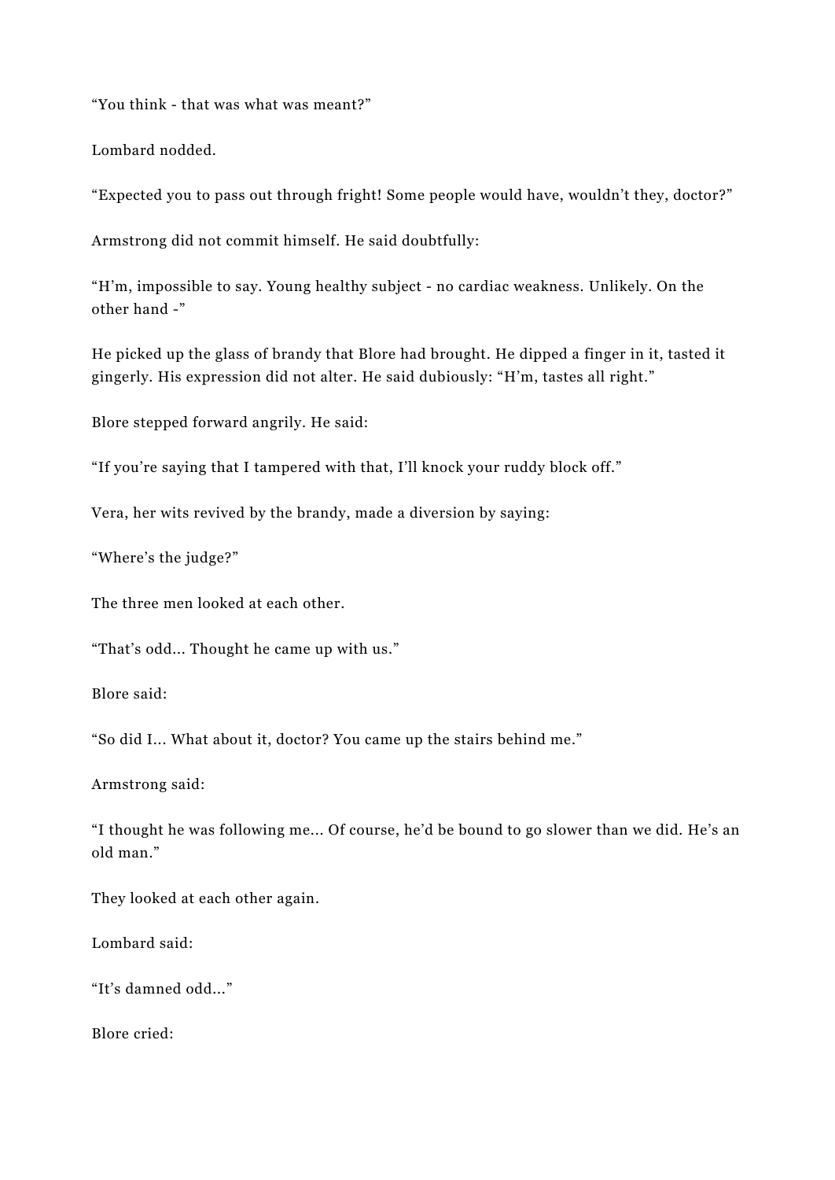“You think - that was what was meant?”

Lombard nodded.

“Expected you to pass out through fright! Some people would have, wouldn’t they, doctor?”

Armstrong did not commit himself. He said doubtfully:

“H’m, impossible to say. Young healthy subject - no cardiac weakness. Unlikely. On the other hand -”

He picked up the glass of brandy that Blore had brought. He dipped a finger in it, tasted it gingerly. His expression did not alter. He said dubiously: “H’m, tastes all right.”

Blore stepped forward angrily. He said:

“If you’re saying that I tampered with that, I’ll knock your ruddy block off.”

Vera, her wits revived by the brandy, made a diversion by saying:

“Where’s the judge?”

The three men looked at each other.

“That’s odd... Thought he came up with us.”

Blore said:

“So did I... What about it, doctor? You came up the stairs behind me.”

Armstrong said:

“I thought he was following me... Of course, he’d be bound to go slower than we did. He’s an old man.”

They looked at each other again.

Lombard said:

“It’s damned odd...”

Blore cried: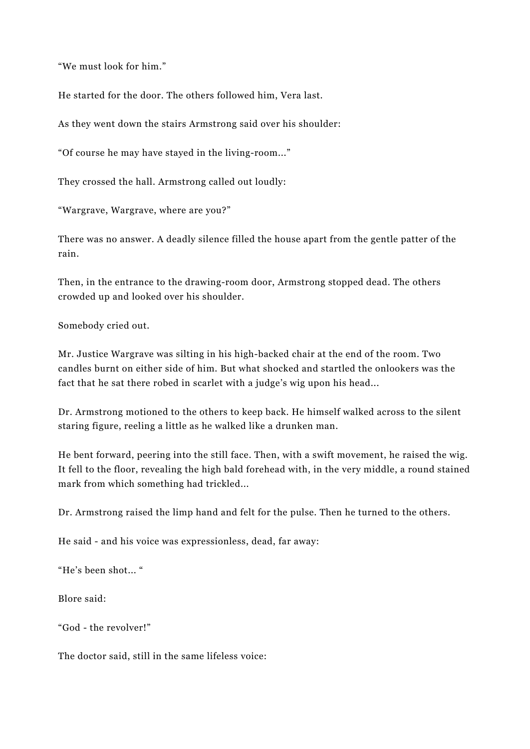“We must look for him.”

He started for the door. The others followed him, Vera last.

As they went down the stairs Armstrong said over his shoulder:

“Of course he may have stayed in the living-room...”

They crossed the hall. Armstrong called out loudly:

“Wargrave, Wargrave, where are you?”

There was no answer. A deadly silence filled the house apart from the gentle patter of the rain.

Then, in the entrance to the drawing-room door, Armstrong stopped dead. The others crowded up and looked over his shoulder.

Somebody cried out.

Mr. Justice Wargrave was silting in his high-backed chair at the end of the room. Two candles burnt on either side of him. But what shocked and startled the onlookers was the fact that he sat there robed in scarlet with a judge’s wig upon his head...

Dr. Armstrong motioned to the others to keep back. He himself walked across to the silent staring figure, reeling a little as he walked like a drunken man.

He bent forward, peering into the still face. Then, with a swift movement, he raised the wig. It fell to the floor, revealing the high bald forehead with, in the very middle, a round stained mark from which something had trickled...

Dr. Armstrong raised the limp hand and felt for the pulse. Then he turned to the others.

He said - and his voice was expressionless, dead, far away:

“He’s been shot... “

Blore said:

“God - the revolver!”

The doctor said, still in the same lifeless voice: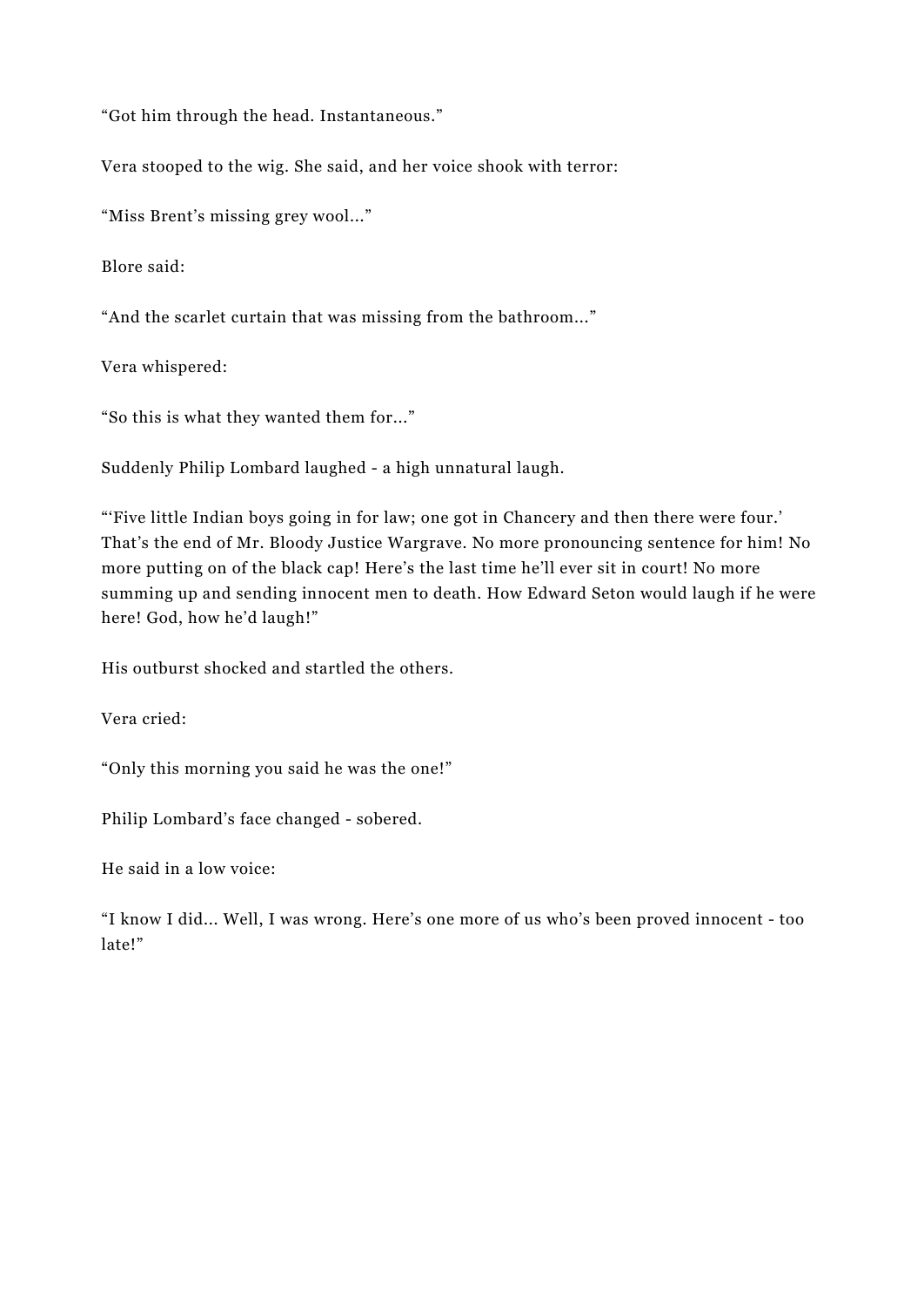“Got him through the head. Instantaneous.”

Vera stooped to the wig. She said, and her voice shook with terror:

“Miss Brent’s missing grey wool...”

Blore said:

“And the scarlet curtain that was missing from the bathroom...”

Vera whispered:

“So this is what they wanted them for...”

Suddenly Philip Lombard laughed - a high unnatural laugh.

“‘Five little Indian boys going in for law; one got in Chancery and then there were four.’ That’s the end of Mr. Bloody Justice Wargrave. No more pronouncing sentence for him! No more putting on of the black cap! Here’s the last time he’ll ever sit in court! No more summing up and sending innocent men to death. How Edward Seton would laugh if he were here! God, how he’d laugh!”

His outburst shocked and startled the others.

Vera cried:

“Only this morning you said he was the one!”

Philip Lombard’s face changed - sobered.

He said in a low voice:

“I know I did... Well, I was wrong. Here’s one more of us who’s been proved innocent - too late!”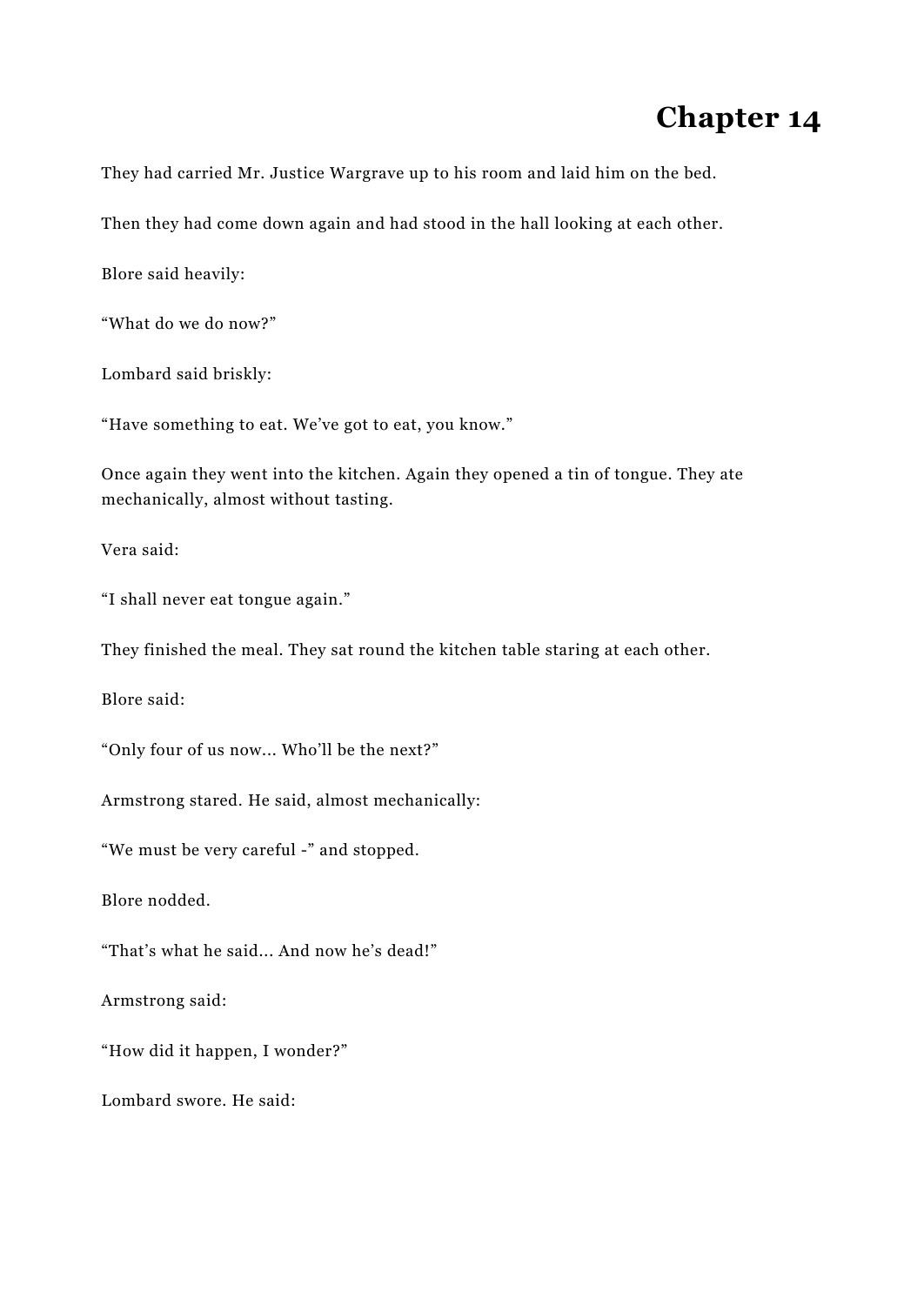# Chapter 14

They had carried Mr. Justice Wargrave up to his room and laid him on the bed.

Then they had come down again and had stood in the hall looking at each other.

Blore said heavily:

“What do we do now?”

Lombard said briskly:

“Have something to eat. We’ve got to eat, you know.”

Once again they went into the kitchen. Again they opened a tin of tongue. They ate mechanically, almost without tasting.

Vera said:

“I shall never eat tongue again.”

They finished the meal. They sat round the kitchen table staring at each other.

Blore said:

“Only four of us now... Who’ll be the next?”

Armstrong stared. He said, almost mechanically:

“We must be very careful -” and stopped.

Blore nodded.

“That’s what he said... And now he’s dead!”

Armstrong said:

“How did it happen, I wonder?”

Lombard swore. He said: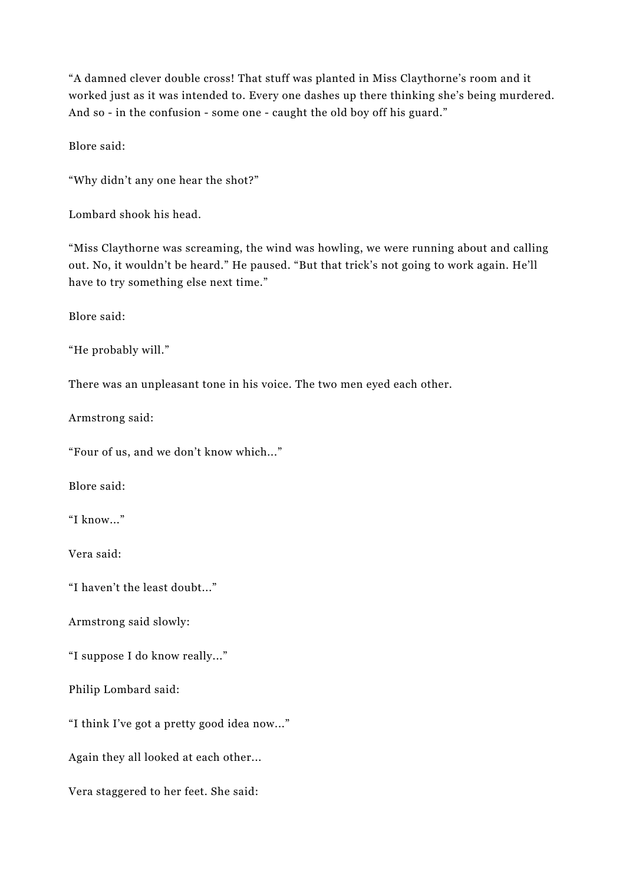"A damned clever double cross! That stuff was planted in Miss Claythorne's room and it worked just as it was intended to. Every one dashes up there thinking she's being murdered. And so - in the confusion - some one - caught the old boy off his guard."

Blore said:

"Why didn't any one hear the shot?"

Lombard shook his head.

"Miss Claythorne was screaming, the wind was howling, we were running about and calling out. No, it wouldn't be heard." He paused. "But that trick's not going to work again. He'll have to try something else next time."

Blore said:

"He probably will."

There was an unpleasant tone in his voice. The two men eyed each other.

Armstrong said:

"Four of us, and we don't know which…"

Blore said:

"I know…"

Vera said:

"I haven't the least doubt…"

Armstrong said slowly:

"I suppose I do know really…"

Philip Lombard said:

"I think I've got a pretty good idea now…"

Again they all looked at each other…

Vera staggered to her feet. She said: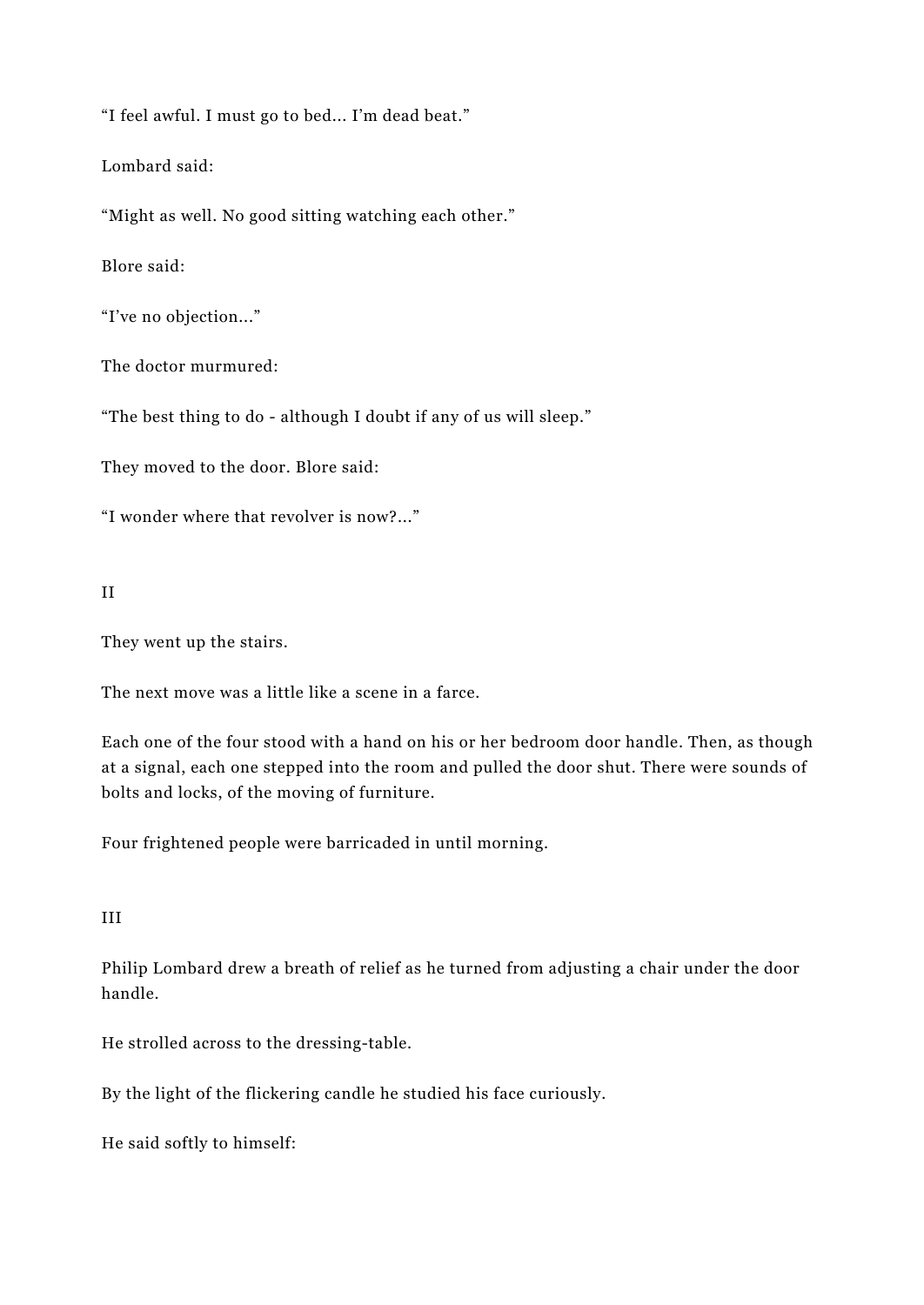“I feel awful. I must go to bed... I’m dead beat.”

Lombard said:

“Might as well. No good sitting watching each other.”

Blore said:

“I’ve no objection...”

The doctor murmured:

“The best thing to do - although I doubt if any of us will sleep.”

They moved to the door. Blore said:

“I wonder where that revolver is now?...”

II

They went up the stairs.

The next move was a little like a scene in a farce.

Each one of the four stood with a hand on his or her bedroom door handle. Then, as though at a signal, each one stepped into the room and pulled the door shut. There were sounds of bolts and locks, of the moving of furniture.

Four frightened people were barricaded in until morning.

III

Philip Lombard drew a breath of relief as he turned from adjusting a chair under the door handle.

He strolled across to the dressing-table.

By the light of the flickering candle he studied his face curiously.

He said softly to himself: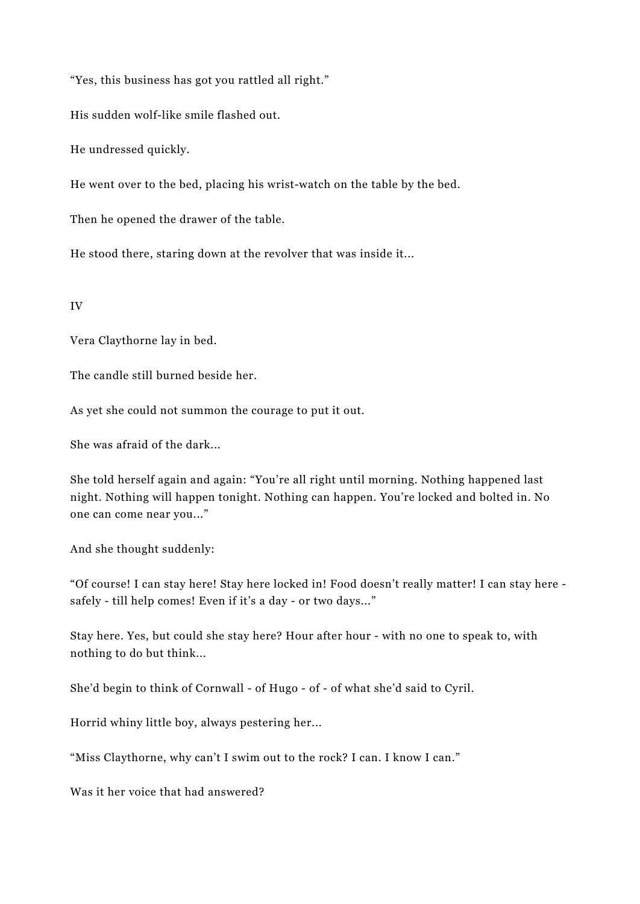"Yes, this business has got you rattled all right."

His sudden wolf-like smile flashed out.

He undressed quickly.

He went over to the bed, placing his wrist-watch on the table by the bed.

Then he opened the drawer of the table.

He stood there, staring down at the revolver that was inside it...

IV

Vera Claythorne lay in bed.

The candle still burned beside her.

As yet she could not summon the courage to put it out.

She was afraid of the dark...

She told herself again and again: "You're all right until morning. Nothing happened last night. Nothing will happen tonight. Nothing can happen. You're locked and bolted in. No one can come near you..."

And she thought suddenly:

"Of course! I can stay here! Stay here locked in! Food doesn't really matter! I can stay here - safely - till help comes! Even if it's a day - or two days..."

Stay here. Yes, but could she stay here? Hour after hour - with no one to speak to, with nothing to do but think...

She'd begin to think of Cornwall - of Hugo - of - of what she'd said to Cyril.

Horrid whiny little boy, always pestering her...

"Miss Claythorne, why can't I swim out to the rock? I can. I know I can."

Was it her voice that had answered?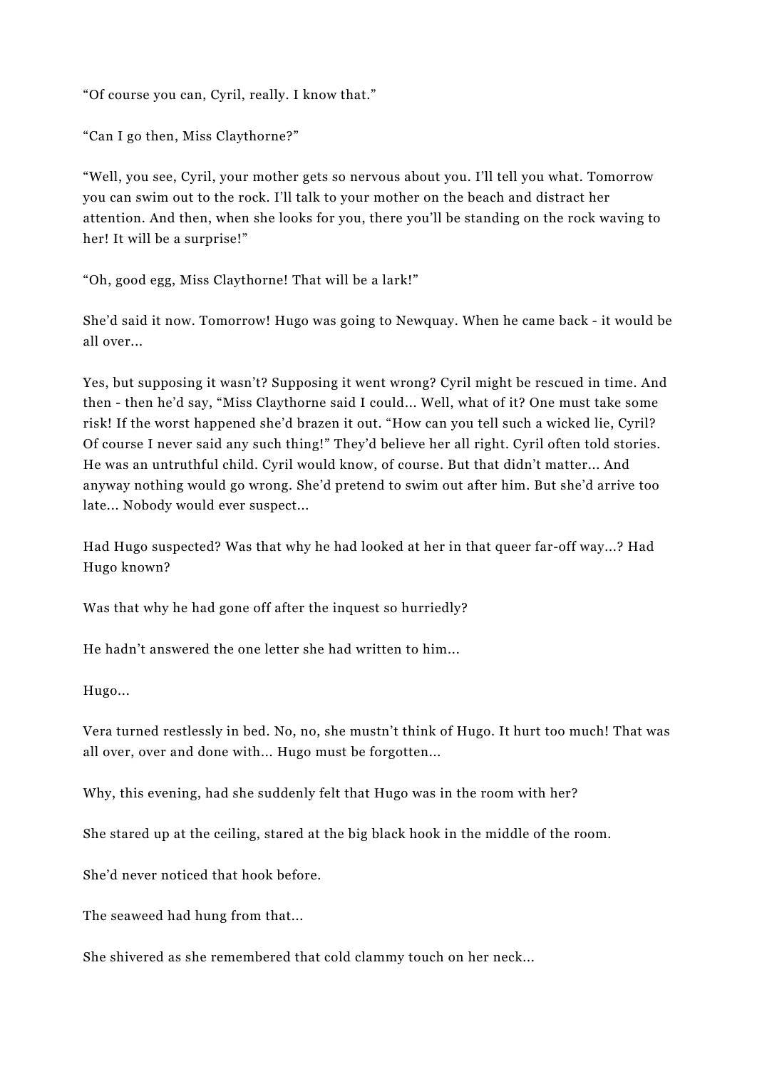“Of course you can, Cyril, really. I know that.”

“Can I go then, Miss Claythorne?”

“Well, you see, Cyril, your mother gets so nervous about you. I’ll tell you what. Tomorrow you can swim out to the rock. I’ll talk to your mother on the beach and distract her attention. And then, when she looks for you, there you’ll be standing on the rock waving to her! It will be a surprise!”

“Oh, good egg, Miss Claythorne! That will be a lark!”

She’d said it now. Tomorrow! Hugo was going to Newquay. When he came back - it would be all over…

Yes, but supposing it wasn’t? Supposing it went wrong? Cyril might be rescued in time. And then - then he’d say, “Miss Claythorne said I could… Well, what of it? One must take some risk! If the worst happened she’d brazen it out. “How can you tell such a wicked lie, Cyril? Of course I never said any such thing!” They’d believe her all right. Cyril often told stories. He was an untruthful child. Cyril would know, of course. But that didn’t matter… And anyway nothing would go wrong. She’d pretend to swim out after him. But she’d arrive too late… Nobody would ever suspect…

Had Hugo suspected? Was that why he had looked at her in that queer far-off way…? Had Hugo known?

Was that why he had gone off after the inquest so hurriedly?

He hadn’t answered the one letter she had written to him…

Hugo…

Vera turned restlessly in bed. No, no, she mustn’t think of Hugo. It hurt too much! That was all over, over and done with… Hugo must be forgotten…

Why, this evening, had she suddenly felt that Hugo was in the room with her?

She stared up at the ceiling, stared at the big black hook in the middle of the room.

She’d never noticed that hook before.

The seaweed had hung from that…

She shivered as she remembered that cold clammy touch on her neck…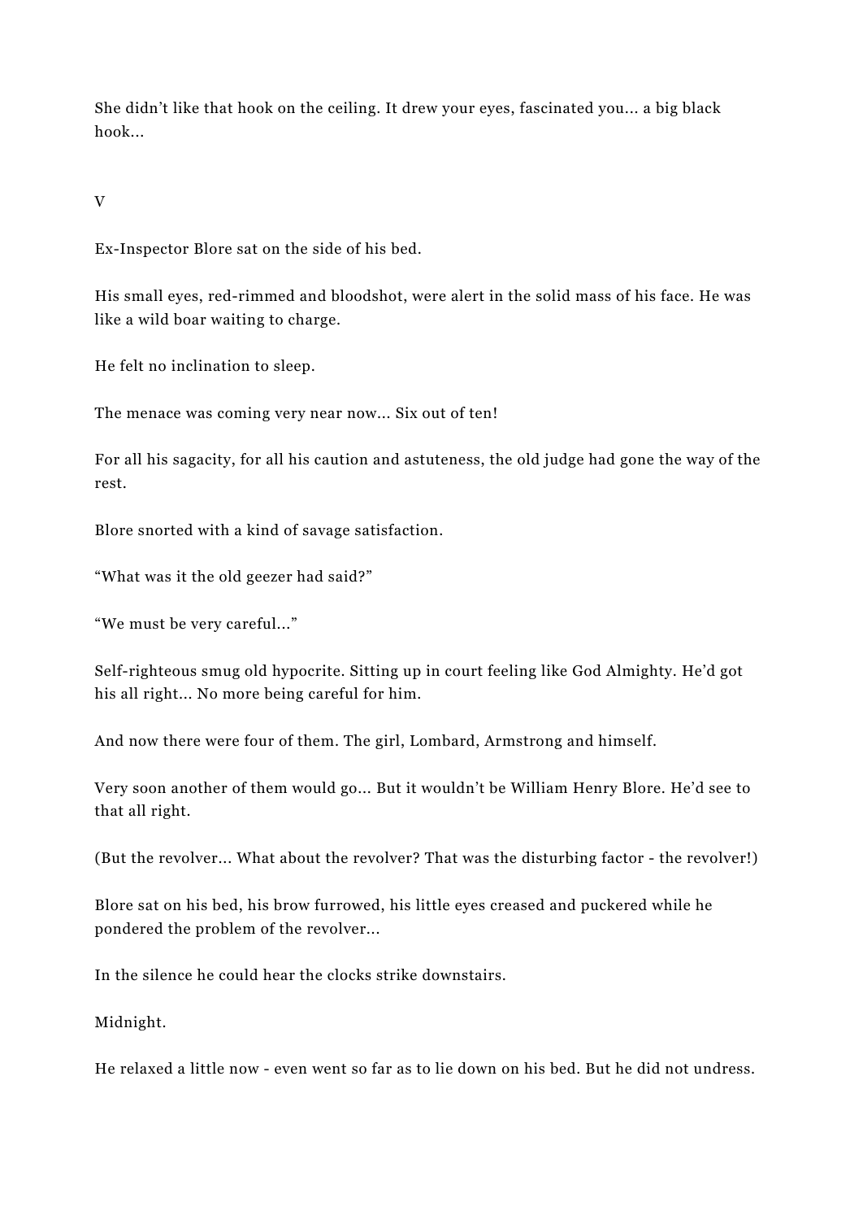She didn't like that hook on the ceiling. It drew your eyes, fascinated you… a big black hook…

V

Ex-Inspector Blore sat on the side of his bed.

His small eyes, red-rimmed and bloodshot, were alert in the solid mass of his face. He was like a wild boar waiting to charge.

He felt no inclination to sleep.

The menace was coming very near now… Six out of ten!

For all his sagacity, for all his caution and astuteness, the old judge had gone the way of the rest.

Blore snorted with a kind of savage satisfaction.

"What was it the old geezer had said?"

"We must be very careful…"

Self-righteous smug old hypocrite. Sitting up in court feeling like God Almighty. He'd got his all right… No more being careful for him.

And now there were four of them. The girl, Lombard, Armstrong and himself.

Very soon another of them would go… But it wouldn't be William Henry Blore. He'd see to that all right.

(But the revolver… What about the revolver? That was the disturbing factor - the revolver!)

Blore sat on his bed, his brow furrowed, his little eyes creased and puckered while he pondered the problem of the revolver…

In the silence he could hear the clocks strike downstairs.

Midnight.

He relaxed a little now - even went so far as to lie down on his bed. But he did not undress.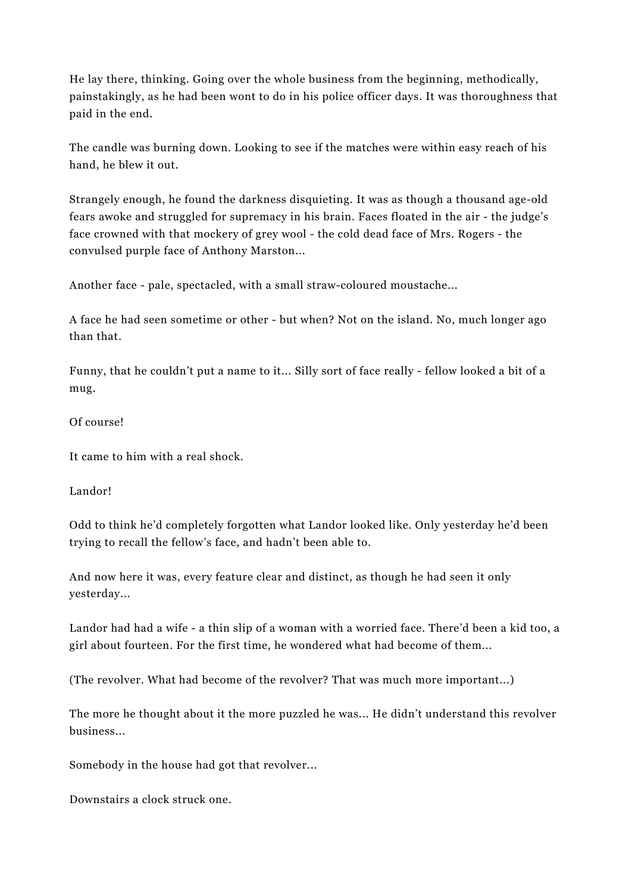He lay there, thinking. Going over the whole business from the beginning, methodically, painstakingly, as he had been wont to do in his police officer days. It was thoroughness that paid in the end.

The candle was burning down. Looking to see if the matches were within easy reach of his hand, he blew it out.

Strangely enough, he found the darkness disquieting. It was as though a thousand age-old fears awoke and struggled for supremacy in his brain. Faces floated in the air - the judge's face crowned with that mockery of grey wool - the cold dead face of Mrs. Rogers - the convulsed purple face of Anthony Marston...

Another face - pale, spectacled, with a small straw-coloured moustache...

A face he had seen sometime or other - but when? Not on the island. No, much longer ago than that.

Funny, that he couldn't put a name to it... Silly sort of face really - fellow looked a bit of a mug.

Of course!

It came to him with a real shock.

Landor!

Odd to think he'd completely forgotten what Landor looked like. Only yesterday he'd been trying to recall the fellow's face, and hadn't been able to.

And now here it was, every feature clear and distinct, as though he had seen it only yesterday...

Landor had had a wife - a thin slip of a woman with a worried face. There'd been a kid too, a girl about fourteen. For the first time, he wondered what had become of them...

(The revolver. What had become of the revolver? That was much more important...)

The more he thought about it the more puzzled he was... He didn't understand this revolver business...

Somebody in the house had got that revolver...

Downstairs a clock struck one.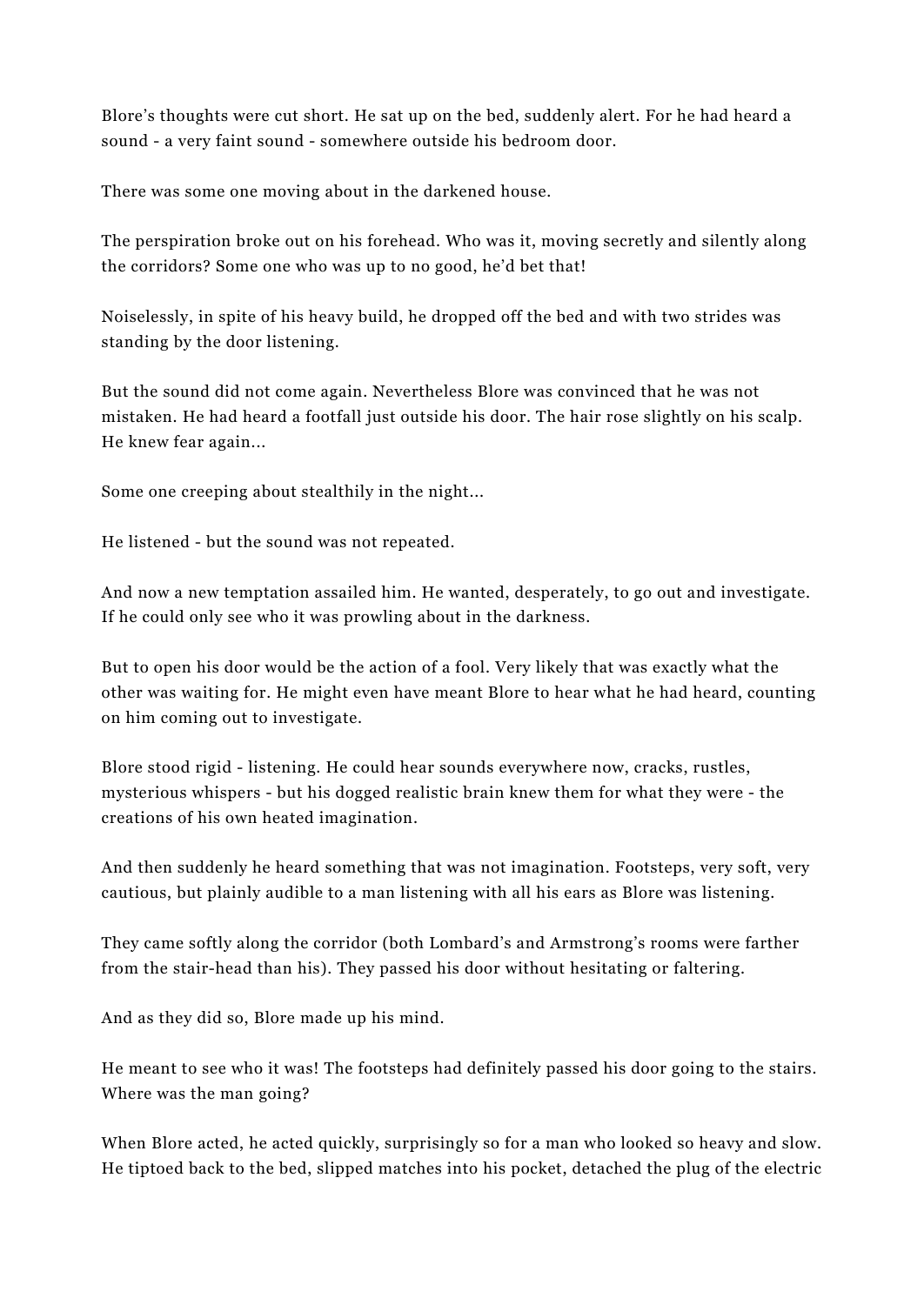Blore's thoughts were cut short. He sat up on the bed, suddenly alert. For he had heard a sound - a very faint sound - somewhere outside his bedroom door.

There was some one moving about in the darkened house.

The perspiration broke out on his forehead. Who was it, moving secretly and silently along the corridors? Some one who was up to no good, he'd bet that!

Noiselessly, in spite of his heavy build, he dropped off the bed and with two strides was standing by the door listening.

But the sound did not come again. Nevertheless Blore was convinced that he was not mistaken. He had heard a footfall just outside his door. The hair rose slightly on his scalp. He knew fear again...

Some one creeping about stealthily in the night...

He listened - but the sound was not repeated.

And now a new temptation assailed him. He wanted, desperately, to go out and investigate. If he could only see who it was prowling about in the darkness.

But to open his door would be the action of a fool. Very likely that was exactly what the other was waiting for. He might even have meant Blore to hear what he had heard, counting on him coming out to investigate.

Blore stood rigid - listening. He could hear sounds everywhere now, cracks, rustles, mysterious whispers - but his dogged realistic brain knew them for what they were - the creations of his own heated imagination.

And then suddenly he heard something that was not imagination. Footsteps, very soft, very cautious, but plainly audible to a man listening with all his ears as Blore was listening.

They came softly along the corridor (both Lombard's and Armstrong's rooms were farther from the stair-head than his). They passed his door without hesitating or faltering.

And as they did so, Blore made up his mind.

He meant to see who it was! The footsteps had definitely passed his door going to the stairs. Where was the man going?

When Blore acted, he acted quickly, surprisingly so for a man who looked so heavy and slow. He tiptoed back to the bed, slipped matches into his pocket, detached the plug of the electric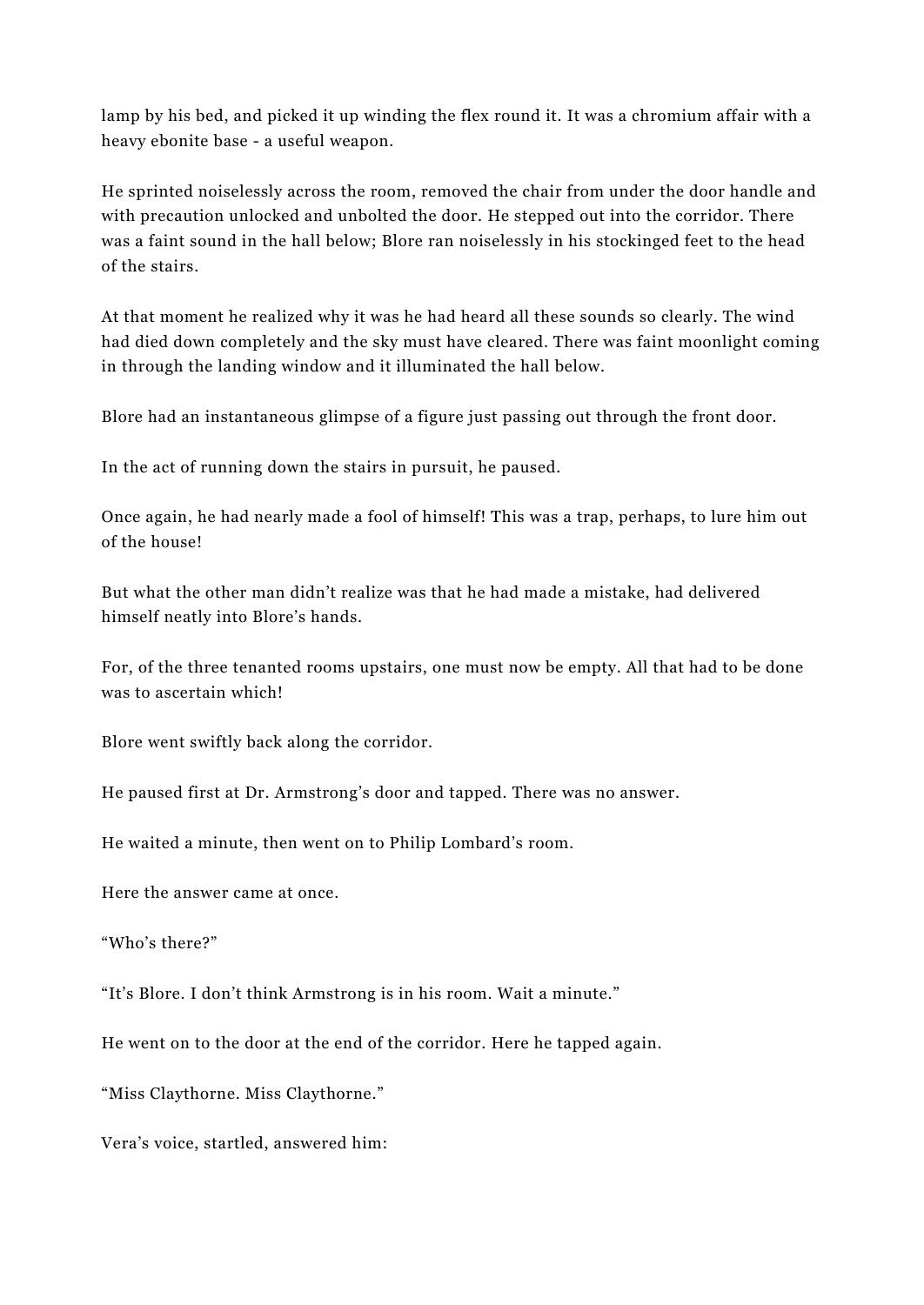lamp by his bed, and picked it up winding the flex round it. It was a chromium affair with a heavy ebonite base - a useful weapon.

He sprinted noiselessly across the room, removed the chair from under the door handle and with precaution unlocked and unbolted the door. He stepped out into the corridor. There was a faint sound in the hall below; Blore ran noiselessly in his stockinged feet to the head of the stairs.

At that moment he realized why it was he had heard all these sounds so clearly. The wind had died down completely and the sky must have cleared. There was faint moonlight coming in through the landing window and it illuminated the hall below.

Blore had an instantaneous glimpse of a figure just passing out through the front door.

In the act of running down the stairs in pursuit, he paused.

Once again, he had nearly made a fool of himself! This was a trap, perhaps, to lure him out of the house!

But what the other man didn't realize was that he had made a mistake, had delivered himself neatly into Blore's hands.

For, of the three tenanted rooms upstairs, one must now be empty. All that had to be done was to ascertain which!

Blore went swiftly back along the corridor.

He paused first at Dr. Armstrong's door and tapped. There was no answer.

He waited a minute, then went on to Philip Lombard's room.

Here the answer came at once.

"Who's there?"

"It's Blore. I don't think Armstrong is in his room. Wait a minute."

He went on to the door at the end of the corridor. Here he tapped again.

"Miss Claythorne. Miss Claythorne."

Vera's voice, startled, answered him: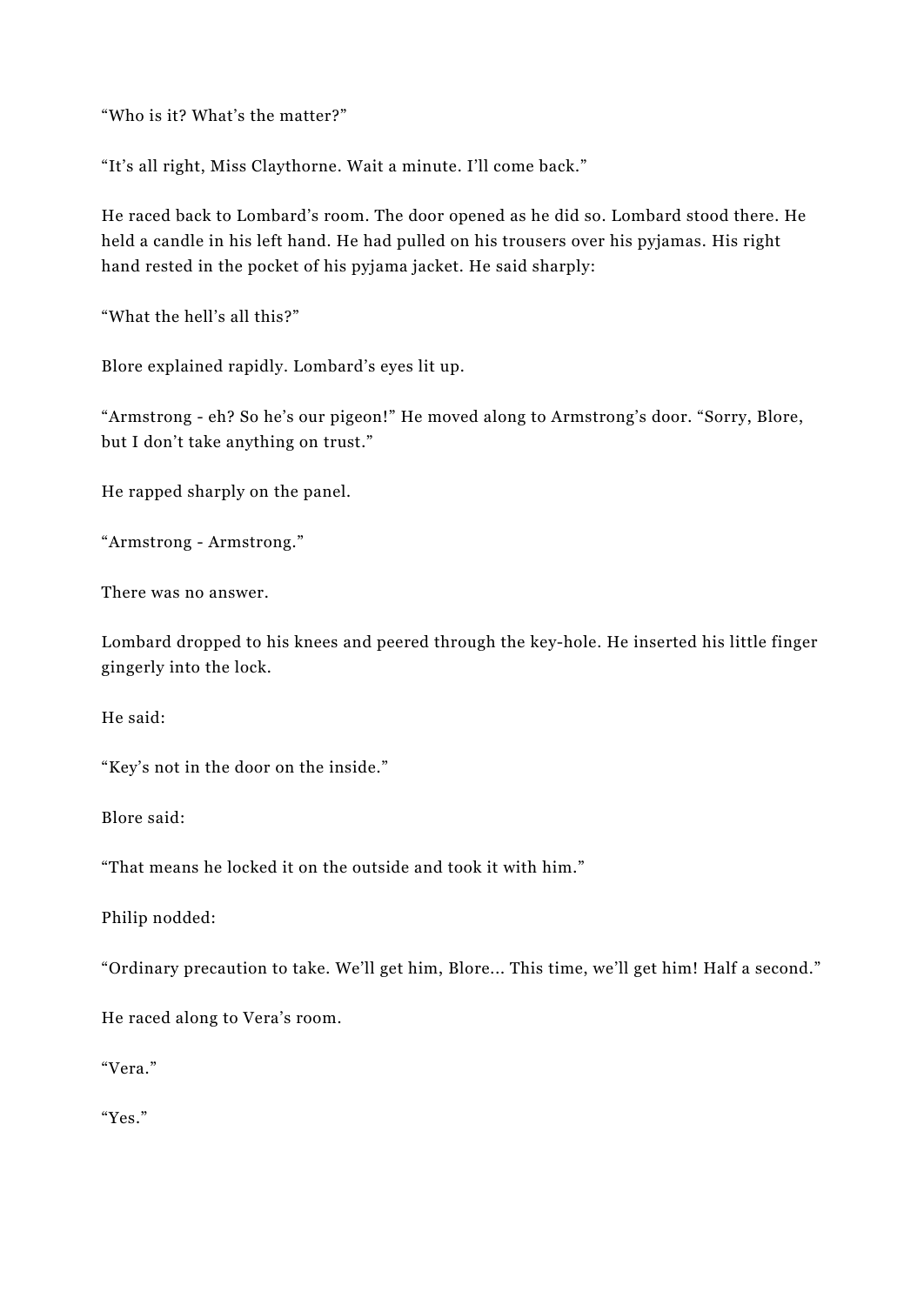"Who is it? What's the matter?"

"It's all right, Miss Claythorne. Wait a minute. I'll come back."

He raced back to Lombard's room. The door opened as he did so. Lombard stood there. He held a candle in his left hand. He had pulled on his trousers over his pyjamas. His right hand rested in the pocket of his pyjama jacket. He said sharply:

"What the hell's all this?"

Blore explained rapidly. Lombard's eyes lit up.

"Armstrong - eh? So he's our pigeon!" He moved along to Armstrong's door. "Sorry, Blore, but I don't take anything on trust."

He rapped sharply on the panel.

"Armstrong - Armstrong."

There was no answer.

Lombard dropped to his knees and peered through the key-hole. He inserted his little finger gingerly into the lock.

He said:

"Key's not in the door on the inside."

Blore said:

"That means he locked it on the outside and took it with him."

Philip nodded:

"Ordinary precaution to take. We'll get him, Blore... This time, we'll get him! Half a second."

He raced along to Vera's room.

"Vera."

"Yes."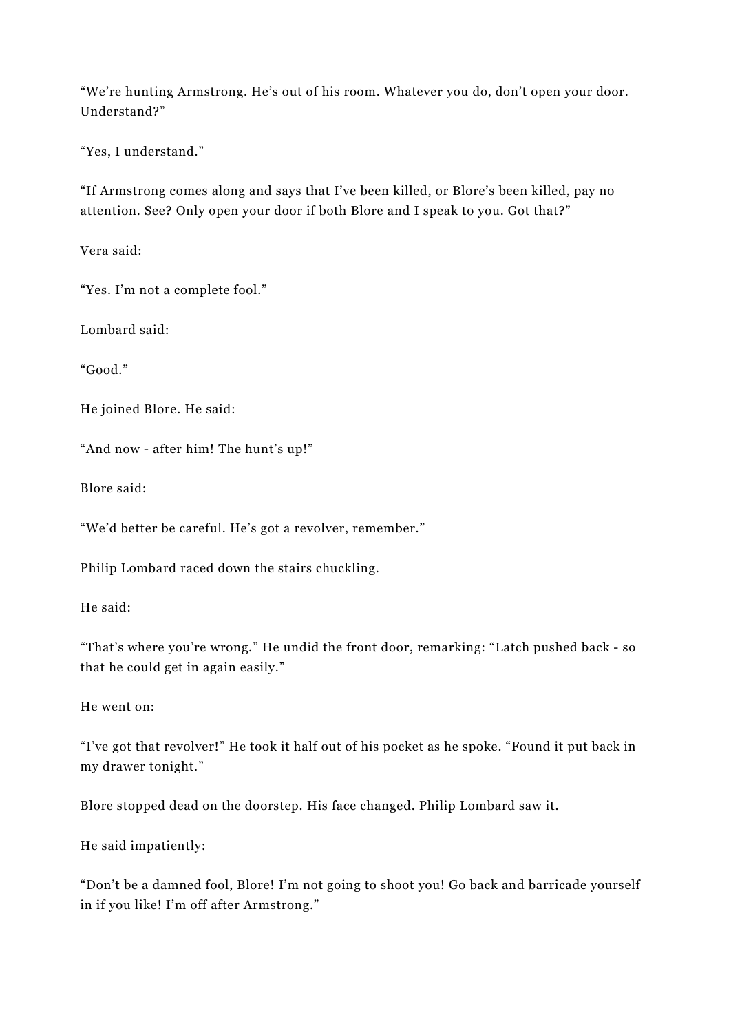“We’re hunting Armstrong. He’s out of his room. Whatever you do, don’t open your door. Understand?”

“Yes, I understand.”

“If Armstrong comes along and says that I’ve been killed, or Blore’s been killed, pay no attention. See? Only open your door if both Blore and I speak to you. Got that?”

Vera said:

“Yes. I’m not a complete fool.”

Lombard said:

“Good.”

He joined Blore. He said:

“And now - after him! The hunt’s up!”

Blore said:

“We’d better be careful. He’s got a revolver, remember.”

Philip Lombard raced down the stairs chuckling.

He said:

“That’s where you’re wrong.” He undid the front door, remarking: “Latch pushed back - so that he could get in again easily.”

He went on:

“I’ve got that revolver!” He took it half out of his pocket as he spoke. “Found it put back in my drawer tonight.”

Blore stopped dead on the doorstep. His face changed. Philip Lombard saw it.

He said impatiently:

“Don’t be a damned fool, Blore! I’m not going to shoot you! Go back and barricade yourself in if you like! I’m off after Armstrong.”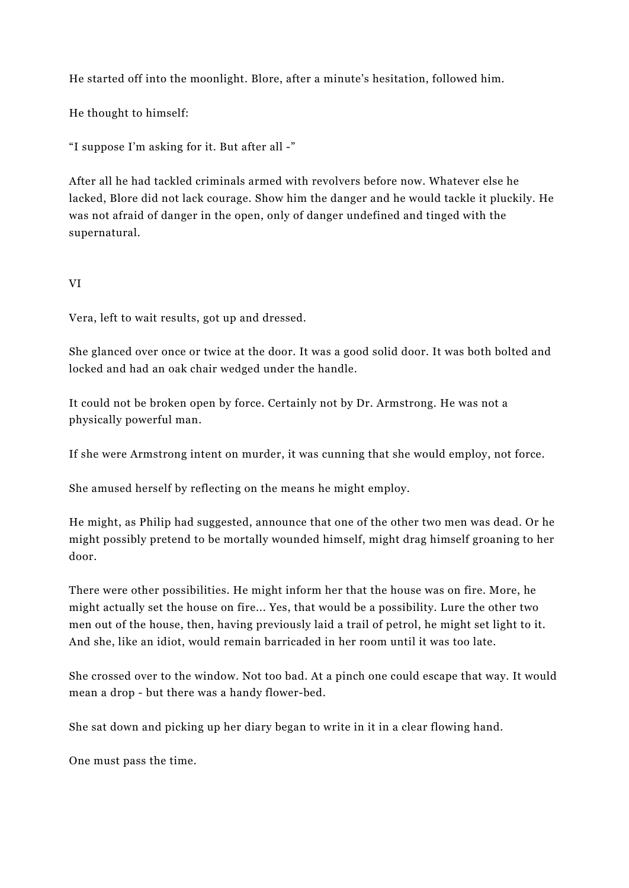He started off into the moonlight. Blore, after a minute's hesitation, followed him.

He thought to himself:

"I suppose I'm asking for it. But after all -"

After all he had tackled criminals armed with revolvers before now. Whatever else he lacked, Blore did not lack courage. Show him the danger and he would tackle it pluckily. He was not afraid of danger in the open, only of danger undefined and tinged with the supernatural.

## VI

Vera, left to wait results, got up and dressed.

She glanced over once or twice at the door. It was a good solid door. It was both bolted and locked and had an oak chair wedged under the handle.

It could not be broken open by force. Certainly not by Dr. Armstrong. He was not a physically powerful man.

If she were Armstrong intent on murder, it was cunning that she would employ, not force.

She amused herself by reflecting on the means he might employ.

He might, as Philip had suggested, announce that one of the other two men was dead. Or he might possibly pretend to be mortally wounded himself, might drag himself groaning to her door.

There were other possibilities. He might inform her that the house was on fire. More, he might actually set the house on fire... Yes, that would be a possibility. Lure the other two men out of the house, then, having previously laid a trail of petrol, he might set light to it. And she, like an idiot, would remain barricaded in her room until it was too late.

She crossed over to the window. Not too bad. At a pinch one could escape that way. It would mean a drop - but there was a handy flower-bed.

She sat down and picking up her diary began to write in it in a clear flowing hand.

One must pass the time.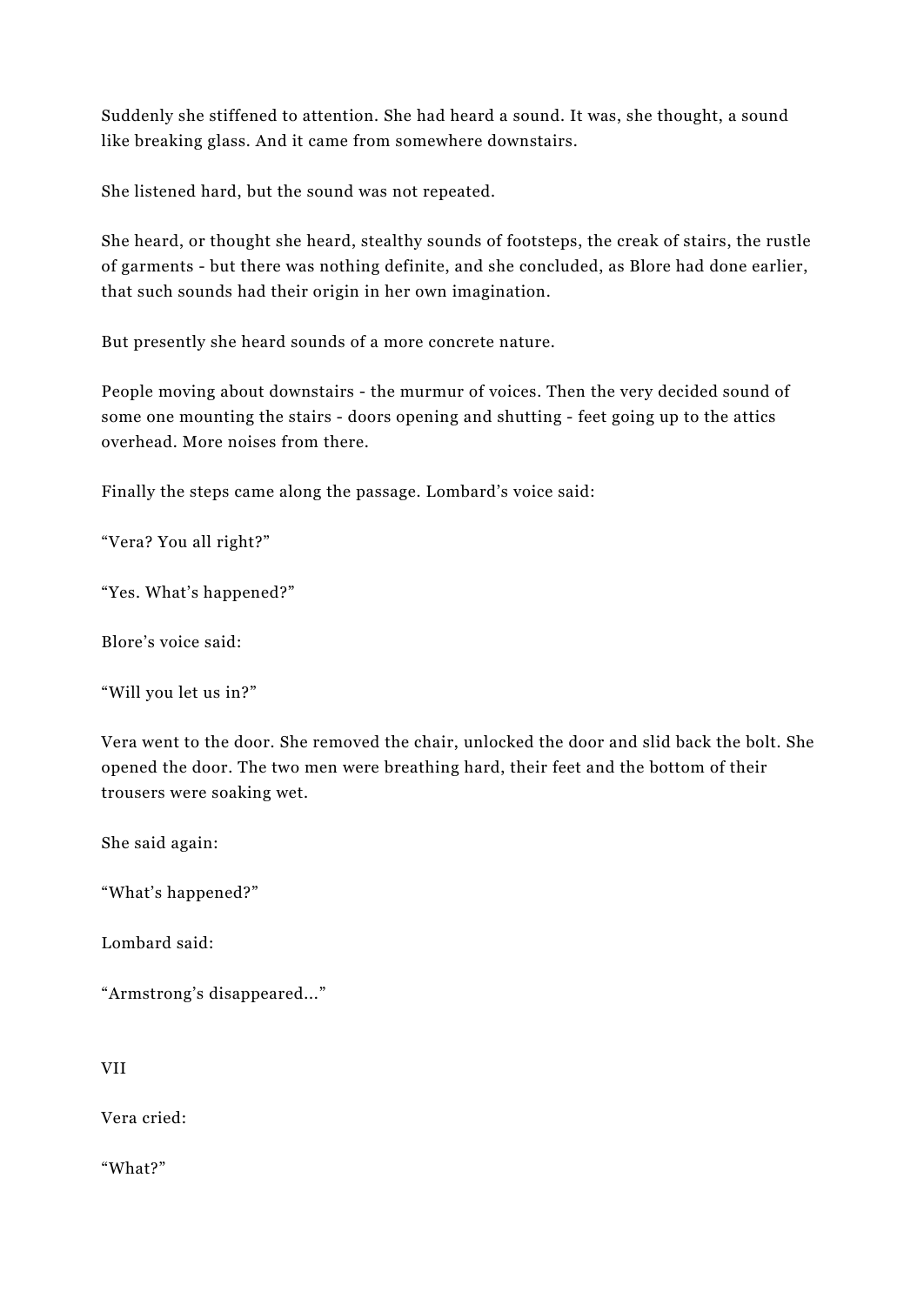Suddenly she stiffened to attention. She had heard a sound. It was, she thought, a sound like breaking glass. And it came from somewhere downstairs.

She listened hard, but the sound was not repeated.

She heard, or thought she heard, stealthy sounds of footsteps, the creak of stairs, the rustle of garments - but there was nothing definite, and she concluded, as Blore had done earlier, that such sounds had their origin in her own imagination.

But presently she heard sounds of a more concrete nature.

People moving about downstairs - the murmur of voices. Then the very decided sound of some one mounting the stairs - doors opening and shutting - feet going up to the attics overhead. More noises from there.

Finally the steps came along the passage. Lombard's voice said:

"Vera? You all right?"

"Yes. What's happened?"

Blore's voice said:

"Will you let us in?"

Vera went to the door. She removed the chair, unlocked the door and slid back the bolt. She opened the door. The two men were breathing hard, their feet and the bottom of their trousers were soaking wet.

She said again:

"What's happened?"

Lombard said:

"Armstrong's disappeared..."

VII

Vera cried:

"What?"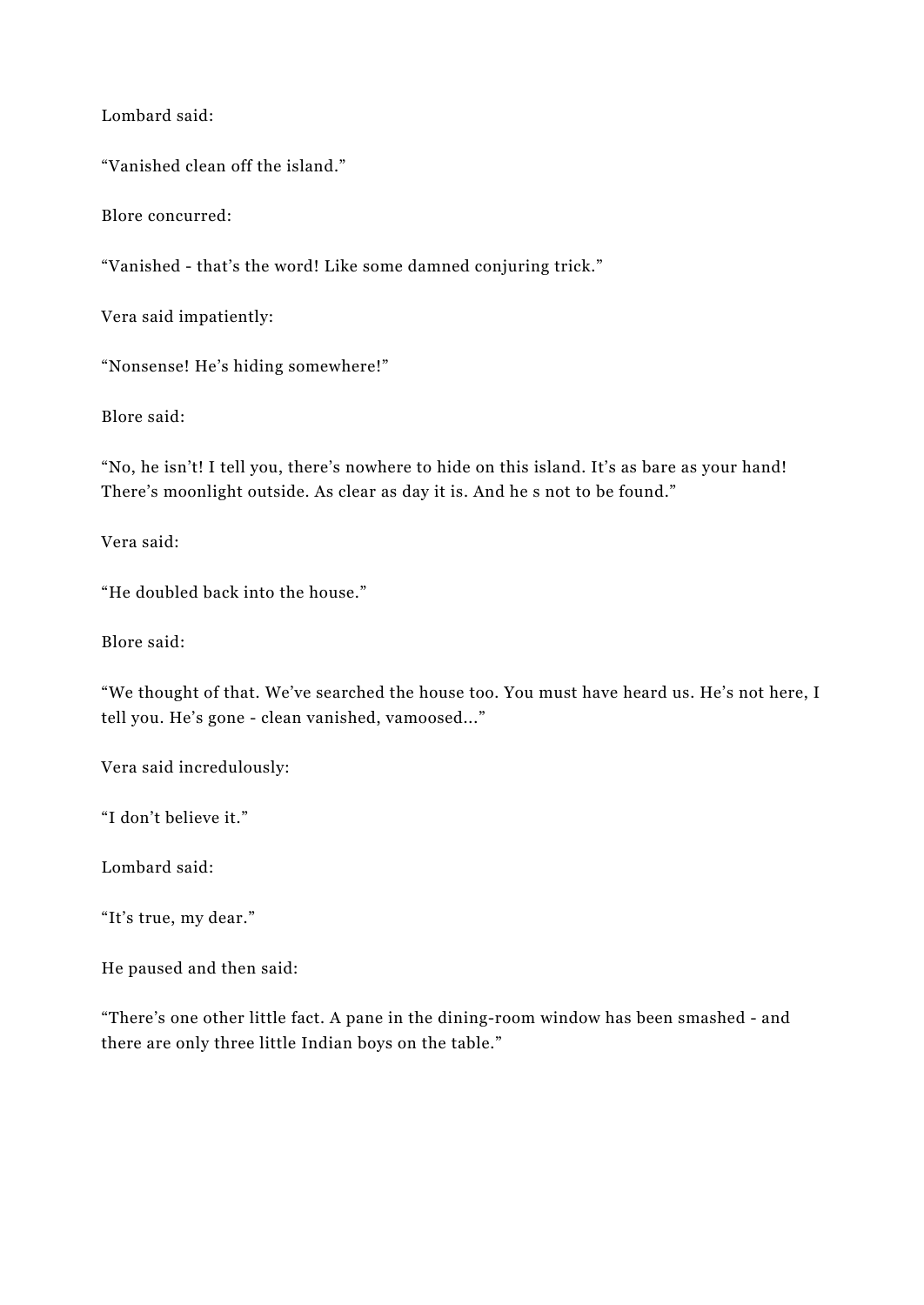Lombard said:

“Vanished clean off the island.”

Blore concurred:

“Vanished - that’s the word! Like some damned conjuring trick.”

Vera said impatiently:

“Nonsense! He’s hiding somewhere!”

Blore said:

“No, he isn’t! I tell you, there’s nowhere to hide on this island. It’s as bare as your hand! There’s moonlight outside. As clear as day it is. And he s not to be found.”

Vera said:

“He doubled back into the house.”

Blore said:

“We thought of that. We’ve searched the house too. You must have heard us. He’s not here, I tell you. He’s gone - clean vanished, vamoosed...”

Vera said incredulously:

“I don’t believe it.”

Lombard said:

“It’s true, my dear.”

He paused and then said:

“There’s one other little fact. A pane in the dining-room window has been smashed - and there are only three little Indian boys on the table.”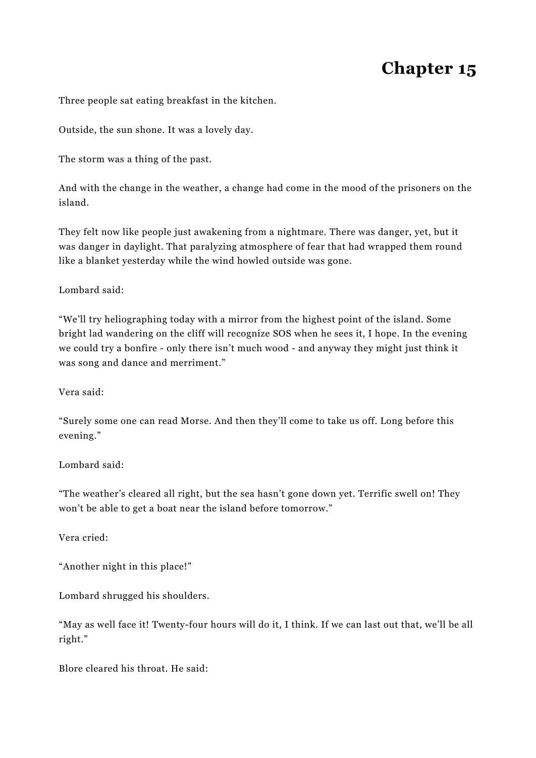# Chapter 15

Three people sat eating breakfast in the kitchen.

Outside, the sun shone. It was a lovely day.

The storm was a thing of the past.

And with the change in the weather, a change had come in the mood of the prisoners on the island.

They felt now like people just awakening from a nightmare. There was danger, yet, but it was danger in daylight. That paralyzing atmosphere of fear that had wrapped them round like a blanket yesterday while the wind howled outside was gone.

Lombard said:

"We'll try heliographing today with a mirror from the highest point of the island. Some bright lad wandering on the cliff will recognize SOS when he sees it, I hope. In the evening we could try a bonfire - only there isn't much wood - and anyway they might just think it was song and dance and merriment."

Vera said:

"Surely some one can read Morse. And then they'll come to take us off. Long before this evening."

Lombard said:

"The weather's cleared all right, but the sea hasn't gone down yet. Terrific swell on! They won't be able to get a boat near the island before tomorrow."

Vera cried:

"Another night in this place!"

Lombard shrugged his shoulders.

"May as well face it! Twenty-four hours will do it, I think. If we can last out that, we'll be all right."

Blore cleared his throat. He said: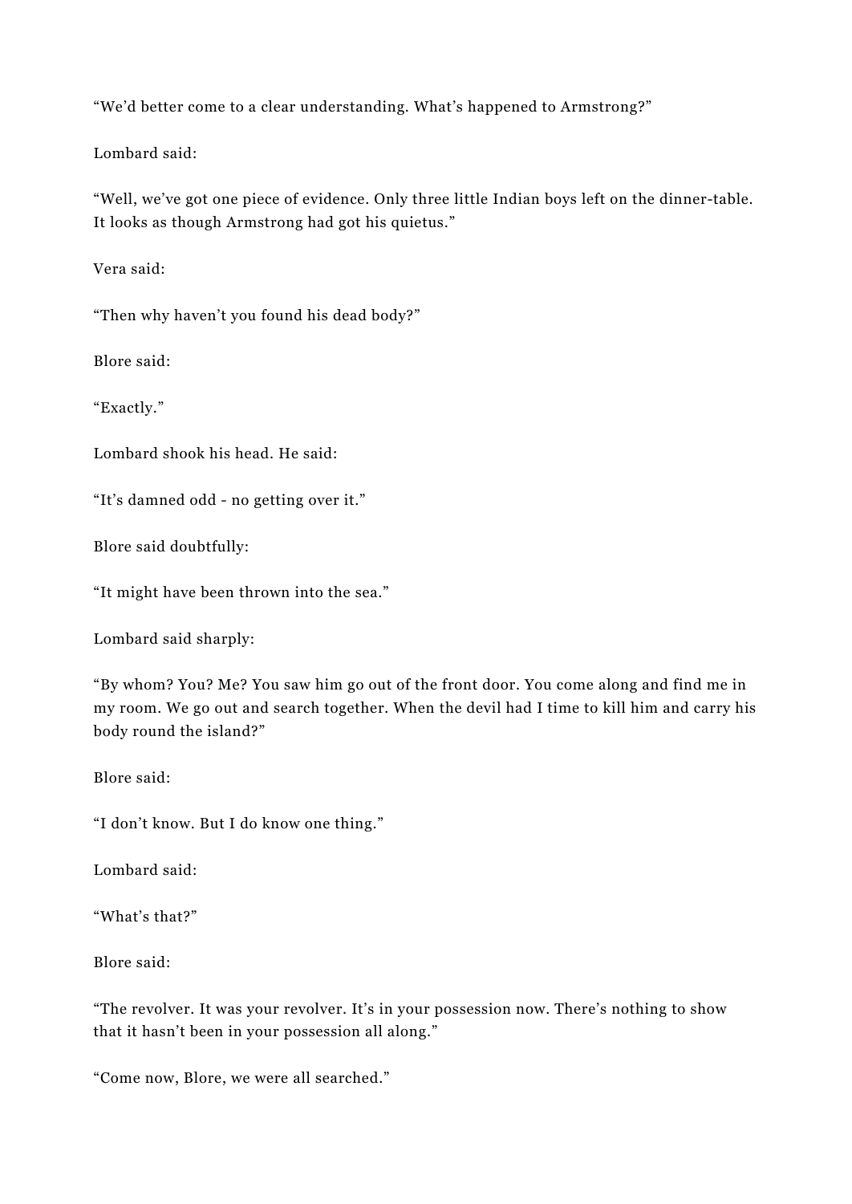“We’d better come to a clear understanding. What’s happened to Armstrong?”

Lombard said:

“Well, we’ve got one piece of evidence. Only three little Indian boys left on the dinner-table. It looks as though Armstrong had got his quietus.”

Vera said:

“Then why haven’t you found his dead body?”

Blore said:

“Exactly.”

Lombard shook his head. He said:

“It’s damned odd - no getting over it.”

Blore said doubtfully:

“It might have been thrown into the sea.”

Lombard said sharply:

“By whom? You? Me? You saw him go out of the front door. You come along and find me in my room. We go out and search together. When the devil had I time to kill him and carry his body round the island?”

Blore said:

“I don’t know. But I do know one thing.”

Lombard said:

“What’s that?”

Blore said:

“The revolver. It was your revolver. It’s in your possession now. There’s nothing to show that it hasn’t been in your possession all along.”

“Come now, Blore, we were all searched.”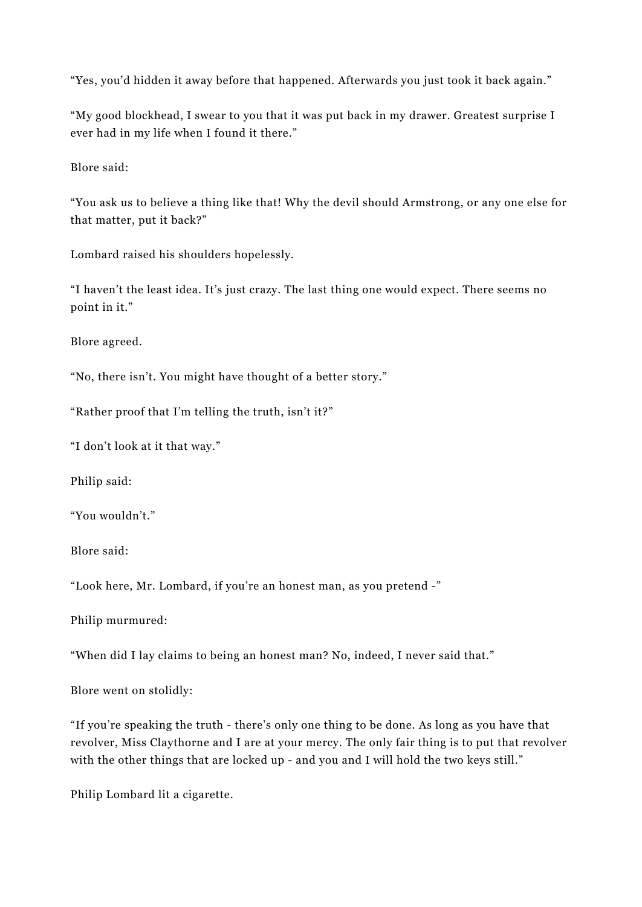"Yes, you'd hidden it away before that happened. Afterwards you just took it back again."

"My good blockhead, I swear to you that it was put back in my drawer. Greatest surprise I ever had in my life when I found it there."

Blore said:

"You ask us to believe a thing like that! Why the devil should Armstrong, or any one else for that matter, put it back?"

Lombard raised his shoulders hopelessly.

"I haven't the least idea. It's just crazy. The last thing one would expect. There seems no point in it."

Blore agreed.

"No, there isn't. You might have thought of a better story."

"Rather proof that I'm telling the truth, isn't it?"

"I don't look at it that way."

Philip said:

"You wouldn't."

Blore said:

"Look here, Mr. Lombard, if you're an honest man, as you pretend -"

Philip murmured:

"When did I lay claims to being an honest man? No, indeed, I never said that."

Blore went on stolidly:

"If you're speaking the truth - there's only one thing to be done. As long as you have that revolver, Miss Claythorne and I are at your mercy. The only fair thing is to put that revolver with the other things that are locked up - and you and I will hold the two keys still."

Philip Lombard lit a cigarette.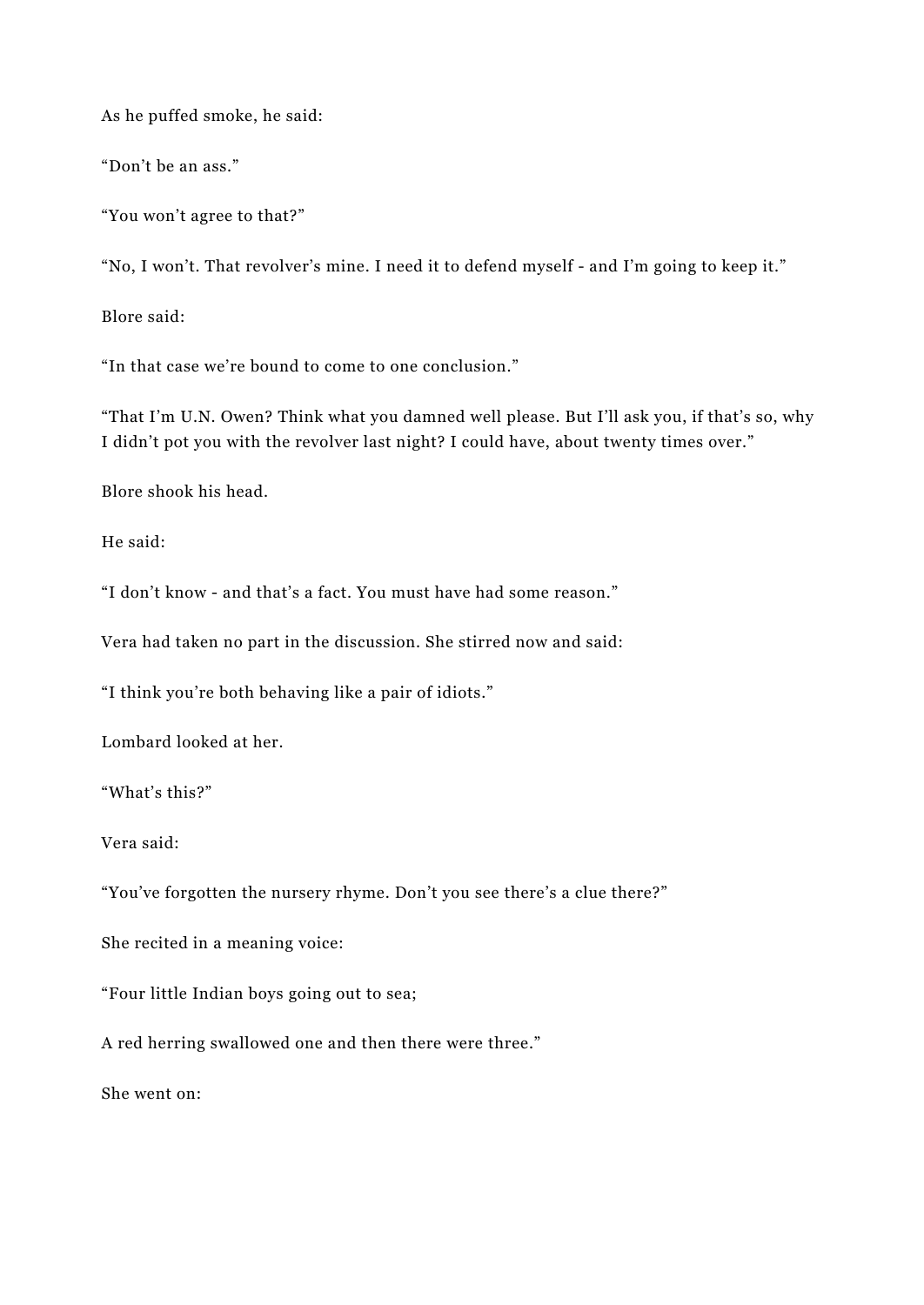As he puffed smoke, he said:

“Don’t be an ass.”

“You won’t agree to that?”

“No, I won’t. That revolver’s mine. I need it to defend myself - and I’m going to keep it.”

Blore said:

“In that case we’re bound to come to one conclusion.”

“That I’m U.N. Owen? Think what you damned well please. But I’ll ask you, if that’s so, why I didn’t pot you with the revolver last night? I could have, about twenty times over.”

Blore shook his head.

He said:

“I don’t know - and that’s a fact. You must have had some reason.”

Vera had taken no part in the discussion. She stirred now and said:

“I think you’re both behaving like a pair of idiots.”

Lombard looked at her.

“What’s this?”

Vera said:

“You’ve forgotten the nursery rhyme. Don’t you see there’s a clue there?”

She recited in a meaning voice:

“Four little Indian boys going out to sea;

A red herring swallowed one and then there were three.”

She went on: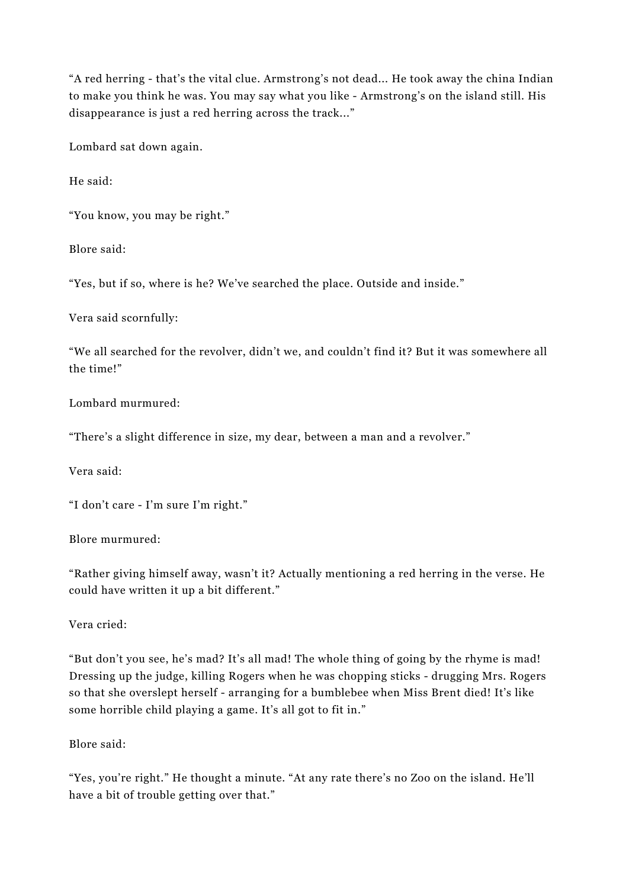“A red herring - that’s the vital clue. Armstrong’s not dead… He took away the china Indian to make you think he was. You may say what you like - Armstrong’s on the island still. His disappearance is just a red herring across the track…”

Lombard sat down again.

He said:

“You know, you may be right.”

Blore said:

“Yes, but if so, where is he? We’ve searched the place. Outside and inside.”

Vera said scornfully:

“We all searched for the revolver, didn’t we, and couldn’t find it? But it was somewhere all the time!”

Lombard murmured:

“There’s a slight difference in size, my dear, between a man and a revolver.”

Vera said:

“I don’t care - I’m sure I’m right.”

Blore murmured:

“Rather giving himself away, wasn’t it? Actually mentioning a red herring in the verse. He could have written it up a bit different.”

Vera cried:

“But don’t you see, he’s mad? It’s all mad! The whole thing of going by the rhyme is mad! Dressing up the judge, killing Rogers when he was chopping sticks - drugging Mrs. Rogers so that she overslept herself - arranging for a bumblebee when Miss Brent died! It’s like some horrible child playing a game. It’s all got to fit in.”

Blore said:

“Yes, you’re right.” He thought a minute. “At any rate there’s no Zoo on the island. He’ll have a bit of trouble getting over that.”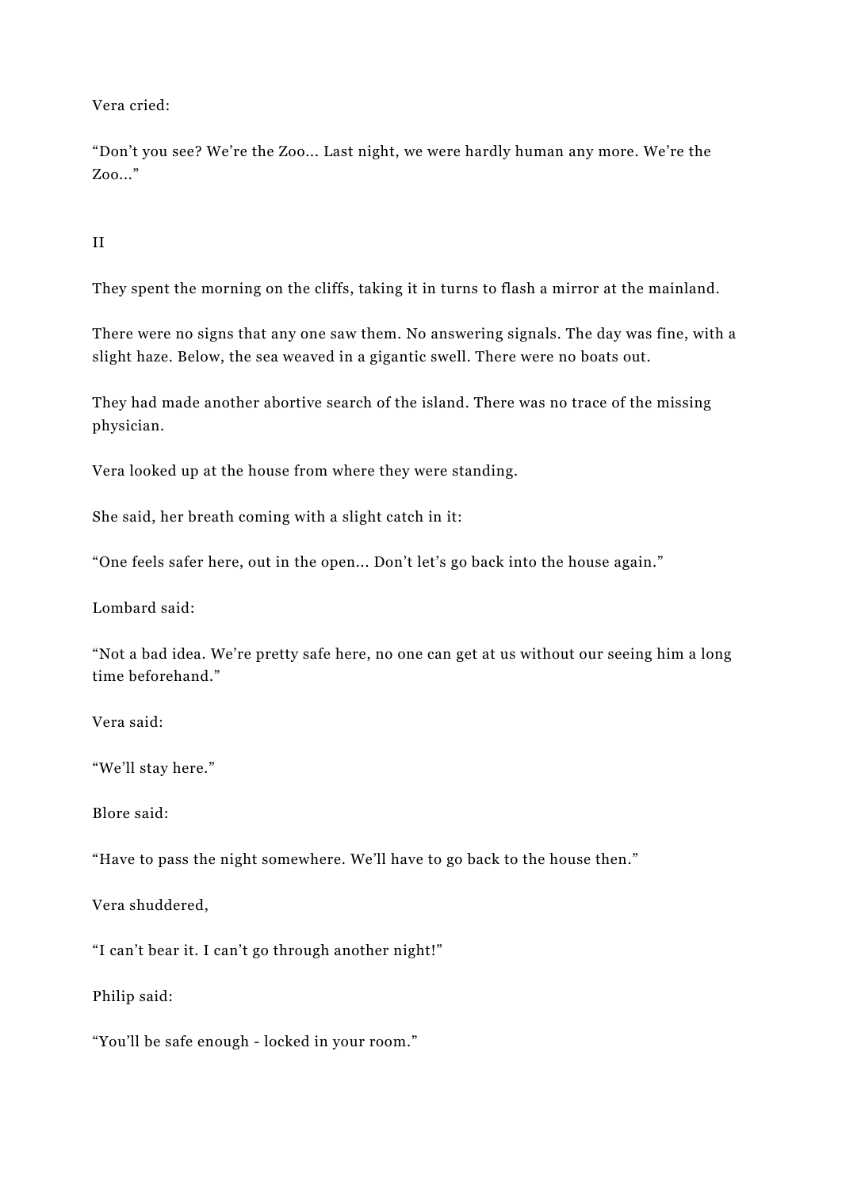Vera cried:

“Don’t you see? We’re the Zoo... Last night, we were hardly human any more. We’re the Zoo...”

## II

They spent the morning on the cliffs, taking it in turns to flash a mirror at the mainland.

There were no signs that any one saw them. No answering signals. The day was fine, with a slight haze. Below, the sea weaved in a gigantic swell. There were no boats out.

They had made another abortive search of the island. There was no trace of the missing physician.

Vera looked up at the house from where they were standing.

She said, her breath coming with a slight catch in it:

“One feels safer here, out in the open... Don’t let’s go back into the house again.”

Lombard said:

“Not a bad idea. We’re pretty safe here, no one can get at us without our seeing him a long time beforehand.”

Vera said:

“We’ll stay here.”

Blore said:

“Have to pass the night somewhere. We’ll have to go back to the house then.”

Vera shuddered,

“I can’t bear it. I can’t go through another night!”

Philip said:

“You’ll be safe enough - locked in your room.”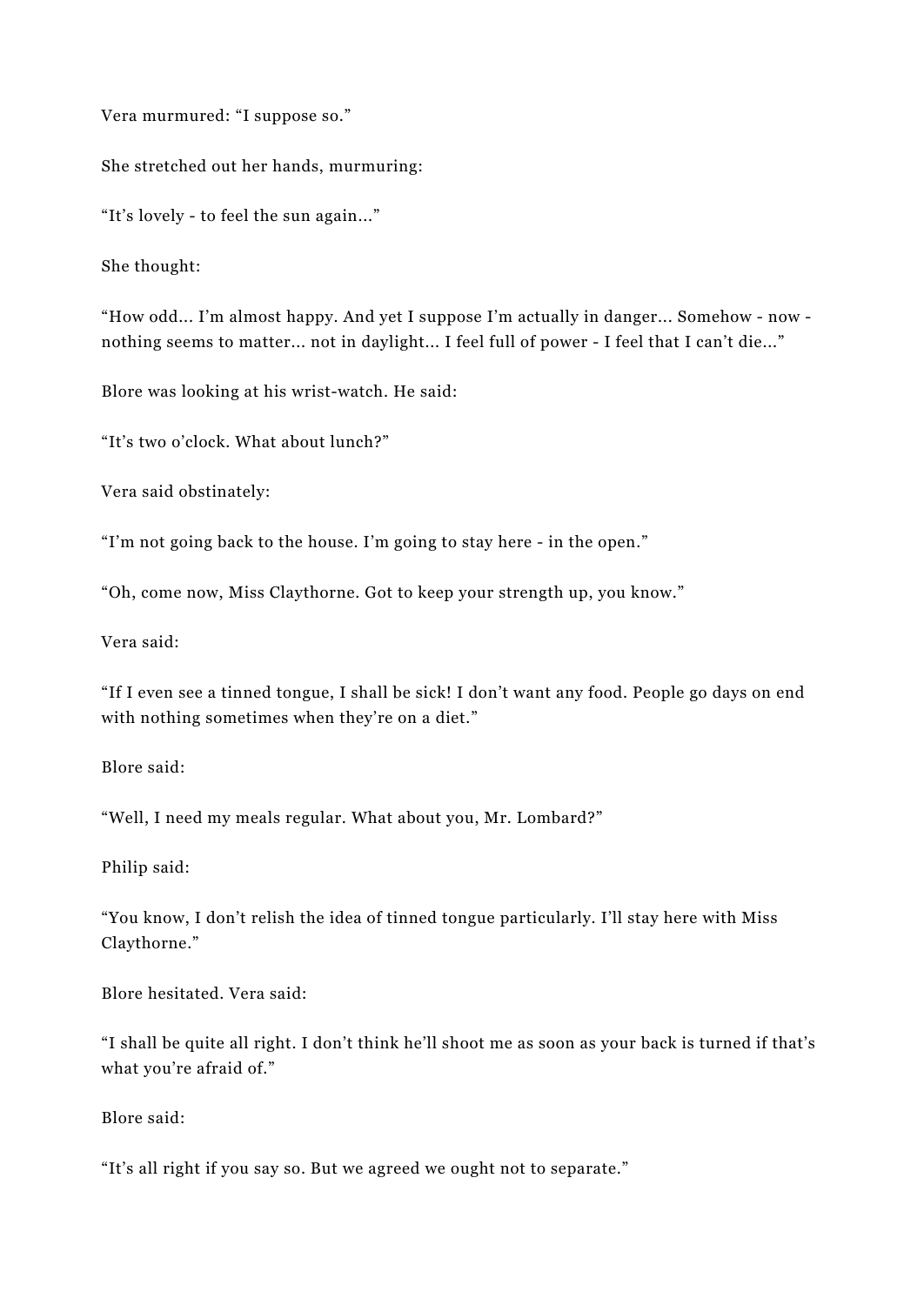Vera murmured: “I suppose so.”

She stretched out her hands, murmuring:

“It’s lovely - to feel the sun again...”

She thought:

“How odd... I’m almost happy. And yet I suppose I’m actually in danger... Somehow - now - nothing seems to matter... not in daylight... I feel full of power - I feel that I can’t die...”

Blore was looking at his wrist-watch. He said:

“It’s two o’clock. What about lunch?”

Vera said obstinately:

“I’m not going back to the house. I’m going to stay here - in the open.”

“Oh, come now, Miss Claythorne. Got to keep your strength up, you know.”

Vera said:

“If I even see a tinned tongue, I shall be sick! I don’t want any food. People go days on end with nothing sometimes when they’re on a diet.”

Blore said:

“Well, I need my meals regular. What about you, Mr. Lombard?”

Philip said:

“You know, I don’t relish the idea of tinned tongue particularly. I’ll stay here with Miss Claythorne.”

Blore hesitated. Vera said:

“I shall be quite all right. I don’t think he’ll shoot me as soon as your back is turned if that’s what you’re afraid of.”

Blore said:

“It’s all right if you say so. But we agreed we ought not to separate.”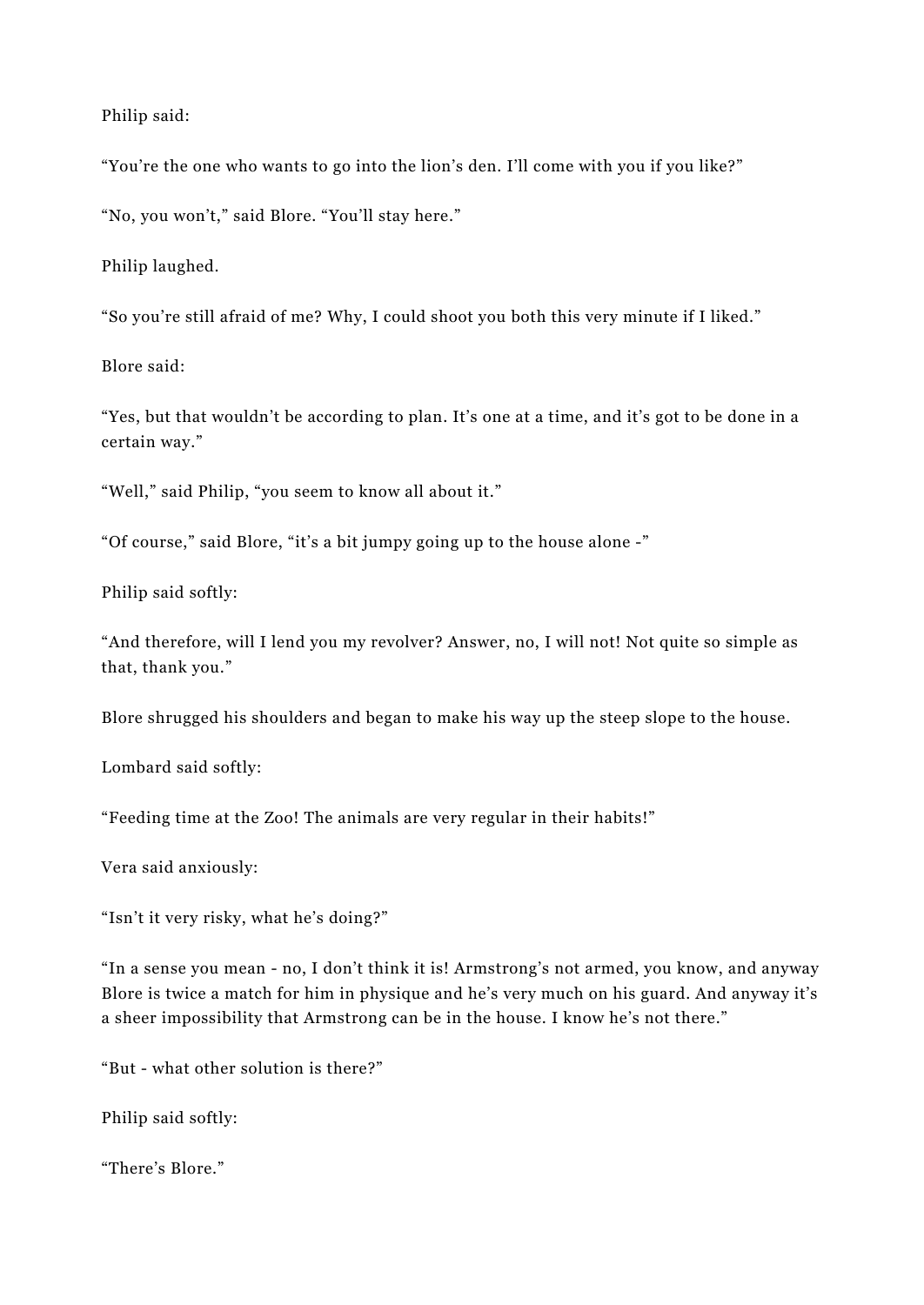Philip said:

"You're the one who wants to go into the lion's den. I'll come with you if you like?"

"No, you won't," said Blore. "You'll stay here."

Philip laughed.

"So you're still afraid of me? Why, I could shoot you both this very minute if I liked."

Blore said:

"Yes, but that wouldn't be according to plan. It's one at a time, and it's got to be done in a certain way."

"Well," said Philip, "you seem to know all about it."

"Of course," said Blore, "it's a bit jumpy going up to the house alone -"

Philip said softly:

"And therefore, will I lend you my revolver? Answer, no, I will not! Not quite so simple as that, thank you."

Blore shrugged his shoulders and began to make his way up the steep slope to the house.

Lombard said softly:

"Feeding time at the Zoo! The animals are very regular in their habits!"

Vera said anxiously:

"Isn't it very risky, what he's doing?"

"In a sense you mean - no, I don't think it is! Armstrong's not armed, you know, and anyway Blore is twice a match for him in physique and he's very much on his guard. And anyway it's a sheer impossibility that Armstrong can be in the house. I know he's not there."

"But - what other solution is there?"

Philip said softly:

"There's Blore."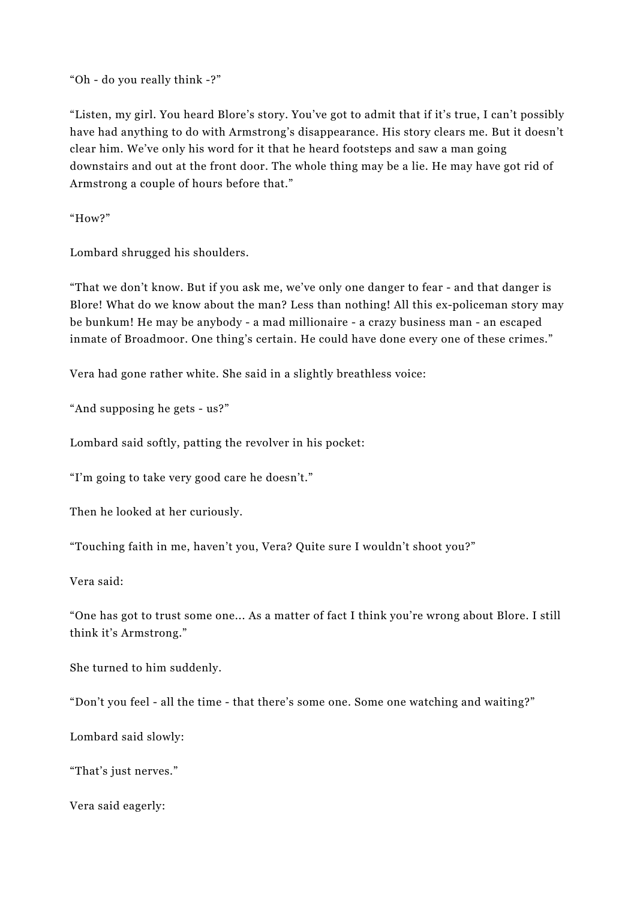“Oh - do you really think -?”

“Listen, my girl. You heard Blore’s story. You’ve got to admit that if it’s true, I can’t possibly have had anything to do with Armstrong’s disappearance. His story clears me. But it doesn’t clear him. We’ve only his word for it that he heard footsteps and saw a man going downstairs and out at the front door. The whole thing may be a lie. He may have got rid of Armstrong a couple of hours before that.”

“How?”

Lombard shrugged his shoulders.

“That we don’t know. But if you ask me, we’ve only one danger to fear - and that danger is Blore! What do we know about the man? Less than nothing! All this ex-policeman story may be bunkum! He may be anybody - a mad millionaire - a crazy business man - an escaped inmate of Broadmoor. One thing’s certain. He could have done every one of these crimes.”

Vera had gone rather white. She said in a slightly breathless voice:

“And supposing he gets - us?”

Lombard said softly, patting the revolver in his pocket:

“I’m going to take very good care he doesn’t.”

Then he looked at her curiously.

“Touching faith in me, haven’t you, Vera? Quite sure I wouldn’t shoot you?”

Vera said:

“One has got to trust some one... As a matter of fact I think you’re wrong about Blore. I still think it’s Armstrong.”

She turned to him suddenly.

“Don’t you feel - all the time - that there’s some one. Some one watching and waiting?”

Lombard said slowly:

“That’s just nerves.”

Vera said eagerly: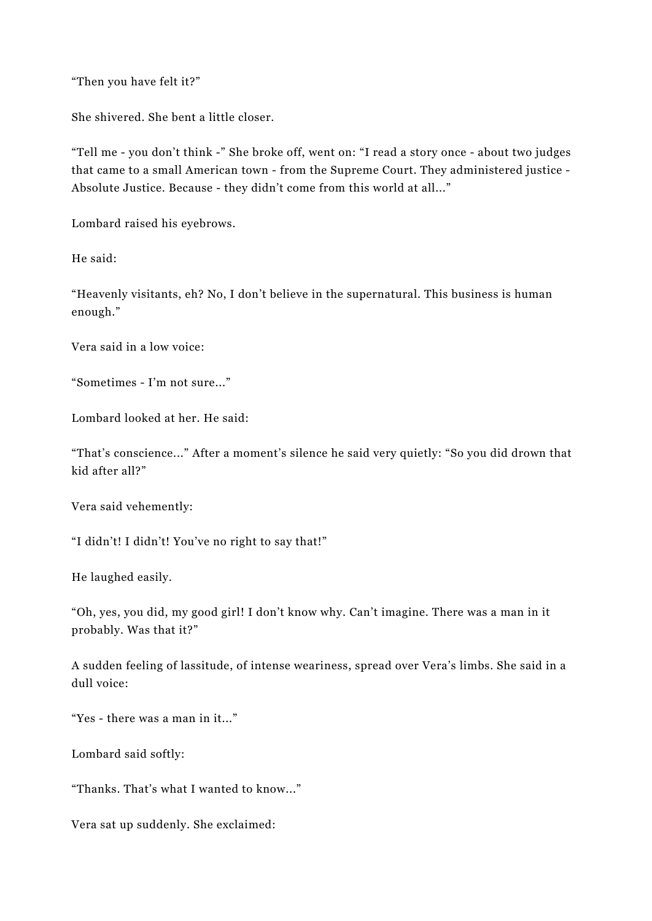“Then you have felt it?”

She shivered. She bent a little closer.

“Tell me - you don’t think -” She broke off, went on: “I read a story once - about two judges that came to a small American town - from the Supreme Court. They administered justice - Absolute Justice. Because - they didn’t come from this world at all...”

Lombard raised his eyebrows.

He said:

“Heavenly visitants, eh? No, I don’t believe in the supernatural. This business is human enough.”

Vera said in a low voice:

“Sometimes - I’m not sure...”

Lombard looked at her. He said:

“That’s conscience...” After a moment’s silence he said very quietly: “So you did drown that kid after all?”

Vera said vehemently:

“I didn’t! I didn’t! You’ve no right to say that!”

He laughed easily.

“Oh, yes, you did, my good girl! I don’t know why. Can’t imagine. There was a man in it probably. Was that it?”

A sudden feeling of lassitude, of intense weariness, spread over Vera’s limbs. She said in a dull voice:

“Yes - there was a man in it...”

Lombard said softly:

“Thanks. That’s what I wanted to know...”

Vera sat up suddenly. She exclaimed: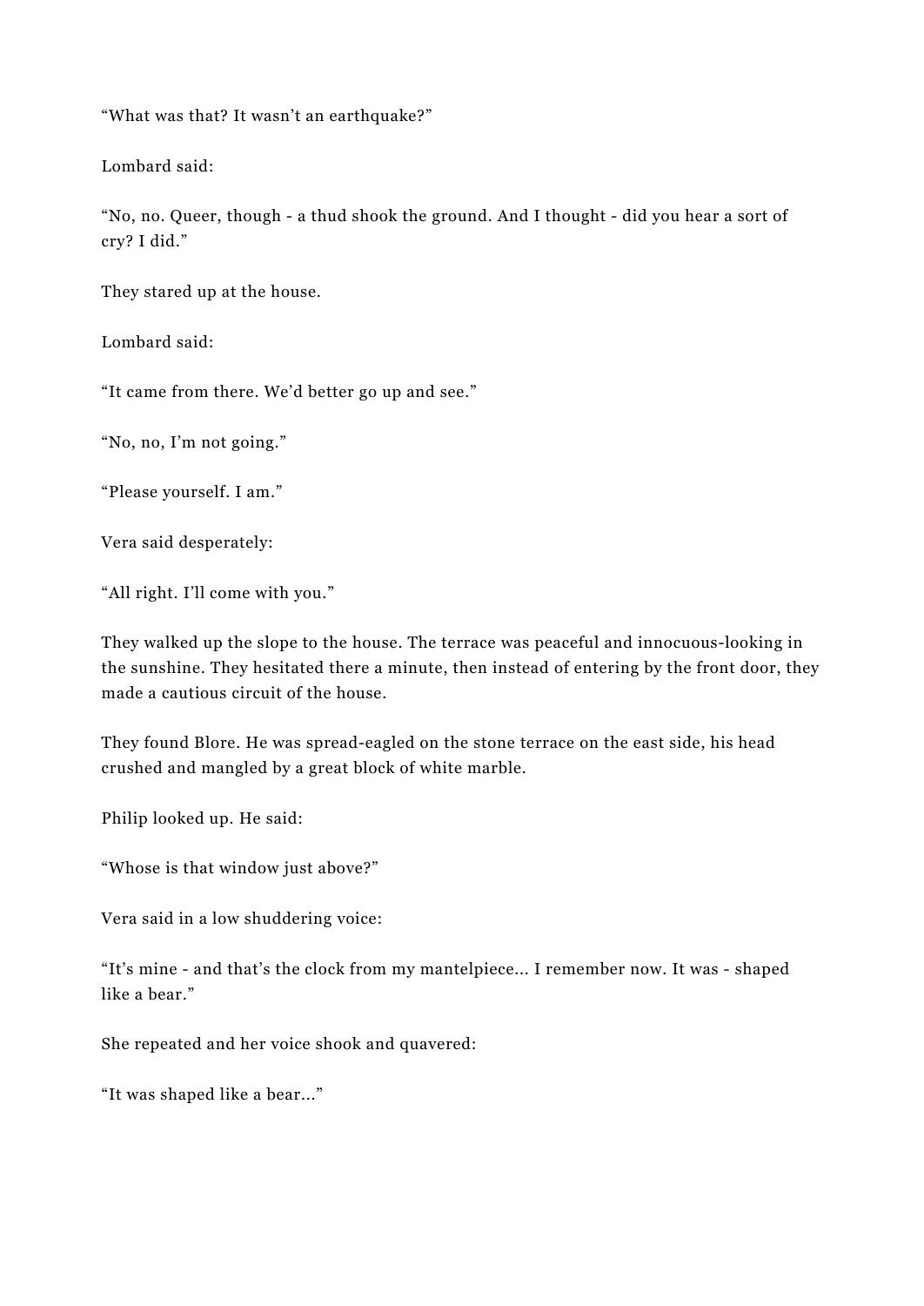“What was that? It wasn’t an earthquake?”

Lombard said:

“No, no. Queer, though - a thud shook the ground. And I thought - did you hear a sort of cry? I did.”

They stared up at the house.

Lombard said:

“It came from there. We’d better go up and see.”

“No, no, I’m not going.”

“Please yourself. I am.”

Vera said desperately:

“All right. I’ll come with you.”

They walked up the slope to the house. The terrace was peaceful and innocuous-looking in the sunshine. They hesitated there a minute, then instead of entering by the front door, they made a cautious circuit of the house.

They found Blore. He was spread-eagled on the stone terrace on the east side, his head crushed and mangled by a great block of white marble.

Philip looked up. He said:

“Whose is that window just above?”

Vera said in a low shuddering voice:

“It’s mine - and that’s the clock from my mantelpiece... I remember now. It was - shaped like a bear.”

She repeated and her voice shook and quavered:

“It was shaped like a bear...”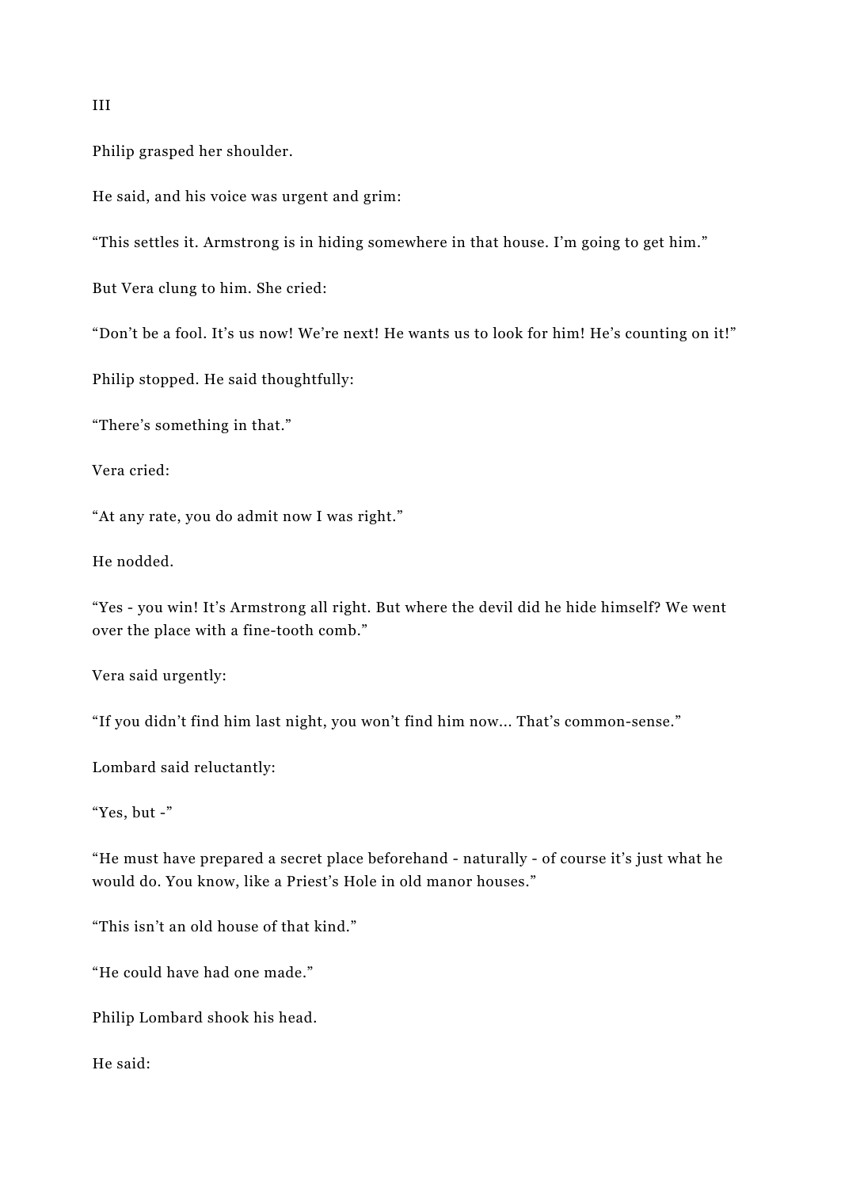III

Philip grasped her shoulder.

He said, and his voice was urgent and grim:

“This settles it. Armstrong is in hiding somewhere in that house. I’m going to get him.”

But Vera clung to him. She cried:

“Don’t be a fool. It’s us now! We’re next! He wants us to look for him! He’s counting on it!”

Philip stopped. He said thoughtfully:

“There’s something in that.”

Vera cried:

“At any rate, you do admit now I was right.”

He nodded.

“Yes - you win! It’s Armstrong all right. But where the devil did he hide himself? We went over the place with a fine-tooth comb.”

Vera said urgently:

“If you didn’t find him last night, you won’t find him now... That’s common-sense.”

Lombard said reluctantly:

“Yes, but -”

“He must have prepared a secret place beforehand - naturally - of course it’s just what he would do. You know, like a Priest’s Hole in old manor houses.”

“This isn’t an old house of that kind.”

“He could have had one made.”

Philip Lombard shook his head.

He said: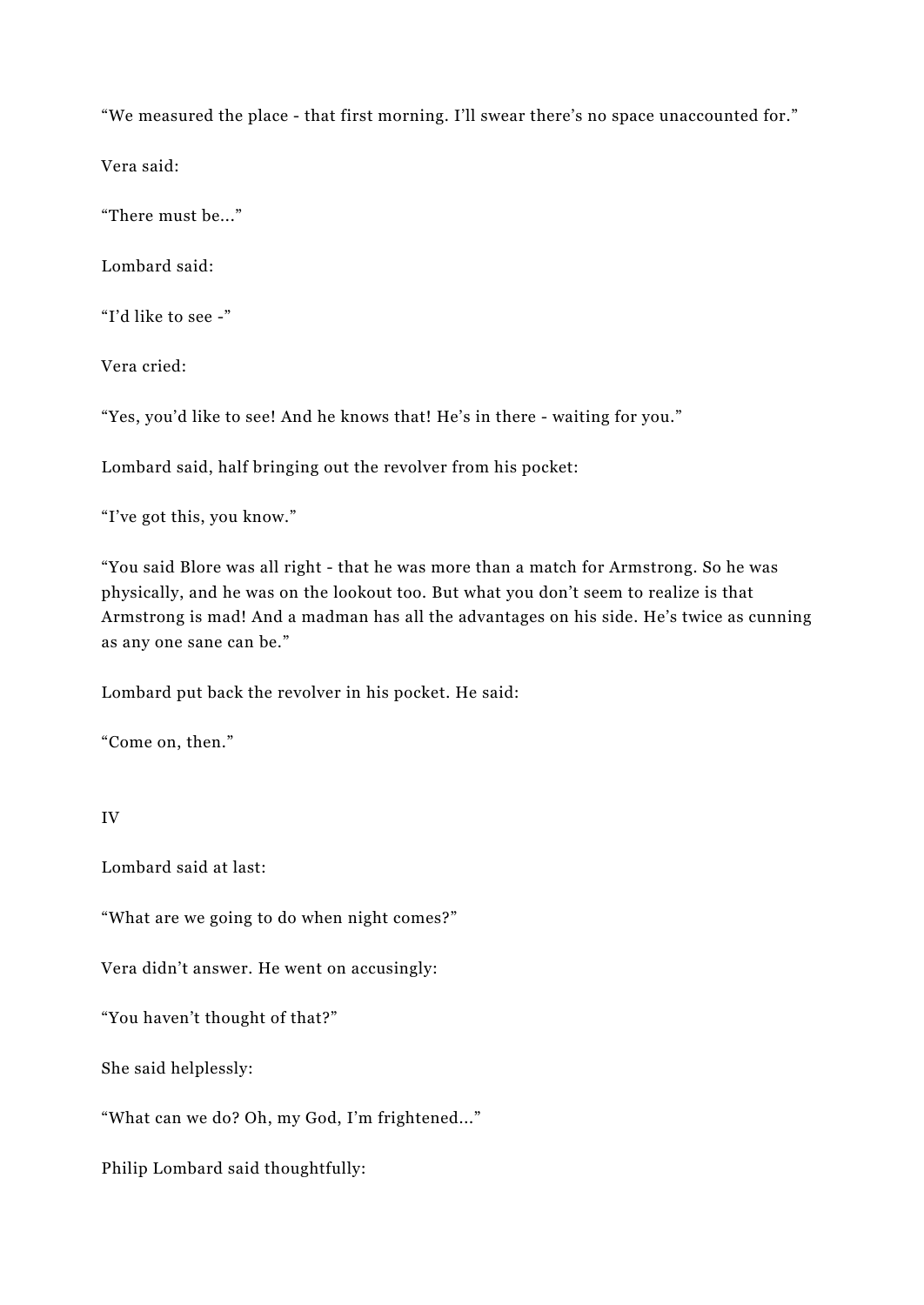"We measured the place - that first morning. I'll swear there's no space unaccounted for."

Vera said:

"There must be..."

Lombard said:

"I'd like to see -"

Vera cried:

"Yes, you'd like to see! And he knows that! He's in there - waiting for you."

Lombard said, half bringing out the revolver from his pocket:

"I've got this, you know."

"You said Blore was all right - that he was more than a match for Armstrong. So he was physically, and he was on the lookout too. But what you don't seem to realize is that Armstrong is mad! And a madman has all the advantages on his side. He's twice as cunning as any one sane can be."

Lombard put back the revolver in his pocket. He said:

"Come on, then."

IV

Lombard said at last:

"What are we going to do when night comes?"

Vera didn't answer. He went on accusingly:

"You haven't thought of that?"

She said helplessly:

"What can we do? Oh, my God, I'm frightened..."

Philip Lombard said thoughtfully: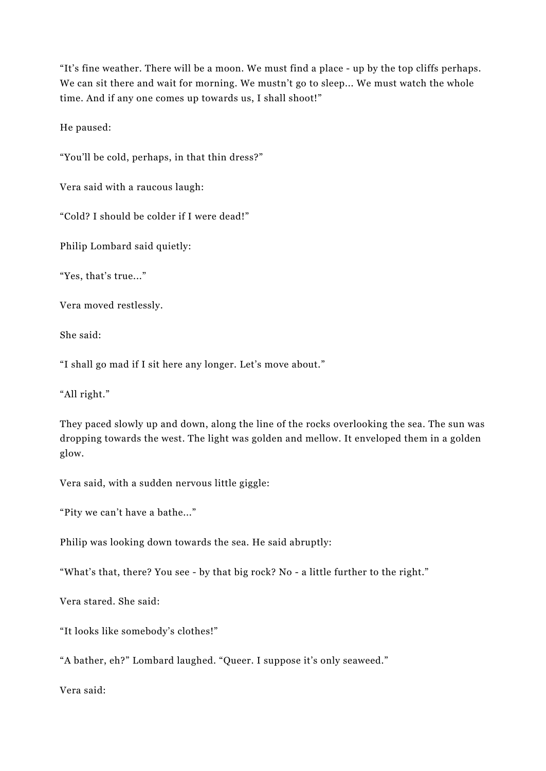"It's fine weather. There will be a moon. We must find a place - up by the top cliffs perhaps. We can sit there and wait for morning. We mustn't go to sleep... We must watch the whole time. And if any one comes up towards us, I shall shoot!"

He paused:

"You'll be cold, perhaps, in that thin dress?"

Vera said with a raucous laugh:

"Cold? I should be colder if I were dead!"

Philip Lombard said quietly:

"Yes, that's true..."

Vera moved restlessly.

She said:

"I shall go mad if I sit here any longer. Let's move about."

"All right."

They paced slowly up and down, along the line of the rocks overlooking the sea. The sun was dropping towards the west. The light was golden and mellow. It enveloped them in a golden glow.

Vera said, with a sudden nervous little giggle:

"Pity we can't have a bathe..."

Philip was looking down towards the sea. He said abruptly:

"What's that, there? You see - by that big rock? No - a little further to the right."

Vera stared. She said:

"It looks like somebody's clothes!"

"A bather, eh?" Lombard laughed. "Queer. I suppose it's only seaweed."

Vera said: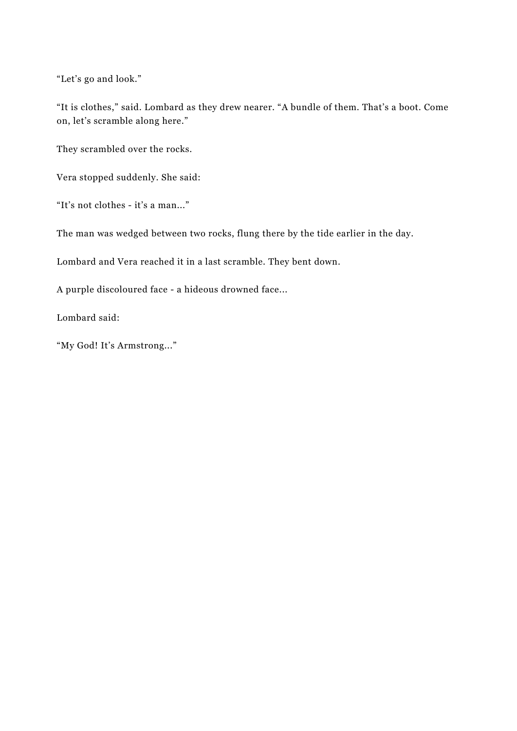“Let’s go and look.”

“It is clothes,” said. Lombard as they drew nearer. “A bundle of them. That’s a boot. Come on, let’s scramble along here.”

They scrambled over the rocks.

Vera stopped suddenly. She said:

“It’s not clothes - it’s a man…”

The man was wedged between two rocks, flung there by the tide earlier in the day.

Lombard and Vera reached it in a last scramble. They bent down.

A purple discoloured face - a hideous drowned face…

Lombard said:

“My God! It’s Armstrong…”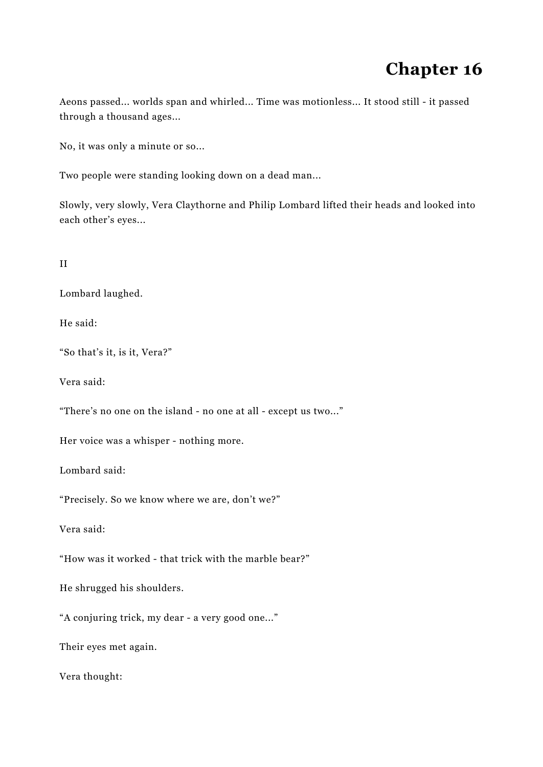# Chapter 16

Aeons passed... worlds span and whirled... Time was motionless... It stood still - it passed through a thousand ages...

No, it was only a minute or so...

Two people were standing looking down on a dead man...

Slowly, very slowly, Vera Claythorne and Philip Lombard lifted their heads and looked into each other's eyes...

II

Lombard laughed.

He said:

"So that's it, is it, Vera?"

Vera said:

"There's no one on the island - no one at all - except us two..."

Her voice was a whisper - nothing more.

Lombard said:

"Precisely. So we know where we are, don't we?"

Vera said:

"How was it worked - that trick with the marble bear?"

He shrugged his shoulders.

"A conjuring trick, my dear - a very good one..."

Their eyes met again.

Vera thought: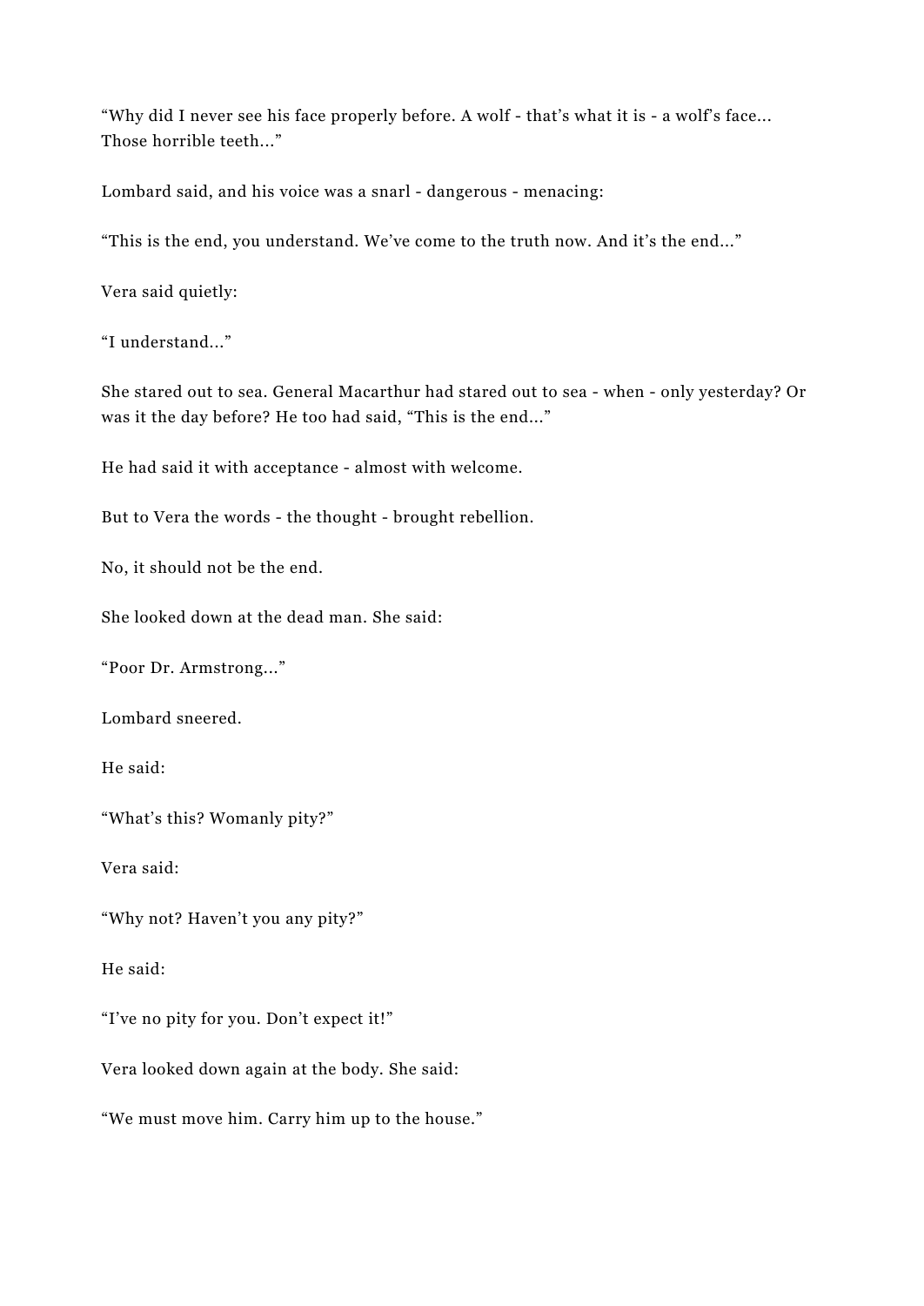"Why did I never see his face properly before. A wolf - that's what it is - a wolf's face... Those horrible teeth..."

Lombard said, and his voice was a snarl - dangerous - menacing:

"This is the end, you understand. We've come to the truth now. And it's the end..."

Vera said quietly:

"I understand..."

She stared out to sea. General Macarthur had stared out to sea - when - only yesterday? Or was it the day before? He too had said, "This is the end..."

He had said it with acceptance - almost with welcome.

But to Vera the words - the thought - brought rebellion.

No, it should not be the end.

She looked down at the dead man. She said:

"Poor Dr. Armstrong..."

Lombard sneered.

He said:

"What's this? Womanly pity?"

Vera said:

"Why not? Haven't you any pity?"

He said:

"I've no pity for you. Don't expect it!"

Vera looked down again at the body. She said:

"We must move him. Carry him up to the house."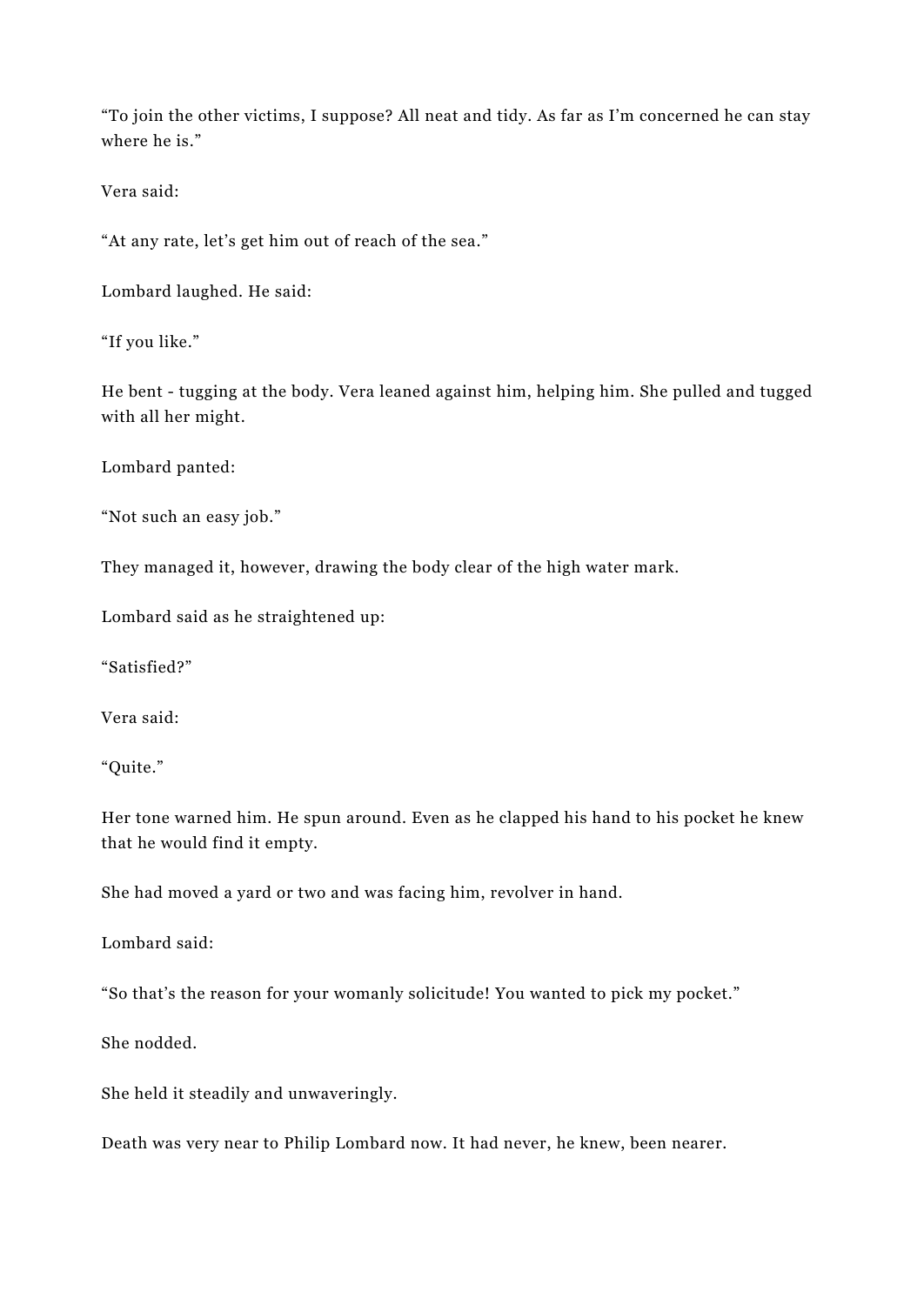“To join the other victims, I suppose? All neat and tidy. As far as I’m concerned he can stay where he is.”

Vera said:

“At any rate, let’s get him out of reach of the sea.”

Lombard laughed. He said:

“If you like.”

He bent - tugging at the body. Vera leaned against him, helping him. She pulled and tugged with all her might.

Lombard panted:

“Not such an easy job.”

They managed it, however, drawing the body clear of the high water mark.

Lombard said as he straightened up:

“Satisfied?”

Vera said:

“Quite.”

Her tone warned him. He spun around. Even as he clapped his hand to his pocket he knew that he would find it empty.

She had moved a yard or two and was facing him, revolver in hand.

Lombard said:

“So that’s the reason for your womanly solicitude! You wanted to pick my pocket.”

She nodded.

She held it steadily and unwaveringly.

Death was very near to Philip Lombard now. It had never, he knew, been nearer.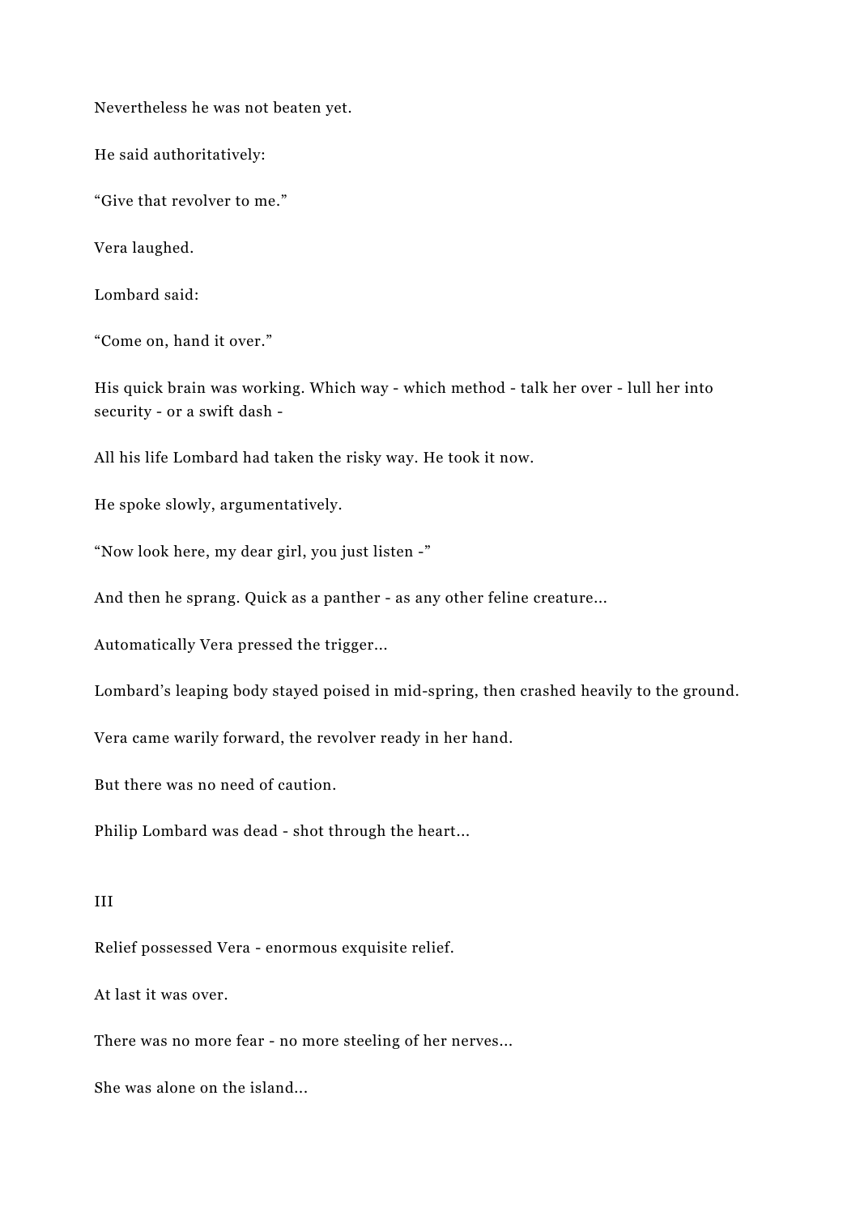Nevertheless he was not beaten yet.

He said authoritatively:

“Give that revolver to me.”

Vera laughed.

Lombard said:

“Come on, hand it over.”

His quick brain was working. Which way - which method - talk her over - lull her into security - or a swift dash -

All his life Lombard had taken the risky way. He took it now.

He spoke slowly, argumentatively.

“Now look here, my dear girl, you just listen -”

And then he sprang. Quick as a panther - as any other feline creature...

Automatically Vera pressed the trigger...

Lombard’s leaping body stayed poised in mid-spring, then crashed heavily to the ground.

Vera came warily forward, the revolver ready in her hand.

But there was no need of caution.

Philip Lombard was dead - shot through the heart...

## III

Relief possessed Vera - enormous exquisite relief.

At last it was over.

There was no more fear - no more steeling of her nerves...

She was alone on the island...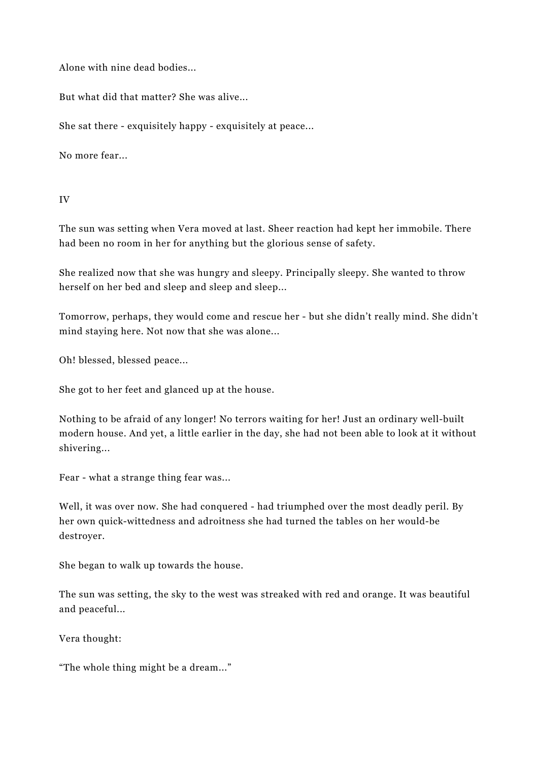Alone with nine dead bodies...

But what did that matter? She was alive...

She sat there - exquisitely happy - exquisitely at peace...

No more fear...

IV

The sun was setting when Vera moved at last. Sheer reaction had kept her immobile. There had been no room in her for anything but the glorious sense of safety.

She realized now that she was hungry and sleepy. Principally sleepy. She wanted to throw herself on her bed and sleep and sleep and sleep...

Tomorrow, perhaps, they would come and rescue her - but she didn't really mind. She didn't mind staying here. Not now that she was alone...

Oh! blessed, blessed peace...

She got to her feet and glanced up at the house.

Nothing to be afraid of any longer! No terrors waiting for her! Just an ordinary well-built modern house. And yet, a little earlier in the day, she had not been able to look at it without shivering...

Fear - what a strange thing fear was...

Well, it was over now. She had conquered - had triumphed over the most deadly peril. By her own quick-wittedness and adroitness she had turned the tables on her would-be destroyer.

She began to walk up towards the house.

The sun was setting, the sky to the west was streaked with red and orange. It was beautiful and peaceful...

Vera thought:

"The whole thing might be a dream..."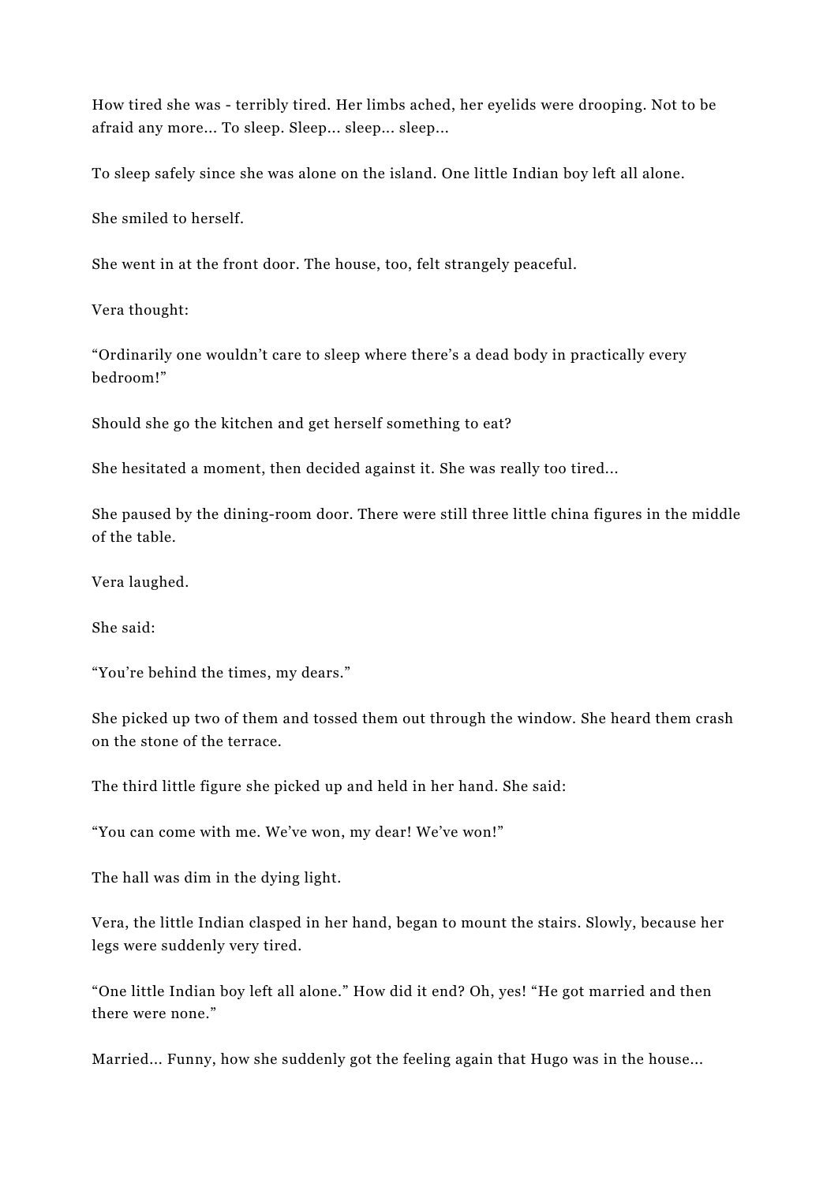How tired she was - terribly tired. Her limbs ached, her eyelids were drooping. Not to be afraid any more... To sleep. Sleep... sleep... sleep...

To sleep safely since she was alone on the island. One little Indian boy left all alone.

She smiled to herself.

She went in at the front door. The house, too, felt strangely peaceful.

Vera thought:

"Ordinarily one wouldn't care to sleep where there's a dead body in practically every bedroom!"

Should she go the kitchen and get herself something to eat?

She hesitated a moment, then decided against it. She was really too tired...

She paused by the dining-room door. There were still three little china figures in the middle of the table.

Vera laughed.

She said:

"You're behind the times, my dears."

She picked up two of them and tossed them out through the window. She heard them crash on the stone of the terrace.

The third little figure she picked up and held in her hand. She said:

"You can come with me. We've won, my dear! We've won!"

The hall was dim in the dying light.

Vera, the little Indian clasped in her hand, began to mount the stairs. Slowly, because her legs were suddenly very tired.

"One little Indian boy left all alone." How did it end? Oh, yes! "He got married and then there were none."

Married... Funny, how she suddenly got the feeling again that Hugo was in the house...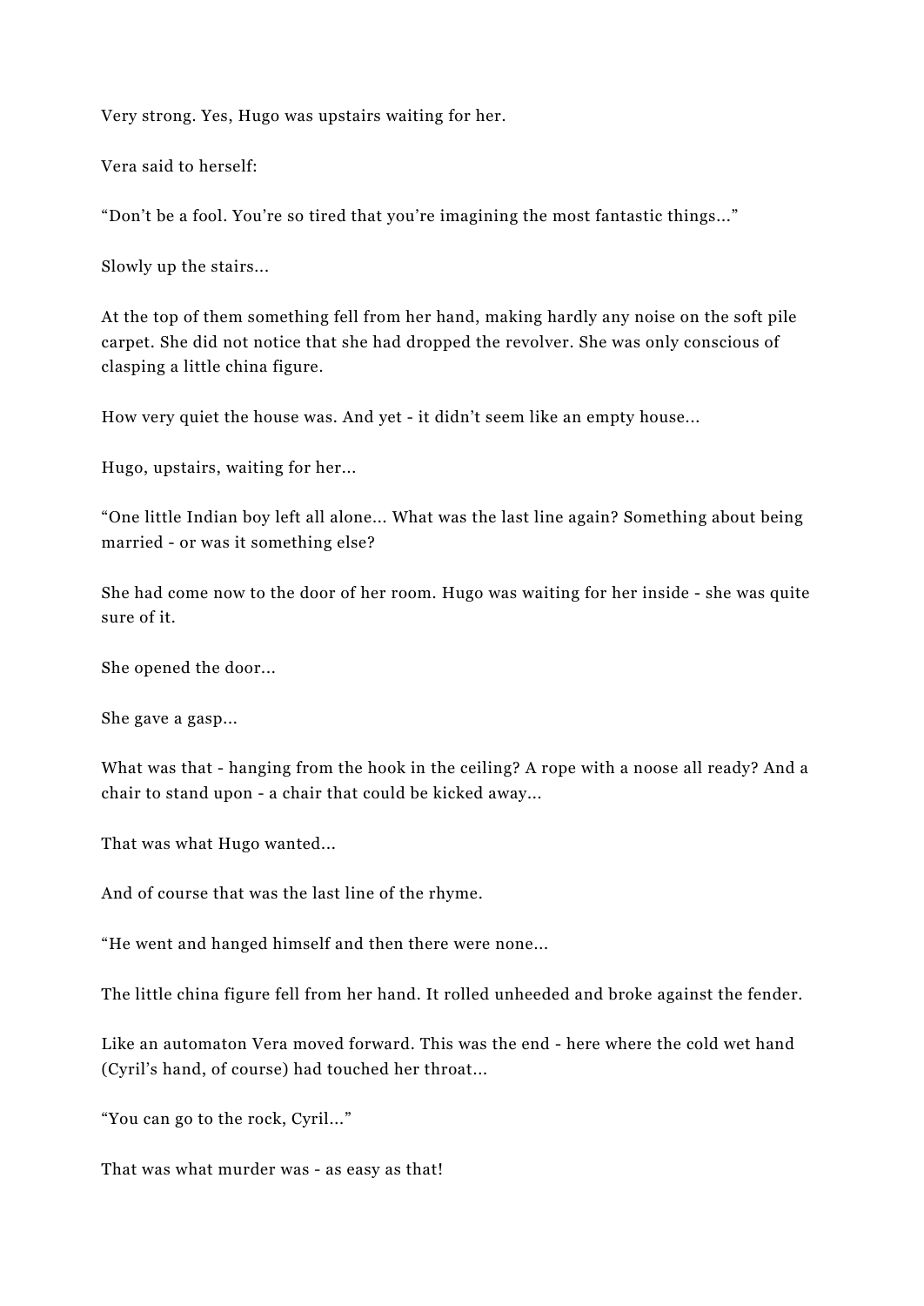Very strong. Yes, Hugo was upstairs waiting for her.

Vera said to herself:

“Don’t be a fool. You’re so tired that you’re imagining the most fantastic things...”

Slowly up the stairs...

At the top of them something fell from her hand, making hardly any noise on the soft pile carpet. She did not notice that she had dropped the revolver. She was only conscious of clasping a little china figure.

How very quiet the house was. And yet - it didn’t seem like an empty house...

Hugo, upstairs, waiting for her...

“One little Indian boy left all alone... What was the last line again? Something about being married - or was it something else?

She had come now to the door of her room. Hugo was waiting for her inside - she was quite sure of it.

She opened the door...

She gave a gasp...

What was that - hanging from the hook in the ceiling? A rope with a noose all ready? And a chair to stand upon - a chair that could be kicked away...

That was what Hugo wanted...

And of course that was the last line of the rhyme.

“He went and hanged himself and then there were none...

The little china figure fell from her hand. It rolled unheeded and broke against the fender.

Like an automaton Vera moved forward. This was the end - here where the cold wet hand (Cyril’s hand, of course) had touched her throat...

“You can go to the rock, Cyril...”

That was what murder was - as easy as that!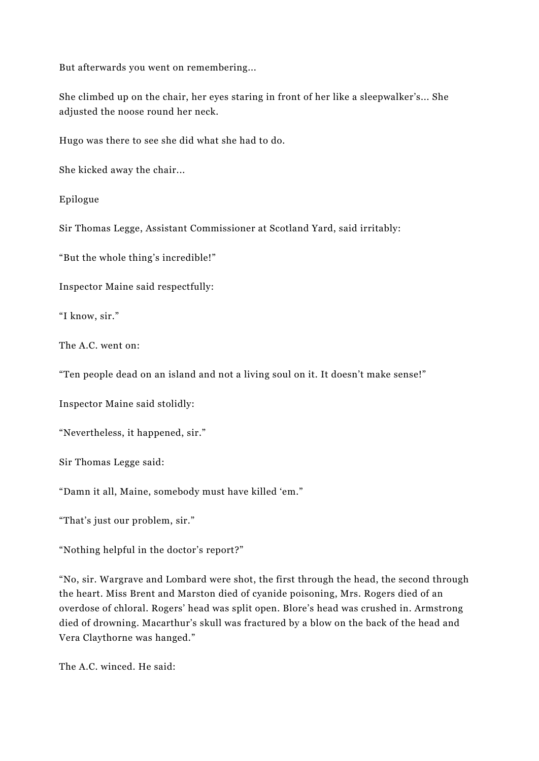But afterwards you went on remembering...

She climbed up on the chair, her eyes staring in front of her like a sleepwalker's... She adjusted the noose round her neck.

Hugo was there to see she did what she had to do.

She kicked away the chair...

## Epilogue

Sir Thomas Legge, Assistant Commissioner at Scotland Yard, said irritably:

"But the whole thing's incredible!"

Inspector Maine said respectfully:

"I know, sir."

The A.C. went on:

"Ten people dead on an island and not a living soul on it. It doesn't make sense!"

Inspector Maine said stolidly:

"Nevertheless, it happened, sir."

Sir Thomas Legge said:

"Damn it all, Maine, somebody must have killed 'em."

"That's just our problem, sir."

"Nothing helpful in the doctor's report?"

"No, sir. Wargrave and Lombard were shot, the first through the head, the second through the heart. Miss Brent and Marston died of cyanide poisoning, Mrs. Rogers died of an overdose of chloral. Rogers' head was split open. Blore's head was crushed in. Armstrong died of drowning. Macarthur's skull was fractured by a blow on the back of the head and Vera Claythorne was hanged."

The A.C. winced. He said: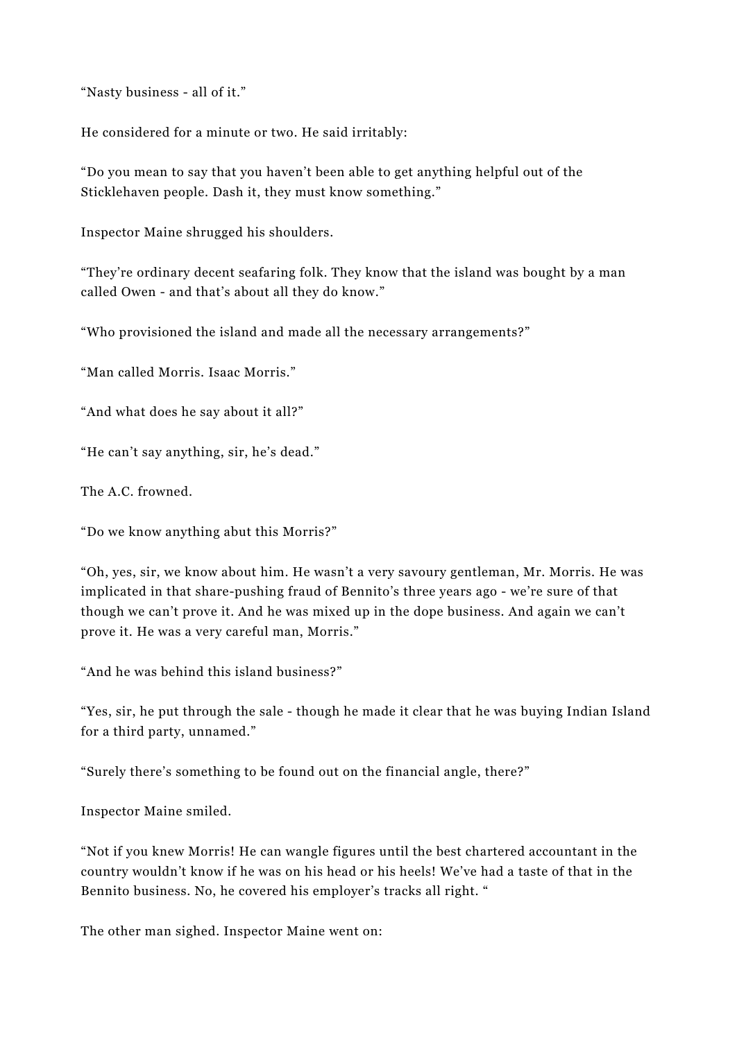“Nasty business - all of it.”

He considered for a minute or two. He said irritably:

“Do you mean to say that you haven’t been able to get anything helpful out of the Sticklehaven people. Dash it, they must know something.”

Inspector Maine shrugged his shoulders.

“They’re ordinary decent seafaring folk. They know that the island was bought by a man called Owen - and that’s about all they do know.”

“Who provisioned the island and made all the necessary arrangements?”

“Man called Morris. Isaac Morris.”

“And what does he say about it all?”

“He can’t say anything, sir, he’s dead.”

The A.C. frowned.

“Do we know anything abut this Morris?”

“Oh, yes, sir, we know about him. He wasn’t a very savoury gentleman, Mr. Morris. He was implicated in that share-pushing fraud of Bennito’s three years ago - we’re sure of that though we can’t prove it. And he was mixed up in the dope business. And again we can’t prove it. He was a very careful man, Morris.”

“And he was behind this island business?”

“Yes, sir, he put through the sale - though he made it clear that he was buying Indian Island for a third party, unnamed.”

“Surely there’s something to be found out on the financial angle, there?”

Inspector Maine smiled.

“Not if you knew Morris! He can wangle figures until the best chartered accountant in the country wouldn’t know if he was on his head or his heels! We’ve had a taste of that in the Bennito business. No, he covered his employer’s tracks all right. “

The other man sighed. Inspector Maine went on: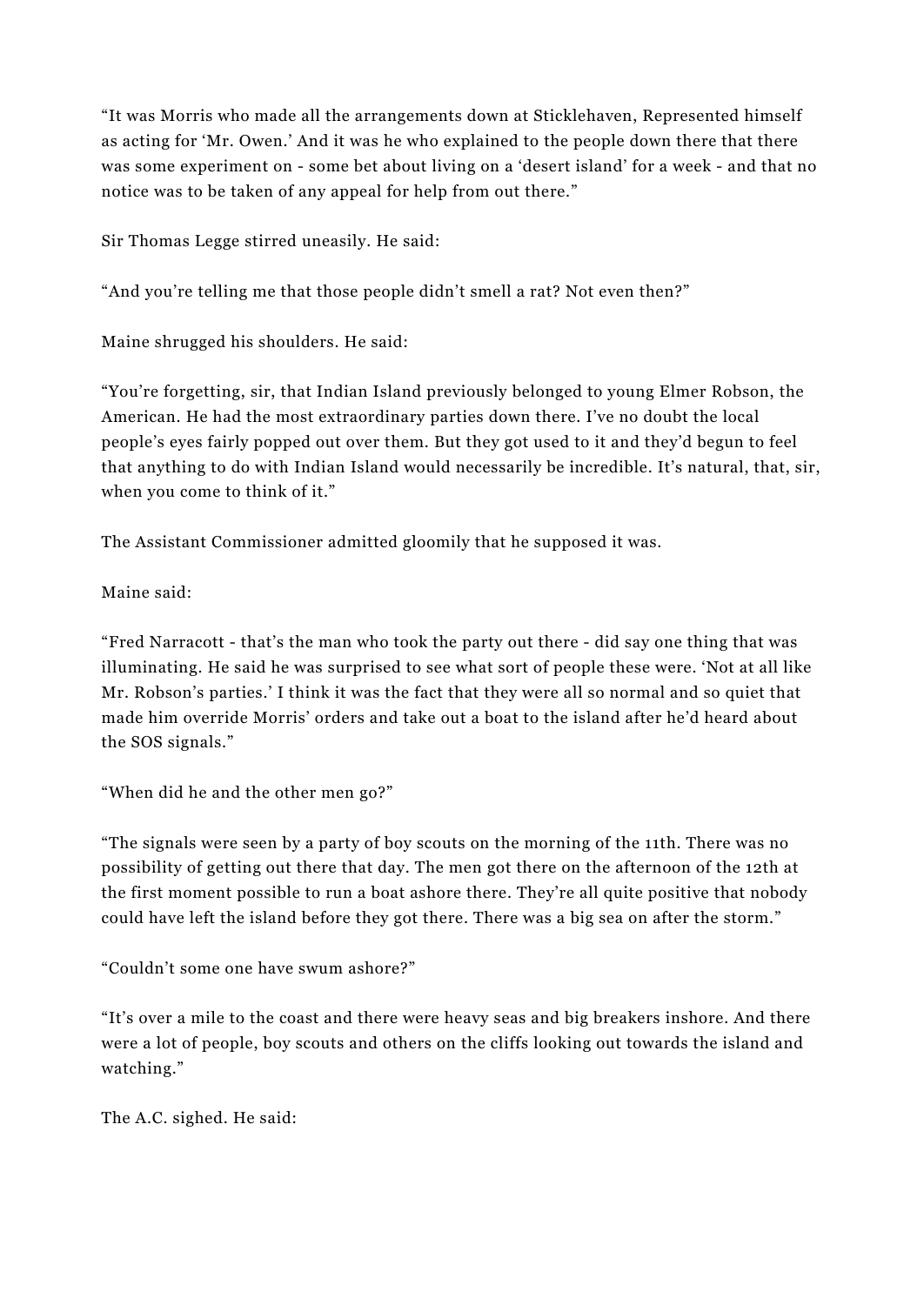"It was Morris who made all the arrangements down at Sticklehaven, Represented himself as acting for 'Mr. Owen.' And it was he who explained to the people down there that there was some experiment on - some bet about living on a 'desert island' for a week - and that no notice was to be taken of any appeal for help from out there."

Sir Thomas Legge stirred uneasily. He said:

"And you're telling me that those people didn't smell a rat? Not even then?"

Maine shrugged his shoulders. He said:

"You're forgetting, sir, that Indian Island previously belonged to young Elmer Robson, the American. He had the most extraordinary parties down there. I've no doubt the local people's eyes fairly popped out over them. But they got used to it and they'd begun to feel that anything to do with Indian Island would necessarily be incredible. It's natural, that, sir, when you come to think of it."

The Assistant Commissioner admitted gloomily that he supposed it was.

Maine said:

"Fred Narracott - that's the man who took the party out there - did say one thing that was illuminating. He said he was surprised to see what sort of people these were. 'Not at all like Mr. Robson's parties.' I think it was the fact that they were all so normal and so quiet that made him override Morris' orders and take out a boat to the island after he'd heard about the SOS signals."

"When did he and the other men go?"

"The signals were seen by a party of boy scouts on the morning of the 11th. There was no possibility of getting out there that day. The men got there on the afternoon of the 12th at the first moment possible to run a boat ashore there. They're all quite positive that nobody could have left the island before they got there. There was a big sea on after the storm."

"Couldn't some one have swum ashore?"

"It's over a mile to the coast and there were heavy seas and big breakers inshore. And there were a lot of people, boy scouts and others on the cliffs looking out towards the island and watching."

The A.C. sighed. He said: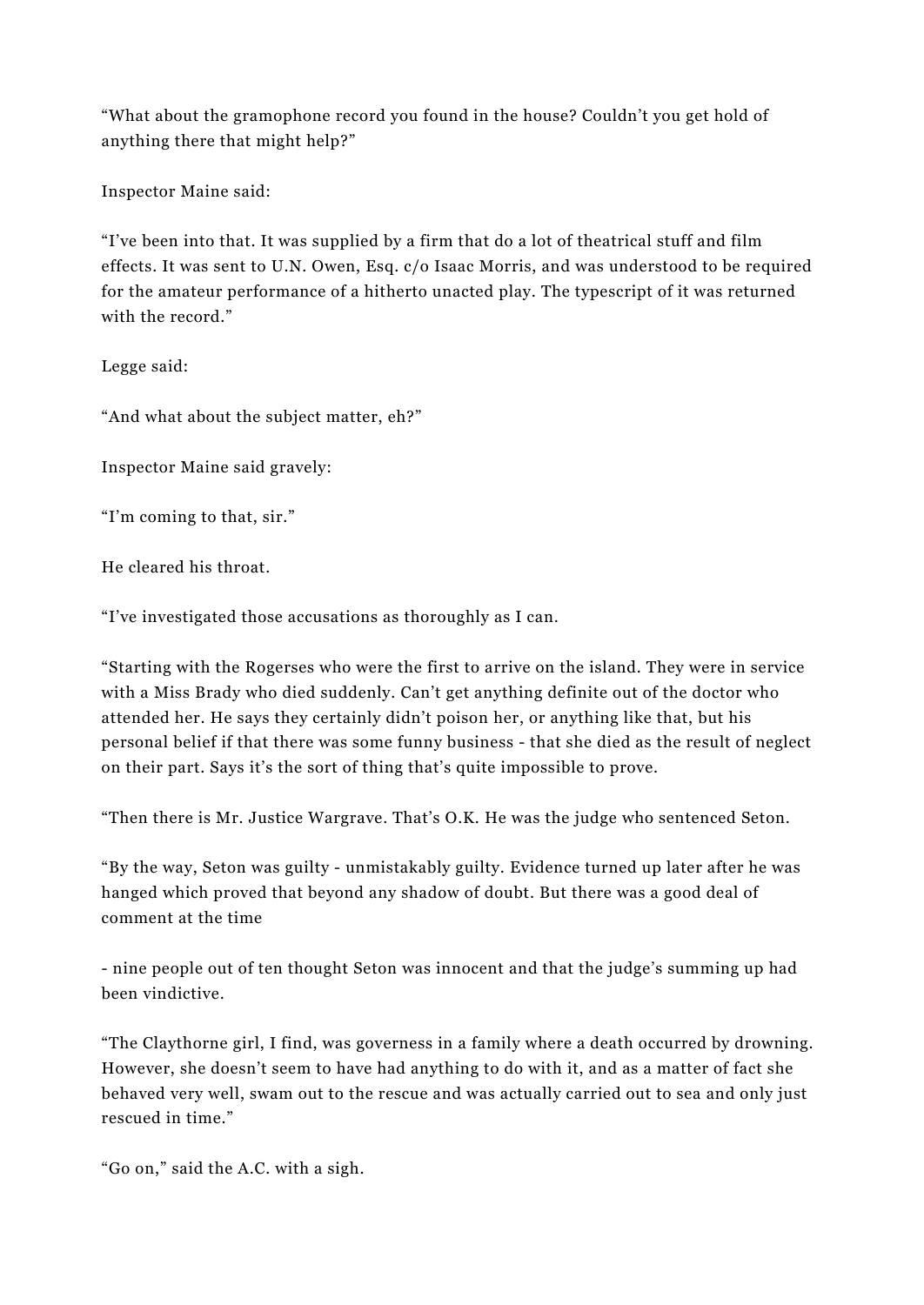"What about the gramophone record you found in the house? Couldn't you get hold of anything there that might help?"

Inspector Maine said:

"I've been into that. It was supplied by a firm that do a lot of theatrical stuff and film effects. It was sent to U.N. Owen, Esq. c/o Isaac Morris, and was understood to be required for the amateur performance of a hitherto unacted play. The typescript of it was returned with the record."

Legge said:

"And what about the subject matter, eh?"

Inspector Maine said gravely:

"I'm coming to that, sir."

He cleared his throat.

"I've investigated those accusations as thoroughly as I can.

"Starting with the Rogerses who were the first to arrive on the island. They were in service with a Miss Brady who died suddenly. Can't get anything definite out of the doctor who attended her. He says they certainly didn't poison her, or anything like that, but his personal belief if that there was some funny business - that she died as the result of neglect on their part. Says it's the sort of thing that's quite impossible to prove.

"Then there is Mr. Justice Wargrave. That's O.K. He was the judge who sentenced Seton.

"By the way, Seton was guilty - unmistakably guilty. Evidence turned up later after he was hanged which proved that beyond any shadow of doubt. But there was a good deal of comment at the time

- nine people out of ten thought Seton was innocent and that the judge's summing up had been vindictive.

"The Claythorne girl, I find, was governess in a family where a death occurred by drowning. However, she doesn't seem to have had anything to do with it, and as a matter of fact she behaved very well, swam out to the rescue and was actually carried out to sea and only just rescued in time."

"Go on," said the A.C. with a sigh.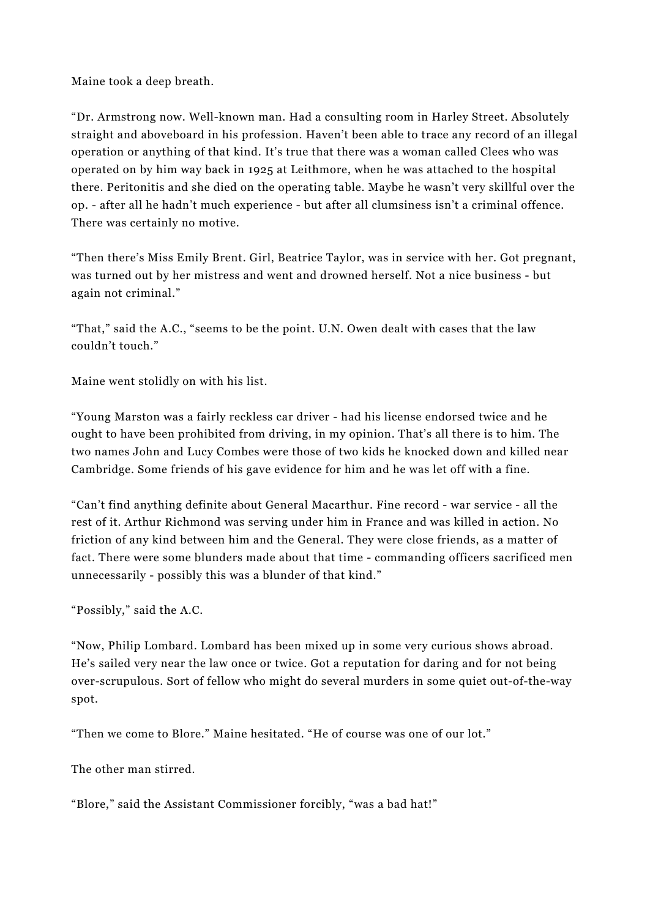Maine took a deep breath.

“Dr. Armstrong now. Well-known man. Had a consulting room in Harley Street. Absolutely straight and aboveboard in his profession. Haven’t been able to trace any record of an illegal operation or anything of that kind. It’s true that there was a woman called Clees who was operated on by him way back in 1925 at Leithmore, when he was attached to the hospital there. Peritonitis and she died on the operating table. Maybe he wasn’t very skillful over the op. - after all he hadn’t much experience - but after all clumsiness isn’t a criminal offence. There was certainly no motive.

“Then there’s Miss Emily Brent. Girl, Beatrice Taylor, was in service with her. Got pregnant, was turned out by her mistress and went and drowned herself. Not a nice business - but again not criminal.”

“That,” said the A.C., “seems to be the point. U.N. Owen dealt with cases that the law couldn’t touch.”

Maine went stolidly on with his list.

“Young Marston was a fairly reckless car driver - had his license endorsed twice and he ought to have been prohibited from driving, in my opinion. That’s all there is to him. The two names John and Lucy Combes were those of two kids he knocked down and killed near Cambridge. Some friends of his gave evidence for him and he was let off with a fine.

“Can’t find anything definite about General Macarthur. Fine record - war service - all the rest of it. Arthur Richmond was serving under him in France and was killed in action. No friction of any kind between him and the General. They were close friends, as a matter of fact. There were some blunders made about that time - commanding officers sacrificed men unnecessarily - possibly this was a blunder of that kind.”

“Possibly,” said the A.C.

“Now, Philip Lombard. Lombard has been mixed up in some very curious shows abroad. He’s sailed very near the law once or twice. Got a reputation for daring and for not being over-scrupulous. Sort of fellow who might do several murders in some quiet out-of-the-way spot.

“Then we come to Blore.” Maine hesitated. “He of course was one of our lot.”

The other man stirred.

“Blore,” said the Assistant Commissioner forcibly, “was a bad hat!”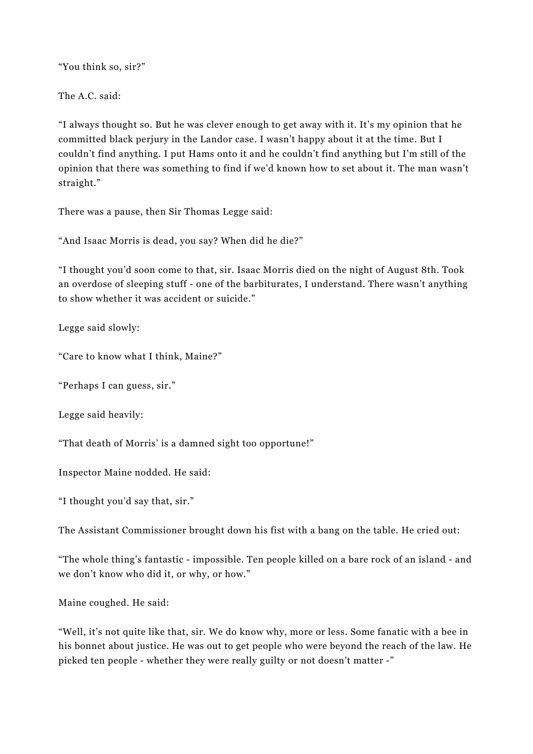“You think so, sir?”

The A.C. said:

“I always thought so. But he was clever enough to get away with it. It’s my opinion that he committed black perjury in the Landor case. I wasn’t happy about it at the time. But I couldn’t find anything. I put Hams onto it and he couldn’t find anything but I’m still of the opinion that there was something to find if we’d known how to set about it. The man wasn’t straight.”

There was a pause, then Sir Thomas Legge said:

“And Isaac Morris is dead, you say? When did he die?”

“I thought you’d soon come to that, sir. Isaac Morris died on the night of August 8th. Took an overdose of sleeping stuff - one of the barbiturates, I understand. There wasn’t anything to show whether it was accident or suicide.”

Legge said slowly:

“Care to know what I think, Maine?”

“Perhaps I can guess, sir.”

Legge said heavily:

“That death of Morris’ is a damned sight too opportune!”

Inspector Maine nodded. He said:

“I thought you’d say that, sir.”

The Assistant Commissioner brought down his fist with a bang on the table. He cried out:

“The whole thing’s fantastic - impossible. Ten people killed on a bare rock of an island - and we don’t know who did it, or why, or how.”

Maine coughed. He said:

“Well, it’s not quite like that, sir. We do know why, more or less. Some fanatic with a bee in his bonnet about justice. He was out to get people who were beyond the reach of the law. He picked ten people - whether they were really guilty or not doesn’t matter -”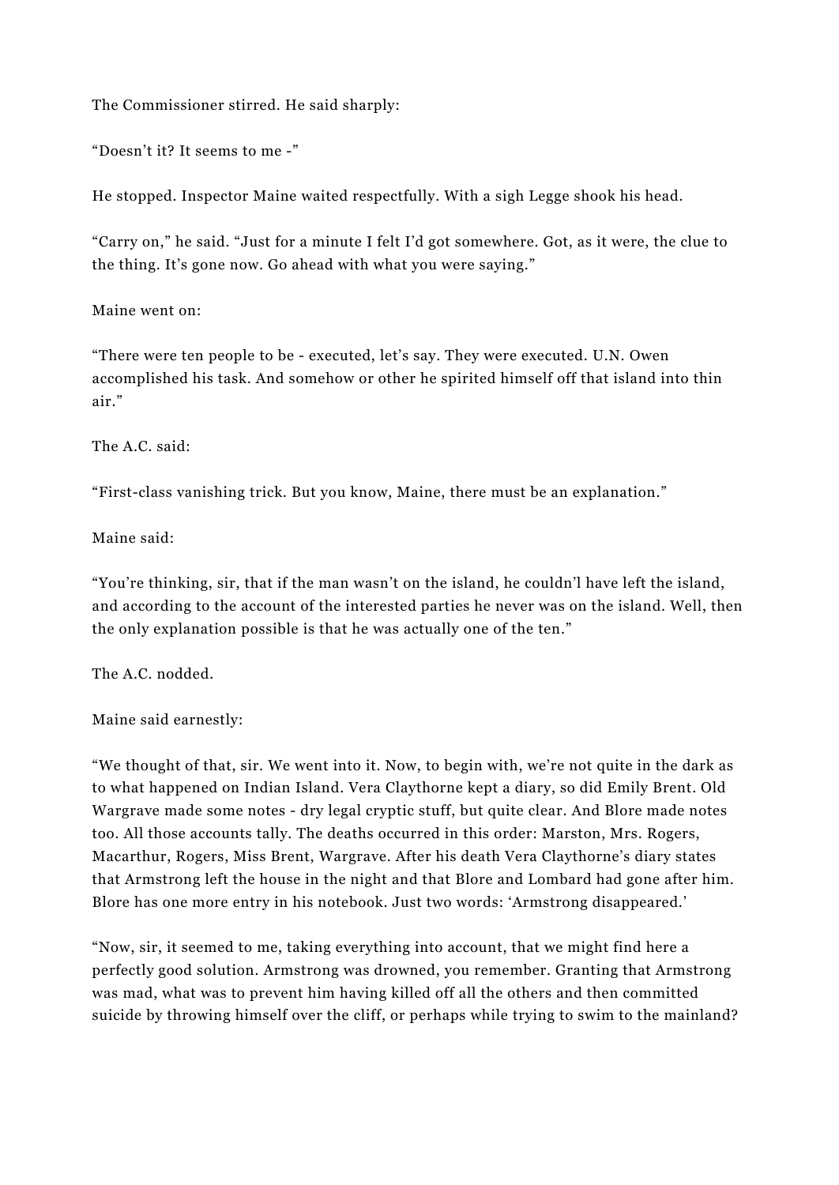The Commissioner stirred. He said sharply:

“Doesn’t it? It seems to me -”

He stopped. Inspector Maine waited respectfully. With a sigh Legge shook his head.

“Carry on,” he said. “Just for a minute I felt I’d got somewhere. Got, as it were, the clue to the thing. It’s gone now. Go ahead with what you were saying.”

Maine went on:

“There were ten people to be - executed, let’s say. They were executed. U.N. Owen accomplished his task. And somehow or other he spirited himself off that island into thin air.”

The A.C. said:

“First-class vanishing trick. But you know, Maine, there must be an explanation.”

Maine said:

“You’re thinking, sir, that if the man wasn’t on the island, he couldn’l have left the island, and according to the account of the interested parties he never was on the island. Well, then the only explanation possible is that he was actually one of the ten.”

The A.C. nodded.

Maine said earnestly:

“We thought of that, sir. We went into it. Now, to begin with, we’re not quite in the dark as to what happened on Indian Island. Vera Claythorne kept a diary, so did Emily Brent. Old Wargrave made some notes - dry legal cryptic stuff, but quite clear. And Blore made notes too. All those accounts tally. The deaths occurred in this order: Marston, Mrs. Rogers, Macarthur, Rogers, Miss Brent, Wargrave. After his death Vera Claythorne’s diary states that Armstrong left the house in the night and that Blore and Lombard had gone after him. Blore has one more entry in his notebook. Just two words: ‘Armstrong disappeared.’

“Now, sir, it seemed to me, taking everything into account, that we might find here a perfectly good solution. Armstrong was drowned, you remember. Granting that Armstrong was mad, what was to prevent him having killed off all the others and then committed suicide by throwing himself over the cliff, or perhaps while trying to swim to the mainland?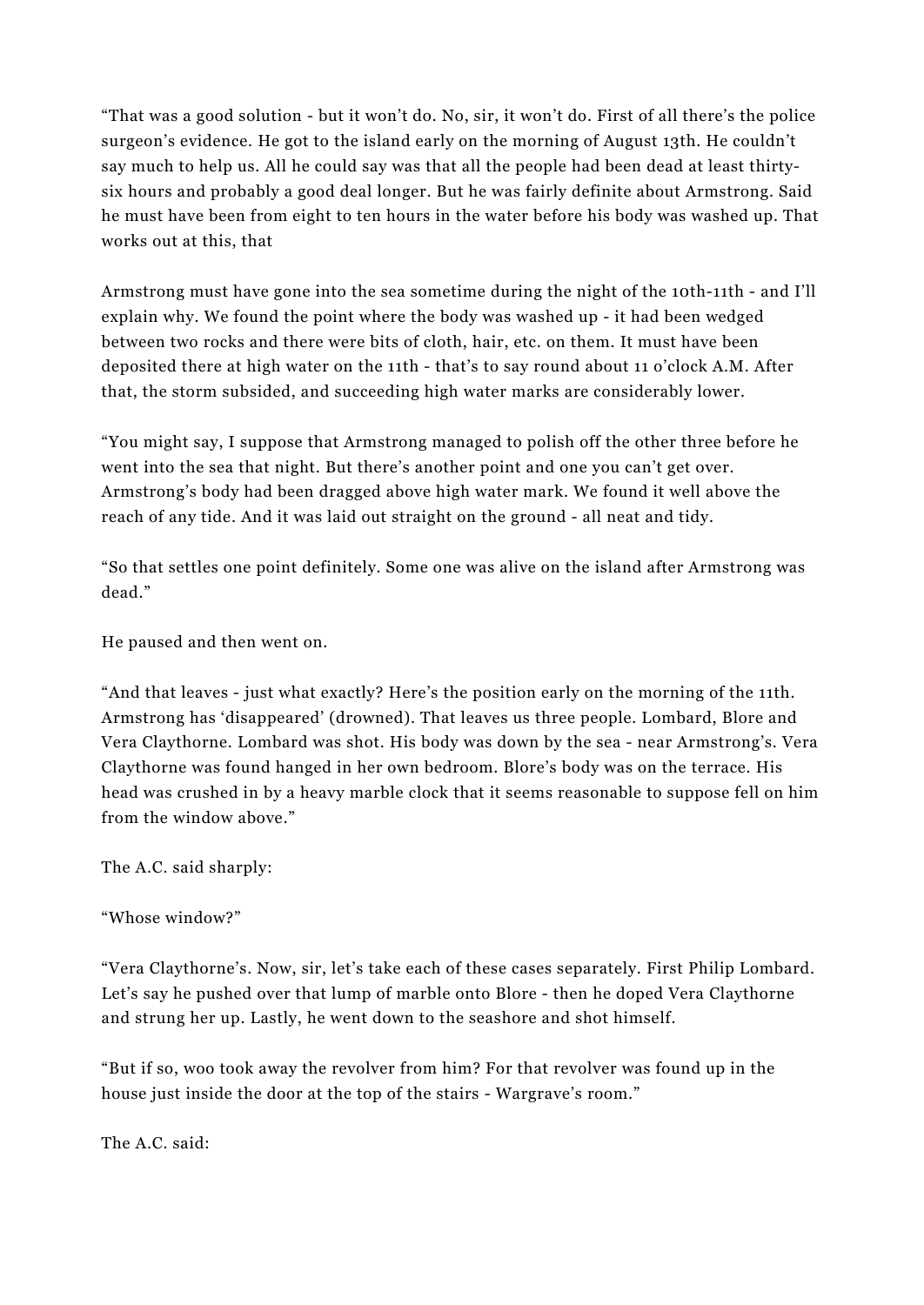"That was a good solution - but it won't do. No, sir, it won't do. First of all there's the police surgeon's evidence. He got to the island early on the morning of August 13th. He couldn't say much to help us. All he could say was that all the people had been dead at least thirty-six hours and probably a good deal longer. But he was fairly definite about Armstrong. Said he must have been from eight to ten hours in the water before his body was washed up. That works out at this, that

Armstrong must have gone into the sea sometime during the night of the 10th-11th - and I'll explain why. We found the point where the body was washed up - it had been wedged between two rocks and there were bits of cloth, hair, etc. on them. It must have been deposited there at high water on the 11th - that's to say round about 11 o'clock A.M. After that, the storm subsided, and succeeding high water marks are considerably lower.

"You might say, I suppose that Armstrong managed to polish off the other three before he went into the sea that night. But there's another point and one you can't get over. Armstrong's body had been dragged above high water mark. We found it well above the reach of any tide. And it was laid out straight on the ground - all neat and tidy.

"So that settles one point definitely. Some one was alive on the island after Armstrong was dead."

He paused and then went on.

"And that leaves - just what exactly? Here's the position early on the morning of the 11th. Armstrong has 'disappeared' (drowned). That leaves us three people. Lombard, Blore and Vera Claythorne. Lombard was shot. His body was down by the sea - near Armstrong's. Vera Claythorne was found hanged in her own bedroom. Blore's body was on the terrace. His head was crushed in by a heavy marble clock that it seems reasonable to suppose fell on him from the window above."

The A.C. said sharply:

"Whose window?"

"Vera Claythorne's. Now, sir, let's take each of these cases separately. First Philip Lombard. Let's say he pushed over that lump of marble onto Blore - then he doped Vera Claythorne and strung her up. Lastly, he went down to the seashore and shot himself.

"But if so, woo took away the revolver from him? For that revolver was found up in the house just inside the door at the top of the stairs - Wargrave's room."

The A.C. said: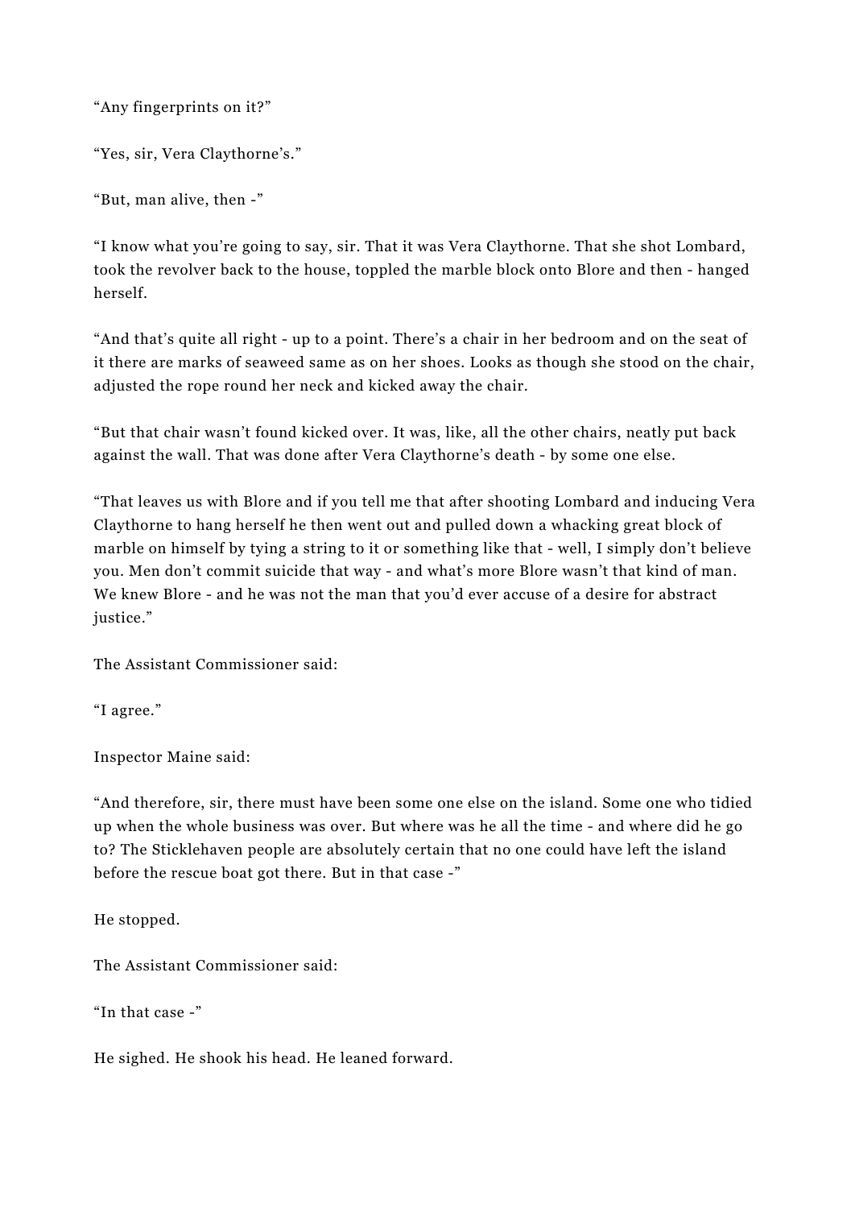“Any fingerprints on it?”

“Yes, sir, Vera Claythorne’s.”

“But, man alive, then -”

“I know what you’re going to say, sir. That it was Vera Claythorne. That she shot Lombard, took the revolver back to the house, toppled the marble block onto Blore and then - hanged herself.

“And that’s quite all right - up to a point. There’s a chair in her bedroom and on the seat of it there are marks of seaweed same as on her shoes. Looks as though she stood on the chair, adjusted the rope round her neck and kicked away the chair.

“But that chair wasn’t found kicked over. It was, like, all the other chairs, neatly put back against the wall. That was done after Vera Claythorne’s death - by some one else.

“That leaves us with Blore and if you tell me that after shooting Lombard and inducing Vera Claythorne to hang herself he then went out and pulled down a whacking great block of marble on himself by tying a string to it or something like that - well, I simply don’t believe you. Men don’t commit suicide that way - and what’s more Blore wasn’t that kind of man. We knew Blore - and he was not the man that you’d ever accuse of a desire for abstract justice.”

The Assistant Commissioner said:

“I agree.”

Inspector Maine said:

“And therefore, sir, there must have been some one else on the island. Some one who tidied up when the whole business was over. But where was he all the time - and where did he go to? The Sticklehaven people are absolutely certain that no one could have left the island before the rescue boat got there. But in that case -”

He stopped.

The Assistant Commissioner said:

“In that case -”

He sighed. He shook his head. He leaned forward.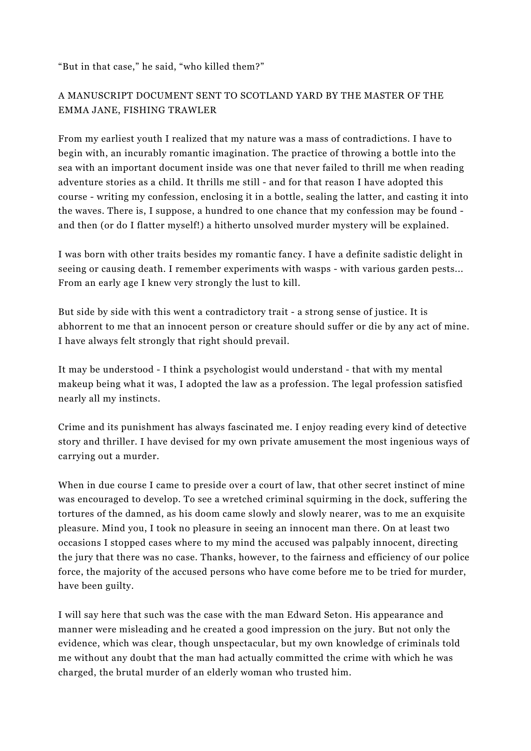"But in that case," he said, "who killed them?"

A MANUSCRIPT DOCUMENT SENT TO SCOTLAND YARD BY THE MASTER OF THE EMMA JANE, FISHING TRAWLER

From my earliest youth I realized that my nature was a mass of contradictions. I have to begin with, an incurably romantic imagination. The practice of throwing a bottle into the sea with an important document inside was one that never failed to thrill me when reading adventure stories as a child. It thrills me still - and for that reason I have adopted this course - writing my confession, enclosing it in a bottle, sealing the latter, and casting it into the waves. There is, I suppose, a hundred to one chance that my confession may be found - and then (or do I flatter myself!) a hitherto unsolved murder mystery will be explained.

I was born with other traits besides my romantic fancy. I have a definite sadistic delight in seeing or causing death. I remember experiments with wasps - with various garden pests... From an early age I knew very strongly the lust to kill.

But side by side with this went a contradictory trait - a strong sense of justice. It is abhorrent to me that an innocent person or creature should suffer or die by any act of mine. I have always felt strongly that right should prevail.

It may be understood - I think a psychologist would understand - that with my mental makeup being what it was, I adopted the law as a profession. The legal profession satisfied nearly all my instincts.

Crime and its punishment has always fascinated me. I enjoy reading every kind of detective story and thriller. I have devised for my own private amusement the most ingenious ways of carrying out a murder.

When in due course I came to preside over a court of law, that other secret instinct of mine was encouraged to develop. To see a wretched criminal squirming in the dock, suffering the tortures of the damned, as his doom came slowly and slowly nearer, was to me an exquisite pleasure. Mind you, I took no pleasure in seeing an innocent man there. On at least two occasions I stopped cases where to my mind the accused was palpably innocent, directing the jury that there was no case. Thanks, however, to the fairness and efficiency of our police force, the majority of the accused persons who have come before me to be tried for murder, have been guilty.

I will say here that such was the case with the man Edward Seton. His appearance and manner were misleading and he created a good impression on the jury. But not only the evidence, which was clear, though unspectacular, but my own knowledge of criminals told me without any doubt that the man had actually committed the crime with which he was charged, the brutal murder of an elderly woman who trusted him.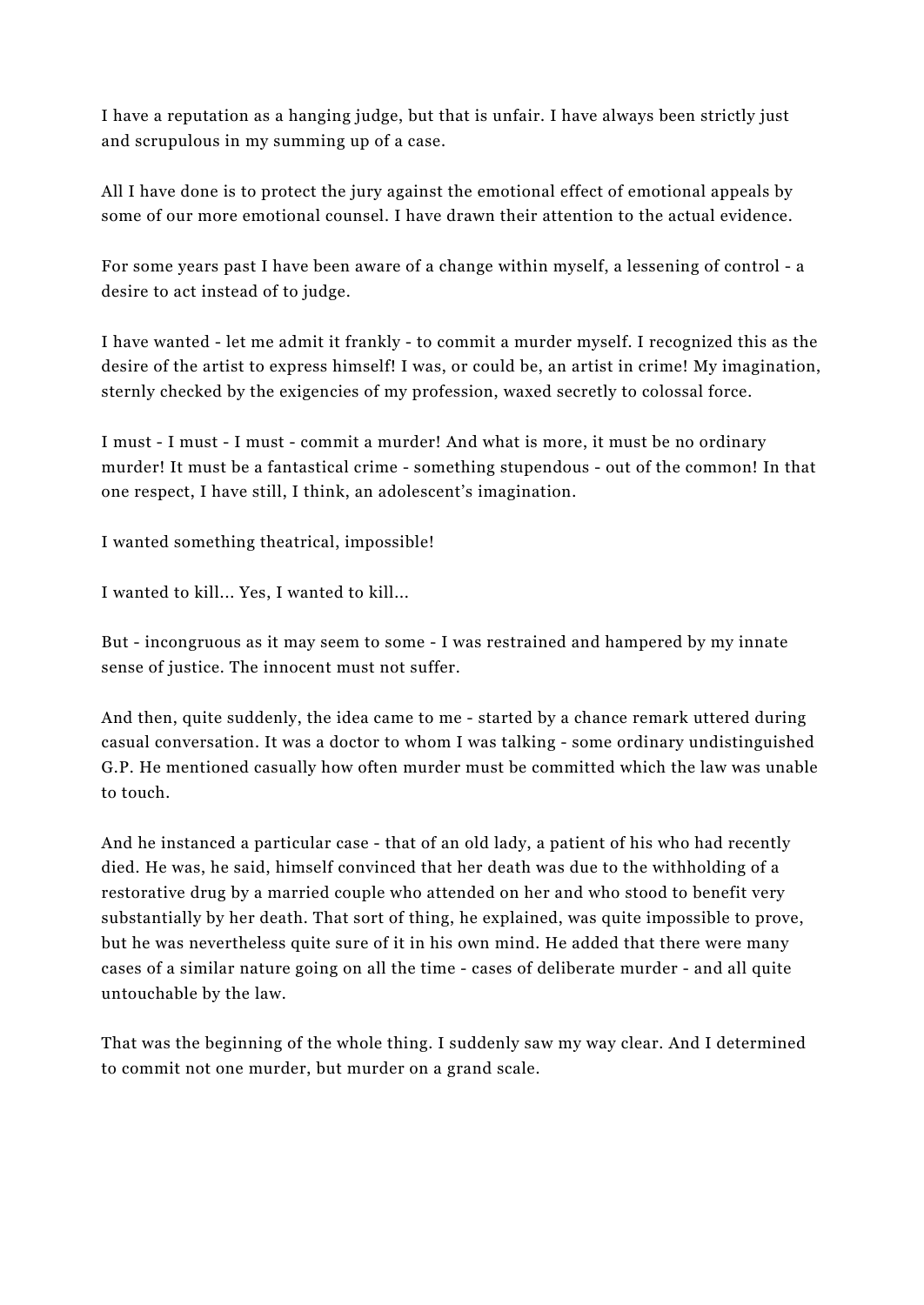I have a reputation as a hanging judge, but that is unfair. I have always been strictly just and scrupulous in my summing up of a case.

All I have done is to protect the jury against the emotional effect of emotional appeals by some of our more emotional counsel. I have drawn their attention to the actual evidence.

For some years past I have been aware of a change within myself, a lessening of control - a desire to act instead of to judge.

I have wanted - let me admit it frankly - to commit a murder myself. I recognized this as the desire of the artist to express himself! I was, or could be, an artist in crime! My imagination, sternly checked by the exigencies of my profession, waxed secretly to colossal force.

I must - I must - I must - commit a murder! And what is more, it must be no ordinary murder! It must be a fantastical crime - something stupendous - out of the common! In that one respect, I have still, I think, an adolescent's imagination.

I wanted something theatrical, impossible!

I wanted to kill... Yes, I wanted to kill...

But - incongruous as it may seem to some - I was restrained and hampered by my innate sense of justice. The innocent must not suffer.

And then, quite suddenly, the idea came to me - started by a chance remark uttered during casual conversation. It was a doctor to whom I was talking - some ordinary undistinguished G.P. He mentioned casually how often murder must be committed which the law was unable to touch.

And he instanced a particular case - that of an old lady, a patient of his who had recently died. He was, he said, himself convinced that her death was due to the withholding of a restorative drug by a married couple who attended on her and who stood to benefit very substantially by her death. That sort of thing, he explained, was quite impossible to prove, but he was nevertheless quite sure of it in his own mind. He added that there were many cases of a similar nature going on all the time - cases of deliberate murder - and all quite untouchable by the law.

That was the beginning of the whole thing. I suddenly saw my way clear. And I determined to commit not one murder, but murder on a grand scale.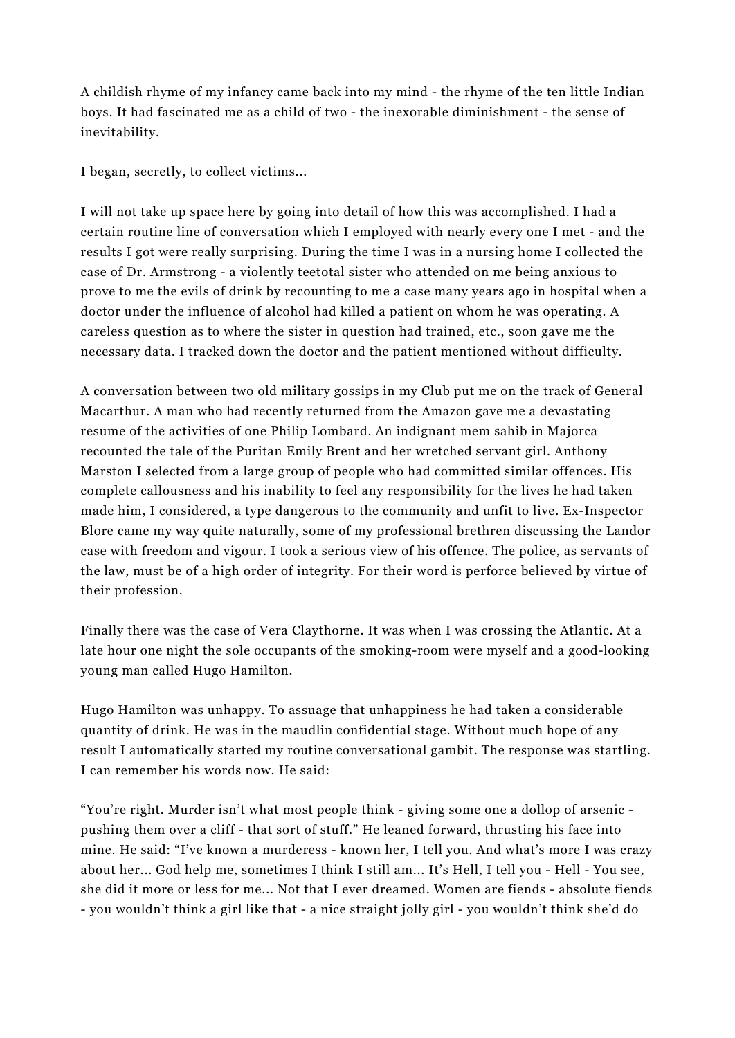A childish rhyme of my infancy came back into my mind - the rhyme of the ten little Indian boys. It had fascinated me as a child of two - the inexorable diminishment - the sense of inevitability.

I began, secretly, to collect victims...

I will not take up space here by going into detail of how this was accomplished. I had a certain routine line of conversation which I employed with nearly every one I met - and the results I got were really surprising. During the time I was in a nursing home I collected the case of Dr. Armstrong - a violently teetotal sister who attended on me being anxious to prove to me the evils of drink by recounting to me a case many years ago in hospital when a doctor under the influence of alcohol had killed a patient on whom he was operating. A careless question as to where the sister in question had trained, etc., soon gave me the necessary data. I tracked down the doctor and the patient mentioned without difficulty.

A conversation between two old military gossips in my Club put me on the track of General Macarthur. A man who had recently returned from the Amazon gave me a devastating resume of the activities of one Philip Lombard. An indignant mem sahib in Majorca recounted the tale of the Puritan Emily Brent and her wretched servant girl. Anthony Marston I selected from a large group of people who had committed similar offences. His complete callousness and his inability to feel any responsibility for the lives he had taken made him, I considered, a type dangerous to the community and unfit to live. Ex-Inspector Blore came my way quite naturally, some of my professional brethren discussing the Landor case with freedom and vigour. I took a serious view of his offence. The police, as servants of the law, must be of a high order of integrity. For their word is perforce believed by virtue of their profession.

Finally there was the case of Vera Claythorne. It was when I was crossing the Atlantic. At a late hour one night the sole occupants of the smoking-room were myself and a good-looking young man called Hugo Hamilton.

Hugo Hamilton was unhappy. To assuage that unhappiness he had taken a considerable quantity of drink. He was in the maudlin confidential stage. Without much hope of any result I automatically started my routine conversational gambit. The response was startling. I can remember his words now. He said:

"You're right. Murder isn't what most people think - giving some one a dollop of arsenic - pushing them over a cliff - that sort of stuff." He leaned forward, thrusting his face into mine. He said: "I've known a murderess - known her, I tell you. And what's more I was crazy about her... God help me, sometimes I think I still am... It's Hell, I tell you - Hell - You see, she did it more or less for me... Not that I ever dreamed. Women are fiends - absolute fiends - you wouldn't think a girl like that - a nice straight jolly girl - you wouldn't think she'd do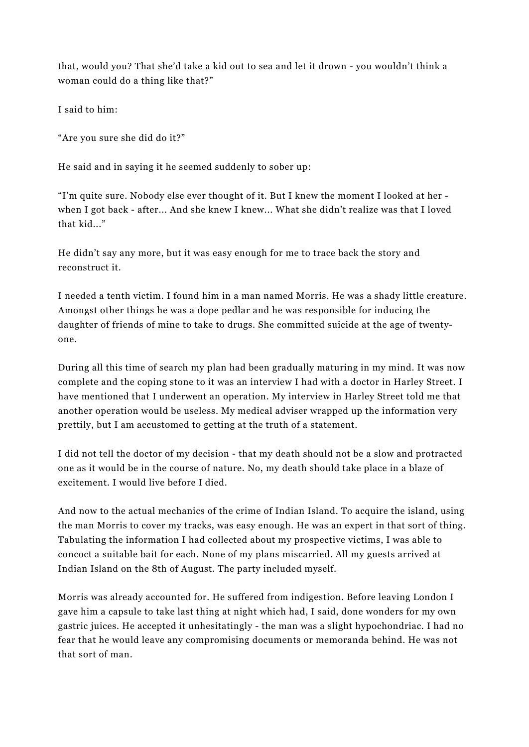that, would you? That she'd take a kid out to sea and let it drown - you wouldn't think a woman could do a thing like that?"

I said to him:

"Are you sure she did do it?"

He said and in saying it he seemed suddenly to sober up:

"I'm quite sure. Nobody else ever thought of it. But I knew the moment I looked at her - when I got back - after... And she knew I knew... What she didn't realize was that I loved that kid..."

He didn't say any more, but it was easy enough for me to trace back the story and reconstruct it.

I needed a tenth victim. I found him in a man named Morris. He was a shady little creature. Amongst other things he was a dope pedlar and he was responsible for inducing the daughter of friends of mine to take to drugs. She committed suicide at the age of twenty-one.

During all this time of search my plan had been gradually maturing in my mind. It was now complete and the coping stone to it was an interview I had with a doctor in Harley Street. I have mentioned that I underwent an operation. My interview in Harley Street told me that another operation would be useless. My medical adviser wrapped up the information very prettily, but I am accustomed to getting at the truth of a statement.

I did not tell the doctor of my decision - that my death should not be a slow and protracted one as it would be in the course of nature. No, my death should take place in a blaze of excitement. I would live before I died.

And now to the actual mechanics of the crime of Indian Island. To acquire the island, using the man Morris to cover my tracks, was easy enough. He was an expert in that sort of thing. Tabulating the information I had collected about my prospective victims, I was able to concoct a suitable bait for each. None of my plans miscarried. All my guests arrived at Indian Island on the 8th of August. The party included myself.

Morris was already accounted for. He suffered from indigestion. Before leaving London I gave him a capsule to take last thing at night which had, I said, done wonders for my own gastric juices. He accepted it unhesitatingly - the man was a slight hypochondriac. I had no fear that he would leave any compromising documents or memoranda behind. He was not that sort of man.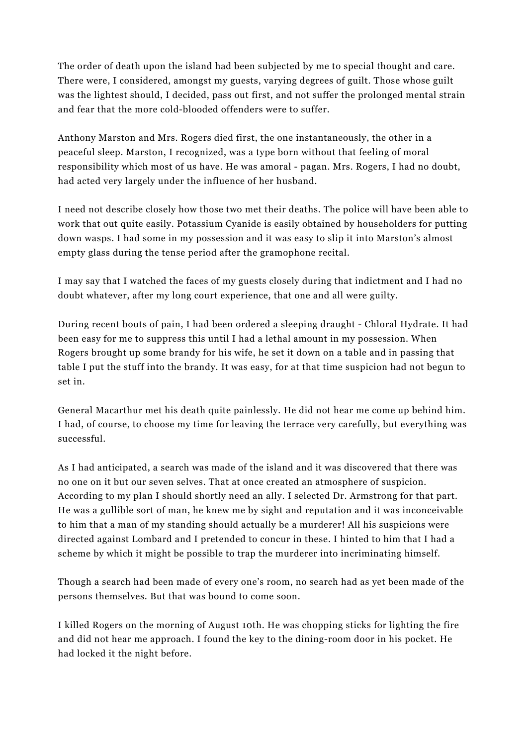The order of death upon the island had been subjected by me to special thought and care. There were, I considered, amongst my guests, varying degrees of guilt. Those whose guilt was the lightest should, I decided, pass out first, and not suffer the prolonged mental strain and fear that the more cold-blooded offenders were to suffer.

Anthony Marston and Mrs. Rogers died first, the one instantaneously, the other in a peaceful sleep. Marston, I recognized, was a type born without that feeling of moral responsibility which most of us have. He was amoral - pagan. Mrs. Rogers, I had no doubt, had acted very largely under the influence of her husband.

I need not describe closely how those two met their deaths. The police will have been able to work that out quite easily. Potassium Cyanide is easily obtained by householders for putting down wasps. I had some in my possession and it was easy to slip it into Marston's almost empty glass during the tense period after the gramophone recital.

I may say that I watched the faces of my guests closely during that indictment and I had no doubt whatever, after my long court experience, that one and all were guilty.

During recent bouts of pain, I had been ordered a sleeping draught - Chloral Hydrate. It had been easy for me to suppress this until I had a lethal amount in my possession. When Rogers brought up some brandy for his wife, he set it down on a table and in passing that table I put the stuff into the brandy. It was easy, for at that time suspicion had not begun to set in.

General Macarthur met his death quite painlessly. He did not hear me come up behind him. I had, of course, to choose my time for leaving the terrace very carefully, but everything was successful.

As I had anticipated, a search was made of the island and it was discovered that there was no one on it but our seven selves. That at once created an atmosphere of suspicion. According to my plan I should shortly need an ally. I selected Dr. Armstrong for that part. He was a gullible sort of man, he knew me by sight and reputation and it was inconceivable to him that a man of my standing should actually be a murderer! All his suspicions were directed against Lombard and I pretended to concur in these. I hinted to him that I had a scheme by which it might be possible to trap the murderer into incriminating himself.

Though a search had been made of every one's room, no search had as yet been made of the persons themselves. But that was bound to come soon.

I killed Rogers on the morning of August 10th. He was chopping sticks for lighting the fire and did not hear me approach. I found the key to the dining-room door in his pocket. He had locked it the night before.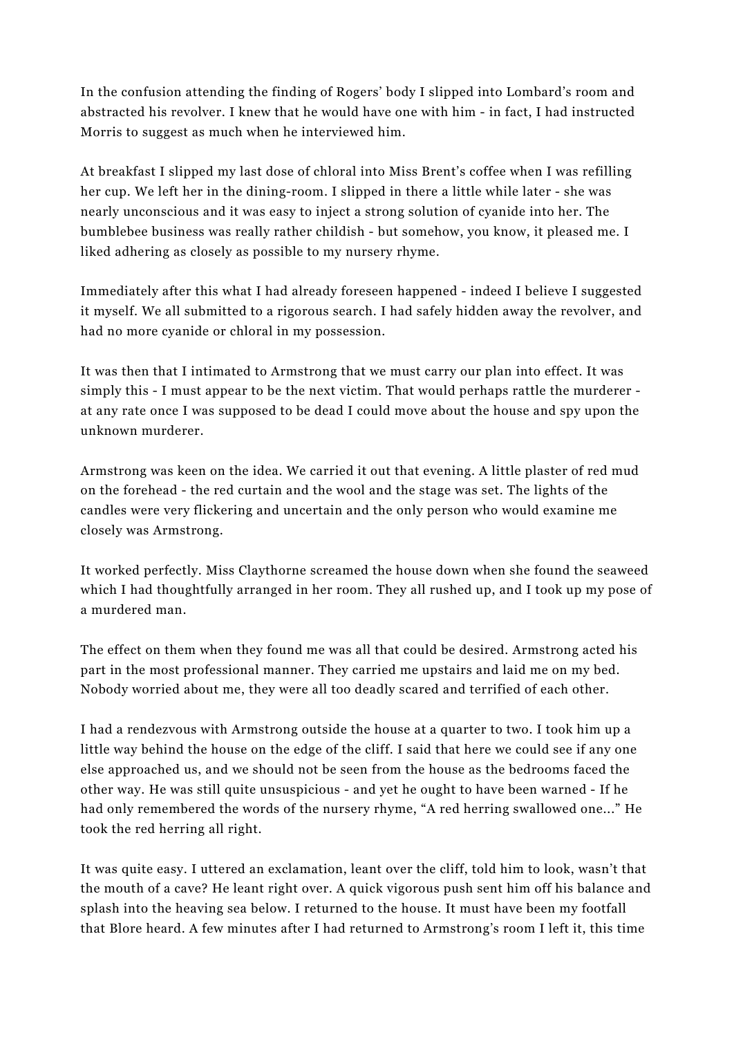In the confusion attending the finding of Rogers' body I slipped into Lombard's room and abstracted his revolver. I knew that he would have one with him - in fact, I had instructed Morris to suggest as much when he interviewed him.

At breakfast I slipped my last dose of chloral into Miss Brent's coffee when I was refilling her cup. We left her in the dining-room. I slipped in there a little while later - she was nearly unconscious and it was easy to inject a strong solution of cyanide into her. The bumblebee business was really rather childish - but somehow, you know, it pleased me. I liked adhering as closely as possible to my nursery rhyme.

Immediately after this what I had already foreseen happened - indeed I believe I suggested it myself. We all submitted to a rigorous search. I had safely hidden away the revolver, and had no more cyanide or chloral in my possession.

It was then that I intimated to Armstrong that we must carry our plan into effect. It was simply this - I must appear to be the next victim. That would perhaps rattle the murderer - at any rate once I was supposed to be dead I could move about the house and spy upon the unknown murderer.

Armstrong was keen on the idea. We carried it out that evening. A little plaster of red mud on the forehead - the red curtain and the wool and the stage was set. The lights of the candles were very flickering and uncertain and the only person who would examine me closely was Armstrong.

It worked perfectly. Miss Claythorne screamed the house down when she found the seaweed which I had thoughtfully arranged in her room. They all rushed up, and I took up my pose of a murdered man.

The effect on them when they found me was all that could be desired. Armstrong acted his part in the most professional manner. They carried me upstairs and laid me on my bed. Nobody worried about me, they were all too deadly scared and terrified of each other.

I had a rendezvous with Armstrong outside the house at a quarter to two. I took him up a little way behind the house on the edge of the cliff. I said that here we could see if any one else approached us, and we should not be seen from the house as the bedrooms faced the other way. He was still quite unsuspicious - and yet he ought to have been warned - If he had only remembered the words of the nursery rhyme, "A red herring swallowed one..." He took the red herring all right.

It was quite easy. I uttered an exclamation, leant over the cliff, told him to look, wasn't that the mouth of a cave? He leant right over. A quick vigorous push sent him off his balance and splash into the heaving sea below. I returned to the house. It must have been my footfall that Blore heard. A few minutes after I had returned to Armstrong's room I left it, this time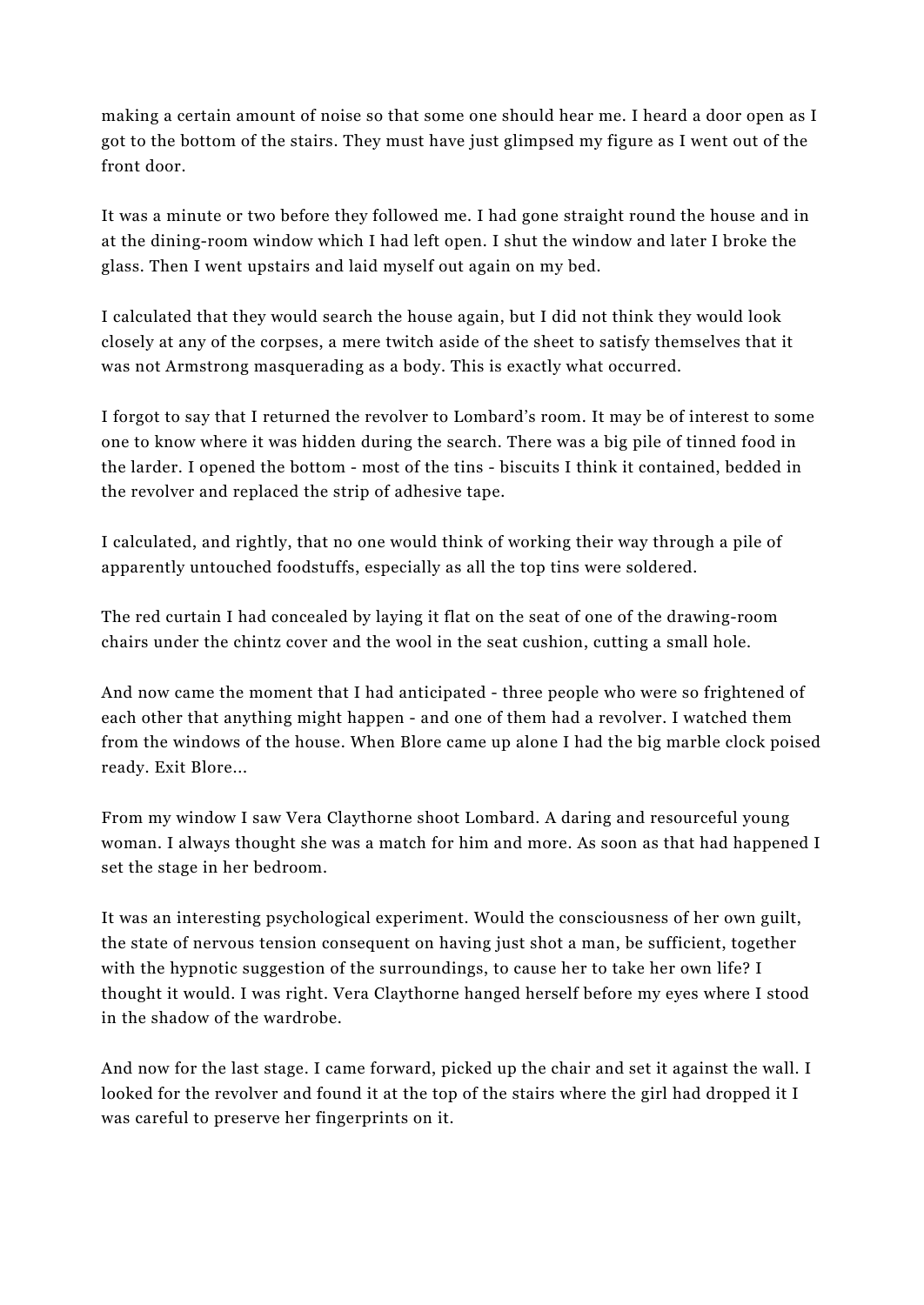making a certain amount of noise so that some one should hear me. I heard a door open as I got to the bottom of the stairs. They must have just glimpsed my figure as I went out of the front door.

It was a minute or two before they followed me. I had gone straight round the house and in at the dining-room window which I had left open. I shut the window and later I broke the glass. Then I went upstairs and laid myself out again on my bed.

I calculated that they would search the house again, but I did not think they would look closely at any of the corpses, a mere twitch aside of the sheet to satisfy themselves that it was not Armstrong masquerading as a body. This is exactly what occurred.

I forgot to say that I returned the revolver to Lombard's room. It may be of interest to some one to know where it was hidden during the search. There was a big pile of tinned food in the larder. I opened the bottom - most of the tins - biscuits I think it contained, bedded in the revolver and replaced the strip of adhesive tape.

I calculated, and rightly, that no one would think of working their way through a pile of apparently untouched foodstuffs, especially as all the top tins were soldered.

The red curtain I had concealed by laying it flat on the seat of one of the drawing-room chairs under the chintz cover and the wool in the seat cushion, cutting a small hole.

And now came the moment that I had anticipated - three people who were so frightened of each other that anything might happen - and one of them had a revolver. I watched them from the windows of the house. When Blore came up alone I had the big marble clock poised ready. Exit Blore...

From my window I saw Vera Claythorne shoot Lombard. A daring and resourceful young woman. I always thought she was a match for him and more. As soon as that had happened I set the stage in her bedroom.

It was an interesting psychological experiment. Would the consciousness of her own guilt, the state of nervous tension consequent on having just shot a man, be sufficient, together with the hypnotic suggestion of the surroundings, to cause her to take her own life? I thought it would. I was right. Vera Claythorne hanged herself before my eyes where I stood in the shadow of the wardrobe.

And now for the last stage. I came forward, picked up the chair and set it against the wall. I looked for the revolver and found it at the top of the stairs where the girl had dropped it I was careful to preserve her fingerprints on it.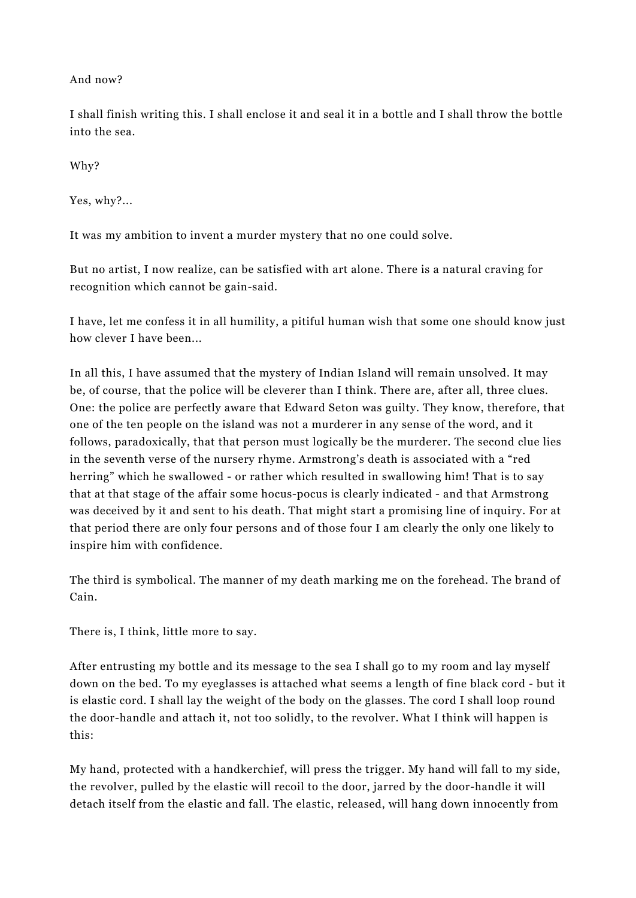And now?

I shall finish writing this. I shall enclose it and seal it in a bottle and I shall throw the bottle into the sea.

Why?

Yes, why?...

It was my ambition to invent a murder mystery that no one could solve.

But no artist, I now realize, can be satisfied with art alone. There is a natural craving for recognition which cannot be gain-said.

I have, let me confess it in all humility, a pitiful human wish that some one should know just how clever I have been...

In all this, I have assumed that the mystery of Indian Island will remain unsolved. It may be, of course, that the police will be cleverer than I think. There are, after all, three clues. One: the police are perfectly aware that Edward Seton was guilty. They know, therefore, that one of the ten people on the island was not a murderer in any sense of the word, and it follows, paradoxically, that that person must logically be the murderer. The second clue lies in the seventh verse of the nursery rhyme. Armstrong's death is associated with a "red herring" which he swallowed - or rather which resulted in swallowing him! That is to say that at that stage of the affair some hocus-pocus is clearly indicated - and that Armstrong was deceived by it and sent to his death. That might start a promising line of inquiry. For at that period there are only four persons and of those four I am clearly the only one likely to inspire him with confidence.

The third is symbolical. The manner of my death marking me on the forehead. The brand of Cain.

There is, I think, little more to say.

After entrusting my bottle and its message to the sea I shall go to my room and lay myself down on the bed. To my eyeglasses is attached what seems a length of fine black cord - but it is elastic cord. I shall lay the weight of the body on the glasses. The cord I shall loop round the door-handle and attach it, not too solidly, to the revolver. What I think will happen is this:

My hand, protected with a handkerchief, will press the trigger. My hand will fall to my side, the revolver, pulled by the elastic will recoil to the door, jarred by the door-handle it will detach itself from the elastic and fall. The elastic, released, will hang down innocently from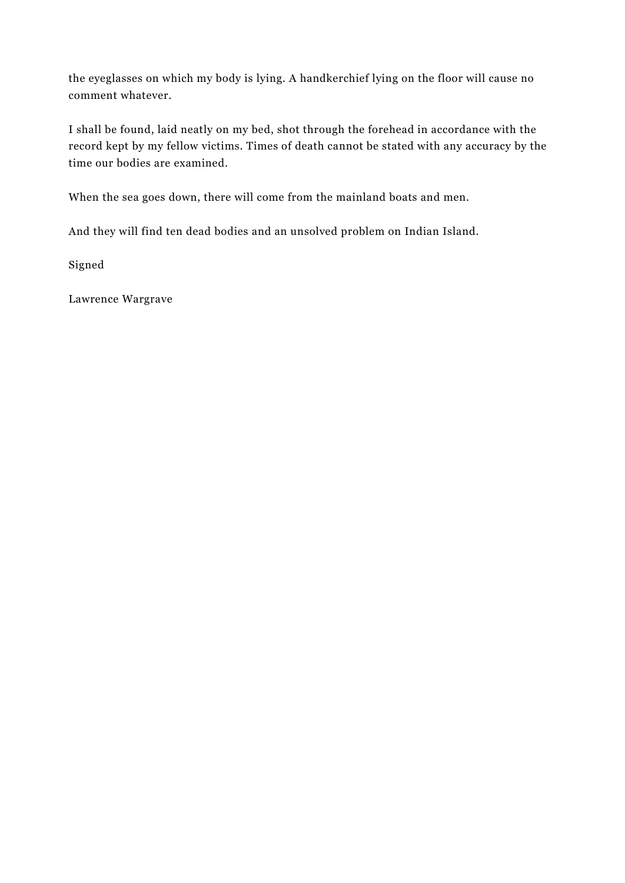the eyeglasses on which my body is lying. A handkerchief lying on the floor will cause no comment whatever.

I shall be found, laid neatly on my bed, shot through the forehead in accordance with the record kept by my fellow victims. Times of death cannot be stated with any accuracy by the time our bodies are examined.

When the sea goes down, there will come from the mainland boats and men.

And they will find ten dead bodies and an unsolved problem on Indian Island.

Signed

Lawrence Wargrave